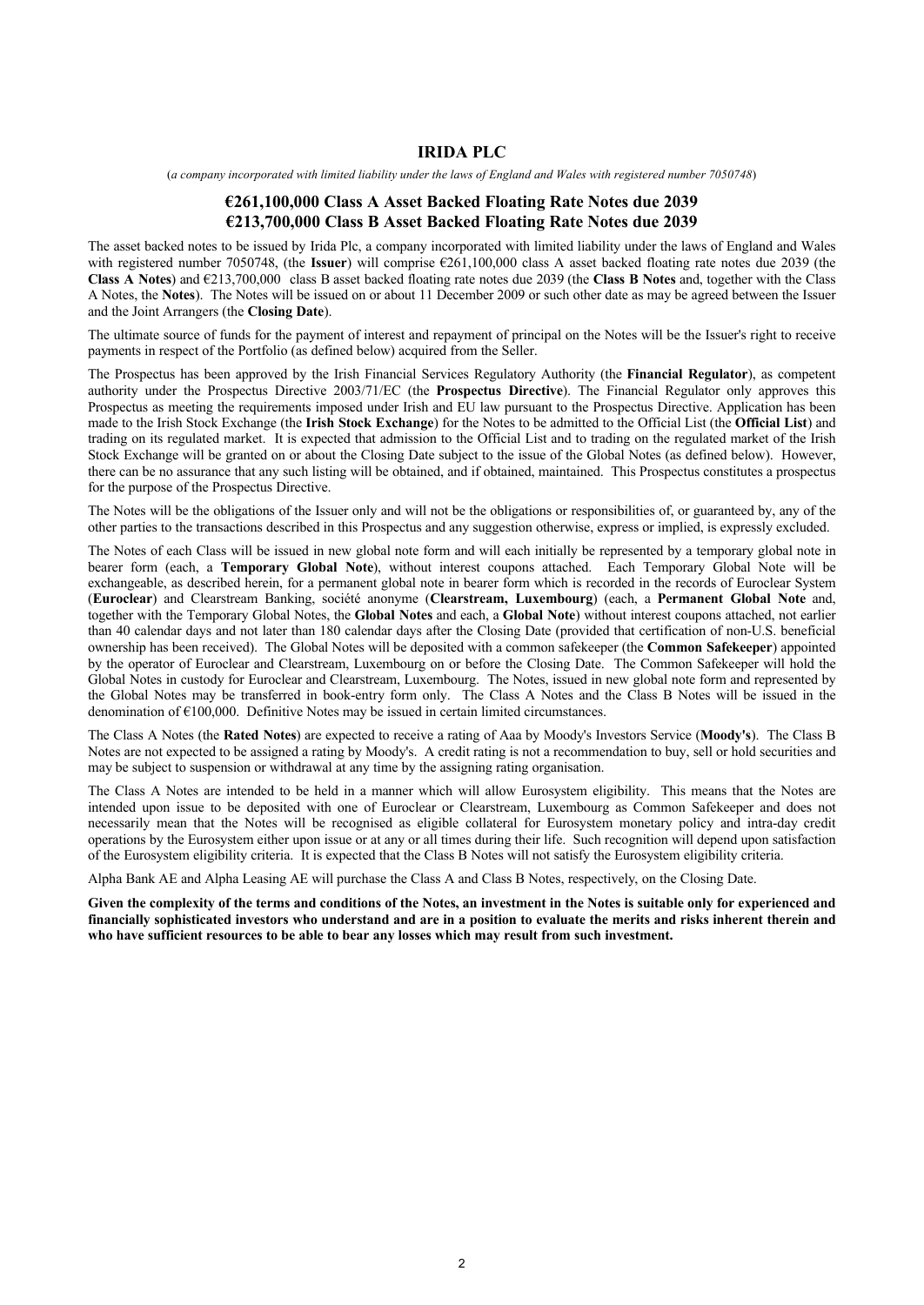# IRIDA PLC

(*a company incorporated with limited liability under the laws of England and Wales with registered number 7050748*)

## €261,100,000 Class A Asset Backed Floating Rate Notes due 2039
## €213,700,000 Class B Asset Backed Floating Rate Notes due 2039

The asset backed notes to be issued by Irida Plc, a company incorporated with limited liability under the laws of England and Wales with registered number 7050748, (the **Issuer**) will comprise €261,100,000 class A asset backed floating rate notes due 2039 (the **Class A Notes**) and €213,700,000 class B asset backed floating rate notes due 2039 (the **Class B Notes** and, together with the Class A Notes, the **Notes**). The Notes will be issued on or about 11 December 2009 or such other date as may be agreed between the Issuer and the Joint Arrangers (the **Closing Date**).

The ultimate source of funds for the payment of interest and repayment of principal on the Notes will be the Issuer's right to receive payments in respect of the Portfolio (as defined below) acquired from the Seller.

The Prospectus has been approved by the Irish Financial Services Regulatory Authority (the **Financial Regulator**), as competent authority under the Prospectus Directive 2003/71/EC (the **Prospectus Directive**). The Financial Regulator only approves this Prospectus as meeting the requirements imposed under Irish and EU law pursuant to the Prospectus Directive. Application has been made to the Irish Stock Exchange (the **Irish Stock Exchange**) for the Notes to be admitted to the Official List (the **Official List**) and trading on its regulated market. It is expected that admission to the Official List and to trading on the regulated market of the Irish Stock Exchange will be granted on or about the Closing Date subject to the issue of the Global Notes (as defined below). However, there can be no assurance that any such listing will be obtained, and if obtained, maintained. This Prospectus constitutes a prospectus for the purpose of the Prospectus Directive.

The Notes will be the obligations of the Issuer only and will not be the obligations or responsibilities of, or guaranteed by, any of the other parties to the transactions described in this Prospectus and any suggestion otherwise, express or implied, is expressly excluded.

The Notes of each Class will be issued in new global note form and will each initially be represented by a temporary global note in bearer form (each, a **Temporary Global Note**), without interest coupons attached. Each Temporary Global Note will be exchangeable, as described herein, for a permanent global note in bearer form which is recorded in the records of Euroclear System (**Euroclear**) and Clearstream Banking, société anonyme (**Clearstream, Luxembourg**) (each, a **Permanent Global Note** and, together with the Temporary Global Notes, the **Global Notes** and each, a **Global Note**) without interest coupons attached, not earlier than 40 calendar days and not later than 180 calendar days after the Closing Date (provided that certification of non-U.S. beneficial ownership has been received). The Global Notes will be deposited with a common safekeeper (the **Common Safekeeper**) appointed by the operator of Euroclear and Clearstream, Luxembourg on or before the Closing Date. The Common Safekeeper will hold the Global Notes in custody for Euroclear and Clearstream, Luxembourg. The Notes, issued in new global note form and represented by the Global Notes may be transferred in book-entry form only. The Class A Notes and the Class B Notes will be issued in the denomination of €100,000. Definitive Notes may be issued in certain limited circumstances.

The Class A Notes (the **Rated Notes**) are expected to receive a rating of Aaa by Moody's Investors Service (**Moody's**). The Class B Notes are not expected to be assigned a rating by Moody's. A credit rating is not a recommendation to buy, sell or hold securities and may be subject to suspension or withdrawal at any time by the assigning rating organisation.

The Class A Notes are intended to be held in a manner which will allow Eurosystem eligibility. This means that the Notes are intended upon issue to be deposited with one of Euroclear or Clearstream, Luxembourg as Common Safekeeper and does not necessarily mean that the Notes will be recognised as eligible collateral for Eurosystem monetary policy and intra-day credit operations by the Eurosystem either upon issue or at any or all times during their life. Such recognition will depend upon satisfaction of the Eurosystem eligibility criteria. It is expected that the Class B Notes will not satisfy the Eurosystem eligibility criteria.

Alpha Bank AE and Alpha Leasing AE will purchase the Class A and Class B Notes, respectively, on the Closing Date.

**Given the complexity of the terms and conditions of the Notes, an investment in the Notes is suitable only for experienced and financially sophisticated investors who understand and are in a position to evaluate the merits and risks inherent therein and who have sufficient resources to be able to bear any losses which may result from such investment.**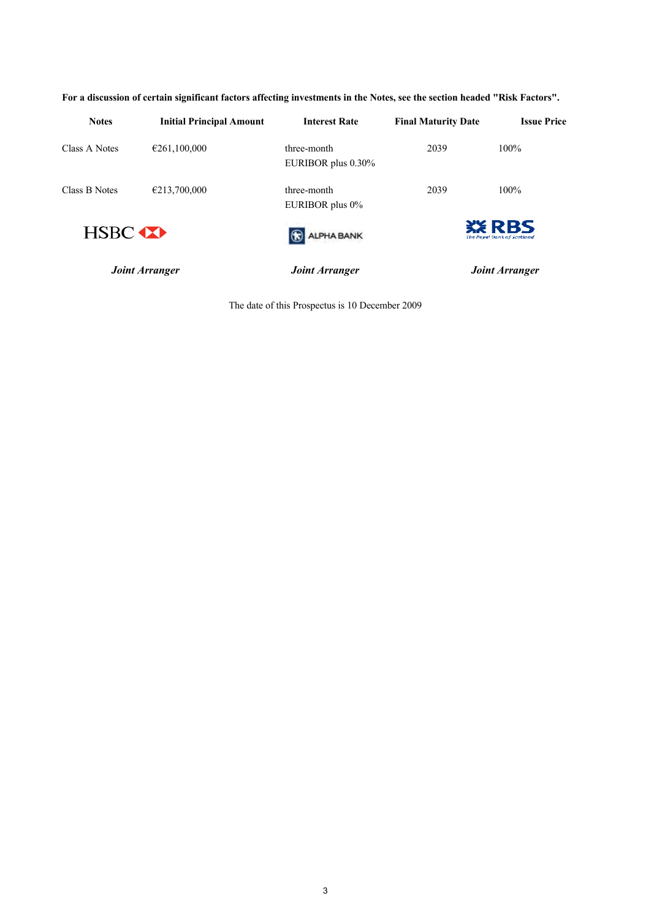**For a discussion of certain significant factors affecting investments in the Notes, see the section headed "Risk Factors".**

| Notes | Initial Principal Amount | Interest Rate | Final Maturity Date | Issue Price |
|---|---|---|---|---|
| Class A Notes | €261,100,000 | three-month EURIBOR plus 0.30% | 2039 | 100% |
| Class B Notes | €213,700,000 | three-month EURIBOR plus 0% | 2039 | 100% |

| HSBC | ALPHA BANK | RBS The Royal Bank of Scotland |
|---|---|---|
| ***Joint Arranger*** | ***Joint Arranger*** | ***Joint Arranger*** |

The date of this Prospectus is 10 December 2009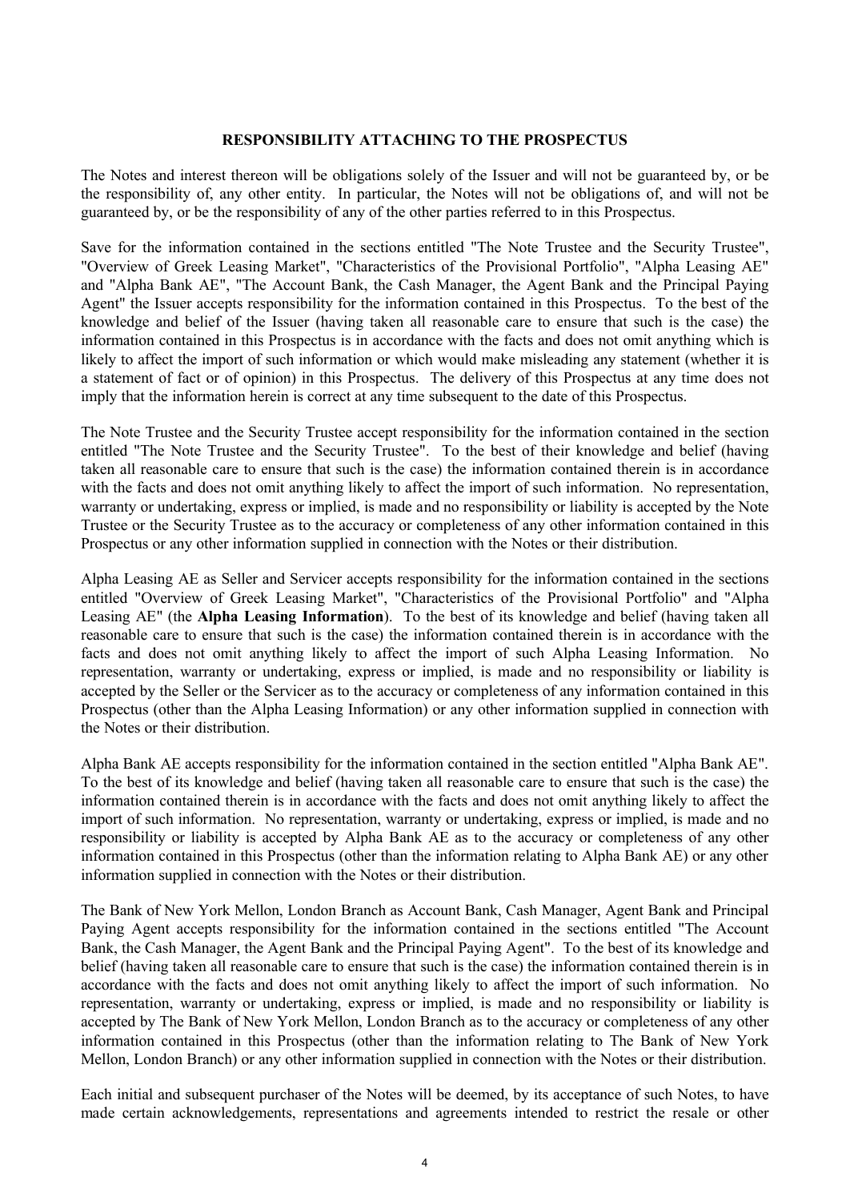**RESPONSIBILITY ATTACHING TO THE PROSPECTUS**

The Notes and interest thereon will be obligations solely of the Issuer and will not be guaranteed by, or be the responsibility of, any other entity. In particular, the Notes will not be obligations of, and will not be guaranteed by, or be the responsibility of any of the other parties referred to in this Prospectus.

Save for the information contained in the sections entitled "The Note Trustee and the Security Trustee", "Overview of Greek Leasing Market", "Characteristics of the Provisional Portfolio", "Alpha Leasing AE" and "Alpha Bank AE", "The Account Bank, the Cash Manager, the Agent Bank and the Principal Paying Agent" the Issuer accepts responsibility for the information contained in this Prospectus. To the best of the knowledge and belief of the Issuer (having taken all reasonable care to ensure that such is the case) the information contained in this Prospectus is in accordance with the facts and does not omit anything which is likely to affect the import of such information or which would make misleading any statement (whether it is a statement of fact or of opinion) in this Prospectus. The delivery of this Prospectus at any time does not imply that the information herein is correct at any time subsequent to the date of this Prospectus.

The Note Trustee and the Security Trustee accept responsibility for the information contained in the section entitled "The Note Trustee and the Security Trustee". To the best of their knowledge and belief (having taken all reasonable care to ensure that such is the case) the information contained therein is in accordance with the facts and does not omit anything likely to affect the import of such information. No representation, warranty or undertaking, express or implied, is made and no responsibility or liability is accepted by the Note Trustee or the Security Trustee as to the accuracy or completeness of any other information contained in this Prospectus or any other information supplied in connection with the Notes or their distribution.

Alpha Leasing AE as Seller and Servicer accepts responsibility for the information contained in the sections entitled "Overview of Greek Leasing Market", "Characteristics of the Provisional Portfolio" and "Alpha Leasing AE" (the **Alpha Leasing Information**). To the best of its knowledge and belief (having taken all reasonable care to ensure that such is the case) the information contained therein is in accordance with the facts and does not omit anything likely to affect the import of such Alpha Leasing Information. No representation, warranty or undertaking, express or implied, is made and no responsibility or liability is accepted by the Seller or the Servicer as to the accuracy or completeness of any information contained in this Prospectus (other than the Alpha Leasing Information) or any other information supplied in connection with the Notes or their distribution.

Alpha Bank AE accepts responsibility for the information contained in the section entitled "Alpha Bank AE". To the best of its knowledge and belief (having taken all reasonable care to ensure that such is the case) the information contained therein is in accordance with the facts and does not omit anything likely to affect the import of such information. No representation, warranty or undertaking, express or implied, is made and no responsibility or liability is accepted by Alpha Bank AE as to the accuracy or completeness of any other information contained in this Prospectus (other than the information relating to Alpha Bank AE) or any other information supplied in connection with the Notes or their distribution.

The Bank of New York Mellon, London Branch as Account Bank, Cash Manager, Agent Bank and Principal Paying Agent accepts responsibility for the information contained in the sections entitled "The Account Bank, the Cash Manager, the Agent Bank and the Principal Paying Agent". To the best of its knowledge and belief (having taken all reasonable care to ensure that such is the case) the information contained therein is in accordance with the facts and does not omit anything likely to affect the import of such information. No representation, warranty or undertaking, express or implied, is made and no responsibility or liability is accepted by The Bank of New York Mellon, London Branch as to the accuracy or completeness of any other information contained in this Prospectus (other than the information relating to The Bank of New York Mellon, London Branch) or any other information supplied in connection with the Notes or their distribution.

Each initial and subsequent purchaser of the Notes will be deemed, by its acceptance of such Notes, to have made certain acknowledgements, representations and agreements intended to restrict the resale or other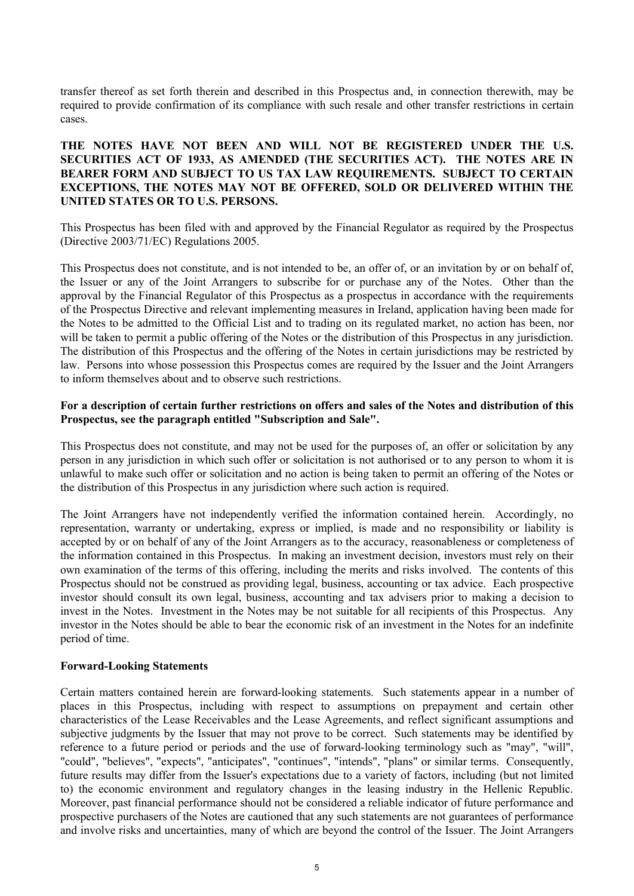transfer thereof as set forth therein and described in this Prospectus and, in connection therewith, may be required to provide confirmation of its compliance with such resale and other transfer restrictions in certain cases.

**THE NOTES HAVE NOT BEEN AND WILL NOT BE REGISTERED UNDER THE U.S. SECURITIES ACT OF 1933, AS AMENDED (THE SECURITIES ACT). THE NOTES ARE IN BEARER FORM AND SUBJECT TO US TAX LAW REQUIREMENTS. SUBJECT TO CERTAIN EXCEPTIONS, THE NOTES MAY NOT BE OFFERED, SOLD OR DELIVERED WITHIN THE UNITED STATES OR TO U.S. PERSONS.**

This Prospectus has been filed with and approved by the Financial Regulator as required by the Prospectus (Directive 2003/71/EC) Regulations 2005.

This Prospectus does not constitute, and is not intended to be, an offer of, or an invitation by or on behalf of, the Issuer or any of the Joint Arrangers to subscribe for or purchase any of the Notes. Other than the approval by the Financial Regulator of this Prospectus as a prospectus in accordance with the requirements of the Prospectus Directive and relevant implementing measures in Ireland, application having been made for the Notes to be admitted to the Official List and to trading on its regulated market, no action has been, nor will be taken to permit a public offering of the Notes or the distribution of this Prospectus in any jurisdiction. The distribution of this Prospectus and the offering of the Notes in certain jurisdictions may be restricted by law. Persons into whose possession this Prospectus comes are required by the Issuer and the Joint Arrangers to inform themselves about and to observe such restrictions.

**For a description of certain further restrictions on offers and sales of the Notes and distribution of this Prospectus, see the paragraph entitled "Subscription and Sale".**

This Prospectus does not constitute, and may not be used for the purposes of, an offer or solicitation by any person in any jurisdiction in which such offer or solicitation is not authorised or to any person to whom it is unlawful to make such offer or solicitation and no action is being taken to permit an offering of the Notes or the distribution of this Prospectus in any jurisdiction where such action is required.

The Joint Arrangers have not independently verified the information contained herein. Accordingly, no representation, warranty or undertaking, express or implied, is made and no responsibility or liability is accepted by or on behalf of any of the Joint Arrangers as to the accuracy, reasonableness or completeness of the information contained in this Prospectus. In making an investment decision, investors must rely on their own examination of the terms of this offering, including the merits and risks involved. The contents of this Prospectus should not be construed as providing legal, business, accounting or tax advice. Each prospective investor should consult its own legal, business, accounting and tax advisers prior to making a decision to invest in the Notes. Investment in the Notes may be not suitable for all recipients of this Prospectus. Any investor in the Notes should be able to bear the economic risk of an investment in the Notes for an indefinite period of time.

**Forward-Looking Statements**

Certain matters contained herein are forward-looking statements. Such statements appear in a number of places in this Prospectus, including with respect to assumptions on prepayment and certain other characteristics of the Lease Receivables and the Lease Agreements, and reflect significant assumptions and subjective judgments by the Issuer that may not prove to be correct. Such statements may be identified by reference to a future period or periods and the use of forward-looking terminology such as "may", "will", "could", "believes", "expects", "anticipates", "continues", "intends", "plans" or similar terms. Consequently, future results may differ from the Issuer's expectations due to a variety of factors, including (but not limited to) the economic environment and regulatory changes in the leasing industry in the Hellenic Republic. Moreover, past financial performance should not be considered a reliable indicator of future performance and prospective purchasers of the Notes are cautioned that any such statements are not guarantees of performance and involve risks and uncertainties, many of which are beyond the control of the Issuer. The Joint Arrangers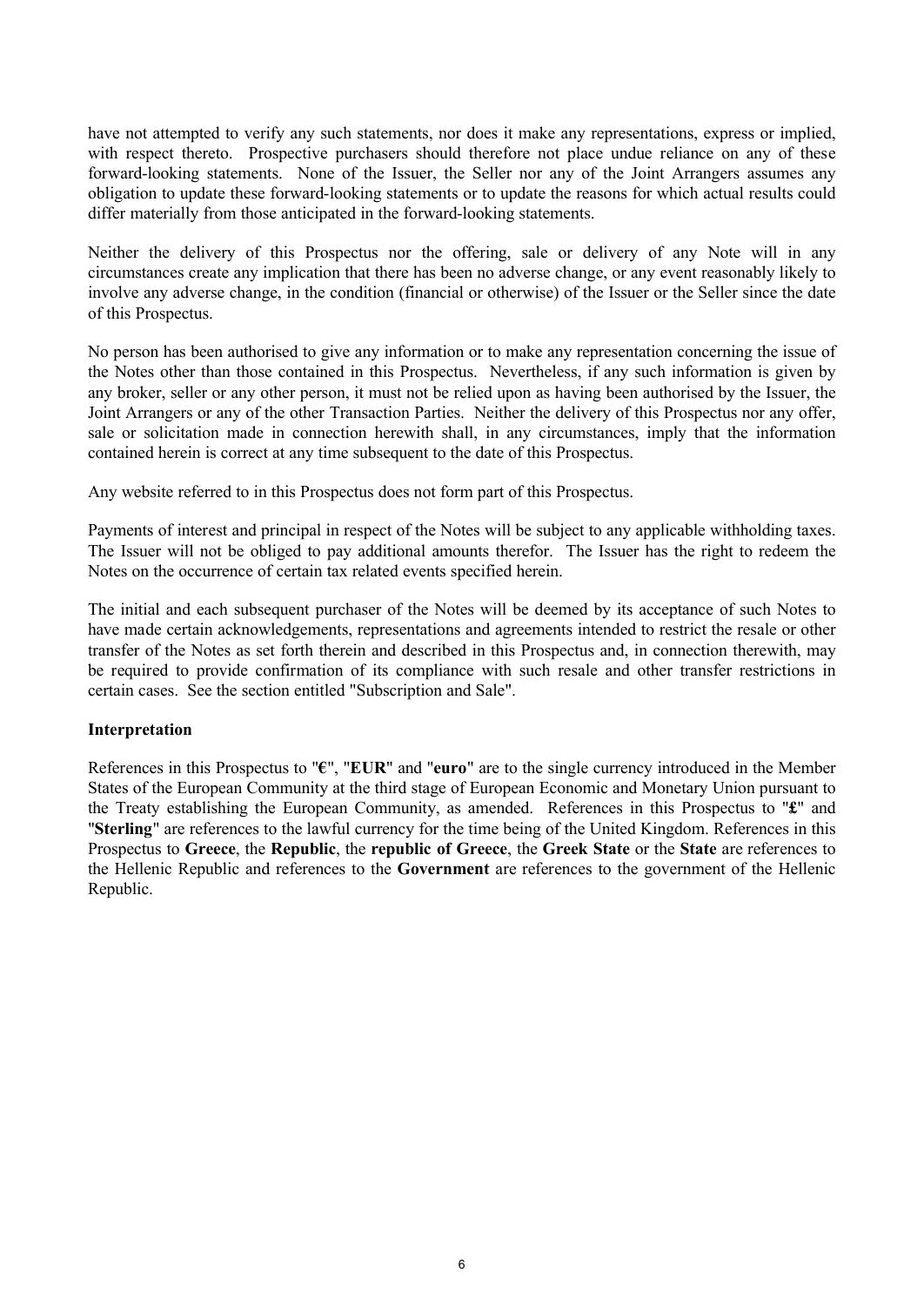have not attempted to verify any such statements, nor does it make any representations, express or implied, with respect thereto. Prospective purchasers should therefore not place undue reliance on any of these forward-looking statements. None of the Issuer, the Seller nor any of the Joint Arrangers assumes any obligation to update these forward-looking statements or to update the reasons for which actual results could differ materially from those anticipated in the forward-looking statements.

Neither the delivery of this Prospectus nor the offering, sale or delivery of any Note will in any circumstances create any implication that there has been no adverse change, or any event reasonably likely to involve any adverse change, in the condition (financial or otherwise) of the Issuer or the Seller since the date of this Prospectus.

No person has been authorised to give any information or to make any representation concerning the issue of the Notes other than those contained in this Prospectus. Nevertheless, if any such information is given by any broker, seller or any other person, it must not be relied upon as having been authorised by the Issuer, the Joint Arrangers or any of the other Transaction Parties. Neither the delivery of this Prospectus nor any offer, sale or solicitation made in connection herewith shall, in any circumstances, imply that the information contained herein is correct at any time subsequent to the date of this Prospectus.

Any website referred to in this Prospectus does not form part of this Prospectus.

Payments of interest and principal in respect of the Notes will be subject to any applicable withholding taxes. The Issuer will not be obliged to pay additional amounts therefor. The Issuer has the right to redeem the Notes on the occurrence of certain tax related events specified herein.

The initial and each subsequent purchaser of the Notes will be deemed by its acceptance of such Notes to have made certain acknowledgements, representations and agreements intended to restrict the resale or other transfer of the Notes as set forth therein and described in this Prospectus and, in connection therewith, may be required to provide confirmation of its compliance with such resale and other transfer restrictions in certain cases. See the section entitled "Subscription and Sale".

**Interpretation**

References in this Prospectus to "**€**", "**EUR**" and "**euro**" are to the single currency introduced in the Member States of the European Community at the third stage of European Economic and Monetary Union pursuant to the Treaty establishing the European Community, as amended. References in this Prospectus to "**£**" and "**Sterling**" are references to the lawful currency for the time being of the United Kingdom. References in this Prospectus to **Greece**, the **Republic**, the **republic of Greece**, the **Greek State** or the **State** are references to the Hellenic Republic and references to the **Government** are references to the government of the Hellenic Republic.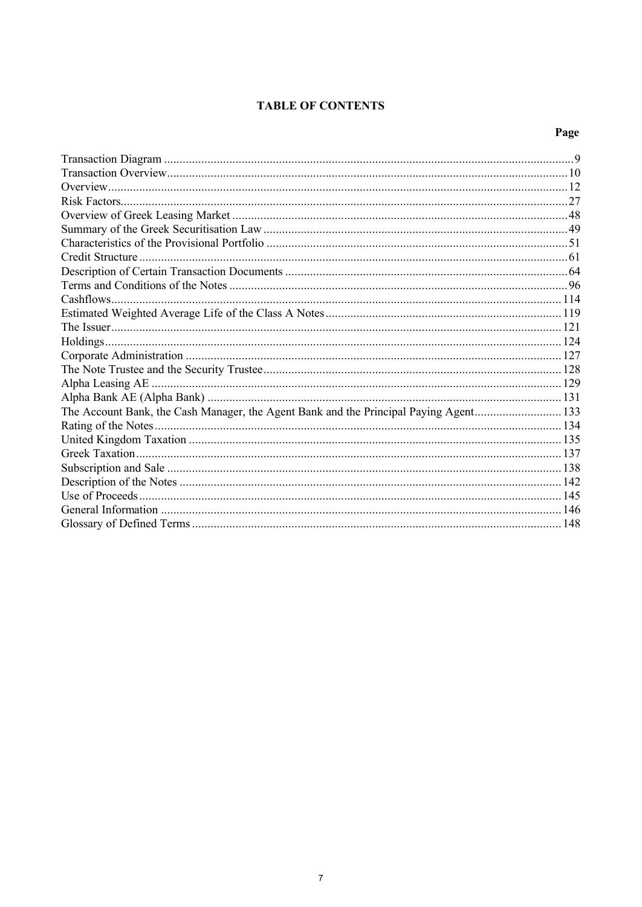# TABLE OF CONTENTS

| | Page |
|---|---|
| Transaction Diagram | 9 |
| Transaction Overview | 10 |
| Overview | 12 |
| Risk Factors | 27 |
| Overview of Greek Leasing Market | 48 |
| Summary of the Greek Securitisation Law | 49 |
| Characteristics of the Provisional Portfolio | 51 |
| Credit Structure | 61 |
| Description of Certain Transaction Documents | 64 |
| Terms and Conditions of the Notes | 96 |
| Cashflows | 114 |
| Estimated Weighted Average Life of the Class A Notes | 119 |
| The Issuer | 121 |
| Holdings | 124 |
| Corporate Administration | 127 |
| The Note Trustee and the Security Trustee | 128 |
| Alpha Leasing AE | 129 |
| Alpha Bank AE (Alpha Bank) | 131 |
| The Account Bank, the Cash Manager, the Agent Bank and the Principal Paying Agent | 133 |
| Rating of the Notes | 134 |
| United Kingdom Taxation | 135 |
| Greek Taxation | 137 |
| Subscription and Sale | 138 |
| Description of the Notes | 142 |
| Use of Proceeds | 145 |
| General Information | 146 |
| Glossary of Defined Terms | 148 |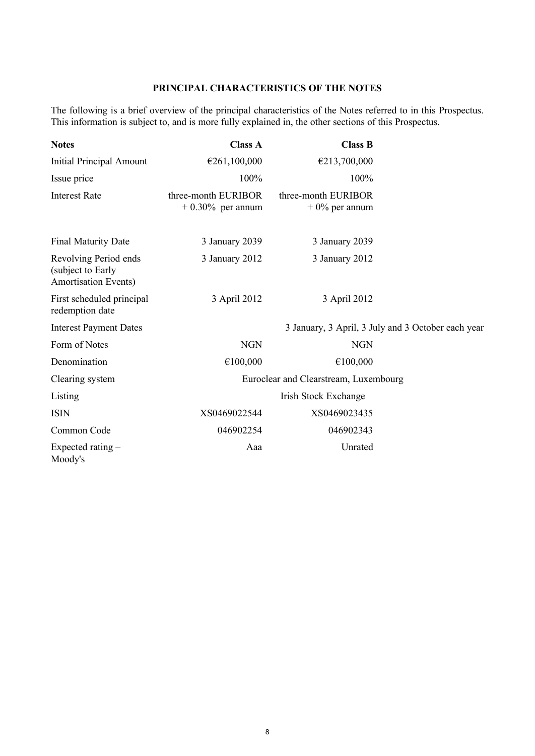## PRINCIPAL CHARACTERISTICS OF THE NOTES

The following is a brief overview of the principal characteristics of the Notes referred to in this Prospectus. This information is subject to, and is more fully explained in, the other sections of this Prospectus.

| **Notes** | **Class A** | **Class B** |
|---|---|---|
| Initial Principal Amount | €261,100,000 | €213,700,000 |
| Issue price | 100% | 100% |
| Interest Rate | three-month EURIBOR + 0.30% per annum | three-month EURIBOR + 0% per annum |
| Final Maturity Date | 3 January 2039 | 3 January 2039 |
| Revolving Period ends (subject to Early Amortisation Events) | 3 January 2012 | 3 January 2012 |
| First scheduled principal redemption date | 3 April 2012 | 3 April 2012 |
| Interest Payment Dates | 3 January, 3 April, 3 July and 3 October each year | |
| Form of Notes | NGN | NGN |
| Denomination | €100,000 | €100,000 |
| Clearing system | Euroclear and Clearstream, Luxembourg | |
| Listing | Irish Stock Exchange | |
| ISIN | XS0469022544 | XS0469023435 |
| Common Code | 046902254 | 046902343 |
| Expected rating – Moody's | Aaa | Unrated |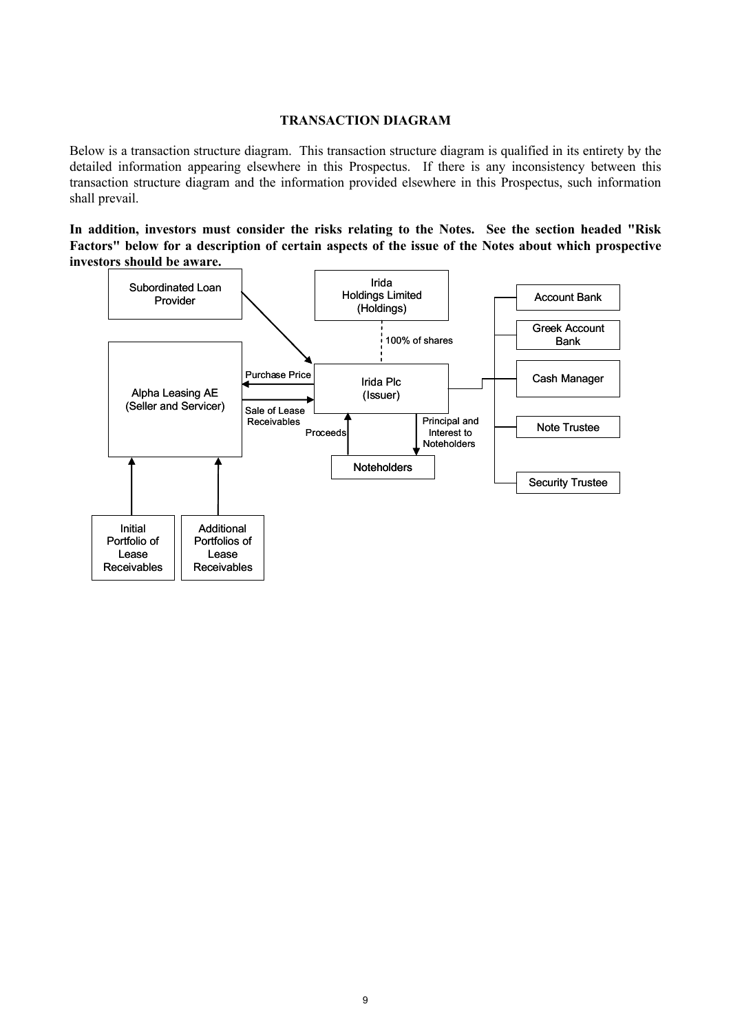**TRANSACTION DIAGRAM**

Below is a transaction structure diagram. This transaction structure diagram is qualified in its entirety by the detailed information appearing elsewhere in this Prospectus. If there is any inconsistency between this transaction structure diagram and the information provided elsewhere in this Prospectus, such information shall prevail.

**In addition, investors must consider the risks relating to the Notes. See the section headed "Risk Factors" below for a description of certain aspects of the issue of the Notes about which prospective investors should be aware.**

Subordinated Loan Provider

Irida Holdings Limited (Holdings)

100% of shares

Account Bank

Greek Account Bank

Cash Manager

Note Trustee

Security Trustee

Alpha Leasing AE (Seller and Servicer)

Purchase Price

Sale of Lease Receivables

Irida Plc (Issuer)

Proceeds

Principal and Interest to Noteholders

Noteholders

Initial Portfolio of Lease Receivables

Additional Portfolios of Lease Receivables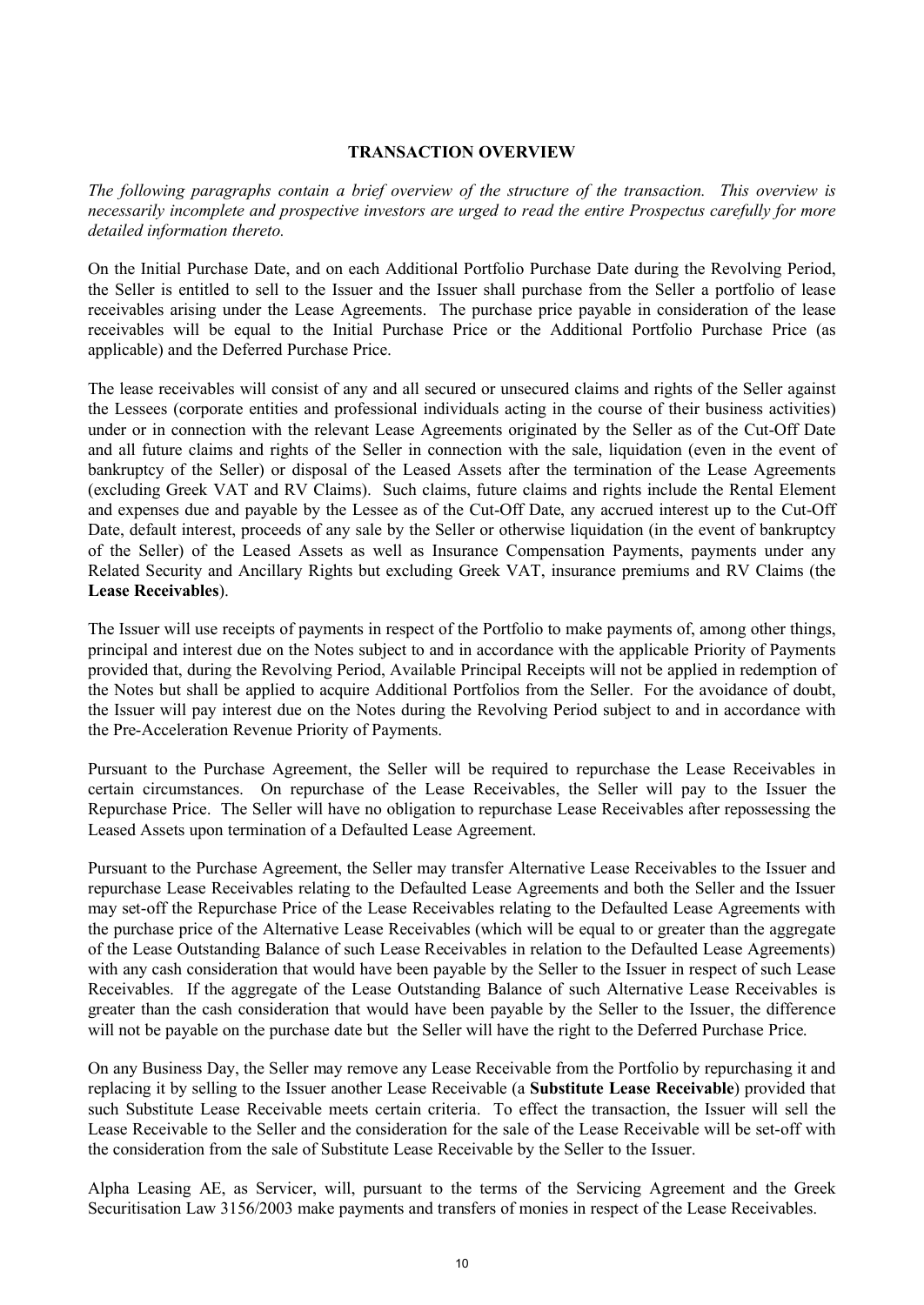## TRANSACTION OVERVIEW

*The following paragraphs contain a brief overview of the structure of the transaction. This overview is necessarily incomplete and prospective investors are urged to read the entire Prospectus carefully for more detailed information thereto.*

On the Initial Purchase Date, and on each Additional Portfolio Purchase Date during the Revolving Period, the Seller is entitled to sell to the Issuer and the Issuer shall purchase from the Seller a portfolio of lease receivables arising under the Lease Agreements. The purchase price payable in consideration of the lease receivables will be equal to the Initial Purchase Price or the Additional Portfolio Purchase Price (as applicable) and the Deferred Purchase Price.

The lease receivables will consist of any and all secured or unsecured claims and rights of the Seller against the Lessees (corporate entities and professional individuals acting in the course of their business activities) under or in connection with the relevant Lease Agreements originated by the Seller as of the Cut-Off Date and all future claims and rights of the Seller in connection with the sale, liquidation (even in the event of bankruptcy of the Seller) or disposal of the Leased Assets after the termination of the Lease Agreements (excluding Greek VAT and RV Claims). Such claims, future claims and rights include the Rental Element and expenses due and payable by the Lessee as of the Cut-Off Date, any accrued interest up to the Cut-Off Date, default interest, proceeds of any sale by the Seller or otherwise liquidation (in the event of bankruptcy of the Seller) of the Leased Assets as well as Insurance Compensation Payments, payments under any Related Security and Ancillary Rights but excluding Greek VAT, insurance premiums and RV Claims (the **Lease Receivables**).

The Issuer will use receipts of payments in respect of the Portfolio to make payments of, among other things, principal and interest due on the Notes subject to and in accordance with the applicable Priority of Payments provided that, during the Revolving Period, Available Principal Receipts will not be applied in redemption of the Notes but shall be applied to acquire Additional Portfolios from the Seller. For the avoidance of doubt, the Issuer will pay interest due on the Notes during the Revolving Period subject to and in accordance with the Pre-Acceleration Revenue Priority of Payments.

Pursuant to the Purchase Agreement, the Seller will be required to repurchase the Lease Receivables in certain circumstances. On repurchase of the Lease Receivables, the Seller will pay to the Issuer the Repurchase Price. The Seller will have no obligation to repurchase Lease Receivables after repossessing the Leased Assets upon termination of a Defaulted Lease Agreement.

Pursuant to the Purchase Agreement, the Seller may transfer Alternative Lease Receivables to the Issuer and repurchase Lease Receivables relating to the Defaulted Lease Agreements and both the Seller and the Issuer may set-off the Repurchase Price of the Lease Receivables relating to the Defaulted Lease Agreements with the purchase price of the Alternative Lease Receivables (which will be equal to or greater than the aggregate of the Lease Outstanding Balance of such Lease Receivables in relation to the Defaulted Lease Agreements) with any cash consideration that would have been payable by the Seller to the Issuer in respect of such Lease Receivables. If the aggregate of the Lease Outstanding Balance of such Alternative Lease Receivables is greater than the cash consideration that would have been payable by the Seller to the Issuer, the difference will not be payable on the purchase date but the Seller will have the right to the Deferred Purchase Price.

On any Business Day, the Seller may remove any Lease Receivable from the Portfolio by repurchasing it and replacing it by selling to the Issuer another Lease Receivable (a **Substitute Lease Receivable**) provided that such Substitute Lease Receivable meets certain criteria. To effect the transaction, the Issuer will sell the Lease Receivable to the Seller and the consideration for the sale of the Lease Receivable will be set-off with the consideration from the sale of Substitute Lease Receivable by the Seller to the Issuer.

Alpha Leasing AE, as Servicer, will, pursuant to the terms of the Servicing Agreement and the Greek Securitisation Law 3156/2003 make payments and transfers of monies in respect of the Lease Receivables.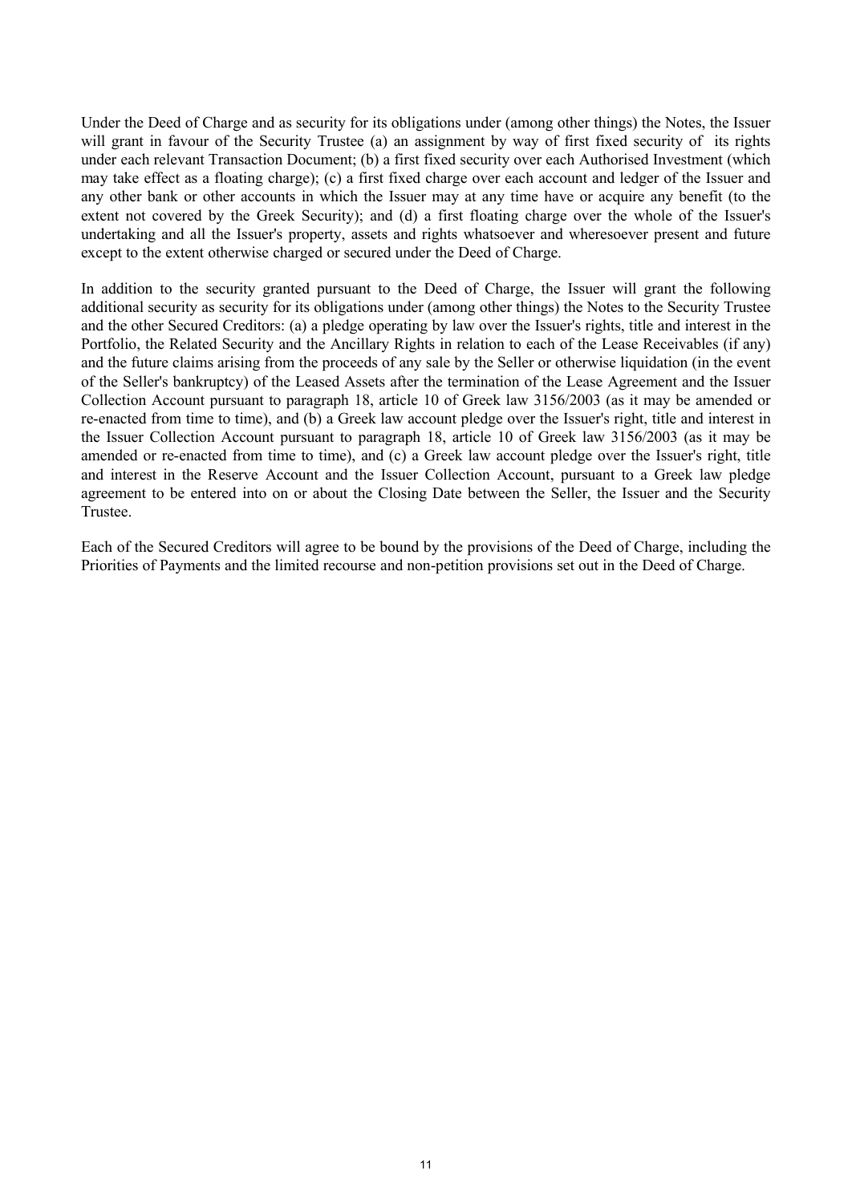Under the Deed of Charge and as security for its obligations under (among other things) the Notes, the Issuer will grant in favour of the Security Trustee (a) an assignment by way of first fixed security of its rights under each relevant Transaction Document; (b) a first fixed security over each Authorised Investment (which may take effect as a floating charge); (c) a first fixed charge over each account and ledger of the Issuer and any other bank or other accounts in which the Issuer may at any time have or acquire any benefit (to the extent not covered by the Greek Security); and (d) a first floating charge over the whole of the Issuer's undertaking and all the Issuer's property, assets and rights whatsoever and wheresoever present and future except to the extent otherwise charged or secured under the Deed of Charge.

In addition to the security granted pursuant to the Deed of Charge, the Issuer will grant the following additional security as security for its obligations under (among other things) the Notes to the Security Trustee and the other Secured Creditors: (a) a pledge operating by law over the Issuer's rights, title and interest in the Portfolio, the Related Security and the Ancillary Rights in relation to each of the Lease Receivables (if any) and the future claims arising from the proceeds of any sale by the Seller or otherwise liquidation (in the event of the Seller's bankruptcy) of the Leased Assets after the termination of the Lease Agreement and the Issuer Collection Account pursuant to paragraph 18, article 10 of Greek law 3156/2003 (as it may be amended or re-enacted from time to time), and (b) a Greek law account pledge over the Issuer's right, title and interest in the Issuer Collection Account pursuant to paragraph 18, article 10 of Greek law 3156/2003 (as it may be amended or re-enacted from time to time), and (c) a Greek law account pledge over the Issuer's right, title and interest in the Reserve Account and the Issuer Collection Account, pursuant to a Greek law pledge agreement to be entered into on or about the Closing Date between the Seller, the Issuer and the Security Trustee.

Each of the Secured Creditors will agree to be bound by the provisions of the Deed of Charge, including the Priorities of Payments and the limited recourse and non-petition provisions set out in the Deed of Charge.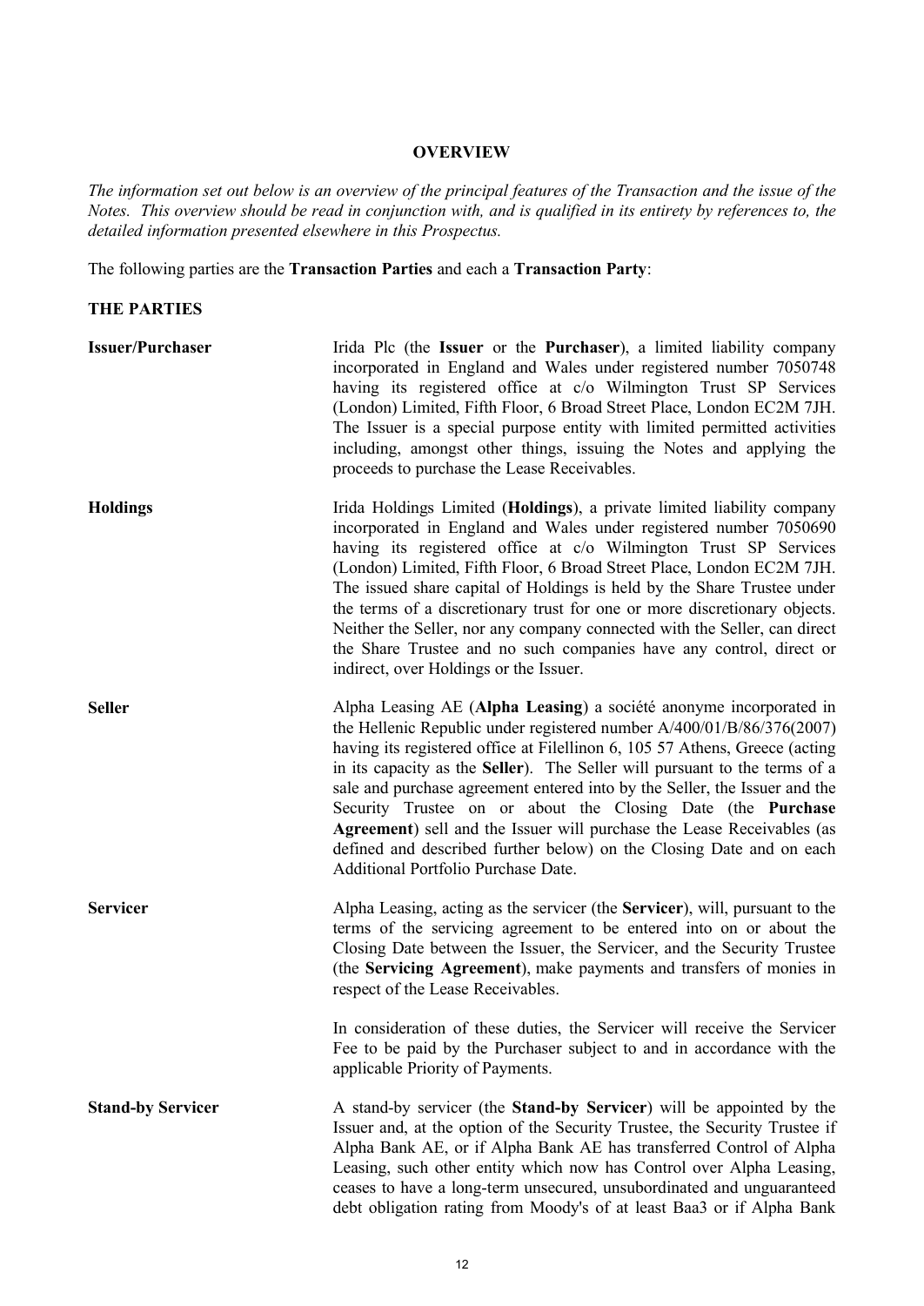# OVERVIEW

*The information set out below is an overview of the principal features of the Transaction and the issue of the Notes. This overview should be read in conjunction with, and is qualified in its entirety by references to, the detailed information presented elsewhere in this Prospectus.*

The following parties are the **Transaction Parties** and each a **Transaction Party**:

## THE PARTIES

**Issuer/Purchaser**

Irida Plc (the **Issuer** or the **Purchaser**), a limited liability company incorporated in England and Wales under registered number 7050748 having its registered office at c/o Wilmington Trust SP Services (London) Limited, Fifth Floor, 6 Broad Street Place, London EC2M 7JH. The Issuer is a special purpose entity with limited permitted activities including, amongst other things, issuing the Notes and applying the proceeds to purchase the Lease Receivables.

**Holdings**

Irida Holdings Limited (**Holdings**), a private limited liability company incorporated in England and Wales under registered number 7050690 having its registered office at c/o Wilmington Trust SP Services (London) Limited, Fifth Floor, 6 Broad Street Place, London EC2M 7JH. The issued share capital of Holdings is held by the Share Trustee under the terms of a discretionary trust for one or more discretionary objects. Neither the Seller, nor any company connected with the Seller, can direct the Share Trustee and no such companies have any control, direct or indirect, over Holdings or the Issuer.

**Seller**

Alpha Leasing AE (**Alpha Leasing**) a société anonyme incorporated in the Hellenic Republic under registered number A/400/01/B/86/376(2007) having its registered office at Filellinon 6, 105 57 Athens, Greece (acting in its capacity as the **Seller**). The Seller will pursuant to the terms of a sale and purchase agreement entered into by the Seller, the Issuer and the Security Trustee on or about the Closing Date (the **Purchase Agreement**) sell and the Issuer will purchase the Lease Receivables (as defined and described further below) on the Closing Date and on each Additional Portfolio Purchase Date.

**Servicer**

Alpha Leasing, acting as the servicer (the **Servicer**), will, pursuant to the terms of the servicing agreement to be entered into on or about the Closing Date between the Issuer, the Servicer, and the Security Trustee (the **Servicing Agreement**), make payments and transfers of monies in respect of the Lease Receivables.

In consideration of these duties, the Servicer will receive the Servicer Fee to be paid by the Purchaser subject to and in accordance with the applicable Priority of Payments.

**Stand-by Servicer**

A stand-by servicer (the **Stand-by Servicer**) will be appointed by the Issuer and, at the option of the Security Trustee, the Security Trustee if Alpha Bank AE, or if Alpha Bank AE has transferred Control of Alpha Leasing, such other entity which now has Control over Alpha Leasing, ceases to have a long-term unsecured, unsubordinated and unguaranteed debt obligation rating from Moody's of at least Baa3 or if Alpha Bank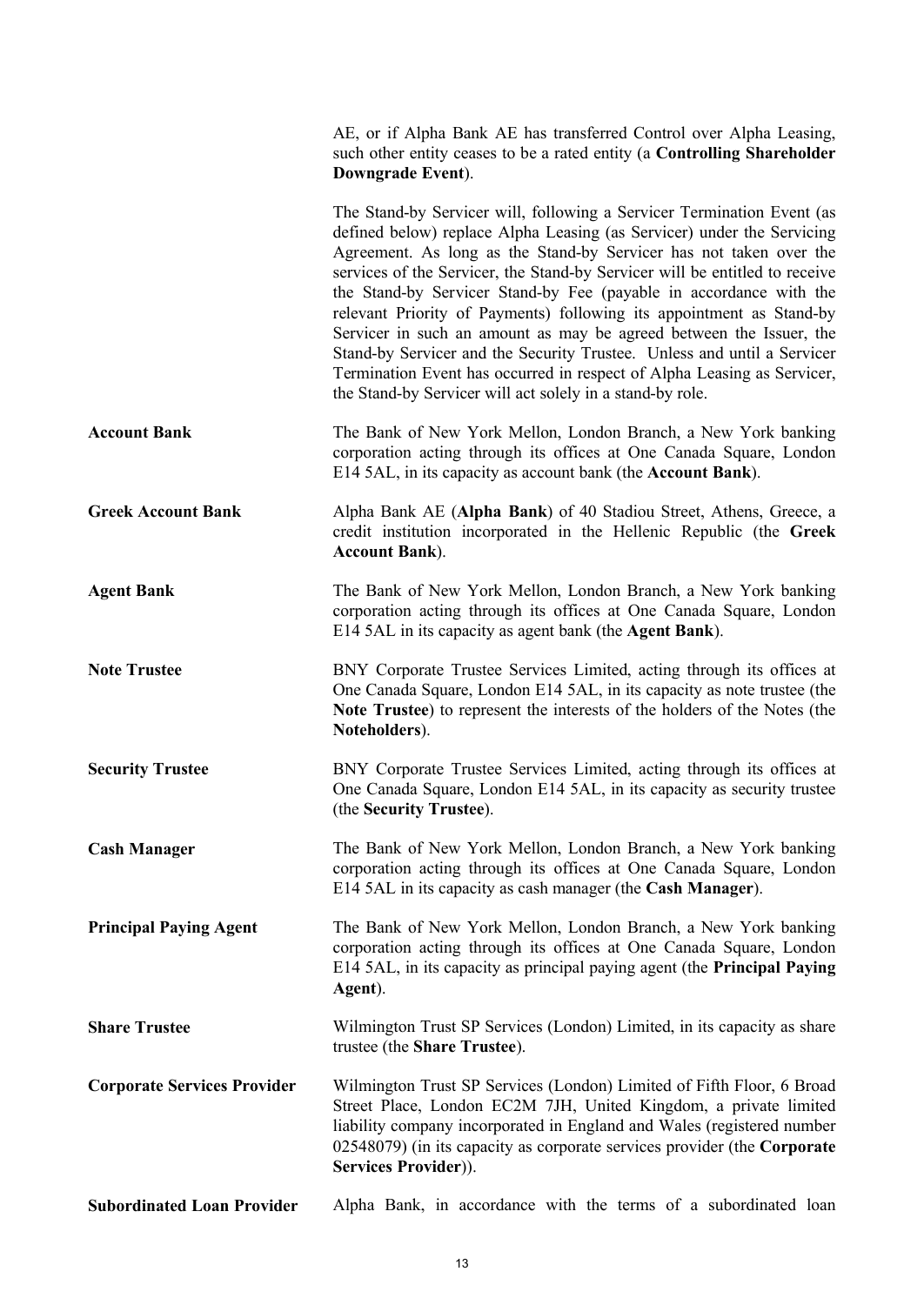AE, or if Alpha Bank AE has transferred Control over Alpha Leasing, such other entity ceases to be a rated entity (a **Controlling Shareholder Downgrade Event**).

The Stand-by Servicer will, following a Servicer Termination Event (as defined below) replace Alpha Leasing (as Servicer) under the Servicing Agreement. As long as the Stand-by Servicer has not taken over the services of the Servicer, the Stand-by Servicer will be entitled to receive the Stand-by Servicer Stand-by Fee (payable in accordance with the relevant Priority of Payments) following its appointment as Stand-by Servicer in such an amount as may be agreed between the Issuer, the Stand-by Servicer and the Security Trustee. Unless and until a Servicer Termination Event has occurred in respect of Alpha Leasing as Servicer, the Stand-by Servicer will act solely in a stand-by role.

**Account Bank**

The Bank of New York Mellon, London Branch, a New York banking corporation acting through its offices at One Canada Square, London E14 5AL, in its capacity as account bank (the **Account Bank**).

**Greek Account Bank**

Alpha Bank AE (**Alpha Bank**) of 40 Stadiou Street, Athens, Greece, a credit institution incorporated in the Hellenic Republic (the **Greek Account Bank**).

**Agent Bank**

The Bank of New York Mellon, London Branch, a New York banking corporation acting through its offices at One Canada Square, London E14 5AL in its capacity as agent bank (the **Agent Bank**).

**Note Trustee**

BNY Corporate Trustee Services Limited, acting through its offices at One Canada Square, London E14 5AL, in its capacity as note trustee (the **Note Trustee**) to represent the interests of the holders of the Notes (the **Noteholders**).

**Security Trustee**

BNY Corporate Trustee Services Limited, acting through its offices at One Canada Square, London E14 5AL, in its capacity as security trustee (the **Security Trustee**).

**Cash Manager**

The Bank of New York Mellon, London Branch, a New York banking corporation acting through its offices at One Canada Square, London E14 5AL in its capacity as cash manager (the **Cash Manager**).

**Principal Paying Agent**

The Bank of New York Mellon, London Branch, a New York banking corporation acting through its offices at One Canada Square, London E14 5AL, in its capacity as principal paying agent (the **Principal Paying Agent**).

**Share Trustee**

Wilmington Trust SP Services (London) Limited, in its capacity as share trustee (the **Share Trustee**).

**Corporate Services Provider**

Wilmington Trust SP Services (London) Limited of Fifth Floor, 6 Broad Street Place, London EC2M 7JH, United Kingdom, a private limited liability company incorporated in England and Wales (registered number 02548079) (in its capacity as corporate services provider (the **Corporate Services Provider**)).

**Subordinated Loan Provider**

Alpha Bank, in accordance with the terms of a subordinated loan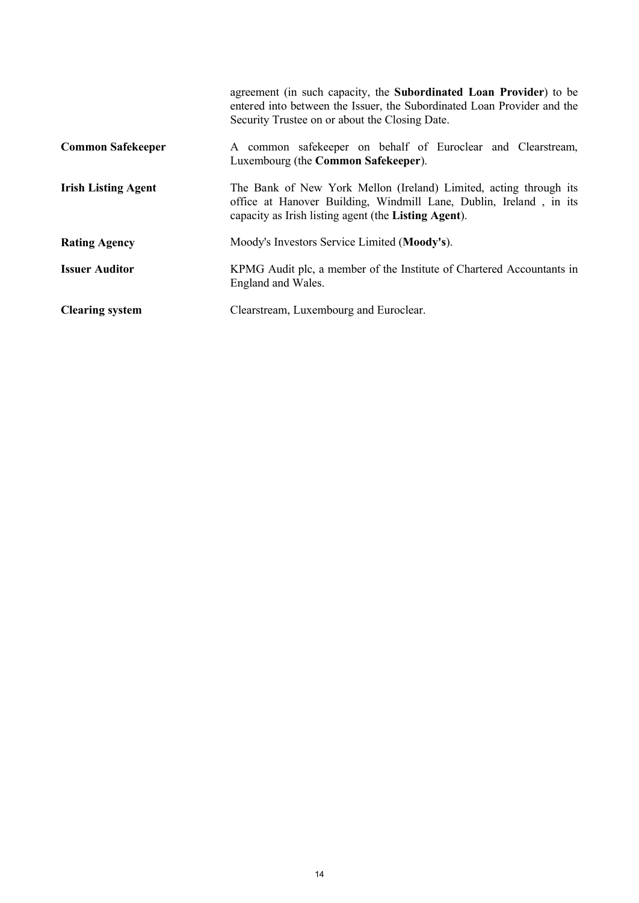agreement (in such capacity, the **Subordinated Loan Provider**) to be entered into between the Issuer, the Subordinated Loan Provider and the Security Trustee on or about the Closing Date.

**Common Safekeeper**

A common safekeeper on behalf of Euroclear and Clearstream, Luxembourg (the **Common Safekeeper**).

**Irish Listing Agent**

The Bank of New York Mellon (Ireland) Limited, acting through its office at Hanover Building, Windmill Lane, Dublin, Ireland , in its capacity as Irish listing agent (the **Listing Agent**).

**Rating Agency**

Moody's Investors Service Limited (**Moody's**).

**Issuer Auditor**

KPMG Audit plc, a member of the Institute of Chartered Accountants in England and Wales.

**Clearing system**

Clearstream, Luxembourg and Euroclear.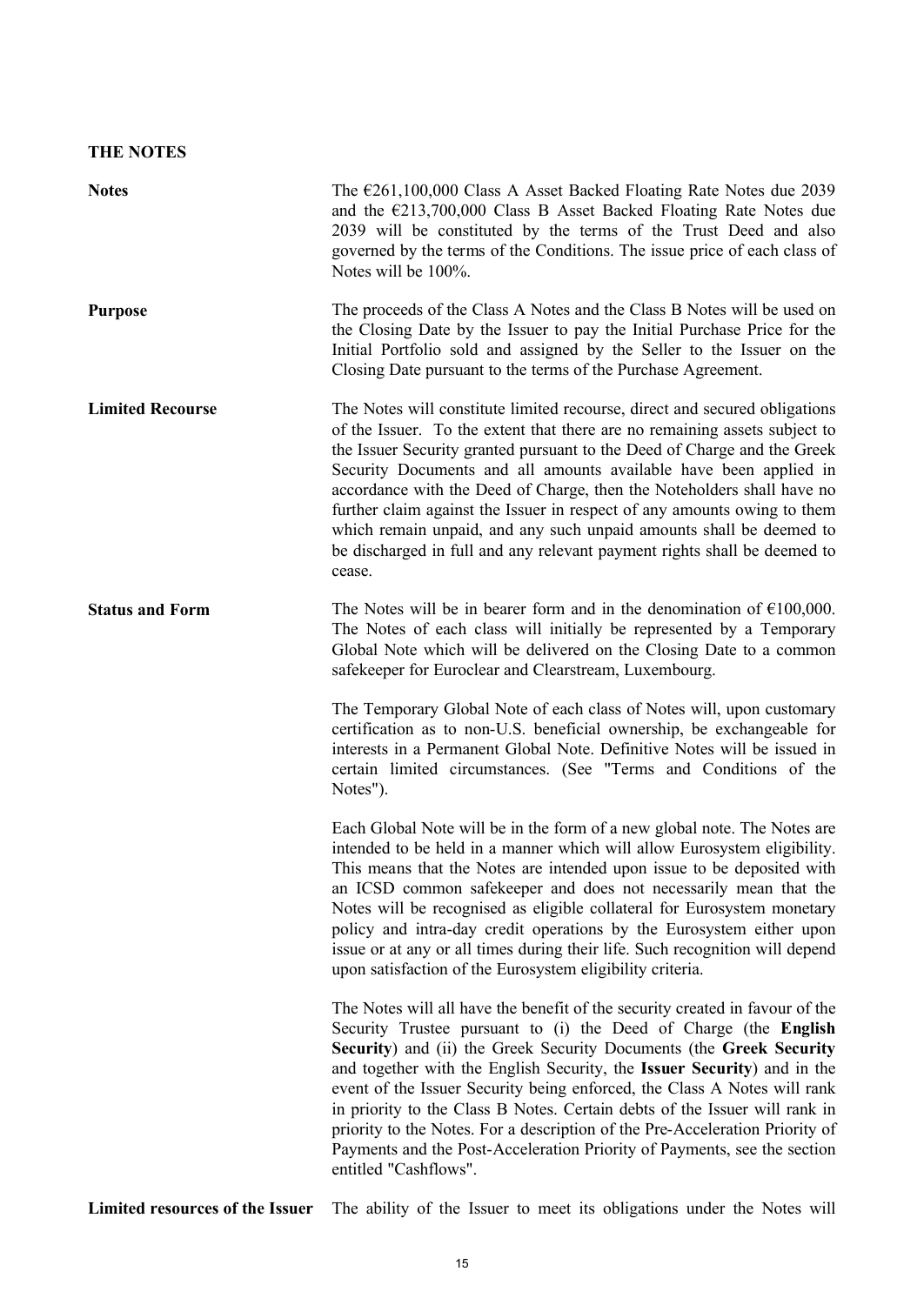## THE NOTES

**Notes**

The €261,100,000 Class A Asset Backed Floating Rate Notes due 2039 and the €213,700,000 Class B Asset Backed Floating Rate Notes due 2039 will be constituted by the terms of the Trust Deed and also governed by the terms of the Conditions. The issue price of each class of Notes will be 100%.

**Purpose**

The proceeds of the Class A Notes and the Class B Notes will be used on the Closing Date by the Issuer to pay the Initial Purchase Price for the Initial Portfolio sold and assigned by the Seller to the Issuer on the Closing Date pursuant to the terms of the Purchase Agreement.

**Limited Recourse**

The Notes will constitute limited recourse, direct and secured obligations of the Issuer. To the extent that there are no remaining assets subject to the Issuer Security granted pursuant to the Deed of Charge and the Greek Security Documents and all amounts available have been applied in accordance with the Deed of Charge, then the Noteholders shall have no further claim against the Issuer in respect of any amounts owing to them which remain unpaid, and any such unpaid amounts shall be deemed to be discharged in full and any relevant payment rights shall be deemed to cease.

**Status and Form**

The Notes will be in bearer form and in the denomination of €100,000. The Notes of each class will initially be represented by a Temporary Global Note which will be delivered on the Closing Date to a common safekeeper for Euroclear and Clearstream, Luxembourg.

The Temporary Global Note of each class of Notes will, upon customary certification as to non-U.S. beneficial ownership, be exchangeable for interests in a Permanent Global Note. Definitive Notes will be issued in certain limited circumstances. (See "Terms and Conditions of the Notes").

Each Global Note will be in the form of a new global note. The Notes are intended to be held in a manner which will allow Eurosystem eligibility. This means that the Notes are intended upon issue to be deposited with an ICSD common safekeeper and does not necessarily mean that the Notes will be recognised as eligible collateral for Eurosystem monetary policy and intra-day credit operations by the Eurosystem either upon issue or at any or all times during their life. Such recognition will depend upon satisfaction of the Eurosystem eligibility criteria.

The Notes will all have the benefit of the security created in favour of the Security Trustee pursuant to (i) the Deed of Charge (the **English Security**) and (ii) the Greek Security Documents (the **Greek Security** and together with the English Security, the **Issuer Security**) and in the event of the Issuer Security being enforced, the Class A Notes will rank in priority to the Class B Notes. Certain debts of the Issuer will rank in priority to the Notes. For a description of the Pre-Acceleration Priority of Payments and the Post-Acceleration Priority of Payments, see the section entitled "Cashflows".

**Limited resources of the Issuer**

The ability of the Issuer to meet its obligations under the Notes will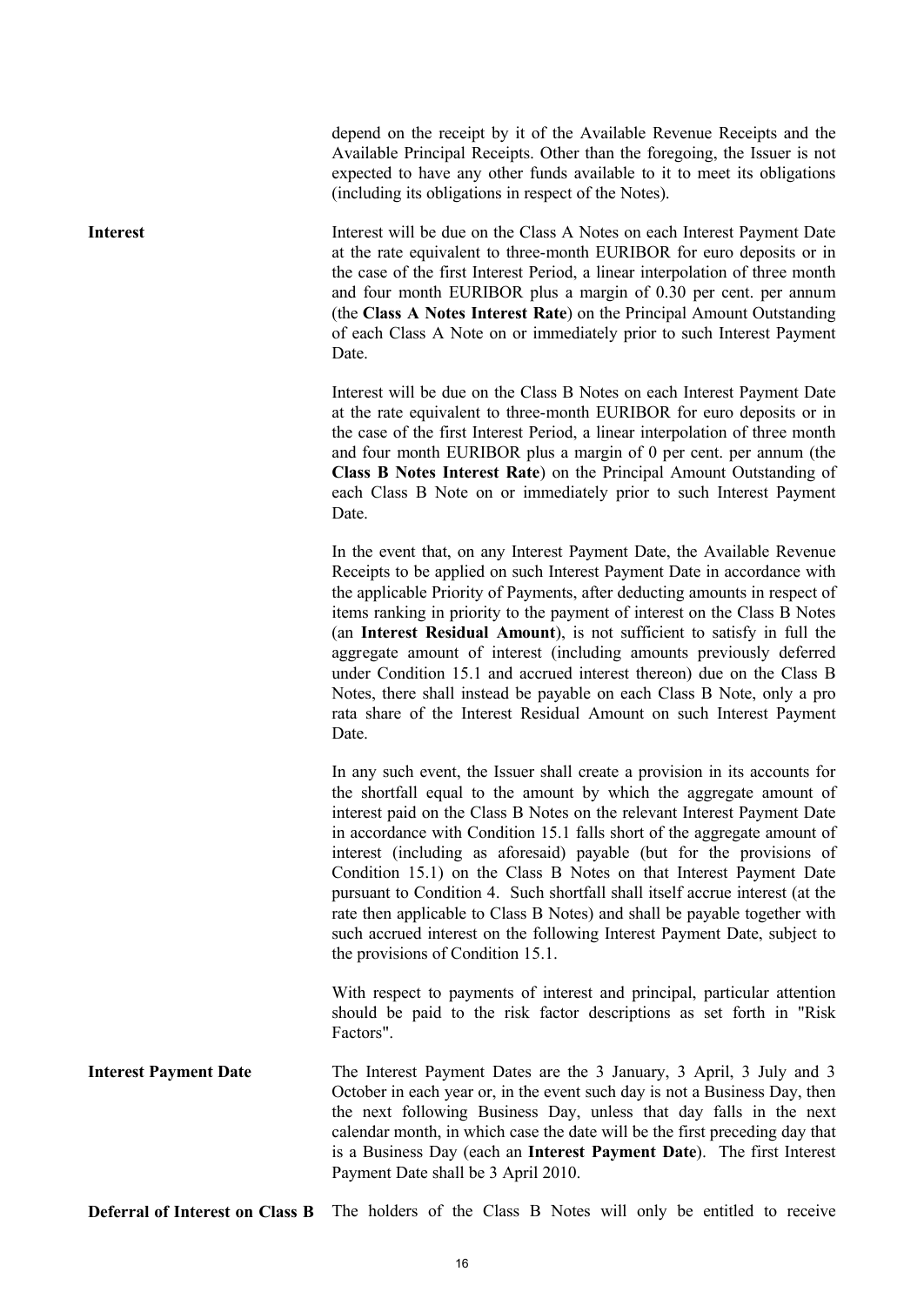depend on the receipt by it of the Available Revenue Receipts and the Available Principal Receipts. Other than the foregoing, the Issuer is not expected to have any other funds available to it to meet its obligations (including its obligations in respect of the Notes).

**Interest**

Interest will be due on the Class A Notes on each Interest Payment Date at the rate equivalent to three-month EURIBOR for euro deposits or in the case of the first Interest Period, a linear interpolation of three month and four month EURIBOR plus a margin of 0.30 per cent. per annum (the **Class A Notes Interest Rate**) on the Principal Amount Outstanding of each Class A Note on or immediately prior to such Interest Payment Date.

Interest will be due on the Class B Notes on each Interest Payment Date at the rate equivalent to three-month EURIBOR for euro deposits or in the case of the first Interest Period, a linear interpolation of three month and four month EURIBOR plus a margin of 0 per cent. per annum (the **Class B Notes Interest Rate**) on the Principal Amount Outstanding of each Class B Note on or immediately prior to such Interest Payment Date.

In the event that, on any Interest Payment Date, the Available Revenue Receipts to be applied on such Interest Payment Date in accordance with the applicable Priority of Payments, after deducting amounts in respect of items ranking in priority to the payment of interest on the Class B Notes (an **Interest Residual Amount**), is not sufficient to satisfy in full the aggregate amount of interest (including amounts previously deferred under Condition 15.1 and accrued interest thereon) due on the Class B Notes, there shall instead be payable on each Class B Note, only a pro rata share of the Interest Residual Amount on such Interest Payment Date.

In any such event, the Issuer shall create a provision in its accounts for the shortfall equal to the amount by which the aggregate amount of interest paid on the Class B Notes on the relevant Interest Payment Date in accordance with Condition 15.1 falls short of the aggregate amount of interest (including as aforesaid) payable (but for the provisions of Condition 15.1) on the Class B Notes on that Interest Payment Date pursuant to Condition 4. Such shortfall shall itself accrue interest (at the rate then applicable to Class B Notes) and shall be payable together with such accrued interest on the following Interest Payment Date, subject to the provisions of Condition 15.1.

With respect to payments of interest and principal, particular attention should be paid to the risk factor descriptions as set forth in "Risk Factors".

**Interest Payment Date**

The Interest Payment Dates are the 3 January, 3 April, 3 July and 3 October in each year or, in the event such day is not a Business Day, then the next following Business Day, unless that day falls in the next calendar month, in which case the date will be the first preceding day that is a Business Day (each an **Interest Payment Date**). The first Interest Payment Date shall be 3 April 2010.

**Deferral of Interest on Class B**

The holders of the Class B Notes will only be entitled to receive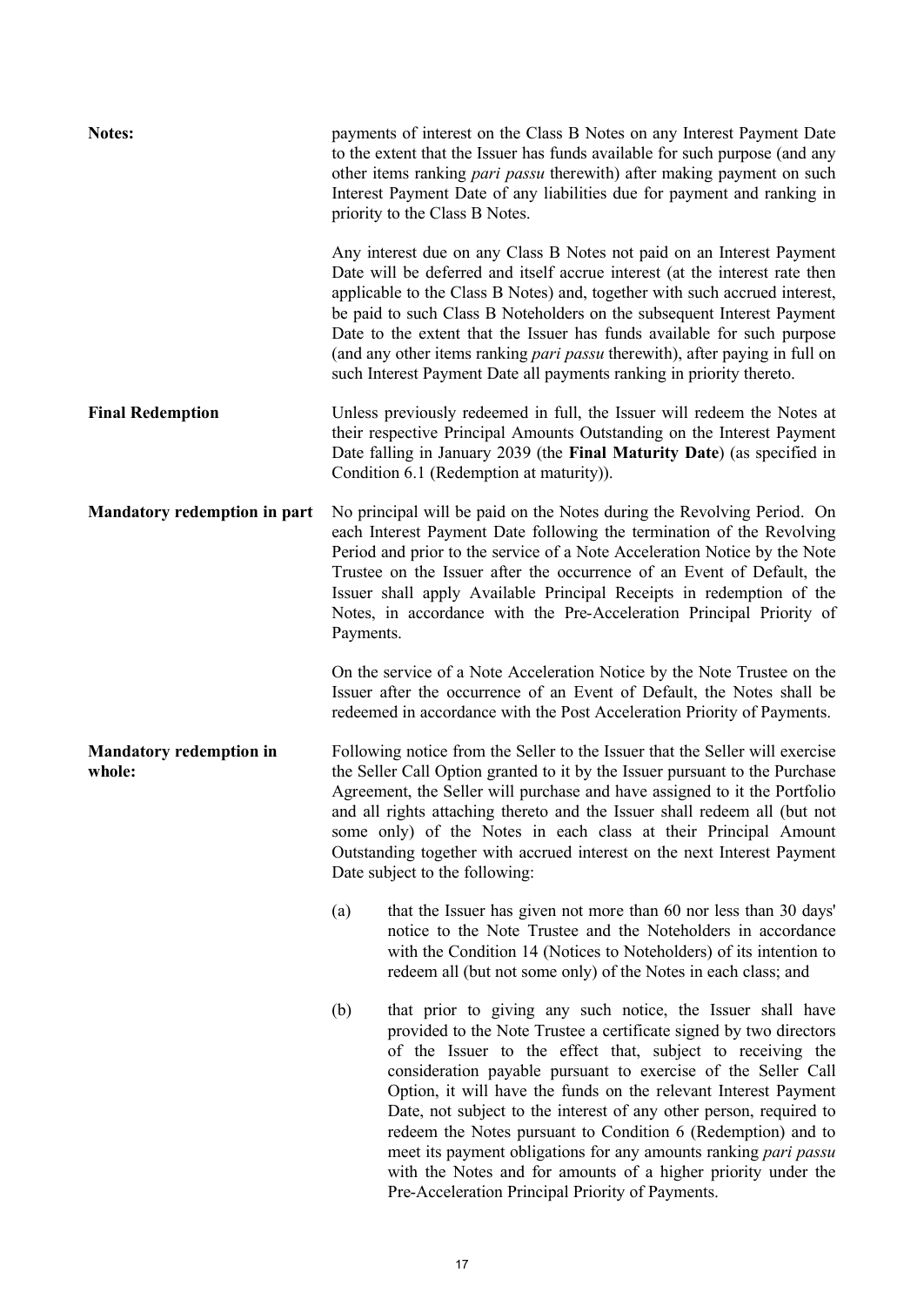| | |
|---|---|
| **Notes:** | payments of interest on the Class B Notes on any Interest Payment Date to the extent that the Issuer has funds available for such purpose (and any other items ranking *pari passu* therewith) after making payment on such Interest Payment Date of any liabilities due for payment and ranking in priority to the Class B Notes.<br><br>Any interest due on any Class B Notes not paid on an Interest Payment Date will be deferred and itself accrue interest (at the interest rate then applicable to the Class B Notes) and, together with such accrued interest, be paid to such Class B Noteholders on the subsequent Interest Payment Date to the extent that the Issuer has funds available for such purpose (and any other items ranking *pari passu* therewith), after paying in full on such Interest Payment Date all payments ranking in priority thereto. |
| **Final Redemption** | Unless previously redeemed in full, the Issuer will redeem the Notes at their respective Principal Amounts Outstanding on the Interest Payment Date falling in January 2039 (the **Final Maturity Date**) (as specified in Condition 6.1 (Redemption at maturity)). |
| **Mandatory redemption in part** | No principal will be paid on the Notes during the Revolving Period. On each Interest Payment Date following the termination of the Revolving Period and prior to the service of a Note Acceleration Notice by the Note Trustee on the Issuer after the occurrence of an Event of Default, the Issuer shall apply Available Principal Receipts in redemption of the Notes, in accordance with the Pre-Acceleration Principal Priority of Payments.<br><br>On the service of a Note Acceleration Notice by the Note Trustee on the Issuer after the occurrence of an Event of Default, the Notes shall be redeemed in accordance with the Post Acceleration Priority of Payments. |
| **Mandatory redemption in whole:** | Following notice from the Seller to the Issuer that the Seller will exercise the Seller Call Option granted to it by the Issuer pursuant to the Purchase Agreement, the Seller will purchase and have assigned to it the Portfolio and all rights attaching thereto and the Issuer shall redeem all (but not some only) of the Notes in each class at their Principal Amount Outstanding together with accrued interest on the next Interest Payment Date subject to the following:<br><br>(a) that the Issuer has given not more than 60 nor less than 30 days' notice to the Note Trustee and the Noteholders in accordance with the Condition 14 (Notices to Noteholders) of its intention to redeem all (but not some only) of the Notes in each class; and<br><br>(b) that prior to giving any such notice, the Issuer shall have provided to the Note Trustee a certificate signed by two directors of the Issuer to the effect that, subject to receiving the consideration payable pursuant to exercise of the Seller Call Option, it will have the funds on the relevant Interest Payment Date, not subject to the interest of any other person, required to redeem the Notes pursuant to Condition 6 (Redemption) and to meet its payment obligations for any amounts ranking *pari passu* with the Notes and for amounts of a higher priority under the Pre-Acceleration Principal Priority of Payments. |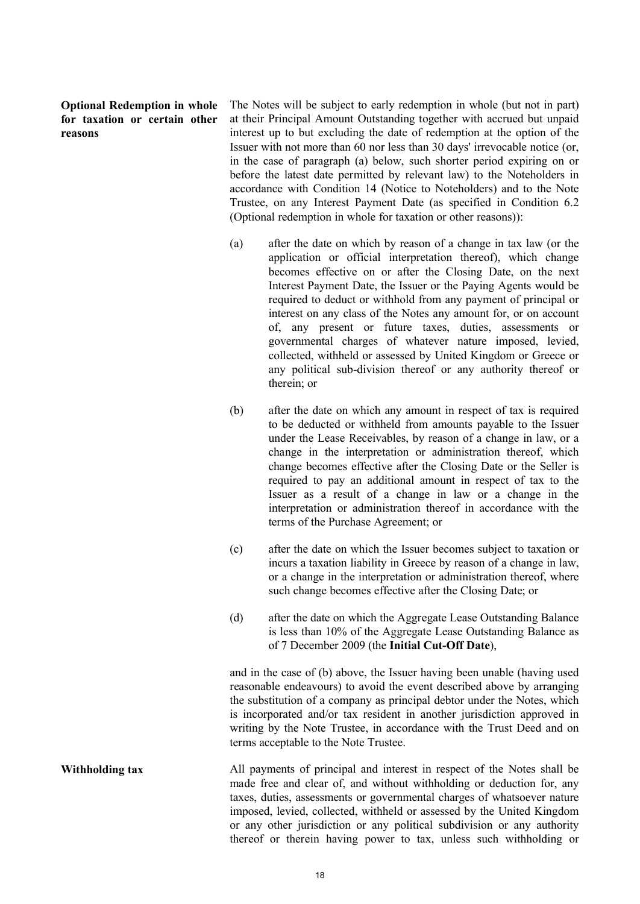**Optional Redemption in whole for taxation or certain other reasons**

The Notes will be subject to early redemption in whole (but not in part) at their Principal Amount Outstanding together with accrued but unpaid interest up to but excluding the date of redemption at the option of the Issuer with not more than 60 nor less than 30 days' irrevocable notice (or, in the case of paragraph (a) below, such shorter period expiring on or before the latest date permitted by relevant law) to the Noteholders in accordance with Condition 14 (Notice to Noteholders) and to the Note Trustee, on any Interest Payment Date (as specified in Condition 6.2 (Optional redemption in whole for taxation or other reasons)):

(a) after the date on which by reason of a change in tax law (or the application or official interpretation thereof), which change becomes effective on or after the Closing Date, on the next Interest Payment Date, the Issuer or the Paying Agents would be required to deduct or withhold from any payment of principal or interest on any class of the Notes any amount for, or on account of, any present or future taxes, duties, assessments or governmental charges of whatever nature imposed, levied, collected, withheld or assessed by United Kingdom or Greece or any political sub-division thereof or any authority thereof or therein; or

(b) after the date on which any amount in respect of tax is required to be deducted or withheld from amounts payable to the Issuer under the Lease Receivables, by reason of a change in law, or a change in the interpretation or administration thereof, which change becomes effective after the Closing Date or the Seller is required to pay an additional amount in respect of tax to the Issuer as a result of a change in law or a change in the interpretation or administration thereof in accordance with the terms of the Purchase Agreement; or

(c) after the date on which the Issuer becomes subject to taxation or incurs a taxation liability in Greece by reason of a change in law, or a change in the interpretation or administration thereof, where such change becomes effective after the Closing Date; or

(d) after the date on which the Aggregate Lease Outstanding Balance is less than 10% of the Aggregate Lease Outstanding Balance as of 7 December 2009 (the **Initial Cut-Off Date**),

and in the case of (b) above, the Issuer having been unable (having used reasonable endeavours) to avoid the event described above by arranging the substitution of a company as principal debtor under the Notes, which is incorporated and/or tax resident in another jurisdiction approved in writing by the Note Trustee, in accordance with the Trust Deed and on terms acceptable to the Note Trustee.

**Withholding tax**

All payments of principal and interest in respect of the Notes shall be made free and clear of, and without withholding or deduction for, any taxes, duties, assessments or governmental charges of whatsoever nature imposed, levied, collected, withheld or assessed by the United Kingdom or any other jurisdiction or any political subdivision or any authority thereof or therein having power to tax, unless such withholding or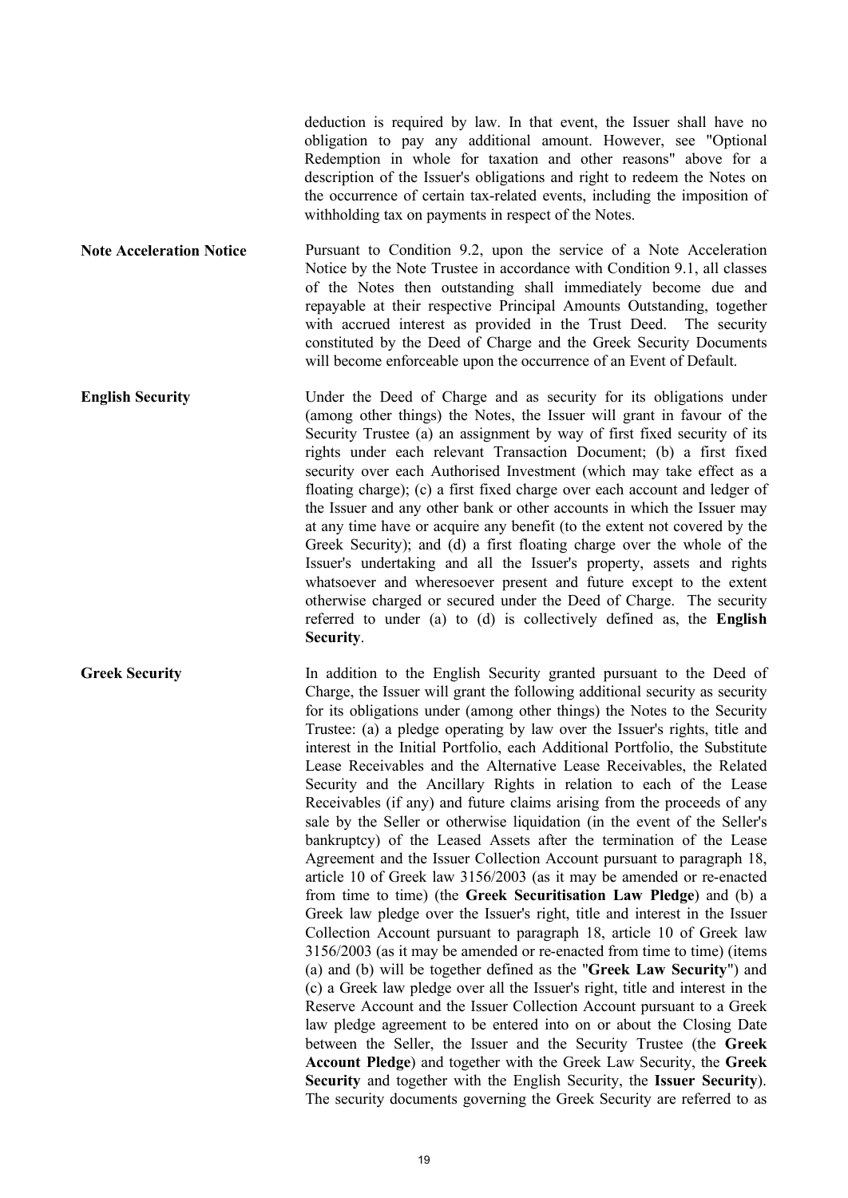deduction is required by law. In that event, the Issuer shall have no obligation to pay any additional amount. However, see "Optional Redemption in whole for taxation and other reasons" above for a description of the Issuer's obligations and right to redeem the Notes on the occurrence of certain tax-related events, including the imposition of withholding tax on payments in respect of the Notes.

**Note Acceleration Notice**

Pursuant to Condition 9.2, upon the service of a Note Acceleration Notice by the Note Trustee in accordance with Condition 9.1, all classes of the Notes then outstanding shall immediately become due and repayable at their respective Principal Amounts Outstanding, together with accrued interest as provided in the Trust Deed. The security constituted by the Deed of Charge and the Greek Security Documents will become enforceable upon the occurrence of an Event of Default.

**English Security**

Under the Deed of Charge and as security for its obligations under (among other things) the Notes, the Issuer will grant in favour of the Security Trustee (a) an assignment by way of first fixed security of its rights under each relevant Transaction Document; (b) a first fixed security over each Authorised Investment (which may take effect as a floating charge); (c) a first fixed charge over each account and ledger of the Issuer and any other bank or other accounts in which the Issuer may at any time have or acquire any benefit (to the extent not covered by the Greek Security); and (d) a first floating charge over the whole of the Issuer's undertaking and all the Issuer's property, assets and rights whatsoever and wheresoever present and future except to the extent otherwise charged or secured under the Deed of Charge. The security referred to under (a) to (d) is collectively defined as, the **English Security**.

**Greek Security**

In addition to the English Security granted pursuant to the Deed of Charge, the Issuer will grant the following additional security as security for its obligations under (among other things) the Notes to the Security Trustee: (a) a pledge operating by law over the Issuer's rights, title and interest in the Initial Portfolio, each Additional Portfolio, the Substitute Lease Receivables and the Alternative Lease Receivables, the Related Security and the Ancillary Rights in relation to each of the Lease Receivables (if any) and future claims arising from the proceeds of any sale by the Seller or otherwise liquidation (in the event of the Seller's bankruptcy) of the Leased Assets after the termination of the Lease Agreement and the Issuer Collection Account pursuant to paragraph 18, article 10 of Greek law 3156/2003 (as it may be amended or re-enacted from time to time) (the **Greek Securitisation Law Pledge**) and (b) a Greek law pledge over the Issuer's right, title and interest in the Issuer Collection Account pursuant to paragraph 18, article 10 of Greek law 3156/2003 (as it may be amended or re-enacted from time to time) (items (a) and (b) will be together defined as the "**Greek Law Security**") and (c) a Greek law pledge over all the Issuer's right, title and interest in the Reserve Account and the Issuer Collection Account pursuant to a Greek law pledge agreement to be entered into on or about the Closing Date between the Seller, the Issuer and the Security Trustee (the **Greek Account Pledge**) and together with the Greek Law Security, the **Greek Security** and together with the English Security, the **Issuer Security**). The security documents governing the Greek Security are referred to as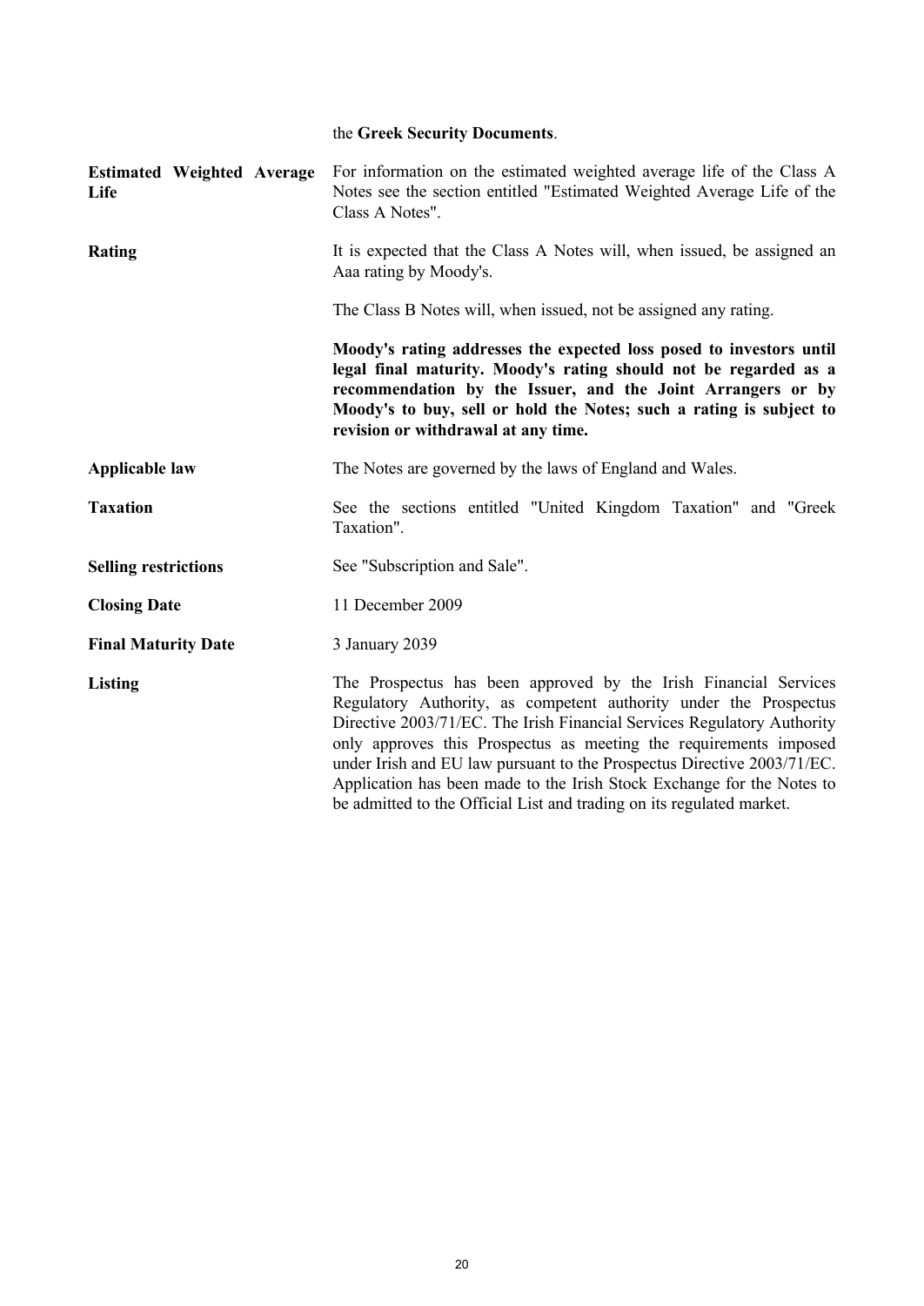the **Greek Security Documents**.

| | |
|---|---|
| **Estimated Weighted Average Life** | For information on the estimated weighted average life of the Class A Notes see the section entitled "Estimated Weighted Average Life of the Class A Notes". |
| **Rating** | It is expected that the Class A Notes will, when issued, be assigned an Aaa rating by Moody's. |
| | The Class B Notes will, when issued, not be assigned any rating. |
| | **Moody's rating addresses the expected loss posed to investors until legal final maturity. Moody's rating should not be regarded as a recommendation by the Issuer, and the Joint Arrangers or by Moody's to buy, sell or hold the Notes; such a rating is subject to revision or withdrawal at any time.** |
| **Applicable law** | The Notes are governed by the laws of England and Wales. |
| **Taxation** | See the sections entitled "United Kingdom Taxation" and "Greek Taxation". |
| **Selling restrictions** | See "Subscription and Sale". |
| **Closing Date** | 11 December 2009 |
| **Final Maturity Date** | 3 January 2039 |
| **Listing** | The Prospectus has been approved by the Irish Financial Services Regulatory Authority, as competent authority under the Prospectus Directive 2003/71/EC. The Irish Financial Services Regulatory Authority only approves this Prospectus as meeting the requirements imposed under Irish and EU law pursuant to the Prospectus Directive 2003/71/EC. Application has been made to the Irish Stock Exchange for the Notes to be admitted to the Official List and trading on its regulated market. |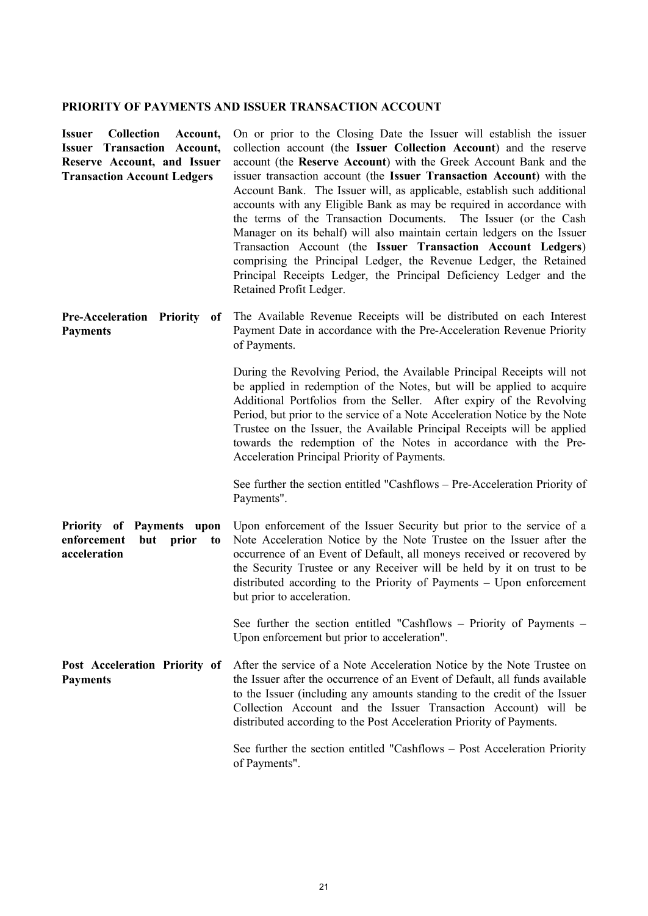## PRIORITY OF PAYMENTS AND ISSUER TRANSACTION ACCOUNT

**Issuer Collection Account, Issuer Transaction Account, Reserve Account, and Issuer Transaction Account Ledgers**

On or prior to the Closing Date the Issuer will establish the issuer collection account (the **Issuer Collection Account**) and the reserve account (the **Reserve Account**) with the Greek Account Bank and the issuer transaction account (the **Issuer Transaction Account**) with the Account Bank. The Issuer will, as applicable, establish such additional accounts with any Eligible Bank as may be required in accordance with the terms of the Transaction Documents. The Issuer (or the Cash Manager on its behalf) will also maintain certain ledgers on the Issuer Transaction Account (the **Issuer Transaction Account Ledgers**) comprising the Principal Ledger, the Revenue Ledger, the Retained Principal Receipts Ledger, the Principal Deficiency Ledger and the Retained Profit Ledger.

**Pre-Acceleration Priority of Payments**

The Available Revenue Receipts will be distributed on each Interest Payment Date in accordance with the Pre-Acceleration Revenue Priority of Payments.

During the Revolving Period, the Available Principal Receipts will not be applied in redemption of the Notes, but will be applied to acquire Additional Portfolios from the Seller. After expiry of the Revolving Period, but prior to the service of a Note Acceleration Notice by the Note Trustee on the Issuer, the Available Principal Receipts will be applied towards the redemption of the Notes in accordance with the Pre-Acceleration Principal Priority of Payments.

See further the section entitled "Cashflows – Pre-Acceleration Priority of Payments".

**Priority of Payments upon enforcement but prior to acceleration**

Upon enforcement of the Issuer Security but prior to the service of a Note Acceleration Notice by the Note Trustee on the Issuer after the occurrence of an Event of Default, all moneys received or recovered by the Security Trustee or any Receiver will be held by it on trust to be distributed according to the Priority of Payments – Upon enforcement but prior to acceleration.

See further the section entitled "Cashflows – Priority of Payments – Upon enforcement but prior to acceleration".

**Post Acceleration Priority of Payments**

After the service of a Note Acceleration Notice by the Note Trustee on the Issuer after the occurrence of an Event of Default, all funds available to the Issuer (including any amounts standing to the credit of the Issuer Collection Account and the Issuer Transaction Account) will be distributed according to the Post Acceleration Priority of Payments.

See further the section entitled "Cashflows – Post Acceleration Priority of Payments".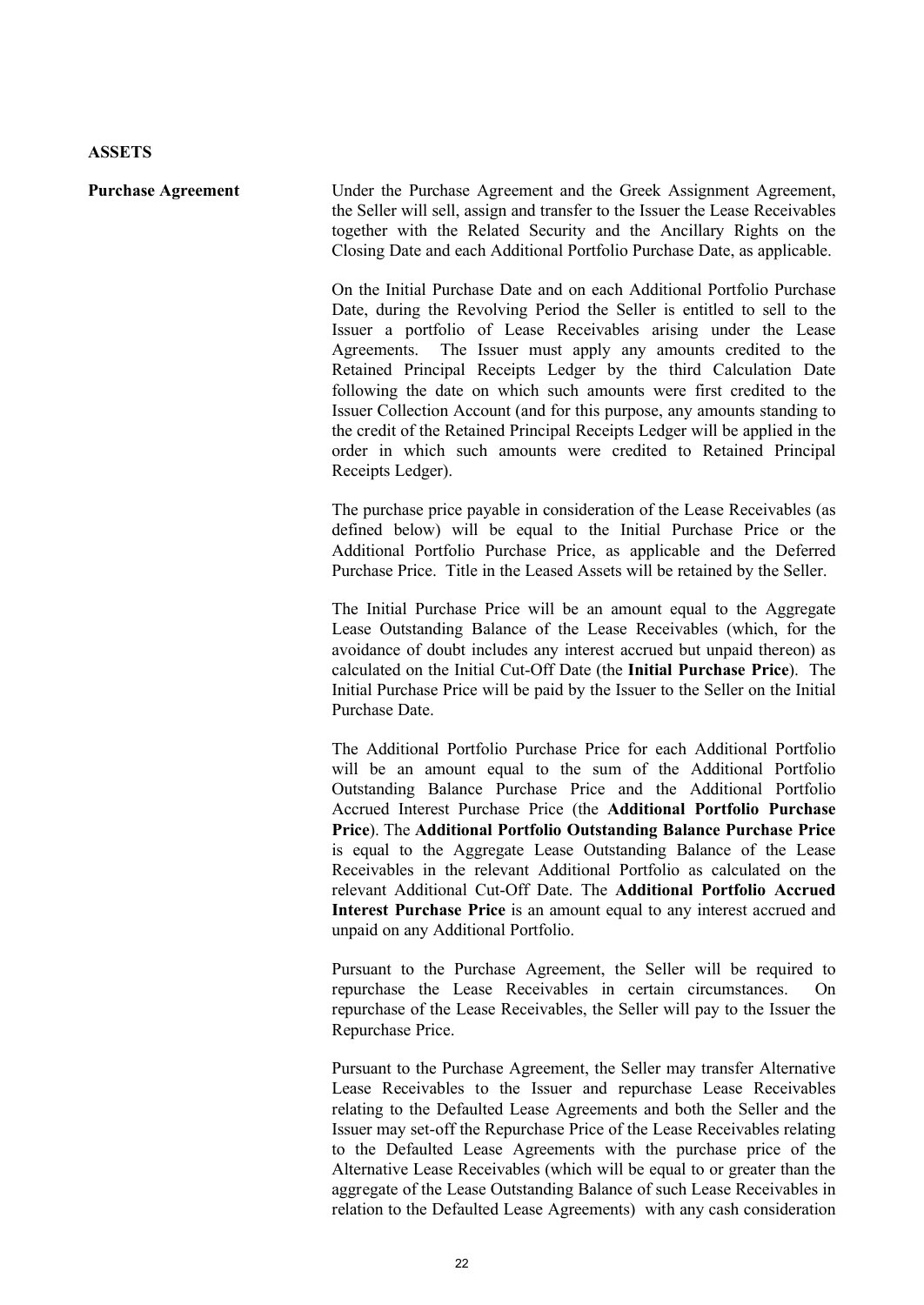**ASSETS**

**Purchase Agreement**

Under the Purchase Agreement and the Greek Assignment Agreement, the Seller will sell, assign and transfer to the Issuer the Lease Receivables together with the Related Security and the Ancillary Rights on the Closing Date and each Additional Portfolio Purchase Date, as applicable.

On the Initial Purchase Date and on each Additional Portfolio Purchase Date, during the Revolving Period the Seller is entitled to sell to the Issuer a portfolio of Lease Receivables arising under the Lease Agreements. The Issuer must apply any amounts credited to the Retained Principal Receipts Ledger by the third Calculation Date following the date on which such amounts were first credited to the Issuer Collection Account (and for this purpose, any amounts standing to the credit of the Retained Principal Receipts Ledger will be applied in the order in which such amounts were credited to Retained Principal Receipts Ledger).

The purchase price payable in consideration of the Lease Receivables (as defined below) will be equal to the Initial Purchase Price or the Additional Portfolio Purchase Price, as applicable and the Deferred Purchase Price. Title in the Leased Assets will be retained by the Seller.

The Initial Purchase Price will be an amount equal to the Aggregate Lease Outstanding Balance of the Lease Receivables (which, for the avoidance of doubt includes any interest accrued but unpaid thereon) as calculated on the Initial Cut-Off Date (the **Initial Purchase Price**). The Initial Purchase Price will be paid by the Issuer to the Seller on the Initial Purchase Date.

The Additional Portfolio Purchase Price for each Additional Portfolio will be an amount equal to the sum of the Additional Portfolio Outstanding Balance Purchase Price and the Additional Portfolio Accrued Interest Purchase Price (the **Additional Portfolio Purchase Price**). The **Additional Portfolio Outstanding Balance Purchase Price** is equal to the Aggregate Lease Outstanding Balance of the Lease Receivables in the relevant Additional Portfolio as calculated on the relevant Additional Cut-Off Date. The **Additional Portfolio Accrued Interest Purchase Price** is an amount equal to any interest accrued and unpaid on any Additional Portfolio.

Pursuant to the Purchase Agreement, the Seller will be required to repurchase the Lease Receivables in certain circumstances. On repurchase of the Lease Receivables, the Seller will pay to the Issuer the Repurchase Price.

Pursuant to the Purchase Agreement, the Seller may transfer Alternative Lease Receivables to the Issuer and repurchase Lease Receivables relating to the Defaulted Lease Agreements and both the Seller and the Issuer may set-off the Repurchase Price of the Lease Receivables relating to the Defaulted Lease Agreements with the purchase price of the Alternative Lease Receivables (which will be equal to or greater than the aggregate of the Lease Outstanding Balance of such Lease Receivables in relation to the Defaulted Lease Agreements) with any cash consideration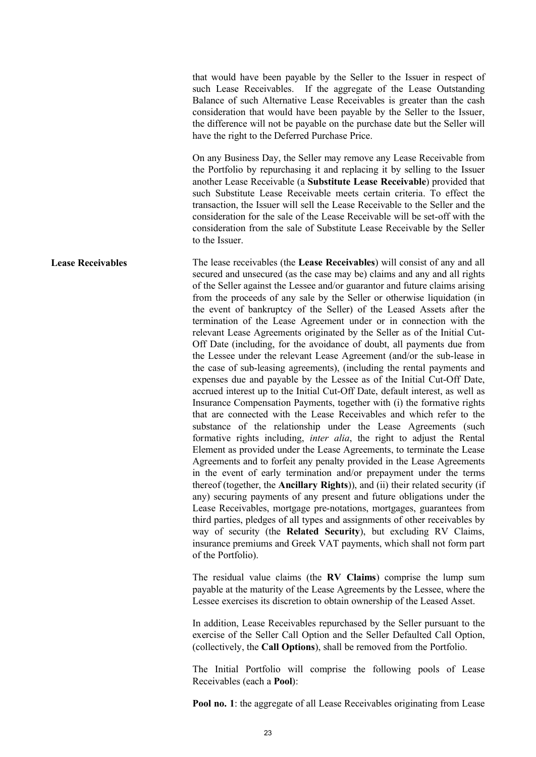that would have been payable by the Seller to the Issuer in respect of such Lease Receivables. If the aggregate of the Lease Outstanding Balance of such Alternative Lease Receivables is greater than the cash consideration that would have been payable by the Seller to the Issuer, the difference will not be payable on the purchase date but the Seller will have the right to the Deferred Purchase Price.

On any Business Day, the Seller may remove any Lease Receivable from the Portfolio by repurchasing it and replacing it by selling to the Issuer another Lease Receivable (a **Substitute Lease Receivable**) provided that such Substitute Lease Receivable meets certain criteria. To effect the transaction, the Issuer will sell the Lease Receivable to the Seller and the consideration for the sale of the Lease Receivable will be set-off with the consideration from the sale of Substitute Lease Receivable by the Seller to the Issuer.

**Lease Receivables**

The lease receivables (the **Lease Receivables**) will consist of any and all secured and unsecured (as the case may be) claims and any and all rights of the Seller against the Lessee and/or guarantor and future claims arising from the proceeds of any sale by the Seller or otherwise liquidation (in the event of bankruptcy of the Seller) of the Leased Assets after the termination of the Lease Agreement under or in connection with the relevant Lease Agreements originated by the Seller as of the Initial Cut-Off Date (including, for the avoidance of doubt, all payments due from the Lessee under the relevant Lease Agreement (and/or the sub-lease in the case of sub-leasing agreements), (including the rental payments and expenses due and payable by the Lessee as of the Initial Cut-Off Date, accrued interest up to the Initial Cut-Off Date, default interest, as well as Insurance Compensation Payments, together with (i) the formative rights that are connected with the Lease Receivables and which refer to the substance of the relationship under the Lease Agreements (such formative rights including, *inter alia*, the right to adjust the Rental Element as provided under the Lease Agreements, to terminate the Lease Agreements and to forfeit any penalty provided in the Lease Agreements in the event of early termination and/or prepayment under the terms thereof (together, the **Ancillary Rights**)), and (ii) their related security (if any) securing payments of any present and future obligations under the Lease Receivables, mortgage pre-notations, mortgages, guarantees from third parties, pledges of all types and assignments of other receivables by way of security (the **Related Security**), but excluding RV Claims, insurance premiums and Greek VAT payments, which shall not form part of the Portfolio).

The residual value claims (the **RV Claims**) comprise the lump sum payable at the maturity of the Lease Agreements by the Lessee, where the Lessee exercises its discretion to obtain ownership of the Leased Asset.

In addition, Lease Receivables repurchased by the Seller pursuant to the exercise of the Seller Call Option and the Seller Defaulted Call Option, (collectively, the **Call Options**), shall be removed from the Portfolio.

The Initial Portfolio will comprise the following pools of Lease Receivables (each a **Pool**):

**Pool no. 1**: the aggregate of all Lease Receivables originating from Lease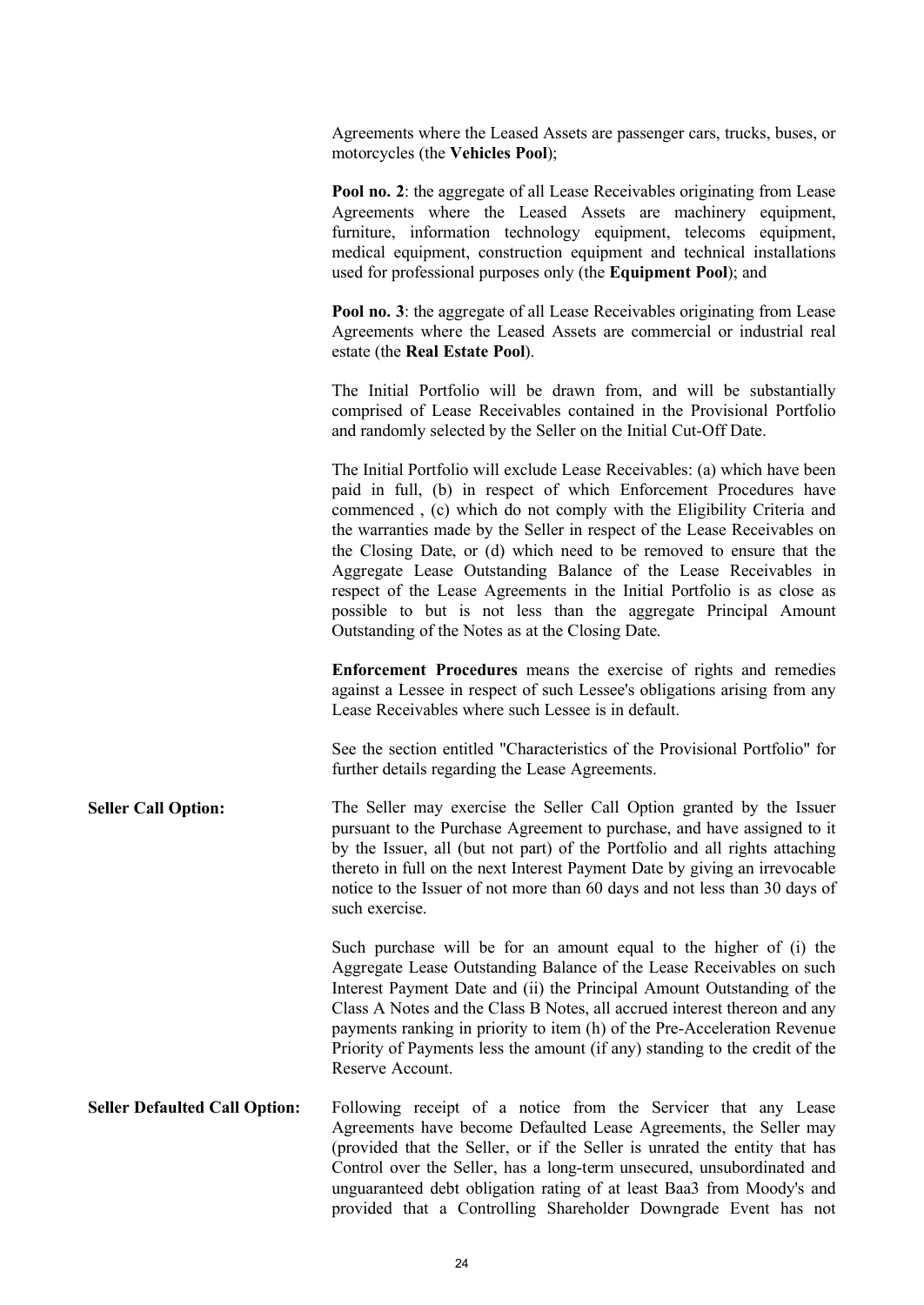Agreements where the Leased Assets are passenger cars, trucks, buses, or motorcycles (the **Vehicles Pool**);

**Pool no. 2**: the aggregate of all Lease Receivables originating from Lease Agreements where the Leased Assets are machinery equipment, furniture, information technology equipment, telecoms equipment, medical equipment, construction equipment and technical installations used for professional purposes only (the **Equipment Pool**); and

**Pool no. 3**: the aggregate of all Lease Receivables originating from Lease Agreements where the Leased Assets are commercial or industrial real estate (the **Real Estate Pool**).

The Initial Portfolio will be drawn from, and will be substantially comprised of Lease Receivables contained in the Provisional Portfolio and randomly selected by the Seller on the Initial Cut-Off Date.

The Initial Portfolio will exclude Lease Receivables: (a) which have been paid in full, (b) in respect of which Enforcement Procedures have commenced , (c) which do not comply with the Eligibility Criteria and the warranties made by the Seller in respect of the Lease Receivables on the Closing Date, or (d) which need to be removed to ensure that the Aggregate Lease Outstanding Balance of the Lease Receivables in respect of the Lease Agreements in the Initial Portfolio is as close as possible to but is not less than the aggregate Principal Amount Outstanding of the Notes as at the Closing Date.

**Enforcement Procedures** means the exercise of rights and remedies against a Lessee in respect of such Lessee's obligations arising from any Lease Receivables where such Lessee is in default.

See the section entitled "Characteristics of the Provisional Portfolio" for further details regarding the Lease Agreements.

**Seller Call Option:**

The Seller may exercise the Seller Call Option granted by the Issuer pursuant to the Purchase Agreement to purchase, and have assigned to it by the Issuer, all (but not part) of the Portfolio and all rights attaching thereto in full on the next Interest Payment Date by giving an irrevocable notice to the Issuer of not more than 60 days and not less than 30 days of such exercise.

Such purchase will be for an amount equal to the higher of (i) the Aggregate Lease Outstanding Balance of the Lease Receivables on such Interest Payment Date and (ii) the Principal Amount Outstanding of the Class A Notes and the Class B Notes, all accrued interest thereon and any payments ranking in priority to item (h) of the Pre-Acceleration Revenue Priority of Payments less the amount (if any) standing to the credit of the Reserve Account.

**Seller Defaulted Call Option:**

Following receipt of a notice from the Servicer that any Lease Agreements have become Defaulted Lease Agreements, the Seller may (provided that the Seller, or if the Seller is unrated the entity that has Control over the Seller, has a long-term unsecured, unsubordinated and unguaranteed debt obligation rating of at least Baa3 from Moody's and provided that a Controlling Shareholder Downgrade Event has not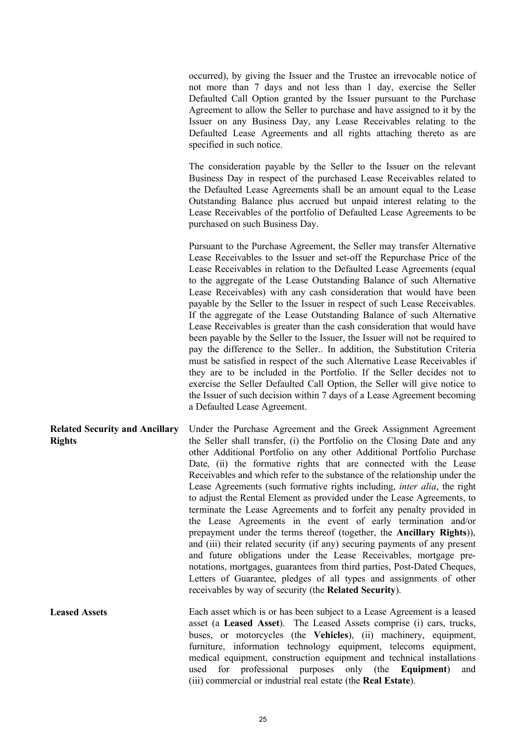occurred), by giving the Issuer and the Trustee an irrevocable notice of not more than 7 days and not less than 1 day, exercise the Seller Defaulted Call Option granted by the Issuer pursuant to the Purchase Agreement to allow the Seller to purchase and have assigned to it by the Issuer on any Business Day, any Lease Receivables relating to the Defaulted Lease Agreements and all rights attaching thereto as are specified in such notice.

The consideration payable by the Seller to the Issuer on the relevant Business Day in respect of the purchased Lease Receivables related to the Defaulted Lease Agreements shall be an amount equal to the Lease Outstanding Balance plus accrued but unpaid interest relating to the Lease Receivables of the portfolio of Defaulted Lease Agreements to be purchased on such Business Day.

Pursuant to the Purchase Agreement, the Seller may transfer Alternative Lease Receivables to the Issuer and set-off the Repurchase Price of the Lease Receivables in relation to the Defaulted Lease Agreements (equal to the aggregate of the Lease Outstanding Balance of such Alternative Lease Receivables) with any cash consideration that would have been payable by the Seller to the Issuer in respect of such Lease Receivables. If the aggregate of the Lease Outstanding Balance of such Alternative Lease Receivables is greater than the cash consideration that would have been payable by the Seller to the Issuer, the Issuer will not be required to pay the difference to the Seller.. In addition, the Substitution Criteria must be satisfied in respect of the such Alternative Lease Receivables if they are to be included in the Portfolio. If the Seller decides not to exercise the Seller Defaulted Call Option, the Seller will give notice to the Issuer of such decision within 7 days of a Lease Agreement becoming a Defaulted Lease Agreement.

**Related Security and Ancillary Rights**

Under the Purchase Agreement and the Greek Assignment Agreement the Seller shall transfer, (i) the Portfolio on the Closing Date and any other Additional Portfolio on any other Additional Portfolio Purchase Date, (ii) the formative rights that are connected with the Lease Receivables and which refer to the substance of the relationship under the Lease Agreements (such formative rights including, *inter alia*, the right to adjust the Rental Element as provided under the Lease Agreements, to terminate the Lease Agreements and to forfeit any penalty provided in the Lease Agreements in the event of early termination and/or prepayment under the terms thereof (together, the **Ancillary Rights**)), and (iii) their related security (if any) securing payments of any present and future obligations under the Lease Receivables, mortgage pre-notations, mortgages, guarantees from third parties, Post-Dated Cheques, Letters of Guarantee, pledges of all types and assignments of other receivables by way of security (the **Related Security**).

**Leased Assets**

Each asset which is or has been subject to a Lease Agreement is a leased asset (a **Leased Asset**). The Leased Assets comprise (i) cars, trucks, buses, or motorcycles (the **Vehicles**), (ii) machinery, equipment, furniture, information technology equipment, telecoms equipment, medical equipment, construction equipment and technical installations used for professional purposes only (the **Equipment**) and (iii) commercial or industrial real estate (the **Real Estate**).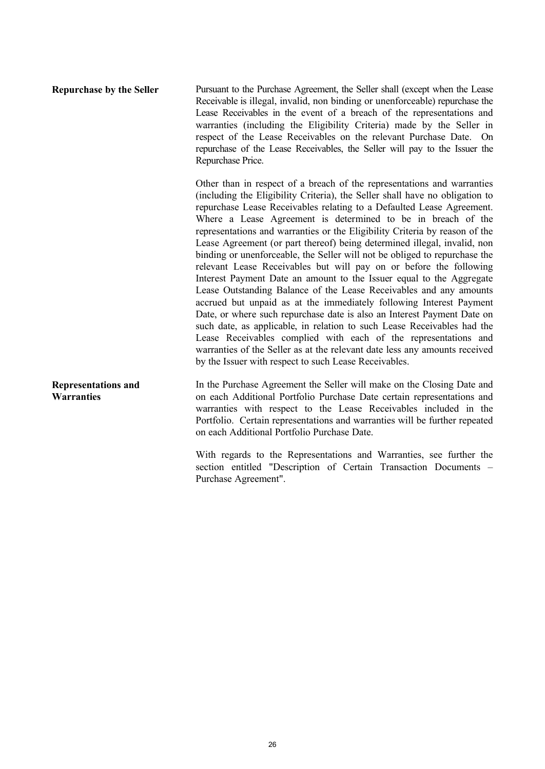**Repurchase by the Seller**

Pursuant to the Purchase Agreement, the Seller shall (except when the Lease Receivable is illegal, invalid, non binding or unenforceable) repurchase the Lease Receivables in the event of a breach of the representations and warranties (including the Eligibility Criteria) made by the Seller in respect of the Lease Receivables on the relevant Purchase Date. On repurchase of the Lease Receivables, the Seller will pay to the Issuer the Repurchase Price.

Other than in respect of a breach of the representations and warranties (including the Eligibility Criteria), the Seller shall have no obligation to repurchase Lease Receivables relating to a Defaulted Lease Agreement. Where a Lease Agreement is determined to be in breach of the representations and warranties or the Eligibility Criteria by reason of the Lease Agreement (or part thereof) being determined illegal, invalid, non binding or unenforceable, the Seller will not be obliged to repurchase the relevant Lease Receivables but will pay on or before the following Interest Payment Date an amount to the Issuer equal to the Aggregate Lease Outstanding Balance of the Lease Receivables and any amounts accrued but unpaid as at the immediately following Interest Payment Date, or where such repurchase date is also an Interest Payment Date on such date, as applicable, in relation to such Lease Receivables had the Lease Receivables complied with each of the representations and warranties of the Seller as at the relevant date less any amounts received by the Issuer with respect to such Lease Receivables.

**Representations and Warranties**

In the Purchase Agreement the Seller will make on the Closing Date and on each Additional Portfolio Purchase Date certain representations and warranties with respect to the Lease Receivables included in the Portfolio. Certain representations and warranties will be further repeated on each Additional Portfolio Purchase Date.

With regards to the Representations and Warranties, see further the section entitled "Description of Certain Transaction Documents – Purchase Agreement".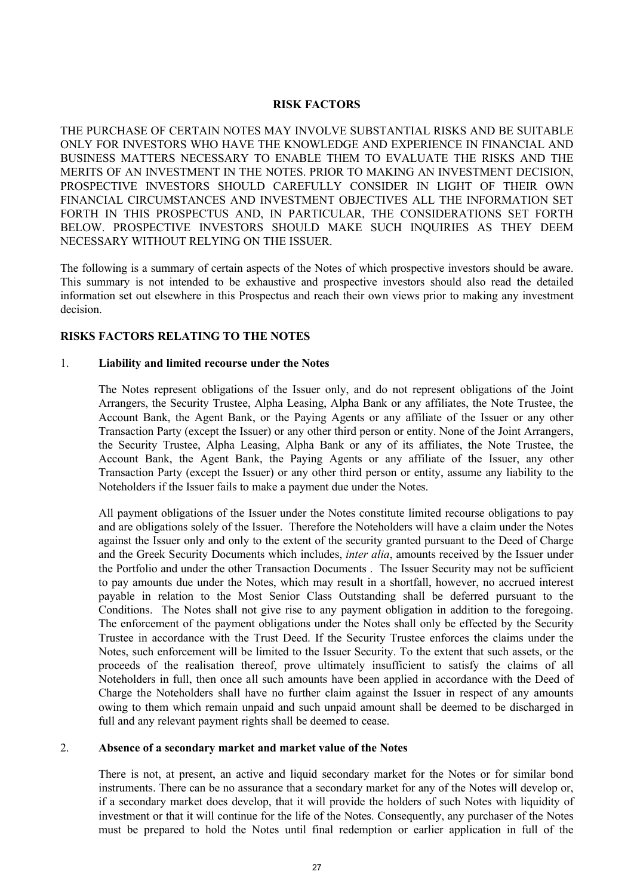## RISK FACTORS

THE PURCHASE OF CERTAIN NOTES MAY INVOLVE SUBSTANTIAL RISKS AND BE SUITABLE ONLY FOR INVESTORS WHO HAVE THE KNOWLEDGE AND EXPERIENCE IN FINANCIAL AND BUSINESS MATTERS NECESSARY TO ENABLE THEM TO EVALUATE THE RISKS AND THE MERITS OF AN INVESTMENT IN THE NOTES. PRIOR TO MAKING AN INVESTMENT DECISION, PROSPECTIVE INVESTORS SHOULD CAREFULLY CONSIDER IN LIGHT OF THEIR OWN FINANCIAL CIRCUMSTANCES AND INVESTMENT OBJECTIVES ALL THE INFORMATION SET FORTH IN THIS PROSPECTUS AND, IN PARTICULAR, THE CONSIDERATIONS SET FORTH BELOW. PROSPECTIVE INVESTORS SHOULD MAKE SUCH INQUIRIES AS THEY DEEM NECESSARY WITHOUT RELYING ON THE ISSUER.

The following is a summary of certain aspects of the Notes of which prospective investors should be aware. This summary is not intended to be exhaustive and prospective investors should also read the detailed information set out elsewhere in this Prospectus and reach their own views prior to making any investment decision.

### RISKS FACTORS RELATING TO THE NOTES

1. **Liability and limited recourse under the Notes**

   The Notes represent obligations of the Issuer only, and do not represent obligations of the Joint Arrangers, the Security Trustee, Alpha Leasing, Alpha Bank or any affiliates, the Note Trustee, the Account Bank, the Agent Bank, or the Paying Agents or any affiliate of the Issuer or any other Transaction Party (except the Issuer) or any other third person or entity. None of the Joint Arrangers, the Security Trustee, Alpha Leasing, Alpha Bank or any of its affiliates, the Note Trustee, the Account Bank, the Agent Bank, the Paying Agents or any affiliate of the Issuer, any other Transaction Party (except the Issuer) or any other third person or entity, assume any liability to the Noteholders if the Issuer fails to make a payment due under the Notes.

   All payment obligations of the Issuer under the Notes constitute limited recourse obligations to pay and are obligations solely of the Issuer. Therefore the Noteholders will have a claim under the Notes against the Issuer only and only to the extent of the security granted pursuant to the Deed of Charge and the Greek Security Documents which includes, *inter alia*, amounts received by the Issuer under the Portfolio and under the other Transaction Documents . The Issuer Security may not be sufficient to pay amounts due under the Notes, which may result in a shortfall, however, no accrued interest payable in relation to the Most Senior Class Outstanding shall be deferred pursuant to the Conditions. The Notes shall not give rise to any payment obligation in addition to the foregoing. The enforcement of the payment obligations under the Notes shall only be effected by the Security Trustee in accordance with the Trust Deed. If the Security Trustee enforces the claims under the Notes, such enforcement will be limited to the Issuer Security. To the extent that such assets, or the proceeds of the realisation thereof, prove ultimately insufficient to satisfy the claims of all Noteholders in full, then once all such amounts have been applied in accordance with the Deed of Charge the Noteholders shall have no further claim against the Issuer in respect of any amounts owing to them which remain unpaid and such unpaid amount shall be deemed to be discharged in full and any relevant payment rights shall be deemed to cease.

2. **Absence of a secondary market and market value of the Notes**

   There is not, at present, an active and liquid secondary market for the Notes or for similar bond instruments. There can be no assurance that a secondary market for any of the Notes will develop or, if a secondary market does develop, that it will provide the holders of such Notes with liquidity of investment or that it will continue for the life of the Notes. Consequently, any purchaser of the Notes must be prepared to hold the Notes until final redemption or earlier application in full of the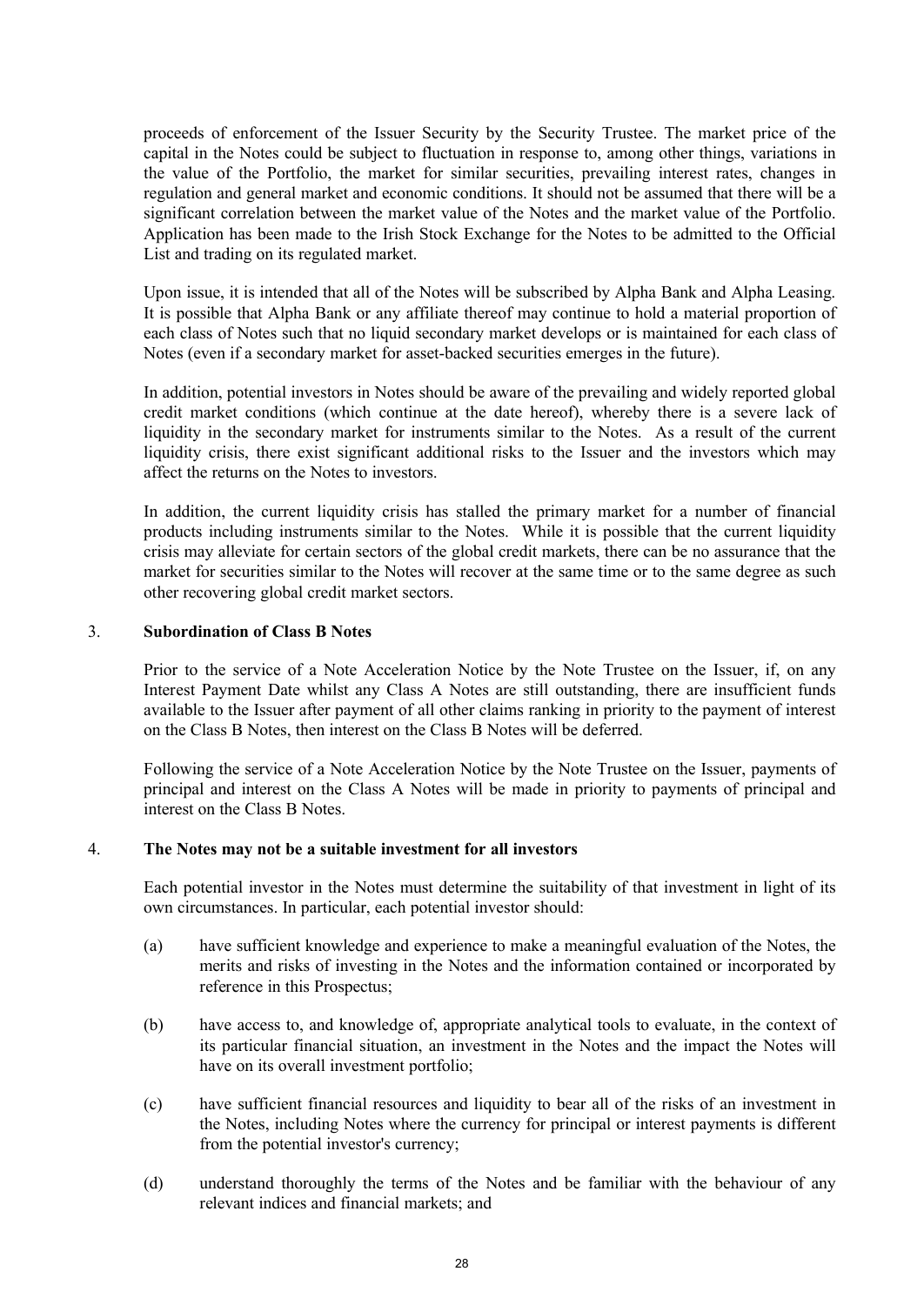proceeds of enforcement of the Issuer Security by the Security Trustee. The market price of the capital in the Notes could be subject to fluctuation in response to, among other things, variations in the value of the Portfolio, the market for similar securities, prevailing interest rates, changes in regulation and general market and economic conditions. It should not be assumed that there will be a significant correlation between the market value of the Notes and the market value of the Portfolio. Application has been made to the Irish Stock Exchange for the Notes to be admitted to the Official List and trading on its regulated market.

Upon issue, it is intended that all of the Notes will be subscribed by Alpha Bank and Alpha Leasing. It is possible that Alpha Bank or any affiliate thereof may continue to hold a material proportion of each class of Notes such that no liquid secondary market develops or is maintained for each class of Notes (even if a secondary market for asset-backed securities emerges in the future).

In addition, potential investors in Notes should be aware of the prevailing and widely reported global credit market conditions (which continue at the date hereof), whereby there is a severe lack of liquidity in the secondary market for instruments similar to the Notes. As a result of the current liquidity crisis, there exist significant additional risks to the Issuer and the investors which may affect the returns on the Notes to investors.

In addition, the current liquidity crisis has stalled the primary market for a number of financial products including instruments similar to the Notes. While it is possible that the current liquidity crisis may alleviate for certain sectors of the global credit markets, there can be no assurance that the market for securities similar to the Notes will recover at the same time or to the same degree as such other recovering global credit market sectors.

## 3. Subordination of Class B Notes

Prior to the service of a Note Acceleration Notice by the Note Trustee on the Issuer, if, on any Interest Payment Date whilst any Class A Notes are still outstanding, there are insufficient funds available to the Issuer after payment of all other claims ranking in priority to the payment of interest on the Class B Notes, then interest on the Class B Notes will be deferred.

Following the service of a Note Acceleration Notice by the Note Trustee on the Issuer, payments of principal and interest on the Class A Notes will be made in priority to payments of principal and interest on the Class B Notes.

## 4. The Notes may not be a suitable investment for all investors

Each potential investor in the Notes must determine the suitability of that investment in light of its own circumstances. In particular, each potential investor should:

(a) have sufficient knowledge and experience to make a meaningful evaluation of the Notes, the merits and risks of investing in the Notes and the information contained or incorporated by reference in this Prospectus;

(b) have access to, and knowledge of, appropriate analytical tools to evaluate, in the context of its particular financial situation, an investment in the Notes and the impact the Notes will have on its overall investment portfolio;

(c) have sufficient financial resources and liquidity to bear all of the risks of an investment in the Notes, including Notes where the currency for principal or interest payments is different from the potential investor's currency;

(d) understand thoroughly the terms of the Notes and be familiar with the behaviour of any relevant indices and financial markets; and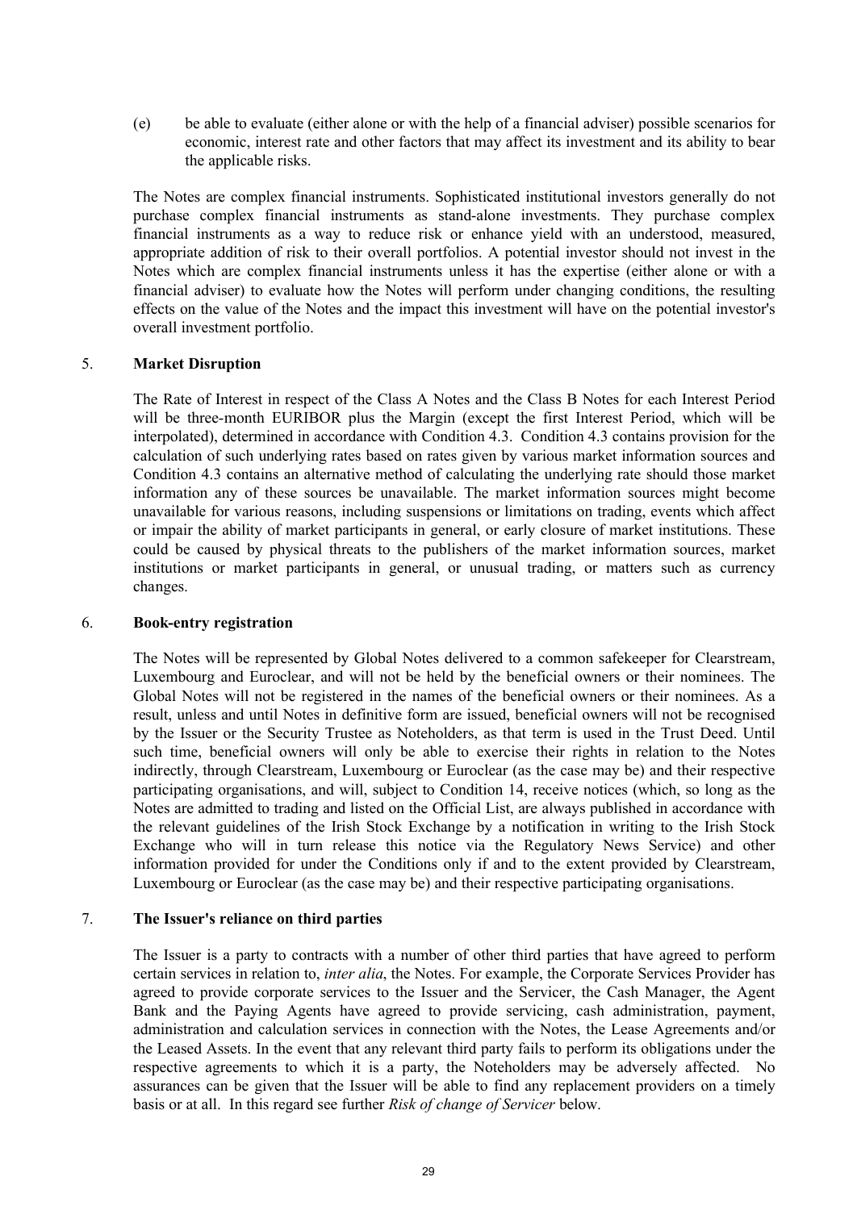(e) be able to evaluate (either alone or with the help of a financial adviser) possible scenarios for economic, interest rate and other factors that may affect its investment and its ability to bear the applicable risks.

The Notes are complex financial instruments. Sophisticated institutional investors generally do not purchase complex financial instruments as stand-alone investments. They purchase complex financial instruments as a way to reduce risk or enhance yield with an understood, measured, appropriate addition of risk to their overall portfolios. A potential investor should not invest in the Notes which are complex financial instruments unless it has the expertise (either alone or with a financial adviser) to evaluate how the Notes will perform under changing conditions, the resulting effects on the value of the Notes and the impact this investment will have on the potential investor's overall investment portfolio.

## 5. **Market Disruption**

The Rate of Interest in respect of the Class A Notes and the Class B Notes for each Interest Period will be three-month EURIBOR plus the Margin (except the first Interest Period, which will be interpolated), determined in accordance with Condition 4.3. Condition 4.3 contains provision for the calculation of such underlying rates based on rates given by various market information sources and Condition 4.3 contains an alternative method of calculating the underlying rate should those market information any of these sources be unavailable. The market information sources might become unavailable for various reasons, including suspensions or limitations on trading, events which affect or impair the ability of market participants in general, or early closure of market institutions. These could be caused by physical threats to the publishers of the market information sources, market institutions or market participants in general, or unusual trading, or matters such as currency changes.

## 6. **Book-entry registration**

The Notes will be represented by Global Notes delivered to a common safekeeper for Clearstream, Luxembourg and Euroclear, and will not be held by the beneficial owners or their nominees. The Global Notes will not be registered in the names of the beneficial owners or their nominees. As a result, unless and until Notes in definitive form are issued, beneficial owners will not be recognised by the Issuer or the Security Trustee as Noteholders, as that term is used in the Trust Deed. Until such time, beneficial owners will only be able to exercise their rights in relation to the Notes indirectly, through Clearstream, Luxembourg or Euroclear (as the case may be) and their respective participating organisations, and will, subject to Condition 14, receive notices (which, so long as the Notes are admitted to trading and listed on the Official List, are always published in accordance with the relevant guidelines of the Irish Stock Exchange by a notification in writing to the Irish Stock Exchange who will in turn release this notice via the Regulatory News Service) and other information provided for under the Conditions only if and to the extent provided by Clearstream, Luxembourg or Euroclear (as the case may be) and their respective participating organisations.

## 7. **The Issuer's reliance on third parties**

The Issuer is a party to contracts with a number of other third parties that have agreed to perform certain services in relation to, *inter alia*, the Notes. For example, the Corporate Services Provider has agreed to provide corporate services to the Issuer and the Servicer, the Cash Manager, the Agent Bank and the Paying Agents have agreed to provide servicing, cash administration, payment, administration and calculation services in connection with the Notes, the Lease Agreements and/or the Leased Assets. In the event that any relevant third party fails to perform its obligations under the respective agreements to which it is a party, the Noteholders may be adversely affected. No assurances can be given that the Issuer will be able to find any replacement providers on a timely basis or at all. In this regard see further *Risk of change of Servicer* below.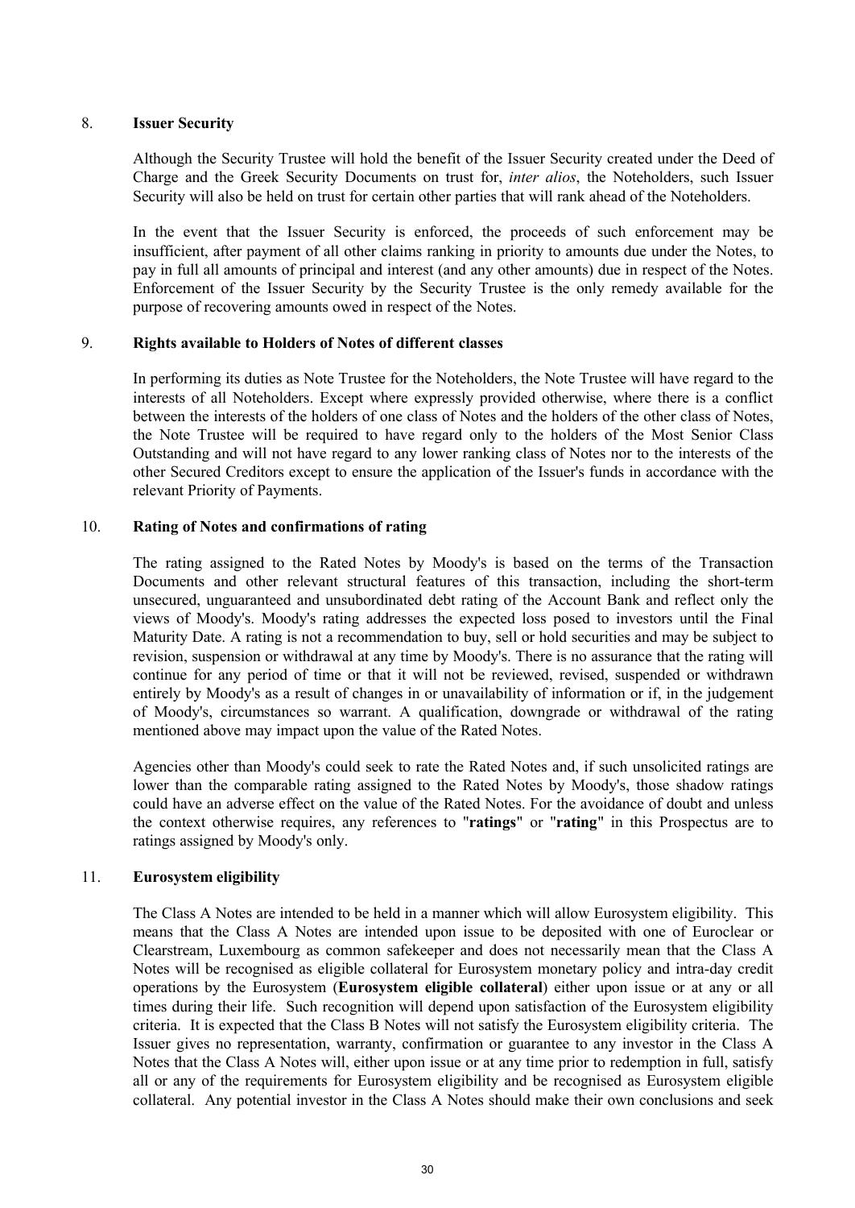## 8. Issuer Security

Although the Security Trustee will hold the benefit of the Issuer Security created under the Deed of Charge and the Greek Security Documents on trust for, *inter alios*, the Noteholders, such Issuer Security will also be held on trust for certain other parties that will rank ahead of the Noteholders.

In the event that the Issuer Security is enforced, the proceeds of such enforcement may be insufficient, after payment of all other claims ranking in priority to amounts due under the Notes, to pay in full all amounts of principal and interest (and any other amounts) due in respect of the Notes. Enforcement of the Issuer Security by the Security Trustee is the only remedy available for the purpose of recovering amounts owed in respect of the Notes.

## 9. Rights available to Holders of Notes of different classes

In performing its duties as Note Trustee for the Noteholders, the Note Trustee will have regard to the interests of all Noteholders. Except where expressly provided otherwise, where there is a conflict between the interests of the holders of one class of Notes and the holders of the other class of Notes, the Note Trustee will be required to have regard only to the holders of the Most Senior Class Outstanding and will not have regard to any lower ranking class of Notes nor to the interests of the other Secured Creditors except to ensure the application of the Issuer's funds in accordance with the relevant Priority of Payments.

## 10. Rating of Notes and confirmations of rating

The rating assigned to the Rated Notes by Moody's is based on the terms of the Transaction Documents and other relevant structural features of this transaction, including the short-term unsecured, unguaranteed and unsubordinated debt rating of the Account Bank and reflect only the views of Moody's. Moody's rating addresses the expected loss posed to investors until the Final Maturity Date. A rating is not a recommendation to buy, sell or hold securities and may be subject to revision, suspension or withdrawal at any time by Moody's. There is no assurance that the rating will continue for any period of time or that it will not be reviewed, revised, suspended or withdrawn entirely by Moody's as a result of changes in or unavailability of information or if, in the judgement of Moody's, circumstances so warrant. A qualification, downgrade or withdrawal of the rating mentioned above may impact upon the value of the Rated Notes.

Agencies other than Moody's could seek to rate the Rated Notes and, if such unsolicited ratings are lower than the comparable rating assigned to the Rated Notes by Moody's, those shadow ratings could have an adverse effect on the value of the Rated Notes. For the avoidance of doubt and unless the context otherwise requires, any references to "**ratings**" or "**rating**" in this Prospectus are to ratings assigned by Moody's only.

## 11. Eurosystem eligibility

The Class A Notes are intended to be held in a manner which will allow Eurosystem eligibility. This means that the Class A Notes are intended upon issue to be deposited with one of Euroclear or Clearstream, Luxembourg as common safekeeper and does not necessarily mean that the Class A Notes will be recognised as eligible collateral for Eurosystem monetary policy and intra-day credit operations by the Eurosystem (**Eurosystem eligible collateral**) either upon issue or at any or all times during their life. Such recognition will depend upon satisfaction of the Eurosystem eligibility criteria. It is expected that the Class B Notes will not satisfy the Eurosystem eligibility criteria. The Issuer gives no representation, warranty, confirmation or guarantee to any investor in the Class A Notes that the Class A Notes will, either upon issue or at any time prior to redemption in full, satisfy all or any of the requirements for Eurosystem eligibility and be recognised as Eurosystem eligible collateral. Any potential investor in the Class A Notes should make their own conclusions and seek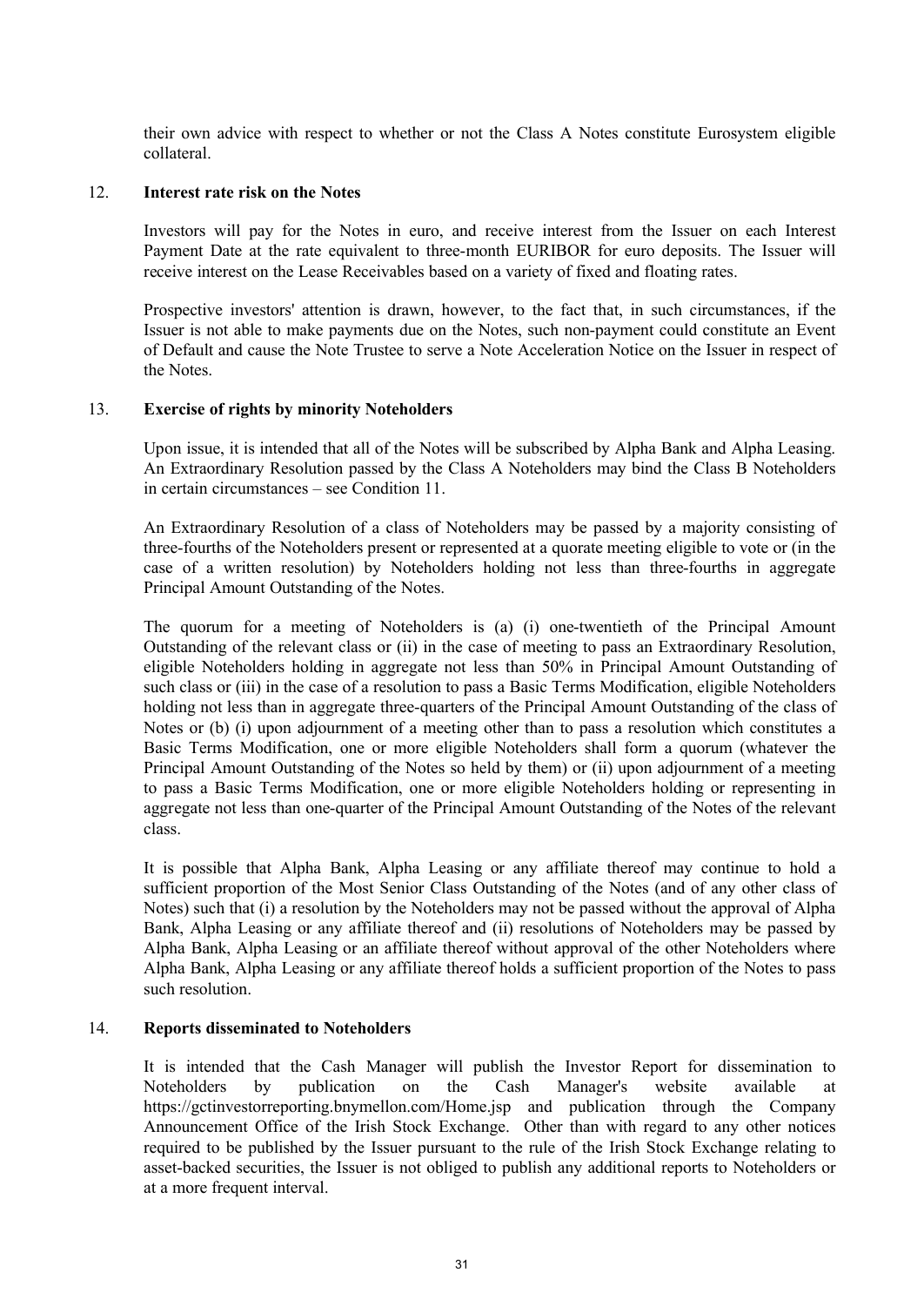their own advice with respect to whether or not the Class A Notes constitute Eurosystem eligible collateral.

12. **Interest rate risk on the Notes**

Investors will pay for the Notes in euro, and receive interest from the Issuer on each Interest Payment Date at the rate equivalent to three-month EURIBOR for euro deposits. The Issuer will receive interest on the Lease Receivables based on a variety of fixed and floating rates.

Prospective investors' attention is drawn, however, to the fact that, in such circumstances, if the Issuer is not able to make payments due on the Notes, such non-payment could constitute an Event of Default and cause the Note Trustee to serve a Note Acceleration Notice on the Issuer in respect of the Notes.

13. **Exercise of rights by minority Noteholders**

Upon issue, it is intended that all of the Notes will be subscribed by Alpha Bank and Alpha Leasing. An Extraordinary Resolution passed by the Class A Noteholders may bind the Class B Noteholders in certain circumstances – see Condition 11.

An Extraordinary Resolution of a class of Noteholders may be passed by a majority consisting of three-fourths of the Noteholders present or represented at a quorate meeting eligible to vote or (in the case of a written resolution) by Noteholders holding not less than three-fourths in aggregate Principal Amount Outstanding of the Notes.

The quorum for a meeting of Noteholders is (a) (i) one-twentieth of the Principal Amount Outstanding of the relevant class or (ii) in the case of meeting to pass an Extraordinary Resolution, eligible Noteholders holding in aggregate not less than 50% in Principal Amount Outstanding of such class or (iii) in the case of a resolution to pass a Basic Terms Modification, eligible Noteholders holding not less than in aggregate three-quarters of the Principal Amount Outstanding of the class of Notes or (b) (i) upon adjournment of a meeting other than to pass a resolution which constitutes a Basic Terms Modification, one or more eligible Noteholders shall form a quorum (whatever the Principal Amount Outstanding of the Notes so held by them) or (ii) upon adjournment of a meeting to pass a Basic Terms Modification, one or more eligible Noteholders holding or representing in aggregate not less than one-quarter of the Principal Amount Outstanding of the Notes of the relevant class.

It is possible that Alpha Bank, Alpha Leasing or any affiliate thereof may continue to hold a sufficient proportion of the Most Senior Class Outstanding of the Notes (and of any other class of Notes) such that (i) a resolution by the Noteholders may not be passed without the approval of Alpha Bank, Alpha Leasing or any affiliate thereof and (ii) resolutions of Noteholders may be passed by Alpha Bank, Alpha Leasing or an affiliate thereof without approval of the other Noteholders where Alpha Bank, Alpha Leasing or any affiliate thereof holds a sufficient proportion of the Notes to pass such resolution.

14. **Reports disseminated to Noteholders**

It is intended that the Cash Manager will publish the Investor Report for dissemination to Noteholders by publication on the Cash Manager's website available at https://gctinvestorreporting.bnymellon.com/Home.jsp and publication through the Company Announcement Office of the Irish Stock Exchange. Other than with regard to any other notices required to be published by the Issuer pursuant to the rule of the Irish Stock Exchange relating to asset-backed securities, the Issuer is not obliged to publish any additional reports to Noteholders or at a more frequent interval.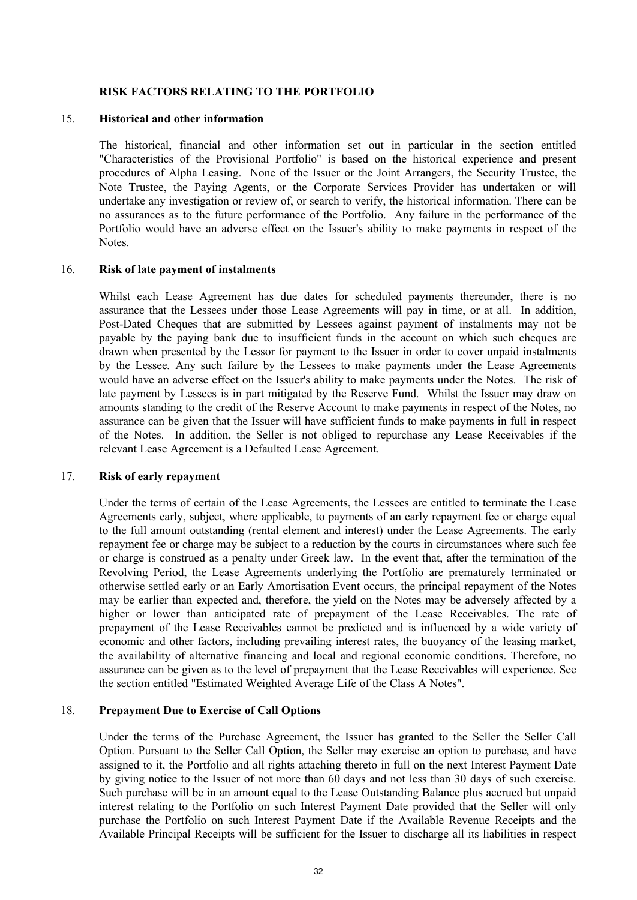## RISK FACTORS RELATING TO THE PORTFOLIO

15. **Historical and other information**

The historical, financial and other information set out in particular in the section entitled "Characteristics of the Provisional Portfolio" is based on the historical experience and present procedures of Alpha Leasing. None of the Issuer or the Joint Arrangers, the Security Trustee, the Note Trustee, the Paying Agents, or the Corporate Services Provider has undertaken or will undertake any investigation or review of, or search to verify, the historical information. There can be no assurances as to the future performance of the Portfolio. Any failure in the performance of the Portfolio would have an adverse effect on the Issuer's ability to make payments in respect of the Notes.

16. **Risk of late payment of instalments**

Whilst each Lease Agreement has due dates for scheduled payments thereunder, there is no assurance that the Lessees under those Lease Agreements will pay in time, or at all. In addition, Post-Dated Cheques that are submitted by Lessees against payment of instalments may not be payable by the paying bank due to insufficient funds in the account on which such cheques are drawn when presented by the Lessor for payment to the Issuer in order to cover unpaid instalments by the Lessee. Any such failure by the Lessees to make payments under the Lease Agreements would have an adverse effect on the Issuer's ability to make payments under the Notes. The risk of late payment by Lessees is in part mitigated by the Reserve Fund. Whilst the Issuer may draw on amounts standing to the credit of the Reserve Account to make payments in respect of the Notes, no assurance can be given that the Issuer will have sufficient funds to make payments in full in respect of the Notes. In addition, the Seller is not obliged to repurchase any Lease Receivables if the relevant Lease Agreement is a Defaulted Lease Agreement.

17. **Risk of early repayment**

Under the terms of certain of the Lease Agreements, the Lessees are entitled to terminate the Lease Agreements early, subject, where applicable, to payments of an early repayment fee or charge equal to the full amount outstanding (rental element and interest) under the Lease Agreements. The early repayment fee or charge may be subject to a reduction by the courts in circumstances where such fee or charge is construed as a penalty under Greek law. In the event that, after the termination of the Revolving Period, the Lease Agreements underlying the Portfolio are prematurely terminated or otherwise settled early or an Early Amortisation Event occurs, the principal repayment of the Notes may be earlier than expected and, therefore, the yield on the Notes may be adversely affected by a higher or lower than anticipated rate of prepayment of the Lease Receivables. The rate of prepayment of the Lease Receivables cannot be predicted and is influenced by a wide variety of economic and other factors, including prevailing interest rates, the buoyancy of the leasing market, the availability of alternative financing and local and regional economic conditions. Therefore, no assurance can be given as to the level of prepayment that the Lease Receivables will experience. See the section entitled "Estimated Weighted Average Life of the Class A Notes".

18. **Prepayment Due to Exercise of Call Options**

Under the terms of the Purchase Agreement, the Issuer has granted to the Seller the Seller Call Option. Pursuant to the Seller Call Option, the Seller may exercise an option to purchase, and have assigned to it, the Portfolio and all rights attaching thereto in full on the next Interest Payment Date by giving notice to the Issuer of not more than 60 days and not less than 30 days of such exercise. Such purchase will be in an amount equal to the Lease Outstanding Balance plus accrued but unpaid interest relating to the Portfolio on such Interest Payment Date provided that the Seller will only purchase the Portfolio on such Interest Payment Date if the Available Revenue Receipts and the Available Principal Receipts will be sufficient for the Issuer to discharge all its liabilities in respect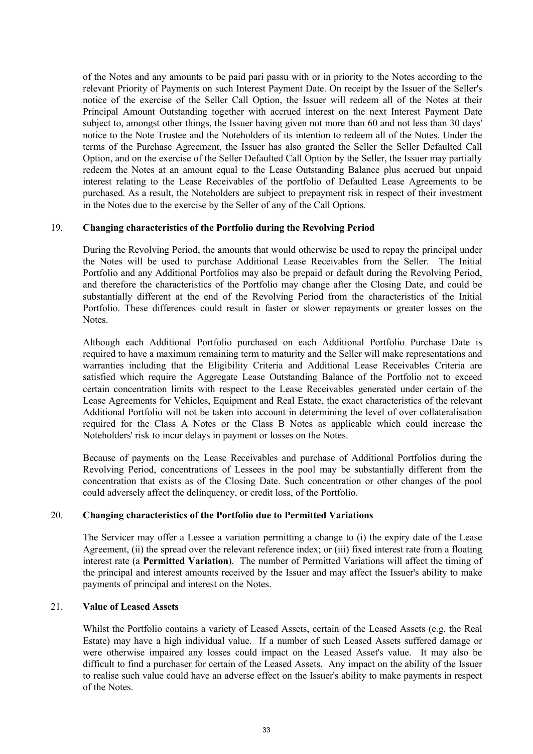of the Notes and any amounts to be paid pari passu with or in priority to the Notes according to the relevant Priority of Payments on such Interest Payment Date. On receipt by the Issuer of the Seller's notice of the exercise of the Seller Call Option, the Issuer will redeem all of the Notes at their Principal Amount Outstanding together with accrued interest on the next Interest Payment Date subject to, amongst other things, the Issuer having given not more than 60 and not less than 30 days' notice to the Note Trustee and the Noteholders of its intention to redeem all of the Notes. Under the terms of the Purchase Agreement, the Issuer has also granted the Seller the Seller Defaulted Call Option, and on the exercise of the Seller Defaulted Call Option by the Seller, the Issuer may partially redeem the Notes at an amount equal to the Lease Outstanding Balance plus accrued but unpaid interest relating to the Lease Receivables of the portfolio of Defaulted Lease Agreements to be purchased. As a result, the Noteholders are subject to prepayment risk in respect of their investment in the Notes due to the exercise by the Seller of any of the Call Options.

## 19. Changing characteristics of the Portfolio during the Revolving Period

During the Revolving Period, the amounts that would otherwise be used to repay the principal under the Notes will be used to purchase Additional Lease Receivables from the Seller. The Initial Portfolio and any Additional Portfolios may also be prepaid or default during the Revolving Period, and therefore the characteristics of the Portfolio may change after the Closing Date, and could be substantially different at the end of the Revolving Period from the characteristics of the Initial Portfolio. These differences could result in faster or slower repayments or greater losses on the Notes.

Although each Additional Portfolio purchased on each Additional Portfolio Purchase Date is required to have a maximum remaining term to maturity and the Seller will make representations and warranties including that the Eligibility Criteria and Additional Lease Receivables Criteria are satisfied which require the Aggregate Lease Outstanding Balance of the Portfolio not to exceed certain concentration limits with respect to the Lease Receivables generated under certain of the Lease Agreements for Vehicles, Equipment and Real Estate, the exact characteristics of the relevant Additional Portfolio will not be taken into account in determining the level of over collateralisation required for the Class A Notes or the Class B Notes as applicable which could increase the Noteholders' risk to incur delays in payment or losses on the Notes.

Because of payments on the Lease Receivables and purchase of Additional Portfolios during the Revolving Period, concentrations of Lessees in the pool may be substantially different from the concentration that exists as of the Closing Date. Such concentration or other changes of the pool could adversely affect the delinquency, or credit loss, of the Portfolio.

## 20. Changing characteristics of the Portfolio due to Permitted Variations

The Servicer may offer a Lessee a variation permitting a change to (i) the expiry date of the Lease Agreement, (ii) the spread over the relevant reference index; or (iii) fixed interest rate from a floating interest rate (a **Permitted Variation**). The number of Permitted Variations will affect the timing of the principal and interest amounts received by the Issuer and may affect the Issuer's ability to make payments of principal and interest on the Notes.

## 21. Value of Leased Assets

Whilst the Portfolio contains a variety of Leased Assets, certain of the Leased Assets (e.g. the Real Estate) may have a high individual value. If a number of such Leased Assets suffered damage or were otherwise impaired any losses could impact on the Leased Asset's value. It may also be difficult to find a purchaser for certain of the Leased Assets. Any impact on the ability of the Issuer to realise such value could have an adverse effect on the Issuer's ability to make payments in respect of the Notes.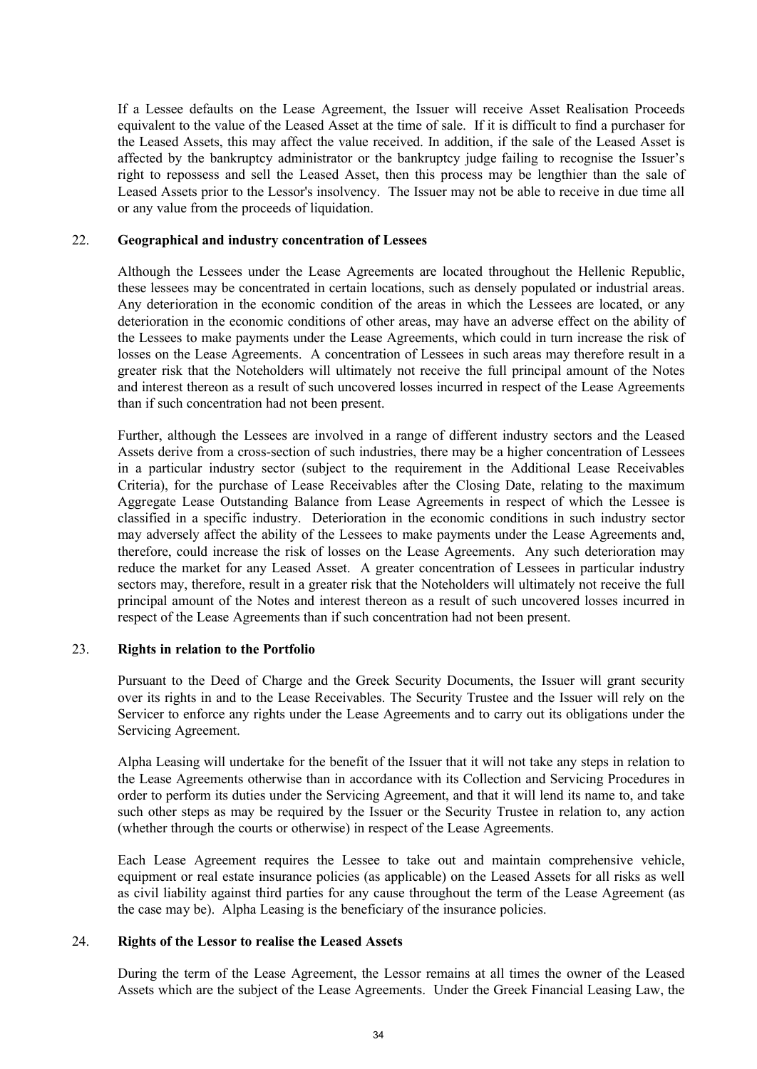If a Lessee defaults on the Lease Agreement, the Issuer will receive Asset Realisation Proceeds equivalent to the value of the Leased Asset at the time of sale. If it is difficult to find a purchaser for the Leased Assets, this may affect the value received. In addition, if the sale of the Leased Asset is affected by the bankruptcy administrator or the bankruptcy judge failing to recognise the Issuer's right to repossess and sell the Leased Asset, then this process may be lengthier than the sale of Leased Assets prior to the Lessor's insolvency. The Issuer may not be able to receive in due time all or any value from the proceeds of liquidation.

## 22. Geographical and industry concentration of Lessees

Although the Lessees under the Lease Agreements are located throughout the Hellenic Republic, these lessees may be concentrated in certain locations, such as densely populated or industrial areas. Any deterioration in the economic condition of the areas in which the Lessees are located, or any deterioration in the economic conditions of other areas, may have an adverse effect on the ability of the Lessees to make payments under the Lease Agreements, which could in turn increase the risk of losses on the Lease Agreements. A concentration of Lessees in such areas may therefore result in a greater risk that the Noteholders will ultimately not receive the full principal amount of the Notes and interest thereon as a result of such uncovered losses incurred in respect of the Lease Agreements than if such concentration had not been present.

Further, although the Lessees are involved in a range of different industry sectors and the Leased Assets derive from a cross-section of such industries, there may be a higher concentration of Lessees in a particular industry sector (subject to the requirement in the Additional Lease Receivables Criteria), for the purchase of Lease Receivables after the Closing Date, relating to the maximum Aggregate Lease Outstanding Balance from Lease Agreements in respect of which the Lessee is classified in a specific industry. Deterioration in the economic conditions in such industry sector may adversely affect the ability of the Lessees to make payments under the Lease Agreements and, therefore, could increase the risk of losses on the Lease Agreements. Any such deterioration may reduce the market for any Leased Asset. A greater concentration of Lessees in particular industry sectors may, therefore, result in a greater risk that the Noteholders will ultimately not receive the full principal amount of the Notes and interest thereon as a result of such uncovered losses incurred in respect of the Lease Agreements than if such concentration had not been present.

## 23. Rights in relation to the Portfolio

Pursuant to the Deed of Charge and the Greek Security Documents, the Issuer will grant security over its rights in and to the Lease Receivables. The Security Trustee and the Issuer will rely on the Servicer to enforce any rights under the Lease Agreements and to carry out its obligations under the Servicing Agreement.

Alpha Leasing will undertake for the benefit of the Issuer that it will not take any steps in relation to the Lease Agreements otherwise than in accordance with its Collection and Servicing Procedures in order to perform its duties under the Servicing Agreement, and that it will lend its name to, and take such other steps as may be required by the Issuer or the Security Trustee in relation to, any action (whether through the courts or otherwise) in respect of the Lease Agreements.

Each Lease Agreement requires the Lessee to take out and maintain comprehensive vehicle, equipment or real estate insurance policies (as applicable) on the Leased Assets for all risks as well as civil liability against third parties for any cause throughout the term of the Lease Agreement (as the case may be). Alpha Leasing is the beneficiary of the insurance policies.

## 24. Rights of the Lessor to realise the Leased Assets

During the term of the Lease Agreement, the Lessor remains at all times the owner of the Leased Assets which are the subject of the Lease Agreements. Under the Greek Financial Leasing Law, the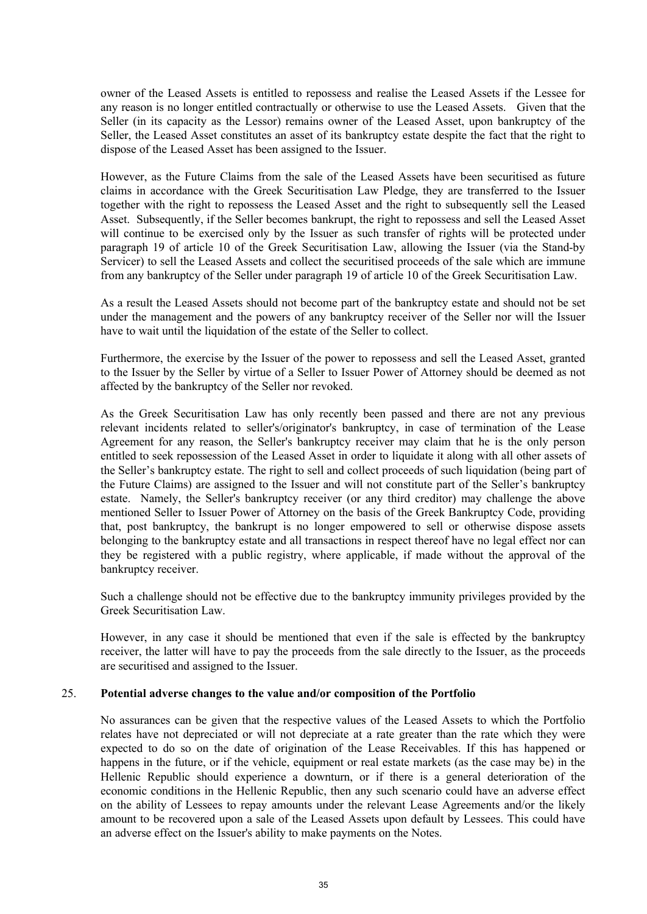owner of the Leased Assets is entitled to repossess and realise the Leased Assets if the Lessee for any reason is no longer entitled contractually or otherwise to use the Leased Assets. Given that the Seller (in its capacity as the Lessor) remains owner of the Leased Asset, upon bankruptcy of the Seller, the Leased Asset constitutes an asset of its bankruptcy estate despite the fact that the right to dispose of the Leased Asset has been assigned to the Issuer.

However, as the Future Claims from the sale of the Leased Assets have been securitised as future claims in accordance with the Greek Securitisation Law Pledge, they are transferred to the Issuer together with the right to repossess the Leased Asset and the right to subsequently sell the Leased Asset. Subsequently, if the Seller becomes bankrupt, the right to repossess and sell the Leased Asset will continue to be exercised only by the Issuer as such transfer of rights will be protected under paragraph 19 of article 10 of the Greek Securitisation Law, allowing the Issuer (via the Stand-by Servicer) to sell the Leased Assets and collect the securitised proceeds of the sale which are immune from any bankruptcy of the Seller under paragraph 19 of article 10 of the Greek Securitisation Law.

As a result the Leased Assets should not become part of the bankruptcy estate and should not be set under the management and the powers of any bankruptcy receiver of the Seller nor will the Issuer have to wait until the liquidation of the estate of the Seller to collect.

Furthermore, the exercise by the Issuer of the power to repossess and sell the Leased Asset, granted to the Issuer by the Seller by virtue of a Seller to Issuer Power of Attorney should be deemed as not affected by the bankruptcy of the Seller nor revoked.

As the Greek Securitisation Law has only recently been passed and there are not any previous relevant incidents related to seller's/originator's bankruptcy, in case of termination of the Lease Agreement for any reason, the Seller's bankruptcy receiver may claim that he is the only person entitled to seek repossession of the Leased Asset in order to liquidate it along with all other assets of the Seller's bankruptcy estate. The right to sell and collect proceeds of such liquidation (being part of the Future Claims) are assigned to the Issuer and will not constitute part of the Seller's bankruptcy estate. Namely, the Seller's bankruptcy receiver (or any third creditor) may challenge the above mentioned Seller to Issuer Power of Attorney on the basis of the Greek Bankruptcy Code, providing that, post bankruptcy, the bankrupt is no longer empowered to sell or otherwise dispose assets belonging to the bankruptcy estate and all transactions in respect thereof have no legal effect nor can they be registered with a public registry, where applicable, if made without the approval of the bankruptcy receiver.

Such a challenge should not be effective due to the bankruptcy immunity privileges provided by the Greek Securitisation Law.

However, in any case it should be mentioned that even if the sale is effected by the bankruptcy receiver, the latter will have to pay the proceeds from the sale directly to the Issuer, as the proceeds are securitised and assigned to the Issuer.

## 25. **Potential adverse changes to the value and/or composition of the Portfolio**

No assurances can be given that the respective values of the Leased Assets to which the Portfolio relates have not depreciated or will not depreciate at a rate greater than the rate which they were expected to do so on the date of origination of the Lease Receivables. If this has happened or happens in the future, or if the vehicle, equipment or real estate markets (as the case may be) in the Hellenic Republic should experience a downturn, or if there is a general deterioration of the economic conditions in the Hellenic Republic, then any such scenario could have an adverse effect on the ability of Lessees to repay amounts under the relevant Lease Agreements and/or the likely amount to be recovered upon a sale of the Leased Assets upon default by Lessees. This could have an adverse effect on the Issuer's ability to make payments on the Notes.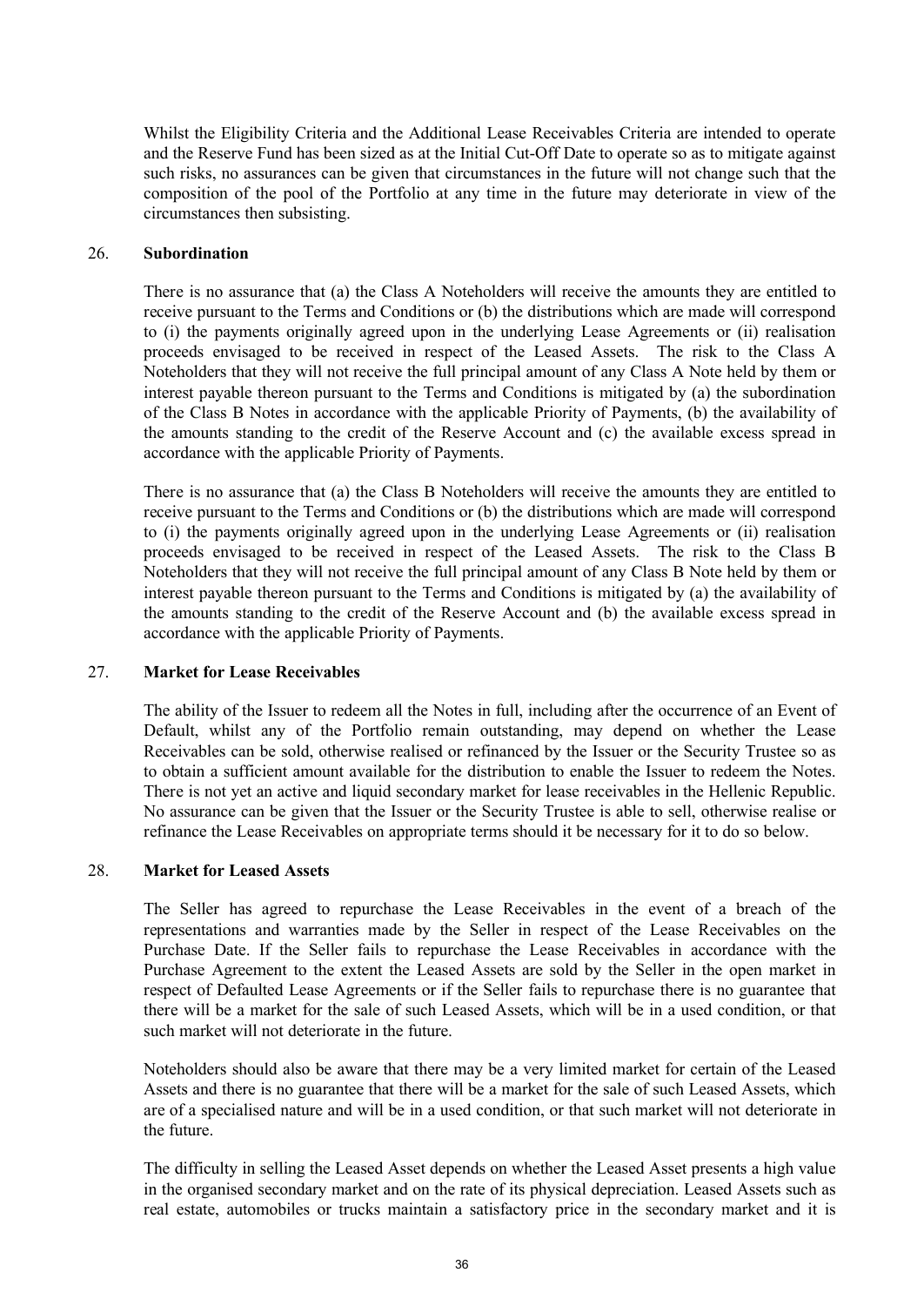Whilst the Eligibility Criteria and the Additional Lease Receivables Criteria are intended to operate and the Reserve Fund has been sized as at the Initial Cut-Off Date to operate so as to mitigate against such risks, no assurances can be given that circumstances in the future will not change such that the composition of the pool of the Portfolio at any time in the future may deteriorate in view of the circumstances then subsisting.

## 26. **Subordination**

There is no assurance that (a) the Class A Noteholders will receive the amounts they are entitled to receive pursuant to the Terms and Conditions or (b) the distributions which are made will correspond to (i) the payments originally agreed upon in the underlying Lease Agreements or (ii) realisation proceeds envisaged to be received in respect of the Leased Assets. The risk to the Class A Noteholders that they will not receive the full principal amount of any Class A Note held by them or interest payable thereon pursuant to the Terms and Conditions is mitigated by (a) the subordination of the Class B Notes in accordance with the applicable Priority of Payments, (b) the availability of the amounts standing to the credit of the Reserve Account and (c) the available excess spread in accordance with the applicable Priority of Payments.

There is no assurance that (a) the Class B Noteholders will receive the amounts they are entitled to receive pursuant to the Terms and Conditions or (b) the distributions which are made will correspond to (i) the payments originally agreed upon in the underlying Lease Agreements or (ii) realisation proceeds envisaged to be received in respect of the Leased Assets. The risk to the Class B Noteholders that they will not receive the full principal amount of any Class B Note held by them or interest payable thereon pursuant to the Terms and Conditions is mitigated by (a) the availability of the amounts standing to the credit of the Reserve Account and (b) the available excess spread in accordance with the applicable Priority of Payments.

## 27. **Market for Lease Receivables**

The ability of the Issuer to redeem all the Notes in full, including after the occurrence of an Event of Default, whilst any of the Portfolio remain outstanding, may depend on whether the Lease Receivables can be sold, otherwise realised or refinanced by the Issuer or the Security Trustee so as to obtain a sufficient amount available for the distribution to enable the Issuer to redeem the Notes. There is not yet an active and liquid secondary market for lease receivables in the Hellenic Republic. No assurance can be given that the Issuer or the Security Trustee is able to sell, otherwise realise or refinance the Lease Receivables on appropriate terms should it be necessary for it to do so below.

## 28. **Market for Leased Assets**

The Seller has agreed to repurchase the Lease Receivables in the event of a breach of the representations and warranties made by the Seller in respect of the Lease Receivables on the Purchase Date. If the Seller fails to repurchase the Lease Receivables in accordance with the Purchase Agreement to the extent the Leased Assets are sold by the Seller in the open market in respect of Defaulted Lease Agreements or if the Seller fails to repurchase there is no guarantee that there will be a market for the sale of such Leased Assets, which will be in a used condition, or that such market will not deteriorate in the future.

Noteholders should also be aware that there may be a very limited market for certain of the Leased Assets and there is no guarantee that there will be a market for the sale of such Leased Assets, which are of a specialised nature and will be in a used condition, or that such market will not deteriorate in the future.

The difficulty in selling the Leased Asset depends on whether the Leased Asset presents a high value in the organised secondary market and on the rate of its physical depreciation. Leased Assets such as real estate, automobiles or trucks maintain a satisfactory price in the secondary market and it is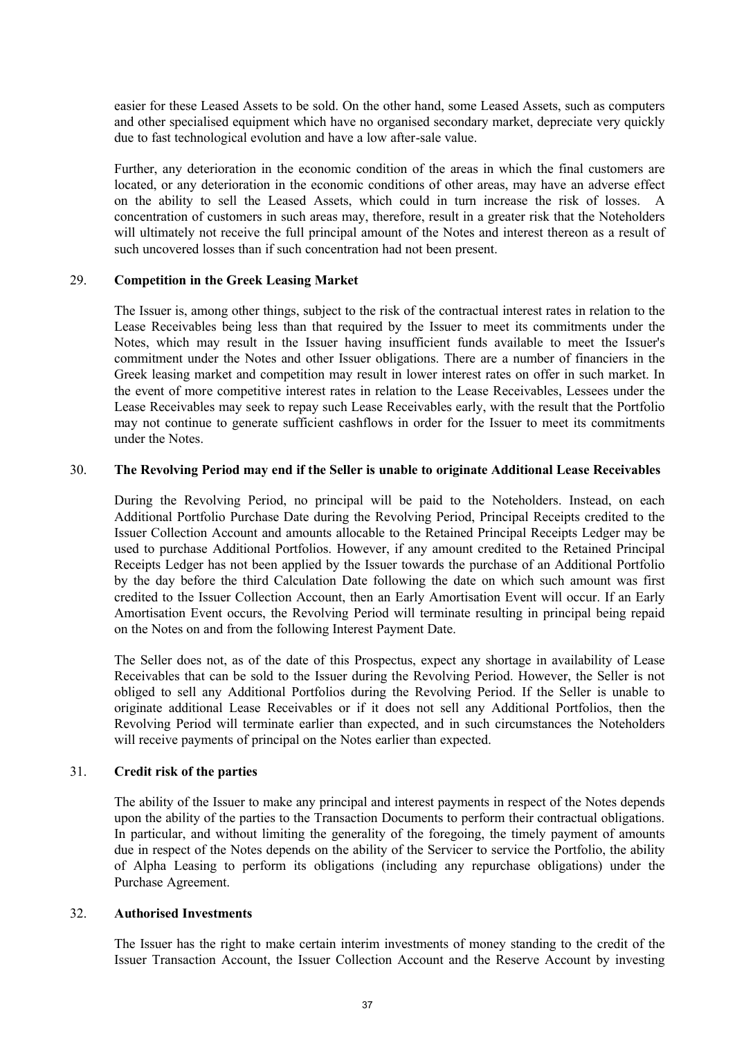easier for these Leased Assets to be sold. On the other hand, some Leased Assets, such as computers and other specialised equipment which have no organised secondary market, depreciate very quickly due to fast technological evolution and have a low after-sale value.

Further, any deterioration in the economic condition of the areas in which the final customers are located, or any deterioration in the economic conditions of other areas, may have an adverse effect on the ability to sell the Leased Assets, which could in turn increase the risk of losses. A concentration of customers in such areas may, therefore, result in a greater risk that the Noteholders will ultimately not receive the full principal amount of the Notes and interest thereon as a result of such uncovered losses than if such concentration had not been present.

## 29. Competition in the Greek Leasing Market

The Issuer is, among other things, subject to the risk of the contractual interest rates in relation to the Lease Receivables being less than that required by the Issuer to meet its commitments under the Notes, which may result in the Issuer having insufficient funds available to meet the Issuer's commitment under the Notes and other Issuer obligations. There are a number of financiers in the Greek leasing market and competition may result in lower interest rates on offer in such market. In the event of more competitive interest rates in relation to the Lease Receivables, Lessees under the Lease Receivables may seek to repay such Lease Receivables early, with the result that the Portfolio may not continue to generate sufficient cashflows in order for the Issuer to meet its commitments under the Notes.

## 30. The Revolving Period may end if the Seller is unable to originate Additional Lease Receivables

During the Revolving Period, no principal will be paid to the Noteholders. Instead, on each Additional Portfolio Purchase Date during the Revolving Period, Principal Receipts credited to the Issuer Collection Account and amounts allocable to the Retained Principal Receipts Ledger may be used to purchase Additional Portfolios. However, if any amount credited to the Retained Principal Receipts Ledger has not been applied by the Issuer towards the purchase of an Additional Portfolio by the day before the third Calculation Date following the date on which such amount was first credited to the Issuer Collection Account, then an Early Amortisation Event will occur. If an Early Amortisation Event occurs, the Revolving Period will terminate resulting in principal being repaid on the Notes on and from the following Interest Payment Date.

The Seller does not, as of the date of this Prospectus, expect any shortage in availability of Lease Receivables that can be sold to the Issuer during the Revolving Period. However, the Seller is not obliged to sell any Additional Portfolios during the Revolving Period. If the Seller is unable to originate additional Lease Receivables or if it does not sell any Additional Portfolios, then the Revolving Period will terminate earlier than expected, and in such circumstances the Noteholders will receive payments of principal on the Notes earlier than expected.

## 31. Credit risk of the parties

The ability of the Issuer to make any principal and interest payments in respect of the Notes depends upon the ability of the parties to the Transaction Documents to perform their contractual obligations. In particular, and without limiting the generality of the foregoing, the timely payment of amounts due in respect of the Notes depends on the ability of the Servicer to service the Portfolio, the ability of Alpha Leasing to perform its obligations (including any repurchase obligations) under the Purchase Agreement.

## 32. Authorised Investments

The Issuer has the right to make certain interim investments of money standing to the credit of the Issuer Transaction Account, the Issuer Collection Account and the Reserve Account by investing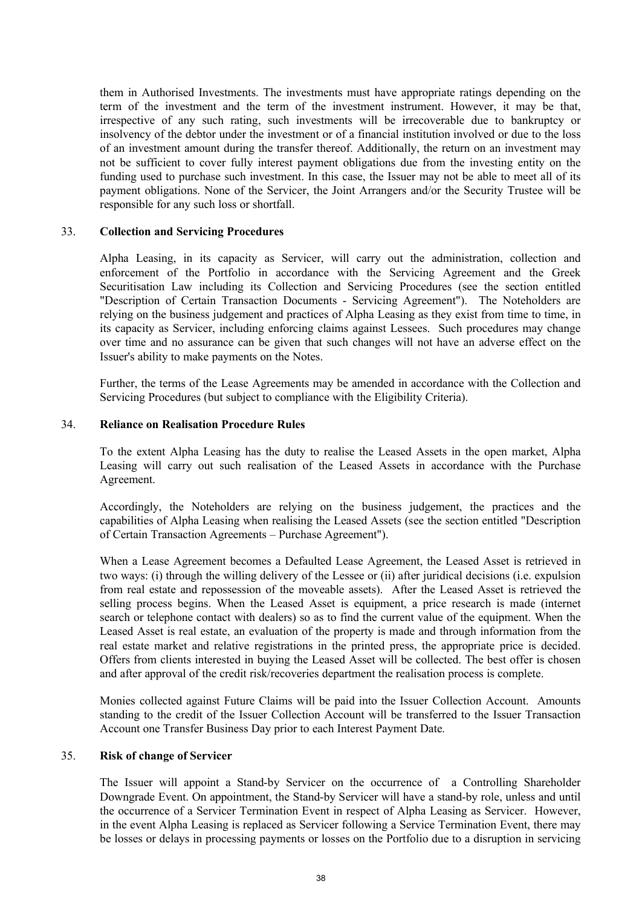them in Authorised Investments. The investments must have appropriate ratings depending on the term of the investment and the term of the investment instrument. However, it may be that, irrespective of any such rating, such investments will be irrecoverable due to bankruptcy or insolvency of the debtor under the investment or of a financial institution involved or due to the loss of an investment amount during the transfer thereof. Additionally, the return on an investment may not be sufficient to cover fully interest payment obligations due from the investing entity on the funding used to purchase such investment. In this case, the Issuer may not be able to meet all of its payment obligations. None of the Servicer, the Joint Arrangers and/or the Security Trustee will be responsible for any such loss or shortfall.

## 33. Collection and Servicing Procedures

Alpha Leasing, in its capacity as Servicer, will carry out the administration, collection and enforcement of the Portfolio in accordance with the Servicing Agreement and the Greek Securitisation Law including its Collection and Servicing Procedures (see the section entitled "Description of Certain Transaction Documents - Servicing Agreement"). The Noteholders are relying on the business judgement and practices of Alpha Leasing as they exist from time to time, in its capacity as Servicer, including enforcing claims against Lessees. Such procedures may change over time and no assurance can be given that such changes will not have an adverse effect on the Issuer's ability to make payments on the Notes.

Further, the terms of the Lease Agreements may be amended in accordance with the Collection and Servicing Procedures (but subject to compliance with the Eligibility Criteria).

## 34. Reliance on Realisation Procedure Rules

To the extent Alpha Leasing has the duty to realise the Leased Assets in the open market, Alpha Leasing will carry out such realisation of the Leased Assets in accordance with the Purchase Agreement.

Accordingly, the Noteholders are relying on the business judgement, the practices and the capabilities of Alpha Leasing when realising the Leased Assets (see the section entitled "Description of Certain Transaction Agreements – Purchase Agreement").

When a Lease Agreement becomes a Defaulted Lease Agreement, the Leased Asset is retrieved in two ways: (i) through the willing delivery of the Lessee or (ii) after juridical decisions (i.e. expulsion from real estate and repossession of the moveable assets). After the Leased Asset is retrieved the selling process begins. When the Leased Asset is equipment, a price research is made (internet search or telephone contact with dealers) so as to find the current value of the equipment. When the Leased Asset is real estate, an evaluation of the property is made and through information from the real estate market and relative registrations in the printed press, the appropriate price is decided. Offers from clients interested in buying the Leased Asset will be collected. The best offer is chosen and after approval of the credit risk/recoveries department the realisation process is complete.

Monies collected against Future Claims will be paid into the Issuer Collection Account. Amounts standing to the credit of the Issuer Collection Account will be transferred to the Issuer Transaction Account one Transfer Business Day prior to each Interest Payment Date.

## 35. Risk of change of Servicer

The Issuer will appoint a Stand-by Servicer on the occurrence of a Controlling Shareholder Downgrade Event. On appointment, the Stand-by Servicer will have a stand-by role, unless and until the occurrence of a Servicer Termination Event in respect of Alpha Leasing as Servicer. However, in the event Alpha Leasing is replaced as Servicer following a Service Termination Event, there may be losses or delays in processing payments or losses on the Portfolio due to a disruption in servicing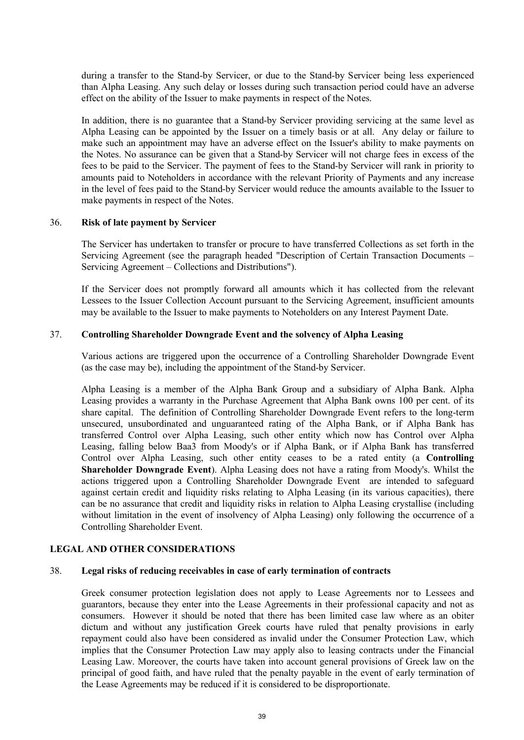during a transfer to the Stand-by Servicer, or due to the Stand-by Servicer being less experienced than Alpha Leasing. Any such delay or losses during such transaction period could have an adverse effect on the ability of the Issuer to make payments in respect of the Notes.

In addition, there is no guarantee that a Stand-by Servicer providing servicing at the same level as Alpha Leasing can be appointed by the Issuer on a timely basis or at all. Any delay or failure to make such an appointment may have an adverse effect on the Issuer's ability to make payments on the Notes. No assurance can be given that a Stand-by Servicer will not charge fees in excess of the fees to be paid to the Servicer. The payment of fees to the Stand-by Servicer will rank in priority to amounts paid to Noteholders in accordance with the relevant Priority of Payments and any increase in the level of fees paid to the Stand-by Servicer would reduce the amounts available to the Issuer to make payments in respect of the Notes.

### 36. Risk of late payment by Servicer

The Servicer has undertaken to transfer or procure to have transferred Collections as set forth in the Servicing Agreement (see the paragraph headed "Description of Certain Transaction Documents – Servicing Agreement – Collections and Distributions").

If the Servicer does not promptly forward all amounts which it has collected from the relevant Lessees to the Issuer Collection Account pursuant to the Servicing Agreement, insufficient amounts may be available to the Issuer to make payments to Noteholders on any Interest Payment Date.

### 37. Controlling Shareholder Downgrade Event and the solvency of Alpha Leasing

Various actions are triggered upon the occurrence of a Controlling Shareholder Downgrade Event (as the case may be), including the appointment of the Stand-by Servicer.

Alpha Leasing is a member of the Alpha Bank Group and a subsidiary of Alpha Bank. Alpha Leasing provides a warranty in the Purchase Agreement that Alpha Bank owns 100 per cent. of its share capital. The definition of Controlling Shareholder Downgrade Event refers to the long-term unsecured, unsubordinated and unguaranteed rating of the Alpha Bank, or if Alpha Bank has transferred Control over Alpha Leasing, such other entity which now has Control over Alpha Leasing, falling below Baa3 from Moody's or if Alpha Bank, or if Alpha Bank has transferred Control over Alpha Leasing, such other entity ceases to be a rated entity (a **Controlling Shareholder Downgrade Event**). Alpha Leasing does not have a rating from Moody's. Whilst the actions triggered upon a Controlling Shareholder Downgrade Event are intended to safeguard against certain credit and liquidity risks relating to Alpha Leasing (in its various capacities), there can be no assurance that credit and liquidity risks in relation to Alpha Leasing crystallise (including without limitation in the event of insolvency of Alpha Leasing) only following the occurrence of a Controlling Shareholder Event.

## LEGAL AND OTHER CONSIDERATIONS

### 38. Legal risks of reducing receivables in case of early termination of contracts

Greek consumer protection legislation does not apply to Lease Agreements nor to Lessees and guarantors, because they enter into the Lease Agreements in their professional capacity and not as consumers. However it should be noted that there has been limited case law where as an obiter dictum and without any justification Greek courts have ruled that penalty provisions in early repayment could also have been considered as invalid under the Consumer Protection Law, which implies that the Consumer Protection Law may apply also to leasing contracts under the Financial Leasing Law. Moreover, the courts have taken into account general provisions of Greek law on the principal of good faith, and have ruled that the penalty payable in the event of early termination of the Lease Agreements may be reduced if it is considered to be disproportionate.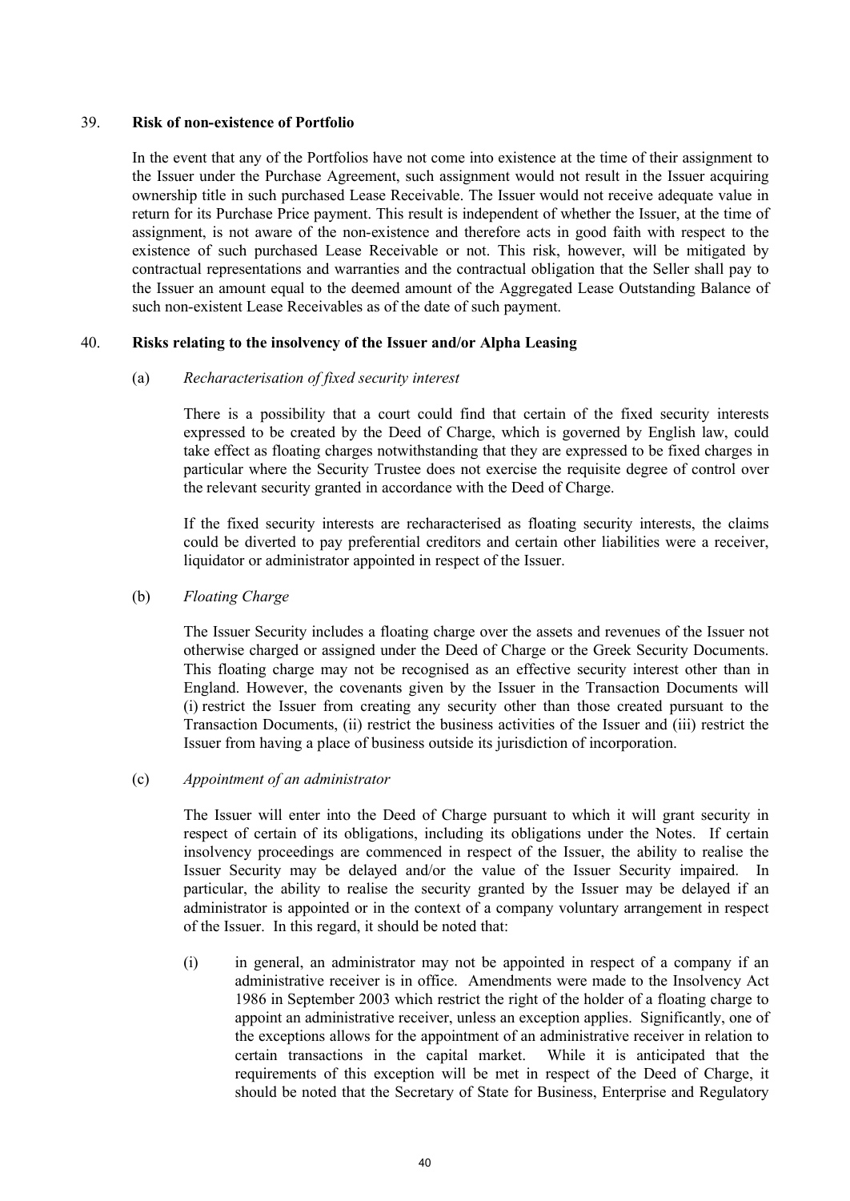39. **Risk of non-existence of Portfolio**

In the event that any of the Portfolios have not come into existence at the time of their assignment to the Issuer under the Purchase Agreement, such assignment would not result in the Issuer acquiring ownership title in such purchased Lease Receivable. The Issuer would not receive adequate value in return for its Purchase Price payment. This result is independent of whether the Issuer, at the time of assignment, is not aware of the non-existence and therefore acts in good faith with respect to the existence of such purchased Lease Receivable or not. This risk, however, will be mitigated by contractual representations and warranties and the contractual obligation that the Seller shall pay to the Issuer an amount equal to the deemed amount of the Aggregated Lease Outstanding Balance of such non-existent Lease Receivables as of the date of such payment.

40. **Risks relating to the insolvency of the Issuer and/or Alpha Leasing**

(a) *Recharacterisation of fixed security interest*

There is a possibility that a court could find that certain of the fixed security interests expressed to be created by the Deed of Charge, which is governed by English law, could take effect as floating charges notwithstanding that they are expressed to be fixed charges in particular where the Security Trustee does not exercise the requisite degree of control over the relevant security granted in accordance with the Deed of Charge.

If the fixed security interests are recharacterised as floating security interests, the claims could be diverted to pay preferential creditors and certain other liabilities were a receiver, liquidator or administrator appointed in respect of the Issuer.

(b) *Floating Charge*

The Issuer Security includes a floating charge over the assets and revenues of the Issuer not otherwise charged or assigned under the Deed of Charge or the Greek Security Documents. This floating charge may not be recognised as an effective security interest other than in England. However, the covenants given by the Issuer in the Transaction Documents will (i) restrict the Issuer from creating any security other than those created pursuant to the Transaction Documents, (ii) restrict the business activities of the Issuer and (iii) restrict the Issuer from having a place of business outside its jurisdiction of incorporation.

(c) *Appointment of an administrator*

The Issuer will enter into the Deed of Charge pursuant to which it will grant security in respect of certain of its obligations, including its obligations under the Notes. If certain insolvency proceedings are commenced in respect of the Issuer, the ability to realise the Issuer Security may be delayed and/or the value of the Issuer Security impaired. In particular, the ability to realise the security granted by the Issuer may be delayed if an administrator is appointed or in the context of a company voluntary arrangement in respect of the Issuer. In this regard, it should be noted that:

(i) in general, an administrator may not be appointed in respect of a company if an administrative receiver is in office. Amendments were made to the Insolvency Act 1986 in September 2003 which restrict the right of the holder of a floating charge to appoint an administrative receiver, unless an exception applies. Significantly, one of the exceptions allows for the appointment of an administrative receiver in relation to certain transactions in the capital market. While it is anticipated that the requirements of this exception will be met in respect of the Deed of Charge, it should be noted that the Secretary of State for Business, Enterprise and Regulatory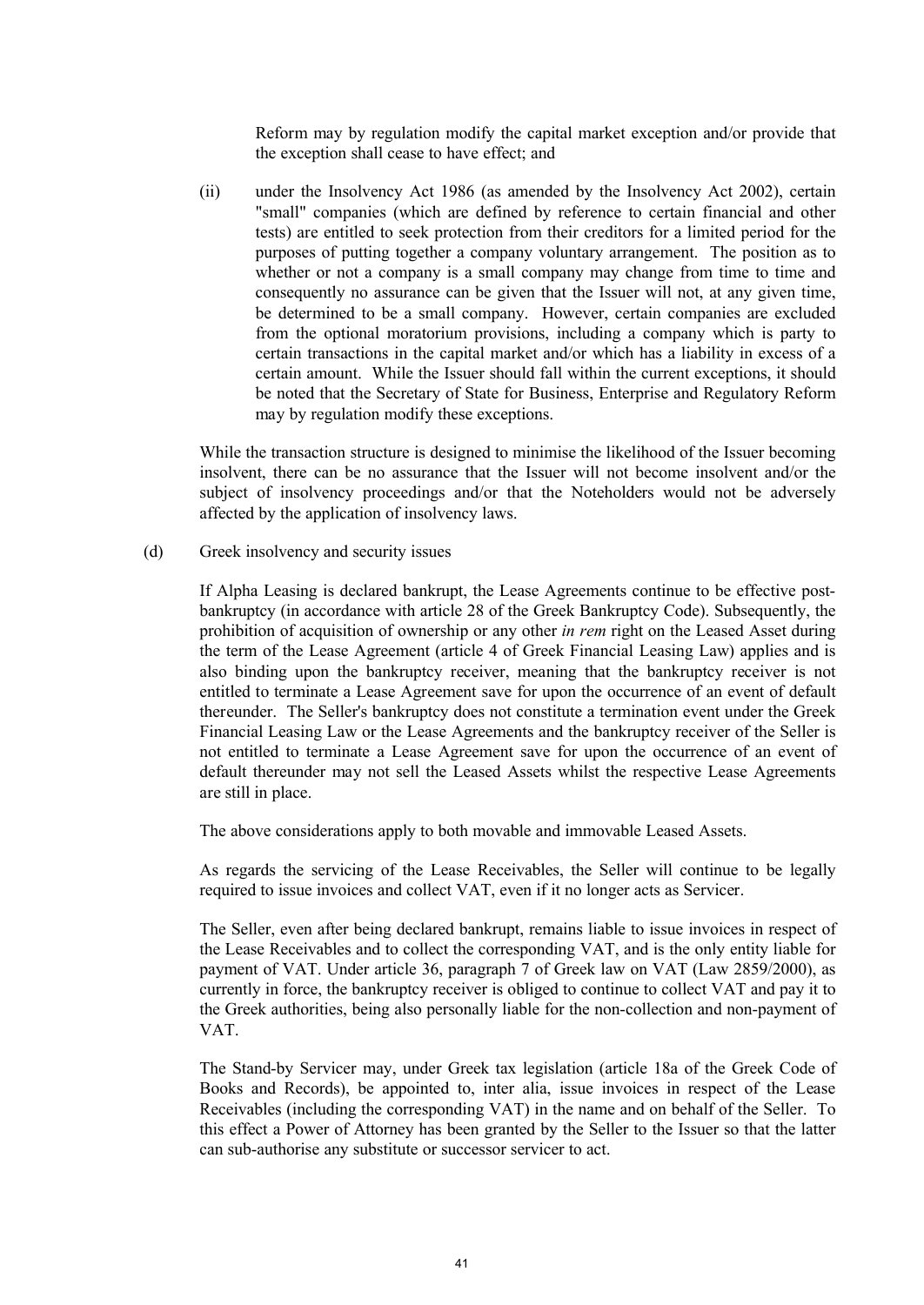Reform may by regulation modify the capital market exception and/or provide that the exception shall cease to have effect; and

(ii) under the Insolvency Act 1986 (as amended by the Insolvency Act 2002), certain "small" companies (which are defined by reference to certain financial and other tests) are entitled to seek protection from their creditors for a limited period for the purposes of putting together a company voluntary arrangement. The position as to whether or not a company is a small company may change from time to time and consequently no assurance can be given that the Issuer will not, at any given time, be determined to be a small company. However, certain companies are excluded from the optional moratorium provisions, including a company which is party to certain transactions in the capital market and/or which has a liability in excess of a certain amount. While the Issuer should fall within the current exceptions, it should be noted that the Secretary of State for Business, Enterprise and Regulatory Reform may by regulation modify these exceptions.

While the transaction structure is designed to minimise the likelihood of the Issuer becoming insolvent, there can be no assurance that the Issuer will not become insolvent and/or the subject of insolvency proceedings and/or that the Noteholders would not be adversely affected by the application of insolvency laws.

(d) Greek insolvency and security issues

If Alpha Leasing is declared bankrupt, the Lease Agreements continue to be effective post-bankruptcy (in accordance with article 28 of the Greek Bankruptcy Code). Subsequently, the prohibition of acquisition of ownership or any other *in rem* right on the Leased Asset during the term of the Lease Agreement (article 4 of Greek Financial Leasing Law) applies and is also binding upon the bankruptcy receiver, meaning that the bankruptcy receiver is not entitled to terminate a Lease Agreement save for upon the occurrence of an event of default thereunder. The Seller's bankruptcy does not constitute a termination event under the Greek Financial Leasing Law or the Lease Agreements and the bankruptcy receiver of the Seller is not entitled to terminate a Lease Agreement save for upon the occurrence of an event of default thereunder may not sell the Leased Assets whilst the respective Lease Agreements are still in place.

The above considerations apply to both movable and immovable Leased Assets.

As regards the servicing of the Lease Receivables, the Seller will continue to be legally required to issue invoices and collect VAT, even if it no longer acts as Servicer.

The Seller, even after being declared bankrupt, remains liable to issue invoices in respect of the Lease Receivables and to collect the corresponding VAT, and is the only entity liable for payment of VAT. Under article 36, paragraph 7 of Greek law on VAT (Law 2859/2000), as currently in force, the bankruptcy receiver is obliged to continue to collect VAT and pay it to the Greek authorities, being also personally liable for the non-collection and non-payment of VAT.

The Stand-by Servicer may, under Greek tax legislation (article 18a of the Greek Code of Books and Records), be appointed to, inter alia, issue invoices in respect of the Lease Receivables (including the corresponding VAT) in the name and on behalf of the Seller. To this effect a Power of Attorney has been granted by the Seller to the Issuer so that the latter can sub-authorise any substitute or successor servicer to act.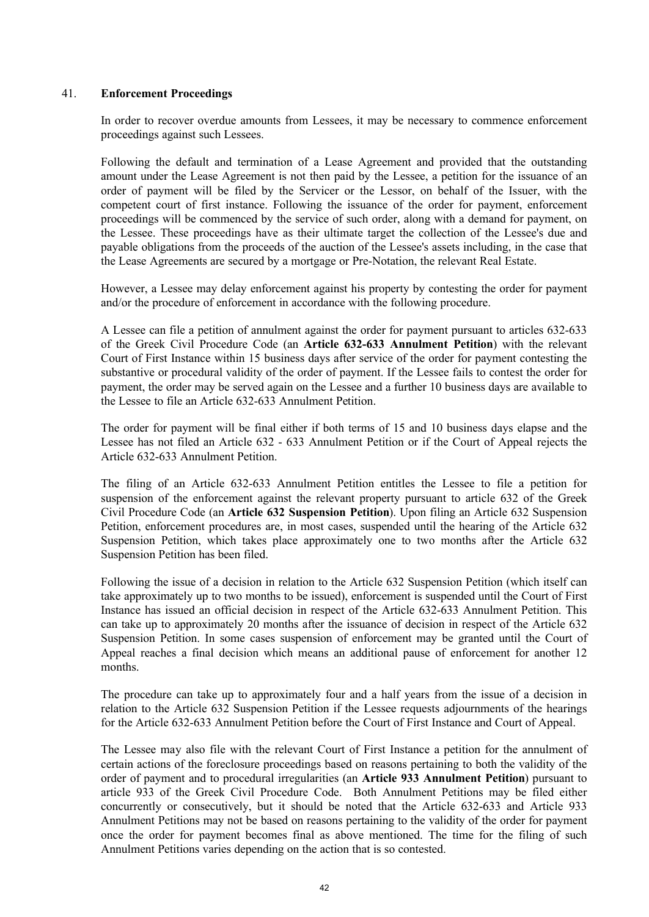## 41. **Enforcement Proceedings**

In order to recover overdue amounts from Lessees, it may be necessary to commence enforcement proceedings against such Lessees.

Following the default and termination of a Lease Agreement and provided that the outstanding amount under the Lease Agreement is not then paid by the Lessee, a petition for the issuance of an order of payment will be filed by the Servicer or the Lessor, on behalf of the Issuer, with the competent court of first instance. Following the issuance of the order for payment, enforcement proceedings will be commenced by the service of such order, along with a demand for payment, on the Lessee. These proceedings have as their ultimate target the collection of the Lessee's due and payable obligations from the proceeds of the auction of the Lessee's assets including, in the case that the Lease Agreements are secured by a mortgage or Pre-Notation, the relevant Real Estate.

However, a Lessee may delay enforcement against his property by contesting the order for payment and/or the procedure of enforcement in accordance with the following procedure.

A Lessee can file a petition of annulment against the order for payment pursuant to articles 632-633 of the Greek Civil Procedure Code (an **Article 632-633 Annulment Petition**) with the relevant Court of First Instance within 15 business days after service of the order for payment contesting the substantive or procedural validity of the order of payment. If the Lessee fails to contest the order for payment, the order may be served again on the Lessee and a further 10 business days are available to the Lessee to file an Article 632-633 Annulment Petition.

The order for payment will be final either if both terms of 15 and 10 business days elapse and the Lessee has not filed an Article 632 - 633 Annulment Petition or if the Court of Appeal rejects the Article 632-633 Annulment Petition.

The filing of an Article 632-633 Annulment Petition entitles the Lessee to file a petition for suspension of the enforcement against the relevant property pursuant to article 632 of the Greek Civil Procedure Code (an **Article 632 Suspension Petition**). Upon filing an Article 632 Suspension Petition, enforcement procedures are, in most cases, suspended until the hearing of the Article 632 Suspension Petition, which takes place approximately one to two months after the Article 632 Suspension Petition has been filed.

Following the issue of a decision in relation to the Article 632 Suspension Petition (which itself can take approximately up to two months to be issued), enforcement is suspended until the Court of First Instance has issued an official decision in respect of the Article 632-633 Annulment Petition. This can take up to approximately 20 months after the issuance of decision in respect of the Article 632 Suspension Petition. In some cases suspension of enforcement may be granted until the Court of Appeal reaches a final decision which means an additional pause of enforcement for another 12 months.

The procedure can take up to approximately four and a half years from the issue of a decision in relation to the Article 632 Suspension Petition if the Lessee requests adjournments of the hearings for the Article 632-633 Annulment Petition before the Court of First Instance and Court of Appeal.

The Lessee may also file with the relevant Court of First Instance a petition for the annulment of certain actions of the foreclosure proceedings based on reasons pertaining to both the validity of the order of payment and to procedural irregularities (an **Article 933 Annulment Petition**) pursuant to article 933 of the Greek Civil Procedure Code. Both Annulment Petitions may be filed either concurrently or consecutively, but it should be noted that the Article 632-633 and Article 933 Annulment Petitions may not be based on reasons pertaining to the validity of the order for payment once the order for payment becomes final as above mentioned. The time for the filing of such Annulment Petitions varies depending on the action that is so contested.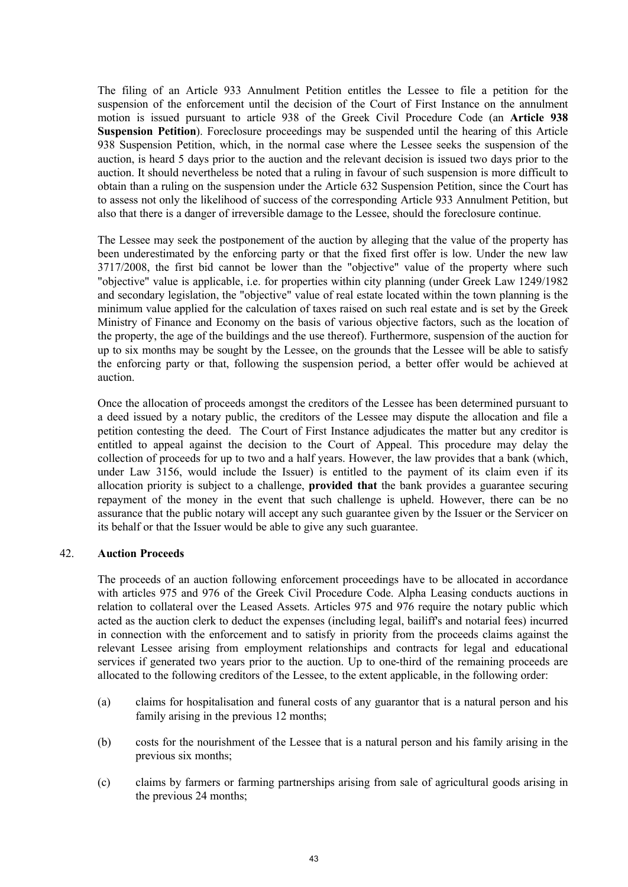The filing of an Article 933 Annulment Petition entitles the Lessee to file a petition for the suspension of the enforcement until the decision of the Court of First Instance on the annulment motion is issued pursuant to article 938 of the Greek Civil Procedure Code (an **Article 938 Suspension Petition**). Foreclosure proceedings may be suspended until the hearing of this Article 938 Suspension Petition, which, in the normal case where the Lessee seeks the suspension of the auction, is heard 5 days prior to the auction and the relevant decision is issued two days prior to the auction. It should nevertheless be noted that a ruling in favour of such suspension is more difficult to obtain than a ruling on the suspension under the Article 632 Suspension Petition, since the Court has to assess not only the likelihood of success of the corresponding Article 933 Annulment Petition, but also that there is a danger of irreversible damage to the Lessee, should the foreclosure continue.

The Lessee may seek the postponement of the auction by alleging that the value of the property has been underestimated by the enforcing party or that the fixed first offer is low. Under the new law 3717/2008, the first bid cannot be lower than the "objective" value of the property where such "objective" value is applicable, i.e. for properties within city planning (under Greek Law 1249/1982 and secondary legislation, the "objective" value of real estate located within the town planning is the minimum value applied for the calculation of taxes raised on such real estate and is set by the Greek Ministry of Finance and Economy on the basis of various objective factors, such as the location of the property, the age of the buildings and the use thereof). Furthermore, suspension of the auction for up to six months may be sought by the Lessee, on the grounds that the Lessee will be able to satisfy the enforcing party or that, following the suspension period, a better offer would be achieved at auction.

Once the allocation of proceeds amongst the creditors of the Lessee has been determined pursuant to a deed issued by a notary public, the creditors of the Lessee may dispute the allocation and file a petition contesting the deed. The Court of First Instance adjudicates the matter but any creditor is entitled to appeal against the decision to the Court of Appeal. This procedure may delay the collection of proceeds for up to two and a half years. However, the law provides that a bank (which, under Law 3156, would include the Issuer) is entitled to the payment of its claim even if its allocation priority is subject to a challenge, **provided that** the bank provides a guarantee securing repayment of the money in the event that such challenge is upheld. However, there can be no assurance that the public notary will accept any such guarantee given by the Issuer or the Servicer on its behalf or that the Issuer would be able to give any such guarantee.

## 42. Auction Proceeds

The proceeds of an auction following enforcement proceedings have to be allocated in accordance with articles 975 and 976 of the Greek Civil Procedure Code. Alpha Leasing conducts auctions in relation to collateral over the Leased Assets. Articles 975 and 976 require the notary public which acted as the auction clerk to deduct the expenses (including legal, bailiff's and notarial fees) incurred in connection with the enforcement and to satisfy in priority from the proceeds claims against the relevant Lessee arising from employment relationships and contracts for legal and educational services if generated two years prior to the auction. Up to one-third of the remaining proceeds are allocated to the following creditors of the Lessee, to the extent applicable, in the following order:

(a) claims for hospitalisation and funeral costs of any guarantor that is a natural person and his family arising in the previous 12 months;

(b) costs for the nourishment of the Lessee that is a natural person and his family arising in the previous six months;

(c) claims by farmers or farming partnerships arising from sale of agricultural goods arising in the previous 24 months;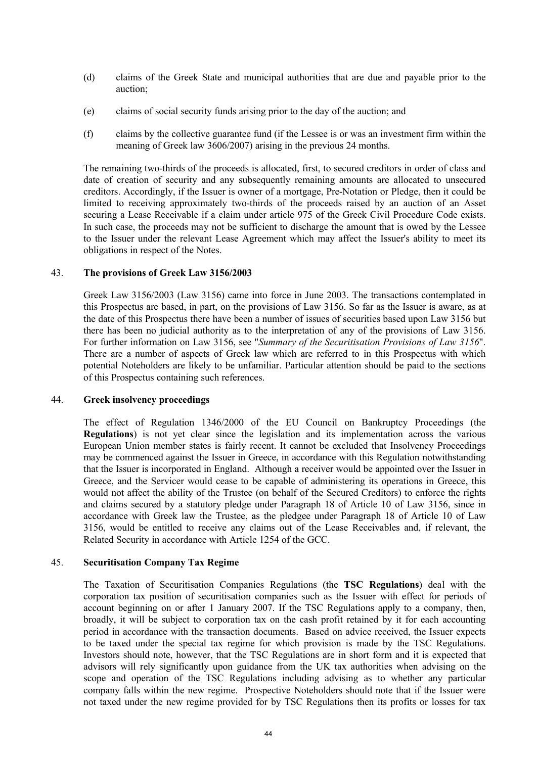(d) claims of the Greek State and municipal authorities that are due and payable prior to the auction;

(e) claims of social security funds arising prior to the day of the auction; and

(f) claims by the collective guarantee fund (if the Lessee is or was an investment firm within the meaning of Greek law 3606/2007) arising in the previous 24 months.

The remaining two-thirds of the proceeds is allocated, first, to secured creditors in order of class and date of creation of security and any subsequently remaining amounts are allocated to unsecured creditors. Accordingly, if the Issuer is owner of a mortgage, Pre-Notation or Pledge, then it could be limited to receiving approximately two-thirds of the proceeds raised by an auction of an Asset securing a Lease Receivable if a claim under article 975 of the Greek Civil Procedure Code exists. In such case, the proceeds may not be sufficient to discharge the amount that is owed by the Lessee to the Issuer under the relevant Lease Agreement which may affect the Issuer's ability to meet its obligations in respect of the Notes.

### 43. The provisions of Greek Law 3156/2003

Greek Law 3156/2003 (Law 3156) came into force in June 2003. The transactions contemplated in this Prospectus are based, in part, on the provisions of Law 3156. So far as the Issuer is aware, as at the date of this Prospectus there have been a number of issues of securities based upon Law 3156 but there has been no judicial authority as to the interpretation of any of the provisions of Law 3156. For further information on Law 3156, see "*Summary of the Securitisation Provisions of Law 3156*". There are a number of aspects of Greek law which are referred to in this Prospectus with which potential Noteholders are likely to be unfamiliar. Particular attention should be paid to the sections of this Prospectus containing such references.

### 44. Greek insolvency proceedings

The effect of Regulation 1346/2000 of the EU Council on Bankruptcy Proceedings (the **Regulations**) is not yet clear since the legislation and its implementation across the various European Union member states is fairly recent. It cannot be excluded that Insolvency Proceedings may be commenced against the Issuer in Greece, in accordance with this Regulation notwithstanding that the Issuer is incorporated in England. Although a receiver would be appointed over the Issuer in Greece, and the Servicer would cease to be capable of administering its operations in Greece, this would not affect the ability of the Trustee (on behalf of the Secured Creditors) to enforce the rights and claims secured by a statutory pledge under Paragraph 18 of Article 10 of Law 3156, since in accordance with Greek law the Trustee, as the pledgee under Paragraph 18 of Article 10 of Law 3156, would be entitled to receive any claims out of the Lease Receivables and, if relevant, the Related Security in accordance with Article 1254 of the GCC.

### 45. Securitisation Company Tax Regime

The Taxation of Securitisation Companies Regulations (the **TSC Regulations**) deal with the corporation tax position of securitisation companies such as the Issuer with effect for periods of account beginning on or after 1 January 2007. If the TSC Regulations apply to a company, then, broadly, it will be subject to corporation tax on the cash profit retained by it for each accounting period in accordance with the transaction documents. Based on advice received, the Issuer expects to be taxed under the special tax regime for which provision is made by the TSC Regulations. Investors should note, however, that the TSC Regulations are in short form and it is expected that advisors will rely significantly upon guidance from the UK tax authorities when advising on the scope and operation of the TSC Regulations including advising as to whether any particular company falls within the new regime. Prospective Noteholders should note that if the Issuer were not taxed under the new regime provided for by TSC Regulations then its profits or losses for tax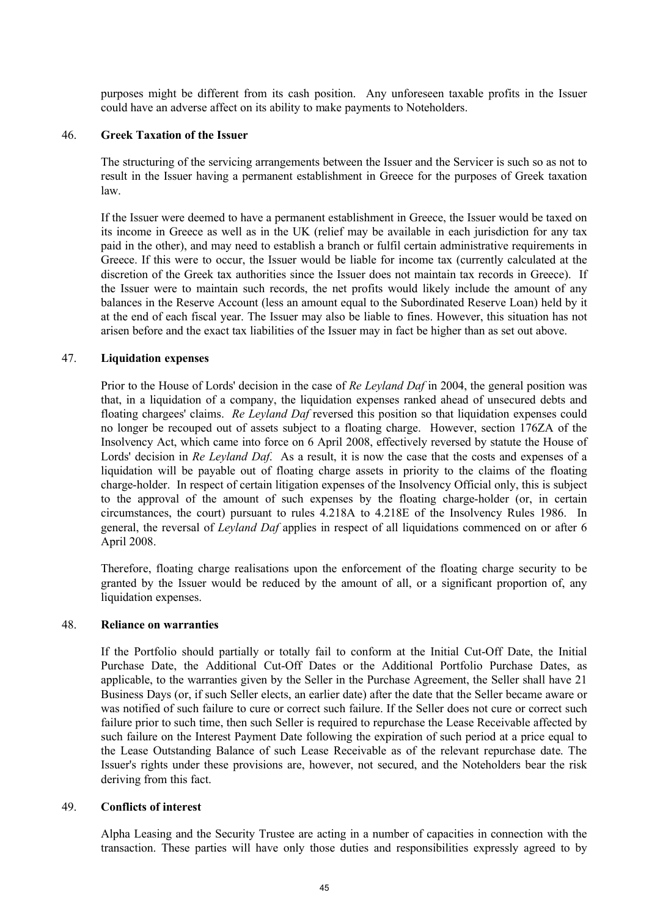purposes might be different from its cash position. Any unforeseen taxable profits in the Issuer could have an adverse affect on its ability to make payments to Noteholders.

46. **Greek Taxation of the Issuer**

The structuring of the servicing arrangements between the Issuer and the Servicer is such so as not to result in the Issuer having a permanent establishment in Greece for the purposes of Greek taxation law.

If the Issuer were deemed to have a permanent establishment in Greece, the Issuer would be taxed on its income in Greece as well as in the UK (relief may be available in each jurisdiction for any tax paid in the other), and may need to establish a branch or fulfil certain administrative requirements in Greece. If this were to occur, the Issuer would be liable for income tax (currently calculated at the discretion of the Greek tax authorities since the Issuer does not maintain tax records in Greece). If the Issuer were to maintain such records, the net profits would likely include the amount of any balances in the Reserve Account (less an amount equal to the Subordinated Reserve Loan) held by it at the end of each fiscal year. The Issuer may also be liable to fines. However, this situation has not arisen before and the exact tax liabilities of the Issuer may in fact be higher than as set out above.

47. **Liquidation expenses**

Prior to the House of Lords' decision in the case of *Re Leyland Daf* in 2004, the general position was that, in a liquidation of a company, the liquidation expenses ranked ahead of unsecured debts and floating chargees' claims. *Re Leyland Daf* reversed this position so that liquidation expenses could no longer be recouped out of assets subject to a floating charge. However, section 176ZA of the Insolvency Act, which came into force on 6 April 2008, effectively reversed by statute the House of Lords' decision in *Re Leyland Daf*. As a result, it is now the case that the costs and expenses of a liquidation will be payable out of floating charge assets in priority to the claims of the floating charge-holder. In respect of certain litigation expenses of the Insolvency Official only, this is subject to the approval of the amount of such expenses by the floating charge-holder (or, in certain circumstances, the court) pursuant to rules 4.218A to 4.218E of the Insolvency Rules 1986. In general, the reversal of *Leyland Daf* applies in respect of all liquidations commenced on or after 6 April 2008.

Therefore, floating charge realisations upon the enforcement of the floating charge security to be granted by the Issuer would be reduced by the amount of all, or a significant proportion of, any liquidation expenses.

48. **Reliance on warranties**

If the Portfolio should partially or totally fail to conform at the Initial Cut-Off Date, the Initial Purchase Date, the Additional Cut-Off Dates or the Additional Portfolio Purchase Dates, as applicable, to the warranties given by the Seller in the Purchase Agreement, the Seller shall have 21 Business Days (or, if such Seller elects, an earlier date) after the date that the Seller became aware or was notified of such failure to cure or correct such failure. If the Seller does not cure or correct such failure prior to such time, then such Seller is required to repurchase the Lease Receivable affected by such failure on the Interest Payment Date following the expiration of such period at a price equal to the Lease Outstanding Balance of such Lease Receivable as of the relevant repurchase date. The Issuer's rights under these provisions are, however, not secured, and the Noteholders bear the risk deriving from this fact.

49. **Conflicts of interest**

Alpha Leasing and the Security Trustee are acting in a number of capacities in connection with the transaction. These parties will have only those duties and responsibilities expressly agreed to by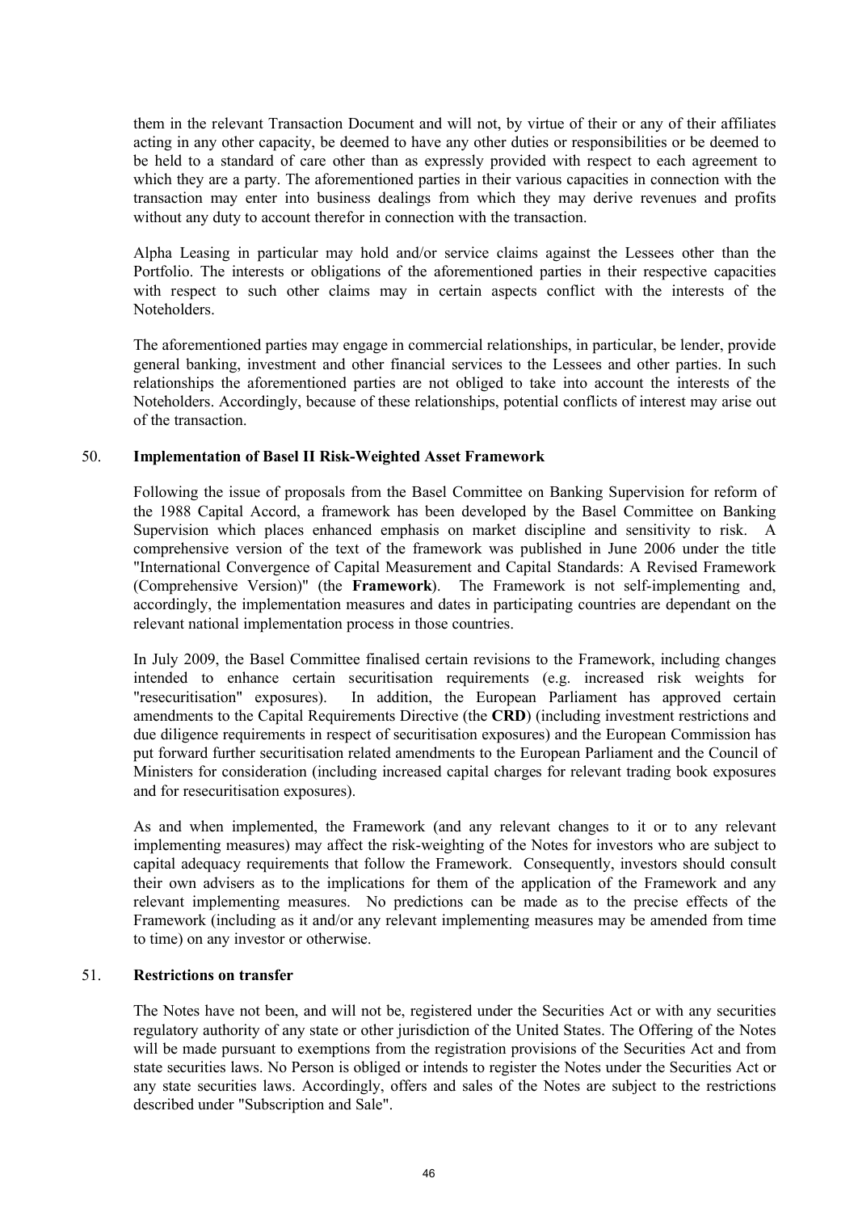them in the relevant Transaction Document and will not, by virtue of their or any of their affiliates acting in any other capacity, be deemed to have any other duties or responsibilities or be deemed to be held to a standard of care other than as expressly provided with respect to each agreement to which they are a party. The aforementioned parties in their various capacities in connection with the transaction may enter into business dealings from which they may derive revenues and profits without any duty to account therefor in connection with the transaction.

Alpha Leasing in particular may hold and/or service claims against the Lessees other than the Portfolio. The interests or obligations of the aforementioned parties in their respective capacities with respect to such other claims may in certain aspects conflict with the interests of the Noteholders.

The aforementioned parties may engage in commercial relationships, in particular, be lender, provide general banking, investment and other financial services to the Lessees and other parties. In such relationships the aforementioned parties are not obliged to take into account the interests of the Noteholders. Accordingly, because of these relationships, potential conflicts of interest may arise out of the transaction.

## 50. Implementation of Basel II Risk-Weighted Asset Framework

Following the issue of proposals from the Basel Committee on Banking Supervision for reform of the 1988 Capital Accord, a framework has been developed by the Basel Committee on Banking Supervision which places enhanced emphasis on market discipline and sensitivity to risk. A comprehensive version of the text of the framework was published in June 2006 under the title "International Convergence of Capital Measurement and Capital Standards: A Revised Framework (Comprehensive Version)" (the **Framework**). The Framework is not self-implementing and, accordingly, the implementation measures and dates in participating countries are dependant on the relevant national implementation process in those countries.

In July 2009, the Basel Committee finalised certain revisions to the Framework, including changes intended to enhance certain securitisation requirements (e.g. increased risk weights for "resecuritisation" exposures). In addition, the European Parliament has approved certain amendments to the Capital Requirements Directive (the **CRD**) (including investment restrictions and due diligence requirements in respect of securitisation exposures) and the European Commission has put forward further securitisation related amendments to the European Parliament and the Council of Ministers for consideration (including increased capital charges for relevant trading book exposures and for resecuritisation exposures).

As and when implemented, the Framework (and any relevant changes to it or to any relevant implementing measures) may affect the risk-weighting of the Notes for investors who are subject to capital adequacy requirements that follow the Framework. Consequently, investors should consult their own advisers as to the implications for them of the application of the Framework and any relevant implementing measures. No predictions can be made as to the precise effects of the Framework (including as it and/or any relevant implementing measures may be amended from time to time) on any investor or otherwise.

## 51. Restrictions on transfer

The Notes have not been, and will not be, registered under the Securities Act or with any securities regulatory authority of any state or other jurisdiction of the United States. The Offering of the Notes will be made pursuant to exemptions from the registration provisions of the Securities Act and from state securities laws. No Person is obliged or intends to register the Notes under the Securities Act or any state securities laws. Accordingly, offers and sales of the Notes are subject to the restrictions described under "Subscription and Sale".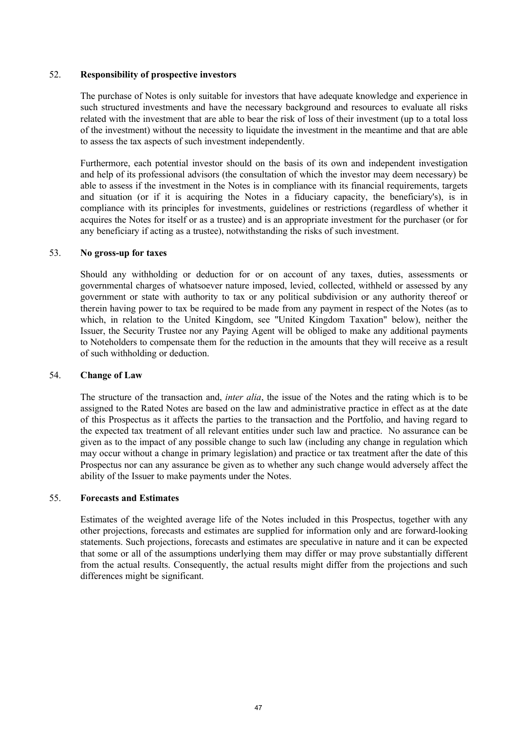## 52. **Responsibility of prospective investors**

The purchase of Notes is only suitable for investors that have adequate knowledge and experience in such structured investments and have the necessary background and resources to evaluate all risks related with the investment that are able to bear the risk of loss of their investment (up to a total loss of the investment) without the necessity to liquidate the investment in the meantime and that are able to assess the tax aspects of such investment independently.

Furthermore, each potential investor should on the basis of its own and independent investigation and help of its professional advisors (the consultation of which the investor may deem necessary) be able to assess if the investment in the Notes is in compliance with its financial requirements, targets and situation (or if it is acquiring the Notes in a fiduciary capacity, the beneficiary's), is in compliance with its principles for investments, guidelines or restrictions (regardless of whether it acquires the Notes for itself or as a trustee) and is an appropriate investment for the purchaser (or for any beneficiary if acting as a trustee), notwithstanding the risks of such investment.

## 53. **No gross-up for taxes**

Should any withholding or deduction for or on account of any taxes, duties, assessments or governmental charges of whatsoever nature imposed, levied, collected, withheld or assessed by any government or state with authority to tax or any political subdivision or any authority thereof or therein having power to tax be required to be made from any payment in respect of the Notes (as to which, in relation to the United Kingdom, see "United Kingdom Taxation" below), neither the Issuer, the Security Trustee nor any Paying Agent will be obliged to make any additional payments to Noteholders to compensate them for the reduction in the amounts that they will receive as a result of such withholding or deduction.

## 54. **Change of Law**

The structure of the transaction and, *inter alia*, the issue of the Notes and the rating which is to be assigned to the Rated Notes are based on the law and administrative practice in effect as at the date of this Prospectus as it affects the parties to the transaction and the Portfolio, and having regard to the expected tax treatment of all relevant entities under such law and practice. No assurance can be given as to the impact of any possible change to such law (including any change in regulation which may occur without a change in primary legislation) and practice or tax treatment after the date of this Prospectus nor can any assurance be given as to whether any such change would adversely affect the ability of the Issuer to make payments under the Notes.

## 55. **Forecasts and Estimates**

Estimates of the weighted average life of the Notes included in this Prospectus, together with any other projections, forecasts and estimates are supplied for information only and are forward-looking statements. Such projections, forecasts and estimates are speculative in nature and it can be expected that some or all of the assumptions underlying them may differ or may prove substantially different from the actual results. Consequently, the actual results might differ from the projections and such differences might be significant.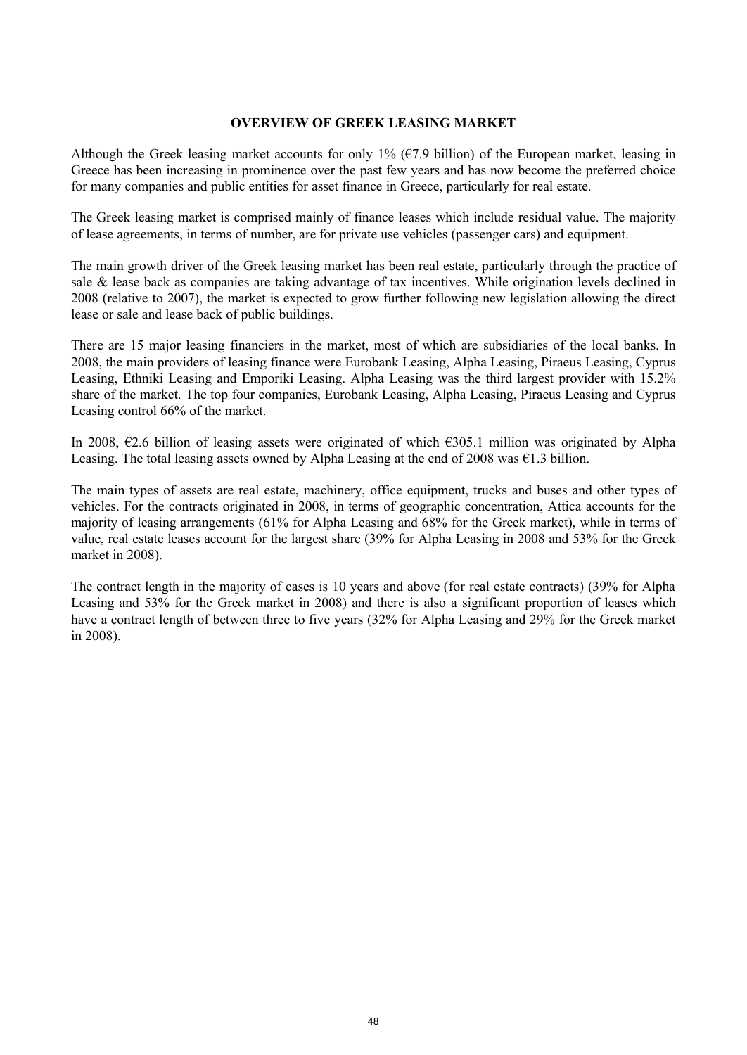## OVERVIEW OF GREEK LEASING MARKET

Although the Greek leasing market accounts for only 1% (€7.9 billion) of the European market, leasing in Greece has been increasing in prominence over the past few years and has now become the preferred choice for many companies and public entities for asset finance in Greece, particularly for real estate.

The Greek leasing market is comprised mainly of finance leases which include residual value. The majority of lease agreements, in terms of number, are for private use vehicles (passenger cars) and equipment.

The main growth driver of the Greek leasing market has been real estate, particularly through the practice of sale & lease back as companies are taking advantage of tax incentives. While origination levels declined in 2008 (relative to 2007), the market is expected to grow further following new legislation allowing the direct lease or sale and lease back of public buildings.

There are 15 major leasing financiers in the market, most of which are subsidiaries of the local banks. In 2008, the main providers of leasing finance were Eurobank Leasing, Alpha Leasing, Piraeus Leasing, Cyprus Leasing, Ethniki Leasing and Emporiki Leasing. Alpha Leasing was the third largest provider with 15.2% share of the market. The top four companies, Eurobank Leasing, Alpha Leasing, Piraeus Leasing and Cyprus Leasing control 66% of the market.

In 2008, €2.6 billion of leasing assets were originated of which €305.1 million was originated by Alpha Leasing. The total leasing assets owned by Alpha Leasing at the end of 2008 was €1.3 billion.

The main types of assets are real estate, machinery, office equipment, trucks and buses and other types of vehicles. For the contracts originated in 2008, in terms of geographic concentration, Attica accounts for the majority of leasing arrangements (61% for Alpha Leasing and 68% for the Greek market), while in terms of value, real estate leases account for the largest share (39% for Alpha Leasing in 2008 and 53% for the Greek market in 2008).

The contract length in the majority of cases is 10 years and above (for real estate contracts) (39% for Alpha Leasing and 53% for the Greek market in 2008) and there is also a significant proportion of leases which have a contract length of between three to five years (32% for Alpha Leasing and 29% for the Greek market in 2008).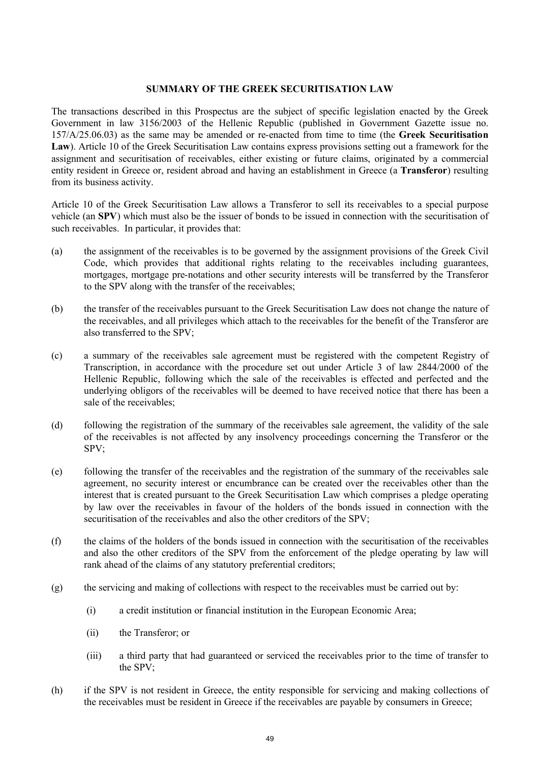## SUMMARY OF THE GREEK SECURITISATION LAW

The transactions described in this Prospectus are the subject of specific legislation enacted by the Greek Government in law 3156/2003 of the Hellenic Republic (published in Government Gazette issue no. 157/A/25.06.03) as the same may be amended or re-enacted from time to time (the **Greek Securitisation Law**). Article 10 of the Greek Securitisation Law contains express provisions setting out a framework for the assignment and securitisation of receivables, either existing or future claims, originated by a commercial entity resident in Greece or, resident abroad and having an establishment in Greece (a **Transferor**) resulting from its business activity.

Article 10 of the Greek Securitisation Law allows a Transferor to sell its receivables to a special purpose vehicle (an **SPV**) which must also be the issuer of bonds to be issued in connection with the securitisation of such receivables. In particular, it provides that:

(a) the assignment of the receivables is to be governed by the assignment provisions of the Greek Civil Code, which provides that additional rights relating to the receivables including guarantees, mortgages, mortgage pre-notations and other security interests will be transferred by the Transferor to the SPV along with the transfer of the receivables;

(b) the transfer of the receivables pursuant to the Greek Securitisation Law does not change the nature of the receivables, and all privileges which attach to the receivables for the benefit of the Transferor are also transferred to the SPV;

(c) a summary of the receivables sale agreement must be registered with the competent Registry of Transcription, in accordance with the procedure set out under Article 3 of law 2844/2000 of the Hellenic Republic, following which the sale of the receivables is effected and perfected and the underlying obligors of the receivables will be deemed to have received notice that there has been a sale of the receivables;

(d) following the registration of the summary of the receivables sale agreement, the validity of the sale of the receivables is not affected by any insolvency proceedings concerning the Transferor or the SPV;

(e) following the transfer of the receivables and the registration of the summary of the receivables sale agreement, no security interest or encumbrance can be created over the receivables other than the interest that is created pursuant to the Greek Securitisation Law which comprises a pledge operating by law over the receivables in favour of the holders of the bonds issued in connection with the securitisation of the receivables and also the other creditors of the SPV;

(f) the claims of the holders of the bonds issued in connection with the securitisation of the receivables and also the other creditors of the SPV from the enforcement of the pledge operating by law will rank ahead of the claims of any statutory preferential creditors;

(g) the servicing and making of collections with respect to the receivables must be carried out by:

  (i) a credit institution or financial institution in the European Economic Area;

  (ii) the Transferor; or

  (iii) a third party that had guaranteed or serviced the receivables prior to the time of transfer to the SPV;

(h) if the SPV is not resident in Greece, the entity responsible for servicing and making collections of the receivables must be resident in Greece if the receivables are payable by consumers in Greece;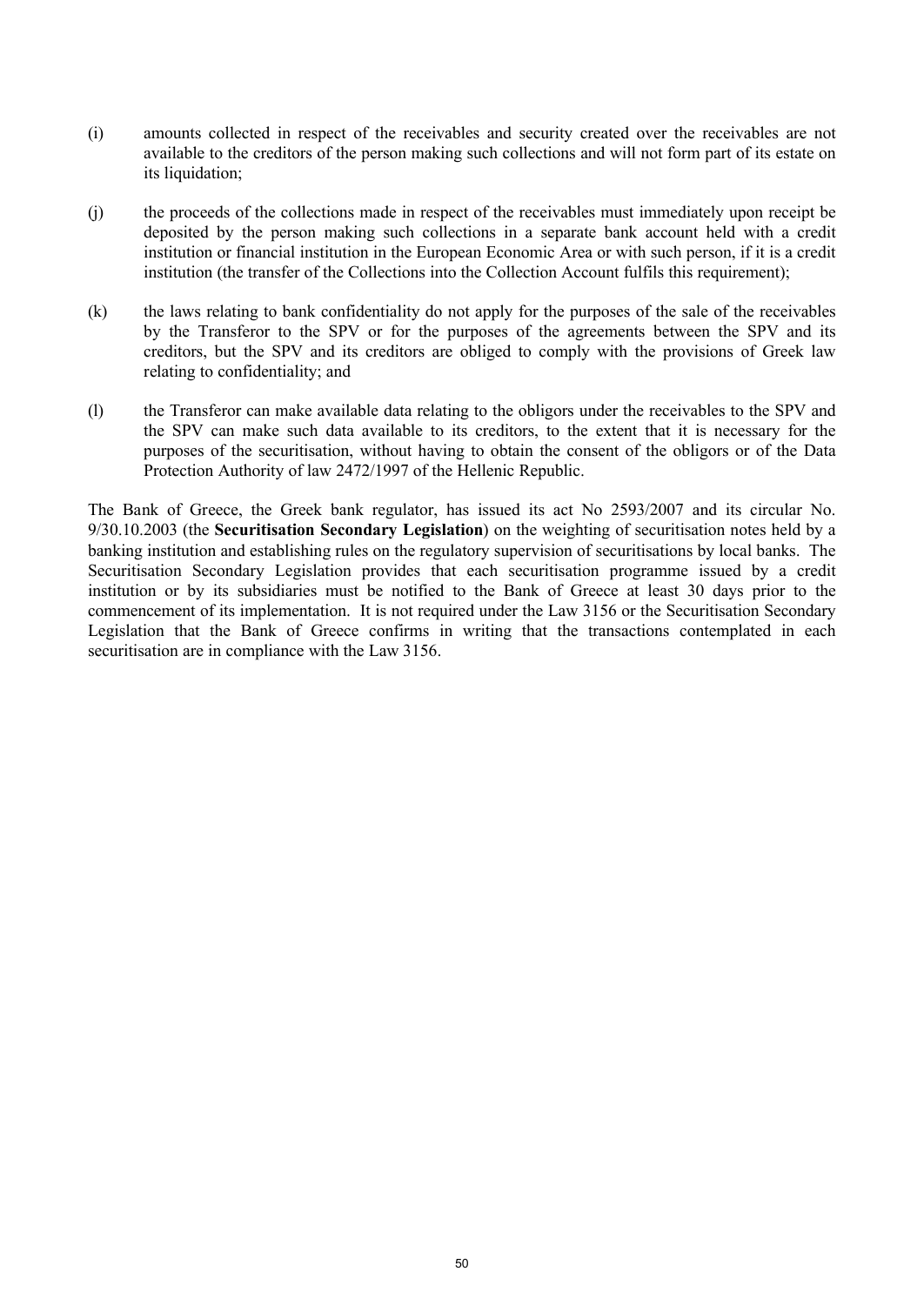(i) amounts collected in respect of the receivables and security created over the receivables are not available to the creditors of the person making such collections and will not form part of its estate on its liquidation;

(j) the proceeds of the collections made in respect of the receivables must immediately upon receipt be deposited by the person making such collections in a separate bank account held with a credit institution or financial institution in the European Economic Area or with such person, if it is a credit institution (the transfer of the Collections into the Collection Account fulfils this requirement);

(k) the laws relating to bank confidentiality do not apply for the purposes of the sale of the receivables by the Transferor to the SPV or for the purposes of the agreements between the SPV and its creditors, but the SPV and its creditors are obliged to comply with the provisions of Greek law relating to confidentiality; and

(l) the Transferor can make available data relating to the obligors under the receivables to the SPV and the SPV can make such data available to its creditors, to the extent that it is necessary for the purposes of the securitisation, without having to obtain the consent of the obligors or of the Data Protection Authority of law 2472/1997 of the Hellenic Republic.

The Bank of Greece, the Greek bank regulator, has issued its act No 2593/2007 and its circular No. 9/30.10.2003 (the **Securitisation Secondary Legislation**) on the weighting of securitisation notes held by a banking institution and establishing rules on the regulatory supervision of securitisations by local banks. The Securitisation Secondary Legislation provides that each securitisation programme issued by a credit institution or by its subsidiaries must be notified to the Bank of Greece at least 30 days prior to the commencement of its implementation. It is not required under the Law 3156 or the Securitisation Secondary Legislation that the Bank of Greece confirms in writing that the transactions contemplated in each securitisation are in compliance with the Law 3156.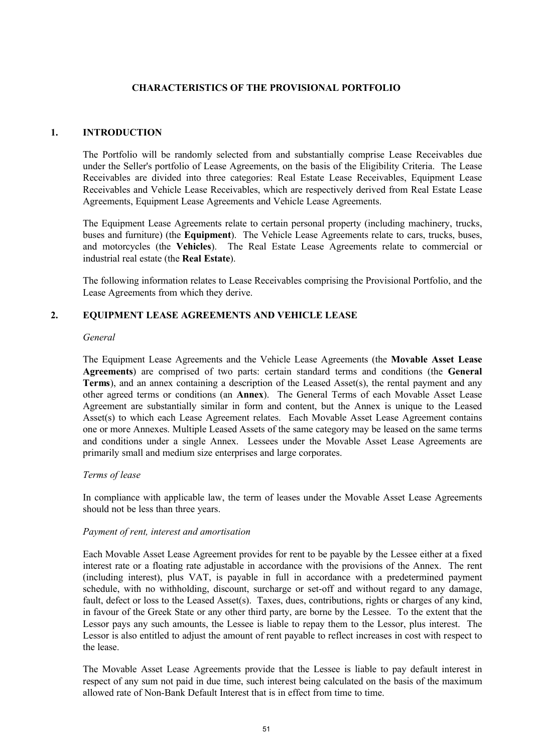# CHARACTERISTICS OF THE PROVISIONAL PORTFOLIO

## 1. INTRODUCTION

The Portfolio will be randomly selected from and substantially comprise Lease Receivables due under the Seller's portfolio of Lease Agreements, on the basis of the Eligibility Criteria. The Lease Receivables are divided into three categories: Real Estate Lease Receivables, Equipment Lease Receivables and Vehicle Lease Receivables, which are respectively derived from Real Estate Lease Agreements, Equipment Lease Agreements and Vehicle Lease Agreements.

The Equipment Lease Agreements relate to certain personal property (including machinery, trucks, buses and furniture) (the **Equipment**). The Vehicle Lease Agreements relate to cars, trucks, buses, and motorcycles (the **Vehicles**). The Real Estate Lease Agreements relate to commercial or industrial real estate (the **Real Estate**).

The following information relates to Lease Receivables comprising the Provisional Portfolio, and the Lease Agreements from which they derive.

## 2. EQUIPMENT LEASE AGREEMENTS AND VEHICLE LEASE

*General*

The Equipment Lease Agreements and the Vehicle Lease Agreements (the **Movable Asset Lease Agreements**) are comprised of two parts: certain standard terms and conditions (the **General Terms**), and an annex containing a description of the Leased Asset(s), the rental payment and any other agreed terms or conditions (an **Annex**). The General Terms of each Movable Asset Lease Agreement are substantially similar in form and content, but the Annex is unique to the Leased Asset(s) to which each Lease Agreement relates. Each Movable Asset Lease Agreement contains one or more Annexes. Multiple Leased Assets of the same category may be leased on the same terms and conditions under a single Annex. Lessees under the Movable Asset Lease Agreements are primarily small and medium size enterprises and large corporates.

*Terms of lease*

In compliance with applicable law, the term of leases under the Movable Asset Lease Agreements should not be less than three years.

*Payment of rent, interest and amortisation*

Each Movable Asset Lease Agreement provides for rent to be payable by the Lessee either at a fixed interest rate or a floating rate adjustable in accordance with the provisions of the Annex. The rent (including interest), plus VAT, is payable in full in accordance with a predetermined payment schedule, with no withholding, discount, surcharge or set-off and without regard to any damage, fault, defect or loss to the Leased Asset(s). Taxes, dues, contributions, rights or charges of any kind, in favour of the Greek State or any other third party, are borne by the Lessee. To the extent that the Lessor pays any such amounts, the Lessee is liable to repay them to the Lessor, plus interest. The Lessor is also entitled to adjust the amount of rent payable to reflect increases in cost with respect to the lease.

The Movable Asset Lease Agreements provide that the Lessee is liable to pay default interest in respect of any sum not paid in due time, such interest being calculated on the basis of the maximum allowed rate of Non-Bank Default Interest that is in effect from time to time.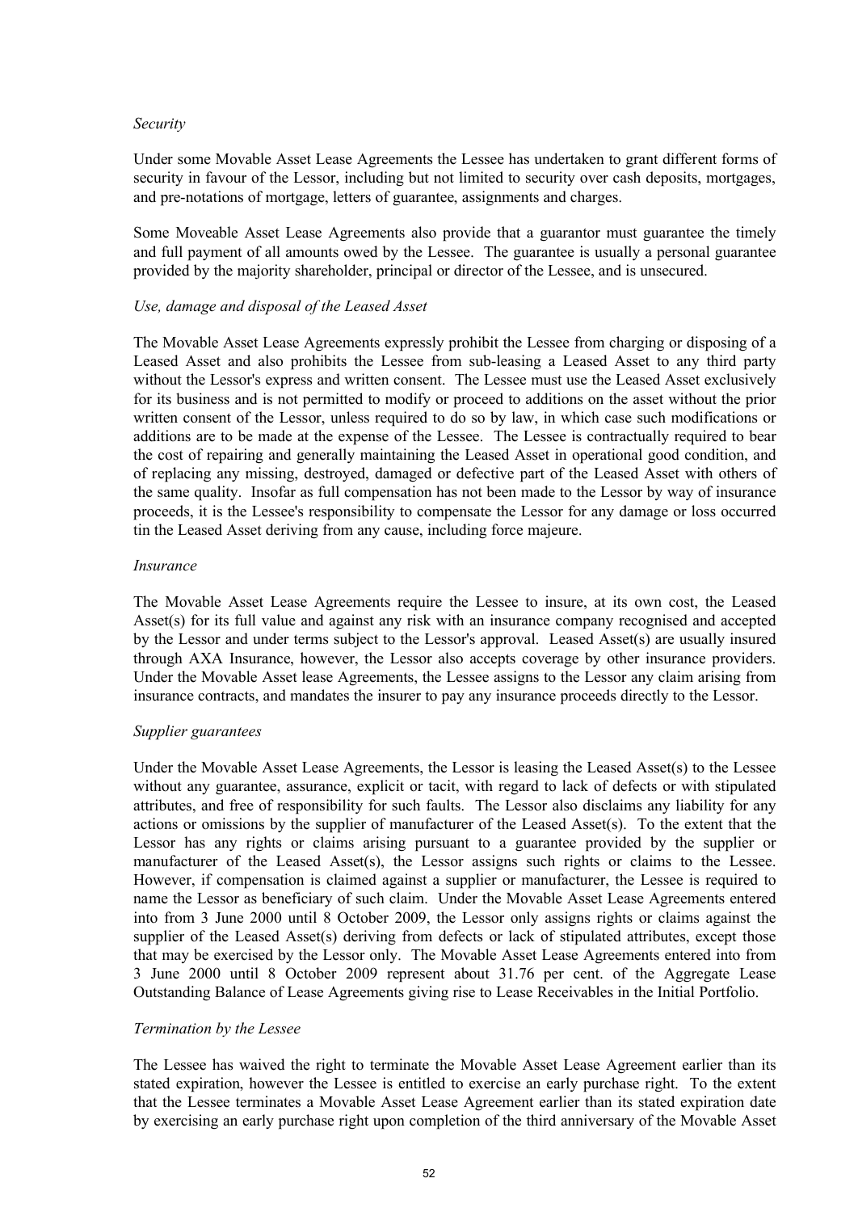*Security*

Under some Movable Asset Lease Agreements the Lessee has undertaken to grant different forms of security in favour of the Lessor, including but not limited to security over cash deposits, mortgages, and pre-notations of mortgage, letters of guarantee, assignments and charges.

Some Moveable Asset Lease Agreements also provide that a guarantor must guarantee the timely and full payment of all amounts owed by the Lessee. The guarantee is usually a personal guarantee provided by the majority shareholder, principal or director of the Lessee, and is unsecured.

*Use, damage and disposal of the Leased Asset*

The Movable Asset Lease Agreements expressly prohibit the Lessee from charging or disposing of a Leased Asset and also prohibits the Lessee from sub-leasing a Leased Asset to any third party without the Lessor's express and written consent. The Lessee must use the Leased Asset exclusively for its business and is not permitted to modify or proceed to additions on the asset without the prior written consent of the Lessor, unless required to do so by law, in which case such modifications or additions are to be made at the expense of the Lessee. The Lessee is contractually required to bear the cost of repairing and generally maintaining the Leased Asset in operational good condition, and of replacing any missing, destroyed, damaged or defective part of the Leased Asset with others of the same quality. Insofar as full compensation has not been made to the Lessor by way of insurance proceeds, it is the Lessee's responsibility to compensate the Lessor for any damage or loss occurred tin the Leased Asset deriving from any cause, including force majeure.

*Insurance*

The Movable Asset Lease Agreements require the Lessee to insure, at its own cost, the Leased Asset(s) for its full value and against any risk with an insurance company recognised and accepted by the Lessor and under terms subject to the Lessor's approval. Leased Asset(s) are usually insured through AXA Insurance, however, the Lessor also accepts coverage by other insurance providers. Under the Movable Asset lease Agreements, the Lessee assigns to the Lessor any claim arising from insurance contracts, and mandates the insurer to pay any insurance proceeds directly to the Lessor.

*Supplier guarantees*

Under the Movable Asset Lease Agreements, the Lessor is leasing the Leased Asset(s) to the Lessee without any guarantee, assurance, explicit or tacit, with regard to lack of defects or with stipulated attributes, and free of responsibility for such faults. The Lessor also disclaims any liability for any actions or omissions by the supplier of manufacturer of the Leased Asset(s). To the extent that the Lessor has any rights or claims arising pursuant to a guarantee provided by the supplier or manufacturer of the Leased Asset(s), the Lessor assigns such rights or claims to the Lessee. However, if compensation is claimed against a supplier or manufacturer, the Lessee is required to name the Lessor as beneficiary of such claim. Under the Movable Asset Lease Agreements entered into from 3 June 2000 until 8 October 2009, the Lessor only assigns rights or claims against the supplier of the Leased Asset(s) deriving from defects or lack of stipulated attributes, except those that may be exercised by the Lessor only. The Movable Asset Lease Agreements entered into from 3 June 2000 until 8 October 2009 represent about 31.76 per cent. of the Aggregate Lease Outstanding Balance of Lease Agreements giving rise to Lease Receivables in the Initial Portfolio.

*Termination by the Lessee*

The Lessee has waived the right to terminate the Movable Asset Lease Agreement earlier than its stated expiration, however the Lessee is entitled to exercise an early purchase right. To the extent that the Lessee terminates a Movable Asset Lease Agreement earlier than its stated expiration date by exercising an early purchase right upon completion of the third anniversary of the Movable Asset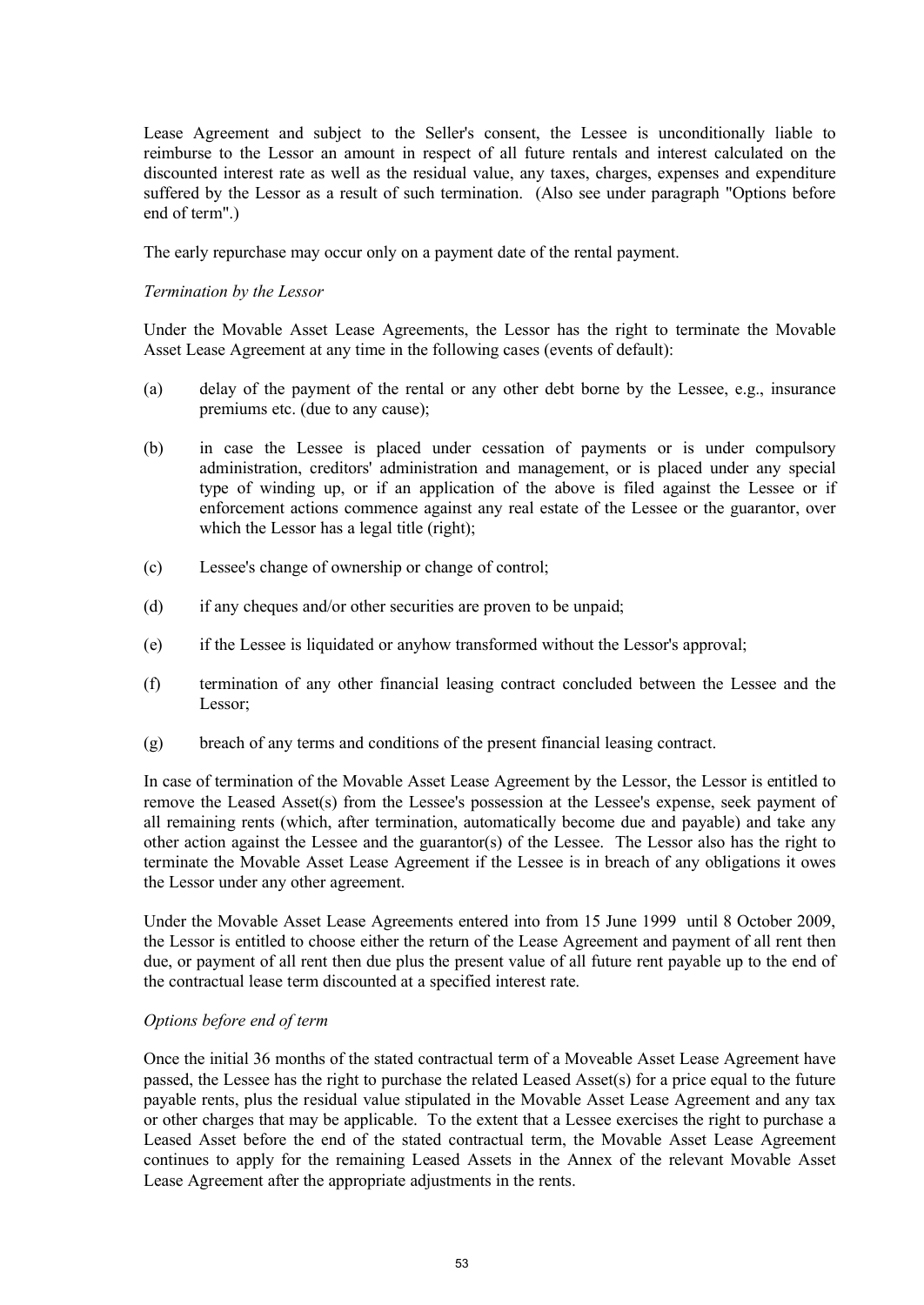Lease Agreement and subject to the Seller's consent, the Lessee is unconditionally liable to reimburse to the Lessor an amount in respect of all future rentals and interest calculated on the discounted interest rate as well as the residual value, any taxes, charges, expenses and expenditure suffered by the Lessor as a result of such termination. (Also see under paragraph "Options before end of term".)

The early repurchase may occur only on a payment date of the rental payment.

*Termination by the Lessor*

Under the Movable Asset Lease Agreements, the Lessor has the right to terminate the Movable Asset Lease Agreement at any time in the following cases (events of default):

(a) delay of the payment of the rental or any other debt borne by the Lessee, e.g., insurance premiums etc. (due to any cause);

(b) in case the Lessee is placed under cessation of payments or is under compulsory administration, creditors' administration and management, or is placed under any special type of winding up, or if an application of the above is filed against the Lessee or if enforcement actions commence against any real estate of the Lessee or the guarantor, over which the Lessor has a legal title (right);

(c) Lessee's change of ownership or change of control;

(d) if any cheques and/or other securities are proven to be unpaid;

(e) if the Lessee is liquidated or anyhow transformed without the Lessor's approval;

(f) termination of any other financial leasing contract concluded between the Lessee and the Lessor;

(g) breach of any terms and conditions of the present financial leasing contract.

In case of termination of the Movable Asset Lease Agreement by the Lessor, the Lessor is entitled to remove the Leased Asset(s) from the Lessee's possession at the Lessee's expense, seek payment of all remaining rents (which, after termination, automatically become due and payable) and take any other action against the Lessee and the guarantor(s) of the Lessee. The Lessor also has the right to terminate the Movable Asset Lease Agreement if the Lessee is in breach of any obligations it owes the Lessor under any other agreement.

Under the Movable Asset Lease Agreements entered into from 15 June 1999 until 8 October 2009, the Lessor is entitled to choose either the return of the Lease Agreement and payment of all rent then due, or payment of all rent then due plus the present value of all future rent payable up to the end of the contractual lease term discounted at a specified interest rate.

*Options before end of term*

Once the initial 36 months of the stated contractual term of a Moveable Asset Lease Agreement have passed, the Lessee has the right to purchase the related Leased Asset(s) for a price equal to the future payable rents, plus the residual value stipulated in the Movable Asset Lease Agreement and any tax or other charges that may be applicable. To the extent that a Lessee exercises the right to purchase a Leased Asset before the end of the stated contractual term, the Movable Asset Lease Agreement continues to apply for the remaining Leased Assets in the Annex of the relevant Movable Asset Lease Agreement after the appropriate adjustments in the rents.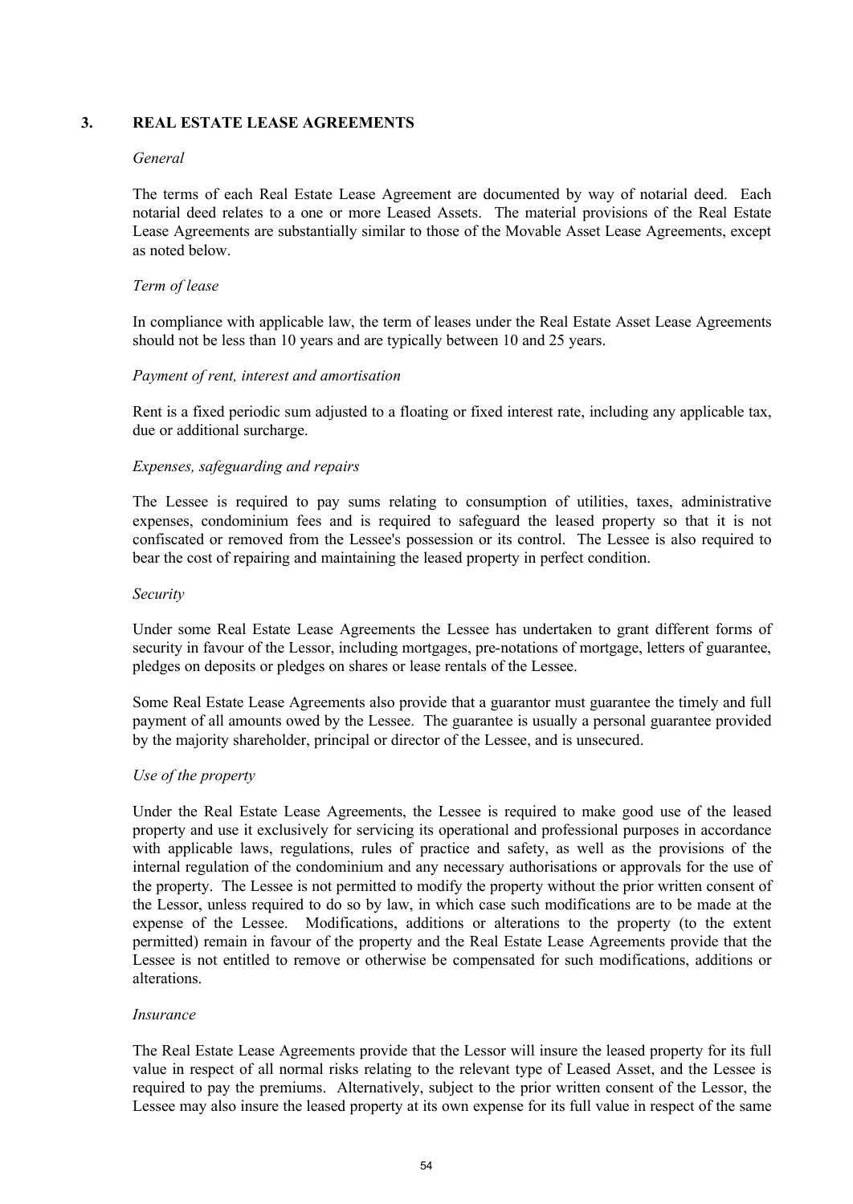## 3. REAL ESTATE LEASE AGREEMENTS

*General*

The terms of each Real Estate Lease Agreement are documented by way of notarial deed. Each notarial deed relates to a one or more Leased Assets. The material provisions of the Real Estate Lease Agreements are substantially similar to those of the Movable Asset Lease Agreements, except as noted below.

*Term of lease*

In compliance with applicable law, the term of leases under the Real Estate Asset Lease Agreements should not be less than 10 years and are typically between 10 and 25 years.

*Payment of rent, interest and amortisation*

Rent is a fixed periodic sum adjusted to a floating or fixed interest rate, including any applicable tax, due or additional surcharge.

*Expenses, safeguarding and repairs*

The Lessee is required to pay sums relating to consumption of utilities, taxes, administrative expenses, condominium fees and is required to safeguard the leased property so that it is not confiscated or removed from the Lessee's possession or its control. The Lessee is also required to bear the cost of repairing and maintaining the leased property in perfect condition.

*Security*

Under some Real Estate Lease Agreements the Lessee has undertaken to grant different forms of security in favour of the Lessor, including mortgages, pre-notations of mortgage, letters of guarantee, pledges on deposits or pledges on shares or lease rentals of the Lessee.

Some Real Estate Lease Agreements also provide that a guarantor must guarantee the timely and full payment of all amounts owed by the Lessee. The guarantee is usually a personal guarantee provided by the majority shareholder, principal or director of the Lessee, and is unsecured.

*Use of the property*

Under the Real Estate Lease Agreements, the Lessee is required to make good use of the leased property and use it exclusively for servicing its operational and professional purposes in accordance with applicable laws, regulations, rules of practice and safety, as well as the provisions of the internal regulation of the condominium and any necessary authorisations or approvals for the use of the property. The Lessee is not permitted to modify the property without the prior written consent of the Lessor, unless required to do so by law, in which case such modifications are to be made at the expense of the Lessee. Modifications, additions or alterations to the property (to the extent permitted) remain in favour of the property and the Real Estate Lease Agreements provide that the Lessee is not entitled to remove or otherwise be compensated for such modifications, additions or alterations.

*Insurance*

The Real Estate Lease Agreements provide that the Lessor will insure the leased property for its full value in respect of all normal risks relating to the relevant type of Leased Asset, and the Lessee is required to pay the premiums. Alternatively, subject to the prior written consent of the Lessor, the Lessee may also insure the leased property at its own expense for its full value in respect of the same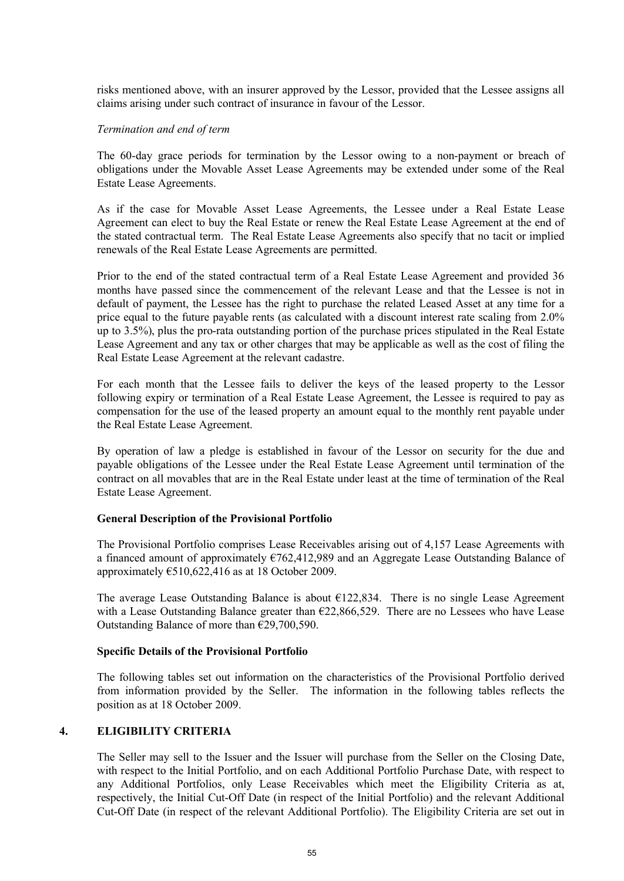risks mentioned above, with an insurer approved by the Lessor, provided that the Lessee assigns all claims arising under such contract of insurance in favour of the Lessor.

*Termination and end of term*

The 60-day grace periods for termination by the Lessor owing to a non-payment or breach of obligations under the Movable Asset Lease Agreements may be extended under some of the Real Estate Lease Agreements.

As if the case for Movable Asset Lease Agreements, the Lessee under a Real Estate Lease Agreement can elect to buy the Real Estate or renew the Real Estate Lease Agreement at the end of the stated contractual term. The Real Estate Lease Agreements also specify that no tacit or implied renewals of the Real Estate Lease Agreements are permitted.

Prior to the end of the stated contractual term of a Real Estate Lease Agreement and provided 36 months have passed since the commencement of the relevant Lease and that the Lessee is not in default of payment, the Lessee has the right to purchase the related Leased Asset at any time for a price equal to the future payable rents (as calculated with a discount interest rate scaling from 2.0% up to 3.5%), plus the pro-rata outstanding portion of the purchase prices stipulated in the Real Estate Lease Agreement and any tax or other charges that may be applicable as well as the cost of filing the Real Estate Lease Agreement at the relevant cadastre.

For each month that the Lessee fails to deliver the keys of the leased property to the Lessor following expiry or termination of a Real Estate Lease Agreement, the Lessee is required to pay as compensation for the use of the leased property an amount equal to the monthly rent payable under the Real Estate Lease Agreement.

By operation of law a pledge is established in favour of the Lessor on security for the due and payable obligations of the Lessee under the Real Estate Lease Agreement until termination of the contract on all movables that are in the Real Estate under least at the time of termination of the Real Estate Lease Agreement.

**General Description of the Provisional Portfolio**

The Provisional Portfolio comprises Lease Receivables arising out of 4,157 Lease Agreements with a financed amount of approximately €762,412,989 and an Aggregate Lease Outstanding Balance of approximately €510,622,416 as at 18 October 2009.

The average Lease Outstanding Balance is about €122,834. There is no single Lease Agreement with a Lease Outstanding Balance greater than €22,866,529. There are no Lessees who have Lease Outstanding Balance of more than €29,700,590.

**Specific Details of the Provisional Portfolio**

The following tables set out information on the characteristics of the Provisional Portfolio derived from information provided by the Seller. The information in the following tables reflects the position as at 18 October 2009.

## 4. ELIGIBILITY CRITERIA

The Seller may sell to the Issuer and the Issuer will purchase from the Seller on the Closing Date, with respect to the Initial Portfolio, and on each Additional Portfolio Purchase Date, with respect to any Additional Portfolios, only Lease Receivables which meet the Eligibility Criteria as at, respectively, the Initial Cut-Off Date (in respect of the Initial Portfolio) and the relevant Additional Cut-Off Date (in respect of the relevant Additional Portfolio). The Eligibility Criteria are set out in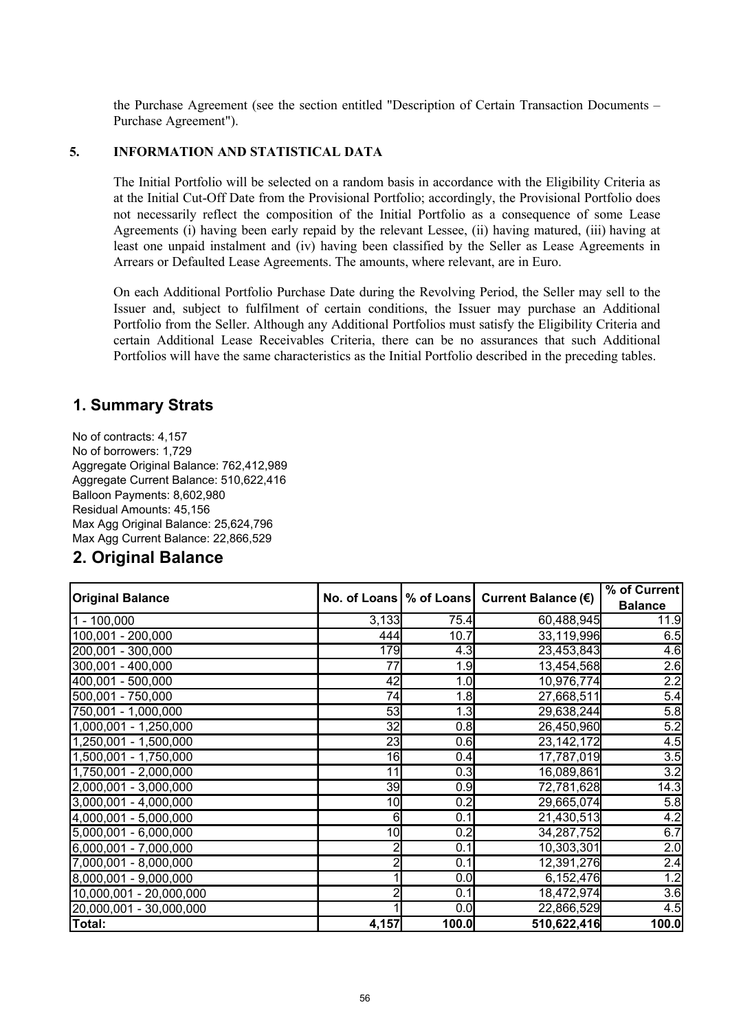the Purchase Agreement (see the section entitled "Description of Certain Transaction Documents – Purchase Agreement").

## 5. INFORMATION AND STATISTICAL DATA

The Initial Portfolio will be selected on a random basis in accordance with the Eligibility Criteria as at the Initial Cut-Off Date from the Provisional Portfolio; accordingly, the Provisional Portfolio does not necessarily reflect the composition of the Initial Portfolio as a consequence of some Lease Agreements (i) having been early repaid by the relevant Lessee, (ii) having matured, (iii) having at least one unpaid instalment and (iv) having been classified by the Seller as Lease Agreements in Arrears or Defaulted Lease Agreements. The amounts, where relevant, are in Euro.

On each Additional Portfolio Purchase Date during the Revolving Period, the Seller may sell to the Issuer and, subject to fulfilment of certain conditions, the Issuer may purchase an Additional Portfolio from the Seller. Although any Additional Portfolios must satisfy the Eligibility Criteria and certain Additional Lease Receivables Criteria, there can be no assurances that such Additional Portfolios will have the same characteristics as the Initial Portfolio described in the preceding tables.

## 1. Summary Strats

No of contracts: 4,157
No of borrowers: 1,729
Aggregate Original Balance: 762,412,989
Aggregate Current Balance: 510,622,416
Balloon Payments: 8,602,980
Residual Amounts: 45,156
Max Agg Original Balance: 25,624,796
Max Agg Current Balance: 22,866,529

## 2. Original Balance

| Original Balance | No. of Loans | % of Loans | Current Balance (€) | % of Current Balance |
|---|---|---|---|---|
| 1 - 100,000 | 3,133 | 75.4 | 60,488,945 | 11.9 |
| 100,001 - 200,000 | 444 | 10.7 | 33,119,996 | 6.5 |
| 200,001 - 300,000 | 179 | 4.3 | 23,453,843 | 4.6 |
| 300,001 - 400,000 | 77 | 1.9 | 13,454,568 | 2.6 |
| 400,001 - 500,000 | 42 | 1.0 | 10,976,774 | 2.2 |
| 500,001 - 750,000 | 74 | 1.8 | 27,668,511 | 5.4 |
| 750,001 - 1,000,000 | 53 | 1.3 | 29,638,244 | 5.8 |
| 1,000,001 - 1,250,000 | 32 | 0.8 | 26,450,960 | 5.2 |
| 1,250,001 - 1,500,000 | 23 | 0.6 | 23,142,172 | 4.5 |
| 1,500,001 - 1,750,000 | 16 | 0.4 | 17,787,019 | 3.5 |
| 1,750,001 - 2,000,000 | 11 | 0.3 | 16,089,861 | 3.2 |
| 2,000,001 - 3,000,000 | 39 | 0.9 | 72,781,628 | 14.3 |
| 3,000,001 - 4,000,000 | 10 | 0.2 | 29,665,074 | 5.8 |
| 4,000,001 - 5,000,000 | 6 | 0.1 | 21,430,513 | 4.2 |
| 5,000,001 - 6,000,000 | 10 | 0.2 | 34,287,752 | 6.7 |
| 6,000,001 - 7,000,000 | 2 | 0.1 | 10,303,301 | 2.0 |
| 7,000,001 - 8,000,000 | 2 | 0.1 | 12,391,276 | 2.4 |
| 8,000,001 - 9,000,000 | 1 | 0.0 | 6,152,476 | 1.2 |
| 10,000,001 - 20,000,000 | 2 | 0.1 | 18,472,974 | 3.6 |
| 20,000,001 - 30,000,000 | 1 | 0.0 | 22,866,529 | 4.5 |
| **Total:** | **4,157** | **100.0** | **510,622,416** | **100.0** |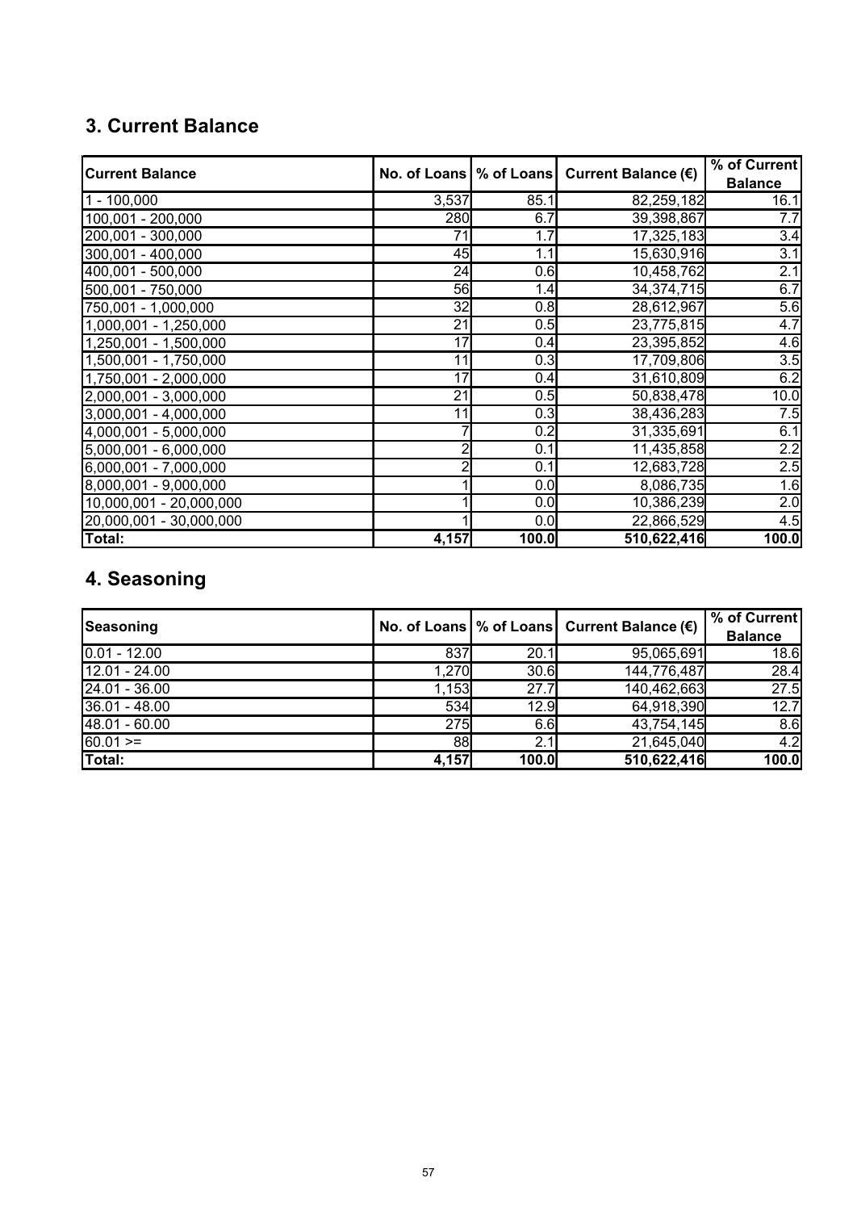## 3. Current Balance

| Current Balance | No. of Loans | % of Loans | Current Balance (€) | % of Current Balance |
|---|---|---|---|---|
| 1 - 100,000 | 3,537 | 85.1 | 82,259,182 | 16.1 |
| 100,001 - 200,000 | 280 | 6.7 | 39,398,867 | 7.7 |
| 200,001 - 300,000 | 71 | 1.7 | 17,325,183 | 3.4 |
| 300,001 - 400,000 | 45 | 1.1 | 15,630,916 | 3.1 |
| 400,001 - 500,000 | 24 | 0.6 | 10,458,762 | 2.1 |
| 500,001 - 750,000 | 56 | 1.4 | 34,374,715 | 6.7 |
| 750,001 - 1,000,000 | 32 | 0.8 | 28,612,967 | 5.6 |
| 1,000,001 - 1,250,000 | 21 | 0.5 | 23,775,815 | 4.7 |
| 1,250,001 - 1,500,000 | 17 | 0.4 | 23,395,852 | 4.6 |
| 1,500,001 - 1,750,000 | 11 | 0.3 | 17,709,806 | 3.5 |
| 1,750,001 - 2,000,000 | 17 | 0.4 | 31,610,809 | 6.2 |
| 2,000,001 - 3,000,000 | 21 | 0.5 | 50,838,478 | 10.0 |
| 3,000,001 - 4,000,000 | 11 | 0.3 | 38,436,283 | 7.5 |
| 4,000,001 - 5,000,000 | 7 | 0.2 | 31,335,691 | 6.1 |
| 5,000,001 - 6,000,000 | 2 | 0.1 | 11,435,858 | 2.2 |
| 6,000,001 - 7,000,000 | 2 | 0.1 | 12,683,728 | 2.5 |
| 8,000,001 - 9,000,000 | 1 | 0.0 | 8,086,735 | 1.6 |
| 10,000,001 - 20,000,000 | 1 | 0.0 | 10,386,239 | 2.0 |
| 20,000,001 - 30,000,000 | 1 | 0.0 | 22,866,529 | 4.5 |
| **Total:** | **4,157** | **100.0** | **510,622,416** | **100.0** |

## 4. Seasoning

| Seasoning | No. of Loans | % of Loans | Current Balance (€) | % of Current Balance |
|---|---|---|---|---|
| 0.01 - 12.00 | 837 | 20.1 | 95,065,691 | 18.6 |
| 12.01 - 24.00 | 1,270 | 30.6 | 144,776,487 | 28.4 |
| 24.01 - 36.00 | 1,153 | 27.7 | 140,462,663 | 27.5 |
| 36.01 - 48.00 | 534 | 12.9 | 64,918,390 | 12.7 |
| 48.01 - 60.00 | 275 | 6.6 | 43,754,145 | 8.6 |
| 60.01 >= | 88 | 2.1 | 21,645,040 | 4.2 |
| **Total:** | **4,157** | **100.0** | **510,622,416** | **100.0** |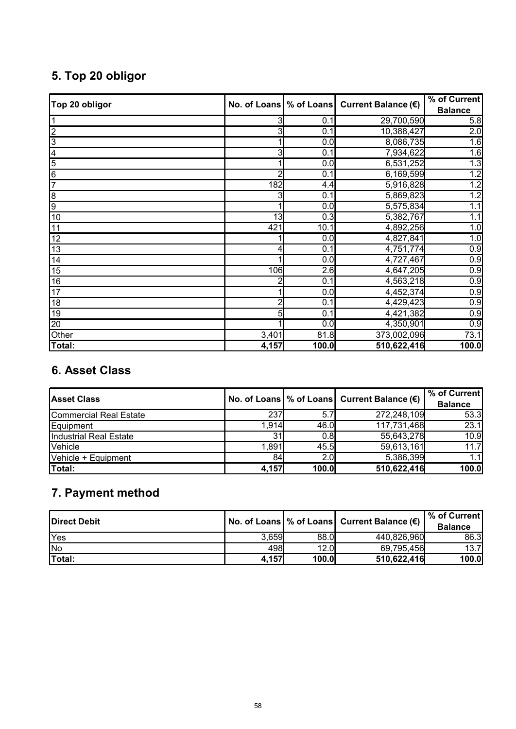## 5. Top 20 obligor

| Top 20 obligor | No. of Loans | % of Loans | Current Balance (€) | % of Current Balance |
|---|---|---|---|---|
| 1 | 3 | 0.1 | 29,700,590 | 5.8 |
| 2 | 3 | 0.1 | 10,388,427 | 2.0 |
| 3 | 1 | 0.0 | 8,086,735 | 1.6 |
| 4 | 3 | 0.1 | 7,934,622 | 1.6 |
| 5 | 1 | 0.0 | 6,531,252 | 1.3 |
| 6 | 2 | 0.1 | 6,169,599 | 1.2 |
| 7 | 182 | 4.4 | 5,916,828 | 1.2 |
| 8 | 3 | 0.1 | 5,869,823 | 1.2 |
| 9 | 1 | 0.0 | 5,575,834 | 1.1 |
| 10 | 13 | 0.3 | 5,382,767 | 1.1 |
| 11 | 421 | 10.1 | 4,892,256 | 1.0 |
| 12 | 1 | 0.0 | 4,827,841 | 1.0 |
| 13 | 4 | 0.1 | 4,751,774 | 0.9 |
| 14 | 1 | 0.0 | 4,727,467 | 0.9 |
| 15 | 106 | 2.6 | 4,647,205 | 0.9 |
| 16 | 2 | 0.1 | 4,563,218 | 0.9 |
| 17 | 1 | 0.0 | 4,452,374 | 0.9 |
| 18 | 2 | 0.1 | 4,429,423 | 0.9 |
| 19 | 5 | 0.1 | 4,421,382 | 0.9 |
| 20 | 1 | 0.0 | 4,350,901 | 0.9 |
| Other | 3,401 | 81.8 | 373,002,096 | 73.1 |
| **Total:** | **4,157** | **100.0** | **510,622,416** | **100.0** |

## 6. Asset Class

| Asset Class | No. of Loans | % of Loans | Current Balance (€) | % of Current Balance |
|---|---|---|---|---|
| Commercial Real Estate | 237 | 5.7 | 272,248,109 | 53.3 |
| Equipment | 1,914 | 46.0 | 117,731,468 | 23.1 |
| Industrial Real Estate | 31 | 0.8 | 55,643,278 | 10.9 |
| Vehicle | 1,891 | 45.5 | 59,613,161 | 11.7 |
| Vehicle + Equipment | 84 | 2.0 | 5,386,399 | 1.1 |
| **Total:** | **4,157** | **100.0** | **510,622,416** | **100.0** |

## 7. Payment method

| Direct Debit | No. of Loans | % of Loans | Current Balance (€) | % of Current Balance |
|---|---|---|---|---|
| Yes | 3,659 | 88.0 | 440,826,960 | 86.3 |
| No | 498 | 12.0 | 69,795,456 | 13.7 |
| **Total:** | **4,157** | **100.0** | **510,622,416** | **100.0** |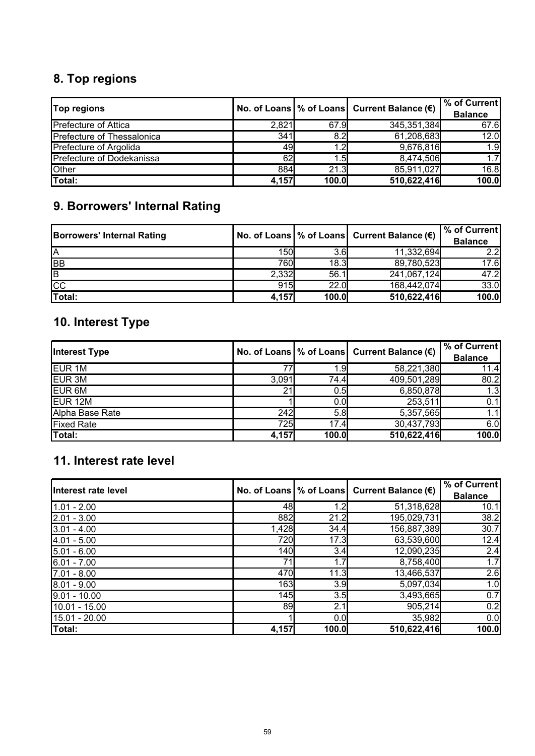## 8. Top regions

| Top regions | No. of Loans | % of Loans | Current Balance (€) | % of Current Balance |
|---|---|---|---|---|
| Prefecture of Attica | 2,821 | 67.9 | 345,351,384 | 67.6 |
| Prefecture of Thessalonica | 341 | 8.2 | 61,208,683 | 12.0 |
| Prefecture of Argolida | 49 | 1.2 | 9,676,816 | 1.9 |
| Prefecture of Dodekanissa | 62 | 1.5 | 8,474,506 | 1.7 |
| Other | 884 | 21.3 | 85,911,027 | 16.8 |
| **Total:** | **4,157** | **100.0** | **510,622,416** | **100.0** |

## 9. Borrowers' Internal Rating

| Borrowers' Internal Rating | No. of Loans | % of Loans | Current Balance (€) | % of Current Balance |
|---|---|---|---|---|
| A | 150 | 3.6 | 11,332,694 | 2.2 |
| BB | 760 | 18.3 | 89,780,523 | 17.6 |
| B | 2,332 | 56.1 | 241,067,124 | 47.2 |
| CC | 915 | 22.0 | 168,442,074 | 33.0 |
| **Total:** | **4,157** | **100.0** | **510,622,416** | **100.0** |

## 10. Interest Type

| Interest Type | No. of Loans | % of Loans | Current Balance (€) | % of Current Balance |
|---|---|---|---|---|
| EUR 1M | 77 | 1.9 | 58,221,380 | 11.4 |
| EUR 3M | 3,091 | 74.4 | 409,501,289 | 80.2 |
| EUR 6M | 21 | 0.5 | 6,850,878 | 1.3 |
| EUR 12M | 1 | 0.0 | 253,511 | 0.1 |
| Alpha Base Rate | 242 | 5.8 | 5,357,565 | 1.1 |
| Fixed Rate | 725 | 17.4 | 30,437,793 | 6.0 |
| **Total:** | **4,157** | **100.0** | **510,622,416** | **100.0** |

## 11. Interest rate level

| Interest rate level | No. of Loans | % of Loans | Current Balance (€) | % of Current Balance |
|---|---|---|---|---|
| 1.01 - 2.00 | 48 | 1.2 | 51,318,628 | 10.1 |
| 2.01 - 3.00 | 882 | 21.2 | 195,029,731 | 38.2 |
| 3.01 - 4.00 | 1,428 | 34.4 | 156,887,389 | 30.7 |
| 4.01 - 5.00 | 720 | 17.3 | 63,539,600 | 12.4 |
| 5.01 - 6.00 | 140 | 3.4 | 12,090,235 | 2.4 |
| 6.01 - 7.00 | 71 | 1.7 | 8,758,400 | 1.7 |
| 7.01 - 8.00 | 470 | 11.3 | 13,466,537 | 2.6 |
| 8.01 - 9.00 | 163 | 3.9 | 5,097,034 | 1.0 |
| 9.01 - 10.00 | 145 | 3.5 | 3,493,665 | 0.7 |
| 10.01 - 15.00 | 89 | 2.1 | 905,214 | 0.2 |
| 15.01 - 20.00 | 1 | 0.0 | 35,982 | 0.0 |
| **Total:** | **4,157** | **100.0** | **510,622,416** | **100.0** |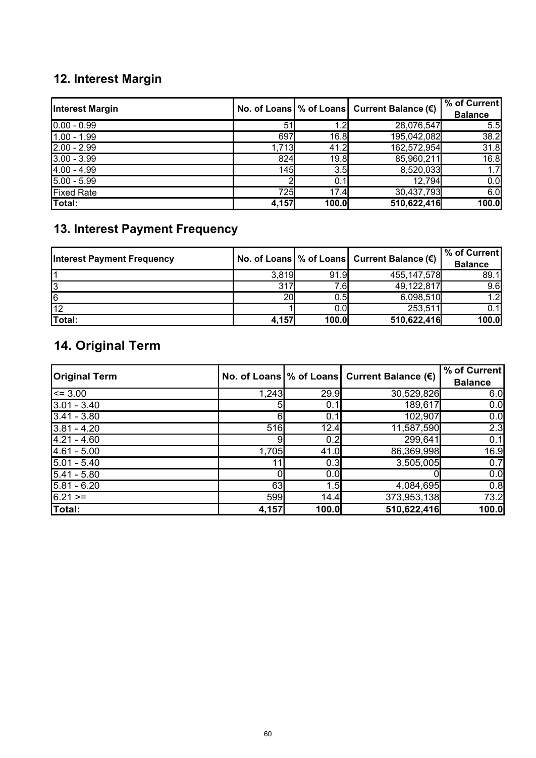## 12. Interest Margin

| Interest Margin | No. of Loans | % of Loans | Current Balance (€) | % of Current Balance |
|---|---|---|---|---|
| 0.00 - 0.99 | 51 | 1.2 | 28,076,547 | 5.5 |
| 1.00 - 1.99 | 697 | 16.8 | 195,042,082 | 38.2 |
| 2.00 - 2.99 | 1,713 | 41.2 | 162,572,954 | 31.8 |
| 3.00 - 3.99 | 824 | 19.8 | 85,960,211 | 16.8 |
| 4.00 - 4.99 | 145 | 3.5 | 8,520,033 | 1.7 |
| 5.00 - 5.99 | 2 | 0.1 | 12,794 | 0.0 |
| Fixed Rate | 725 | 17.4 | 30,437,793 | 6.0 |
| **Total:** | **4,157** | **100.0** | **510,622,416** | **100.0** |

## 13. Interest Payment Frequency

| Interest Payment Frequency | No. of Loans | % of Loans | Current Balance (€) | % of Current Balance |
|---|---|---|---|---|
| 1 | 3,819 | 91.9 | 455,147,578 | 89.1 |
| 3 | 317 | 7.6 | 49,122,817 | 9.6 |
| 6 | 20 | 0.5 | 6,098,510 | 1.2 |
| 12 | 1 | 0.0 | 253,511 | 0.1 |
| **Total:** | **4,157** | **100.0** | **510,622,416** | **100.0** |

## 14. Original Term

| Original Term | No. of Loans | % of Loans | Current Balance (€) | % of Current Balance |
|---|---|---|---|---|
| <= 3.00 | 1,243 | 29.9 | 30,529,826 | 6.0 |
| 3.01 - 3.40 | 5 | 0.1 | 189,617 | 0.0 |
| 3.41 - 3.80 | 6 | 0.1 | 102,907 | 0.0 |
| 3.81 - 4.20 | 516 | 12.4 | 11,587,590 | 2.3 |
| 4.21 - 4.60 | 9 | 0.2 | 299,641 | 0.1 |
| 4.61 - 5.00 | 1,705 | 41.0 | 86,369,998 | 16.9 |
| 5.01 - 5.40 | 11 | 0.3 | 3,505,005 | 0.7 |
| 5.41 - 5.80 | 0 | 0.0 | 0 | 0.0 |
| 5.81 - 6.20 | 63 | 1.5 | 4,084,695 | 0.8 |
| 6.21 >= | 599 | 14.4 | 373,953,138 | 73.2 |
| **Total:** | **4,157** | **100.0** | **510,622,416** | **100.0** |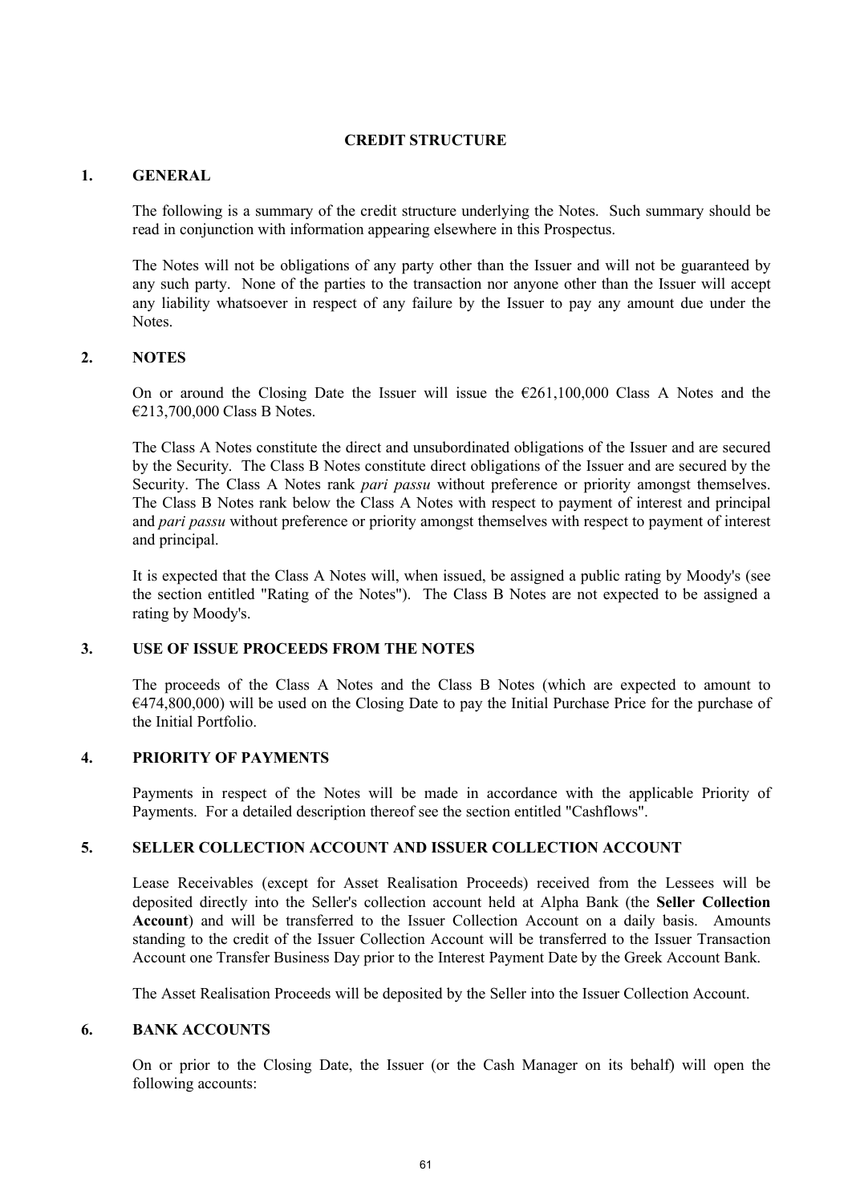# CREDIT STRUCTURE

## 1. GENERAL

The following is a summary of the credit structure underlying the Notes. Such summary should be read in conjunction with information appearing elsewhere in this Prospectus.

The Notes will not be obligations of any party other than the Issuer and will not be guaranteed by any such party. None of the parties to the transaction nor anyone other than the Issuer will accept any liability whatsoever in respect of any failure by the Issuer to pay any amount due under the Notes.

## 2. NOTES

On or around the Closing Date the Issuer will issue the €261,100,000 Class A Notes and the €213,700,000 Class B Notes.

The Class A Notes constitute the direct and unsubordinated obligations of the Issuer and are secured by the Security. The Class B Notes constitute direct obligations of the Issuer and are secured by the Security. The Class A Notes rank *pari passu* without preference or priority amongst themselves. The Class B Notes rank below the Class A Notes with respect to payment of interest and principal and *pari passu* without preference or priority amongst themselves with respect to payment of interest and principal.

It is expected that the Class A Notes will, when issued, be assigned a public rating by Moody's (see the section entitled "Rating of the Notes"). The Class B Notes are not expected to be assigned a rating by Moody's.

## 3. USE OF ISSUE PROCEEDS FROM THE NOTES

The proceeds of the Class A Notes and the Class B Notes (which are expected to amount to €474,800,000) will be used on the Closing Date to pay the Initial Purchase Price for the purchase of the Initial Portfolio.

## 4. PRIORITY OF PAYMENTS

Payments in respect of the Notes will be made in accordance with the applicable Priority of Payments. For a detailed description thereof see the section entitled "Cashflows".

## 5. SELLER COLLECTION ACCOUNT AND ISSUER COLLECTION ACCOUNT

Lease Receivables (except for Asset Realisation Proceeds) received from the Lessees will be deposited directly into the Seller's collection account held at Alpha Bank (the **Seller Collection Account**) and will be transferred to the Issuer Collection Account on a daily basis. Amounts standing to the credit of the Issuer Collection Account will be transferred to the Issuer Transaction Account one Transfer Business Day prior to the Interest Payment Date by the Greek Account Bank.

The Asset Realisation Proceeds will be deposited by the Seller into the Issuer Collection Account.

## 6. BANK ACCOUNTS

On or prior to the Closing Date, the Issuer (or the Cash Manager on its behalf) will open the following accounts: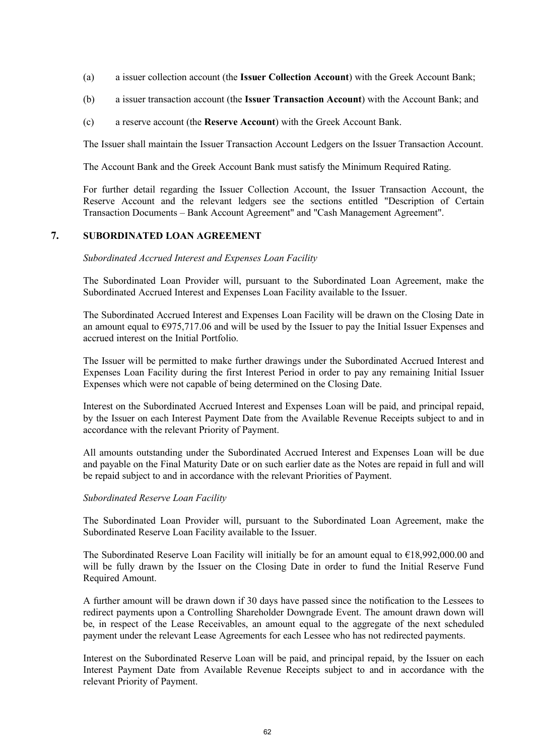(a) a issuer collection account (the **Issuer Collection Account**) with the Greek Account Bank;

(b) a issuer transaction account (the **Issuer Transaction Account**) with the Account Bank; and

(c) a reserve account (the **Reserve Account**) with the Greek Account Bank.

The Issuer shall maintain the Issuer Transaction Account Ledgers on the Issuer Transaction Account.

The Account Bank and the Greek Account Bank must satisfy the Minimum Required Rating.

For further detail regarding the Issuer Collection Account, the Issuer Transaction Account, the Reserve Account and the relevant ledgers see the sections entitled "Description of Certain Transaction Documents – Bank Account Agreement" and "Cash Management Agreement".

## 7. SUBORDINATED LOAN AGREEMENT

*Subordinated Accrued Interest and Expenses Loan Facility*

The Subordinated Loan Provider will, pursuant to the Subordinated Loan Agreement, make the Subordinated Accrued Interest and Expenses Loan Facility available to the Issuer.

The Subordinated Accrued Interest and Expenses Loan Facility will be drawn on the Closing Date in an amount equal to €975,717.06 and will be used by the Issuer to pay the Initial Issuer Expenses and accrued interest on the Initial Portfolio.

The Issuer will be permitted to make further drawings under the Subordinated Accrued Interest and Expenses Loan Facility during the first Interest Period in order to pay any remaining Initial Issuer Expenses which were not capable of being determined on the Closing Date.

Interest on the Subordinated Accrued Interest and Expenses Loan will be paid, and principal repaid, by the Issuer on each Interest Payment Date from the Available Revenue Receipts subject to and in accordance with the relevant Priority of Payment.

All amounts outstanding under the Subordinated Accrued Interest and Expenses Loan will be due and payable on the Final Maturity Date or on such earlier date as the Notes are repaid in full and will be repaid subject to and in accordance with the relevant Priorities of Payment.

*Subordinated Reserve Loan Facility*

The Subordinated Loan Provider will, pursuant to the Subordinated Loan Agreement, make the Subordinated Reserve Loan Facility available to the Issuer.

The Subordinated Reserve Loan Facility will initially be for an amount equal to €18,992,000.00 and will be fully drawn by the Issuer on the Closing Date in order to fund the Initial Reserve Fund Required Amount.

A further amount will be drawn down if 30 days have passed since the notification to the Lessees to redirect payments upon a Controlling Shareholder Downgrade Event. The amount drawn down will be, in respect of the Lease Receivables, an amount equal to the aggregate of the next scheduled payment under the relevant Lease Agreements for each Lessee who has not redirected payments.

Interest on the Subordinated Reserve Loan will be paid, and principal repaid, by the Issuer on each Interest Payment Date from Available Revenue Receipts subject to and in accordance with the relevant Priority of Payment.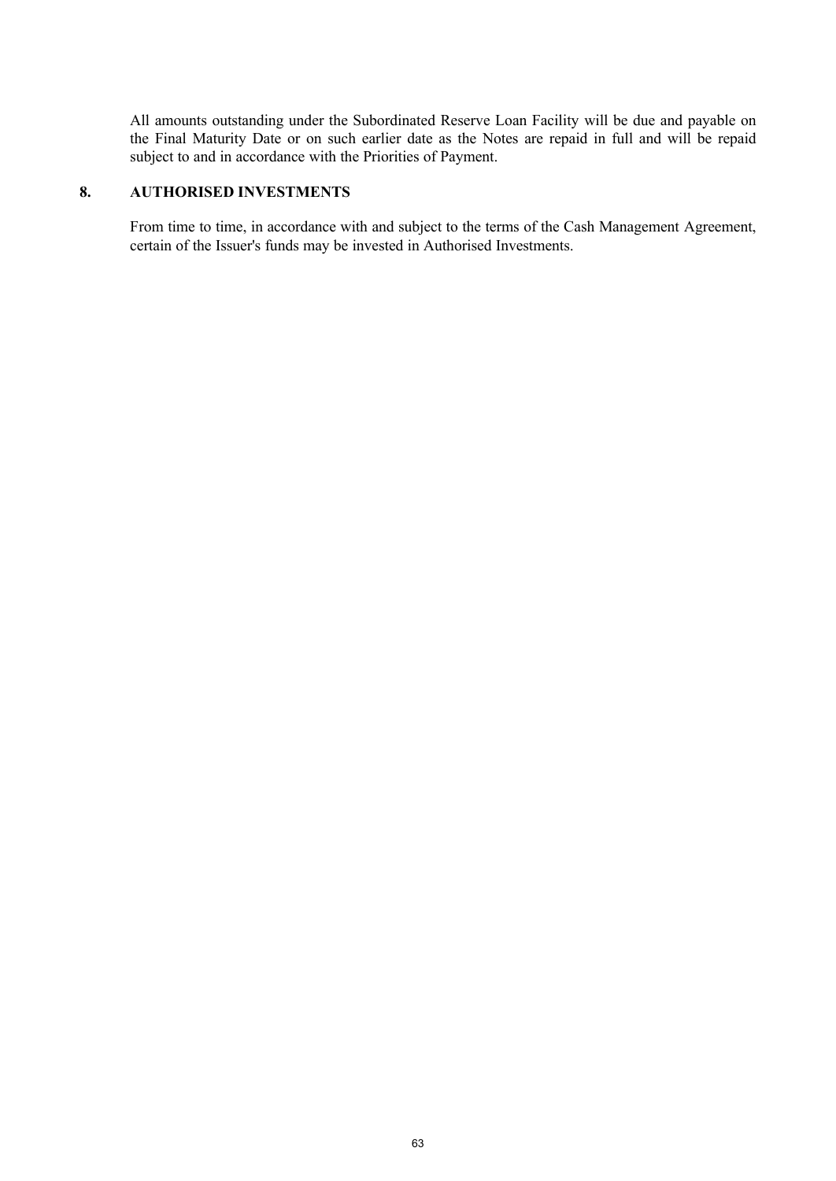All amounts outstanding under the Subordinated Reserve Loan Facility will be due and payable on the Final Maturity Date or on such earlier date as the Notes are repaid in full and will be repaid subject to and in accordance with the Priorities of Payment.

## 8. AUTHORISED INVESTMENTS

From time to time, in accordance with and subject to the terms of the Cash Management Agreement, certain of the Issuer's funds may be invested in Authorised Investments.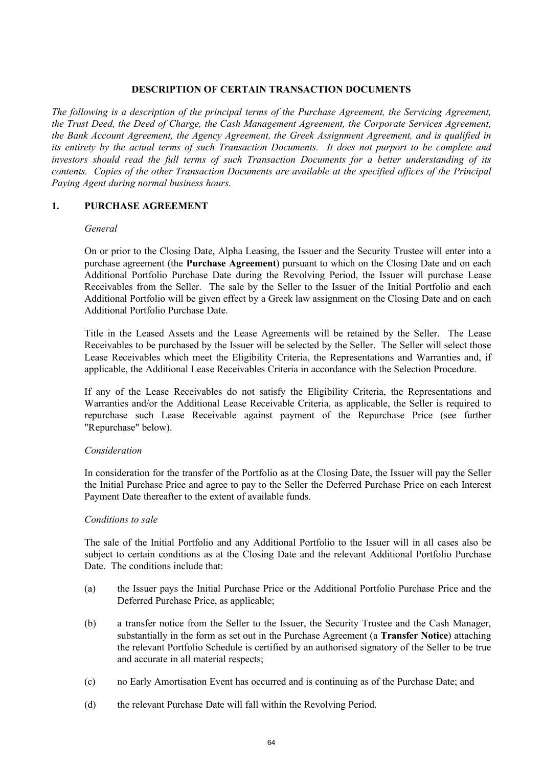## DESCRIPTION OF CERTAIN TRANSACTION DOCUMENTS

*The following is a description of the principal terms of the Purchase Agreement, the Servicing Agreement, the Trust Deed, the Deed of Charge, the Cash Management Agreement, the Corporate Services Agreement, the Bank Account Agreement, the Agency Agreement, the Greek Assignment Agreement, and is qualified in its entirety by the actual terms of such Transaction Documents. It does not purport to be complete and investors should read the full terms of such Transaction Documents for a better understanding of its contents. Copies of the other Transaction Documents are available at the specified offices of the Principal Paying Agent during normal business hours.*

### 1. PURCHASE AGREEMENT

*General*

On or prior to the Closing Date, Alpha Leasing, the Issuer and the Security Trustee will enter into a purchase agreement (the **Purchase Agreement**) pursuant to which on the Closing Date and on each Additional Portfolio Purchase Date during the Revolving Period, the Issuer will purchase Lease Receivables from the Seller. The sale by the Seller to the Issuer of the Initial Portfolio and each Additional Portfolio will be given effect by a Greek law assignment on the Closing Date and on each Additional Portfolio Purchase Date.

Title in the Leased Assets and the Lease Agreements will be retained by the Seller. The Lease Receivables to be purchased by the Issuer will be selected by the Seller. The Seller will select those Lease Receivables which meet the Eligibility Criteria, the Representations and Warranties and, if applicable, the Additional Lease Receivables Criteria in accordance with the Selection Procedure.

If any of the Lease Receivables do not satisfy the Eligibility Criteria, the Representations and Warranties and/or the Additional Lease Receivable Criteria, as applicable, the Seller is required to repurchase such Lease Receivable against payment of the Repurchase Price (see further "Repurchase" below).

*Consideration*

In consideration for the transfer of the Portfolio as at the Closing Date, the Issuer will pay the Seller the Initial Purchase Price and agree to pay to the Seller the Deferred Purchase Price on each Interest Payment Date thereafter to the extent of available funds.

*Conditions to sale*

The sale of the Initial Portfolio and any Additional Portfolio to the Issuer will in all cases also be subject to certain conditions as at the Closing Date and the relevant Additional Portfolio Purchase Date. The conditions include that:

(a) the Issuer pays the Initial Purchase Price or the Additional Portfolio Purchase Price and the Deferred Purchase Price, as applicable;

(b) a transfer notice from the Seller to the Issuer, the Security Trustee and the Cash Manager, substantially in the form as set out in the Purchase Agreement (a **Transfer Notice**) attaching the relevant Portfolio Schedule is certified by an authorised signatory of the Seller to be true and accurate in all material respects;

(c) no Early Amortisation Event has occurred and is continuing as of the Purchase Date; and

(d) the relevant Purchase Date will fall within the Revolving Period.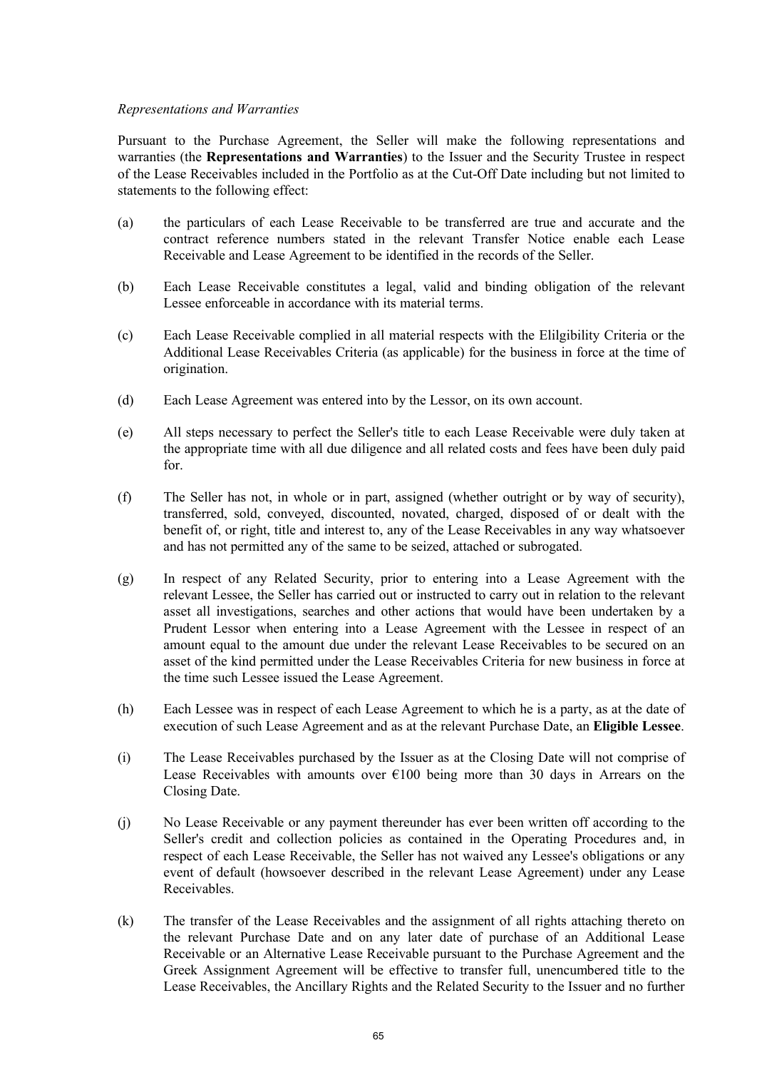*Representations and Warranties*

Pursuant to the Purchase Agreement, the Seller will make the following representations and warranties (the **Representations and Warranties**) to the Issuer and the Security Trustee in respect of the Lease Receivables included in the Portfolio as at the Cut-Off Date including but not limited to statements to the following effect:

(a) the particulars of each Lease Receivable to be transferred are true and accurate and the contract reference numbers stated in the relevant Transfer Notice enable each Lease Receivable and Lease Agreement to be identified in the records of the Seller.

(b) Each Lease Receivable constitutes a legal, valid and binding obligation of the relevant Lessee enforceable in accordance with its material terms.

(c) Each Lease Receivable complied in all material respects with the Elilgibility Criteria or the Additional Lease Receivables Criteria (as applicable) for the business in force at the time of origination.

(d) Each Lease Agreement was entered into by the Lessor, on its own account.

(e) All steps necessary to perfect the Seller's title to each Lease Receivable were duly taken at the appropriate time with all due diligence and all related costs and fees have been duly paid for.

(f) The Seller has not, in whole or in part, assigned (whether outright or by way of security), transferred, sold, conveyed, discounted, novated, charged, disposed of or dealt with the benefit of, or right, title and interest to, any of the Lease Receivables in any way whatsoever and has not permitted any of the same to be seized, attached or subrogated.

(g) In respect of any Related Security, prior to entering into a Lease Agreement with the relevant Lessee, the Seller has carried out or instructed to carry out in relation to the relevant asset all investigations, searches and other actions that would have been undertaken by a Prudent Lessor when entering into a Lease Agreement with the Lessee in respect of an amount equal to the amount due under the relevant Lease Receivables to be secured on an asset of the kind permitted under the Lease Receivables Criteria for new business in force at the time such Lessee issued the Lease Agreement.

(h) Each Lessee was in respect of each Lease Agreement to which he is a party, as at the date of execution of such Lease Agreement and as at the relevant Purchase Date, an **Eligible Lessee**.

(i) The Lease Receivables purchased by the Issuer as at the Closing Date will not comprise of Lease Receivables with amounts over €100 being more than 30 days in Arrears on the Closing Date.

(j) No Lease Receivable or any payment thereunder has ever been written off according to the Seller's credit and collection policies as contained in the Operating Procedures and, in respect of each Lease Receivable, the Seller has not waived any Lessee's obligations or any event of default (howsoever described in the relevant Lease Agreement) under any Lease Receivables.

(k) The transfer of the Lease Receivables and the assignment of all rights attaching thereto on the relevant Purchase Date and on any later date of purchase of an Additional Lease Receivable or an Alternative Lease Receivable pursuant to the Purchase Agreement and the Greek Assignment Agreement will be effective to transfer full, unencumbered title to the Lease Receivables, the Ancillary Rights and the Related Security to the Issuer and no further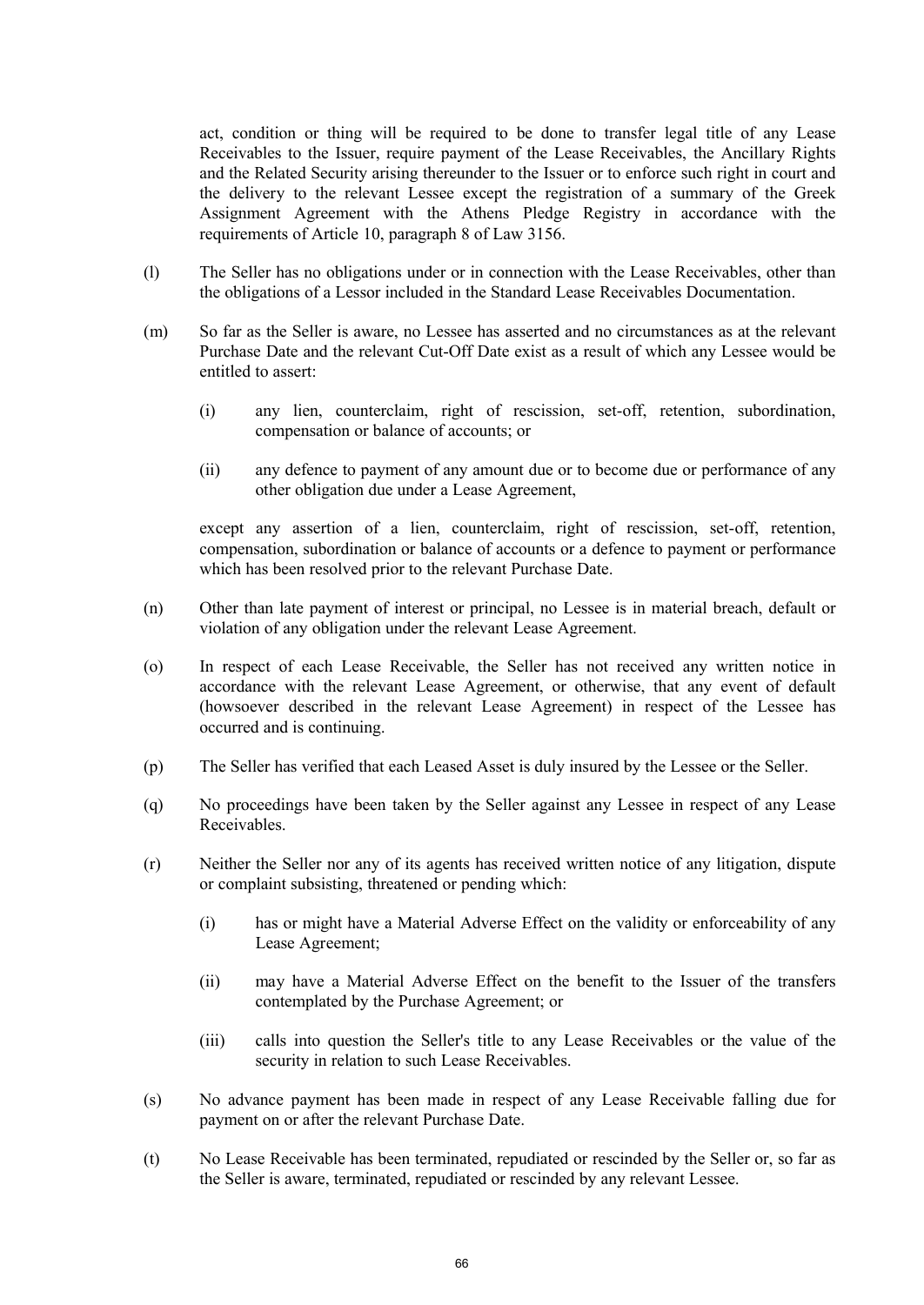act, condition or thing will be required to be done to transfer legal title of any Lease Receivables to the Issuer, require payment of the Lease Receivables, the Ancillary Rights and the Related Security arising thereunder to the Issuer or to enforce such right in court and the delivery to the relevant Lessee except the registration of a summary of the Greek Assignment Agreement with the Athens Pledge Registry in accordance with the requirements of Article 10, paragraph 8 of Law 3156.

(l) The Seller has no obligations under or in connection with the Lease Receivables, other than the obligations of a Lessor included in the Standard Lease Receivables Documentation.

(m) So far as the Seller is aware, no Lessee has asserted and no circumstances as at the relevant Purchase Date and the relevant Cut-Off Date exist as a result of which any Lessee would be entitled to assert:

 (i) any lien, counterclaim, right of rescission, set-off, retention, subordination, compensation or balance of accounts; or

 (ii) any defence to payment of any amount due or to become due or performance of any other obligation due under a Lease Agreement,

 except any assertion of a lien, counterclaim, right of rescission, set-off, retention, compensation, subordination or balance of accounts or a defence to payment or performance which has been resolved prior to the relevant Purchase Date.

(n) Other than late payment of interest or principal, no Lessee is in material breach, default or violation of any obligation under the relevant Lease Agreement.

(o) In respect of each Lease Receivable, the Seller has not received any written notice in accordance with the relevant Lease Agreement, or otherwise, that any event of default (howsoever described in the relevant Lease Agreement) in respect of the Lessee has occurred and is continuing.

(p) The Seller has verified that each Leased Asset is duly insured by the Lessee or the Seller.

(q) No proceedings have been taken by the Seller against any Lessee in respect of any Lease Receivables.

(r) Neither the Seller nor any of its agents has received written notice of any litigation, dispute or complaint subsisting, threatened or pending which:

 (i) has or might have a Material Adverse Effect on the validity or enforceability of any Lease Agreement;

 (ii) may have a Material Adverse Effect on the benefit to the Issuer of the transfers contemplated by the Purchase Agreement; or

 (iii) calls into question the Seller's title to any Lease Receivables or the value of the security in relation to such Lease Receivables.

(s) No advance payment has been made in respect of any Lease Receivable falling due for payment on or after the relevant Purchase Date.

(t) No Lease Receivable has been terminated, repudiated or rescinded by the Seller or, so far as the Seller is aware, terminated, repudiated or rescinded by any relevant Lessee.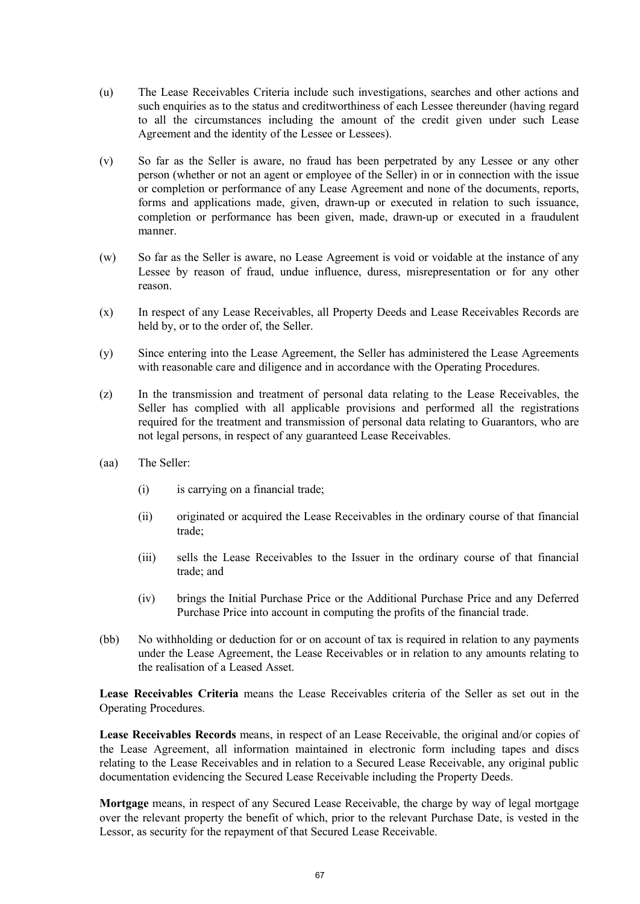(u) The Lease Receivables Criteria include such investigations, searches and other actions and such enquiries as to the status and creditworthiness of each Lessee thereunder (having regard to all the circumstances including the amount of the credit given under such Lease Agreement and the identity of the Lessee or Lessees).

(v) So far as the Seller is aware, no fraud has been perpetrated by any Lessee or any other person (whether or not an agent or employee of the Seller) in or in connection with the issue or completion or performance of any Lease Agreement and none of the documents, reports, forms and applications made, given, drawn-up or executed in relation to such issuance, completion or performance has been given, made, drawn-up or executed in a fraudulent manner.

(w) So far as the Seller is aware, no Lease Agreement is void or voidable at the instance of any Lessee by reason of fraud, undue influence, duress, misrepresentation or for any other reason.

(x) In respect of any Lease Receivables, all Property Deeds and Lease Receivables Records are held by, or to the order of, the Seller.

(y) Since entering into the Lease Agreement, the Seller has administered the Lease Agreements with reasonable care and diligence and in accordance with the Operating Procedures.

(z) In the transmission and treatment of personal data relating to the Lease Receivables, the Seller has complied with all applicable provisions and performed all the registrations required for the treatment and transmission of personal data relating to Guarantors, who are not legal persons, in respect of any guaranteed Lease Receivables.

(aa) The Seller:

  (i) is carrying on a financial trade;

  (ii) originated or acquired the Lease Receivables in the ordinary course of that financial trade;

  (iii) sells the Lease Receivables to the Issuer in the ordinary course of that financial trade; and

  (iv) brings the Initial Purchase Price or the Additional Purchase Price and any Deferred Purchase Price into account in computing the profits of the financial trade.

(bb) No withholding or deduction for or on account of tax is required in relation to any payments under the Lease Agreement, the Lease Receivables or in relation to any amounts relating to the realisation of a Leased Asset.

**Lease Receivables Criteria** means the Lease Receivables criteria of the Seller as set out in the Operating Procedures.

**Lease Receivables Records** means, in respect of an Lease Receivable, the original and/or copies of the Lease Agreement, all information maintained in electronic form including tapes and discs relating to the Lease Receivables and in relation to a Secured Lease Receivable, any original public documentation evidencing the Secured Lease Receivable including the Property Deeds.

**Mortgage** means, in respect of any Secured Lease Receivable, the charge by way of legal mortgage over the relevant property the benefit of which, prior to the relevant Purchase Date, is vested in the Lessor, as security for the repayment of that Secured Lease Receivable.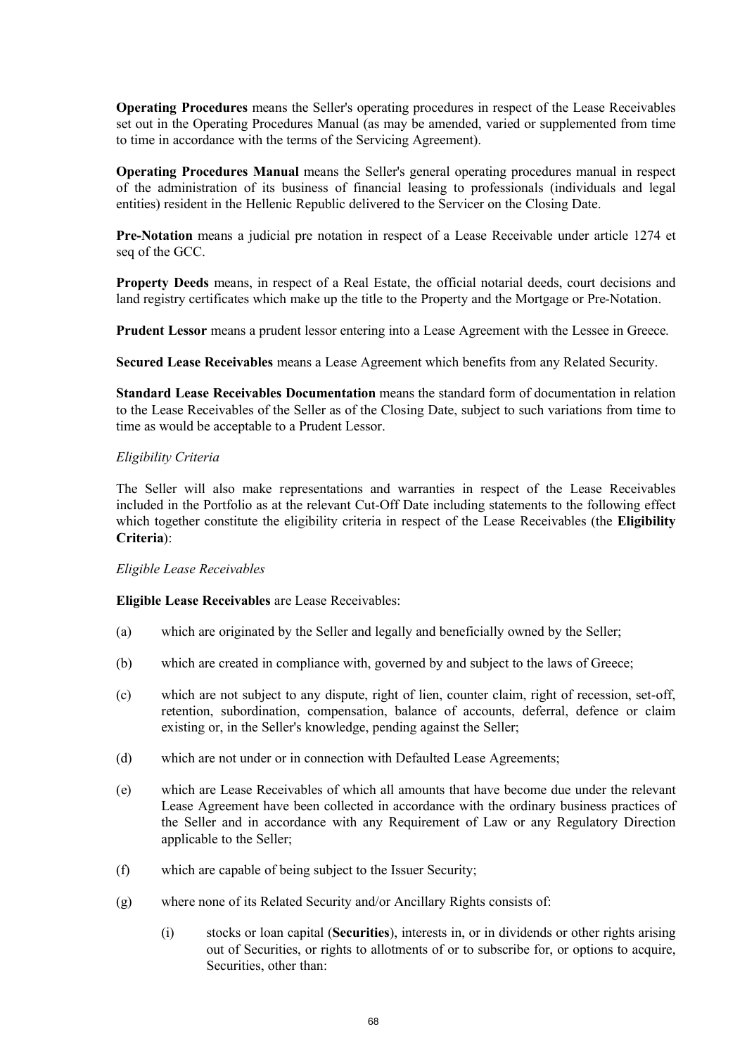**Operating Procedures** means the Seller's operating procedures in respect of the Lease Receivables set out in the Operating Procedures Manual (as may be amended, varied or supplemented from time to time in accordance with the terms of the Servicing Agreement).

**Operating Procedures Manual** means the Seller's general operating procedures manual in respect of the administration of its business of financial leasing to professionals (individuals and legal entities) resident in the Hellenic Republic delivered to the Servicer on the Closing Date.

**Pre-Notation** means a judicial pre notation in respect of a Lease Receivable under article 1274 et seq of the GCC.

**Property Deeds** means, in respect of a Real Estate, the official notarial deeds, court decisions and land registry certificates which make up the title to the Property and the Mortgage or Pre-Notation.

**Prudent Lessor** means a prudent lessor entering into a Lease Agreement with the Lessee in Greece.

**Secured Lease Receivables** means a Lease Agreement which benefits from any Related Security.

**Standard Lease Receivables Documentation** means the standard form of documentation in relation to the Lease Receivables of the Seller as of the Closing Date, subject to such variations from time to time as would be acceptable to a Prudent Lessor.

*Eligibility Criteria*

The Seller will also make representations and warranties in respect of the Lease Receivables included in the Portfolio as at the relevant Cut-Off Date including statements to the following effect which together constitute the eligibility criteria in respect of the Lease Receivables (the **Eligibility Criteria**):

*Eligible Lease Receivables*

**Eligible Lease Receivables** are Lease Receivables:

(a) which are originated by the Seller and legally and beneficially owned by the Seller;

(b) which are created in compliance with, governed by and subject to the laws of Greece;

(c) which are not subject to any dispute, right of lien, counter claim, right of recession, set-off, retention, subordination, compensation, balance of accounts, deferral, defence or claim existing or, in the Seller's knowledge, pending against the Seller;

(d) which are not under or in connection with Defaulted Lease Agreements;

(e) which are Lease Receivables of which all amounts that have become due under the relevant Lease Agreement have been collected in accordance with the ordinary business practices of the Seller and in accordance with any Requirement of Law or any Regulatory Direction applicable to the Seller;

(f) which are capable of being subject to the Issuer Security;

(g) where none of its Related Security and/or Ancillary Rights consists of:

   (i) stocks or loan capital (**Securities**), interests in, or in dividends or other rights arising out of Securities, or rights to allotments of or to subscribe for, or options to acquire, Securities, other than: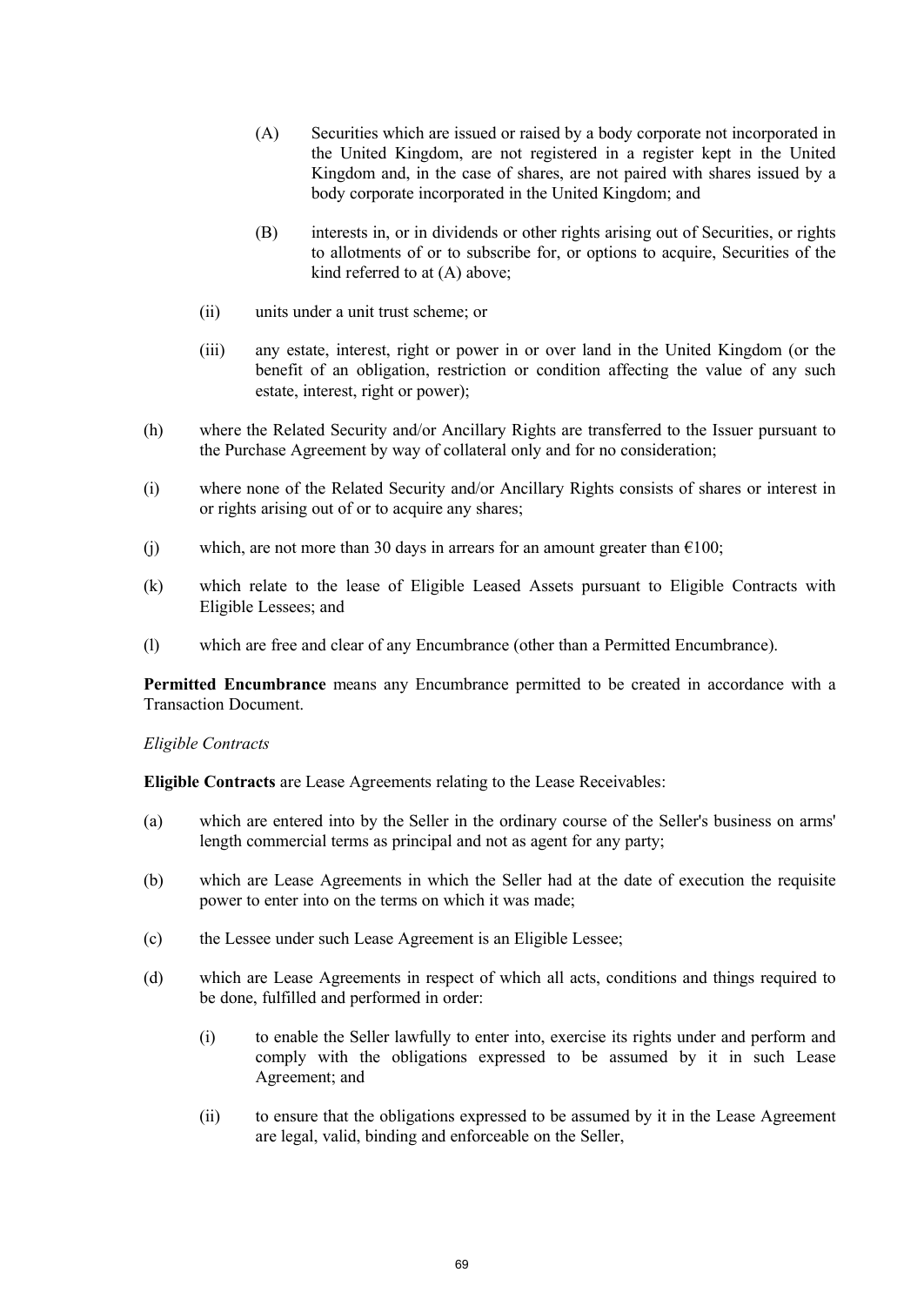(A) Securities which are issued or raised by a body corporate not incorporated in the United Kingdom, are not registered in a register kept in the United Kingdom and, in the case of shares, are not paired with shares issued by a body corporate incorporated in the United Kingdom; and

(B) interests in, or in dividends or other rights arising out of Securities, or rights to allotments of or to subscribe for, or options to acquire, Securities of the kind referred to at (A) above;

(ii) units under a unit trust scheme; or

(iii) any estate, interest, right or power in or over land in the United Kingdom (or the benefit of an obligation, restriction or condition affecting the value of any such estate, interest, right or power);

(h) where the Related Security and/or Ancillary Rights are transferred to the Issuer pursuant to the Purchase Agreement by way of collateral only and for no consideration;

(i) where none of the Related Security and/or Ancillary Rights consists of shares or interest in or rights arising out of or to acquire any shares;

(j) which, are not more than 30 days in arrears for an amount greater than €100;

(k) which relate to the lease of Eligible Leased Assets pursuant to Eligible Contracts with Eligible Lessees; and

(l) which are free and clear of any Encumbrance (other than a Permitted Encumbrance).

**Permitted Encumbrance** means any Encumbrance permitted to be created in accordance with a Transaction Document.

*Eligible Contracts*

**Eligible Contracts** are Lease Agreements relating to the Lease Receivables:

(a) which are entered into by the Seller in the ordinary course of the Seller's business on arms' length commercial terms as principal and not as agent for any party;

(b) which are Lease Agreements in which the Seller had at the date of execution the requisite power to enter into on the terms on which it was made;

(c) the Lessee under such Lease Agreement is an Eligible Lessee;

(d) which are Lease Agreements in respect of which all acts, conditions and things required to be done, fulfilled and performed in order:

(i) to enable the Seller lawfully to enter into, exercise its rights under and perform and comply with the obligations expressed to be assumed by it in such Lease Agreement; and

(ii) to ensure that the obligations expressed to be assumed by it in the Lease Agreement are legal, valid, binding and enforceable on the Seller,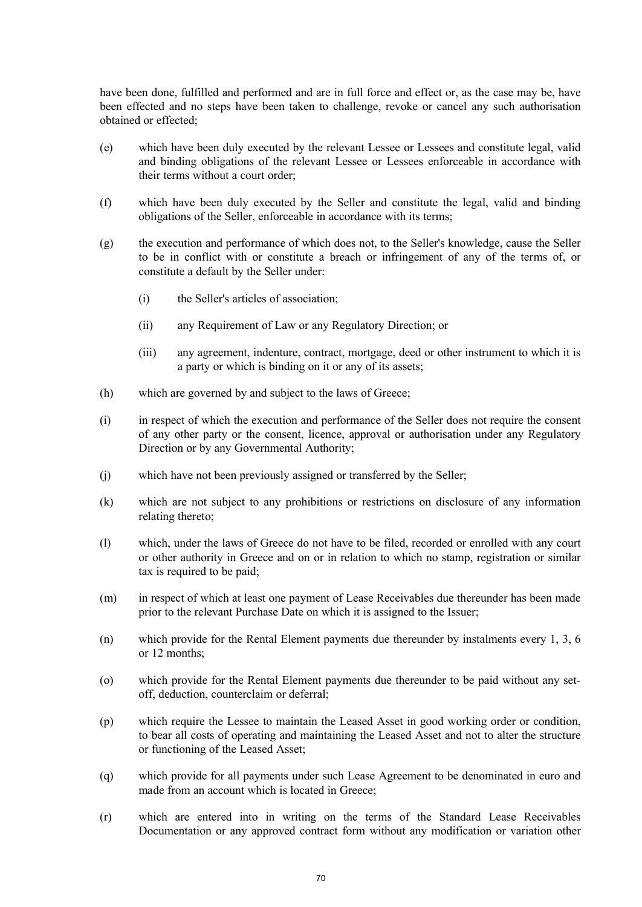have been done, fulfilled and performed and are in full force and effect or, as the case may be, have been effected and no steps have been taken to challenge, revoke or cancel any such authorisation obtained or effected;

(e) which have been duly executed by the relevant Lessee or Lessees and constitute legal, valid and binding obligations of the relevant Lessee or Lessees enforceable in accordance with their terms without a court order;

(f) which have been duly executed by the Seller and constitute the legal, valid and binding obligations of the Seller, enforceable in accordance with its terms;

(g) the execution and performance of which does not, to the Seller's knowledge, cause the Seller to be in conflict with or constitute a breach or infringement of any of the terms of, or constitute a default by the Seller under:

  (i) the Seller's articles of association;

  (ii) any Requirement of Law or any Regulatory Direction; or

  (iii) any agreement, indenture, contract, mortgage, deed or other instrument to which it is a party or which is binding on it or any of its assets;

(h) which are governed by and subject to the laws of Greece;

(i) in respect of which the execution and performance of the Seller does not require the consent of any other party or the consent, licence, approval or authorisation under any Regulatory Direction or by any Governmental Authority;

(j) which have not been previously assigned or transferred by the Seller;

(k) which are not subject to any prohibitions or restrictions on disclosure of any information relating thereto;

(l) which, under the laws of Greece do not have to be filed, recorded or enrolled with any court or other authority in Greece and on or in relation to which no stamp, registration or similar tax is required to be paid;

(m) in respect of which at least one payment of Lease Receivables due thereunder has been made prior to the relevant Purchase Date on which it is assigned to the Issuer;

(n) which provide for the Rental Element payments due thereunder by instalments every 1, 3, 6 or 12 months;

(o) which provide for the Rental Element payments due thereunder to be paid without any set-off, deduction, counterclaim or deferral;

(p) which require the Lessee to maintain the Leased Asset in good working order or condition, to bear all costs of operating and maintaining the Leased Asset and not to alter the structure or functioning of the Leased Asset;

(q) which provide for all payments under such Lease Agreement to be denominated in euro and made from an account which is located in Greece;

(r) which are entered into in writing on the terms of the Standard Lease Receivables Documentation or any approved contract form without any modification or variation other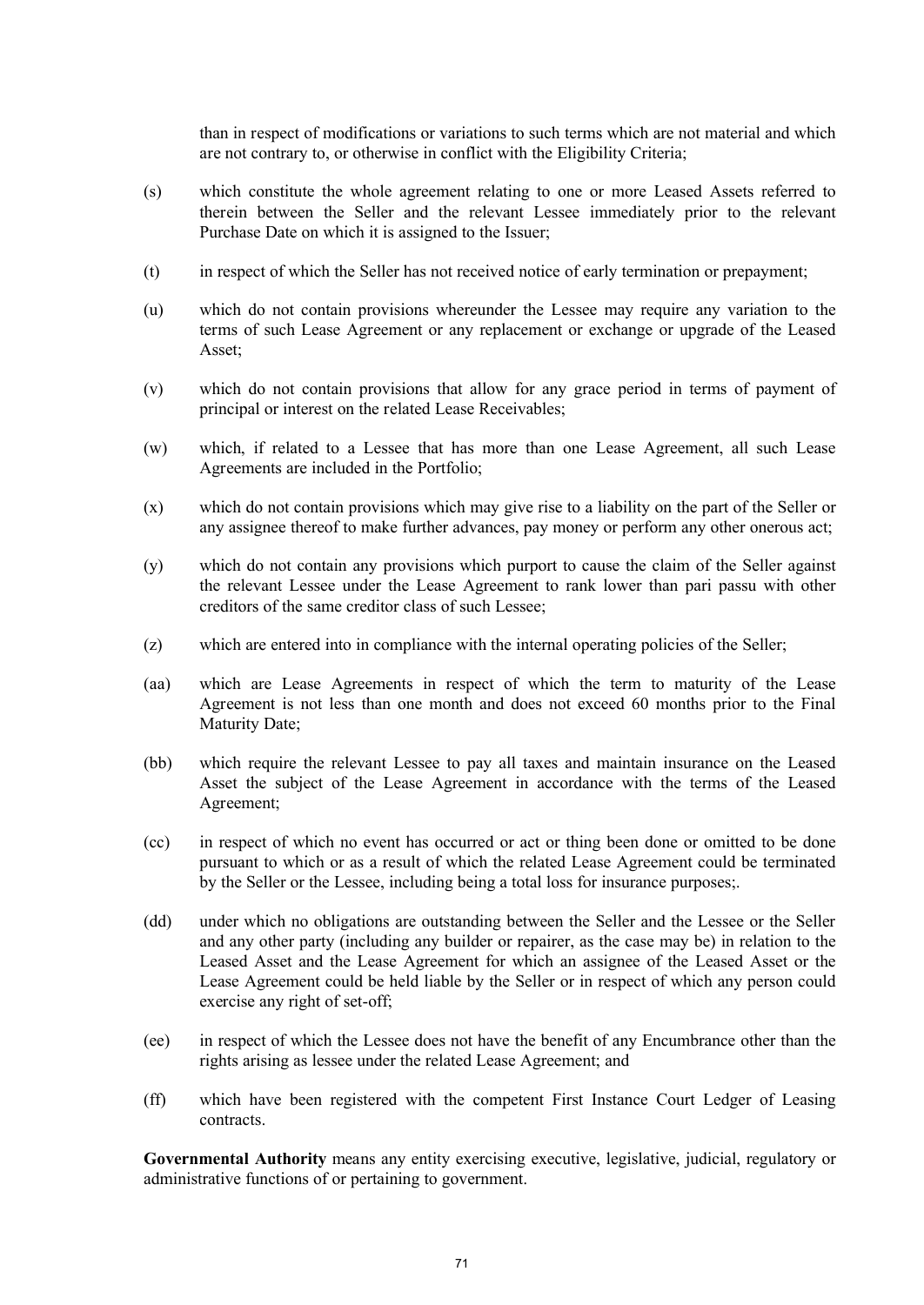than in respect of modifications or variations to such terms which are not material and which are not contrary to, or otherwise in conflict with the Eligibility Criteria;

(s) which constitute the whole agreement relating to one or more Leased Assets referred to therein between the Seller and the relevant Lessee immediately prior to the relevant Purchase Date on which it is assigned to the Issuer;

(t) in respect of which the Seller has not received notice of early termination or prepayment;

(u) which do not contain provisions whereunder the Lessee may require any variation to the terms of such Lease Agreement or any replacement or exchange or upgrade of the Leased Asset;

(v) which do not contain provisions that allow for any grace period in terms of payment of principal or interest on the related Lease Receivables;

(w) which, if related to a Lessee that has more than one Lease Agreement, all such Lease Agreements are included in the Portfolio;

(x) which do not contain provisions which may give rise to a liability on the part of the Seller or any assignee thereof to make further advances, pay money or perform any other onerous act;

(y) which do not contain any provisions which purport to cause the claim of the Seller against the relevant Lessee under the Lease Agreement to rank lower than pari passu with other creditors of the same creditor class of such Lessee;

(z) which are entered into in compliance with the internal operating policies of the Seller;

(aa) which are Lease Agreements in respect of which the term to maturity of the Lease Agreement is not less than one month and does not exceed 60 months prior to the Final Maturity Date;

(bb) which require the relevant Lessee to pay all taxes and maintain insurance on the Leased Asset the subject of the Lease Agreement in accordance with the terms of the Leased Agreement;

(cc) in respect of which no event has occurred or act or thing been done or omitted to be done pursuant to which or as a result of which the related Lease Agreement could be terminated by the Seller or the Lessee, including being a total loss for insurance purposes;.

(dd) under which no obligations are outstanding between the Seller and the Lessee or the Seller and any other party (including any builder or repairer, as the case may be) in relation to the Leased Asset and the Lease Agreement for which an assignee of the Leased Asset or the Lease Agreement could be held liable by the Seller or in respect of which any person could exercise any right of set-off;

(ee) in respect of which the Lessee does not have the benefit of any Encumbrance other than the rights arising as lessee under the related Lease Agreement; and

(ff) which have been registered with the competent First Instance Court Ledger of Leasing contracts.

**Governmental Authority** means any entity exercising executive, legislative, judicial, regulatory or administrative functions of or pertaining to government.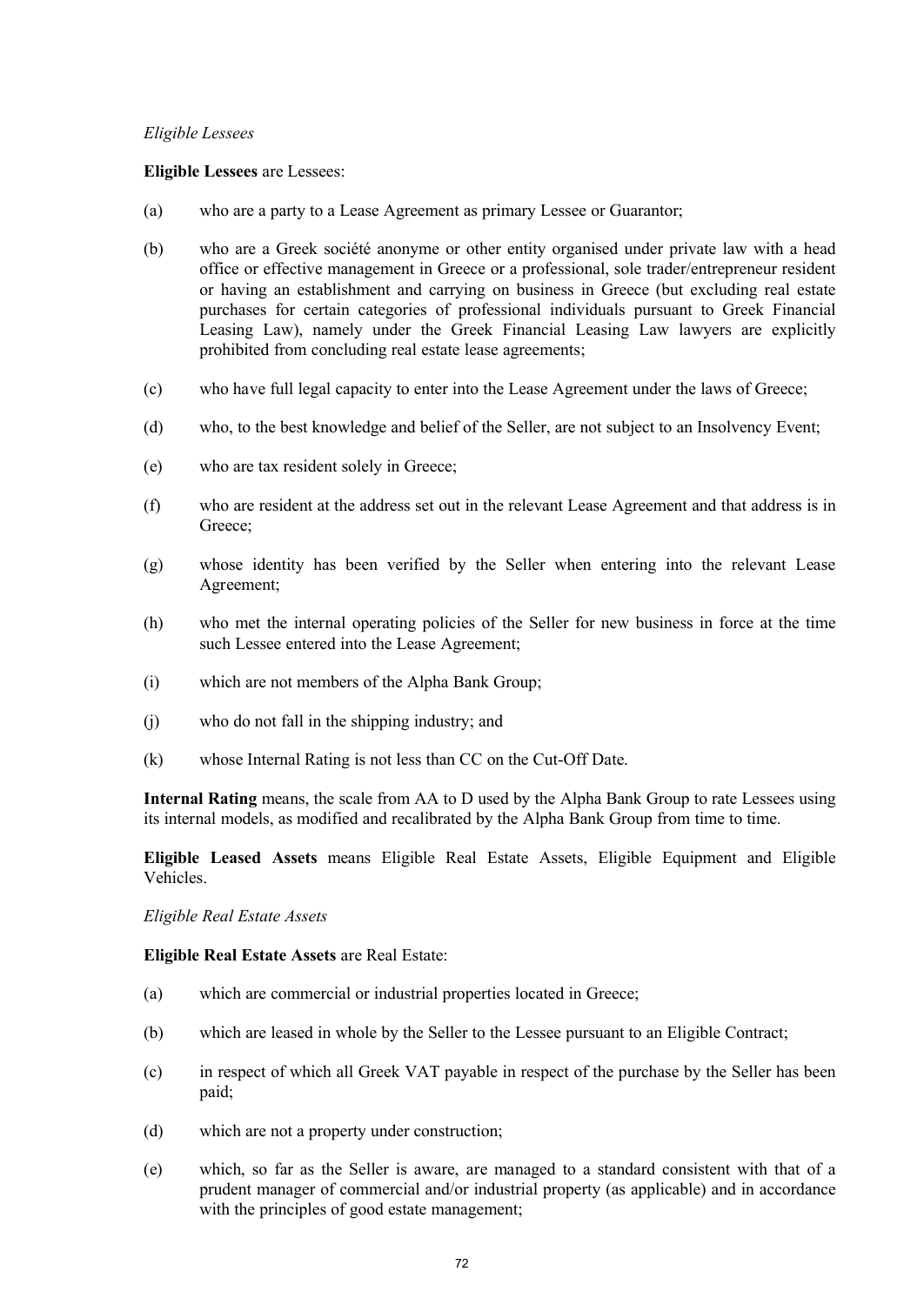*Eligible Lessees*

**Eligible Lessees** are Lessees:

(a) who are a party to a Lease Agreement as primary Lessee or Guarantor;

(b) who are a Greek société anonyme or other entity organised under private law with a head office or effective management in Greece or a professional, sole trader/entrepreneur resident or having an establishment and carrying on business in Greece (but excluding real estate purchases for certain categories of professional individuals pursuant to Greek Financial Leasing Law), namely under the Greek Financial Leasing Law lawyers are explicitly prohibited from concluding real estate lease agreements;

(c) who have full legal capacity to enter into the Lease Agreement under the laws of Greece;

(d) who, to the best knowledge and belief of the Seller, are not subject to an Insolvency Event;

(e) who are tax resident solely in Greece;

(f) who are resident at the address set out in the relevant Lease Agreement and that address is in Greece;

(g) whose identity has been verified by the Seller when entering into the relevant Lease Agreement;

(h) who met the internal operating policies of the Seller for new business in force at the time such Lessee entered into the Lease Agreement;

(i) which are not members of the Alpha Bank Group;

(j) who do not fall in the shipping industry; and

(k) whose Internal Rating is not less than CC on the Cut-Off Date.

**Internal Rating** means, the scale from AA to D used by the Alpha Bank Group to rate Lessees using its internal models, as modified and recalibrated by the Alpha Bank Group from time to time.

**Eligible Leased Assets** means Eligible Real Estate Assets, Eligible Equipment and Eligible Vehicles.

*Eligible Real Estate Assets*

**Eligible Real Estate Assets** are Real Estate:

(a) which are commercial or industrial properties located in Greece;

(b) which are leased in whole by the Seller to the Lessee pursuant to an Eligible Contract;

(c) in respect of which all Greek VAT payable in respect of the purchase by the Seller has been paid;

(d) which are not a property under construction;

(e) which, so far as the Seller is aware, are managed to a standard consistent with that of a prudent manager of commercial and/or industrial property (as applicable) and in accordance with the principles of good estate management;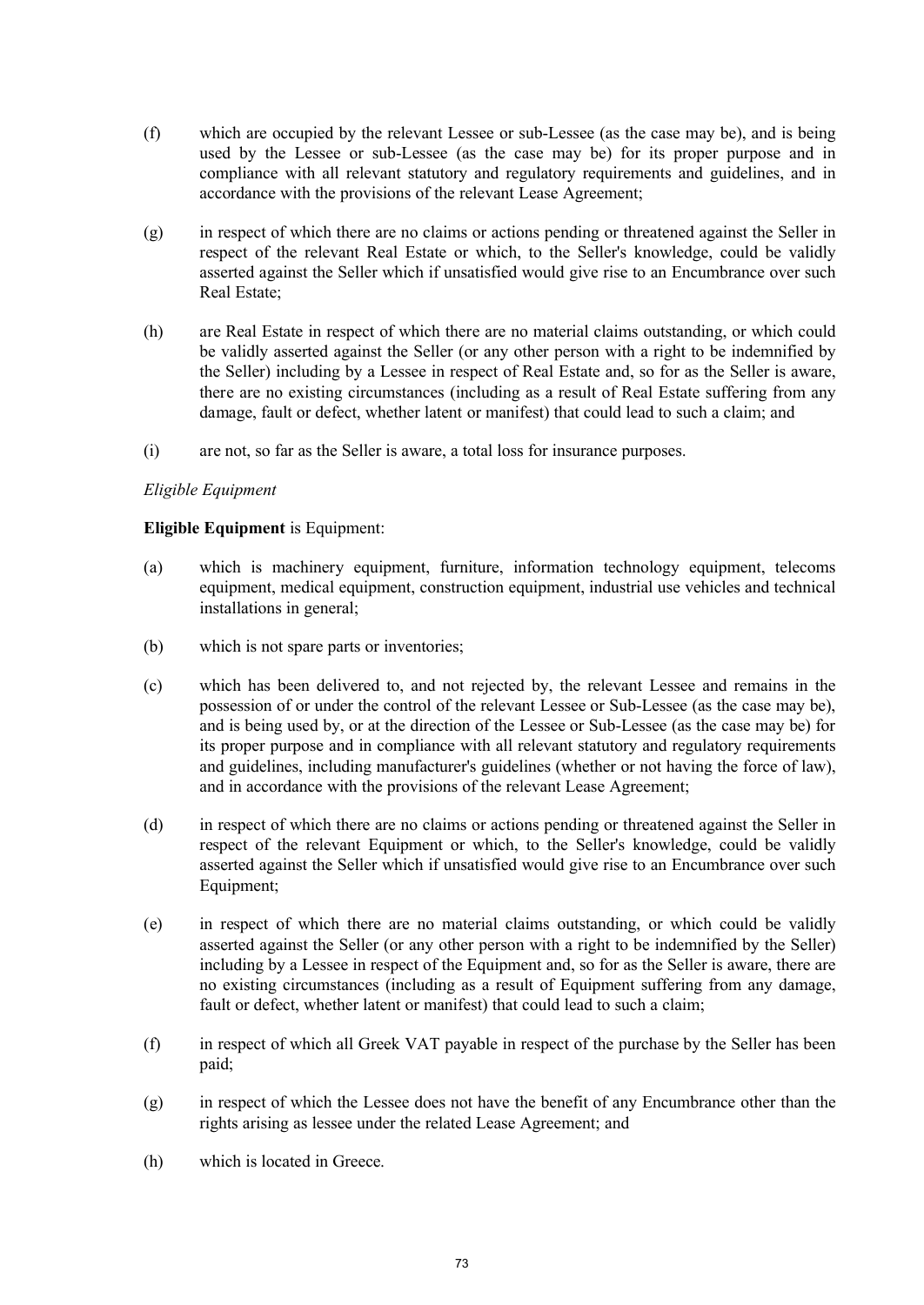(f) which are occupied by the relevant Lessee or sub-Lessee (as the case may be), and is being used by the Lessee or sub-Lessee (as the case may be) for its proper purpose and in compliance with all relevant statutory and regulatory requirements and guidelines, and in accordance with the provisions of the relevant Lease Agreement;

(g) in respect of which there are no claims or actions pending or threatened against the Seller in respect of the relevant Real Estate or which, to the Seller's knowledge, could be validly asserted against the Seller which if unsatisfied would give rise to an Encumbrance over such Real Estate;

(h) are Real Estate in respect of which there are no material claims outstanding, or which could be validly asserted against the Seller (or any other person with a right to be indemnified by the Seller) including by a Lessee in respect of Real Estate and, so for as the Seller is aware, there are no existing circumstances (including as a result of Real Estate suffering from any damage, fault or defect, whether latent or manifest) that could lead to such a claim; and

(i) are not, so far as the Seller is aware, a total loss for insurance purposes.

*Eligible Equipment*

**Eligible Equipment** is Equipment:

(a) which is machinery equipment, furniture, information technology equipment, telecoms equipment, medical equipment, construction equipment, industrial use vehicles and technical installations in general;

(b) which is not spare parts or inventories;

(c) which has been delivered to, and not rejected by, the relevant Lessee and remains in the possession of or under the control of the relevant Lessee or Sub-Lessee (as the case may be), and is being used by, or at the direction of the Lessee or Sub-Lessee (as the case may be) for its proper purpose and in compliance with all relevant statutory and regulatory requirements and guidelines, including manufacturer's guidelines (whether or not having the force of law), and in accordance with the provisions of the relevant Lease Agreement;

(d) in respect of which there are no claims or actions pending or threatened against the Seller in respect of the relevant Equipment or which, to the Seller's knowledge, could be validly asserted against the Seller which if unsatisfied would give rise to an Encumbrance over such Equipment;

(e) in respect of which there are no material claims outstanding, or which could be validly asserted against the Seller (or any other person with a right to be indemnified by the Seller) including by a Lessee in respect of the Equipment and, so for as the Seller is aware, there are no existing circumstances (including as a result of Equipment suffering from any damage, fault or defect, whether latent or manifest) that could lead to such a claim;

(f) in respect of which all Greek VAT payable in respect of the purchase by the Seller has been paid;

(g) in respect of which the Lessee does not have the benefit of any Encumbrance other than the rights arising as lessee under the related Lease Agreement; and

(h) which is located in Greece.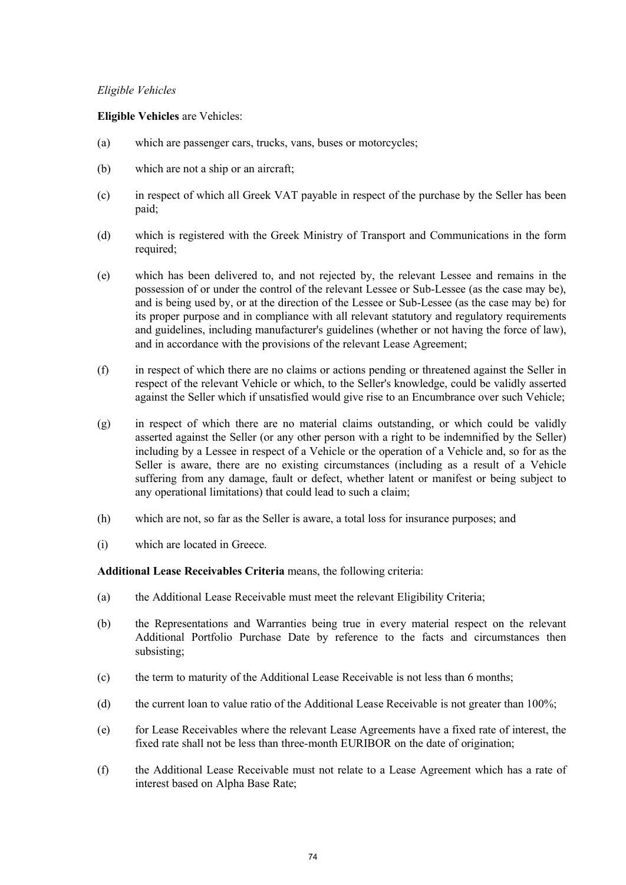*Eligible Vehicles*

**Eligible Vehicles** are Vehicles:

(a) which are passenger cars, trucks, vans, buses or motorcycles;

(b) which are not a ship or an aircraft;

(c) in respect of which all Greek VAT payable in respect of the purchase by the Seller has been paid;

(d) which is registered with the Greek Ministry of Transport and Communications in the form required;

(e) which has been delivered to, and not rejected by, the relevant Lessee and remains in the possession of or under the control of the relevant Lessee or Sub-Lessee (as the case may be), and is being used by, or at the direction of the Lessee or Sub-Lessee (as the case may be) for its proper purpose and in compliance with all relevant statutory and regulatory requirements and guidelines, including manufacturer's guidelines (whether or not having the force of law), and in accordance with the provisions of the relevant Lease Agreement;

(f) in respect of which there are no claims or actions pending or threatened against the Seller in respect of the relevant Vehicle or which, to the Seller's knowledge, could be validly asserted against the Seller which if unsatisfied would give rise to an Encumbrance over such Vehicle;

(g) in respect of which there are no material claims outstanding, or which could be validly asserted against the Seller (or any other person with a right to be indemnified by the Seller) including by a Lessee in respect of a Vehicle or the operation of a Vehicle and, so for as the Seller is aware, there are no existing circumstances (including as a result of a Vehicle suffering from any damage, fault or defect, whether latent or manifest or being subject to any operational limitations) that could lead to such a claim;

(h) which are not, so far as the Seller is aware, a total loss for insurance purposes; and

(i) which are located in Greece.

**Additional Lease Receivables Criteria** means, the following criteria:

(a) the Additional Lease Receivable must meet the relevant Eligibility Criteria;

(b) the Representations and Warranties being true in every material respect on the relevant Additional Portfolio Purchase Date by reference to the facts and circumstances then subsisting;

(c) the term to maturity of the Additional Lease Receivable is not less than 6 months;

(d) the current loan to value ratio of the Additional Lease Receivable is not greater than 100%;

(e) for Lease Receivables where the relevant Lease Agreements have a fixed rate of interest, the fixed rate shall not be less than three-month EURIBOR on the date of origination;

(f) the Additional Lease Receivable must not relate to a Lease Agreement which has a rate of interest based on Alpha Base Rate;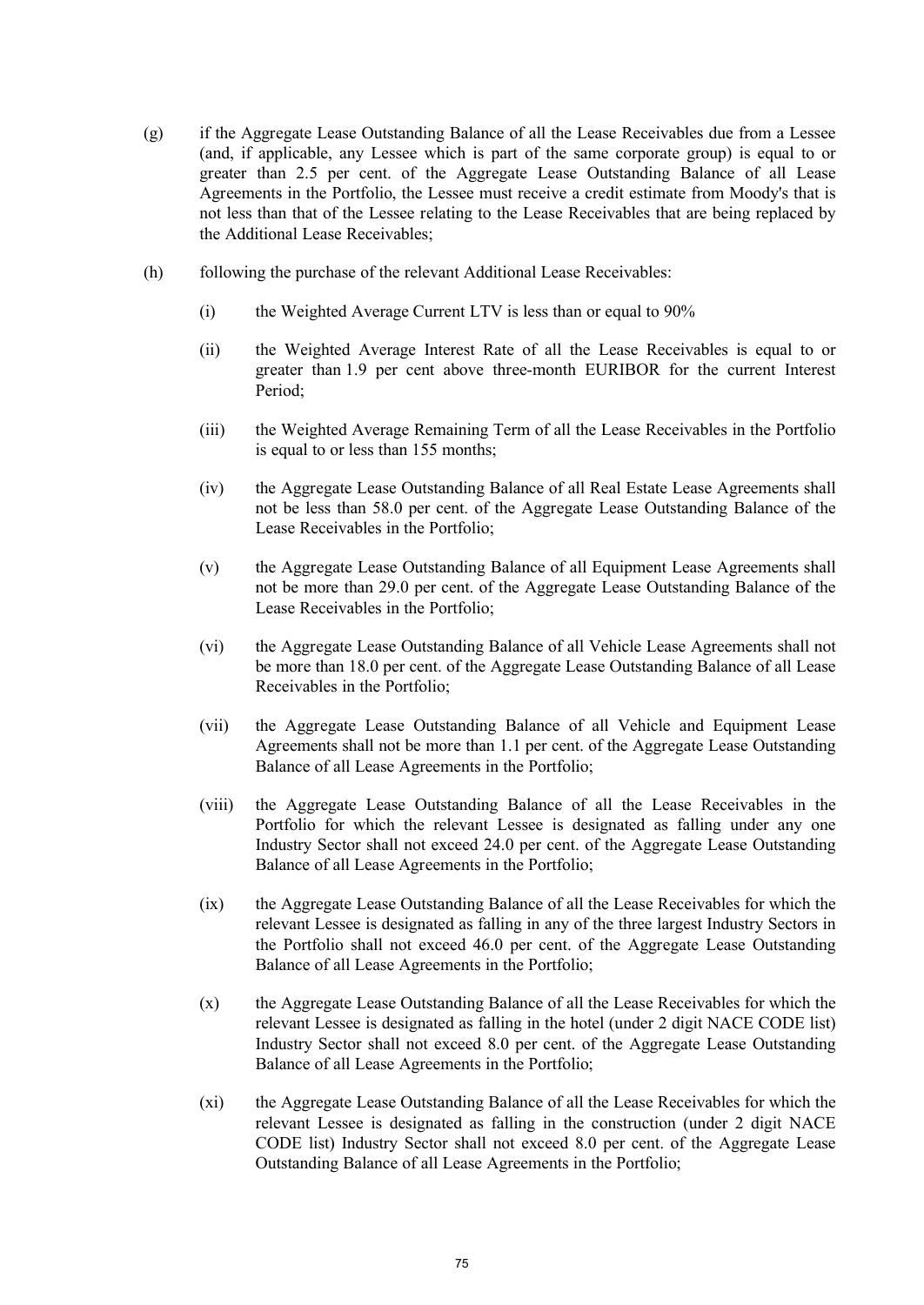(g) if the Aggregate Lease Outstanding Balance of all the Lease Receivables due from a Lessee (and, if applicable, any Lessee which is part of the same corporate group) is equal to or greater than 2.5 per cent. of the Aggregate Lease Outstanding Balance of all Lease Agreements in the Portfolio, the Lessee must receive a credit estimate from Moody's that is not less than that of the Lessee relating to the Lease Receivables that are being replaced by the Additional Lease Receivables;

(h) following the purchase of the relevant Additional Lease Receivables:

 (i) the Weighted Average Current LTV is less than or equal to 90%

 (ii) the Weighted Average Interest Rate of all the Lease Receivables is equal to or greater than 1.9 per cent above three-month EURIBOR for the current Interest Period;

 (iii) the Weighted Average Remaining Term of all the Lease Receivables in the Portfolio is equal to or less than 155 months;

 (iv) the Aggregate Lease Outstanding Balance of all Real Estate Lease Agreements shall not be less than 58.0 per cent. of the Aggregate Lease Outstanding Balance of the Lease Receivables in the Portfolio;

 (v) the Aggregate Lease Outstanding Balance of all Equipment Lease Agreements shall not be more than 29.0 per cent. of the Aggregate Lease Outstanding Balance of the Lease Receivables in the Portfolio;

 (vi) the Aggregate Lease Outstanding Balance of all Vehicle Lease Agreements shall not be more than 18.0 per cent. of the Aggregate Lease Outstanding Balance of all Lease Receivables in the Portfolio;

 (vii) the Aggregate Lease Outstanding Balance of all Vehicle and Equipment Lease Agreements shall not be more than 1.1 per cent. of the Aggregate Lease Outstanding Balance of all Lease Agreements in the Portfolio;

 (viii) the Aggregate Lease Outstanding Balance of all the Lease Receivables in the Portfolio for which the relevant Lessee is designated as falling under any one Industry Sector shall not exceed 24.0 per cent. of the Aggregate Lease Outstanding Balance of all Lease Agreements in the Portfolio;

 (ix) the Aggregate Lease Outstanding Balance of all the Lease Receivables for which the relevant Lessee is designated as falling in any of the three largest Industry Sectors in the Portfolio shall not exceed 46.0 per cent. of the Aggregate Lease Outstanding Balance of all Lease Agreements in the Portfolio;

 (x) the Aggregate Lease Outstanding Balance of all the Lease Receivables for which the relevant Lessee is designated as falling in the hotel (under 2 digit NACE CODE list) Industry Sector shall not exceed 8.0 per cent. of the Aggregate Lease Outstanding Balance of all Lease Agreements in the Portfolio;

 (xi) the Aggregate Lease Outstanding Balance of all the Lease Receivables for which the relevant Lessee is designated as falling in the construction (under 2 digit NACE CODE list) Industry Sector shall not exceed 8.0 per cent. of the Aggregate Lease Outstanding Balance of all Lease Agreements in the Portfolio;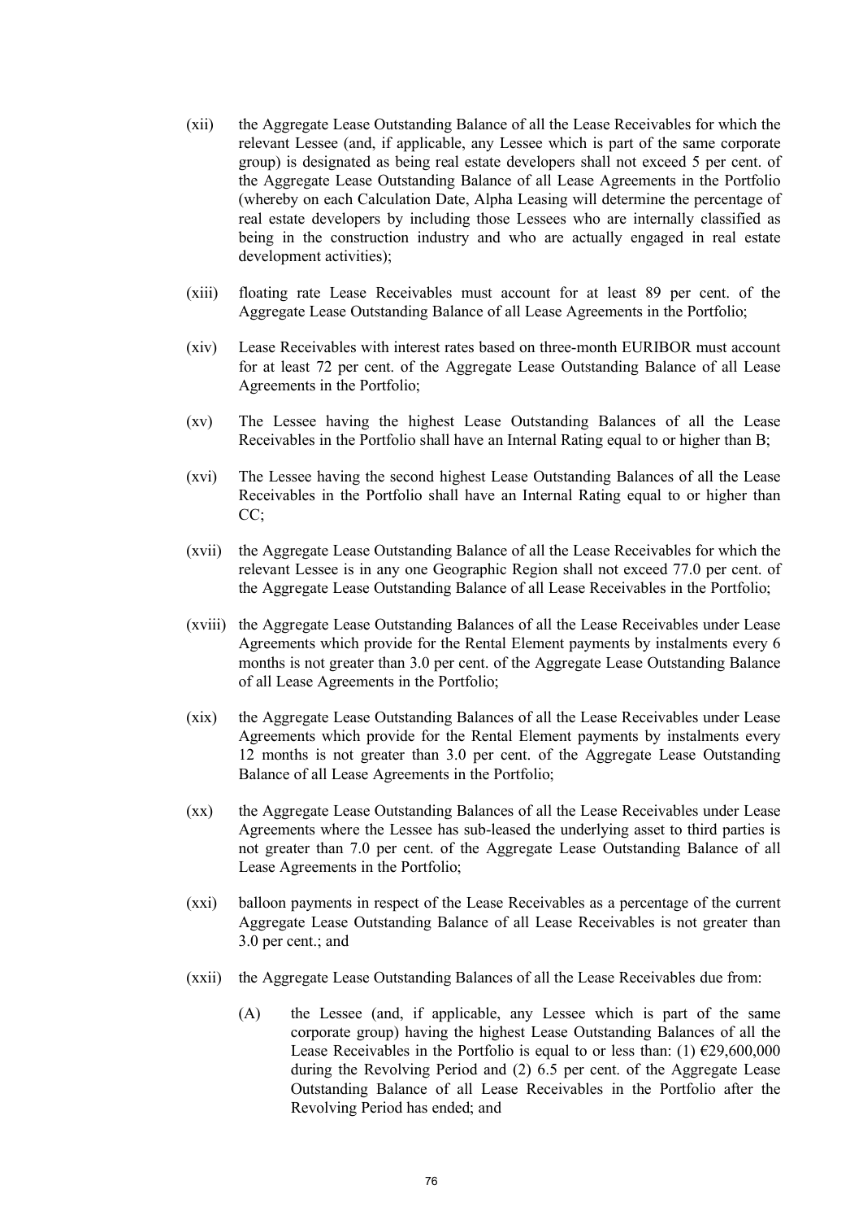(xii) the Aggregate Lease Outstanding Balance of all the Lease Receivables for which the relevant Lessee (and, if applicable, any Lessee which is part of the same corporate group) is designated as being real estate developers shall not exceed 5 per cent. of the Aggregate Lease Outstanding Balance of all Lease Agreements in the Portfolio (whereby on each Calculation Date, Alpha Leasing will determine the percentage of real estate developers by including those Lessees who are internally classified as being in the construction industry and who are actually engaged in real estate development activities);

(xiii) floating rate Lease Receivables must account for at least 89 per cent. of the Aggregate Lease Outstanding Balance of all Lease Agreements in the Portfolio;

(xiv) Lease Receivables with interest rates based on three-month EURIBOR must account for at least 72 per cent. of the Aggregate Lease Outstanding Balance of all Lease Agreements in the Portfolio;

(xv) The Lessee having the highest Lease Outstanding Balances of all the Lease Receivables in the Portfolio shall have an Internal Rating equal to or higher than B;

(xvi) The Lessee having the second highest Lease Outstanding Balances of all the Lease Receivables in the Portfolio shall have an Internal Rating equal to or higher than CC;

(xvii) the Aggregate Lease Outstanding Balance of all the Lease Receivables for which the relevant Lessee is in any one Geographic Region shall not exceed 77.0 per cent. of the Aggregate Lease Outstanding Balance of all Lease Receivables in the Portfolio;

(xviii) the Aggregate Lease Outstanding Balances of all the Lease Receivables under Lease Agreements which provide for the Rental Element payments by instalments every 6 months is not greater than 3.0 per cent. of the Aggregate Lease Outstanding Balance of all Lease Agreements in the Portfolio;

(xix) the Aggregate Lease Outstanding Balances of all the Lease Receivables under Lease Agreements which provide for the Rental Element payments by instalments every 12 months is not greater than 3.0 per cent. of the Aggregate Lease Outstanding Balance of all Lease Agreements in the Portfolio;

(xx) the Aggregate Lease Outstanding Balances of all the Lease Receivables under Lease Agreements where the Lessee has sub-leased the underlying asset to third parties is not greater than 7.0 per cent. of the Aggregate Lease Outstanding Balance of all Lease Agreements in the Portfolio;

(xxi) balloon payments in respect of the Lease Receivables as a percentage of the current Aggregate Lease Outstanding Balance of all Lease Receivables is not greater than 3.0 per cent.; and

(xxii) the Aggregate Lease Outstanding Balances of all the Lease Receivables due from:

(A) the Lessee (and, if applicable, any Lessee which is part of the same corporate group) having the highest Lease Outstanding Balances of all the Lease Receivables in the Portfolio is equal to or less than: (1) €29,600,000 during the Revolving Period and (2) 6.5 per cent. of the Aggregate Lease Outstanding Balance of all Lease Receivables in the Portfolio after the Revolving Period has ended; and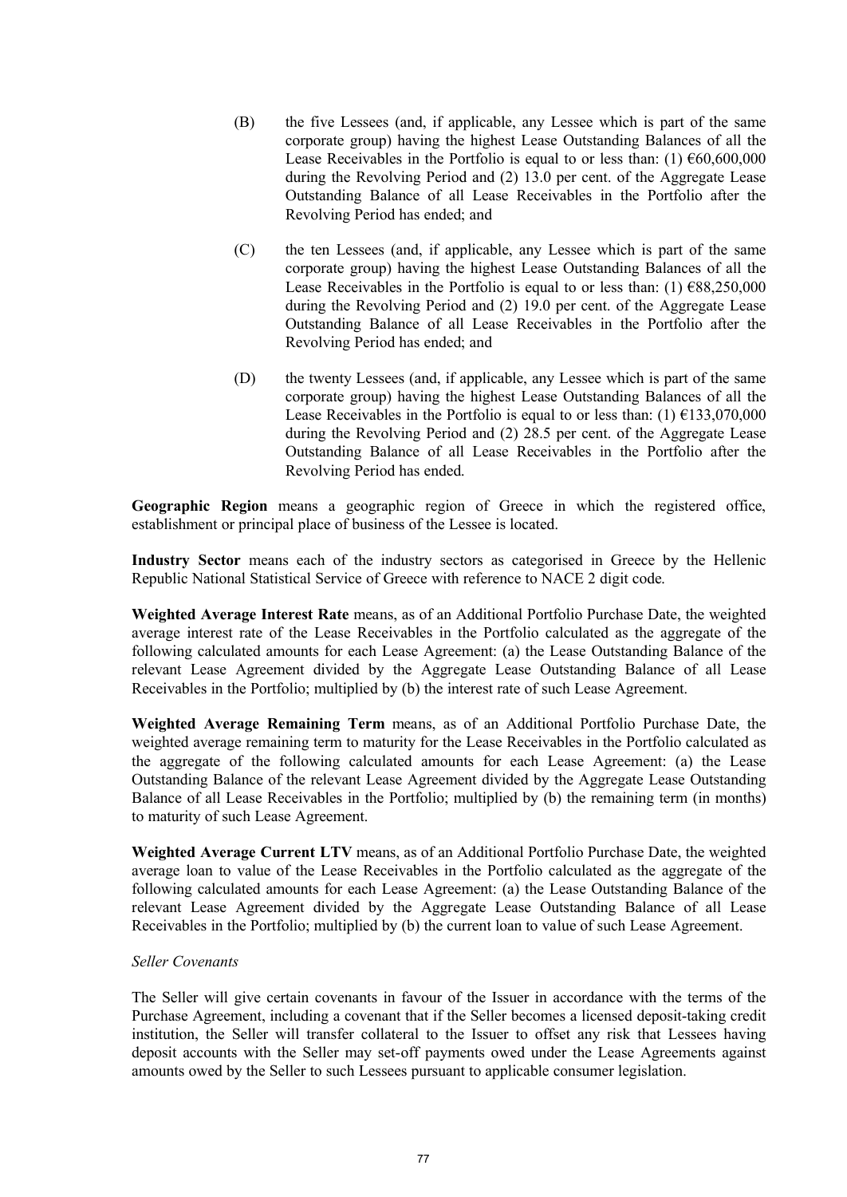(B) the five Lessees (and, if applicable, any Lessee which is part of the same corporate group) having the highest Lease Outstanding Balances of all the Lease Receivables in the Portfolio is equal to or less than: (1) €60,600,000 during the Revolving Period and (2) 13.0 per cent. of the Aggregate Lease Outstanding Balance of all Lease Receivables in the Portfolio after the Revolving Period has ended; and

(C) the ten Lessees (and, if applicable, any Lessee which is part of the same corporate group) having the highest Lease Outstanding Balances of all the Lease Receivables in the Portfolio is equal to or less than: (1) €88,250,000 during the Revolving Period and (2) 19.0 per cent. of the Aggregate Lease Outstanding Balance of all Lease Receivables in the Portfolio after the Revolving Period has ended; and

(D) the twenty Lessees (and, if applicable, any Lessee which is part of the same corporate group) having the highest Lease Outstanding Balances of all the Lease Receivables in the Portfolio is equal to or less than: (1) €133,070,000 during the Revolving Period and (2) 28.5 per cent. of the Aggregate Lease Outstanding Balance of all Lease Receivables in the Portfolio after the Revolving Period has ended.

**Geographic Region** means a geographic region of Greece in which the registered office, establishment or principal place of business of the Lessee is located.

**Industry Sector** means each of the industry sectors as categorised in Greece by the Hellenic Republic National Statistical Service of Greece with reference to NACE 2 digit code.

**Weighted Average Interest Rate** means, as of an Additional Portfolio Purchase Date, the weighted average interest rate of the Lease Receivables in the Portfolio calculated as the aggregate of the following calculated amounts for each Lease Agreement: (a) the Lease Outstanding Balance of the relevant Lease Agreement divided by the Aggregate Lease Outstanding Balance of all Lease Receivables in the Portfolio; multiplied by (b) the interest rate of such Lease Agreement.

**Weighted Average Remaining Term** means, as of an Additional Portfolio Purchase Date, the weighted average remaining term to maturity for the Lease Receivables in the Portfolio calculated as the aggregate of the following calculated amounts for each Lease Agreement: (a) the Lease Outstanding Balance of the relevant Lease Agreement divided by the Aggregate Lease Outstanding Balance of all Lease Receivables in the Portfolio; multiplied by (b) the remaining term (in months) to maturity of such Lease Agreement.

**Weighted Average Current LTV** means, as of an Additional Portfolio Purchase Date, the weighted average loan to value of the Lease Receivables in the Portfolio calculated as the aggregate of the following calculated amounts for each Lease Agreement: (a) the Lease Outstanding Balance of the relevant Lease Agreement divided by the Aggregate Lease Outstanding Balance of all Lease Receivables in the Portfolio; multiplied by (b) the current loan to value of such Lease Agreement.

*Seller Covenants*

The Seller will give certain covenants in favour of the Issuer in accordance with the terms of the Purchase Agreement, including a covenant that if the Seller becomes a licensed deposit-taking credit institution, the Seller will transfer collateral to the Issuer to offset any risk that Lessees having deposit accounts with the Seller may set-off payments owed under the Lease Agreements against amounts owed by the Seller to such Lessees pursuant to applicable consumer legislation.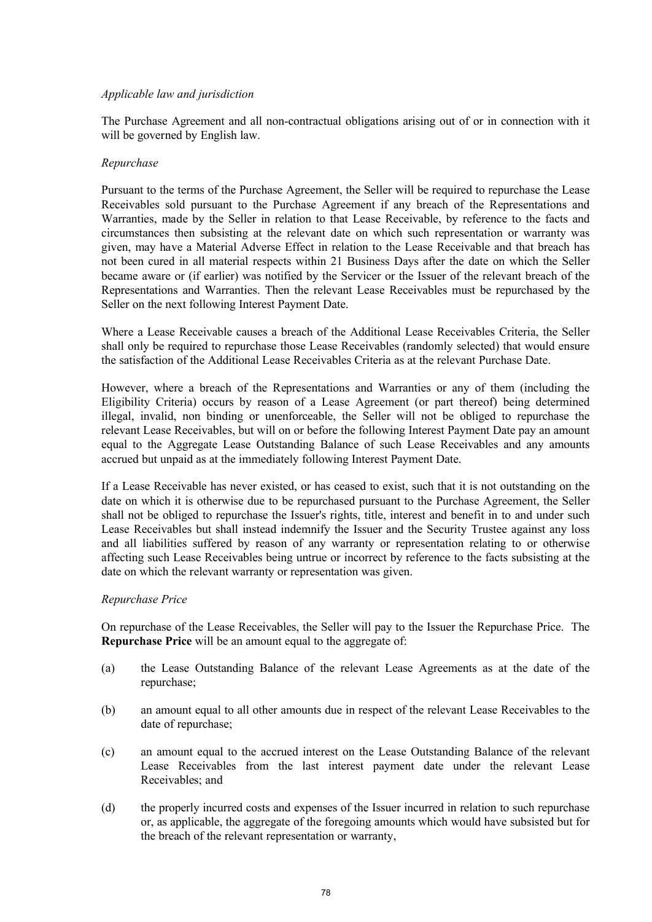*Applicable law and jurisdiction*

The Purchase Agreement and all non-contractual obligations arising out of or in connection with it will be governed by English law.

*Repurchase*

Pursuant to the terms of the Purchase Agreement, the Seller will be required to repurchase the Lease Receivables sold pursuant to the Purchase Agreement if any breach of the Representations and Warranties, made by the Seller in relation to that Lease Receivable, by reference to the facts and circumstances then subsisting at the relevant date on which such representation or warranty was given, may have a Material Adverse Effect in relation to the Lease Receivable and that breach has not been cured in all material respects within 21 Business Days after the date on which the Seller became aware or (if earlier) was notified by the Servicer or the Issuer of the relevant breach of the Representations and Warranties. Then the relevant Lease Receivables must be repurchased by the Seller on the next following Interest Payment Date.

Where a Lease Receivable causes a breach of the Additional Lease Receivables Criteria, the Seller shall only be required to repurchase those Lease Receivables (randomly selected) that would ensure the satisfaction of the Additional Lease Receivables Criteria as at the relevant Purchase Date.

However, where a breach of the Representations and Warranties or any of them (including the Eligibility Criteria) occurs by reason of a Lease Agreement (or part thereof) being determined illegal, invalid, non binding or unenforceable, the Seller will not be obliged to repurchase the relevant Lease Receivables, but will on or before the following Interest Payment Date pay an amount equal to the Aggregate Lease Outstanding Balance of such Lease Receivables and any amounts accrued but unpaid as at the immediately following Interest Payment Date.

If a Lease Receivable has never existed, or has ceased to exist, such that it is not outstanding on the date on which it is otherwise due to be repurchased pursuant to the Purchase Agreement, the Seller shall not be obliged to repurchase the Issuer's rights, title, interest and benefit in to and under such Lease Receivables but shall instead indemnify the Issuer and the Security Trustee against any loss and all liabilities suffered by reason of any warranty or representation relating to or otherwise affecting such Lease Receivables being untrue or incorrect by reference to the facts subsisting at the date on which the relevant warranty or representation was given.

*Repurchase Price*

On repurchase of the Lease Receivables, the Seller will pay to the Issuer the Repurchase Price. The **Repurchase Price** will be an amount equal to the aggregate of:

(a) the Lease Outstanding Balance of the relevant Lease Agreements as at the date of the repurchase;

(b) an amount equal to all other amounts due in respect of the relevant Lease Receivables to the date of repurchase;

(c) an amount equal to the accrued interest on the Lease Outstanding Balance of the relevant Lease Receivables from the last interest payment date under the relevant Lease Receivables; and

(d) the properly incurred costs and expenses of the Issuer incurred in relation to such repurchase or, as applicable, the aggregate of the foregoing amounts which would have subsisted but for the breach of the relevant representation or warranty,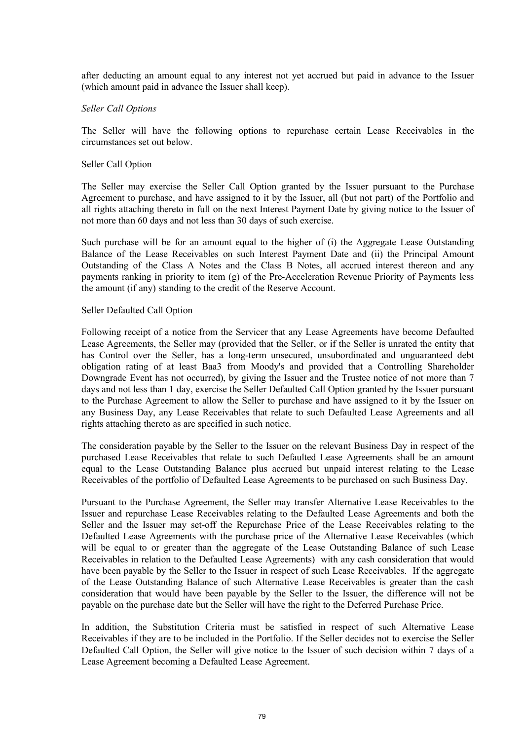after deducting an amount equal to any interest not yet accrued but paid in advance to the Issuer (which amount paid in advance the Issuer shall keep).

*Seller Call Options*

The Seller will have the following options to repurchase certain Lease Receivables in the circumstances set out below.

Seller Call Option

The Seller may exercise the Seller Call Option granted by the Issuer pursuant to the Purchase Agreement to purchase, and have assigned to it by the Issuer, all (but not part) of the Portfolio and all rights attaching thereto in full on the next Interest Payment Date by giving notice to the Issuer of not more than 60 days and not less than 30 days of such exercise.

Such purchase will be for an amount equal to the higher of (i) the Aggregate Lease Outstanding Balance of the Lease Receivables on such Interest Payment Date and (ii) the Principal Amount Outstanding of the Class A Notes and the Class B Notes, all accrued interest thereon and any payments ranking in priority to item (g) of the Pre-Acceleration Revenue Priority of Payments less the amount (if any) standing to the credit of the Reserve Account.

Seller Defaulted Call Option

Following receipt of a notice from the Servicer that any Lease Agreements have become Defaulted Lease Agreements, the Seller may (provided that the Seller, or if the Seller is unrated the entity that has Control over the Seller, has a long-term unsecured, unsubordinated and unguaranteed debt obligation rating of at least Baa3 from Moody's and provided that a Controlling Shareholder Downgrade Event has not occurred), by giving the Issuer and the Trustee notice of not more than 7 days and not less than 1 day, exercise the Seller Defaulted Call Option granted by the Issuer pursuant to the Purchase Agreement to allow the Seller to purchase and have assigned to it by the Issuer on any Business Day, any Lease Receivables that relate to such Defaulted Lease Agreements and all rights attaching thereto as are specified in such notice.

The consideration payable by the Seller to the Issuer on the relevant Business Day in respect of the purchased Lease Receivables that relate to such Defaulted Lease Agreements shall be an amount equal to the Lease Outstanding Balance plus accrued but unpaid interest relating to the Lease Receivables of the portfolio of Defaulted Lease Agreements to be purchased on such Business Day.

Pursuant to the Purchase Agreement, the Seller may transfer Alternative Lease Receivables to the Issuer and repurchase Lease Receivables relating to the Defaulted Lease Agreements and both the Seller and the Issuer may set-off the Repurchase Price of the Lease Receivables relating to the Defaulted Lease Agreements with the purchase price of the Alternative Lease Receivables (which will be equal to or greater than the aggregate of the Lease Outstanding Balance of such Lease Receivables in relation to the Defaulted Lease Agreements) with any cash consideration that would have been payable by the Seller to the Issuer in respect of such Lease Receivables. If the aggregate of the Lease Outstanding Balance of such Alternative Lease Receivables is greater than the cash consideration that would have been payable by the Seller to the Issuer, the difference will not be payable on the purchase date but the Seller will have the right to the Deferred Purchase Price.

In addition, the Substitution Criteria must be satisfied in respect of such Alternative Lease Receivables if they are to be included in the Portfolio. If the Seller decides not to exercise the Seller Defaulted Call Option, the Seller will give notice to the Issuer of such decision within 7 days of a Lease Agreement becoming a Defaulted Lease Agreement.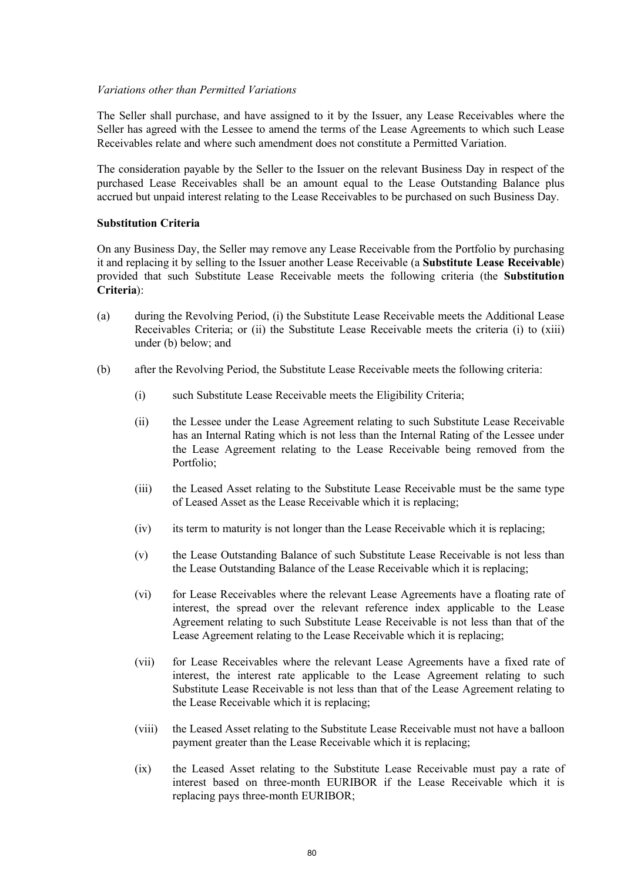*Variations other than Permitted Variations*

The Seller shall purchase, and have assigned to it by the Issuer, any Lease Receivables where the Seller has agreed with the Lessee to amend the terms of the Lease Agreements to which such Lease Receivables relate and where such amendment does not constitute a Permitted Variation.

The consideration payable by the Seller to the Issuer on the relevant Business Day in respect of the purchased Lease Receivables shall be an amount equal to the Lease Outstanding Balance plus accrued but unpaid interest relating to the Lease Receivables to be purchased on such Business Day.

**Substitution Criteria**

On any Business Day, the Seller may remove any Lease Receivable from the Portfolio by purchasing it and replacing it by selling to the Issuer another Lease Receivable (a **Substitute Lease Receivable**) provided that such Substitute Lease Receivable meets the following criteria (the **Substitution Criteria**):

(a) during the Revolving Period, (i) the Substitute Lease Receivable meets the Additional Lease Receivables Criteria; or (ii) the Substitute Lease Receivable meets the criteria (i) to (xiii) under (b) below; and

(b) after the Revolving Period, the Substitute Lease Receivable meets the following criteria:

  (i) such Substitute Lease Receivable meets the Eligibility Criteria;

  (ii) the Lessee under the Lease Agreement relating to such Substitute Lease Receivable has an Internal Rating which is not less than the Internal Rating of the Lessee under the Lease Agreement relating to the Lease Receivable being removed from the Portfolio;

  (iii) the Leased Asset relating to the Substitute Lease Receivable must be the same type of Leased Asset as the Lease Receivable which it is replacing;

  (iv) its term to maturity is not longer than the Lease Receivable which it is replacing;

  (v) the Lease Outstanding Balance of such Substitute Lease Receivable is not less than the Lease Outstanding Balance of the Lease Receivable which it is replacing;

  (vi) for Lease Receivables where the relevant Lease Agreements have a floating rate of interest, the spread over the relevant reference index applicable to the Lease Agreement relating to such Substitute Lease Receivable is not less than that of the Lease Agreement relating to the Lease Receivable which it is replacing;

  (vii) for Lease Receivables where the relevant Lease Agreements have a fixed rate of interest, the interest rate applicable to the Lease Agreement relating to such Substitute Lease Receivable is not less than that of the Lease Agreement relating to the Lease Receivable which it is replacing;

  (viii) the Leased Asset relating to the Substitute Lease Receivable must not have a balloon payment greater than the Lease Receivable which it is replacing;

  (ix) the Leased Asset relating to the Substitute Lease Receivable must pay a rate of interest based on three-month EURIBOR if the Lease Receivable which it is replacing pays three-month EURIBOR;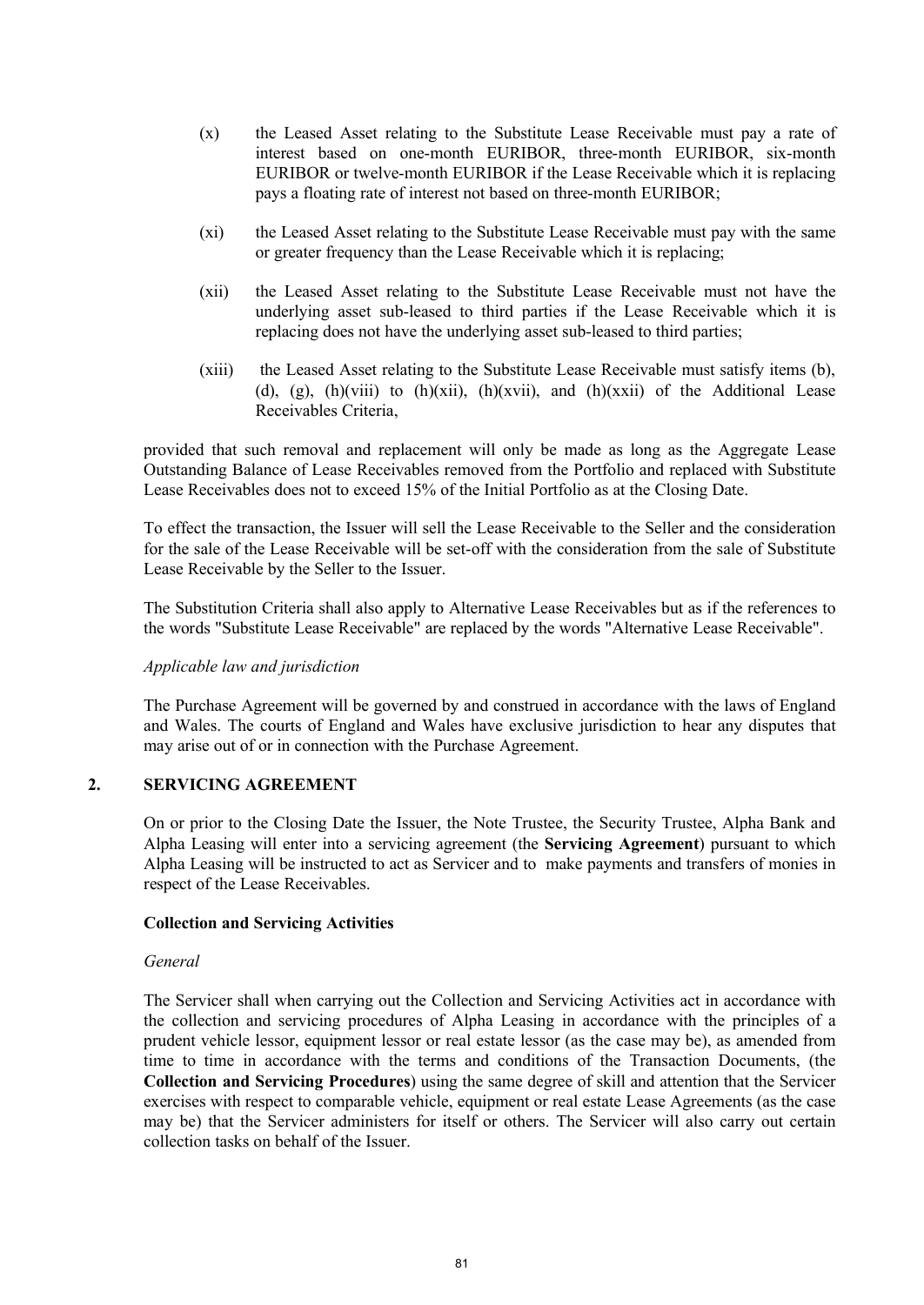(x) the Leased Asset relating to the Substitute Lease Receivable must pay a rate of interest based on one-month EURIBOR, three-month EURIBOR, six-month EURIBOR or twelve-month EURIBOR if the Lease Receivable which it is replacing pays a floating rate of interest not based on three-month EURIBOR;

(xi) the Leased Asset relating to the Substitute Lease Receivable must pay with the same or greater frequency than the Lease Receivable which it is replacing;

(xii) the Leased Asset relating to the Substitute Lease Receivable must not have the underlying asset sub-leased to third parties if the Lease Receivable which it is replacing does not have the underlying asset sub-leased to third parties;

(xiii) the Leased Asset relating to the Substitute Lease Receivable must satisfy items (b), (d), (g), (h)(viii) to (h)(xii), (h)(xvii), and (h)(xxii) of the Additional Lease Receivables Criteria,

provided that such removal and replacement will only be made as long as the Aggregate Lease Outstanding Balance of Lease Receivables removed from the Portfolio and replaced with Substitute Lease Receivables does not to exceed 15% of the Initial Portfolio as at the Closing Date.

To effect the transaction, the Issuer will sell the Lease Receivable to the Seller and the consideration for the sale of the Lease Receivable will be set-off with the consideration from the sale of Substitute Lease Receivable by the Seller to the Issuer.

The Substitution Criteria shall also apply to Alternative Lease Receivables but as if the references to the words "Substitute Lease Receivable" are replaced by the words "Alternative Lease Receivable".

*Applicable law and jurisdiction*

The Purchase Agreement will be governed by and construed in accordance with the laws of England and Wales. The courts of England and Wales have exclusive jurisdiction to hear any disputes that may arise out of or in connection with the Purchase Agreement.

## 2. SERVICING AGREEMENT

On or prior to the Closing Date the Issuer, the Note Trustee, the Security Trustee, Alpha Bank and Alpha Leasing will enter into a servicing agreement (the **Servicing Agreement**) pursuant to which Alpha Leasing will be instructed to act as Servicer and to make payments and transfers of monies in respect of the Lease Receivables.

### Collection and Servicing Activities

*General*

The Servicer shall when carrying out the Collection and Servicing Activities act in accordance with the collection and servicing procedures of Alpha Leasing in accordance with the principles of a prudent vehicle lessor, equipment lessor or real estate lessor (as the case may be), as amended from time to time in accordance with the terms and conditions of the Transaction Documents, (the **Collection and Servicing Procedures**) using the same degree of skill and attention that the Servicer exercises with respect to comparable vehicle, equipment or real estate Lease Agreements (as the case may be) that the Servicer administers for itself or others. The Servicer will also carry out certain collection tasks on behalf of the Issuer.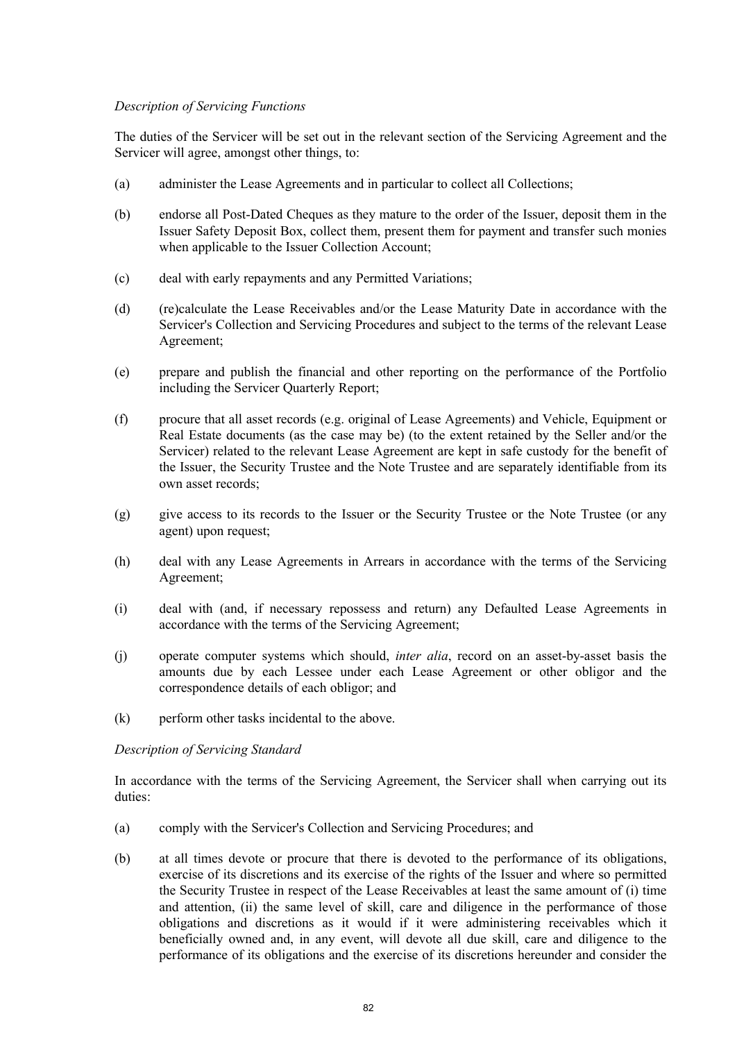*Description of Servicing Functions*

The duties of the Servicer will be set out in the relevant section of the Servicing Agreement and the Servicer will agree, amongst other things, to:

(a) administer the Lease Agreements and in particular to collect all Collections;

(b) endorse all Post-Dated Cheques as they mature to the order of the Issuer, deposit them in the Issuer Safety Deposit Box, collect them, present them for payment and transfer such monies when applicable to the Issuer Collection Account;

(c) deal with early repayments and any Permitted Variations;

(d) (re)calculate the Lease Receivables and/or the Lease Maturity Date in accordance with the Servicer's Collection and Servicing Procedures and subject to the terms of the relevant Lease Agreement;

(e) prepare and publish the financial and other reporting on the performance of the Portfolio including the Servicer Quarterly Report;

(f) procure that all asset records (e.g. original of Lease Agreements) and Vehicle, Equipment or Real Estate documents (as the case may be) (to the extent retained by the Seller and/or the Servicer) related to the relevant Lease Agreement are kept in safe custody for the benefit of the Issuer, the Security Trustee and the Note Trustee and are separately identifiable from its own asset records;

(g) give access to its records to the Issuer or the Security Trustee or the Note Trustee (or any agent) upon request;

(h) deal with any Lease Agreements in Arrears in accordance with the terms of the Servicing Agreement;

(i) deal with (and, if necessary repossess and return) any Defaulted Lease Agreements in accordance with the terms of the Servicing Agreement;

(j) operate computer systems which should, *inter alia*, record on an asset-by-asset basis the amounts due by each Lessee under each Lease Agreement or other obligor and the correspondence details of each obligor; and

(k) perform other tasks incidental to the above.

*Description of Servicing Standard*

In accordance with the terms of the Servicing Agreement, the Servicer shall when carrying out its duties:

(a) comply with the Servicer's Collection and Servicing Procedures; and

(b) at all times devote or procure that there is devoted to the performance of its obligations, exercise of its discretions and its exercise of the rights of the Issuer and where so permitted the Security Trustee in respect of the Lease Receivables at least the same amount of (i) time and attention, (ii) the same level of skill, care and diligence in the performance of those obligations and discretions as it would if it were administering receivables which it beneficially owned and, in any event, will devote all due skill, care and diligence to the performance of its obligations and the exercise of its discretions hereunder and consider the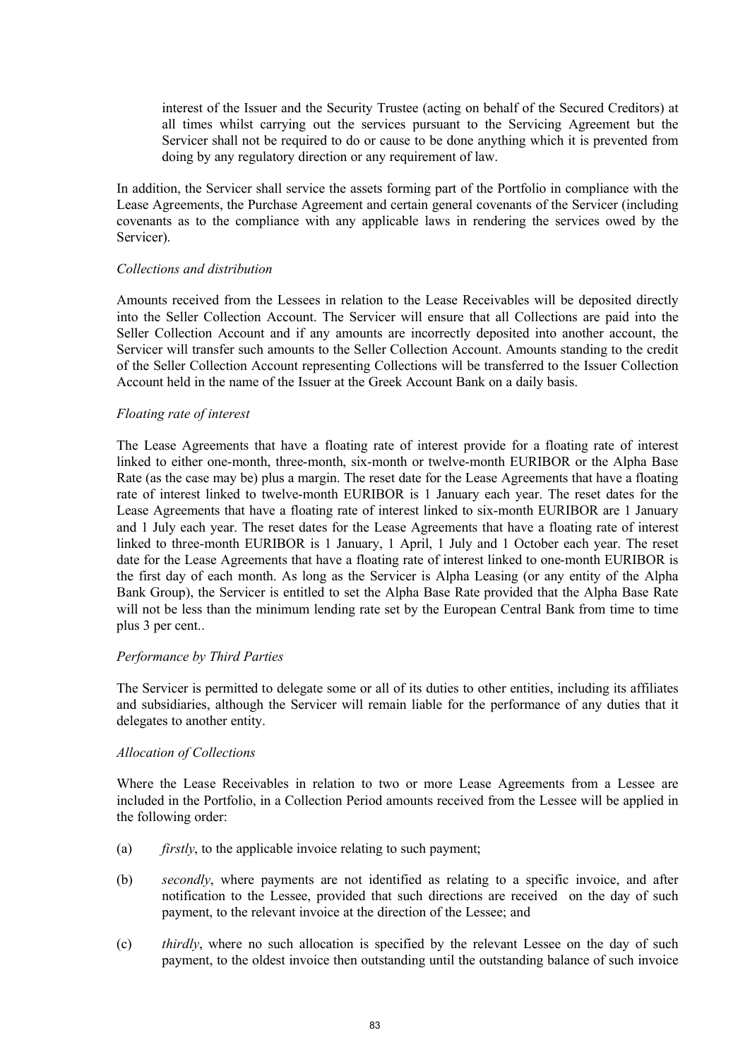interest of the Issuer and the Security Trustee (acting on behalf of the Secured Creditors) at all times whilst carrying out the services pursuant to the Servicing Agreement but the Servicer shall not be required to do or cause to be done anything which it is prevented from doing by any regulatory direction or any requirement of law.

In addition, the Servicer shall service the assets forming part of the Portfolio in compliance with the Lease Agreements, the Purchase Agreement and certain general covenants of the Servicer (including covenants as to the compliance with any applicable laws in rendering the services owed by the Servicer).

*Collections and distribution*

Amounts received from the Lessees in relation to the Lease Receivables will be deposited directly into the Seller Collection Account. The Servicer will ensure that all Collections are paid into the Seller Collection Account and if any amounts are incorrectly deposited into another account, the Servicer will transfer such amounts to the Seller Collection Account. Amounts standing to the credit of the Seller Collection Account representing Collections will be transferred to the Issuer Collection Account held in the name of the Issuer at the Greek Account Bank on a daily basis.

*Floating rate of interest*

The Lease Agreements that have a floating rate of interest provide for a floating rate of interest linked to either one-month, three-month, six-month or twelve-month EURIBOR or the Alpha Base Rate (as the case may be) plus a margin. The reset date for the Lease Agreements that have a floating rate of interest linked to twelve-month EURIBOR is 1 January each year. The reset dates for the Lease Agreements that have a floating rate of interest linked to six-month EURIBOR are 1 January and 1 July each year. The reset dates for the Lease Agreements that have a floating rate of interest linked to three-month EURIBOR is 1 January, 1 April, 1 July and 1 October each year. The reset date for the Lease Agreements that have a floating rate of interest linked to one-month EURIBOR is the first day of each month. As long as the Servicer is Alpha Leasing (or any entity of the Alpha Bank Group), the Servicer is entitled to set the Alpha Base Rate provided that the Alpha Base Rate will not be less than the minimum lending rate set by the European Central Bank from time to time plus 3 per cent..

*Performance by Third Parties*

The Servicer is permitted to delegate some or all of its duties to other entities, including its affiliates and subsidiaries, although the Servicer will remain liable for the performance of any duties that it delegates to another entity.

*Allocation of Collections*

Where the Lease Receivables in relation to two or more Lease Agreements from a Lessee are included in the Portfolio, in a Collection Period amounts received from the Lessee will be applied in the following order:

(a) *firstly*, to the applicable invoice relating to such payment;

(b) *secondly*, where payments are not identified as relating to a specific invoice, and after notification to the Lessee, provided that such directions are received on the day of such payment, to the relevant invoice at the direction of the Lessee; and

(c) *thirdly*, where no such allocation is specified by the relevant Lessee on the day of such payment, to the oldest invoice then outstanding until the outstanding balance of such invoice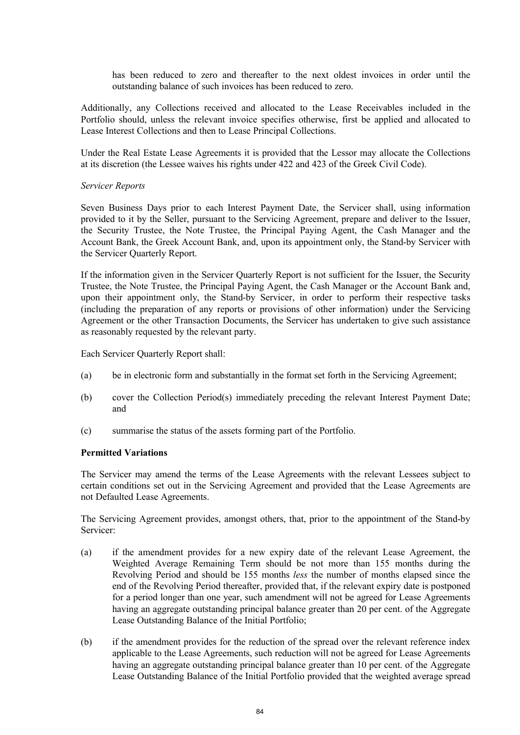has been reduced to zero and thereafter to the next oldest invoices in order until the outstanding balance of such invoices has been reduced to zero.

Additionally, any Collections received and allocated to the Lease Receivables included in the Portfolio should, unless the relevant invoice specifies otherwise, first be applied and allocated to Lease Interest Collections and then to Lease Principal Collections.

Under the Real Estate Lease Agreements it is provided that the Lessor may allocate the Collections at its discretion (the Lessee waives his rights under 422 and 423 of the Greek Civil Code).

*Servicer Reports*

Seven Business Days prior to each Interest Payment Date, the Servicer shall, using information provided to it by the Seller, pursuant to the Servicing Agreement, prepare and deliver to the Issuer, the Security Trustee, the Note Trustee, the Principal Paying Agent, the Cash Manager and the Account Bank, the Greek Account Bank, and, upon its appointment only, the Stand-by Servicer with the Servicer Quarterly Report.

If the information given in the Servicer Quarterly Report is not sufficient for the Issuer, the Security Trustee, the Note Trustee, the Principal Paying Agent, the Cash Manager or the Account Bank and, upon their appointment only, the Stand-by Servicer, in order to perform their respective tasks (including the preparation of any reports or provisions of other information) under the Servicing Agreement or the other Transaction Documents, the Servicer has undertaken to give such assistance as reasonably requested by the relevant party.

Each Servicer Quarterly Report shall:

(a) be in electronic form and substantially in the format set forth in the Servicing Agreement;

(b) cover the Collection Period(s) immediately preceding the relevant Interest Payment Date; and

(c) summarise the status of the assets forming part of the Portfolio.

**Permitted Variations**

The Servicer may amend the terms of the Lease Agreements with the relevant Lessees subject to certain conditions set out in the Servicing Agreement and provided that the Lease Agreements are not Defaulted Lease Agreements.

The Servicing Agreement provides, amongst others, that, prior to the appointment of the Stand-by Servicer:

(a) if the amendment provides for a new expiry date of the relevant Lease Agreement, the Weighted Average Remaining Term should be not more than 155 months during the Revolving Period and should be 155 months *less* the number of months elapsed since the end of the Revolving Period thereafter, provided that, if the relevant expiry date is postponed for a period longer than one year, such amendment will not be agreed for Lease Agreements having an aggregate outstanding principal balance greater than 20 per cent. of the Aggregate Lease Outstanding Balance of the Initial Portfolio;

(b) if the amendment provides for the reduction of the spread over the relevant reference index applicable to the Lease Agreements, such reduction will not be agreed for Lease Agreements having an aggregate outstanding principal balance greater than 10 per cent. of the Aggregate Lease Outstanding Balance of the Initial Portfolio provided that the weighted average spread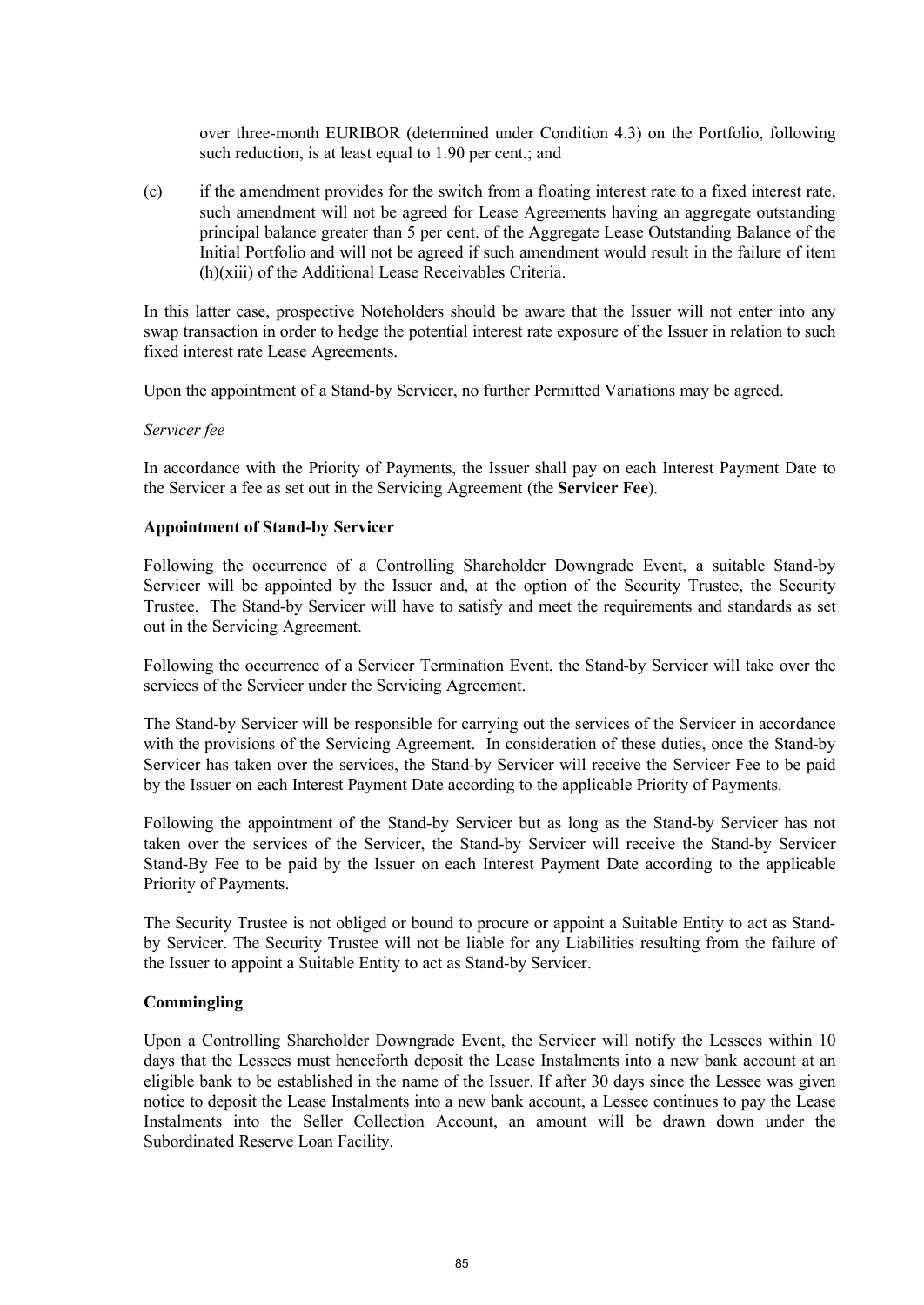over three-month EURIBOR (determined under Condition 4.3) on the Portfolio, following such reduction, is at least equal to 1.90 per cent.; and

(c) if the amendment provides for the switch from a floating interest rate to a fixed interest rate, such amendment will not be agreed for Lease Agreements having an aggregate outstanding principal balance greater than 5 per cent. of the Aggregate Lease Outstanding Balance of the Initial Portfolio and will not be agreed if such amendment would result in the failure of item (h)(xiii) of the Additional Lease Receivables Criteria.

In this latter case, prospective Noteholders should be aware that the Issuer will not enter into any swap transaction in order to hedge the potential interest rate exposure of the Issuer in relation to such fixed interest rate Lease Agreements.

Upon the appointment of a Stand-by Servicer, no further Permitted Variations may be agreed.

*Servicer fee*

In accordance with the Priority of Payments, the Issuer shall pay on each Interest Payment Date to the Servicer a fee as set out in the Servicing Agreement (the **Servicer Fee**).

**Appointment of Stand-by Servicer**

Following the occurrence of a Controlling Shareholder Downgrade Event, a suitable Stand-by Servicer will be appointed by the Issuer and, at the option of the Security Trustee, the Security Trustee. The Stand-by Servicer will have to satisfy and meet the requirements and standards as set out in the Servicing Agreement.

Following the occurrence of a Servicer Termination Event, the Stand-by Servicer will take over the services of the Servicer under the Servicing Agreement.

The Stand-by Servicer will be responsible for carrying out the services of the Servicer in accordance with the provisions of the Servicing Agreement. In consideration of these duties, once the Stand-by Servicer has taken over the services, the Stand-by Servicer will receive the Servicer Fee to be paid by the Issuer on each Interest Payment Date according to the applicable Priority of Payments.

Following the appointment of the Stand-by Servicer but as long as the Stand-by Servicer has not taken over the services of the Servicer, the Stand-by Servicer will receive the Stand-by Servicer Stand-By Fee to be paid by the Issuer on each Interest Payment Date according to the applicable Priority of Payments.

The Security Trustee is not obliged or bound to procure or appoint a Suitable Entity to act as Stand-by Servicer. The Security Trustee will not be liable for any Liabilities resulting from the failure of the Issuer to appoint a Suitable Entity to act as Stand-by Servicer.

**Commingling**

Upon a Controlling Shareholder Downgrade Event, the Servicer will notify the Lessees within 10 days that the Lessees must henceforth deposit the Lease Instalments into a new bank account at an eligible bank to be established in the name of the Issuer. If after 30 days since the Lessee was given notice to deposit the Lease Instalments into a new bank account, a Lessee continues to pay the Lease Instalments into the Seller Collection Account, an amount will be drawn down under the Subordinated Reserve Loan Facility.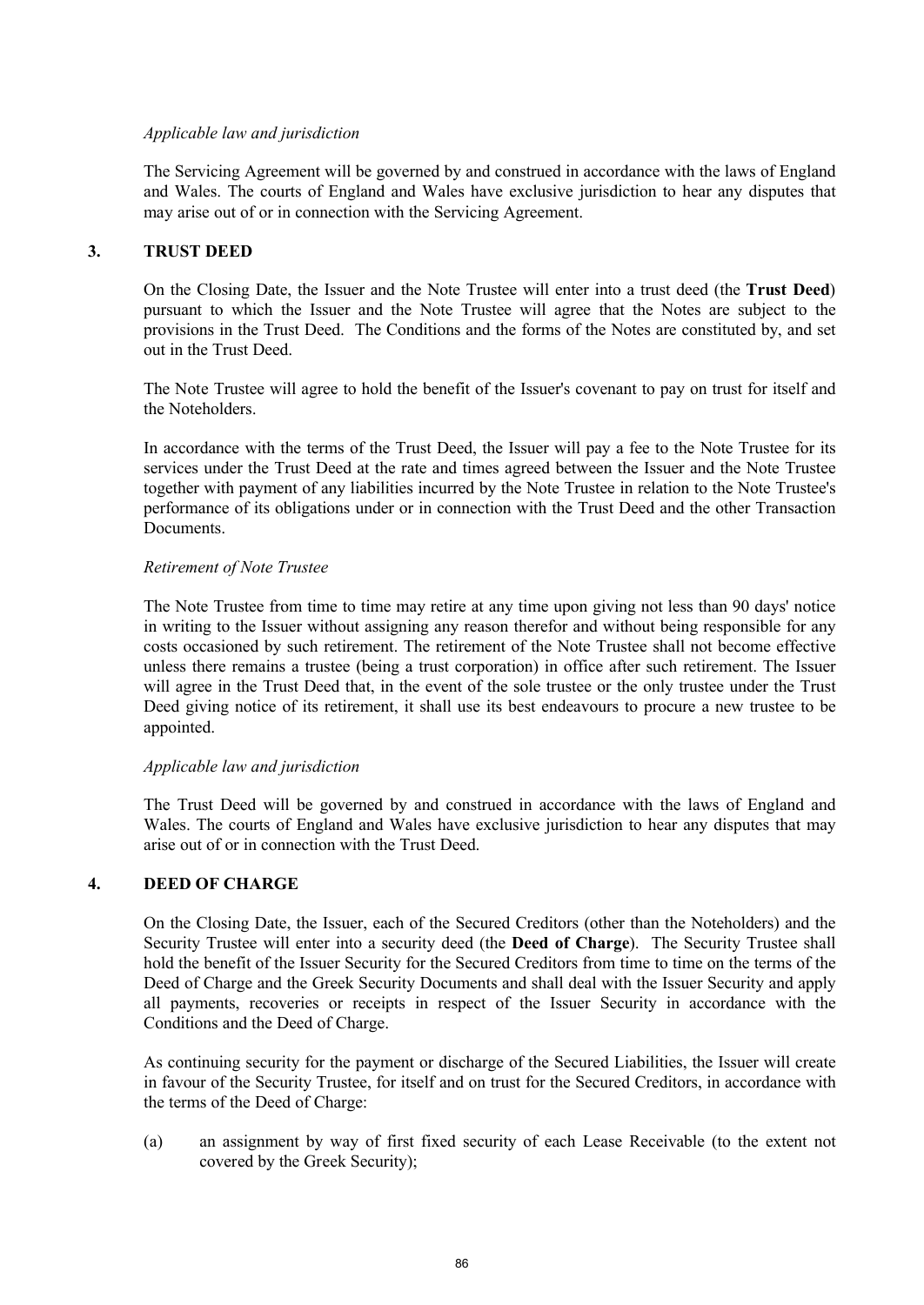*Applicable law and jurisdiction*

The Servicing Agreement will be governed by and construed in accordance with the laws of England and Wales. The courts of England and Wales have exclusive jurisdiction to hear any disputes that may arise out of or in connection with the Servicing Agreement.

## 3. TRUST DEED

On the Closing Date, the Issuer and the Note Trustee will enter into a trust deed (the **Trust Deed**) pursuant to which the Issuer and the Note Trustee will agree that the Notes are subject to the provisions in the Trust Deed. The Conditions and the forms of the Notes are constituted by, and set out in the Trust Deed.

The Note Trustee will agree to hold the benefit of the Issuer's covenant to pay on trust for itself and the Noteholders.

In accordance with the terms of the Trust Deed, the Issuer will pay a fee to the Note Trustee for its services under the Trust Deed at the rate and times agreed between the Issuer and the Note Trustee together with payment of any liabilities incurred by the Note Trustee in relation to the Note Trustee's performance of its obligations under or in connection with the Trust Deed and the other Transaction Documents.

*Retirement of Note Trustee*

The Note Trustee from time to time may retire at any time upon giving not less than 90 days' notice in writing to the Issuer without assigning any reason therefor and without being responsible for any costs occasioned by such retirement. The retirement of the Note Trustee shall not become effective unless there remains a trustee (being a trust corporation) in office after such retirement. The Issuer will agree in the Trust Deed that, in the event of the sole trustee or the only trustee under the Trust Deed giving notice of its retirement, it shall use its best endeavours to procure a new trustee to be appointed.

*Applicable law and jurisdiction*

The Trust Deed will be governed by and construed in accordance with the laws of England and Wales. The courts of England and Wales have exclusive jurisdiction to hear any disputes that may arise out of or in connection with the Trust Deed.

## 4. DEED OF CHARGE

On the Closing Date, the Issuer, each of the Secured Creditors (other than the Noteholders) and the Security Trustee will enter into a security deed (the **Deed of Charge**). The Security Trustee shall hold the benefit of the Issuer Security for the Secured Creditors from time to time on the terms of the Deed of Charge and the Greek Security Documents and shall deal with the Issuer Security and apply all payments, recoveries or receipts in respect of the Issuer Security in accordance with the Conditions and the Deed of Charge.

As continuing security for the payment or discharge of the Secured Liabilities, the Issuer will create in favour of the Security Trustee, for itself and on trust for the Secured Creditors, in accordance with the terms of the Deed of Charge:

(a) an assignment by way of first fixed security of each Lease Receivable (to the extent not covered by the Greek Security);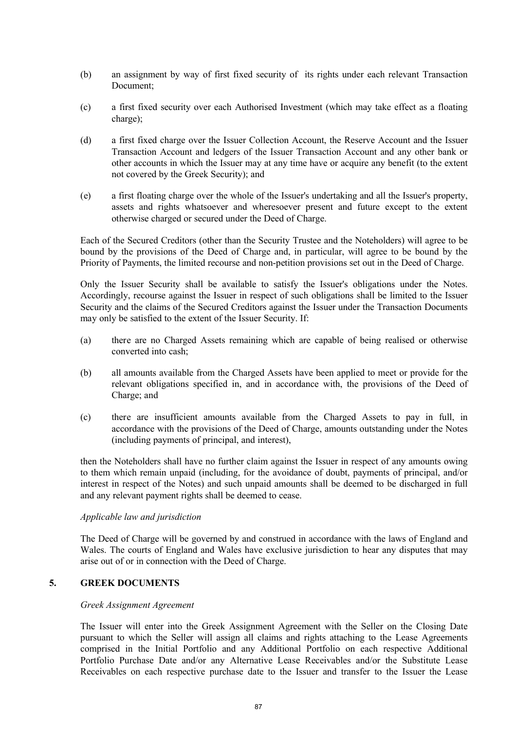(b) an assignment by way of first fixed security of its rights under each relevant Transaction Document;

(c) a first fixed security over each Authorised Investment (which may take effect as a floating charge);

(d) a first fixed charge over the Issuer Collection Account, the Reserve Account and the Issuer Transaction Account and ledgers of the Issuer Transaction Account and any other bank or other accounts in which the Issuer may at any time have or acquire any benefit (to the extent not covered by the Greek Security); and

(e) a first floating charge over the whole of the Issuer's undertaking and all the Issuer's property, assets and rights whatsoever and wheresoever present and future except to the extent otherwise charged or secured under the Deed of Charge.

Each of the Secured Creditors (other than the Security Trustee and the Noteholders) will agree to be bound by the provisions of the Deed of Charge and, in particular, will agree to be bound by the Priority of Payments, the limited recourse and non-petition provisions set out in the Deed of Charge.

Only the Issuer Security shall be available to satisfy the Issuer's obligations under the Notes. Accordingly, recourse against the Issuer in respect of such obligations shall be limited to the Issuer Security and the claims of the Secured Creditors against the Issuer under the Transaction Documents may only be satisfied to the extent of the Issuer Security. If:

(a) there are no Charged Assets remaining which are capable of being realised or otherwise converted into cash;

(b) all amounts available from the Charged Assets have been applied to meet or provide for the relevant obligations specified in, and in accordance with, the provisions of the Deed of Charge; and

(c) there are insufficient amounts available from the Charged Assets to pay in full, in accordance with the provisions of the Deed of Charge, amounts outstanding under the Notes (including payments of principal, and interest),

then the Noteholders shall have no further claim against the Issuer in respect of any amounts owing to them which remain unpaid (including, for the avoidance of doubt, payments of principal, and/or interest in respect of the Notes) and such unpaid amounts shall be deemed to be discharged in full and any relevant payment rights shall be deemed to cease.

*Applicable law and jurisdiction*

The Deed of Charge will be governed by and construed in accordance with the laws of England and Wales. The courts of England and Wales have exclusive jurisdiction to hear any disputes that may arise out of or in connection with the Deed of Charge.

## 5. GREEK DOCUMENTS

*Greek Assignment Agreement*

The Issuer will enter into the Greek Assignment Agreement with the Seller on the Closing Date pursuant to which the Seller will assign all claims and rights attaching to the Lease Agreements comprised in the Initial Portfolio and any Additional Portfolio on each respective Additional Portfolio Purchase Date and/or any Alternative Lease Receivables and/or the Substitute Lease Receivables on each respective purchase date to the Issuer and transfer to the Issuer the Lease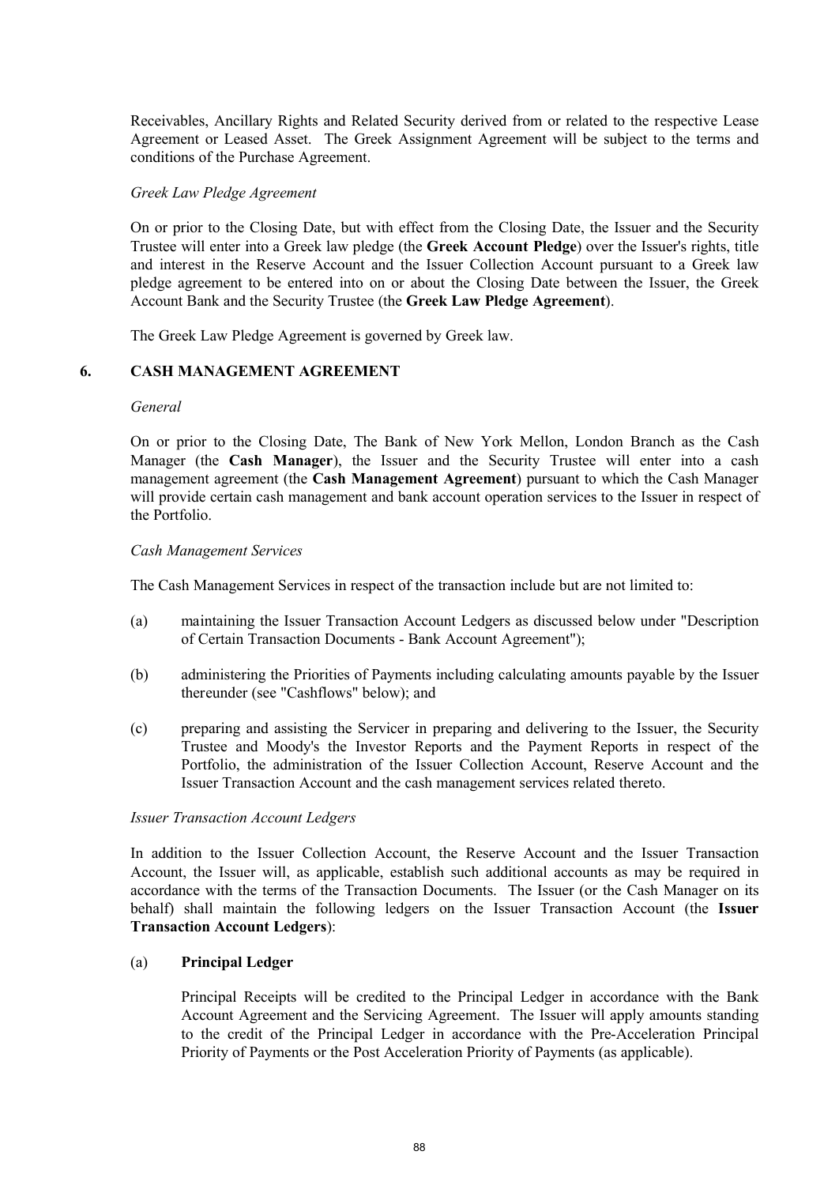Receivables, Ancillary Rights and Related Security derived from or related to the respective Lease Agreement or Leased Asset. The Greek Assignment Agreement will be subject to the terms and conditions of the Purchase Agreement.

*Greek Law Pledge Agreement*

On or prior to the Closing Date, but with effect from the Closing Date, the Issuer and the Security Trustee will enter into a Greek law pledge (the **Greek Account Pledge**) over the Issuer's rights, title and interest in the Reserve Account and the Issuer Collection Account pursuant to a Greek law pledge agreement to be entered into on or about the Closing Date between the Issuer, the Greek Account Bank and the Security Trustee (the **Greek Law Pledge Agreement**).

The Greek Law Pledge Agreement is governed by Greek law.

## 6. CASH MANAGEMENT AGREEMENT

*General*

On or prior to the Closing Date, The Bank of New York Mellon, London Branch as the Cash Manager (the **Cash Manager**), the Issuer and the Security Trustee will enter into a cash management agreement (the **Cash Management Agreement**) pursuant to which the Cash Manager will provide certain cash management and bank account operation services to the Issuer in respect of the Portfolio.

*Cash Management Services*

The Cash Management Services in respect of the transaction include but are not limited to:

(a) maintaining the Issuer Transaction Account Ledgers as discussed below under "Description of Certain Transaction Documents - Bank Account Agreement");

(b) administering the Priorities of Payments including calculating amounts payable by the Issuer thereunder (see "Cashflows" below); and

(c) preparing and assisting the Servicer in preparing and delivering to the Issuer, the Security Trustee and Moody's the Investor Reports and the Payment Reports in respect of the Portfolio, the administration of the Issuer Collection Account, Reserve Account and the Issuer Transaction Account and the cash management services related thereto.

*Issuer Transaction Account Ledgers*

In addition to the Issuer Collection Account, the Reserve Account and the Issuer Transaction Account, the Issuer will, as applicable, establish such additional accounts as may be required in accordance with the terms of the Transaction Documents. The Issuer (or the Cash Manager on its behalf) shall maintain the following ledgers on the Issuer Transaction Account (the **Issuer Transaction Account Ledgers**):

(a) **Principal Ledger**

Principal Receipts will be credited to the Principal Ledger in accordance with the Bank Account Agreement and the Servicing Agreement. The Issuer will apply amounts standing to the credit of the Principal Ledger in accordance with the Pre-Acceleration Principal Priority of Payments or the Post Acceleration Priority of Payments (as applicable).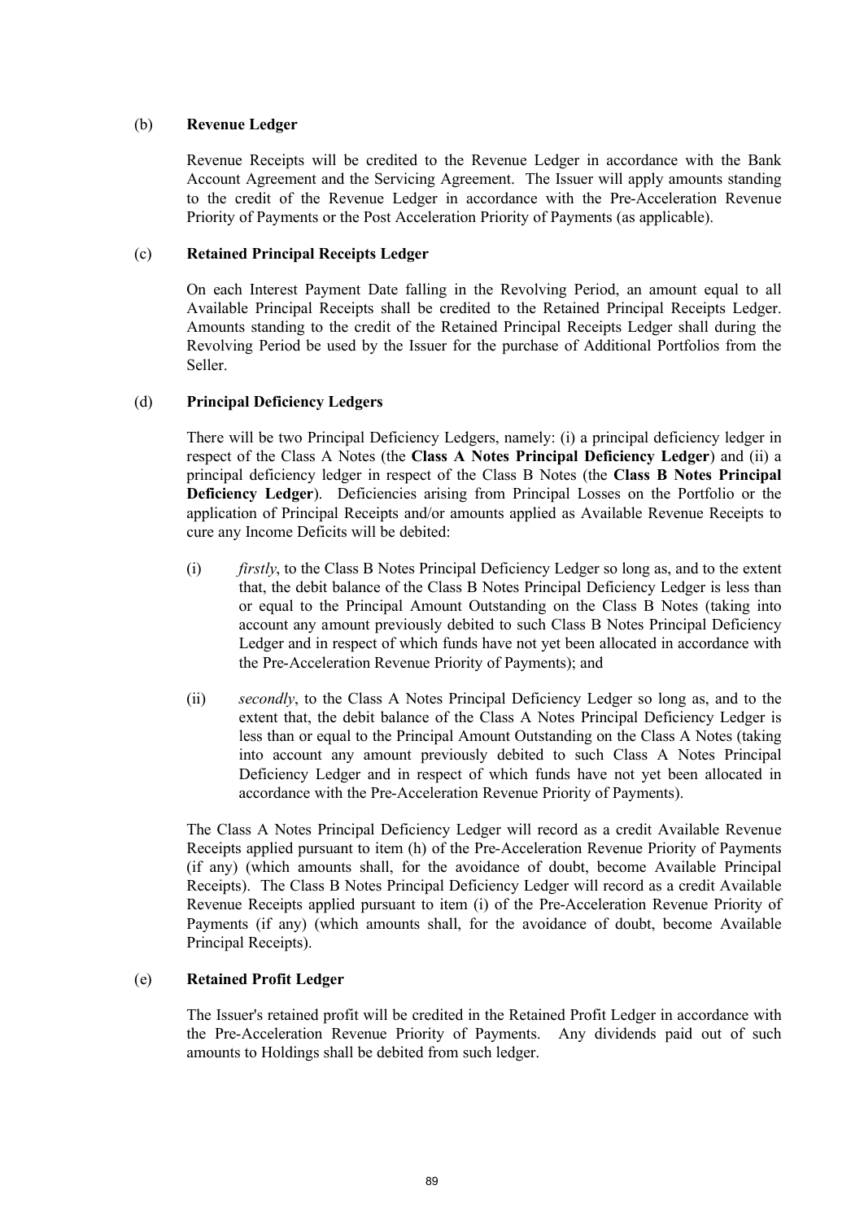(b) **Revenue Ledger**

Revenue Receipts will be credited to the Revenue Ledger in accordance with the Bank Account Agreement and the Servicing Agreement. The Issuer will apply amounts standing to the credit of the Revenue Ledger in accordance with the Pre-Acceleration Revenue Priority of Payments or the Post Acceleration Priority of Payments (as applicable).

(c) **Retained Principal Receipts Ledger**

On each Interest Payment Date falling in the Revolving Period, an amount equal to all Available Principal Receipts shall be credited to the Retained Principal Receipts Ledger. Amounts standing to the credit of the Retained Principal Receipts Ledger shall during the Revolving Period be used by the Issuer for the purchase of Additional Portfolios from the Seller.

(d) **Principal Deficiency Ledgers**

There will be two Principal Deficiency Ledgers, namely: (i) a principal deficiency ledger in respect of the Class A Notes (the **Class A Notes Principal Deficiency Ledger**) and (ii) a principal deficiency ledger in respect of the Class B Notes (the **Class B Notes Principal Deficiency Ledger**). Deficiencies arising from Principal Losses on the Portfolio or the application of Principal Receipts and/or amounts applied as Available Revenue Receipts to cure any Income Deficits will be debited:

(i) *firstly*, to the Class B Notes Principal Deficiency Ledger so long as, and to the extent that, the debit balance of the Class B Notes Principal Deficiency Ledger is less than or equal to the Principal Amount Outstanding on the Class B Notes (taking into account any amount previously debited to such Class B Notes Principal Deficiency Ledger and in respect of which funds have not yet been allocated in accordance with the Pre-Acceleration Revenue Priority of Payments); and

(ii) *secondly*, to the Class A Notes Principal Deficiency Ledger so long as, and to the extent that, the debit balance of the Class A Notes Principal Deficiency Ledger is less than or equal to the Principal Amount Outstanding on the Class A Notes (taking into account any amount previously debited to such Class A Notes Principal Deficiency Ledger and in respect of which funds have not yet been allocated in accordance with the Pre-Acceleration Revenue Priority of Payments).

The Class A Notes Principal Deficiency Ledger will record as a credit Available Revenue Receipts applied pursuant to item (h) of the Pre-Acceleration Revenue Priority of Payments (if any) (which amounts shall, for the avoidance of doubt, become Available Principal Receipts). The Class B Notes Principal Deficiency Ledger will record as a credit Available Revenue Receipts applied pursuant to item (i) of the Pre-Acceleration Revenue Priority of Payments (if any) (which amounts shall, for the avoidance of doubt, become Available Principal Receipts).

(e) **Retained Profit Ledger**

The Issuer's retained profit will be credited in the Retained Profit Ledger in accordance with the Pre-Acceleration Revenue Priority of Payments. Any dividends paid out of such amounts to Holdings shall be debited from such ledger.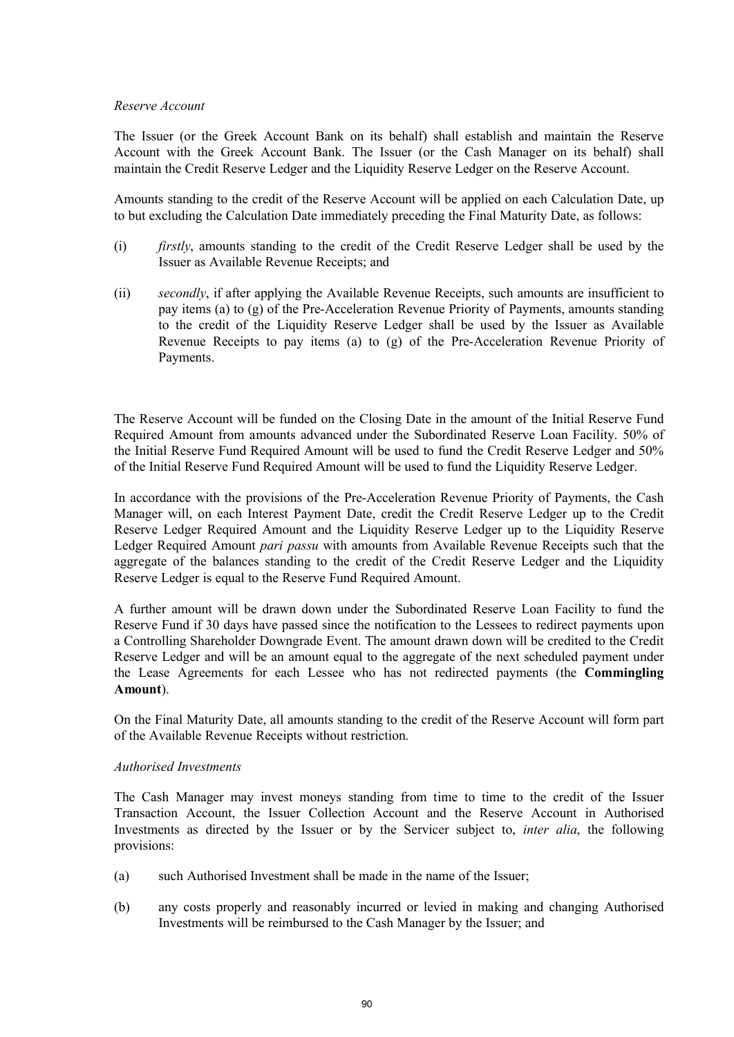*Reserve Account*

The Issuer (or the Greek Account Bank on its behalf) shall establish and maintain the Reserve Account with the Greek Account Bank. The Issuer (or the Cash Manager on its behalf) shall maintain the Credit Reserve Ledger and the Liquidity Reserve Ledger on the Reserve Account.

Amounts standing to the credit of the Reserve Account will be applied on each Calculation Date, up to but excluding the Calculation Date immediately preceding the Final Maturity Date, as follows:

(i) *firstly*, amounts standing to the credit of the Credit Reserve Ledger shall be used by the Issuer as Available Revenue Receipts; and

(ii) *secondly*, if after applying the Available Revenue Receipts, such amounts are insufficient to pay items (a) to (g) of the Pre-Acceleration Revenue Priority of Payments, amounts standing to the credit of the Liquidity Reserve Ledger shall be used by the Issuer as Available Revenue Receipts to pay items (a) to (g) of the Pre-Acceleration Revenue Priority of Payments.

The Reserve Account will be funded on the Closing Date in the amount of the Initial Reserve Fund Required Amount from amounts advanced under the Subordinated Reserve Loan Facility. 50% of the Initial Reserve Fund Required Amount will be used to fund the Credit Reserve Ledger and 50% of the Initial Reserve Fund Required Amount will be used to fund the Liquidity Reserve Ledger.

In accordance with the provisions of the Pre-Acceleration Revenue Priority of Payments, the Cash Manager will, on each Interest Payment Date, credit the Credit Reserve Ledger up to the Credit Reserve Ledger Required Amount and the Liquidity Reserve Ledger up to the Liquidity Reserve Ledger Required Amount *pari passu* with amounts from Available Revenue Receipts such that the aggregate of the balances standing to the credit of the Credit Reserve Ledger and the Liquidity Reserve Ledger is equal to the Reserve Fund Required Amount.

A further amount will be drawn down under the Subordinated Reserve Loan Facility to fund the Reserve Fund if 30 days have passed since the notification to the Lessees to redirect payments upon a Controlling Shareholder Downgrade Event. The amount drawn down will be credited to the Credit Reserve Ledger and will be an amount equal to the aggregate of the next scheduled payment under the Lease Agreements for each Lessee who has not redirected payments (the **Commingling Amount**).

On the Final Maturity Date, all amounts standing to the credit of the Reserve Account will form part of the Available Revenue Receipts without restriction.

*Authorised Investments*

The Cash Manager may invest moneys standing from time to time to the credit of the Issuer Transaction Account, the Issuer Collection Account and the Reserve Account in Authorised Investments as directed by the Issuer or by the Servicer subject to, *inter alia*, the following provisions:

(a) such Authorised Investment shall be made in the name of the Issuer;

(b) any costs properly and reasonably incurred or levied in making and changing Authorised Investments will be reimbursed to the Cash Manager by the Issuer; and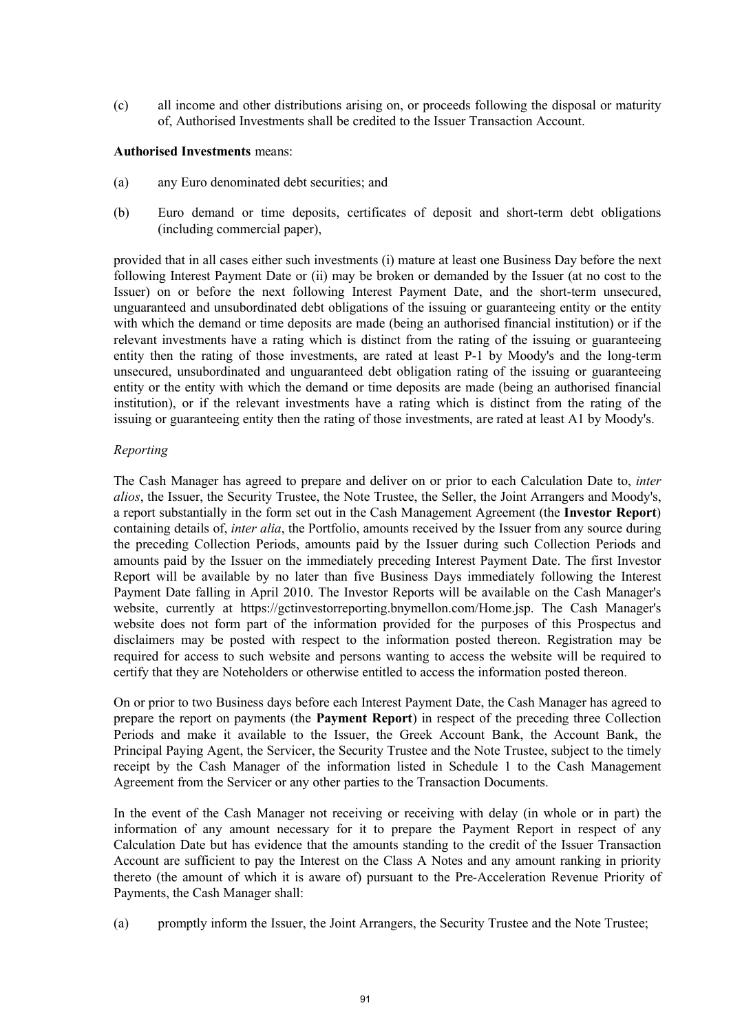(c) all income and other distributions arising on, or proceeds following the disposal or maturity of, Authorised Investments shall be credited to the Issuer Transaction Account.

**Authorised Investments** means:

(a) any Euro denominated debt securities; and

(b) Euro demand or time deposits, certificates of deposit and short-term debt obligations (including commercial paper),

provided that in all cases either such investments (i) mature at least one Business Day before the next following Interest Payment Date or (ii) may be broken or demanded by the Issuer (at no cost to the Issuer) on or before the next following Interest Payment Date, and the short-term unsecured, unguaranteed and unsubordinated debt obligations of the issuing or guaranteeing entity or the entity with which the demand or time deposits are made (being an authorised financial institution) or if the relevant investments have a rating which is distinct from the rating of the issuing or guaranteeing entity then the rating of those investments, are rated at least P-1 by Moody's and the long-term unsecured, unsubordinated and unguaranteed debt obligation rating of the issuing or guaranteeing entity or the entity with which the demand or time deposits are made (being an authorised financial institution), or if the relevant investments have a rating which is distinct from the rating of the issuing or guaranteeing entity then the rating of those investments, are rated at least A1 by Moody's.

*Reporting*

The Cash Manager has agreed to prepare and deliver on or prior to each Calculation Date to, *inter alios*, the Issuer, the Security Trustee, the Note Trustee, the Seller, the Joint Arrangers and Moody's, a report substantially in the form set out in the Cash Management Agreement (the **Investor Report**) containing details of, *inter alia*, the Portfolio, amounts received by the Issuer from any source during the preceding Collection Periods, amounts paid by the Issuer during such Collection Periods and amounts paid by the Issuer on the immediately preceding Interest Payment Date. The first Investor Report will be available by no later than five Business Days immediately following the Interest Payment Date falling in April 2010. The Investor Reports will be available on the Cash Manager's website, currently at https://gctinvestorreporting.bnymellon.com/Home.jsp. The Cash Manager's website does not form part of the information provided for the purposes of this Prospectus and disclaimers may be posted with respect to the information posted thereon. Registration may be required for access to such website and persons wanting to access the website will be required to certify that they are Noteholders or otherwise entitled to access the information posted thereon.

On or prior to two Business days before each Interest Payment Date, the Cash Manager has agreed to prepare the report on payments (the **Payment Report**) in respect of the preceding three Collection Periods and make it available to the Issuer, the Greek Account Bank, the Account Bank, the Principal Paying Agent, the Servicer, the Security Trustee and the Note Trustee, subject to the timely receipt by the Cash Manager of the information listed in Schedule 1 to the Cash Management Agreement from the Servicer or any other parties to the Transaction Documents.

In the event of the Cash Manager not receiving or receiving with delay (in whole or in part) the information of any amount necessary for it to prepare the Payment Report in respect of any Calculation Date but has evidence that the amounts standing to the credit of the Issuer Transaction Account are sufficient to pay the Interest on the Class A Notes and any amount ranking in priority thereto (the amount of which it is aware of) pursuant to the Pre-Acceleration Revenue Priority of Payments, the Cash Manager shall:

(a) promptly inform the Issuer, the Joint Arrangers, the Security Trustee and the Note Trustee;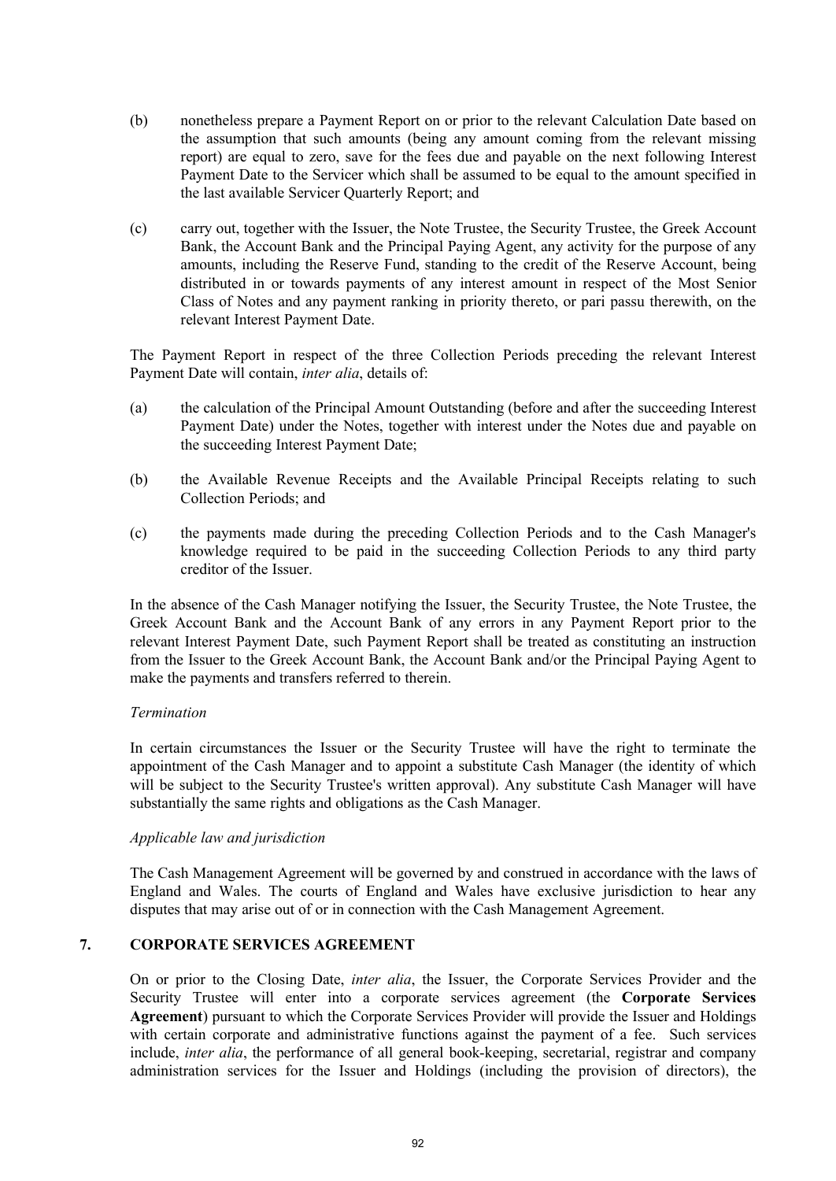(b) nonetheless prepare a Payment Report on or prior to the relevant Calculation Date based on the assumption that such amounts (being any amount coming from the relevant missing report) are equal to zero, save for the fees due and payable on the next following Interest Payment Date to the Servicer which shall be assumed to be equal to the amount specified in the last available Servicer Quarterly Report; and

(c) carry out, together with the Issuer, the Note Trustee, the Security Trustee, the Greek Account Bank, the Account Bank and the Principal Paying Agent, any activity for the purpose of any amounts, including the Reserve Fund, standing to the credit of the Reserve Account, being distributed in or towards payments of any interest amount in respect of the Most Senior Class of Notes and any payment ranking in priority thereto, or pari passu therewith, on the relevant Interest Payment Date.

The Payment Report in respect of the three Collection Periods preceding the relevant Interest Payment Date will contain, *inter alia*, details of:

(a) the calculation of the Principal Amount Outstanding (before and after the succeeding Interest Payment Date) under the Notes, together with interest under the Notes due and payable on the succeeding Interest Payment Date;

(b) the Available Revenue Receipts and the Available Principal Receipts relating to such Collection Periods; and

(c) the payments made during the preceding Collection Periods and to the Cash Manager's knowledge required to be paid in the succeeding Collection Periods to any third party creditor of the Issuer.

In the absence of the Cash Manager notifying the Issuer, the Security Trustee, the Note Trustee, the Greek Account Bank and the Account Bank of any errors in any Payment Report prior to the relevant Interest Payment Date, such Payment Report shall be treated as constituting an instruction from the Issuer to the Greek Account Bank, the Account Bank and/or the Principal Paying Agent to make the payments and transfers referred to therein.

*Termination*

In certain circumstances the Issuer or the Security Trustee will have the right to terminate the appointment of the Cash Manager and to appoint a substitute Cash Manager (the identity of which will be subject to the Security Trustee's written approval). Any substitute Cash Manager will have substantially the same rights and obligations as the Cash Manager.

*Applicable law and jurisdiction*

The Cash Management Agreement will be governed by and construed in accordance with the laws of England and Wales. The courts of England and Wales have exclusive jurisdiction to hear any disputes that may arise out of or in connection with the Cash Management Agreement.

## 7. CORPORATE SERVICES AGREEMENT

On or prior to the Closing Date, *inter alia*, the Issuer, the Corporate Services Provider and the Security Trustee will enter into a corporate services agreement (the **Corporate Services Agreement**) pursuant to which the Corporate Services Provider will provide the Issuer and Holdings with certain corporate and administrative functions against the payment of a fee. Such services include, *inter alia*, the performance of all general book-keeping, secretarial, registrar and company administration services for the Issuer and Holdings (including the provision of directors), the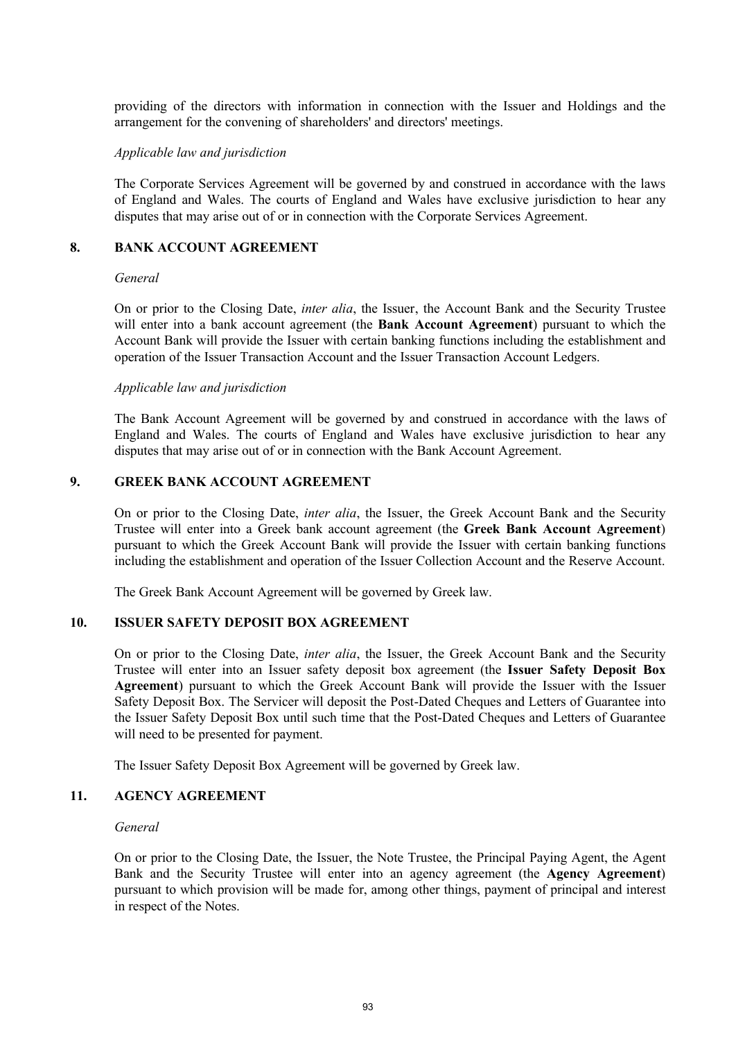providing of the directors with information in connection with the Issuer and Holdings and the arrangement for the convening of shareholders' and directors' meetings.

*Applicable law and jurisdiction*

The Corporate Services Agreement will be governed by and construed in accordance with the laws of England and Wales. The courts of England and Wales have exclusive jurisdiction to hear any disputes that may arise out of or in connection with the Corporate Services Agreement.

## 8. BANK ACCOUNT AGREEMENT

*General*

On or prior to the Closing Date, *inter alia*, the Issuer, the Account Bank and the Security Trustee will enter into a bank account agreement (the **Bank Account Agreement**) pursuant to which the Account Bank will provide the Issuer with certain banking functions including the establishment and operation of the Issuer Transaction Account and the Issuer Transaction Account Ledgers.

*Applicable law and jurisdiction*

The Bank Account Agreement will be governed by and construed in accordance with the laws of England and Wales. The courts of England and Wales have exclusive jurisdiction to hear any disputes that may arise out of or in connection with the Bank Account Agreement.

## 9. GREEK BANK ACCOUNT AGREEMENT

On or prior to the Closing Date, *inter alia*, the Issuer, the Greek Account Bank and the Security Trustee will enter into a Greek bank account agreement (the **Greek Bank Account Agreement**) pursuant to which the Greek Account Bank will provide the Issuer with certain banking functions including the establishment and operation of the Issuer Collection Account and the Reserve Account.

The Greek Bank Account Agreement will be governed by Greek law.

## 10. ISSUER SAFETY DEPOSIT BOX AGREEMENT

On or prior to the Closing Date, *inter alia*, the Issuer, the Greek Account Bank and the Security Trustee will enter into an Issuer safety deposit box agreement (the **Issuer Safety Deposit Box Agreement**) pursuant to which the Greek Account Bank will provide the Issuer with the Issuer Safety Deposit Box. The Servicer will deposit the Post-Dated Cheques and Letters of Guarantee into the Issuer Safety Deposit Box until such time that the Post-Dated Cheques and Letters of Guarantee will need to be presented for payment.

The Issuer Safety Deposit Box Agreement will be governed by Greek law.

## 11. AGENCY AGREEMENT

*General*

On or prior to the Closing Date, the Issuer, the Note Trustee, the Principal Paying Agent, the Agent Bank and the Security Trustee will enter into an agency agreement (the **Agency Agreement**) pursuant to which provision will be made for, among other things, payment of principal and interest in respect of the Notes.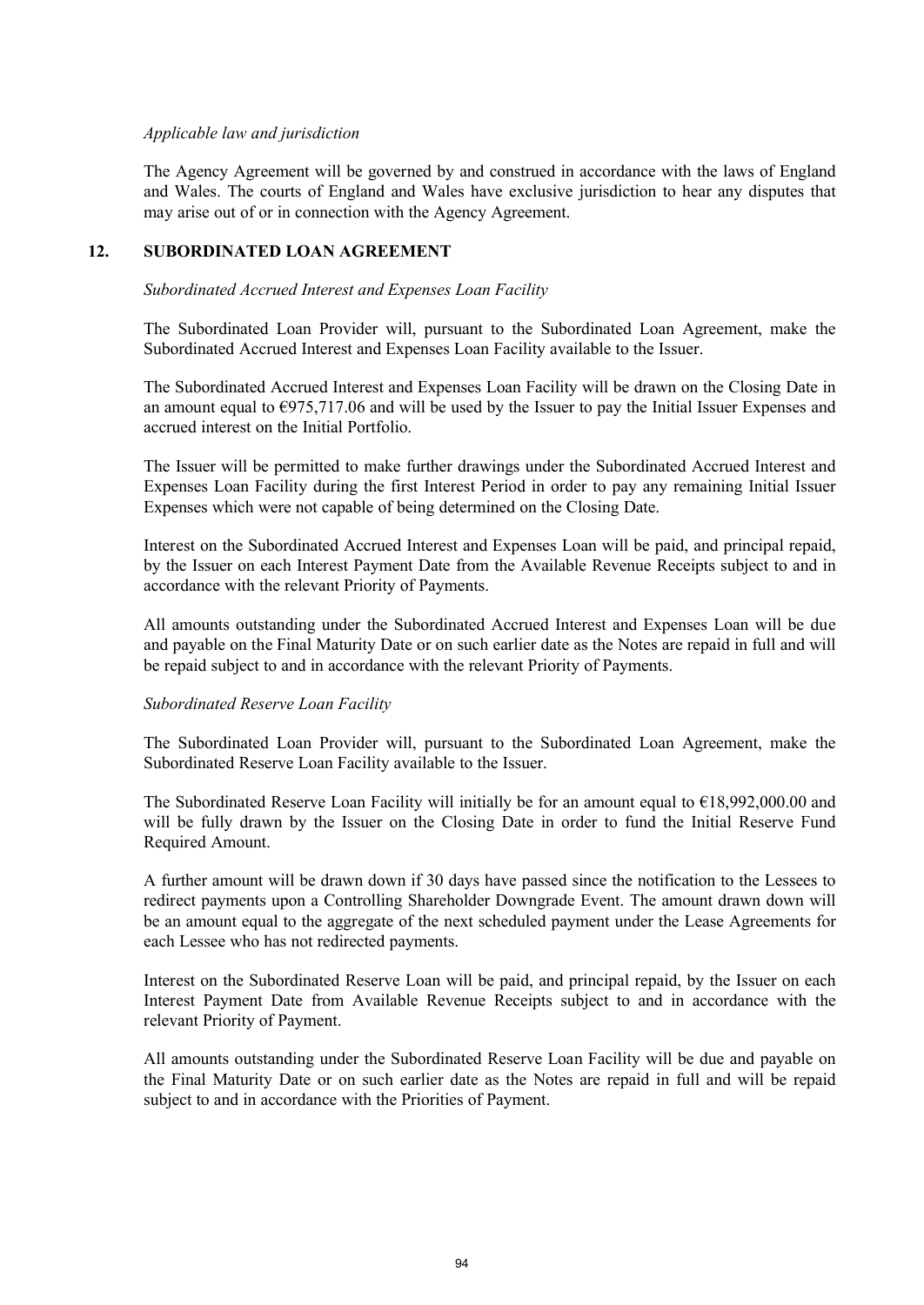*Applicable law and jurisdiction*

The Agency Agreement will be governed by and construed in accordance with the laws of England and Wales. The courts of England and Wales have exclusive jurisdiction to hear any disputes that may arise out of or in connection with the Agency Agreement.

## 12. SUBORDINATED LOAN AGREEMENT

*Subordinated Accrued Interest and Expenses Loan Facility*

The Subordinated Loan Provider will, pursuant to the Subordinated Loan Agreement, make the Subordinated Accrued Interest and Expenses Loan Facility available to the Issuer.

The Subordinated Accrued Interest and Expenses Loan Facility will be drawn on the Closing Date in an amount equal to €975,717.06 and will be used by the Issuer to pay the Initial Issuer Expenses and accrued interest on the Initial Portfolio.

The Issuer will be permitted to make further drawings under the Subordinated Accrued Interest and Expenses Loan Facility during the first Interest Period in order to pay any remaining Initial Issuer Expenses which were not capable of being determined on the Closing Date.

Interest on the Subordinated Accrued Interest and Expenses Loan will be paid, and principal repaid, by the Issuer on each Interest Payment Date from the Available Revenue Receipts subject to and in accordance with the relevant Priority of Payments.

All amounts outstanding under the Subordinated Accrued Interest and Expenses Loan will be due and payable on the Final Maturity Date or on such earlier date as the Notes are repaid in full and will be repaid subject to and in accordance with the relevant Priority of Payments.

*Subordinated Reserve Loan Facility*

The Subordinated Loan Provider will, pursuant to the Subordinated Loan Agreement, make the Subordinated Reserve Loan Facility available to the Issuer.

The Subordinated Reserve Loan Facility will initially be for an amount equal to €18,992,000.00 and will be fully drawn by the Issuer on the Closing Date in order to fund the Initial Reserve Fund Required Amount.

A further amount will be drawn down if 30 days have passed since the notification to the Lessees to redirect payments upon a Controlling Shareholder Downgrade Event. The amount drawn down will be an amount equal to the aggregate of the next scheduled payment under the Lease Agreements for each Lessee who has not redirected payments.

Interest on the Subordinated Reserve Loan will be paid, and principal repaid, by the Issuer on each Interest Payment Date from Available Revenue Receipts subject to and in accordance with the relevant Priority of Payment.

All amounts outstanding under the Subordinated Reserve Loan Facility will be due and payable on the Final Maturity Date or on such earlier date as the Notes are repaid in full and will be repaid subject to and in accordance with the Priorities of Payment.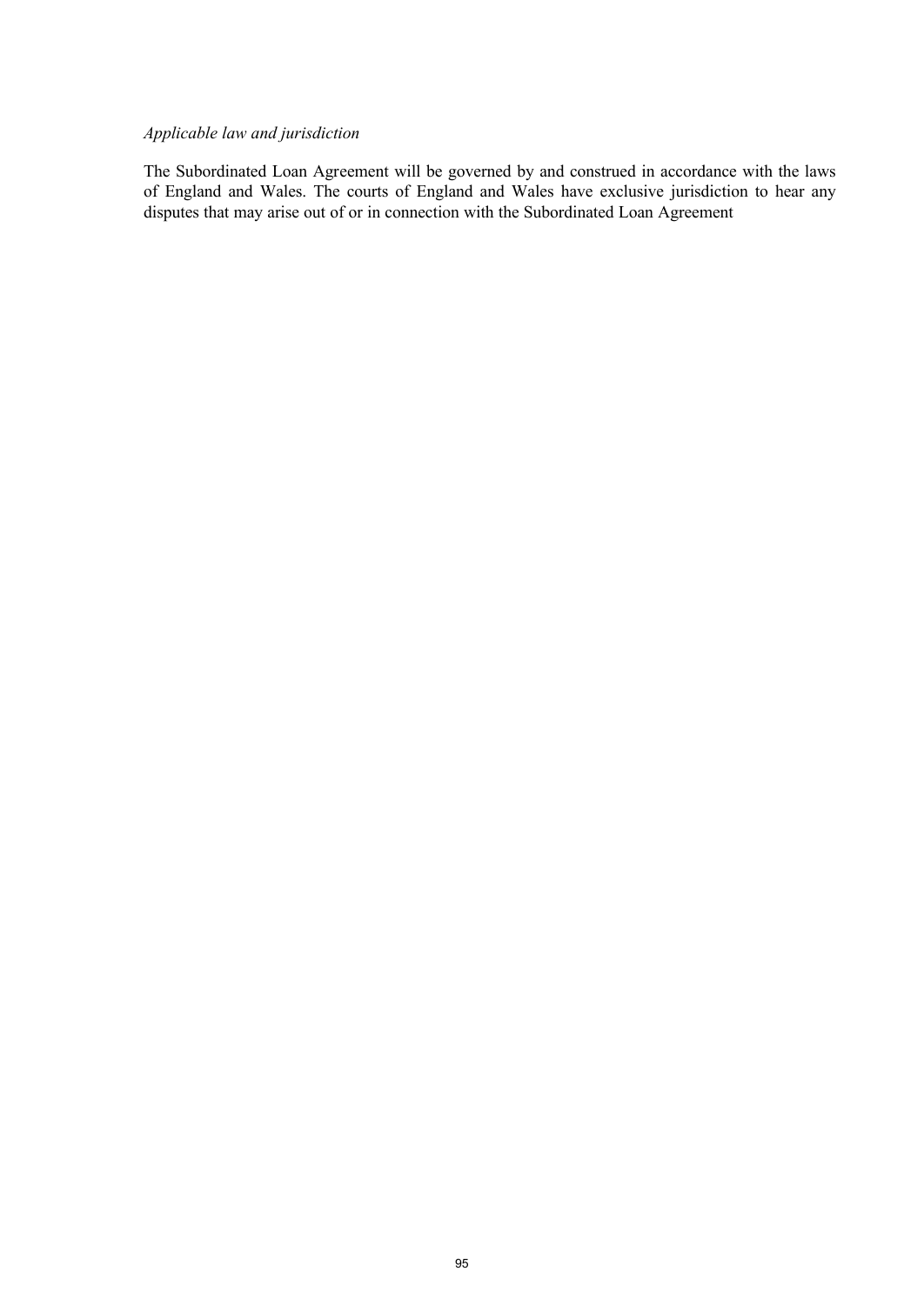*Applicable law and jurisdiction*

The Subordinated Loan Agreement will be governed by and construed in accordance with the laws of England and Wales. The courts of England and Wales have exclusive jurisdiction to hear any disputes that may arise out of or in connection with the Subordinated Loan Agreement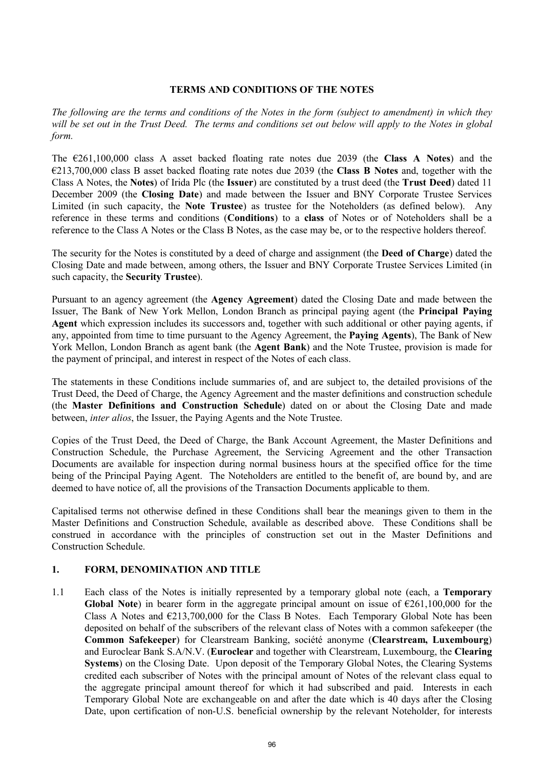## TERMS AND CONDITIONS OF THE NOTES

*The following are the terms and conditions of the Notes in the form (subject to amendment) in which they will be set out in the Trust Deed. The terms and conditions set out below will apply to the Notes in global form.*

The €261,100,000 class A asset backed floating rate notes due 2039 (the **Class A Notes**) and the €213,700,000 class B asset backed floating rate notes due 2039 (the **Class B Notes** and, together with the Class A Notes, the **Notes**) of Irida Plc (the **Issuer**) are constituted by a trust deed (the **Trust Deed**) dated 11 December 2009 (the **Closing Date**) and made between the Issuer and BNY Corporate Trustee Services Limited (in such capacity, the **Note Trustee**) as trustee for the Noteholders (as defined below). Any reference in these terms and conditions (**Conditions**) to a **class** of Notes or of Noteholders shall be a reference to the Class A Notes or the Class B Notes, as the case may be, or to the respective holders thereof.

The security for the Notes is constituted by a deed of charge and assignment (the **Deed of Charge**) dated the Closing Date and made between, among others, the Issuer and BNY Corporate Trustee Services Limited (in such capacity, the **Security Trustee**).

Pursuant to an agency agreement (the **Agency Agreement**) dated the Closing Date and made between the Issuer, The Bank of New York Mellon, London Branch as principal paying agent (the **Principal Paying Agent** which expression includes its successors and, together with such additional or other paying agents, if any, appointed from time to time pursuant to the Agency Agreement, the **Paying Agents**), The Bank of New York Mellon, London Branch as agent bank (the **Agent Bank**) and the Note Trustee, provision is made for the payment of principal, and interest in respect of the Notes of each class.

The statements in these Conditions include summaries of, and are subject to, the detailed provisions of the Trust Deed, the Deed of Charge, the Agency Agreement and the master definitions and construction schedule (the **Master Definitions and Construction Schedule**) dated on or about the Closing Date and made between, *inter alios*, the Issuer, the Paying Agents and the Note Trustee.

Copies of the Trust Deed, the Deed of Charge, the Bank Account Agreement, the Master Definitions and Construction Schedule, the Purchase Agreement, the Servicing Agreement and the other Transaction Documents are available for inspection during normal business hours at the specified office for the time being of the Principal Paying Agent. The Noteholders are entitled to the benefit of, are bound by, and are deemed to have notice of, all the provisions of the Transaction Documents applicable to them.

Capitalised terms not otherwise defined in these Conditions shall bear the meanings given to them in the Master Definitions and Construction Schedule, available as described above. These Conditions shall be construed in accordance with the principles of construction set out in the Master Definitions and Construction Schedule.

### 1. FORM, DENOMINATION AND TITLE

1.1 Each class of the Notes is initially represented by a temporary global note (each, a **Temporary Global Note**) in bearer form in the aggregate principal amount on issue of €261,100,000 for the Class A Notes and €213,700,000 for the Class B Notes. Each Temporary Global Note has been deposited on behalf of the subscribers of the relevant class of Notes with a common safekeeper (the **Common Safekeeper**) for Clearstream Banking, société anonyme (**Clearstream, Luxembourg**) and Euroclear Bank S.A/N.V. (**Euroclear** and together with Clearstream, Luxembourg, the **Clearing Systems**) on the Closing Date. Upon deposit of the Temporary Global Notes, the Clearing Systems credited each subscriber of Notes with the principal amount of Notes of the relevant class equal to the aggregate principal amount thereof for which it had subscribed and paid. Interests in each Temporary Global Note are exchangeable on and after the date which is 40 days after the Closing Date, upon certification of non-U.S. beneficial ownership by the relevant Noteholder, for interests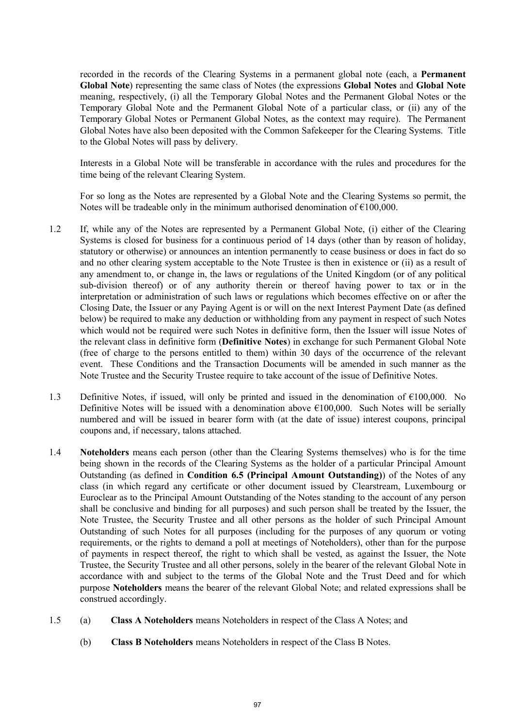recorded in the records of the Clearing Systems in a permanent global note (each, a **Permanent Global Note**) representing the same class of Notes (the expressions **Global Notes** and **Global Note** meaning, respectively, (i) all the Temporary Global Notes and the Permanent Global Notes or the Temporary Global Note and the Permanent Global Note of a particular class, or (ii) any of the Temporary Global Notes or Permanent Global Notes, as the context may require). The Permanent Global Notes have also been deposited with the Common Safekeeper for the Clearing Systems. Title to the Global Notes will pass by delivery.

Interests in a Global Note will be transferable in accordance with the rules and procedures for the time being of the relevant Clearing System.

For so long as the Notes are represented by a Global Note and the Clearing Systems so permit, the Notes will be tradeable only in the minimum authorised denomination of €100,000.

1.2 If, while any of the Notes are represented by a Permanent Global Note, (i) either of the Clearing Systems is closed for business for a continuous period of 14 days (other than by reason of holiday, statutory or otherwise) or announces an intention permanently to cease business or does in fact do so and no other clearing system acceptable to the Note Trustee is then in existence or (ii) as a result of any amendment to, or change in, the laws or regulations of the United Kingdom (or of any political sub-division thereof) or of any authority therein or thereof having power to tax or in the interpretation or administration of such laws or regulations which becomes effective on or after the Closing Date, the Issuer or any Paying Agent is or will on the next Interest Payment Date (as defined below) be required to make any deduction or withholding from any payment in respect of such Notes which would not be required were such Notes in definitive form, then the Issuer will issue Notes of the relevant class in definitive form (**Definitive Notes**) in exchange for such Permanent Global Note (free of charge to the persons entitled to them) within 30 days of the occurrence of the relevant event. These Conditions and the Transaction Documents will be amended in such manner as the Note Trustee and the Security Trustee require to take account of the issue of Definitive Notes.

1.3 Definitive Notes, if issued, will only be printed and issued in the denomination of €100,000. No Definitive Notes will be issued with a denomination above €100,000. Such Notes will be serially numbered and will be issued in bearer form with (at the date of issue) interest coupons, principal coupons and, if necessary, talons attached.

1.4 **Noteholders** means each person (other than the Clearing Systems themselves) who is for the time being shown in the records of the Clearing Systems as the holder of a particular Principal Amount Outstanding (as defined in **Condition 6.5 (Principal Amount Outstanding)**) of the Notes of any class (in which regard any certificate or other document issued by Clearstream, Luxembourg or Euroclear as to the Principal Amount Outstanding of the Notes standing to the account of any person shall be conclusive and binding for all purposes) and such person shall be treated by the Issuer, the Note Trustee, the Security Trustee and all other persons as the holder of such Principal Amount Outstanding of such Notes for all purposes (including for the purposes of any quorum or voting requirements, or the rights to demand a poll at meetings of Noteholders), other than for the purpose of payments in respect thereof, the right to which shall be vested, as against the Issuer, the Note Trustee, the Security Trustee and all other persons, solely in the bearer of the relevant Global Note in accordance with and subject to the terms of the Global Note and the Trust Deed and for which purpose **Noteholders** means the bearer of the relevant Global Note; and related expressions shall be construed accordingly.

1.5 (a) **Class A Noteholders** means Noteholders in respect of the Class A Notes; and

(b) **Class B Noteholders** means Noteholders in respect of the Class B Notes.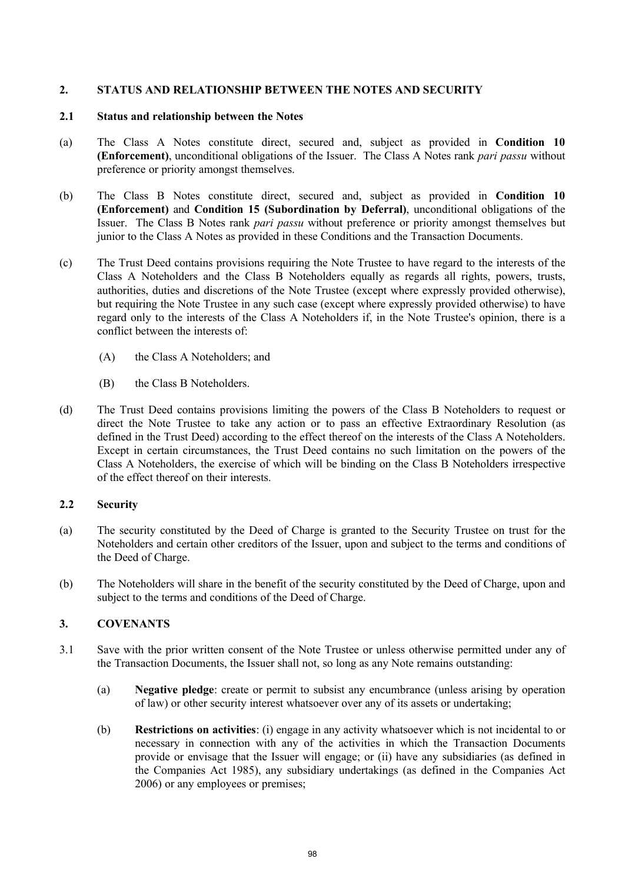## 2. STATUS AND RELATIONSHIP BETWEEN THE NOTES AND SECURITY

### 2.1 Status and relationship between the Notes

(a) The Class A Notes constitute direct, secured and, subject as provided in **Condition 10 (Enforcement)**, unconditional obligations of the Issuer. The Class A Notes rank *pari passu* without preference or priority amongst themselves.

(b) The Class B Notes constitute direct, secured and, subject as provided in **Condition 10 (Enforcement)** and **Condition 15 (Subordination by Deferral)**, unconditional obligations of the Issuer. The Class B Notes rank *pari passu* without preference or priority amongst themselves but junior to the Class A Notes as provided in these Conditions and the Transaction Documents.

(c) The Trust Deed contains provisions requiring the Note Trustee to have regard to the interests of the Class A Noteholders and the Class B Noteholders equally as regards all rights, powers, trusts, authorities, duties and discretions of the Note Trustee (except where expressly provided otherwise), but requiring the Note Trustee in any such case (except where expressly provided otherwise) to have regard only to the interests of the Class A Noteholders if, in the Note Trustee's opinion, there is a conflict between the interests of:

(A) the Class A Noteholders; and

(B) the Class B Noteholders.

(d) The Trust Deed contains provisions limiting the powers of the Class B Noteholders to request or direct the Note Trustee to take any action or to pass an effective Extraordinary Resolution (as defined in the Trust Deed) according to the effect thereof on the interests of the Class A Noteholders. Except in certain circumstances, the Trust Deed contains no such limitation on the powers of the Class A Noteholders, the exercise of which will be binding on the Class B Noteholders irrespective of the effect thereof on their interests.

### 2.2 Security

(a) The security constituted by the Deed of Charge is granted to the Security Trustee on trust for the Noteholders and certain other creditors of the Issuer, upon and subject to the terms and conditions of the Deed of Charge.

(b) The Noteholders will share in the benefit of the security constituted by the Deed of Charge, upon and subject to the terms and conditions of the Deed of Charge.

## 3. COVENANTS

3.1 Save with the prior written consent of the Note Trustee or unless otherwise permitted under any of the Transaction Documents, the Issuer shall not, so long as any Note remains outstanding:

(a) **Negative pledge**: create or permit to subsist any encumbrance (unless arising by operation of law) or other security interest whatsoever over any of its assets or undertaking;

(b) **Restrictions on activities**: (i) engage in any activity whatsoever which is not incidental to or necessary in connection with any of the activities in which the Transaction Documents provide or envisage that the Issuer will engage; or (ii) have any subsidiaries (as defined in the Companies Act 1985), any subsidiary undertakings (as defined in the Companies Act 2006) or any employees or premises;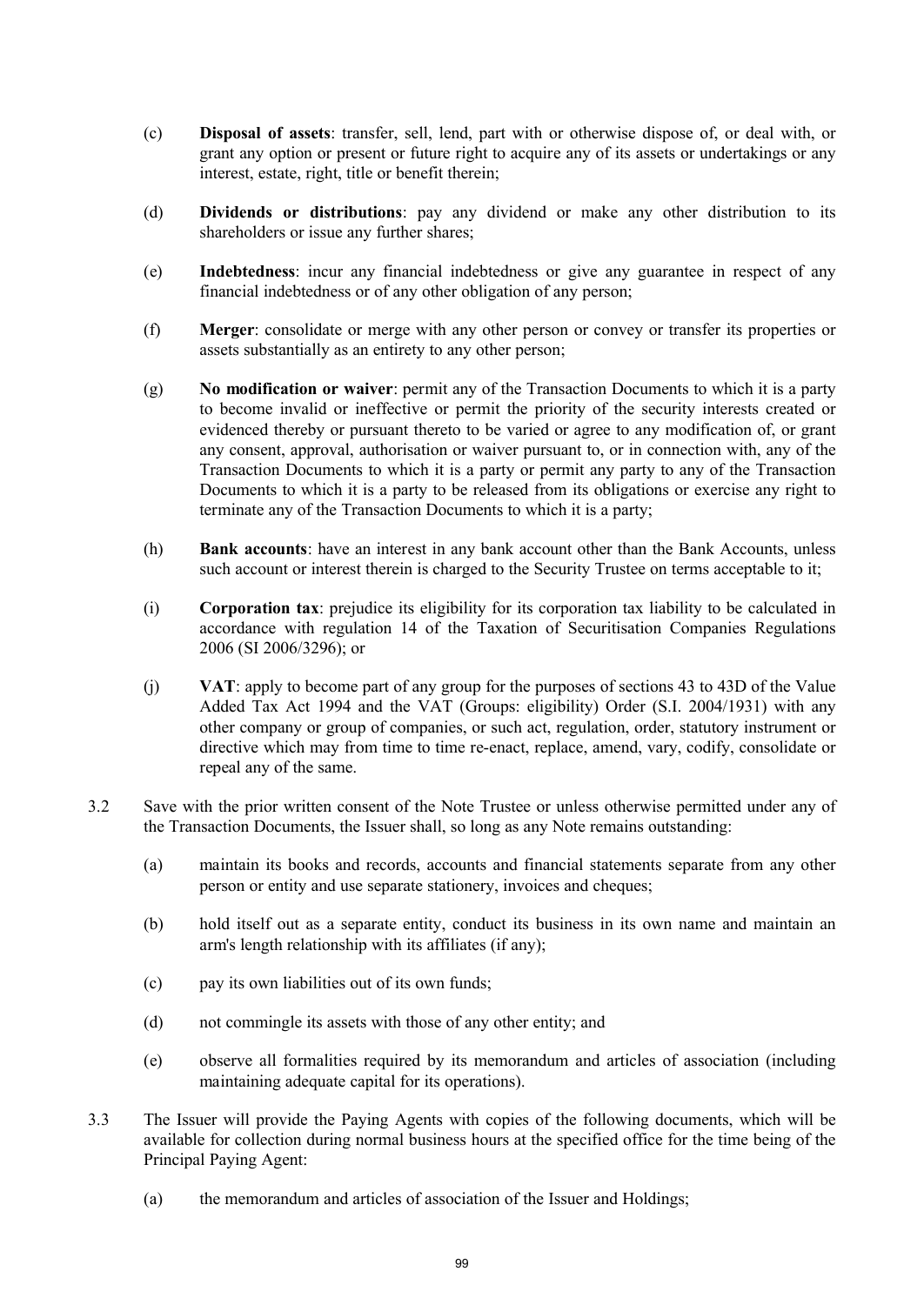(c) **Disposal of assets**: transfer, sell, lend, part with or otherwise dispose of, or deal with, or grant any option or present or future right to acquire any of its assets or undertakings or any interest, estate, right, title or benefit therein;

(d) **Dividends or distributions**: pay any dividend or make any other distribution to its shareholders or issue any further shares;

(e) **Indebtedness**: incur any financial indebtedness or give any guarantee in respect of any financial indebtedness or of any other obligation of any person;

(f) **Merger**: consolidate or merge with any other person or convey or transfer its properties or assets substantially as an entirety to any other person;

(g) **No modification or waiver**: permit any of the Transaction Documents to which it is a party to become invalid or ineffective or permit the priority of the security interests created or evidenced thereby or pursuant thereto to be varied or agree to any modification of, or grant any consent, approval, authorisation or waiver pursuant to, or in connection with, any of the Transaction Documents to which it is a party or permit any party to any of the Transaction Documents to which it is a party to be released from its obligations or exercise any right to terminate any of the Transaction Documents to which it is a party;

(h) **Bank accounts**: have an interest in any bank account other than the Bank Accounts, unless such account or interest therein is charged to the Security Trustee on terms acceptable to it;

(i) **Corporation tax**: prejudice its eligibility for its corporation tax liability to be calculated in accordance with regulation 14 of the Taxation of Securitisation Companies Regulations 2006 (SI 2006/3296); or

(j) **VAT**: apply to become part of any group for the purposes of sections 43 to 43D of the Value Added Tax Act 1994 and the VAT (Groups: eligibility) Order (S.I. 2004/1931) with any other company or group of companies, or such act, regulation, order, statutory instrument or directive which may from time to time re-enact, replace, amend, vary, codify, consolidate or repeal any of the same.

3.2 Save with the prior written consent of the Note Trustee or unless otherwise permitted under any of the Transaction Documents, the Issuer shall, so long as any Note remains outstanding:

(a) maintain its books and records, accounts and financial statements separate from any other person or entity and use separate stationery, invoices and cheques;

(b) hold itself out as a separate entity, conduct its business in its own name and maintain an arm's length relationship with its affiliates (if any);

(c) pay its own liabilities out of its own funds;

(d) not commingle its assets with those of any other entity; and

(e) observe all formalities required by its memorandum and articles of association (including maintaining adequate capital for its operations).

3.3 The Issuer will provide the Paying Agents with copies of the following documents, which will be available for collection during normal business hours at the specified office for the time being of the Principal Paying Agent:

(a) the memorandum and articles of association of the Issuer and Holdings;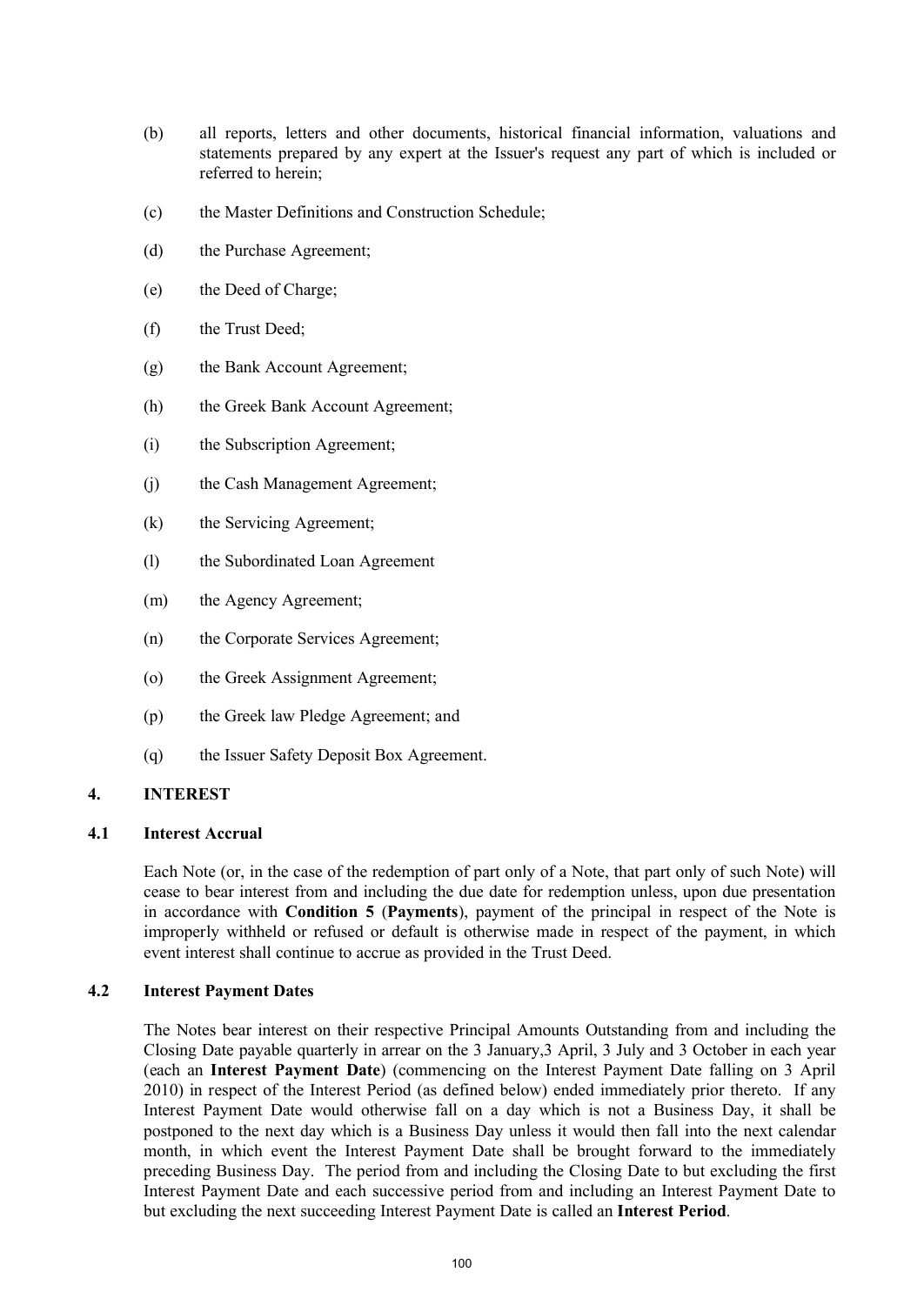(b) all reports, letters and other documents, historical financial information, valuations and statements prepared by any expert at the Issuer's request any part of which is included or referred to herein;

(c) the Master Definitions and Construction Schedule;

(d) the Purchase Agreement;

(e) the Deed of Charge;

(f) the Trust Deed;

(g) the Bank Account Agreement;

(h) the Greek Bank Account Agreement;

(i) the Subscription Agreement;

(j) the Cash Management Agreement;

(k) the Servicing Agreement;

(l) the Subordinated Loan Agreement

(m) the Agency Agreement;

(n) the Corporate Services Agreement;

(o) the Greek Assignment Agreement;

(p) the Greek law Pledge Agreement; and

(q) the Issuer Safety Deposit Box Agreement.

## 4. INTEREST

### 4.1 Interest Accrual

Each Note (or, in the case of the redemption of part only of a Note, that part only of such Note) will cease to bear interest from and including the due date for redemption unless, upon due presentation in accordance with **Condition 5** (**Payments**), payment of the principal in respect of the Note is improperly withheld or refused or default is otherwise made in respect of the payment, in which event interest shall continue to accrue as provided in the Trust Deed.

### 4.2 Interest Payment Dates

The Notes bear interest on their respective Principal Amounts Outstanding from and including the Closing Date payable quarterly in arrear on the 3 January,3 April, 3 July and 3 October in each year (each an **Interest Payment Date**) (commencing on the Interest Payment Date falling on 3 April 2010) in respect of the Interest Period (as defined below) ended immediately prior thereto. If any Interest Payment Date would otherwise fall on a day which is not a Business Day, it shall be postponed to the next day which is a Business Day unless it would then fall into the next calendar month, in which event the Interest Payment Date shall be brought forward to the immediately preceding Business Day. The period from and including the Closing Date to but excluding the first Interest Payment Date and each successive period from and including an Interest Payment Date to but excluding the next succeeding Interest Payment Date is called an **Interest Period**.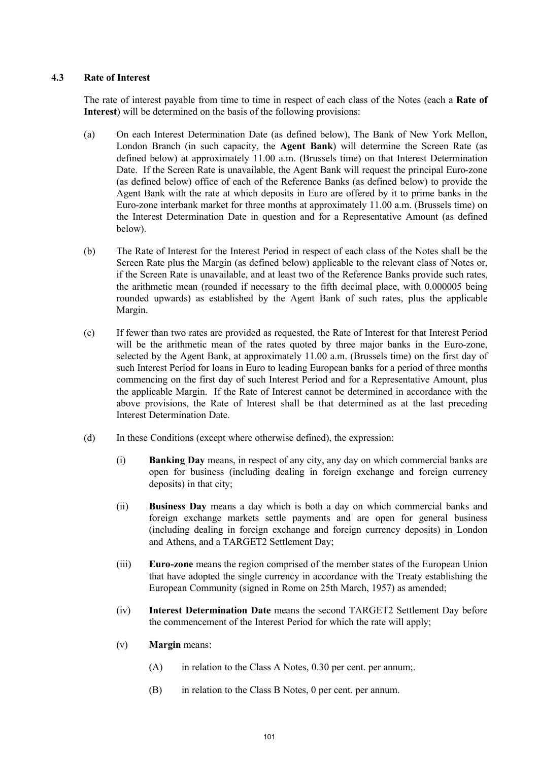### 4.3 Rate of Interest

The rate of interest payable from time to time in respect of each class of the Notes (each a **Rate of Interest**) will be determined on the basis of the following provisions:

(a) On each Interest Determination Date (as defined below), The Bank of New York Mellon, London Branch (in such capacity, the **Agent Bank**) will determine the Screen Rate (as defined below) at approximately 11.00 a.m. (Brussels time) on that Interest Determination Date. If the Screen Rate is unavailable, the Agent Bank will request the principal Euro-zone (as defined below) office of each of the Reference Banks (as defined below) to provide the Agent Bank with the rate at which deposits in Euro are offered by it to prime banks in the Euro-zone interbank market for three months at approximately 11.00 a.m. (Brussels time) on the Interest Determination Date in question and for a Representative Amount (as defined below).

(b) The Rate of Interest for the Interest Period in respect of each class of the Notes shall be the Screen Rate plus the Margin (as defined below) applicable to the relevant class of Notes or, if the Screen Rate is unavailable, and at least two of the Reference Banks provide such rates, the arithmetic mean (rounded if necessary to the fifth decimal place, with 0.000005 being rounded upwards) as established by the Agent Bank of such rates, plus the applicable Margin.

(c) If fewer than two rates are provided as requested, the Rate of Interest for that Interest Period will be the arithmetic mean of the rates quoted by three major banks in the Euro-zone, selected by the Agent Bank, at approximately 11.00 a.m. (Brussels time) on the first day of such Interest Period for loans in Euro to leading European banks for a period of three months commencing on the first day of such Interest Period and for a Representative Amount, plus the applicable Margin. If the Rate of Interest cannot be determined in accordance with the above provisions, the Rate of Interest shall be that determined as at the last preceding Interest Determination Date.

(d) In these Conditions (except where otherwise defined), the expression:

   (i) **Banking Day** means, in respect of any city, any day on which commercial banks are open for business (including dealing in foreign exchange and foreign currency deposits) in that city;

   (ii) **Business Day** means a day which is both a day on which commercial banks and foreign exchange markets settle payments and are open for general business (including dealing in foreign exchange and foreign currency deposits) in London and Athens, and a TARGET2 Settlement Day;

   (iii) **Euro-zone** means the region comprised of the member states of the European Union that have adopted the single currency in accordance with the Treaty establishing the European Community (signed in Rome on 25th March, 1957) as amended;

   (iv) **Interest Determination Date** means the second TARGET2 Settlement Day before the commencement of the Interest Period for which the rate will apply;

   (v) **Margin** means:

      (A) in relation to the Class A Notes, 0.30 per cent. per annum;.

      (B) in relation to the Class B Notes, 0 per cent. per annum.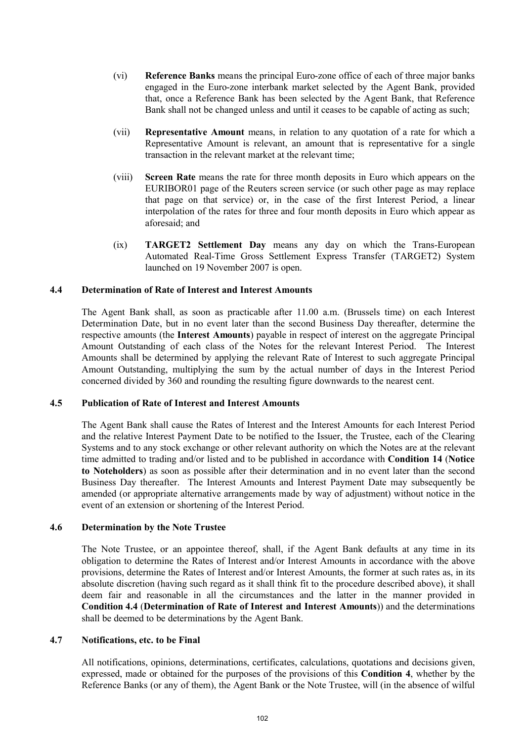(vi) **Reference Banks** means the principal Euro-zone office of each of three major banks engaged in the Euro-zone interbank market selected by the Agent Bank, provided that, once a Reference Bank has been selected by the Agent Bank, that Reference Bank shall not be changed unless and until it ceases to be capable of acting as such;

(vii) **Representative Amount** means, in relation to any quotation of a rate for which a Representative Amount is relevant, an amount that is representative for a single transaction in the relevant market at the relevant time;

(viii) **Screen Rate** means the rate for three month deposits in Euro which appears on the EURIBOR01 page of the Reuters screen service (or such other page as may replace that page on that service) or, in the case of the first Interest Period, a linear interpolation of the rates for three and four month deposits in Euro which appear as aforesaid; and

(ix) **TARGET2 Settlement Day** means any day on which the Trans-European Automated Real-Time Gross Settlement Express Transfer (TARGET2) System launched on 19 November 2007 is open.

### 4.4 Determination of Rate of Interest and Interest Amounts

The Agent Bank shall, as soon as practicable after 11.00 a.m. (Brussels time) on each Interest Determination Date, but in no event later than the second Business Day thereafter, determine the respective amounts (the **Interest Amounts**) payable in respect of interest on the aggregate Principal Amount Outstanding of each class of the Notes for the relevant Interest Period. The Interest Amounts shall be determined by applying the relevant Rate of Interest to such aggregate Principal Amount Outstanding, multiplying the sum by the actual number of days in the Interest Period concerned divided by 360 and rounding the resulting figure downwards to the nearest cent.

### 4.5 Publication of Rate of Interest and Interest Amounts

The Agent Bank shall cause the Rates of Interest and the Interest Amounts for each Interest Period and the relative Interest Payment Date to be notified to the Issuer, the Trustee, each of the Clearing Systems and to any stock exchange or other relevant authority on which the Notes are at the relevant time admitted to trading and/or listed and to be published in accordance with **Condition 14** (**Notice to Noteholders**) as soon as possible after their determination and in no event later than the second Business Day thereafter. The Interest Amounts and Interest Payment Date may subsequently be amended (or appropriate alternative arrangements made by way of adjustment) without notice in the event of an extension or shortening of the Interest Period.

### 4.6 Determination by the Note Trustee

The Note Trustee, or an appointee thereof, shall, if the Agent Bank defaults at any time in its obligation to determine the Rates of Interest and/or Interest Amounts in accordance with the above provisions, determine the Rates of Interest and/or Interest Amounts, the former at such rates as, in its absolute discretion (having such regard as it shall think fit to the procedure described above), it shall deem fair and reasonable in all the circumstances and the latter in the manner provided in **Condition 4.4** (**Determination of Rate of Interest and Interest Amounts**)) and the determinations shall be deemed to be determinations by the Agent Bank.

### 4.7 Notifications, etc. to be Final

All notifications, opinions, determinations, certificates, calculations, quotations and decisions given, expressed, made or obtained for the purposes of the provisions of this **Condition 4**, whether by the Reference Banks (or any of them), the Agent Bank or the Note Trustee, will (in the absence of wilful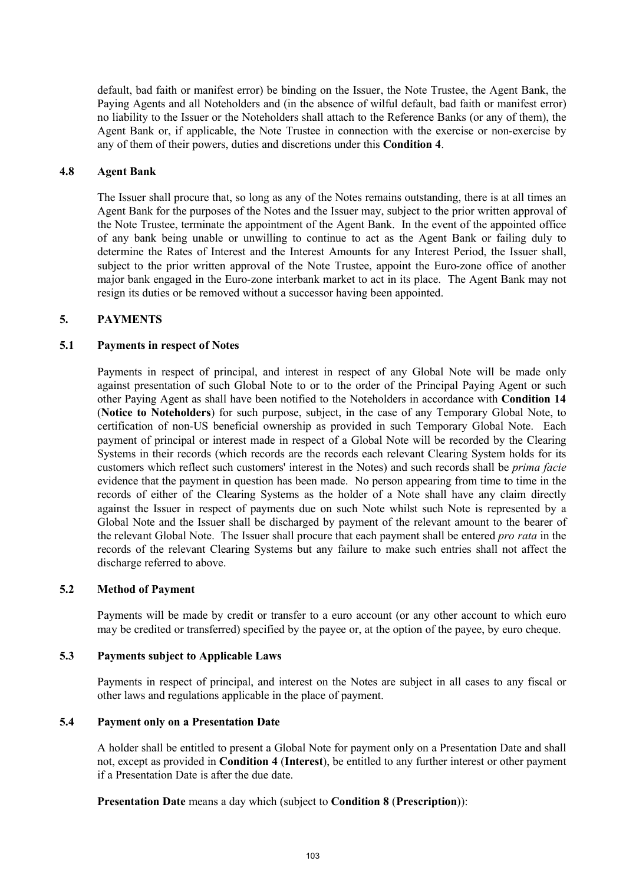default, bad faith or manifest error) be binding on the Issuer, the Note Trustee, the Agent Bank, the Paying Agents and all Noteholders and (in the absence of wilful default, bad faith or manifest error) no liability to the Issuer or the Noteholders shall attach to the Reference Banks (or any of them), the Agent Bank or, if applicable, the Note Trustee in connection with the exercise or non-exercise by any of them of their powers, duties and discretions under this **Condition 4**.

### 4.8 Agent Bank

The Issuer shall procure that, so long as any of the Notes remains outstanding, there is at all times an Agent Bank for the purposes of the Notes and the Issuer may, subject to the prior written approval of the Note Trustee, terminate the appointment of the Agent Bank. In the event of the appointed office of any bank being unable or unwilling to continue to act as the Agent Bank or failing duly to determine the Rates of Interest and the Interest Amounts for any Interest Period, the Issuer shall, subject to the prior written approval of the Note Trustee, appoint the Euro-zone office of another major bank engaged in the Euro-zone interbank market to act in its place. The Agent Bank may not resign its duties or be removed without a successor having been appointed.

## 5. PAYMENTS

### 5.1 Payments in respect of Notes

Payments in respect of principal, and interest in respect of any Global Note will be made only against presentation of such Global Note to or to the order of the Principal Paying Agent or such other Paying Agent as shall have been notified to the Noteholders in accordance with **Condition 14** (**Notice to Noteholders**) for such purpose, subject, in the case of any Temporary Global Note, to certification of non-US beneficial ownership as provided in such Temporary Global Note. Each payment of principal or interest made in respect of a Global Note will be recorded by the Clearing Systems in their records (which records are the records each relevant Clearing System holds for its customers which reflect such customers' interest in the Notes) and such records shall be *prima facie* evidence that the payment in question has been made. No person appearing from time to time in the records of either of the Clearing Systems as the holder of a Note shall have any claim directly against the Issuer in respect of payments due on such Note whilst such Note is represented by a Global Note and the Issuer shall be discharged by payment of the relevant amount to the bearer of the relevant Global Note. The Issuer shall procure that each payment shall be entered *pro rata* in the records of the relevant Clearing Systems but any failure to make such entries shall not affect the discharge referred to above.

### 5.2 Method of Payment

Payments will be made by credit or transfer to a euro account (or any other account to which euro may be credited or transferred) specified by the payee or, at the option of the payee, by euro cheque.

### 5.3 Payments subject to Applicable Laws

Payments in respect of principal, and interest on the Notes are subject in all cases to any fiscal or other laws and regulations applicable in the place of payment.

### 5.4 Payment only on a Presentation Date

A holder shall be entitled to present a Global Note for payment only on a Presentation Date and shall not, except as provided in **Condition 4** (**Interest**), be entitled to any further interest or other payment if a Presentation Date is after the due date.

**Presentation Date** means a day which (subject to **Condition 8** (**Prescription**)):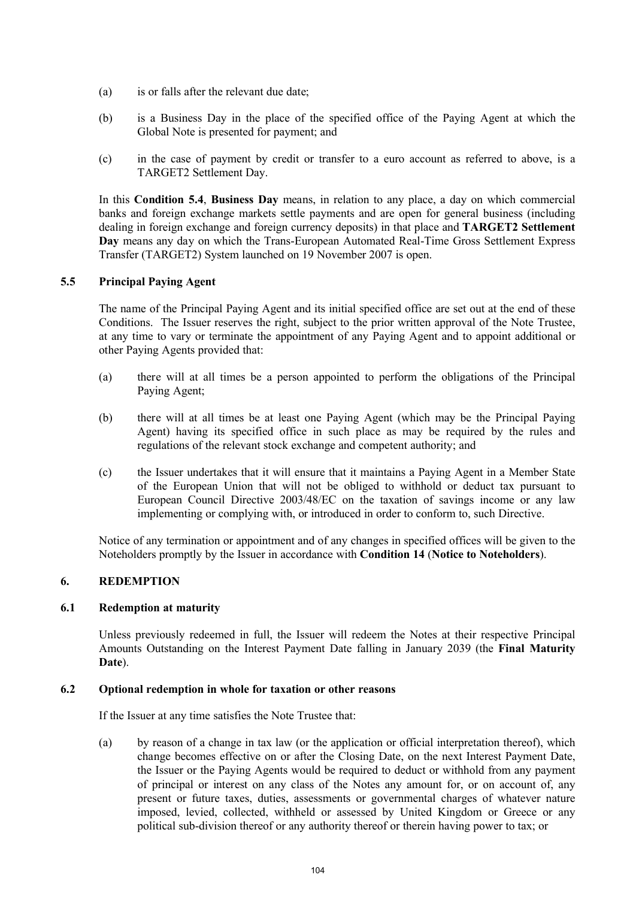(a) is or falls after the relevant due date;

(b) is a Business Day in the place of the specified office of the Paying Agent at which the Global Note is presented for payment; and

(c) in the case of payment by credit or transfer to a euro account as referred to above, is a TARGET2 Settlement Day.

In this **Condition 5.4**, **Business Day** means, in relation to any place, a day on which commercial banks and foreign exchange markets settle payments and are open for general business (including dealing in foreign exchange and foreign currency deposits) in that place and **TARGET2 Settlement Day** means any day on which the Trans-European Automated Real-Time Gross Settlement Express Transfer (TARGET2) System launched on 19 November 2007 is open.

### 5.5 Principal Paying Agent

The name of the Principal Paying Agent and its initial specified office are set out at the end of these Conditions. The Issuer reserves the right, subject to the prior written approval of the Note Trustee, at any time to vary or terminate the appointment of any Paying Agent and to appoint additional or other Paying Agents provided that:

(a) there will at all times be a person appointed to perform the obligations of the Principal Paying Agent;

(b) there will at all times be at least one Paying Agent (which may be the Principal Paying Agent) having its specified office in such place as may be required by the rules and regulations of the relevant stock exchange and competent authority; and

(c) the Issuer undertakes that it will ensure that it maintains a Paying Agent in a Member State of the European Union that will not be obliged to withhold or deduct tax pursuant to European Council Directive 2003/48/EC on the taxation of savings income or any law implementing or complying with, or introduced in order to conform to, such Directive.

Notice of any termination or appointment and of any changes in specified offices will be given to the Noteholders promptly by the Issuer in accordance with **Condition 14** (**Notice to Noteholders**).

## 6. REDEMPTION

### 6.1 Redemption at maturity

Unless previously redeemed in full, the Issuer will redeem the Notes at their respective Principal Amounts Outstanding on the Interest Payment Date falling in January 2039 (the **Final Maturity Date**).

### 6.2 Optional redemption in whole for taxation or other reasons

If the Issuer at any time satisfies the Note Trustee that:

(a) by reason of a change in tax law (or the application or official interpretation thereof), which change becomes effective on or after the Closing Date, on the next Interest Payment Date, the Issuer or the Paying Agents would be required to deduct or withhold from any payment of principal or interest on any class of the Notes any amount for, or on account of, any present or future taxes, duties, assessments or governmental charges of whatever nature imposed, levied, collected, withheld or assessed by United Kingdom or Greece or any political sub-division thereof or any authority thereof or therein having power to tax; or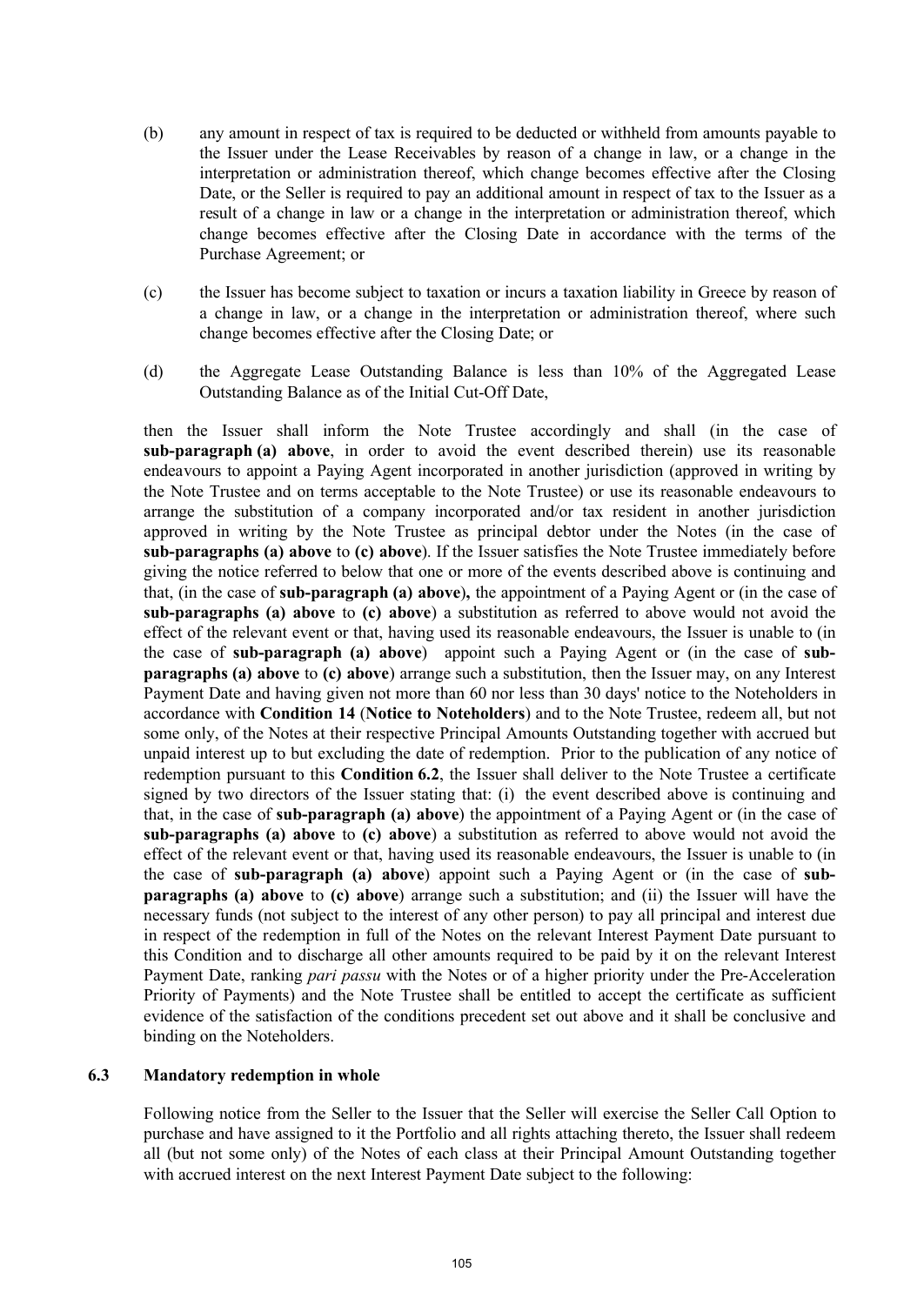(b) any amount in respect of tax is required to be deducted or withheld from amounts payable to the Issuer under the Lease Receivables by reason of a change in law, or a change in the interpretation or administration thereof, which change becomes effective after the Closing Date, or the Seller is required to pay an additional amount in respect of tax to the Issuer as a result of a change in law or a change in the interpretation or administration thereof, which change becomes effective after the Closing Date in accordance with the terms of the Purchase Agreement; or

(c) the Issuer has become subject to taxation or incurs a taxation liability in Greece by reason of a change in law, or a change in the interpretation or administration thereof, where such change becomes effective after the Closing Date; or

(d) the Aggregate Lease Outstanding Balance is less than 10% of the Aggregated Lease Outstanding Balance as of the Initial Cut-Off Date,

then the Issuer shall inform the Note Trustee accordingly and shall (in the case of **sub-paragraph (a) above**, in order to avoid the event described therein) use its reasonable endeavours to appoint a Paying Agent incorporated in another jurisdiction (approved in writing by the Note Trustee and on terms acceptable to the Note Trustee) or use its reasonable endeavours to arrange the substitution of a company incorporated and/or tax resident in another jurisdiction approved in writing by the Note Trustee as principal debtor under the Notes (in the case of **sub-paragraphs (a) above** to **(c) above**). If the Issuer satisfies the Note Trustee immediately before giving the notice referred to below that one or more of the events described above is continuing and that, (in the case of **sub-paragraph (a) above**), the appointment of a Paying Agent or (in the case of **sub-paragraphs (a) above** to **(c) above**) a substitution as referred to above would not avoid the effect of the relevant event or that, having used its reasonable endeavours, the Issuer is unable to (in the case of **sub-paragraph (a) above**) appoint such a Paying Agent or (in the case of **sub-paragraphs (a) above** to **(c) above**) arrange such a substitution, then the Issuer may, on any Interest Payment Date and having given not more than 60 nor less than 30 days' notice to the Noteholders in accordance with **Condition 14** (**Notice to Noteholders**) and to the Note Trustee, redeem all, but not some only, of the Notes at their respective Principal Amounts Outstanding together with accrued but unpaid interest up to but excluding the date of redemption. Prior to the publication of any notice of redemption pursuant to this **Condition 6.2**, the Issuer shall deliver to the Note Trustee a certificate signed by two directors of the Issuer stating that: (i) the event described above is continuing and that, in the case of **sub-paragraph (a) above**) the appointment of a Paying Agent or (in the case of **sub-paragraphs (a) above** to **(c) above**) a substitution as referred to above would not avoid the effect of the relevant event or that, having used its reasonable endeavours, the Issuer is unable to (in the case of **sub-paragraph (a) above**) appoint such a Paying Agent or (in the case of **sub-paragraphs (a) above** to **(c) above**) arrange such a substitution; and (ii) the Issuer will have the necessary funds (not subject to the interest of any other person) to pay all principal and interest due in respect of the redemption in full of the Notes on the relevant Interest Payment Date pursuant to this Condition and to discharge all other amounts required to be paid by it on the relevant Interest Payment Date, ranking *pari passu* with the Notes or of a higher priority under the Pre-Acceleration Priority of Payments) and the Note Trustee shall be entitled to accept the certificate as sufficient evidence of the satisfaction of the conditions precedent set out above and it shall be conclusive and binding on the Noteholders.

### 6.3 Mandatory redemption in whole

Following notice from the Seller to the Issuer that the Seller will exercise the Seller Call Option to purchase and have assigned to it the Portfolio and all rights attaching thereto, the Issuer shall redeem all (but not some only) of the Notes of each class at their Principal Amount Outstanding together with accrued interest on the next Interest Payment Date subject to the following: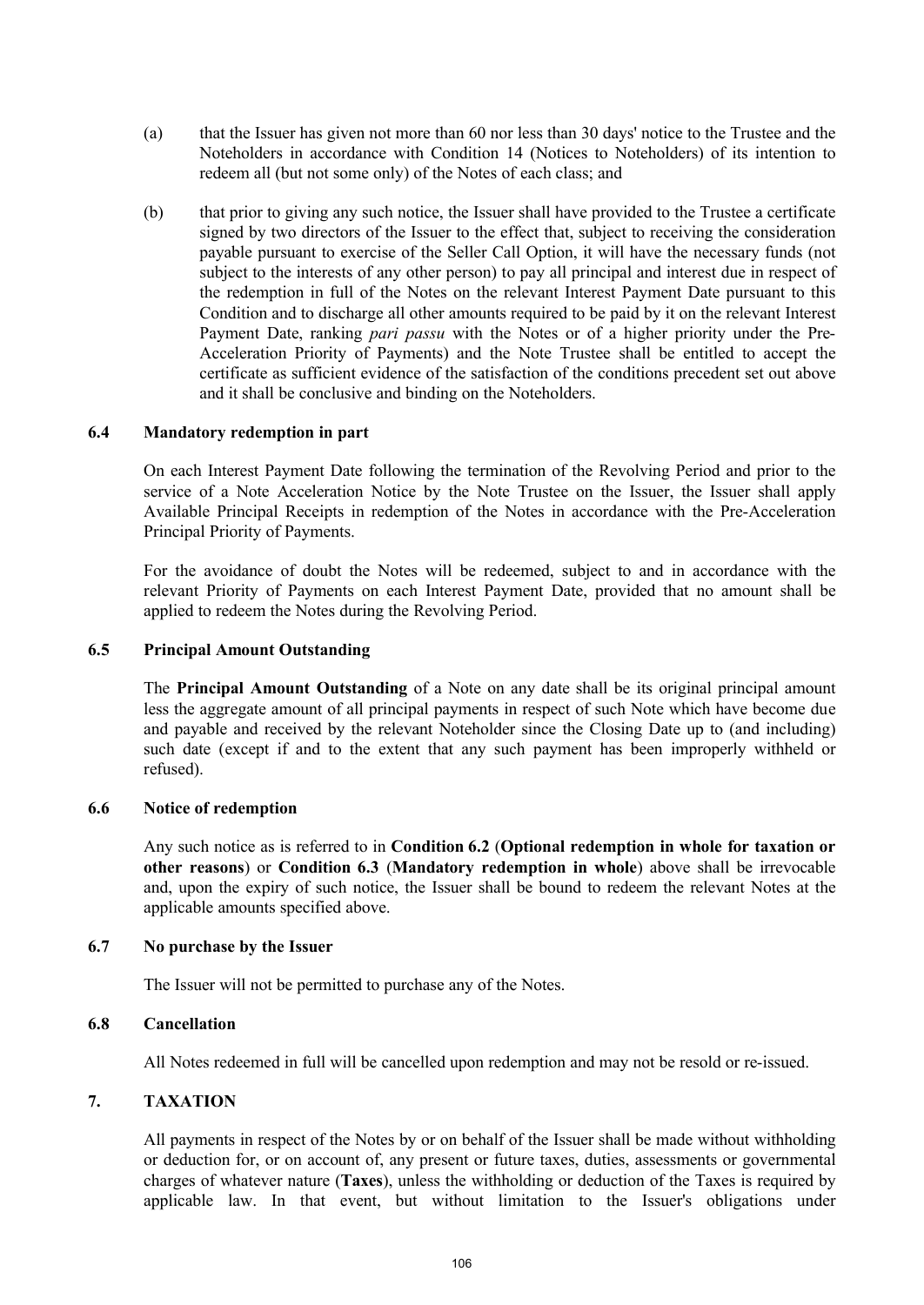(a) that the Issuer has given not more than 60 nor less than 30 days' notice to the Trustee and the Noteholders in accordance with Condition 14 (Notices to Noteholders) of its intention to redeem all (but not some only) of the Notes of each class; and

(b) that prior to giving any such notice, the Issuer shall have provided to the Trustee a certificate signed by two directors of the Issuer to the effect that, subject to receiving the consideration payable pursuant to exercise of the Seller Call Option, it will have the necessary funds (not subject to the interests of any other person) to pay all principal and interest due in respect of the redemption in full of the Notes on the relevant Interest Payment Date pursuant to this Condition and to discharge all other amounts required to be paid by it on the relevant Interest Payment Date, ranking *pari passu* with the Notes or of a higher priority under the Pre-Acceleration Priority of Payments) and the Note Trustee shall be entitled to accept the certificate as sufficient evidence of the satisfaction of the conditions precedent set out above and it shall be conclusive and binding on the Noteholders.

### 6.4 Mandatory redemption in part

On each Interest Payment Date following the termination of the Revolving Period and prior to the service of a Note Acceleration Notice by the Note Trustee on the Issuer, the Issuer shall apply Available Principal Receipts in redemption of the Notes in accordance with the Pre-Acceleration Principal Priority of Payments.

For the avoidance of doubt the Notes will be redeemed, subject to and in accordance with the relevant Priority of Payments on each Interest Payment Date, provided that no amount shall be applied to redeem the Notes during the Revolving Period.

### 6.5 Principal Amount Outstanding

The **Principal Amount Outstanding** of a Note on any date shall be its original principal amount less the aggregate amount of all principal payments in respect of such Note which have become due and payable and received by the relevant Noteholder since the Closing Date up to (and including) such date (except if and to the extent that any such payment has been improperly withheld or refused).

### 6.6 Notice of redemption

Any such notice as is referred to in **Condition 6.2** (**Optional redemption in whole for taxation or other reasons**) or **Condition 6.3** (**Mandatory redemption in whole**) above shall be irrevocable and, upon the expiry of such notice, the Issuer shall be bound to redeem the relevant Notes at the applicable amounts specified above.

### 6.7 No purchase by the Issuer

The Issuer will not be permitted to purchase any of the Notes.

### 6.8 Cancellation

All Notes redeemed in full will be cancelled upon redemption and may not be resold or re-issued.

## 7. TAXATION

All payments in respect of the Notes by or on behalf of the Issuer shall be made without withholding or deduction for, or on account of, any present or future taxes, duties, assessments or governmental charges of whatever nature (**Taxes**), unless the withholding or deduction of the Taxes is required by applicable law. In that event, but without limitation to the Issuer's obligations under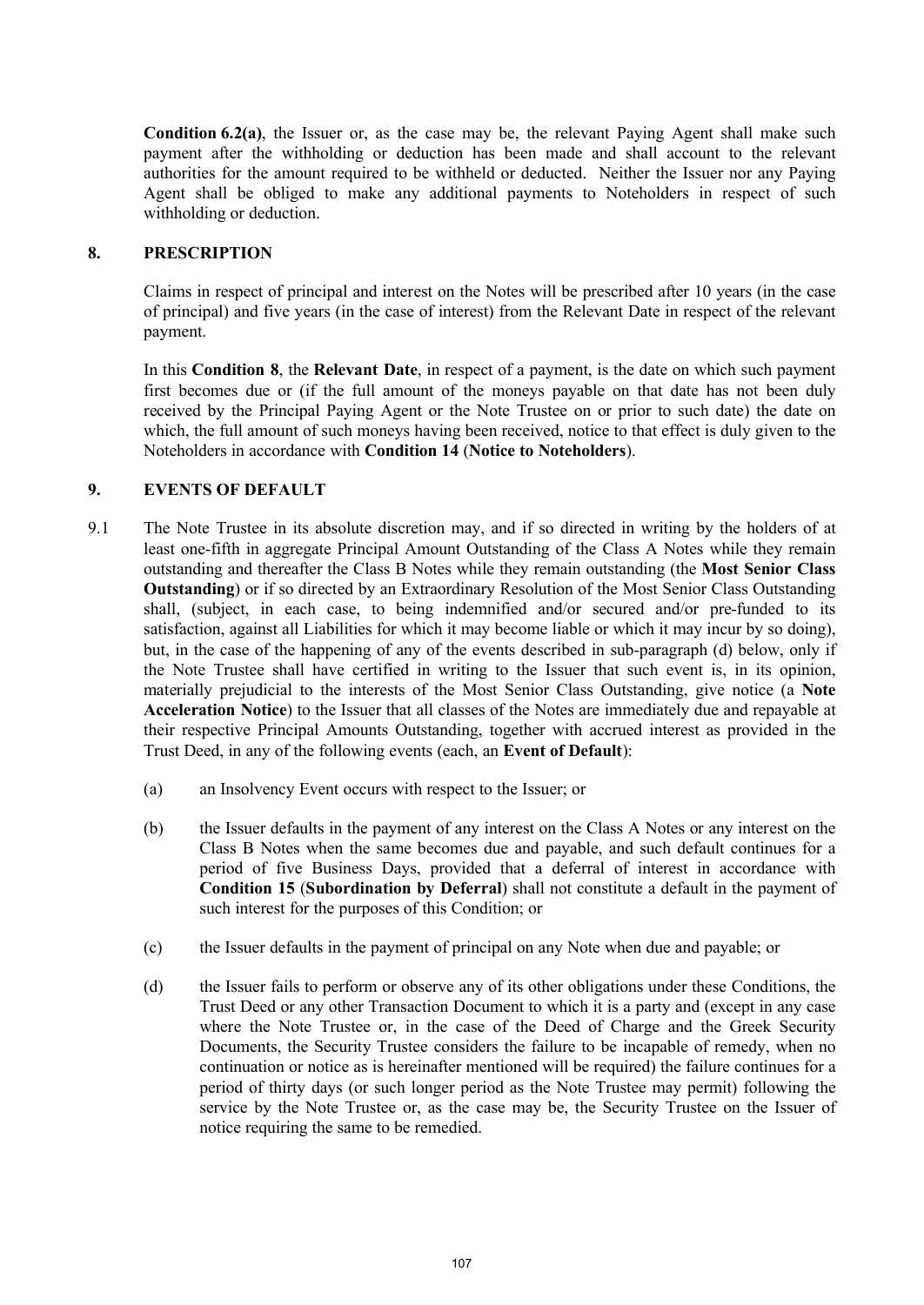**Condition 6.2(a)**, the Issuer or, as the case may be, the relevant Paying Agent shall make such payment after the withholding or deduction has been made and shall account to the relevant authorities for the amount required to be withheld or deducted. Neither the Issuer nor any Paying Agent shall be obliged to make any additional payments to Noteholders in respect of such withholding or deduction.

## 8. PRESCRIPTION

Claims in respect of principal and interest on the Notes will be prescribed after 10 years (in the case of principal) and five years (in the case of interest) from the Relevant Date in respect of the relevant payment.

In this **Condition 8**, the **Relevant Date**, in respect of a payment, is the date on which such payment first becomes due or (if the full amount of the moneys payable on that date has not been duly received by the Principal Paying Agent or the Note Trustee on or prior to such date) the date on which, the full amount of such moneys having been received, notice to that effect is duly given to the Noteholders in accordance with **Condition 14** (**Notice to Noteholders**).

## 9. EVENTS OF DEFAULT

9.1 The Note Trustee in its absolute discretion may, and if so directed in writing by the holders of at least one-fifth in aggregate Principal Amount Outstanding of the Class A Notes while they remain outstanding and thereafter the Class B Notes while they remain outstanding (the **Most Senior Class Outstanding**) or if so directed by an Extraordinary Resolution of the Most Senior Class Outstanding shall, (subject, in each case, to being indemnified and/or secured and/or pre-funded to its satisfaction, against all Liabilities for which it may become liable or which it may incur by so doing), but, in the case of the happening of any of the events described in sub-paragraph (d) below, only if the Note Trustee shall have certified in writing to the Issuer that such event is, in its opinion, materially prejudicial to the interests of the Most Senior Class Outstanding, give notice (a **Note Acceleration Notice**) to the Issuer that all classes of the Notes are immediately due and repayable at their respective Principal Amounts Outstanding, together with accrued interest as provided in the Trust Deed, in any of the following events (each, an **Event of Default**):

(a) an Insolvency Event occurs with respect to the Issuer; or

(b) the Issuer defaults in the payment of any interest on the Class A Notes or any interest on the Class B Notes when the same becomes due and payable, and such default continues for a period of five Business Days, provided that a deferral of interest in accordance with **Condition 15** (**Subordination by Deferral**) shall not constitute a default in the payment of such interest for the purposes of this Condition; or

(c) the Issuer defaults in the payment of principal on any Note when due and payable; or

(d) the Issuer fails to perform or observe any of its other obligations under these Conditions, the Trust Deed or any other Transaction Document to which it is a party and (except in any case where the Note Trustee or, in the case of the Deed of Charge and the Greek Security Documents, the Security Trustee considers the failure to be incapable of remedy, when no continuation or notice as is hereinafter mentioned will be required) the failure continues for a period of thirty days (or such longer period as the Note Trustee may permit) following the service by the Note Trustee or, as the case may be, the Security Trustee on the Issuer of notice requiring the same to be remedied.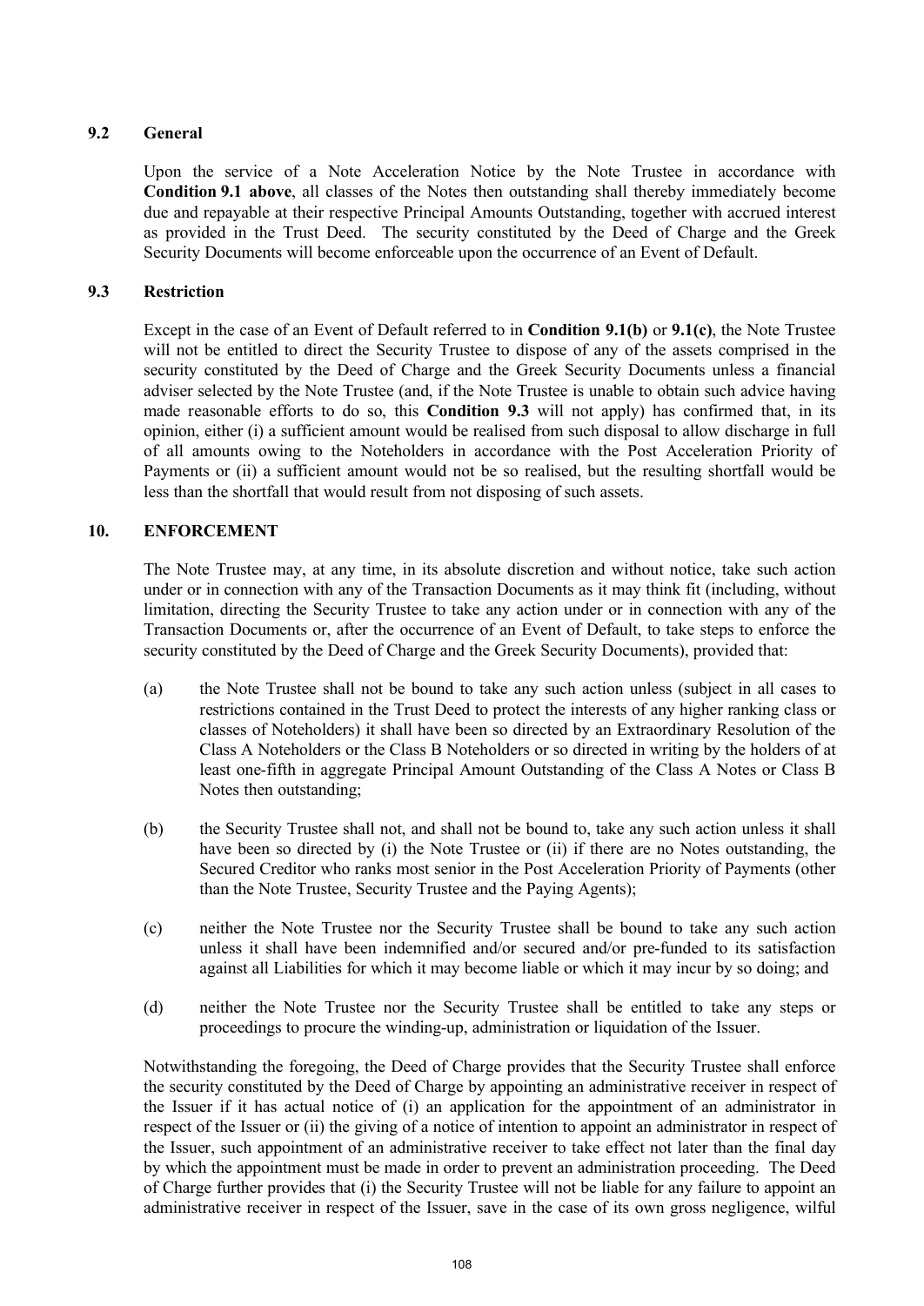### 9.2 General

Upon the service of a Note Acceleration Notice by the Note Trustee in accordance with **Condition 9.1 above**, all classes of the Notes then outstanding shall thereby immediately become due and repayable at their respective Principal Amounts Outstanding, together with accrued interest as provided in the Trust Deed. The security constituted by the Deed of Charge and the Greek Security Documents will become enforceable upon the occurrence of an Event of Default.

### 9.3 Restriction

Except in the case of an Event of Default referred to in **Condition 9.1(b)** or **9.1(c)**, the Note Trustee will not be entitled to direct the Security Trustee to dispose of any of the assets comprised in the security constituted by the Deed of Charge and the Greek Security Documents unless a financial adviser selected by the Note Trustee (and, if the Note Trustee is unable to obtain such advice having made reasonable efforts to do so, this **Condition 9.3** will not apply) has confirmed that, in its opinion, either (i) a sufficient amount would be realised from such disposal to allow discharge in full of all amounts owing to the Noteholders in accordance with the Post Acceleration Priority of Payments or (ii) a sufficient amount would not be so realised, but the resulting shortfall would be less than the shortfall that would result from not disposing of such assets.

## 10. ENFORCEMENT

The Note Trustee may, at any time, in its absolute discretion and without notice, take such action under or in connection with any of the Transaction Documents as it may think fit (including, without limitation, directing the Security Trustee to take any action under or in connection with any of the Transaction Documents or, after the occurrence of an Event of Default, to take steps to enforce the security constituted by the Deed of Charge and the Greek Security Documents), provided that:

(a) the Note Trustee shall not be bound to take any such action unless (subject in all cases to restrictions contained in the Trust Deed to protect the interests of any higher ranking class or classes of Noteholders) it shall have been so directed by an Extraordinary Resolution of the Class A Noteholders or the Class B Noteholders or so directed in writing by the holders of at least one-fifth in aggregate Principal Amount Outstanding of the Class A Notes or Class B Notes then outstanding;

(b) the Security Trustee shall not, and shall not be bound to, take any such action unless it shall have been so directed by (i) the Note Trustee or (ii) if there are no Notes outstanding, the Secured Creditor who ranks most senior in the Post Acceleration Priority of Payments (other than the Note Trustee, Security Trustee and the Paying Agents);

(c) neither the Note Trustee nor the Security Trustee shall be bound to take any such action unless it shall have been indemnified and/or secured and/or pre-funded to its satisfaction against all Liabilities for which it may become liable or which it may incur by so doing; and

(d) neither the Note Trustee nor the Security Trustee shall be entitled to take any steps or proceedings to procure the winding-up, administration or liquidation of the Issuer.

Notwithstanding the foregoing, the Deed of Charge provides that the Security Trustee shall enforce the security constituted by the Deed of Charge by appointing an administrative receiver in respect of the Issuer if it has actual notice of (i) an application for the appointment of an administrator in respect of the Issuer or (ii) the giving of a notice of intention to appoint an administrator in respect of the Issuer, such appointment of an administrative receiver to take effect not later than the final day by which the appointment must be made in order to prevent an administration proceeding. The Deed of Charge further provides that (i) the Security Trustee will not be liable for any failure to appoint an administrative receiver in respect of the Issuer, save in the case of its own gross negligence, wilful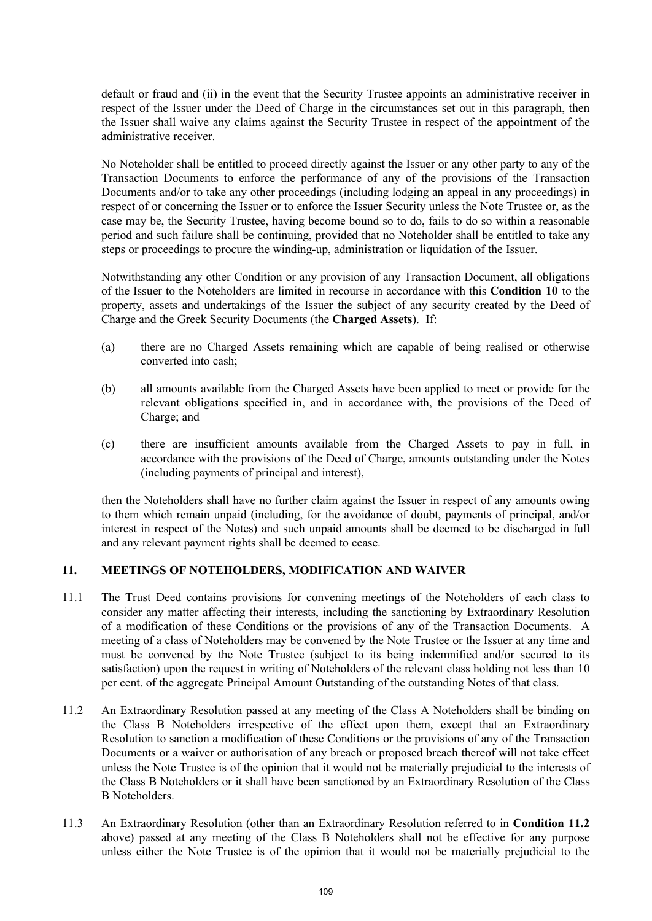default or fraud and (ii) in the event that the Security Trustee appoints an administrative receiver in respect of the Issuer under the Deed of Charge in the circumstances set out in this paragraph, then the Issuer shall waive any claims against the Security Trustee in respect of the appointment of the administrative receiver.

No Noteholder shall be entitled to proceed directly against the Issuer or any other party to any of the Transaction Documents to enforce the performance of any of the provisions of the Transaction Documents and/or to take any other proceedings (including lodging an appeal in any proceedings) in respect of or concerning the Issuer or to enforce the Issuer Security unless the Note Trustee or, as the case may be, the Security Trustee, having become bound so to do, fails to do so within a reasonable period and such failure shall be continuing, provided that no Noteholder shall be entitled to take any steps or proceedings to procure the winding-up, administration or liquidation of the Issuer.

Notwithstanding any other Condition or any provision of any Transaction Document, all obligations of the Issuer to the Noteholders are limited in recourse in accordance with this **Condition 10** to the property, assets and undertakings of the Issuer the subject of any security created by the Deed of Charge and the Greek Security Documents (the **Charged Assets**). If:

(a) there are no Charged Assets remaining which are capable of being realised or otherwise converted into cash;

(b) all amounts available from the Charged Assets have been applied to meet or provide for the relevant obligations specified in, and in accordance with, the provisions of the Deed of Charge; and

(c) there are insufficient amounts available from the Charged Assets to pay in full, in accordance with the provisions of the Deed of Charge, amounts outstanding under the Notes (including payments of principal and interest),

then the Noteholders shall have no further claim against the Issuer in respect of any amounts owing to them which remain unpaid (including, for the avoidance of doubt, payments of principal, and/or interest in respect of the Notes) and such unpaid amounts shall be deemed to be discharged in full and any relevant payment rights shall be deemed to cease.

## 11. MEETINGS OF NOTEHOLDERS, MODIFICATION AND WAIVER

11.1 The Trust Deed contains provisions for convening meetings of the Noteholders of each class to consider any matter affecting their interests, including the sanctioning by Extraordinary Resolution of a modification of these Conditions or the provisions of any of the Transaction Documents. A meeting of a class of Noteholders may be convened by the Note Trustee or the Issuer at any time and must be convened by the Note Trustee (subject to its being indemnified and/or secured to its satisfaction) upon the request in writing of Noteholders of the relevant class holding not less than 10 per cent. of the aggregate Principal Amount Outstanding of the outstanding Notes of that class.

11.2 An Extraordinary Resolution passed at any meeting of the Class A Noteholders shall be binding on the Class B Noteholders irrespective of the effect upon them, except that an Extraordinary Resolution to sanction a modification of these Conditions or the provisions of any of the Transaction Documents or a waiver or authorisation of any breach or proposed breach thereof will not take effect unless the Note Trustee is of the opinion that it would not be materially prejudicial to the interests of the Class B Noteholders or it shall have been sanctioned by an Extraordinary Resolution of the Class B Noteholders.

11.3 An Extraordinary Resolution (other than an Extraordinary Resolution referred to in **Condition 11.2** above) passed at any meeting of the Class B Noteholders shall not be effective for any purpose unless either the Note Trustee is of the opinion that it would not be materially prejudicial to the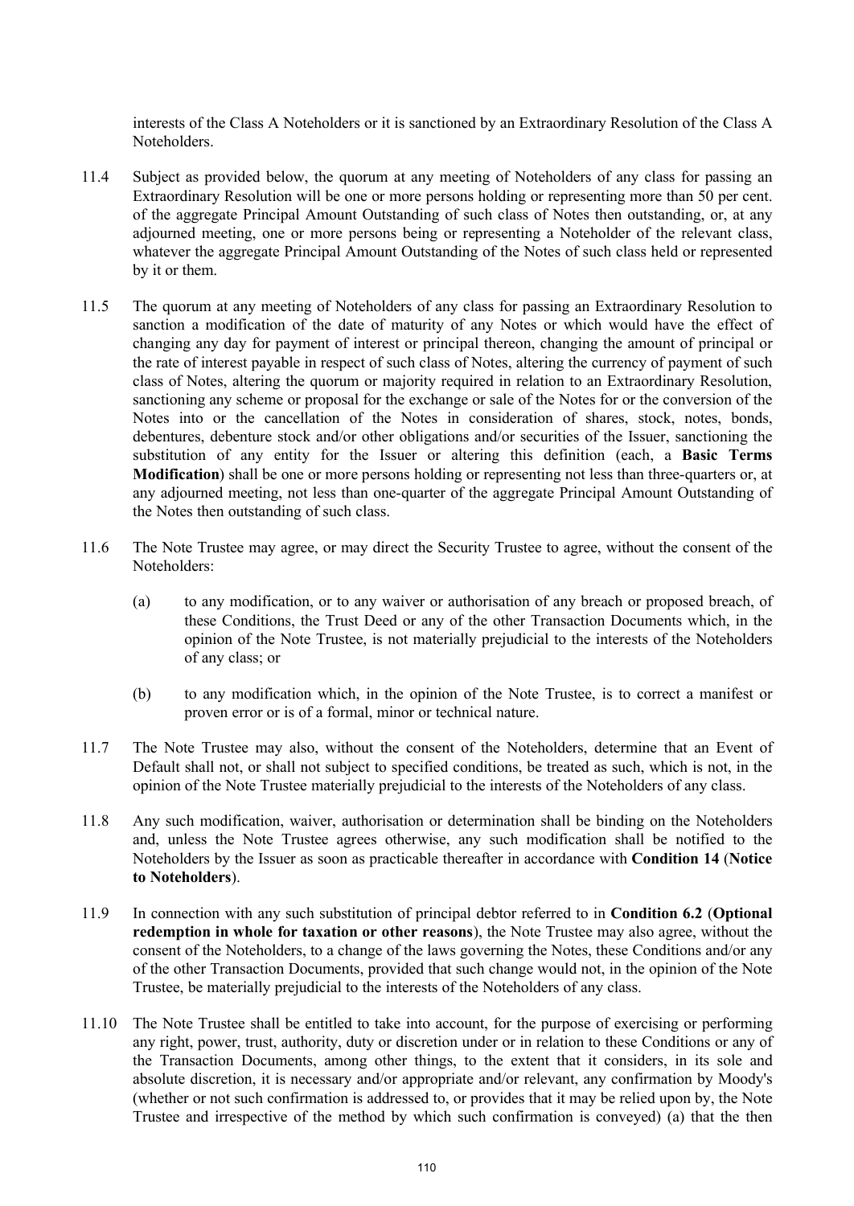interests of the Class A Noteholders or it is sanctioned by an Extraordinary Resolution of the Class A Noteholders.

11.4 Subject as provided below, the quorum at any meeting of Noteholders of any class for passing an Extraordinary Resolution will be one or more persons holding or representing more than 50 per cent. of the aggregate Principal Amount Outstanding of such class of Notes then outstanding, or, at any adjourned meeting, one or more persons being or representing a Noteholder of the relevant class, whatever the aggregate Principal Amount Outstanding of the Notes of such class held or represented by it or them.

11.5 The quorum at any meeting of Noteholders of any class for passing an Extraordinary Resolution to sanction a modification of the date of maturity of any Notes or which would have the effect of changing any day for payment of interest or principal thereon, changing the amount of principal or the rate of interest payable in respect of such class of Notes, altering the currency of payment of such class of Notes, altering the quorum or majority required in relation to an Extraordinary Resolution, sanctioning any scheme or proposal for the exchange or sale of the Notes for or the conversion of the Notes into or the cancellation of the Notes in consideration of shares, stock, notes, bonds, debentures, debenture stock and/or other obligations and/or securities of the Issuer, sanctioning the substitution of any entity for the Issuer or altering this definition (each, a **Basic Terms Modification**) shall be one or more persons holding or representing not less than three-quarters or, at any adjourned meeting, not less than one-quarter of the aggregate Principal Amount Outstanding of the Notes then outstanding of such class.

11.6 The Note Trustee may agree, or may direct the Security Trustee to agree, without the consent of the Noteholders:

(a) to any modification, or to any waiver or authorisation of any breach or proposed breach, of these Conditions, the Trust Deed or any of the other Transaction Documents which, in the opinion of the Note Trustee, is not materially prejudicial to the interests of the Noteholders of any class; or

(b) to any modification which, in the opinion of the Note Trustee, is to correct a manifest or proven error or is of a formal, minor or technical nature.

11.7 The Note Trustee may also, without the consent of the Noteholders, determine that an Event of Default shall not, or shall not subject to specified conditions, be treated as such, which is not, in the opinion of the Note Trustee materially prejudicial to the interests of the Noteholders of any class.

11.8 Any such modification, waiver, authorisation or determination shall be binding on the Noteholders and, unless the Note Trustee agrees otherwise, any such modification shall be notified to the Noteholders by the Issuer as soon as practicable thereafter in accordance with **Condition 14** (**Notice to Noteholders**).

11.9 In connection with any such substitution of principal debtor referred to in **Condition 6.2** (**Optional redemption in whole for taxation or other reasons**), the Note Trustee may also agree, without the consent of the Noteholders, to a change of the laws governing the Notes, these Conditions and/or any of the other Transaction Documents, provided that such change would not, in the opinion of the Note Trustee, be materially prejudicial to the interests of the Noteholders of any class.

11.10 The Note Trustee shall be entitled to take into account, for the purpose of exercising or performing any right, power, trust, authority, duty or discretion under or in relation to these Conditions or any of the Transaction Documents, among other things, to the extent that it considers, in its sole and absolute discretion, it is necessary and/or appropriate and/or relevant, any confirmation by Moody's (whether or not such confirmation is addressed to, or provides that it may be relied upon by, the Note Trustee and irrespective of the method by which such confirmation is conveyed) (a) that the then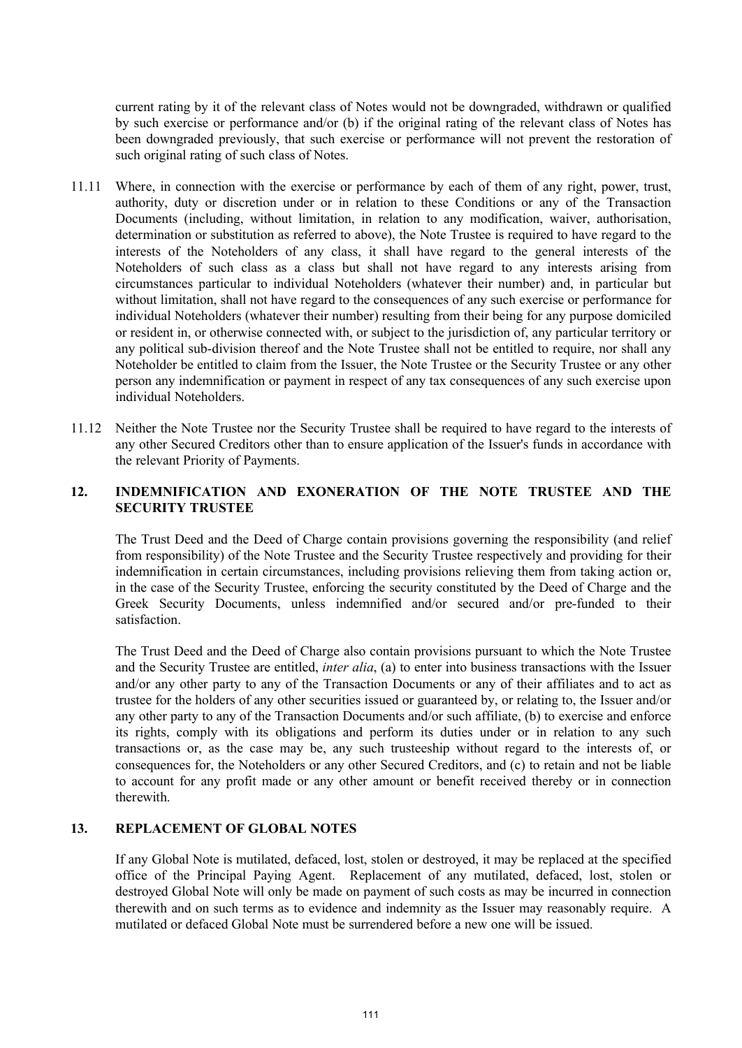current rating by it of the relevant class of Notes would not be downgraded, withdrawn or qualified by such exercise or performance and/or (b) if the original rating of the relevant class of Notes has been downgraded previously, that such exercise or performance will not prevent the restoration of such original rating of such class of Notes.

11.11 Where, in connection with the exercise or performance by each of them of any right, power, trust, authority, duty or discretion under or in relation to these Conditions or any of the Transaction Documents (including, without limitation, in relation to any modification, waiver, authorisation, determination or substitution as referred to above), the Note Trustee is required to have regard to the interests of the Noteholders of any class, it shall have regard to the general interests of the Noteholders of such class as a class but shall not have regard to any interests arising from circumstances particular to individual Noteholders (whatever their number) and, in particular but without limitation, shall not have regard to the consequences of any such exercise or performance for individual Noteholders (whatever their number) resulting from their being for any purpose domiciled or resident in, or otherwise connected with, or subject to the jurisdiction of, any particular territory or any political sub-division thereof and the Note Trustee shall not be entitled to require, nor shall any Noteholder be entitled to claim from the Issuer, the Note Trustee or the Security Trustee or any other person any indemnification or payment in respect of any tax consequences of any such exercise upon individual Noteholders.

11.12 Neither the Note Trustee nor the Security Trustee shall be required to have regard to the interests of any other Secured Creditors other than to ensure application of the Issuer's funds in accordance with the relevant Priority of Payments.

## 12. INDEMNIFICATION AND EXONERATION OF THE NOTE TRUSTEE AND THE SECURITY TRUSTEE

The Trust Deed and the Deed of Charge contain provisions governing the responsibility (and relief from responsibility) of the Note Trustee and the Security Trustee respectively and providing for their indemnification in certain circumstances, including provisions relieving them from taking action or, in the case of the Security Trustee, enforcing the security constituted by the Deed of Charge and the Greek Security Documents, unless indemnified and/or secured and/or pre-funded to their satisfaction.

The Trust Deed and the Deed of Charge also contain provisions pursuant to which the Note Trustee and the Security Trustee are entitled, *inter alia*, (a) to enter into business transactions with the Issuer and/or any other party to any of the Transaction Documents or any of their affiliates and to act as trustee for the holders of any other securities issued or guaranteed by, or relating to, the Issuer and/or any other party to any of the Transaction Documents and/or such affiliate, (b) to exercise and enforce its rights, comply with its obligations and perform its duties under or in relation to any such transactions or, as the case may be, any such trusteeship without regard to the interests of, or consequences for, the Noteholders or any other Secured Creditors, and (c) to retain and not be liable to account for any profit made or any other amount or benefit received thereby or in connection therewith.

## 13. REPLACEMENT OF GLOBAL NOTES

If any Global Note is mutilated, defaced, lost, stolen or destroyed, it may be replaced at the specified office of the Principal Paying Agent. Replacement of any mutilated, defaced, lost, stolen or destroyed Global Note will only be made on payment of such costs as may be incurred in connection therewith and on such terms as to evidence and indemnity as the Issuer may reasonably require. A mutilated or defaced Global Note must be surrendered before a new one will be issued.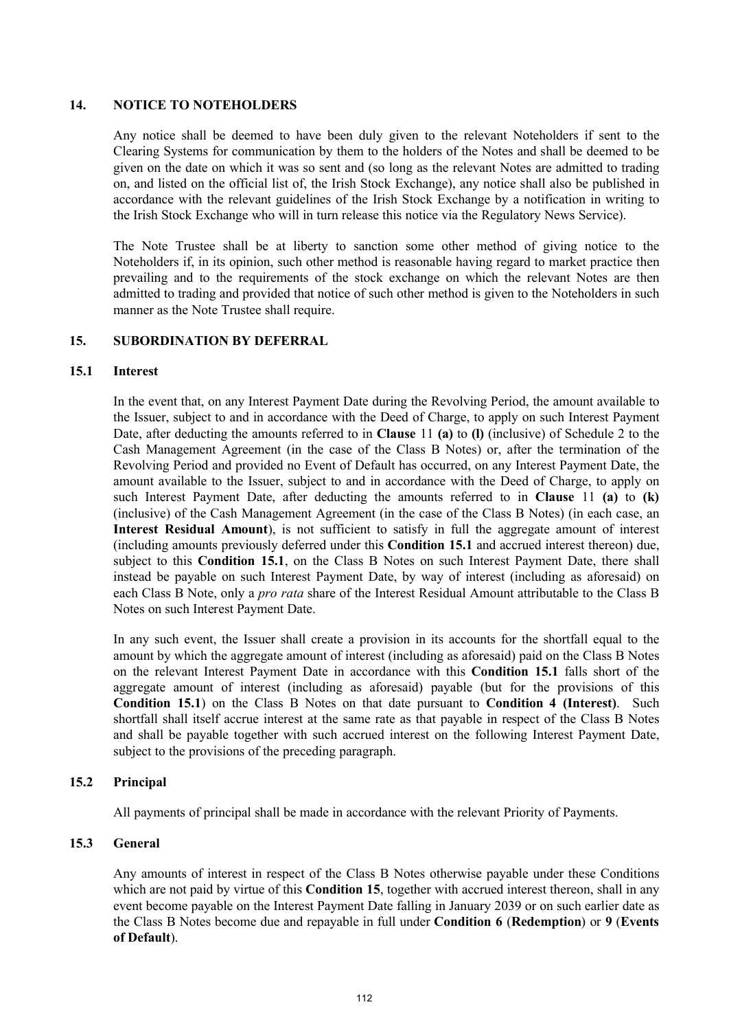## 14. NOTICE TO NOTEHOLDERS

Any notice shall be deemed to have been duly given to the relevant Noteholders if sent to the Clearing Systems for communication by them to the holders of the Notes and shall be deemed to be given on the date on which it was so sent and (so long as the relevant Notes are admitted to trading on, and listed on the official list of, the Irish Stock Exchange), any notice shall also be published in accordance with the relevant guidelines of the Irish Stock Exchange by a notification in writing to the Irish Stock Exchange who will in turn release this notice via the Regulatory News Service).

The Note Trustee shall be at liberty to sanction some other method of giving notice to the Noteholders if, in its opinion, such other method is reasonable having regard to market practice then prevailing and to the requirements of the stock exchange on which the relevant Notes are then admitted to trading and provided that notice of such other method is given to the Noteholders in such manner as the Note Trustee shall require.

## 15. SUBORDINATION BY DEFERRAL

### 15.1 Interest

In the event that, on any Interest Payment Date during the Revolving Period, the amount available to the Issuer, subject to and in accordance with the Deed of Charge, to apply on such Interest Payment Date, after deducting the amounts referred to in **Clause** 11 **(a)** to **(l)** (inclusive) of Schedule 2 to the Cash Management Agreement (in the case of the Class B Notes) or, after the termination of the Revolving Period and provided no Event of Default has occurred, on any Interest Payment Date, the amount available to the Issuer, subject to and in accordance with the Deed of Charge, to apply on such Interest Payment Date, after deducting the amounts referred to in **Clause** 11 **(a)** to **(k)** (inclusive) of the Cash Management Agreement (in the case of the Class B Notes) (in each case, an **Interest Residual Amount**), is not sufficient to satisfy in full the aggregate amount of interest (including amounts previously deferred under this **Condition 15.1** and accrued interest thereon) due, subject to this **Condition 15.1**, on the Class B Notes on such Interest Payment Date, there shall instead be payable on such Interest Payment Date, by way of interest (including as aforesaid) on each Class B Note, only a *pro rata* share of the Interest Residual Amount attributable to the Class B Notes on such Interest Payment Date.

In any such event, the Issuer shall create a provision in its accounts for the shortfall equal to the amount by which the aggregate amount of interest (including as aforesaid) paid on the Class B Notes on the relevant Interest Payment Date in accordance with this **Condition 15.1** falls short of the aggregate amount of interest (including as aforesaid) payable (but for the provisions of this **Condition 15.1**) on the Class B Notes on that date pursuant to **Condition 4 (Interest)**. Such shortfall shall itself accrue interest at the same rate as that payable in respect of the Class B Notes and shall be payable together with such accrued interest on the following Interest Payment Date, subject to the provisions of the preceding paragraph.

### 15.2 Principal

All payments of principal shall be made in accordance with the relevant Priority of Payments.

### 15.3 General

Any amounts of interest in respect of the Class B Notes otherwise payable under these Conditions which are not paid by virtue of this **Condition 15**, together with accrued interest thereon, shall in any event become payable on the Interest Payment Date falling in January 2039 or on such earlier date as the Class B Notes become due and repayable in full under **Condition 6** (**Redemption**) or **9** (**Events of Default**).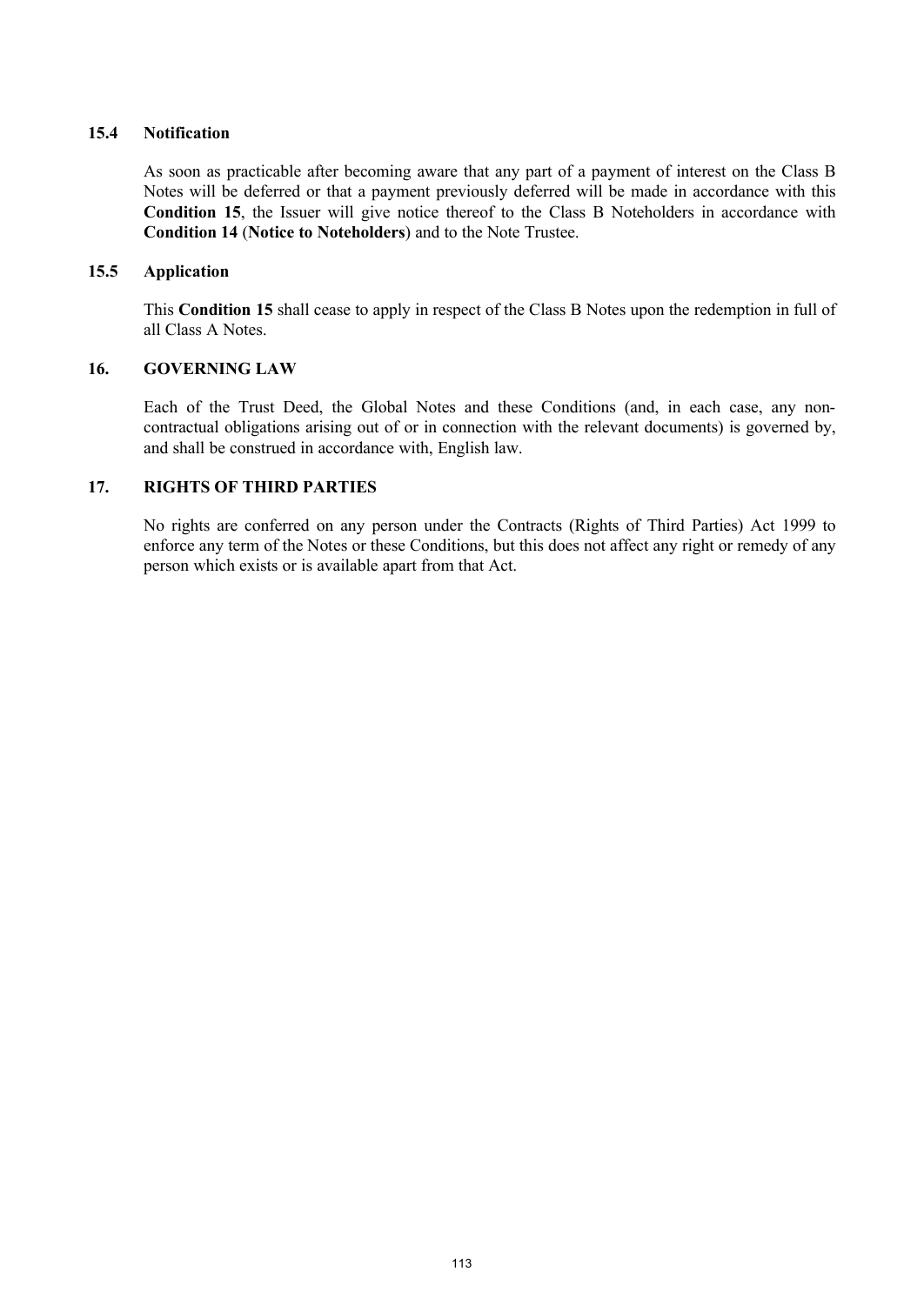### 15.4 Notification

As soon as practicable after becoming aware that any part of a payment of interest on the Class B Notes will be deferred or that a payment previously deferred will be made in accordance with this **Condition 15**, the Issuer will give notice thereof to the Class B Noteholders in accordance with **Condition 14** (**Notice to Noteholders**) and to the Note Trustee.

### 15.5 Application

This **Condition 15** shall cease to apply in respect of the Class B Notes upon the redemption in full of all Class A Notes.

## 16. GOVERNING LAW

Each of the Trust Deed, the Global Notes and these Conditions (and, in each case, any non-contractual obligations arising out of or in connection with the relevant documents) is governed by, and shall be construed in accordance with, English law.

## 17. RIGHTS OF THIRD PARTIES

No rights are conferred on any person under the Contracts (Rights of Third Parties) Act 1999 to enforce any term of the Notes or these Conditions, but this does not affect any right or remedy of any person which exists or is available apart from that Act.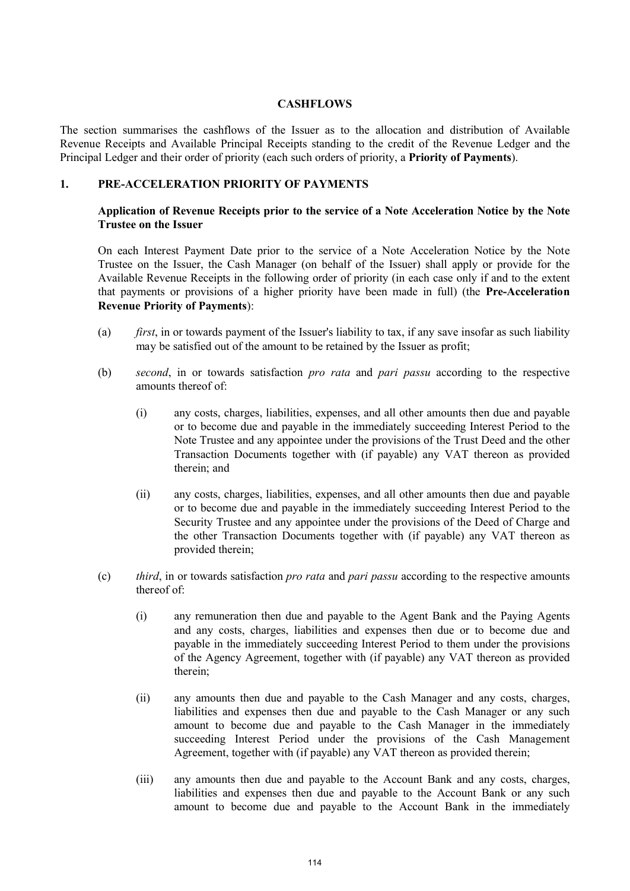## CASHFLOWS

The section summarises the cashflows of the Issuer as to the allocation and distribution of Available Revenue Receipts and Available Principal Receipts standing to the credit of the Revenue Ledger and the Principal Ledger and their order of priority (each such orders of priority, a **Priority of Payments**).

### 1. PRE-ACCELERATION PRIORITY OF PAYMENTS

**Application of Revenue Receipts prior to the service of a Note Acceleration Notice by the Note Trustee on the Issuer**

On each Interest Payment Date prior to the service of a Note Acceleration Notice by the Note Trustee on the Issuer, the Cash Manager (on behalf of the Issuer) shall apply or provide for the Available Revenue Receipts in the following order of priority (in each case only if and to the extent that payments or provisions of a higher priority have been made in full) (the **Pre-Acceleration Revenue Priority of Payments**):

(a) *first*, in or towards payment of the Issuer's liability to tax, if any save insofar as such liability may be satisfied out of the amount to be retained by the Issuer as profit;

(b) *second*, in or towards satisfaction *pro rata* and *pari passu* according to the respective amounts thereof of:

   (i) any costs, charges, liabilities, expenses, and all other amounts then due and payable or to become due and payable in the immediately succeeding Interest Period to the Note Trustee and any appointee under the provisions of the Trust Deed and the other Transaction Documents together with (if payable) any VAT thereon as provided therein; and

   (ii) any costs, charges, liabilities, expenses, and all other amounts then due and payable or to become due and payable in the immediately succeeding Interest Period to the Security Trustee and any appointee under the provisions of the Deed of Charge and the other Transaction Documents together with (if payable) any VAT thereon as provided therein;

(c) *third*, in or towards satisfaction *pro rata* and *pari passu* according to the respective amounts thereof of:

   (i) any remuneration then due and payable to the Agent Bank and the Paying Agents and any costs, charges, liabilities and expenses then due or to become due and payable in the immediately succeeding Interest Period to them under the provisions of the Agency Agreement, together with (if payable) any VAT thereon as provided therein;

   (ii) any amounts then due and payable to the Cash Manager and any costs, charges, liabilities and expenses then due and payable to the Cash Manager or any such amount to become due and payable to the Cash Manager in the immediately succeeding Interest Period under the provisions of the Cash Management Agreement, together with (if payable) any VAT thereon as provided therein;

   (iii) any amounts then due and payable to the Account Bank and any costs, charges, liabilities and expenses then due and payable to the Account Bank or any such amount to become due and payable to the Account Bank in the immediately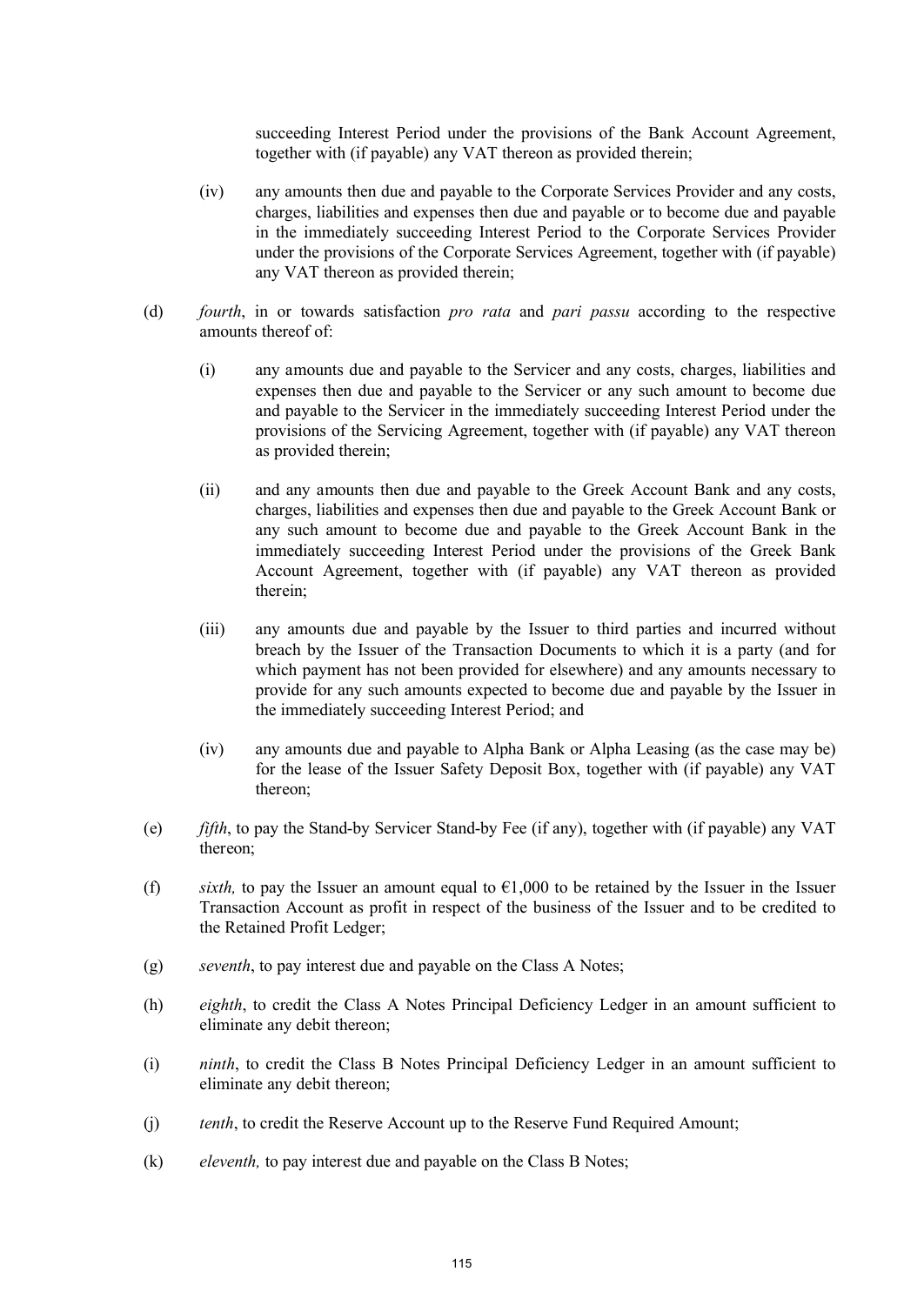succeeding Interest Period under the provisions of the Bank Account Agreement, together with (if payable) any VAT thereon as provided therein;

(iv) any amounts then due and payable to the Corporate Services Provider and any costs, charges, liabilities and expenses then due and payable or to become due and payable in the immediately succeeding Interest Period to the Corporate Services Provider under the provisions of the Corporate Services Agreement, together with (if payable) any VAT thereon as provided therein;

(d) *fourth*, in or towards satisfaction *pro rata* and *pari passu* according to the respective amounts thereof of:

(i) any amounts due and payable to the Servicer and any costs, charges, liabilities and expenses then due and payable to the Servicer or any such amount to become due and payable to the Servicer in the immediately succeeding Interest Period under the provisions of the Servicing Agreement, together with (if payable) any VAT thereon as provided therein;

(ii) and any amounts then due and payable to the Greek Account Bank and any costs, charges, liabilities and expenses then due and payable to the Greek Account Bank or any such amount to become due and payable to the Greek Account Bank in the immediately succeeding Interest Period under the provisions of the Greek Bank Account Agreement, together with (if payable) any VAT thereon as provided therein;

(iii) any amounts due and payable by the Issuer to third parties and incurred without breach by the Issuer of the Transaction Documents to which it is a party (and for which payment has not been provided for elsewhere) and any amounts necessary to provide for any such amounts expected to become due and payable by the Issuer in the immediately succeeding Interest Period; and

(iv) any amounts due and payable to Alpha Bank or Alpha Leasing (as the case may be) for the lease of the Issuer Safety Deposit Box, together with (if payable) any VAT thereon;

(e) *fifth*, to pay the Stand-by Servicer Stand-by Fee (if any), together with (if payable) any VAT thereon;

(f) *sixth,* to pay the Issuer an amount equal to €1,000 to be retained by the Issuer in the Issuer Transaction Account as profit in respect of the business of the Issuer and to be credited to the Retained Profit Ledger;

(g) *seventh*, to pay interest due and payable on the Class A Notes;

(h) *eighth*, to credit the Class A Notes Principal Deficiency Ledger in an amount sufficient to eliminate any debit thereon;

(i) *ninth*, to credit the Class B Notes Principal Deficiency Ledger in an amount sufficient to eliminate any debit thereon;

(j) *tenth*, to credit the Reserve Account up to the Reserve Fund Required Amount;

(k) *eleventh,* to pay interest due and payable on the Class B Notes;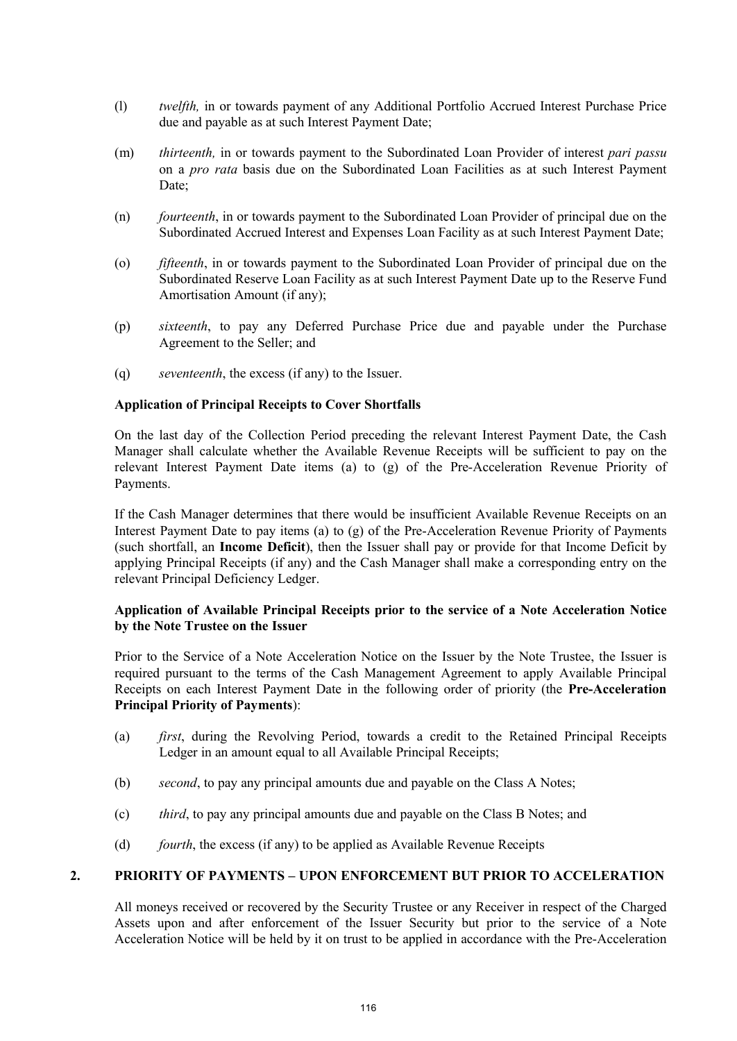(l) *twelfth,* in or towards payment of any Additional Portfolio Accrued Interest Purchase Price due and payable as at such Interest Payment Date;

(m) *thirteenth,* in or towards payment to the Subordinated Loan Provider of interest *pari passu* on a *pro rata* basis due on the Subordinated Loan Facilities as at such Interest Payment Date;

(n) *fourteenth*, in or towards payment to the Subordinated Loan Provider of principal due on the Subordinated Accrued Interest and Expenses Loan Facility as at such Interest Payment Date;

(o) *fifteenth*, in or towards payment to the Subordinated Loan Provider of principal due on the Subordinated Reserve Loan Facility as at such Interest Payment Date up to the Reserve Fund Amortisation Amount (if any);

(p) *sixteenth*, to pay any Deferred Purchase Price due and payable under the Purchase Agreement to the Seller; and

(q) *seventeenth*, the excess (if any) to the Issuer.

**Application of Principal Receipts to Cover Shortfalls**

On the last day of the Collection Period preceding the relevant Interest Payment Date, the Cash Manager shall calculate whether the Available Revenue Receipts will be sufficient to pay on the relevant Interest Payment Date items (a) to (g) of the Pre-Acceleration Revenue Priority of Payments.

If the Cash Manager determines that there would be insufficient Available Revenue Receipts on an Interest Payment Date to pay items (a) to (g) of the Pre-Acceleration Revenue Priority of Payments (such shortfall, an **Income Deficit**), then the Issuer shall pay or provide for that Income Deficit by applying Principal Receipts (if any) and the Cash Manager shall make a corresponding entry on the relevant Principal Deficiency Ledger.

**Application of Available Principal Receipts prior to the service of a Note Acceleration Notice by the Note Trustee on the Issuer**

Prior to the Service of a Note Acceleration Notice on the Issuer by the Note Trustee, the Issuer is required pursuant to the terms of the Cash Management Agreement to apply Available Principal Receipts on each Interest Payment Date in the following order of priority (the **Pre-Acceleration Principal Priority of Payments**):

(a) *first*, during the Revolving Period, towards a credit to the Retained Principal Receipts Ledger in an amount equal to all Available Principal Receipts;

(b) *second*, to pay any principal amounts due and payable on the Class A Notes;

(c) *third*, to pay any principal amounts due and payable on the Class B Notes; and

(d) *fourth*, the excess (if any) to be applied as Available Revenue Receipts

## 2. PRIORITY OF PAYMENTS – UPON ENFORCEMENT BUT PRIOR TO ACCELERATION

All moneys received or recovered by the Security Trustee or any Receiver in respect of the Charged Assets upon and after enforcement of the Issuer Security but prior to the service of a Note Acceleration Notice will be held by it on trust to be applied in accordance with the Pre-Acceleration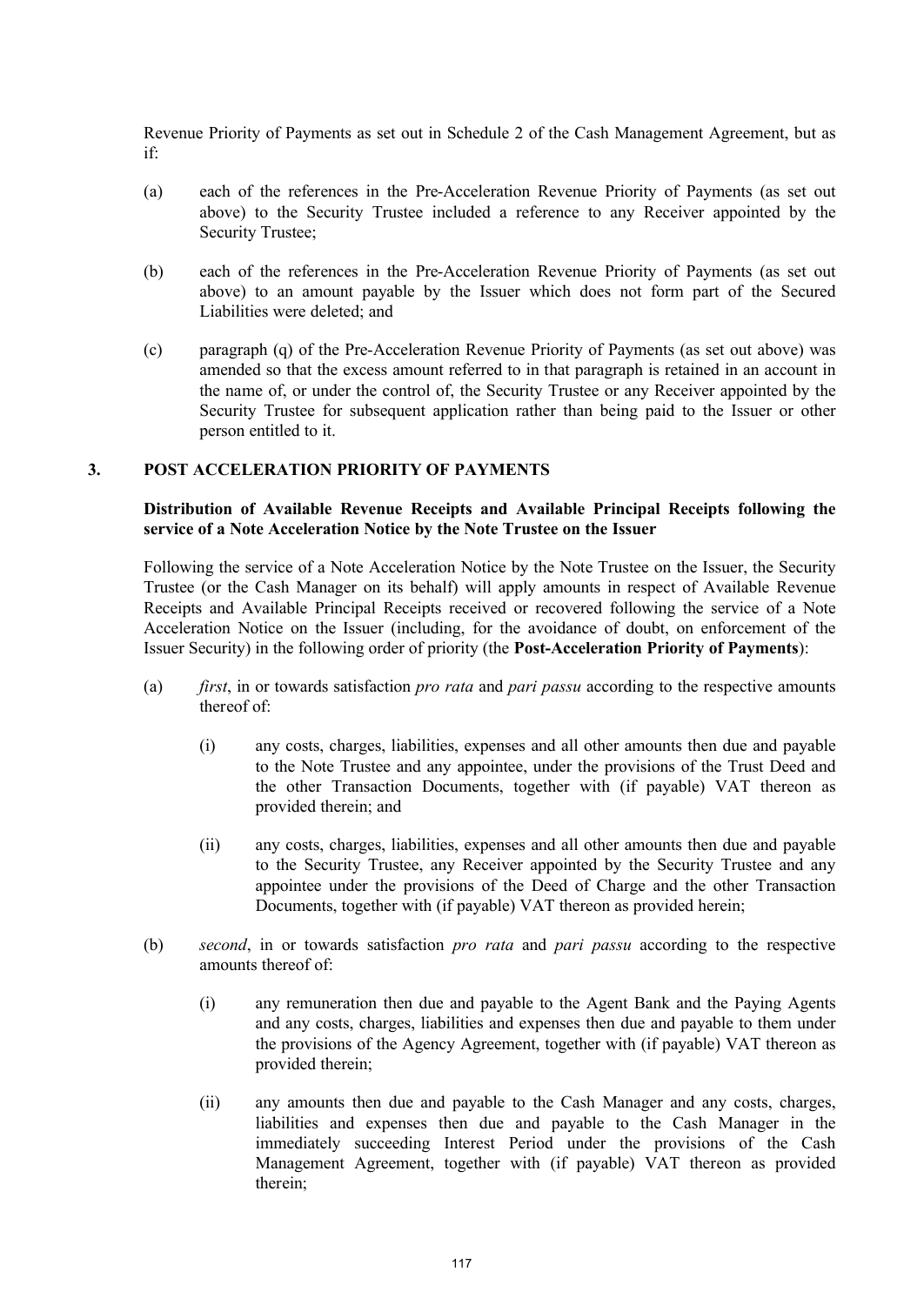Revenue Priority of Payments as set out in Schedule 2 of the Cash Management Agreement, but as if:

(a) each of the references in the Pre-Acceleration Revenue Priority of Payments (as set out above) to the Security Trustee included a reference to any Receiver appointed by the Security Trustee;

(b) each of the references in the Pre-Acceleration Revenue Priority of Payments (as set out above) to an amount payable by the Issuer which does not form part of the Secured Liabilities were deleted; and

(c) paragraph (q) of the Pre-Acceleration Revenue Priority of Payments (as set out above) was amended so that the excess amount referred to in that paragraph is retained in an account in the name of, or under the control of, the Security Trustee or any Receiver appointed by the Security Trustee for subsequent application rather than being paid to the Issuer or other person entitled to it.

## 3. POST ACCELERATION PRIORITY OF PAYMENTS

**Distribution of Available Revenue Receipts and Available Principal Receipts following the service of a Note Acceleration Notice by the Note Trustee on the Issuer**

Following the service of a Note Acceleration Notice by the Note Trustee on the Issuer, the Security Trustee (or the Cash Manager on its behalf) will apply amounts in respect of Available Revenue Receipts and Available Principal Receipts received or recovered following the service of a Note Acceleration Notice on the Issuer (including, for the avoidance of doubt, on enforcement of the Issuer Security) in the following order of priority (the **Post-Acceleration Priority of Payments**):

(a) *first*, in or towards satisfaction *pro rata* and *pari passu* according to the respective amounts thereof of:

  (i) any costs, charges, liabilities, expenses and all other amounts then due and payable to the Note Trustee and any appointee, under the provisions of the Trust Deed and the other Transaction Documents, together with (if payable) VAT thereon as provided therein; and

  (ii) any costs, charges, liabilities, expenses and all other amounts then due and payable to the Security Trustee, any Receiver appointed by the Security Trustee and any appointee under the provisions of the Deed of Charge and the other Transaction Documents, together with (if payable) VAT thereon as provided herein;

(b) *second*, in or towards satisfaction *pro rata* and *pari passu* according to the respective amounts thereof of:

  (i) any remuneration then due and payable to the Agent Bank and the Paying Agents and any costs, charges, liabilities and expenses then due and payable to them under the provisions of the Agency Agreement, together with (if payable) VAT thereon as provided therein;

  (ii) any amounts then due and payable to the Cash Manager and any costs, charges, liabilities and expenses then due and payable to the Cash Manager in the immediately succeeding Interest Period under the provisions of the Cash Management Agreement, together with (if payable) VAT thereon as provided therein;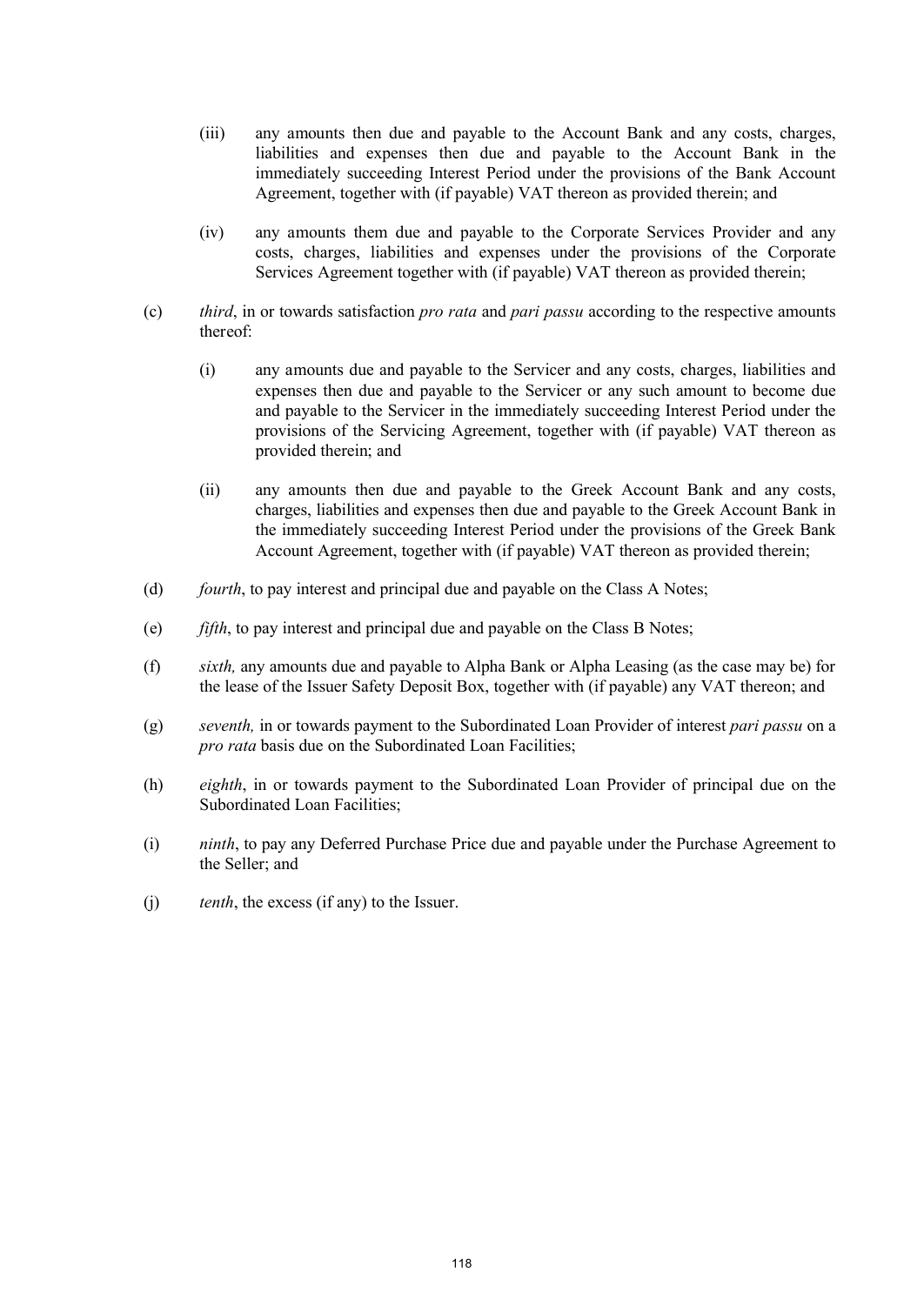(iii) any amounts then due and payable to the Account Bank and any costs, charges, liabilities and expenses then due and payable to the Account Bank in the immediately succeeding Interest Period under the provisions of the Bank Account Agreement, together with (if payable) VAT thereon as provided therein; and

(iv) any amounts them due and payable to the Corporate Services Provider and any costs, charges, liabilities and expenses under the provisions of the Corporate Services Agreement together with (if payable) VAT thereon as provided therein;

(c) *third*, in or towards satisfaction *pro rata* and *pari passu* according to the respective amounts thereof:

(i) any amounts due and payable to the Servicer and any costs, charges, liabilities and expenses then due and payable to the Servicer or any such amount to become due and payable to the Servicer in the immediately succeeding Interest Period under the provisions of the Servicing Agreement, together with (if payable) VAT thereon as provided therein; and

(ii) any amounts then due and payable to the Greek Account Bank and any costs, charges, liabilities and expenses then due and payable to the Greek Account Bank in the immediately succeeding Interest Period under the provisions of the Greek Bank Account Agreement, together with (if payable) VAT thereon as provided therein;

(d) *fourth*, to pay interest and principal due and payable on the Class A Notes;

(e) *fifth*, to pay interest and principal due and payable on the Class B Notes;

(f) *sixth,* any amounts due and payable to Alpha Bank or Alpha Leasing (as the case may be) for the lease of the Issuer Safety Deposit Box, together with (if payable) any VAT thereon; and

(g) *seventh,* in or towards payment to the Subordinated Loan Provider of interest *pari passu* on a *pro rata* basis due on the Subordinated Loan Facilities;

(h) *eighth*, in or towards payment to the Subordinated Loan Provider of principal due on the Subordinated Loan Facilities;

(i) *ninth*, to pay any Deferred Purchase Price due and payable under the Purchase Agreement to the Seller; and

(j) *tenth*, the excess (if any) to the Issuer.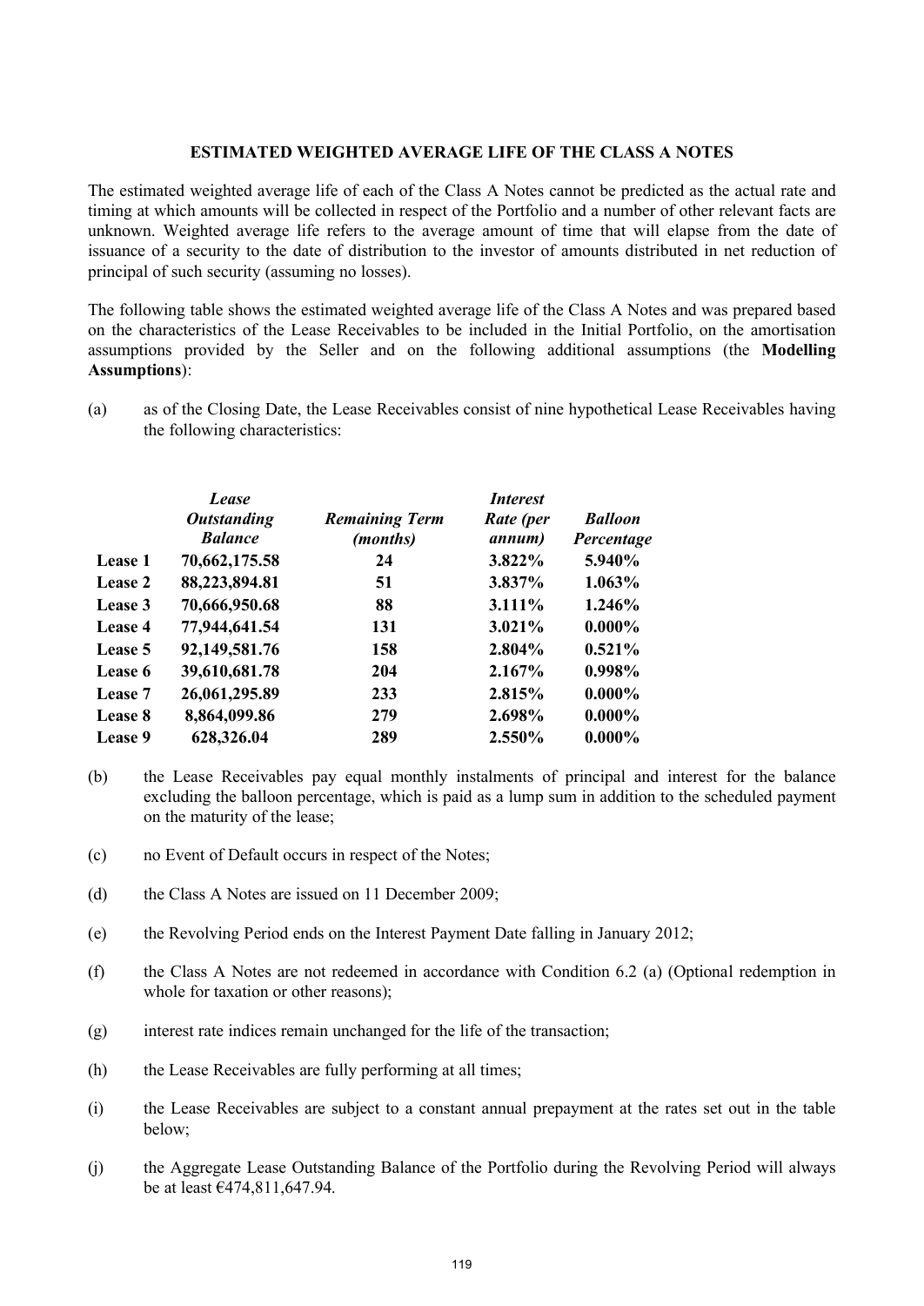## ESTIMATED WEIGHTED AVERAGE LIFE OF THE CLASS A NOTES

The estimated weighted average life of each of the Class A Notes cannot be predicted as the actual rate and timing at which amounts will be collected in respect of the Portfolio and a number of other relevant facts are unknown. Weighted average life refers to the average amount of time that will elapse from the date of issuance of a security to the date of distribution to the investor of amounts distributed in net reduction of principal of such security (assuming no losses).

The following table shows the estimated weighted average life of the Class A Notes and was prepared based on the characteristics of the Lease Receivables to be included in the Initial Portfolio, on the amortisation assumptions provided by the Seller and on the following additional assumptions (the **Modelling Assumptions**):

(a) as of the Closing Date, the Lease Receivables consist of nine hypothetical Lease Receivables having the following characteristics:

| | ***Lease Outstanding Balance*** | ***Remaining Term (months)*** | ***Interest Rate (per annum)*** | ***Balloon Percentage*** |
|---|---|---|---|---|
| **Lease 1** | **70,662,175.58** | **24** | **3.822%** | **5.940%** |
| **Lease 2** | **88,223,894.81** | **51** | **3.837%** | **1.063%** |
| **Lease 3** | **70,666,950.68** | **88** | **3.111%** | **1.246%** |
| **Lease 4** | **77,944,641.54** | **131** | **3.021%** | **0.000%** |
| **Lease 5** | **92,149,581.76** | **158** | **2.804%** | **0.521%** |
| **Lease 6** | **39,610,681.78** | **204** | **2.167%** | **0.998%** |
| **Lease 7** | **26,061,295.89** | **233** | **2.815%** | **0.000%** |
| **Lease 8** | **8,864,099.86** | **279** | **2.698%** | **0.000%** |
| **Lease 9** | **628,326.04** | **289** | **2.550%** | **0.000%** |

(b) the Lease Receivables pay equal monthly instalments of principal and interest for the balance excluding the balloon percentage, which is paid as a lump sum in addition to the scheduled payment on the maturity of the lease;

(c) no Event of Default occurs in respect of the Notes;

(d) the Class A Notes are issued on 11 December 2009;

(e) the Revolving Period ends on the Interest Payment Date falling in January 2012;

(f) the Class A Notes are not redeemed in accordance with Condition 6.2 (a) (Optional redemption in whole for taxation or other reasons);

(g) interest rate indices remain unchanged for the life of the transaction;

(h) the Lease Receivables are fully performing at all times;

(i) the Lease Receivables are subject to a constant annual prepayment at the rates set out in the table below;

(j) the Aggregate Lease Outstanding Balance of the Portfolio during the Revolving Period will always be at least €474,811,647.94.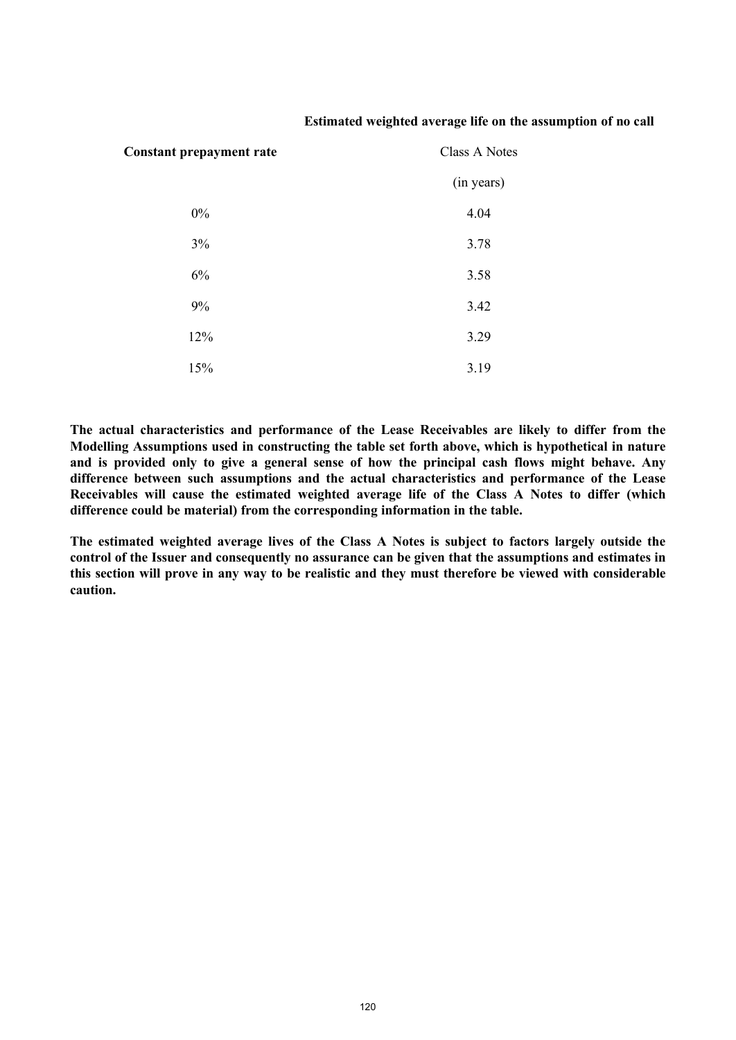| Constant prepayment rate | Estimated weighted average life on the assumption of no call |
|---|---|
| | Class A Notes |
| | (in years) |
| 0% | 4.04 |
| 3% | 3.78 |
| 6% | 3.58 |
| 9% | 3.42 |
| 12% | 3.29 |
| 15% | 3.19 |

**The actual characteristics and performance of the Lease Receivables are likely to differ from the Modelling Assumptions used in constructing the table set forth above, which is hypothetical in nature and is provided only to give a general sense of how the principal cash flows might behave. Any difference between such assumptions and the actual characteristics and performance of the Lease Receivables will cause the estimated weighted average life of the Class A Notes to differ (which difference could be material) from the corresponding information in the table.**

**The estimated weighted average lives of the Class A Notes is subject to factors largely outside the control of the Issuer and consequently no assurance can be given that the assumptions and estimates in this section will prove in any way to be realistic and they must therefore be viewed with considerable caution.**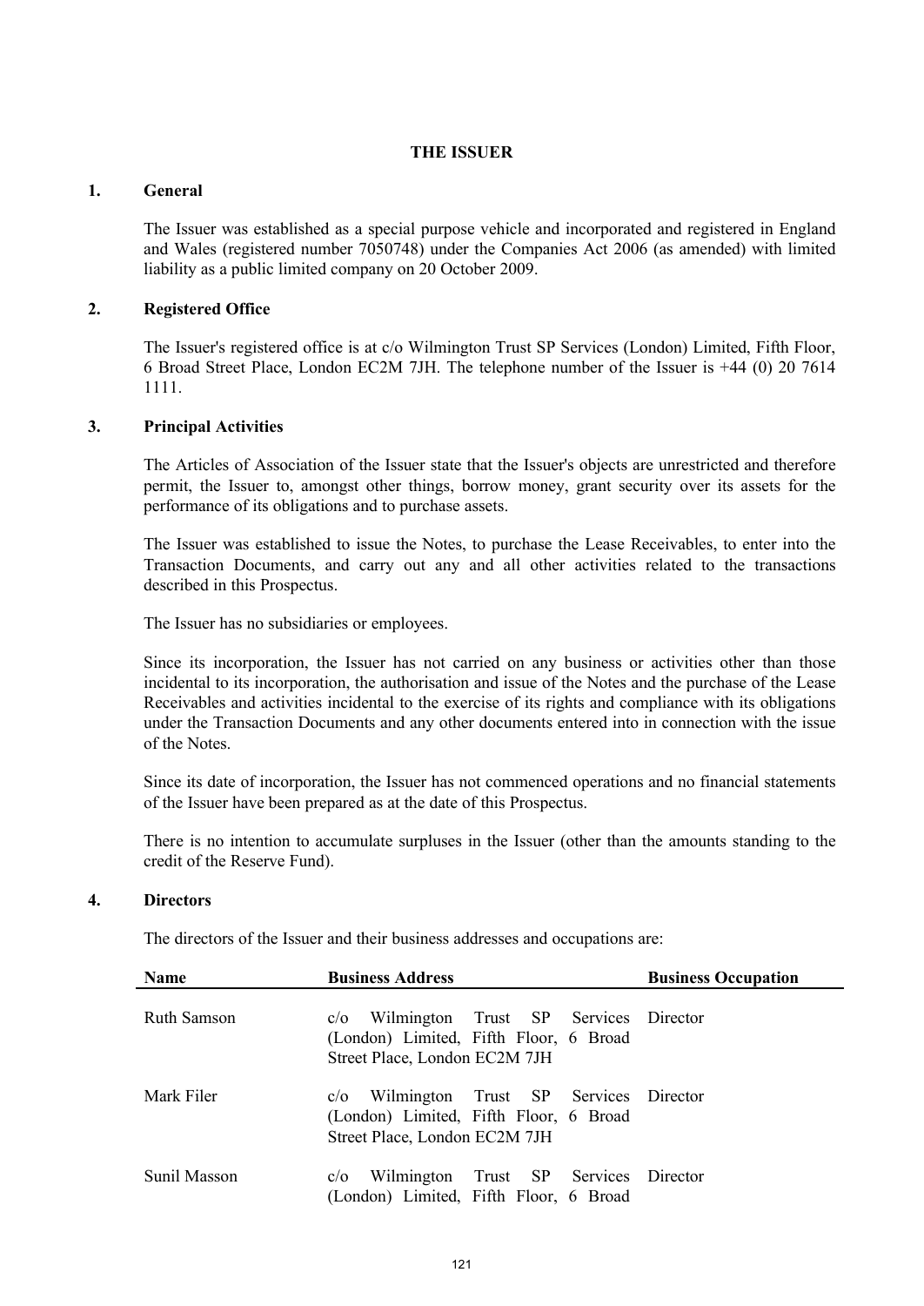# THE ISSUER

## 1. General

The Issuer was established as a special purpose vehicle and incorporated and registered in England and Wales (registered number 7050748) under the Companies Act 2006 (as amended) with limited liability as a public limited company on 20 October 2009.

## 2. Registered Office

The Issuer's registered office is at c/o Wilmington Trust SP Services (London) Limited, Fifth Floor, 6 Broad Street Place, London EC2M 7JH. The telephone number of the Issuer is +44 (0) 20 7614 1111.

## 3. Principal Activities

The Articles of Association of the Issuer state that the Issuer's objects are unrestricted and therefore permit, the Issuer to, amongst other things, borrow money, grant security over its assets for the performance of its obligations and to purchase assets.

The Issuer was established to issue the Notes, to purchase the Lease Receivables, to enter into the Transaction Documents, and carry out any and all other activities related to the transactions described in this Prospectus.

The Issuer has no subsidiaries or employees.

Since its incorporation, the Issuer has not carried on any business or activities other than those incidental to its incorporation, the authorisation and issue of the Notes and the purchase of the Lease Receivables and activities incidental to the exercise of its rights and compliance with its obligations under the Transaction Documents and any other documents entered into in connection with the issue of the Notes.

Since its date of incorporation, the Issuer has not commenced operations and no financial statements of the Issuer have been prepared as at the date of this Prospectus.

There is no intention to accumulate surpluses in the Issuer (other than the amounts standing to the credit of the Reserve Fund).

## 4. Directors

The directors of the Issuer and their business addresses and occupations are:

| Name | Business Address | Business Occupation |
|---|---|---|
| Ruth Samson | c/o Wilmington Trust SP Services (London) Limited, Fifth Floor, 6 Broad Street Place, London EC2M 7JH | Director |
| Mark Filer | c/o Wilmington Trust SP Services (London) Limited, Fifth Floor, 6 Broad Street Place, London EC2M 7JH | Director |
| Sunil Masson | c/o Wilmington Trust SP Services (London) Limited, Fifth Floor, 6 Broad | Director |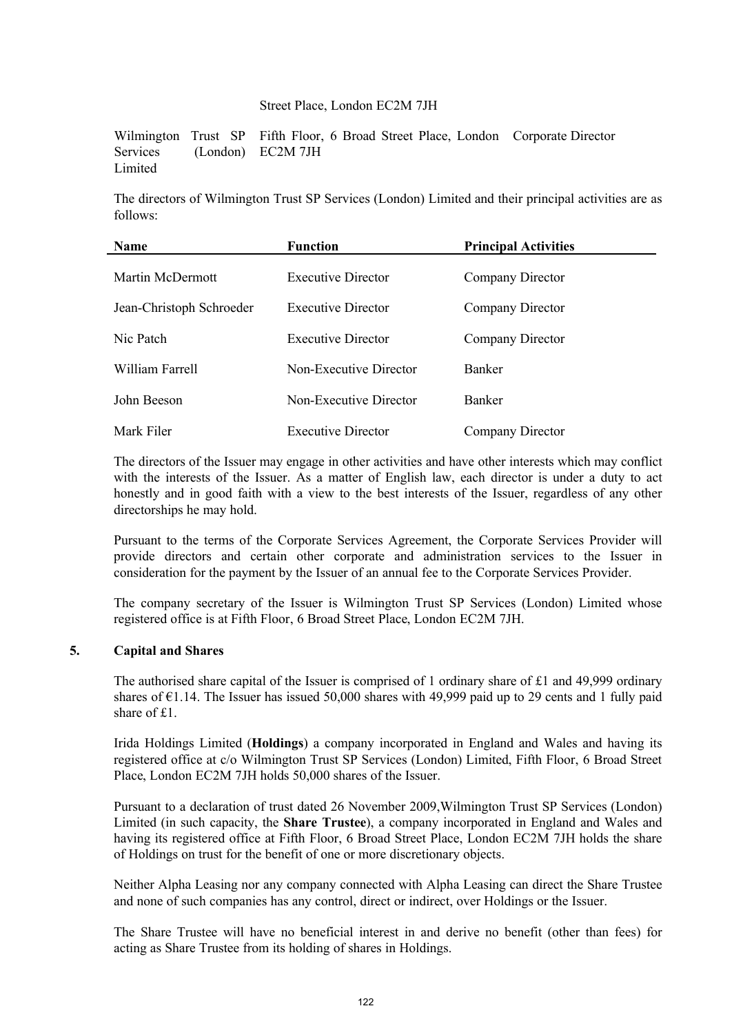Street Place, London EC2M 7JH

| | | |
|---|---|---|
| Wilmington Trust SP Services (London) Limited | Fifth Floor, 6 Broad Street Place, London EC2M 7JH | Corporate Director |

The directors of Wilmington Trust SP Services (London) Limited and their principal activities are as follows:

| Name | Function | Principal Activities |
|---|---|---|
| Martin McDermott | Executive Director | Company Director |
| Jean-Christoph Schroeder | Executive Director | Company Director |
| Nic Patch | Executive Director | Company Director |
| William Farrell | Non-Executive Director | Banker |
| John Beeson | Non-Executive Director | Banker |
| Mark Filer | Executive Director | Company Director |

The directors of the Issuer may engage in other activities and have other interests which may conflict with the interests of the Issuer. As a matter of English law, each director is under a duty to act honestly and in good faith with a view to the best interests of the Issuer, regardless of any other directorships he may hold.

Pursuant to the terms of the Corporate Services Agreement, the Corporate Services Provider will provide directors and certain other corporate and administration services to the Issuer in consideration for the payment by the Issuer of an annual fee to the Corporate Services Provider.

The company secretary of the Issuer is Wilmington Trust SP Services (London) Limited whose registered office is at Fifth Floor, 6 Broad Street Place, London EC2M 7JH.

## 5. Capital and Shares

The authorised share capital of the Issuer is comprised of 1 ordinary share of £1 and 49,999 ordinary shares of €1.14. The Issuer has issued 50,000 shares with 49,999 paid up to 29 cents and 1 fully paid share of £1.

Irida Holdings Limited (**Holdings**) a company incorporated in England and Wales and having its registered office at c/o Wilmington Trust SP Services (London) Limited, Fifth Floor, 6 Broad Street Place, London EC2M 7JH holds 50,000 shares of the Issuer.

Pursuant to a declaration of trust dated 26 November 2009,Wilmington Trust SP Services (London) Limited (in such capacity, the **Share Trustee**), a company incorporated in England and Wales and having its registered office at Fifth Floor, 6 Broad Street Place, London EC2M 7JH holds the share of Holdings on trust for the benefit of one or more discretionary objects.

Neither Alpha Leasing nor any company connected with Alpha Leasing can direct the Share Trustee and none of such companies has any control, direct or indirect, over Holdings or the Issuer.

The Share Trustee will have no beneficial interest in and derive no benefit (other than fees) for acting as Share Trustee from its holding of shares in Holdings.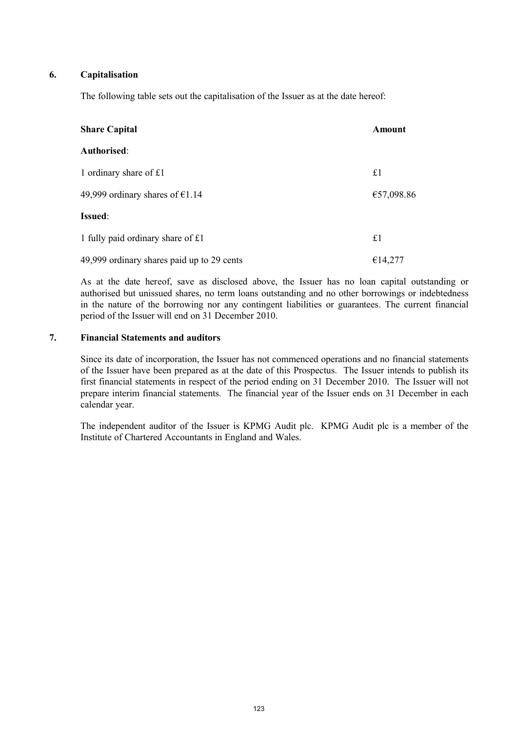## 6. Capitalisation

The following table sets out the capitalisation of the Issuer as at the date hereof:

| Share Capital | Amount |
|---|---|
| **Authorised**: | |
| 1 ordinary share of £1 | £1 |
| 49,999 ordinary shares of €1.14 | €57,098.86 |
| **Issued**: | |
| 1 fully paid ordinary share of £1 | £1 |
| 49,999 ordinary shares paid up to 29 cents | €14,277 |

As at the date hereof, save as disclosed above, the Issuer has no loan capital outstanding or authorised but unissued shares, no term loans outstanding and no other borrowings or indebtedness in the nature of the borrowing nor any contingent liabilities or guarantees. The current financial period of the Issuer will end on 31 December 2010.

## 7. Financial Statements and auditors

Since its date of incorporation, the Issuer has not commenced operations and no financial statements of the Issuer have been prepared as at the date of this Prospectus. The Issuer intends to publish its first financial statements in respect of the period ending on 31 December 2010. The Issuer will not prepare interim financial statements. The financial year of the Issuer ends on 31 December in each calendar year.

The independent auditor of the Issuer is KPMG Audit plc. KPMG Audit plc is a member of the Institute of Chartered Accountants in England and Wales.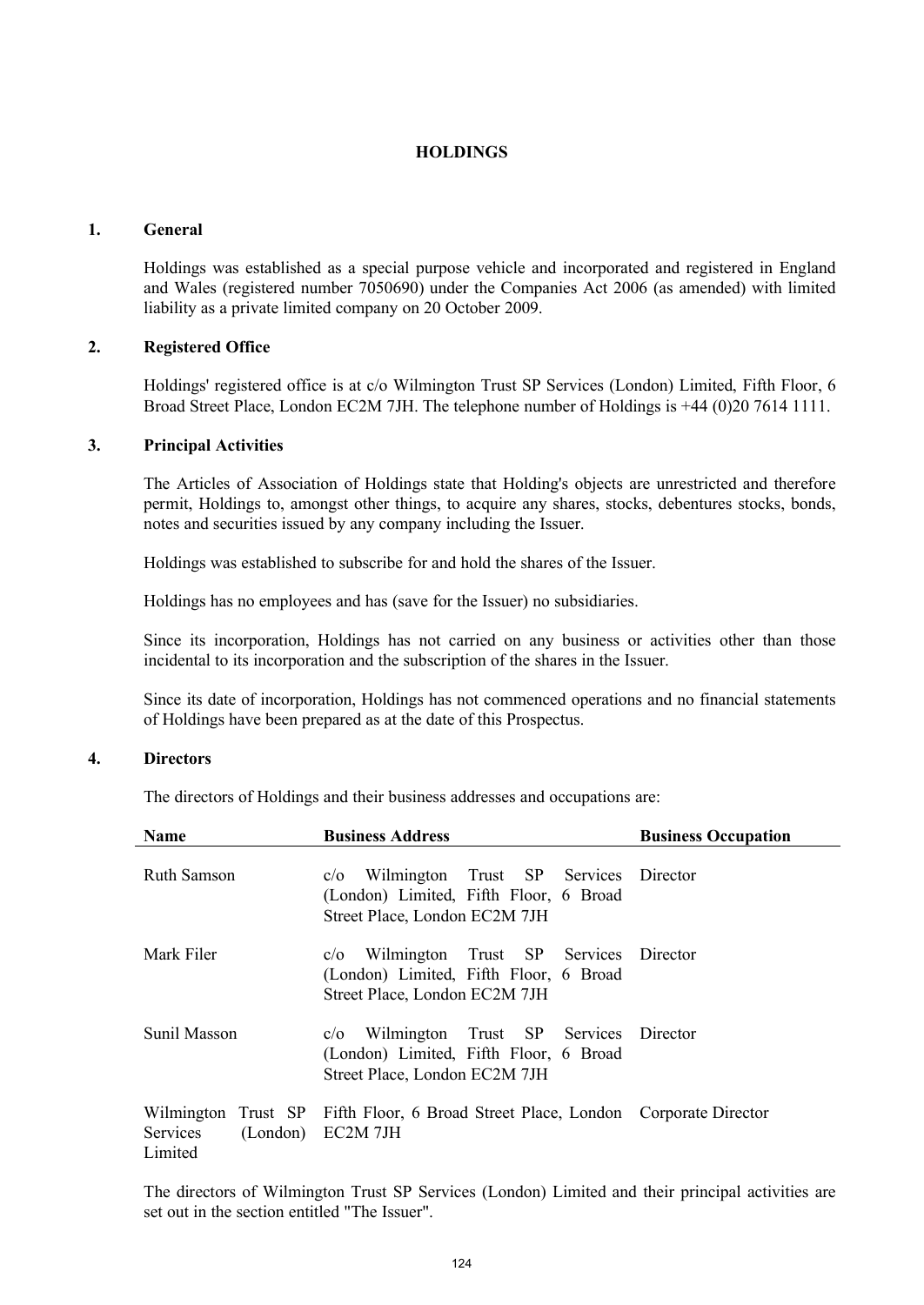# HOLDINGS

## 1. General

Holdings was established as a special purpose vehicle and incorporated and registered in England and Wales (registered number 7050690) under the Companies Act 2006 (as amended) with limited liability as a private limited company on 20 October 2009.

## 2. Registered Office

Holdings' registered office is at c/o Wilmington Trust SP Services (London) Limited, Fifth Floor, 6 Broad Street Place, London EC2M 7JH. The telephone number of Holdings is +44 (0)20 7614 1111.

## 3. Principal Activities

The Articles of Association of Holdings state that Holding's objects are unrestricted and therefore permit, Holdings to, amongst other things, to acquire any shares, stocks, debentures stocks, bonds, notes and securities issued by any company including the Issuer.

Holdings was established to subscribe for and hold the shares of the Issuer.

Holdings has no employees and has (save for the Issuer) no subsidiaries.

Since its incorporation, Holdings has not carried on any business or activities other than those incidental to its incorporation and the subscription of the shares in the Issuer.

Since its date of incorporation, Holdings has not commenced operations and no financial statements of Holdings have been prepared as at the date of this Prospectus.

## 4. Directors

The directors of Holdings and their business addresses and occupations are:

| Name | Business Address | Business Occupation |
|---|---|---|
| Ruth Samson | c/o Wilmington Trust SP Services (London) Limited, Fifth Floor, 6 Broad Street Place, London EC2M 7JH | Director |
| Mark Filer | c/o Wilmington Trust SP Services (London) Limited, Fifth Floor, 6 Broad Street Place, London EC2M 7JH | Director |
| Sunil Masson | c/o Wilmington Trust SP Services (London) Limited, Fifth Floor, 6 Broad Street Place, London EC2M 7JH | Director |
| Wilmington Trust SP Services (London) Limited | Fifth Floor, 6 Broad Street Place, London EC2M 7JH | Corporate Director |

The directors of Wilmington Trust SP Services (London) Limited and their principal activities are set out in the section entitled "The Issuer".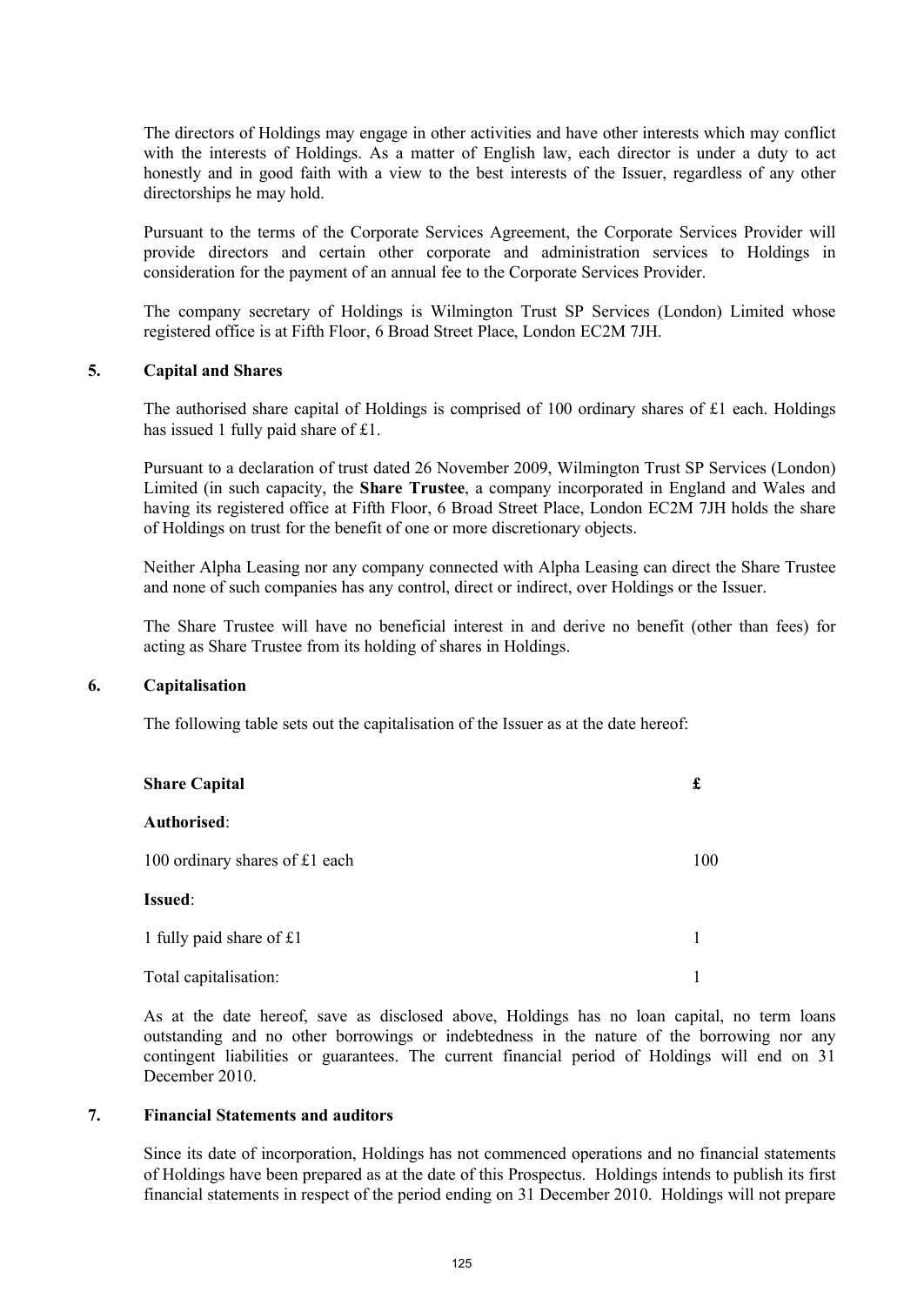The directors of Holdings may engage in other activities and have other interests which may conflict with the interests of Holdings. As a matter of English law, each director is under a duty to act honestly and in good faith with a view to the best interests of the Issuer, regardless of any other directorships he may hold.

Pursuant to the terms of the Corporate Services Agreement, the Corporate Services Provider will provide directors and certain other corporate and administration services to Holdings in consideration for the payment of an annual fee to the Corporate Services Provider.

The company secretary of Holdings is Wilmington Trust SP Services (London) Limited whose registered office is at Fifth Floor, 6 Broad Street Place, London EC2M 7JH.

## 5. Capital and Shares

The authorised share capital of Holdings is comprised of 100 ordinary shares of £1 each. Holdings has issued 1 fully paid share of £1.

Pursuant to a declaration of trust dated 26 November 2009, Wilmington Trust SP Services (London) Limited (in such capacity, the **Share Trustee**, a company incorporated in England and Wales and having its registered office at Fifth Floor, 6 Broad Street Place, London EC2M 7JH holds the share of Holdings on trust for the benefit of one or more discretionary objects.

Neither Alpha Leasing nor any company connected with Alpha Leasing can direct the Share Trustee and none of such companies has any control, direct or indirect, over Holdings or the Issuer.

The Share Trustee will have no beneficial interest in and derive no benefit (other than fees) for acting as Share Trustee from its holding of shares in Holdings.

## 6. Capitalisation

The following table sets out the capitalisation of the Issuer as at the date hereof:

| **Share Capital** | **£** |
|---|---|
| **Authorised**: | |
| 100 ordinary shares of £1 each | 100 |
| **Issued**: | |
| 1 fully paid share of £1 | 1 |
| Total capitalisation: | 1 |

As at the date hereof, save as disclosed above, Holdings has no loan capital, no term loans outstanding and no other borrowings or indebtedness in the nature of the borrowing nor any contingent liabilities or guarantees. The current financial period of Holdings will end on 31 December 2010.

## 7. Financial Statements and auditors

Since its date of incorporation, Holdings has not commenced operations and no financial statements of Holdings have been prepared as at the date of this Prospectus. Holdings intends to publish its first financial statements in respect of the period ending on 31 December 2010. Holdings will not prepare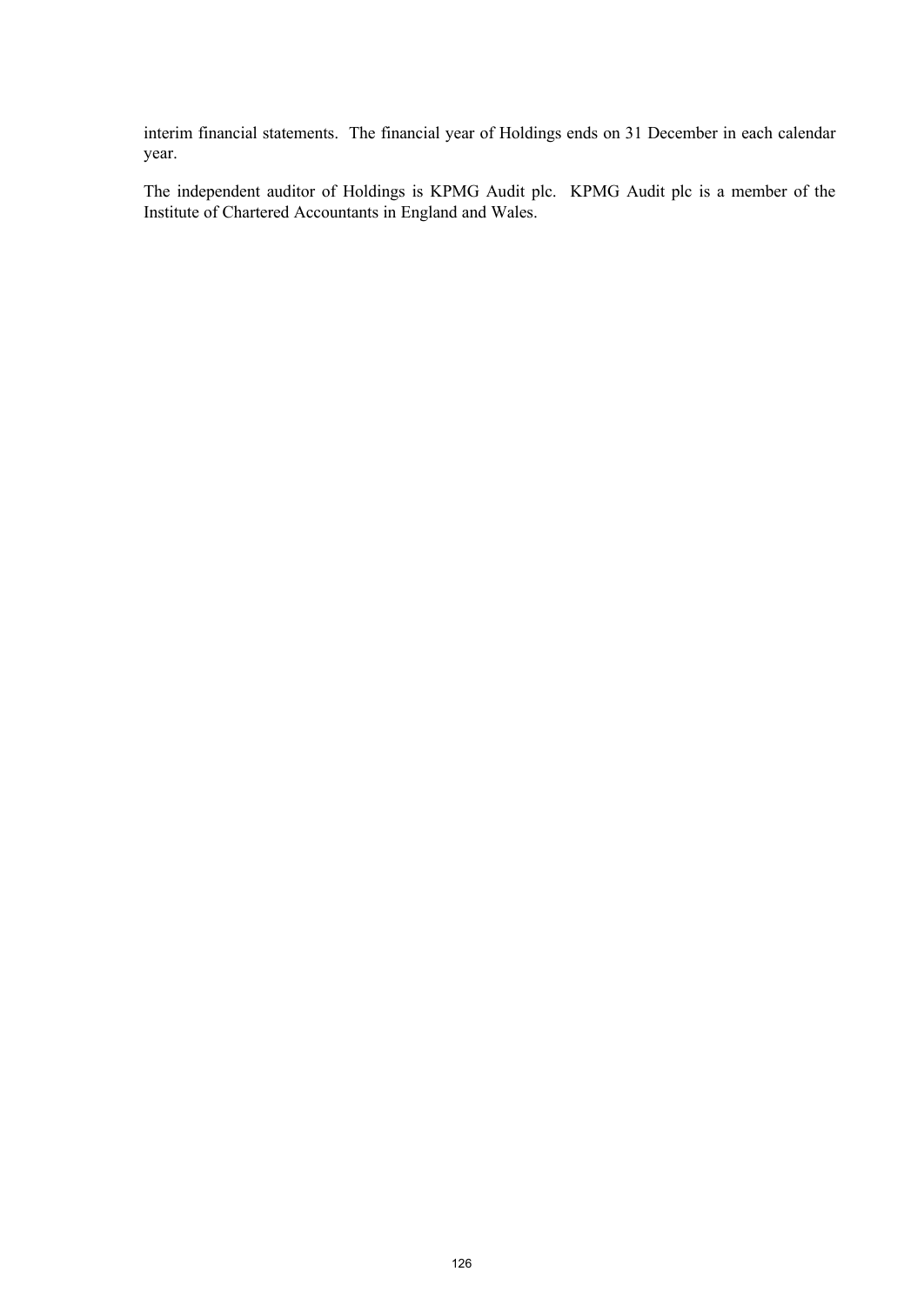interim financial statements. The financial year of Holdings ends on 31 December in each calendar year.

The independent auditor of Holdings is KPMG Audit plc. KPMG Audit plc is a member of the Institute of Chartered Accountants in England and Wales.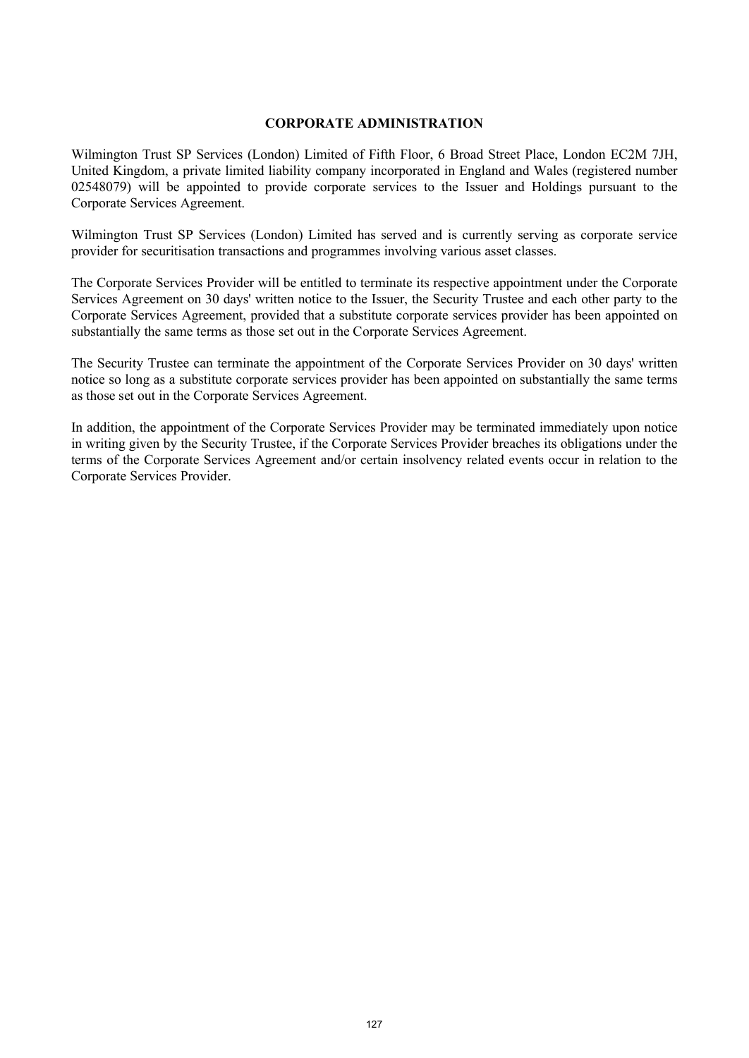## CORPORATE ADMINISTRATION

Wilmington Trust SP Services (London) Limited of Fifth Floor, 6 Broad Street Place, London EC2M 7JH, United Kingdom, a private limited liability company incorporated in England and Wales (registered number 02548079) will be appointed to provide corporate services to the Issuer and Holdings pursuant to the Corporate Services Agreement.

Wilmington Trust SP Services (London) Limited has served and is currently serving as corporate service provider for securitisation transactions and programmes involving various asset classes.

The Corporate Services Provider will be entitled to terminate its respective appointment under the Corporate Services Agreement on 30 days' written notice to the Issuer, the Security Trustee and each other party to the Corporate Services Agreement, provided that a substitute corporate services provider has been appointed on substantially the same terms as those set out in the Corporate Services Agreement.

The Security Trustee can terminate the appointment of the Corporate Services Provider on 30 days' written notice so long as a substitute corporate services provider has been appointed on substantially the same terms as those set out in the Corporate Services Agreement.

In addition, the appointment of the Corporate Services Provider may be terminated immediately upon notice in writing given by the Security Trustee, if the Corporate Services Provider breaches its obligations under the terms of the Corporate Services Agreement and/or certain insolvency related events occur in relation to the Corporate Services Provider.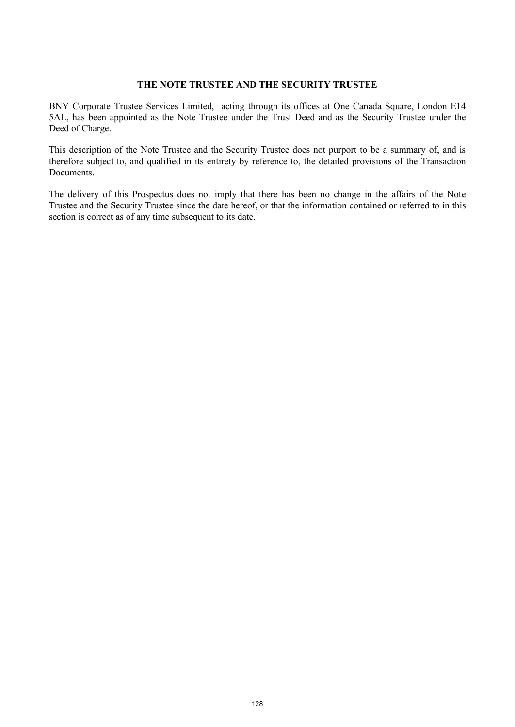## THE NOTE TRUSTEE AND THE SECURITY TRUSTEE

BNY Corporate Trustee Services Limited, acting through its offices at One Canada Square, London E14 5AL, has been appointed as the Note Trustee under the Trust Deed and as the Security Trustee under the Deed of Charge.

This description of the Note Trustee and the Security Trustee does not purport to be a summary of, and is therefore subject to, and qualified in its entirety by reference to, the detailed provisions of the Transaction Documents.

The delivery of this Prospectus does not imply that there has been no change in the affairs of the Note Trustee and the Security Trustee since the date hereof, or that the information contained or referred to in this section is correct as of any time subsequent to its date.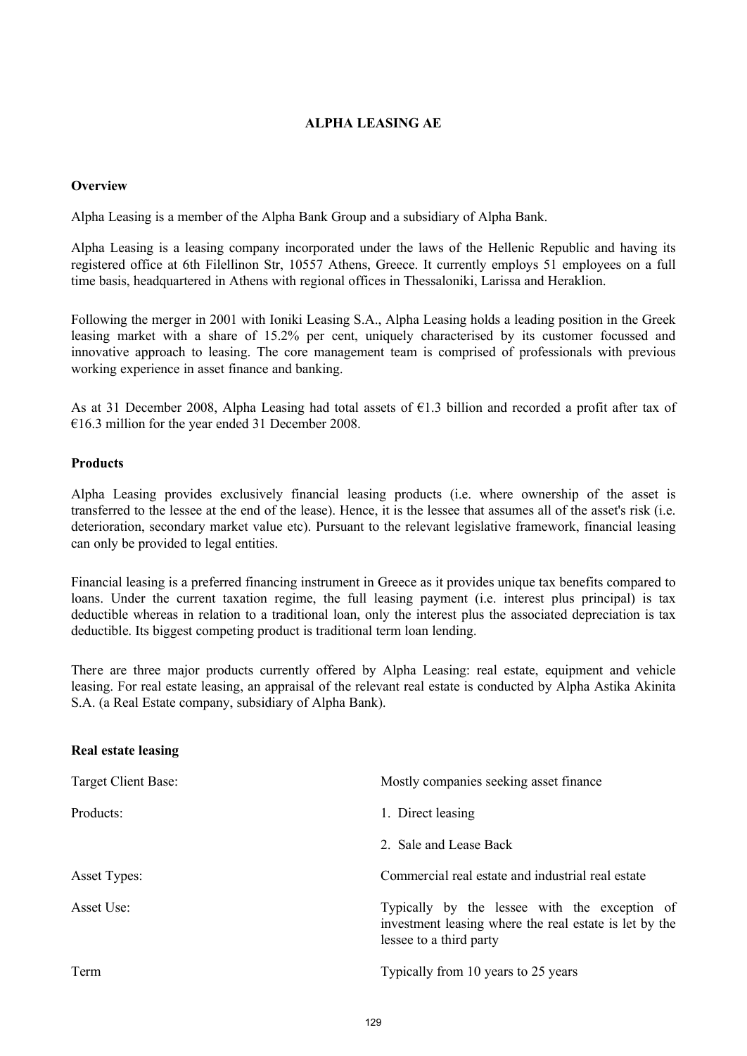# ALPHA LEASING AE

## Overview

Alpha Leasing is a member of the Alpha Bank Group and a subsidiary of Alpha Bank.

Alpha Leasing is a leasing company incorporated under the laws of the Hellenic Republic and having its registered office at 6th Filellinon Str, 10557 Athens, Greece. It currently employs 51 employees on a full time basis, headquartered in Athens with regional offices in Thessaloniki, Larissa and Heraklion.

Following the merger in 2001 with Ioniki Leasing S.A., Alpha Leasing holds a leading position in the Greek leasing market with a share of 15.2% per cent, uniquely characterised by its customer focussed and innovative approach to leasing. The core management team is comprised of professionals with previous working experience in asset finance and banking.

As at 31 December 2008, Alpha Leasing had total assets of €1.3 billion and recorded a profit after tax of €16.3 million for the year ended 31 December 2008.

## Products

Alpha Leasing provides exclusively financial leasing products (i.e. where ownership of the asset is transferred to the lessee at the end of the lease). Hence, it is the lessee that assumes all of the asset's risk (i.e. deterioration, secondary market value etc). Pursuant to the relevant legislative framework, financial leasing can only be provided to legal entities.

Financial leasing is a preferred financing instrument in Greece as it provides unique tax benefits compared to loans. Under the current taxation regime, the full leasing payment (i.e. interest plus principal) is tax deductible whereas in relation to a traditional loan, only the interest plus the associated depreciation is tax deductible. Its biggest competing product is traditional term loan lending.

There are three major products currently offered by Alpha Leasing: real estate, equipment and vehicle leasing. For real estate leasing, an appraisal of the relevant real estate is conducted by Alpha Astika Akinita S.A. (a Real Estate company, subsidiary of Alpha Bank).

### Real estate leasing

| | |
|---|---|
| Target Client Base: | Mostly companies seeking asset finance |
| Products: | 1. Direct leasing<br>2. Sale and Lease Back |
| Asset Types: | Commercial real estate and industrial real estate |
| Asset Use: | Typically by the lessee with the exception of investment leasing where the real estate is let by the lessee to a third party |
| Term | Typically from 10 years to 25 years |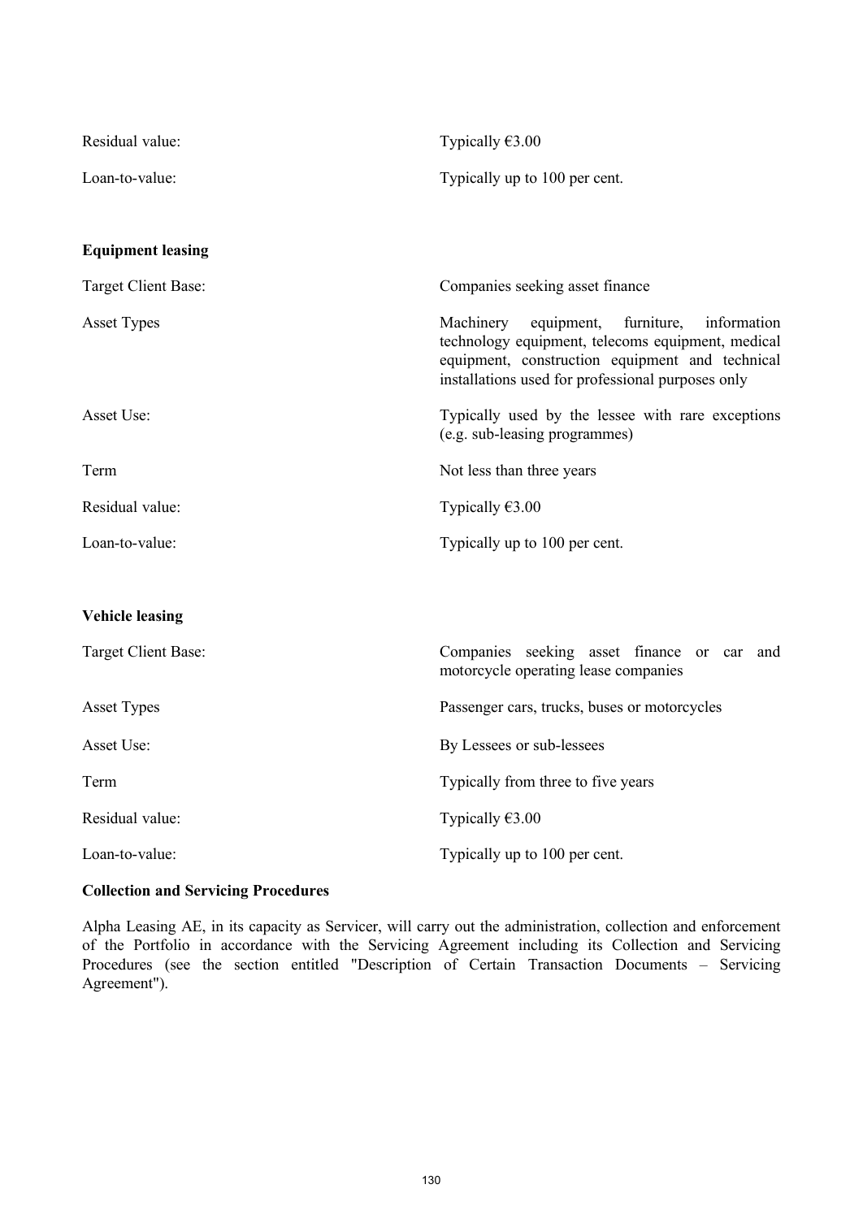| | |
|---|---|
| Residual value: | Typically €3.00 |
| Loan-to-value: | Typically up to 100 per cent. |

**Equipment leasing**

| | |
|---|---|
| Target Client Base: | Companies seeking asset finance |
| Asset Types | Machinery equipment, furniture, information technology equipment, telecoms equipment, medical equipment, construction equipment and technical installations used for professional purposes only |
| Asset Use: | Typically used by the lessee with rare exceptions (e.g. sub-leasing programmes) |
| Term | Not less than three years |
| Residual value: | Typically €3.00 |
| Loan-to-value: | Typically up to 100 per cent. |

**Vehicle leasing**

| | |
|---|---|
| Target Client Base: | Companies seeking asset finance or car and motorcycle operating lease companies |
| Asset Types | Passenger cars, trucks, buses or motorcycles |
| Asset Use: | By Lessees or sub-lessees |
| Term | Typically from three to five years |
| Residual value: | Typically €3.00 |
| Loan-to-value: | Typically up to 100 per cent. |

**Collection and Servicing Procedures**

Alpha Leasing AE, in its capacity as Servicer, will carry out the administration, collection and enforcement of the Portfolio in accordance with the Servicing Agreement including its Collection and Servicing Procedures (see the section entitled "Description of Certain Transaction Documents – Servicing Agreement").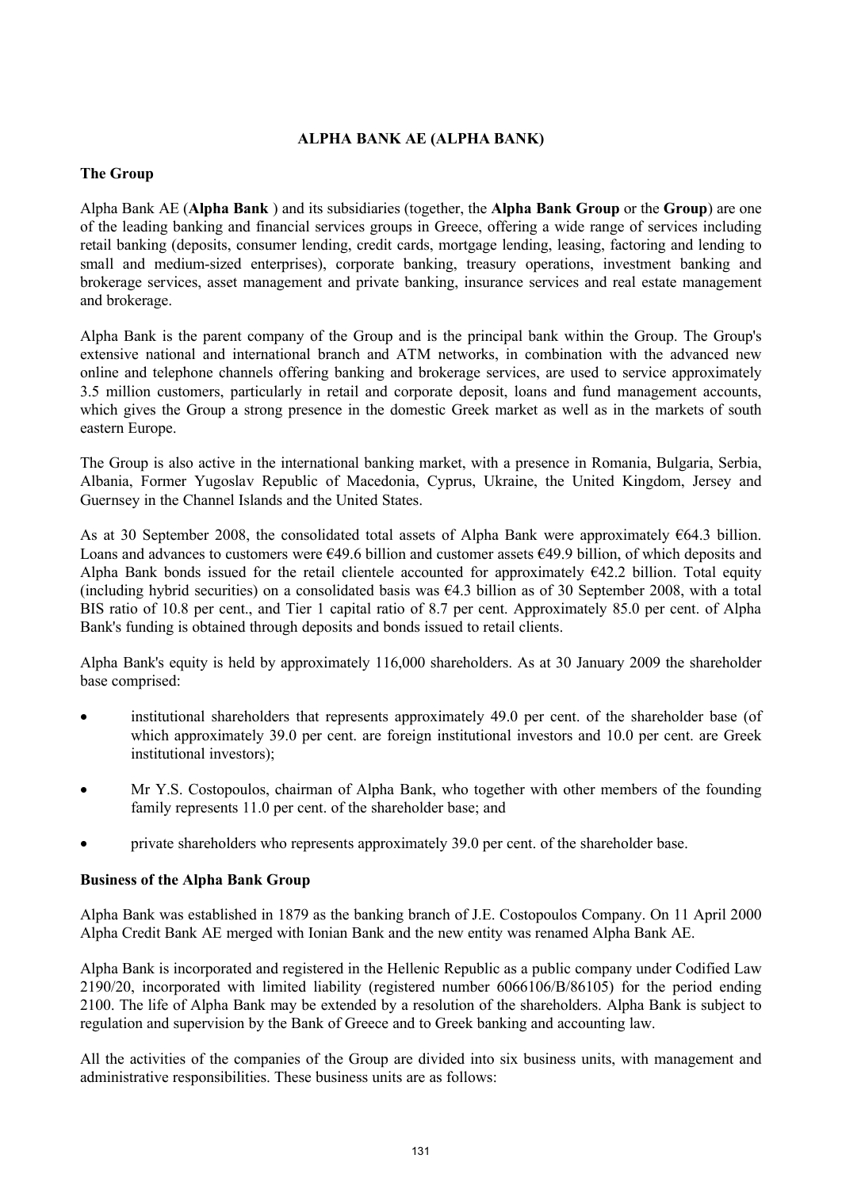## ALPHA BANK AE (ALPHA BANK)

### The Group

Alpha Bank AE (**Alpha Bank** ) and its subsidiaries (together, the **Alpha Bank Group** or the **Group**) are one of the leading banking and financial services groups in Greece, offering a wide range of services including retail banking (deposits, consumer lending, credit cards, mortgage lending, leasing, factoring and lending to small and medium-sized enterprises), corporate banking, treasury operations, investment banking and brokerage services, asset management and private banking, insurance services and real estate management and brokerage.

Alpha Bank is the parent company of the Group and is the principal bank within the Group. The Group's extensive national and international branch and ATM networks, in combination with the advanced new online and telephone channels offering banking and brokerage services, are used to service approximately 3.5 million customers, particularly in retail and corporate deposit, loans and fund management accounts, which gives the Group a strong presence in the domestic Greek market as well as in the markets of south eastern Europe.

The Group is also active in the international banking market, with a presence in Romania, Bulgaria, Serbia, Albania, Former Yugoslav Republic of Macedonia, Cyprus, Ukraine, the United Kingdom, Jersey and Guernsey in the Channel Islands and the United States.

As at 30 September 2008, the consolidated total assets of Alpha Bank were approximately €64.3 billion. Loans and advances to customers were €49.6 billion and customer assets €49.9 billion, of which deposits and Alpha Bank bonds issued for the retail clientele accounted for approximately €42.2 billion. Total equity (including hybrid securities) on a consolidated basis was €4.3 billion as of 30 September 2008, with a total BIS ratio of 10.8 per cent., and Tier 1 capital ratio of 8.7 per cent. Approximately 85.0 per cent. of Alpha Bank's funding is obtained through deposits and bonds issued to retail clients.

Alpha Bank's equity is held by approximately 116,000 shareholders. As at 30 January 2009 the shareholder base comprised:

- institutional shareholders that represents approximately 49.0 per cent. of the shareholder base (of which approximately 39.0 per cent. are foreign institutional investors and 10.0 per cent. are Greek institutional investors);
- Mr Y.S. Costopoulos, chairman of Alpha Bank, who together with other members of the founding family represents 11.0 per cent. of the shareholder base; and
- private shareholders who represents approximately 39.0 per cent. of the shareholder base.

### Business of the Alpha Bank Group

Alpha Bank was established in 1879 as the banking branch of J.E. Costopoulos Company. On 11 April 2000 Alpha Credit Bank AE merged with Ionian Bank and the new entity was renamed Alpha Bank AE.

Alpha Bank is incorporated and registered in the Hellenic Republic as a public company under Codified Law 2190/20, incorporated with limited liability (registered number 6066106/B/86105) for the period ending 2100. The life of Alpha Bank may be extended by a resolution of the shareholders. Alpha Bank is subject to regulation and supervision by the Bank of Greece and to Greek banking and accounting law.

All the activities of the companies of the Group are divided into six business units, with management and administrative responsibilities. These business units are as follows: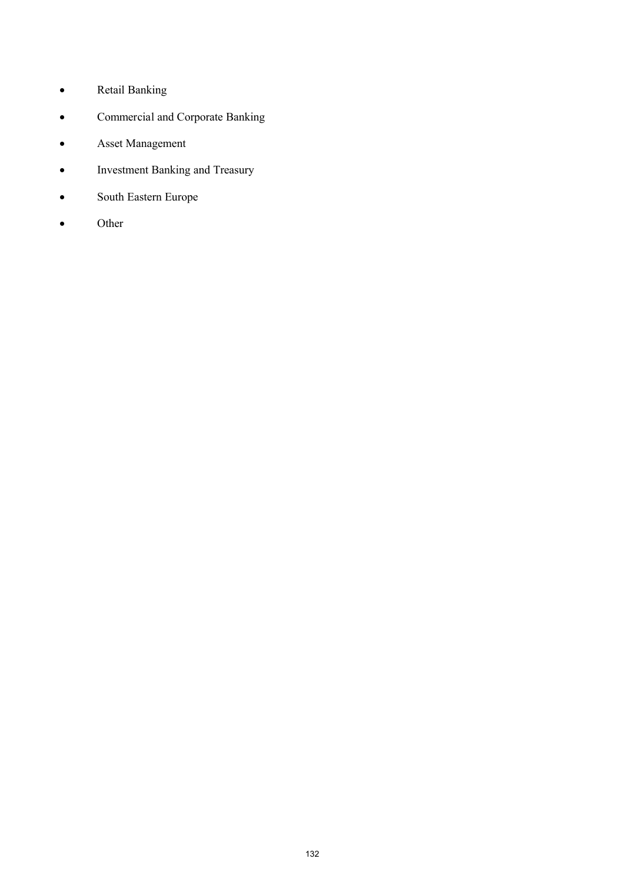- Retail Banking
- Commercial and Corporate Banking
- Asset Management
- Investment Banking and Treasury
- South Eastern Europe
- Other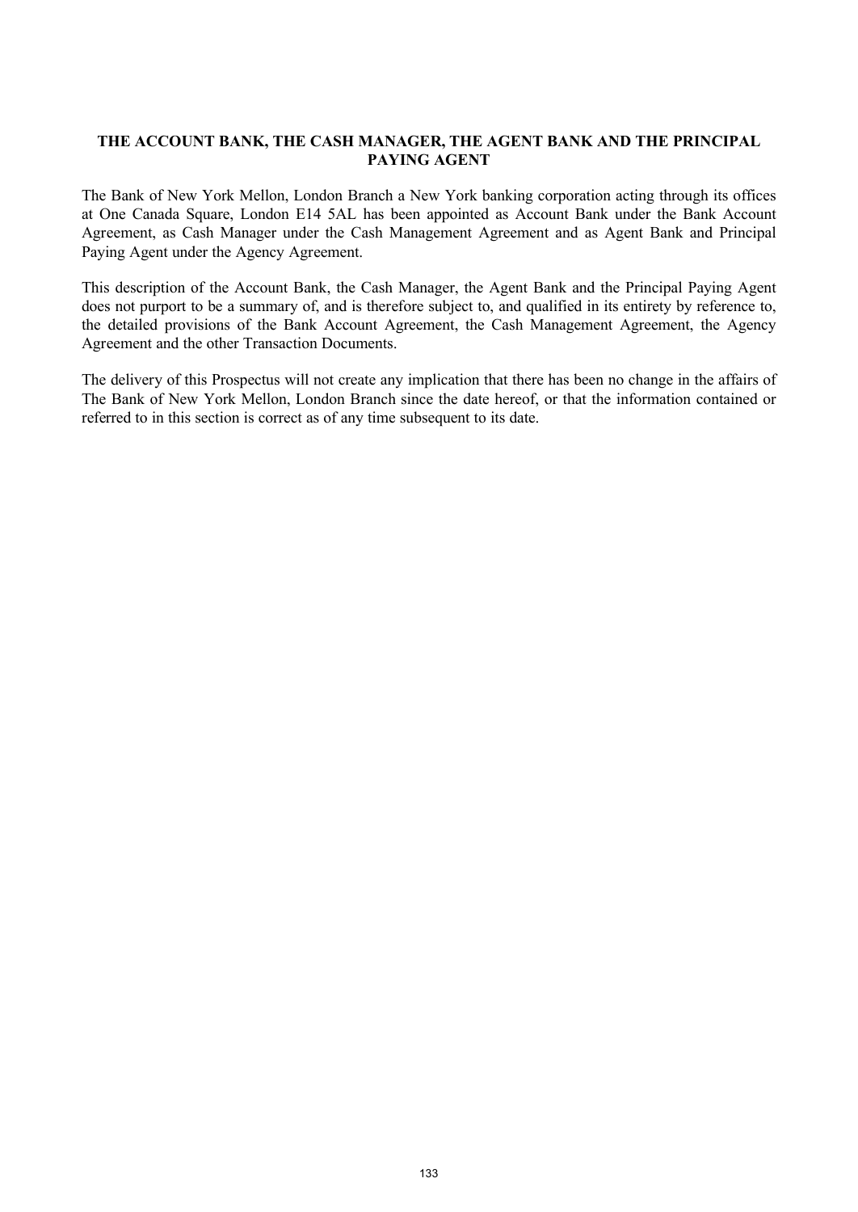## THE ACCOUNT BANK, THE CASH MANAGER, THE AGENT BANK AND THE PRINCIPAL PAYING AGENT

The Bank of New York Mellon, London Branch a New York banking corporation acting through its offices at One Canada Square, London E14 5AL has been appointed as Account Bank under the Bank Account Agreement, as Cash Manager under the Cash Management Agreement and as Agent Bank and Principal Paying Agent under the Agency Agreement.

This description of the Account Bank, the Cash Manager, the Agent Bank and the Principal Paying Agent does not purport to be a summary of, and is therefore subject to, and qualified in its entirety by reference to, the detailed provisions of the Bank Account Agreement, the Cash Management Agreement, the Agency Agreement and the other Transaction Documents.

The delivery of this Prospectus will not create any implication that there has been no change in the affairs of The Bank of New York Mellon, London Branch since the date hereof, or that the information contained or referred to in this section is correct as of any time subsequent to its date.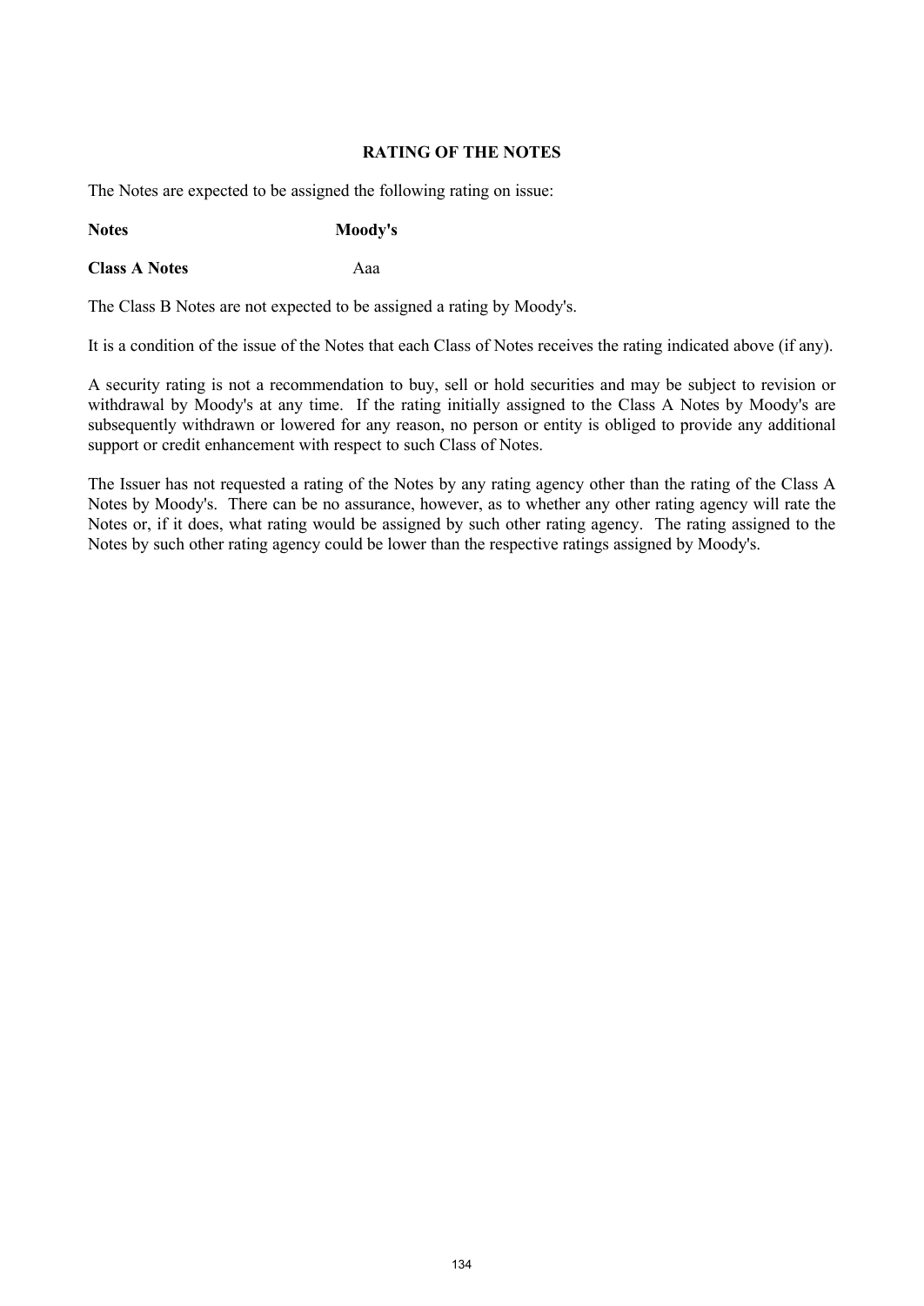## RATING OF THE NOTES

The Notes are expected to be assigned the following rating on issue:

| Notes | Moody's |
| --- | --- |
| **Class A Notes** | Aaa |

The Class B Notes are not expected to be assigned a rating by Moody's.

It is a condition of the issue of the Notes that each Class of Notes receives the rating indicated above (if any).

A security rating is not a recommendation to buy, sell or hold securities and may be subject to revision or withdrawal by Moody's at any time. If the rating initially assigned to the Class A Notes by Moody's are subsequently withdrawn or lowered for any reason, no person or entity is obliged to provide any additional support or credit enhancement with respect to such Class of Notes.

The Issuer has not requested a rating of the Notes by any rating agency other than the rating of the Class A Notes by Moody's. There can be no assurance, however, as to whether any other rating agency will rate the Notes or, if it does, what rating would be assigned by such other rating agency. The rating assigned to the Notes by such other rating agency could be lower than the respective ratings assigned by Moody's.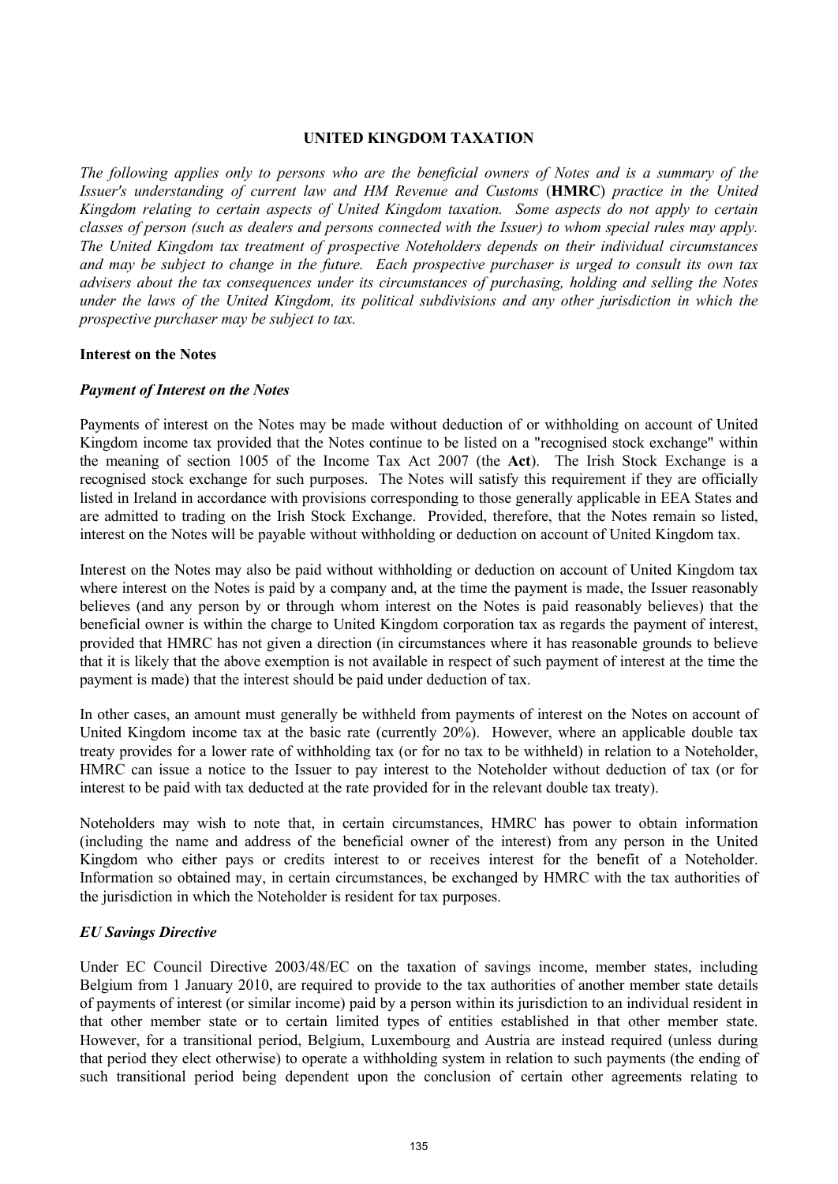## UNITED KINGDOM TAXATION

*The following applies only to persons who are the beneficial owners of Notes and is a summary of the Issuer's understanding of current law and HM Revenue and Customs* (**HMRC**) *practice in the United Kingdom relating to certain aspects of United Kingdom taxation. Some aspects do not apply to certain classes of person (such as dealers and persons connected with the Issuer) to whom special rules may apply. The United Kingdom tax treatment of prospective Noteholders depends on their individual circumstances and may be subject to change in the future. Each prospective purchaser is urged to consult its own tax advisers about the tax consequences under its circumstances of purchasing, holding and selling the Notes under the laws of the United Kingdom, its political subdivisions and any other jurisdiction in which the prospective purchaser may be subject to tax.*

### Interest on the Notes

#### *Payment of Interest on the Notes*

Payments of interest on the Notes may be made without deduction of or withholding on account of United Kingdom income tax provided that the Notes continue to be listed on a "recognised stock exchange" within the meaning of section 1005 of the Income Tax Act 2007 (the **Act**). The Irish Stock Exchange is a recognised stock exchange for such purposes. The Notes will satisfy this requirement if they are officially listed in Ireland in accordance with provisions corresponding to those generally applicable in EEA States and are admitted to trading on the Irish Stock Exchange. Provided, therefore, that the Notes remain so listed, interest on the Notes will be payable without withholding or deduction on account of United Kingdom tax.

Interest on the Notes may also be paid without withholding or deduction on account of United Kingdom tax where interest on the Notes is paid by a company and, at the time the payment is made, the Issuer reasonably believes (and any person by or through whom interest on the Notes is paid reasonably believes) that the beneficial owner is within the charge to United Kingdom corporation tax as regards the payment of interest, provided that HMRC has not given a direction (in circumstances where it has reasonable grounds to believe that it is likely that the above exemption is not available in respect of such payment of interest at the time the payment is made) that the interest should be paid under deduction of tax.

In other cases, an amount must generally be withheld from payments of interest on the Notes on account of United Kingdom income tax at the basic rate (currently 20%). However, where an applicable double tax treaty provides for a lower rate of withholding tax (or for no tax to be withheld) in relation to a Noteholder, HMRC can issue a notice to the Issuer to pay interest to the Noteholder without deduction of tax (or for interest to be paid with tax deducted at the rate provided for in the relevant double tax treaty).

Noteholders may wish to note that, in certain circumstances, HMRC has power to obtain information (including the name and address of the beneficial owner of the interest) from any person in the United Kingdom who either pays or credits interest to or receives interest for the benefit of a Noteholder. Information so obtained may, in certain circumstances, be exchanged by HMRC with the tax authorities of the jurisdiction in which the Noteholder is resident for tax purposes.

#### *EU Savings Directive*

Under EC Council Directive 2003/48/EC on the taxation of savings income, member states, including Belgium from 1 January 2010, are required to provide to the tax authorities of another member state details of payments of interest (or similar income) paid by a person within its jurisdiction to an individual resident in that other member state or to certain limited types of entities established in that other member state. However, for a transitional period, Belgium, Luxembourg and Austria are instead required (unless during that period they elect otherwise) to operate a withholding system in relation to such payments (the ending of such transitional period being dependent upon the conclusion of certain other agreements relating to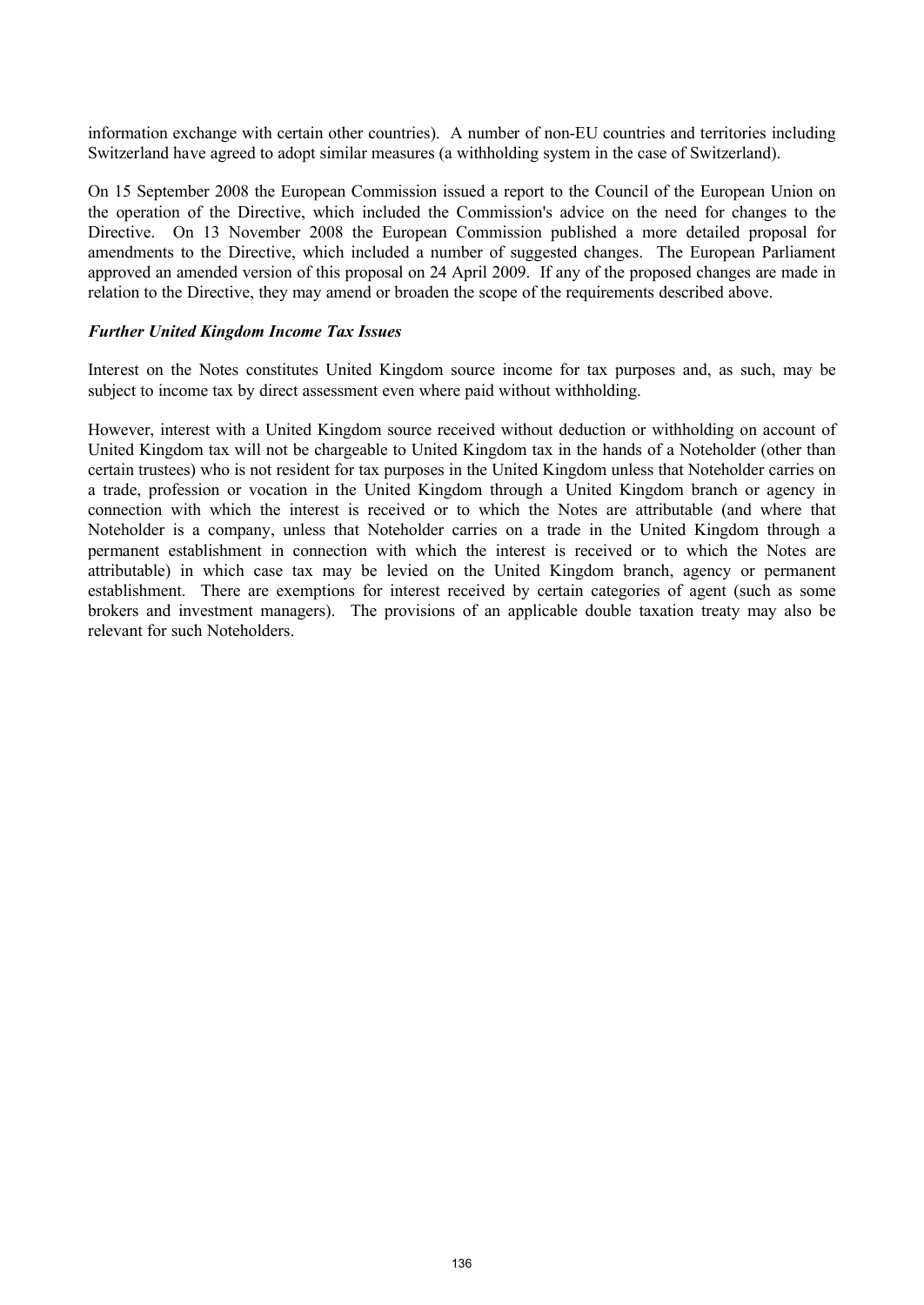information exchange with certain other countries). A number of non-EU countries and territories including Switzerland have agreed to adopt similar measures (a withholding system in the case of Switzerland).

On 15 September 2008 the European Commission issued a report to the Council of the European Union on the operation of the Directive, which included the Commission's advice on the need for changes to the Directive. On 13 November 2008 the European Commission published a more detailed proposal for amendments to the Directive, which included a number of suggested changes. The European Parliament approved an amended version of this proposal on 24 April 2009. If any of the proposed changes are made in relation to the Directive, they may amend or broaden the scope of the requirements described above.

***Further United Kingdom Income Tax Issues***

Interest on the Notes constitutes United Kingdom source income for tax purposes and, as such, may be subject to income tax by direct assessment even where paid without withholding.

However, interest with a United Kingdom source received without deduction or withholding on account of United Kingdom tax will not be chargeable to United Kingdom tax in the hands of a Noteholder (other than certain trustees) who is not resident for tax purposes in the United Kingdom unless that Noteholder carries on a trade, profession or vocation in the United Kingdom through a United Kingdom branch or agency in connection with which the interest is received or to which the Notes are attributable (and where that Noteholder is a company, unless that Noteholder carries on a trade in the United Kingdom through a permanent establishment in connection with which the interest is received or to which the Notes are attributable) in which case tax may be levied on the United Kingdom branch, agency or permanent establishment. There are exemptions for interest received by certain categories of agent (such as some brokers and investment managers). The provisions of an applicable double taxation treaty may also be relevant for such Noteholders.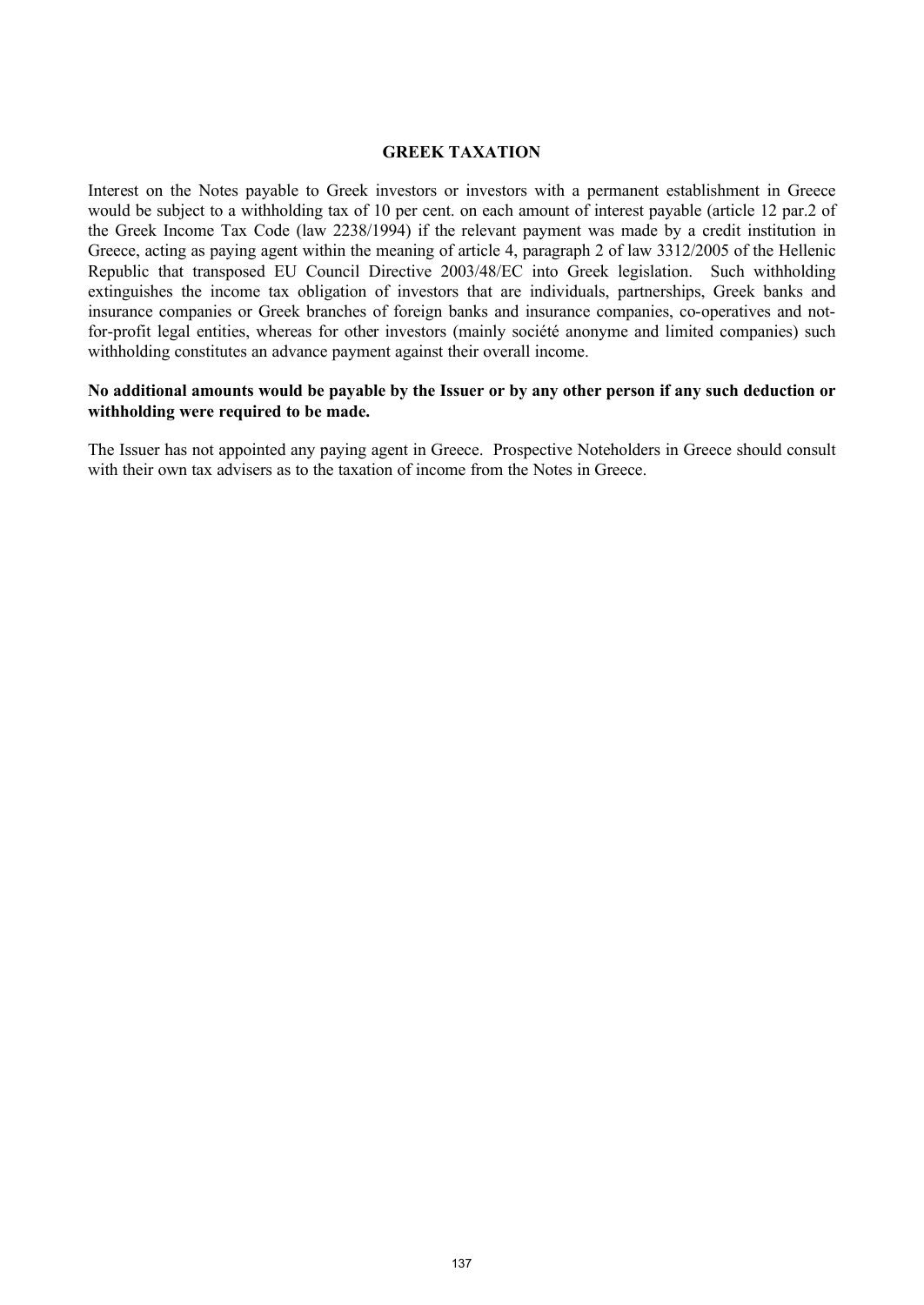## GREEK TAXATION

Interest on the Notes payable to Greek investors or investors with a permanent establishment in Greece would be subject to a withholding tax of 10 per cent. on each amount of interest payable (article 12 par.2 of the Greek Income Tax Code (law 2238/1994) if the relevant payment was made by a credit institution in Greece, acting as paying agent within the meaning of article 4, paragraph 2 of law 3312/2005 of the Hellenic Republic that transposed EU Council Directive 2003/48/EC into Greek legislation. Such withholding extinguishes the income tax obligation of investors that are individuals, partnerships, Greek banks and insurance companies or Greek branches of foreign banks and insurance companies, co-operatives and not-for-profit legal entities, whereas for other investors (mainly société anonyme and limited companies) such withholding constitutes an advance payment against their overall income.

**No additional amounts would be payable by the Issuer or by any other person if any such deduction or withholding were required to be made.**

The Issuer has not appointed any paying agent in Greece. Prospective Noteholders in Greece should consult with their own tax advisers as to the taxation of income from the Notes in Greece.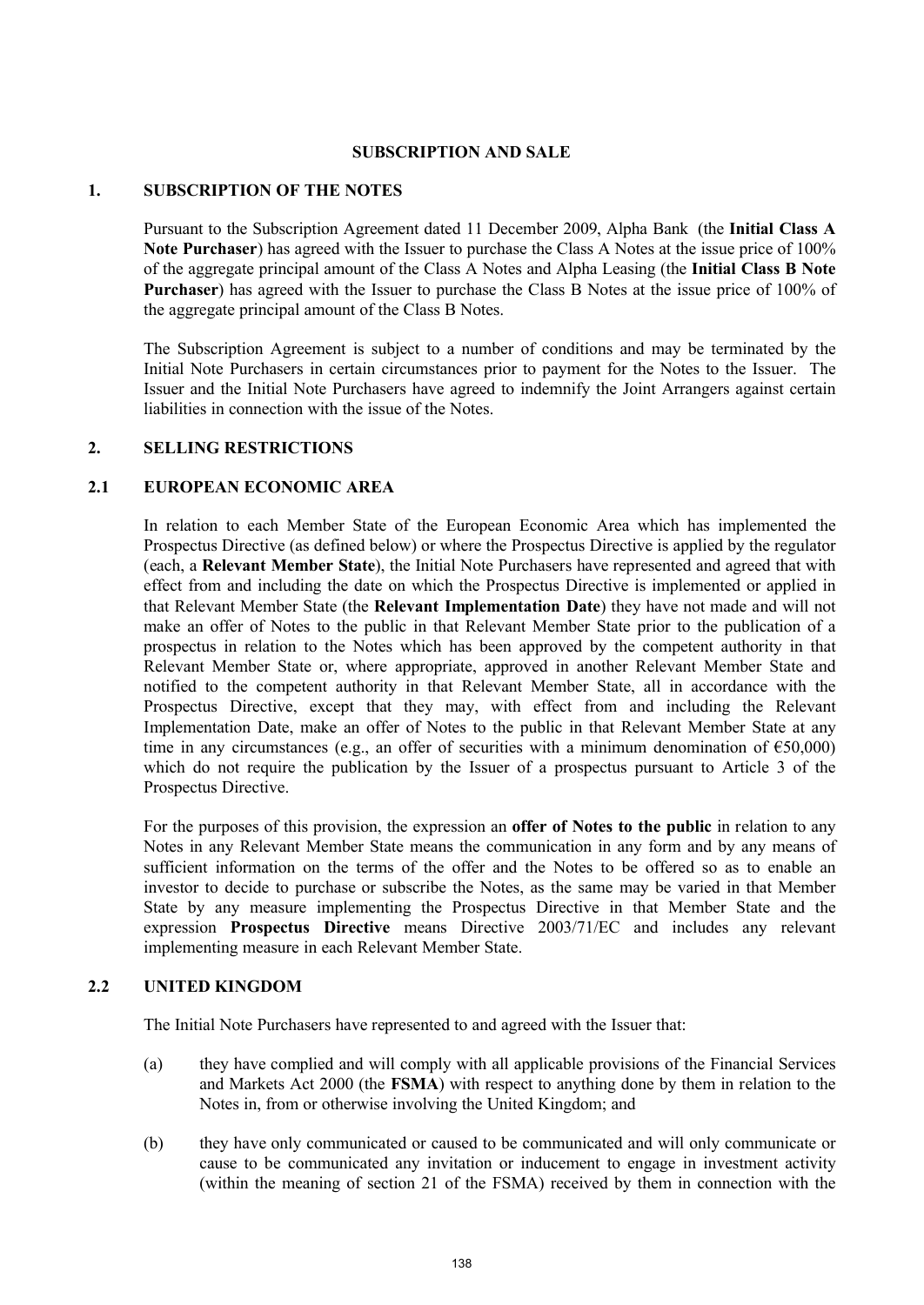# SUBSCRIPTION AND SALE

## 1. SUBSCRIPTION OF THE NOTES

Pursuant to the Subscription Agreement dated 11 December 2009, Alpha Bank (the **Initial Class A Note Purchaser**) has agreed with the Issuer to purchase the Class A Notes at the issue price of 100% of the aggregate principal amount of the Class A Notes and Alpha Leasing (the **Initial Class B Note Purchaser**) has agreed with the Issuer to purchase the Class B Notes at the issue price of 100% of the aggregate principal amount of the Class B Notes.

The Subscription Agreement is subject to a number of conditions and may be terminated by the Initial Note Purchasers in certain circumstances prior to payment for the Notes to the Issuer. The Issuer and the Initial Note Purchasers have agreed to indemnify the Joint Arrangers against certain liabilities in connection with the issue of the Notes.

## 2. SELLING RESTRICTIONS

### 2.1 EUROPEAN ECONOMIC AREA

In relation to each Member State of the European Economic Area which has implemented the Prospectus Directive (as defined below) or where the Prospectus Directive is applied by the regulator (each, a **Relevant Member State**), the Initial Note Purchasers have represented and agreed that with effect from and including the date on which the Prospectus Directive is implemented or applied in that Relevant Member State (the **Relevant Implementation Date**) they have not made and will not make an offer of Notes to the public in that Relevant Member State prior to the publication of a prospectus in relation to the Notes which has been approved by the competent authority in that Relevant Member State or, where appropriate, approved in another Relevant Member State and notified to the competent authority in that Relevant Member State, all in accordance with the Prospectus Directive, except that they may, with effect from and including the Relevant Implementation Date, make an offer of Notes to the public in that Relevant Member State at any time in any circumstances (e.g., an offer of securities with a minimum denomination of €50,000) which do not require the publication by the Issuer of a prospectus pursuant to Article 3 of the Prospectus Directive.

For the purposes of this provision, the expression an **offer of Notes to the public** in relation to any Notes in any Relevant Member State means the communication in any form and by any means of sufficient information on the terms of the offer and the Notes to be offered so as to enable an investor to decide to purchase or subscribe the Notes, as the same may be varied in that Member State by any measure implementing the Prospectus Directive in that Member State and the expression **Prospectus Directive** means Directive 2003/71/EC and includes any relevant implementing measure in each Relevant Member State.

### 2.2 UNITED KINGDOM

The Initial Note Purchasers have represented to and agreed with the Issuer that:

(a) they have complied and will comply with all applicable provisions of the Financial Services and Markets Act 2000 (the **FSMA**) with respect to anything done by them in relation to the Notes in, from or otherwise involving the United Kingdom; and

(b) they have only communicated or caused to be communicated and will only communicate or cause to be communicated any invitation or inducement to engage in investment activity (within the meaning of section 21 of the FSMA) received by them in connection with the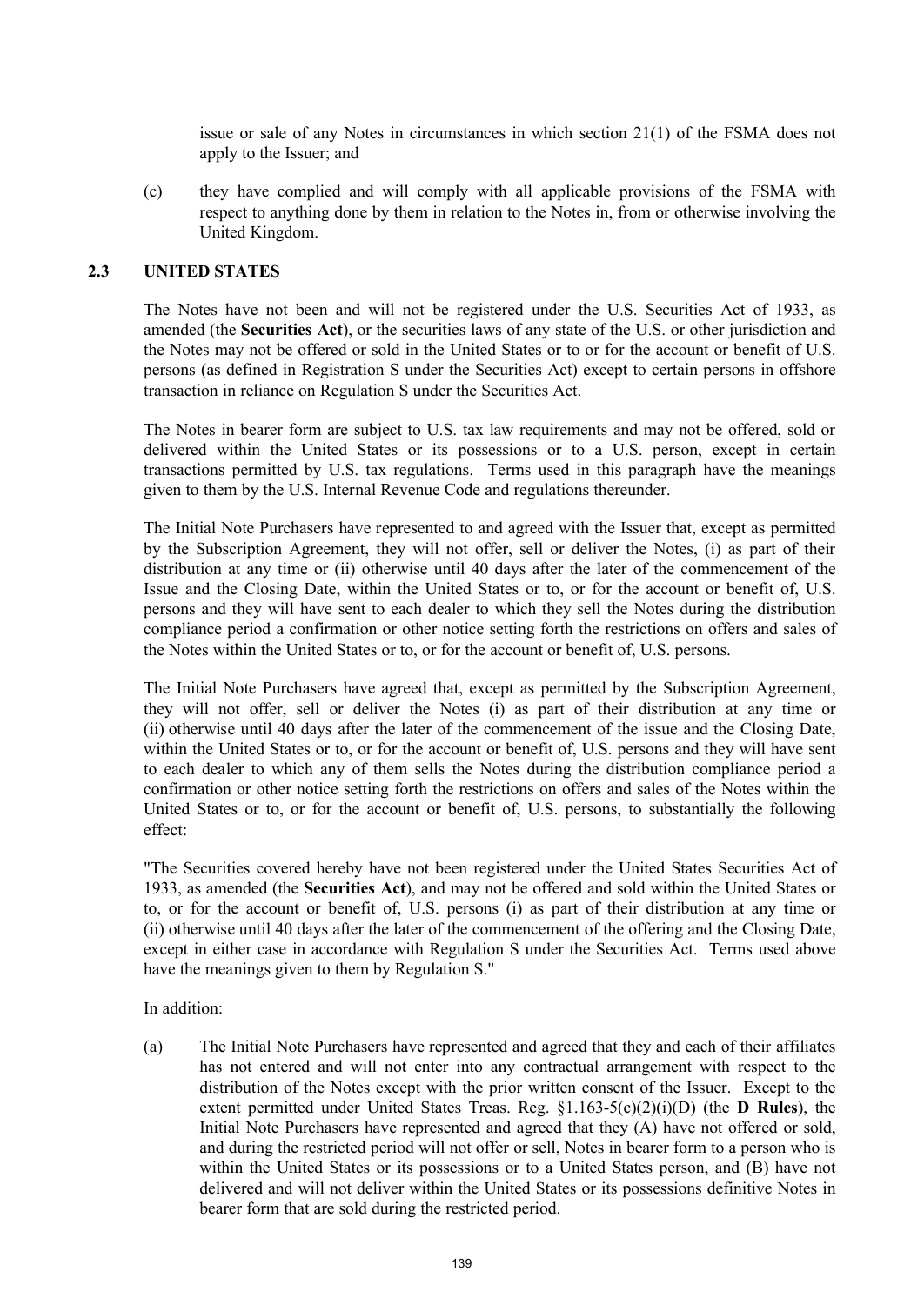issue or sale of any Notes in circumstances in which section 21(1) of the FSMA does not apply to the Issuer; and

(c) they have complied and will comply with all applicable provisions of the FSMA with respect to anything done by them in relation to the Notes in, from or otherwise involving the United Kingdom.

## 2.3 UNITED STATES

The Notes have not been and will not be registered under the U.S. Securities Act of 1933, as amended (the **Securities Act**), or the securities laws of any state of the U.S. or other jurisdiction and the Notes may not be offered or sold in the United States or to or for the account or benefit of U.S. persons (as defined in Regulation S under the Securities Act) except to certain persons in offshore transaction in reliance on Regulation S under the Securities Act.

The Notes in bearer form are subject to U.S. tax law requirements and may not be offered, sold or delivered within the United States or its possessions or to a U.S. person, except in certain transactions permitted by U.S. tax regulations. Terms used in this paragraph have the meanings given to them by the U.S. Internal Revenue Code and regulations thereunder.

The Initial Note Purchasers have represented to and agreed with the Issuer that, except as permitted by the Subscription Agreement, they will not offer, sell or deliver the Notes, (i) as part of their distribution at any time or (ii) otherwise until 40 days after the later of the commencement of the Issue and the Closing Date, within the United States or to, or for the account or benefit of, U.S. persons and they will have sent to each dealer to which they sell the Notes during the distribution compliance period a confirmation or other notice setting forth the restrictions on offers and sales of the Notes within the United States or to, or for the account or benefit of, U.S. persons.

The Initial Note Purchasers have agreed that, except as permitted by the Subscription Agreement, they will not offer, sell or deliver the Notes (i) as part of their distribution at any time or (ii) otherwise until 40 days after the later of the commencement of the issue and the Closing Date, within the United States or to, or for the account or benefit of, U.S. persons and they will have sent to each dealer to which any of them sells the Notes during the distribution compliance period a confirmation or other notice setting forth the restrictions on offers and sales of the Notes within the United States or to, or for the account or benefit of, U.S. persons, to substantially the following effect:

"The Securities covered hereby have not been registered under the United States Securities Act of 1933, as amended (the **Securities Act**), and may not be offered and sold within the United States or to, or for the account or benefit of, U.S. persons (i) as part of their distribution at any time or (ii) otherwise until 40 days after the later of the commencement of the offering and the Closing Date, except in either case in accordance with Regulation S under the Securities Act. Terms used above have the meanings given to them by Regulation S."

In addition:

(a) The Initial Note Purchasers have represented and agreed that they and each of their affiliates has not entered and will not enter into any contractual arrangement with respect to the distribution of the Notes except with the prior written consent of the Issuer. Except to the extent permitted under United States Treas. Reg. §1.163-5(c)(2)(i)(D) (the **D Rules**), the Initial Note Purchasers have represented and agreed that they (A) have not offered or sold, and during the restricted period will not offer or sell, Notes in bearer form to a person who is within the United States or its possessions or to a United States person, and (B) have not delivered and will not deliver within the United States or its possessions definitive Notes in bearer form that are sold during the restricted period.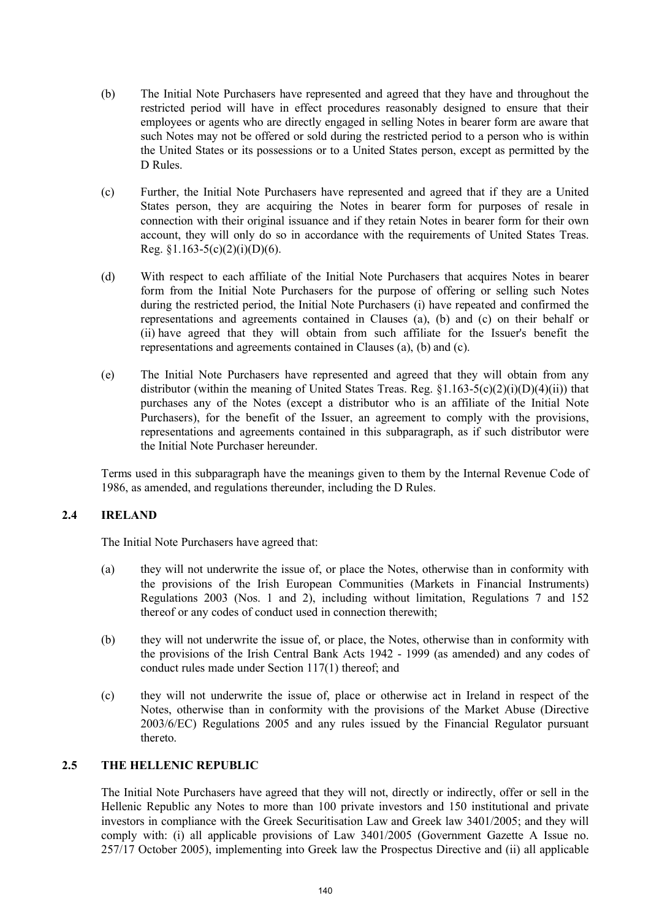(b) The Initial Note Purchasers have represented and agreed that they have and throughout the restricted period will have in effect procedures reasonably designed to ensure that their employees or agents who are directly engaged in selling Notes in bearer form are aware that such Notes may not be offered or sold during the restricted period to a person who is within the United States or its possessions or to a United States person, except as permitted by the D Rules.

(c) Further, the Initial Note Purchasers have represented and agreed that if they are a United States person, they are acquiring the Notes in bearer form for purposes of resale in connection with their original issuance and if they retain Notes in bearer form for their own account, they will only do so in accordance with the requirements of United States Treas. Reg. §1.163-5(c)(2)(i)(D)(6).

(d) With respect to each affiliate of the Initial Note Purchasers that acquires Notes in bearer form from the Initial Note Purchasers for the purpose of offering or selling such Notes during the restricted period, the Initial Note Purchasers (i) have repeated and confirmed the representations and agreements contained in Clauses (a), (b) and (c) on their behalf or (ii) have agreed that they will obtain from such affiliate for the Issuer's benefit the representations and agreements contained in Clauses (a), (b) and (c).

(e) The Initial Note Purchasers have represented and agreed that they will obtain from any distributor (within the meaning of United States Treas. Reg. §1.163-5(c)(2)(i)(D)(4)(ii)) that purchases any of the Notes (except a distributor who is an affiliate of the Initial Note Purchasers), for the benefit of the Issuer, an agreement to comply with the provisions, representations and agreements contained in this subparagraph, as if such distributor were the Initial Note Purchaser hereunder.

Terms used in this subparagraph have the meanings given to them by the Internal Revenue Code of 1986, as amended, and regulations thereunder, including the D Rules.

## 2.4 IRELAND

The Initial Note Purchasers have agreed that:

(a) they will not underwrite the issue of, or place the Notes, otherwise than in conformity with the provisions of the Irish European Communities (Markets in Financial Instruments) Regulations 2003 (Nos. 1 and 2), including without limitation, Regulations 7 and 152 thereof or any codes of conduct used in connection therewith;

(b) they will not underwrite the issue of, or place, the Notes, otherwise than in conformity with the provisions of the Irish Central Bank Acts 1942 - 1999 (as amended) and any codes of conduct rules made under Section 117(1) thereof; and

(c) they will not underwrite the issue of, place or otherwise act in Ireland in respect of the Notes, otherwise than in conformity with the provisions of the Market Abuse (Directive 2003/6/EC) Regulations 2005 and any rules issued by the Financial Regulator pursuant thereto.

## 2.5 THE HELLENIC REPUBLIC

The Initial Note Purchasers have agreed that they will not, directly or indirectly, offer or sell in the Hellenic Republic any Notes to more than 100 private investors and 150 institutional and private investors in compliance with the Greek Securitisation Law and Greek law 3401/2005; and they will comply with: (i) all applicable provisions of Law 3401/2005 (Government Gazette A Issue no. 257/17 October 2005), implementing into Greek law the Prospectus Directive and (ii) all applicable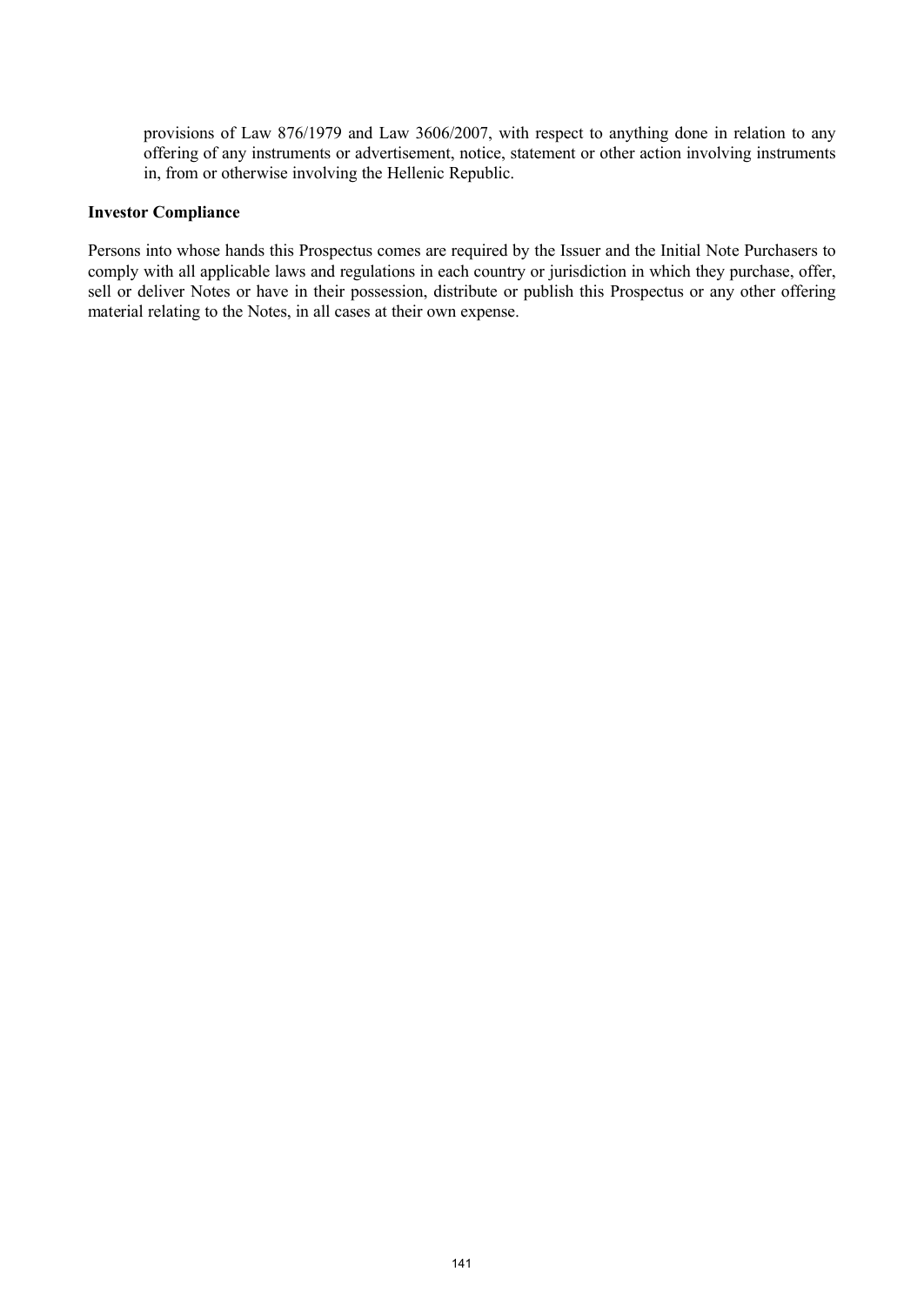provisions of Law 876/1979 and Law 3606/2007, with respect to anything done in relation to any offering of any instruments or advertisement, notice, statement or other action involving instruments in, from or otherwise involving the Hellenic Republic.

**Investor Compliance**

Persons into whose hands this Prospectus comes are required by the Issuer and the Initial Note Purchasers to comply with all applicable laws and regulations in each country or jurisdiction in which they purchase, offer, sell or deliver Notes or have in their possession, distribute or publish this Prospectus or any other offering material relating to the Notes, in all cases at their own expense.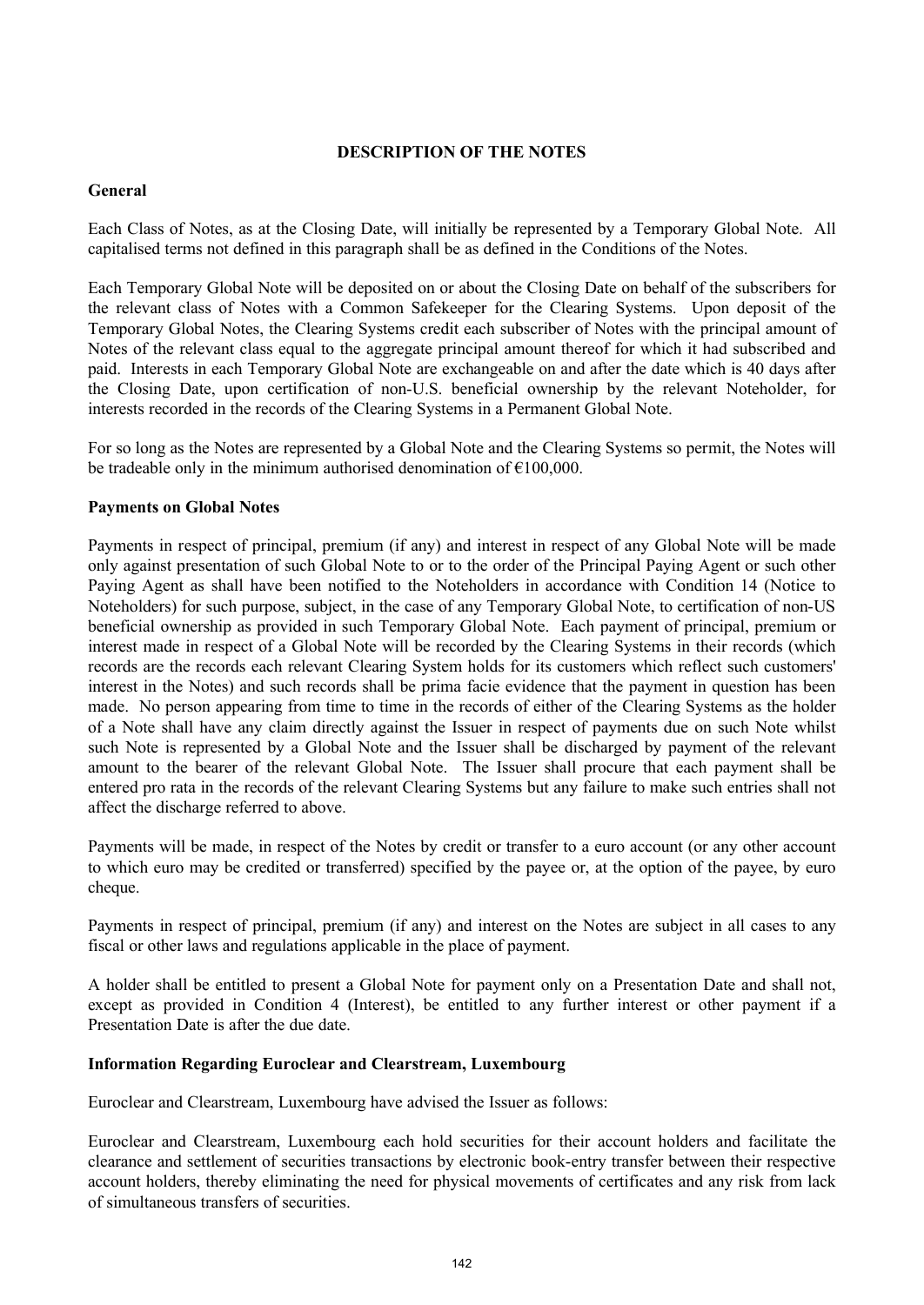# DESCRIPTION OF THE NOTES

## General

Each Class of Notes, as at the Closing Date, will initially be represented by a Temporary Global Note. All capitalised terms not defined in this paragraph shall be as defined in the Conditions of the Notes.

Each Temporary Global Note will be deposited on or about the Closing Date on behalf of the subscribers for the relevant class of Notes with a Common Safekeeper for the Clearing Systems. Upon deposit of the Temporary Global Notes, the Clearing Systems credit each subscriber of Notes with the principal amount of Notes of the relevant class equal to the aggregate principal amount thereof for which it had subscribed and paid. Interests in each Temporary Global Note are exchangeable on and after the date which is 40 days after the Closing Date, upon certification of non-U.S. beneficial ownership by the relevant Noteholder, for interests recorded in the records of the Clearing Systems in a Permanent Global Note.

For so long as the Notes are represented by a Global Note and the Clearing Systems so permit, the Notes will be tradeable only in the minimum authorised denomination of €100,000.

## Payments on Global Notes

Payments in respect of principal, premium (if any) and interest in respect of any Global Note will be made only against presentation of such Global Note to or to the order of the Principal Paying Agent or such other Paying Agent as shall have been notified to the Noteholders in accordance with Condition 14 (Notice to Noteholders) for such purpose, subject, in the case of any Temporary Global Note, to certification of non-US beneficial ownership as provided in such Temporary Global Note. Each payment of principal, premium or interest made in respect of a Global Note will be recorded by the Clearing Systems in their records (which records are the records each relevant Clearing System holds for its customers which reflect such customers' interest in the Notes) and such records shall be prima facie evidence that the payment in question has been made. No person appearing from time to time in the records of either of the Clearing Systems as the holder of a Note shall have any claim directly against the Issuer in respect of payments due on such Note whilst such Note is represented by a Global Note and the Issuer shall be discharged by payment of the relevant amount to the bearer of the relevant Global Note. The Issuer shall procure that each payment shall be entered pro rata in the records of the relevant Clearing Systems but any failure to make such entries shall not affect the discharge referred to above.

Payments will be made, in respect of the Notes by credit or transfer to a euro account (or any other account to which euro may be credited or transferred) specified by the payee or, at the option of the payee, by euro cheque.

Payments in respect of principal, premium (if any) and interest on the Notes are subject in all cases to any fiscal or other laws and regulations applicable in the place of payment.

A holder shall be entitled to present a Global Note for payment only on a Presentation Date and shall not, except as provided in Condition 4 (Interest), be entitled to any further interest or other payment if a Presentation Date is after the due date.

## Information Regarding Euroclear and Clearstream, Luxembourg

Euroclear and Clearstream, Luxembourg have advised the Issuer as follows:

Euroclear and Clearstream, Luxembourg each hold securities for their account holders and facilitate the clearance and settlement of securities transactions by electronic book-entry transfer between their respective account holders, thereby eliminating the need for physical movements of certificates and any risk from lack of simultaneous transfers of securities.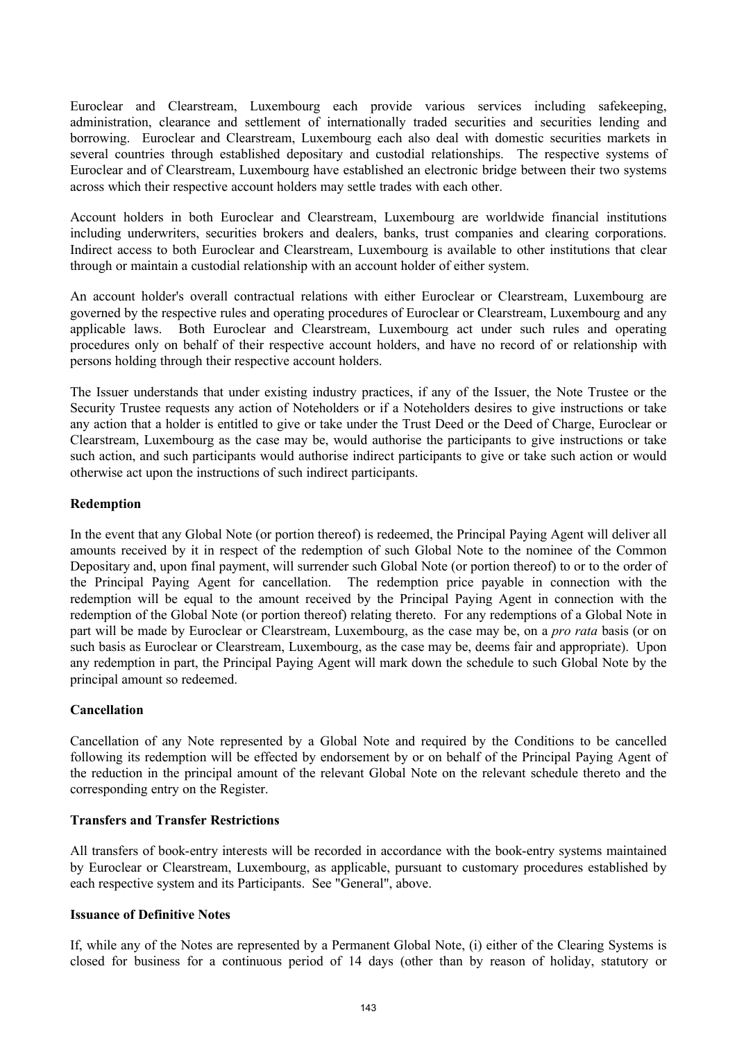Euroclear and Clearstream, Luxembourg each provide various services including safekeeping, administration, clearance and settlement of internationally traded securities and securities lending and borrowing. Euroclear and Clearstream, Luxembourg each also deal with domestic securities markets in several countries through established depositary and custodial relationships. The respective systems of Euroclear and of Clearstream, Luxembourg have established an electronic bridge between their two systems across which their respective account holders may settle trades with each other.

Account holders in both Euroclear and Clearstream, Luxembourg are worldwide financial institutions including underwriters, securities brokers and dealers, banks, trust companies and clearing corporations. Indirect access to both Euroclear and Clearstream, Luxembourg is available to other institutions that clear through or maintain a custodial relationship with an account holder of either system.

An account holder's overall contractual relations with either Euroclear or Clearstream, Luxembourg are governed by the respective rules and operating procedures of Euroclear or Clearstream, Luxembourg and any applicable laws. Both Euroclear and Clearstream, Luxembourg act under such rules and operating procedures only on behalf of their respective account holders, and have no record of or relationship with persons holding through their respective account holders.

The Issuer understands that under existing industry practices, if any of the Issuer, the Note Trustee or the Security Trustee requests any action of Noteholders or if a Noteholders desires to give instructions or take any action that a holder is entitled to give or take under the Trust Deed or the Deed of Charge, Euroclear or Clearstream, Luxembourg as the case may be, would authorise the participants to give instructions or take such action, and such participants would authorise indirect participants to give or take such action or would otherwise act upon the instructions of such indirect participants.

**Redemption**

In the event that any Global Note (or portion thereof) is redeemed, the Principal Paying Agent will deliver all amounts received by it in respect of the redemption of such Global Note to the nominee of the Common Depositary and, upon final payment, will surrender such Global Note (or portion thereof) to or to the order of the Principal Paying Agent for cancellation. The redemption price payable in connection with the redemption will be equal to the amount received by the Principal Paying Agent in connection with the redemption of the Global Note (or portion thereof) relating thereto. For any redemptions of a Global Note in part will be made by Euroclear or Clearstream, Luxembourg, as the case may be, on a *pro rata* basis (or on such basis as Euroclear or Clearstream, Luxembourg, as the case may be, deems fair and appropriate). Upon any redemption in part, the Principal Paying Agent will mark down the schedule to such Global Note by the principal amount so redeemed.

**Cancellation**

Cancellation of any Note represented by a Global Note and required by the Conditions to be cancelled following its redemption will be effected by endorsement by or on behalf of the Principal Paying Agent of the reduction in the principal amount of the relevant Global Note on the relevant schedule thereto and the corresponding entry on the Register.

**Transfers and Transfer Restrictions**

All transfers of book-entry interests will be recorded in accordance with the book-entry systems maintained by Euroclear or Clearstream, Luxembourg, as applicable, pursuant to customary procedures established by each respective system and its Participants. See "General", above.

**Issuance of Definitive Notes**

If, while any of the Notes are represented by a Permanent Global Note, (i) either of the Clearing Systems is closed for business for a continuous period of 14 days (other than by reason of holiday, statutory or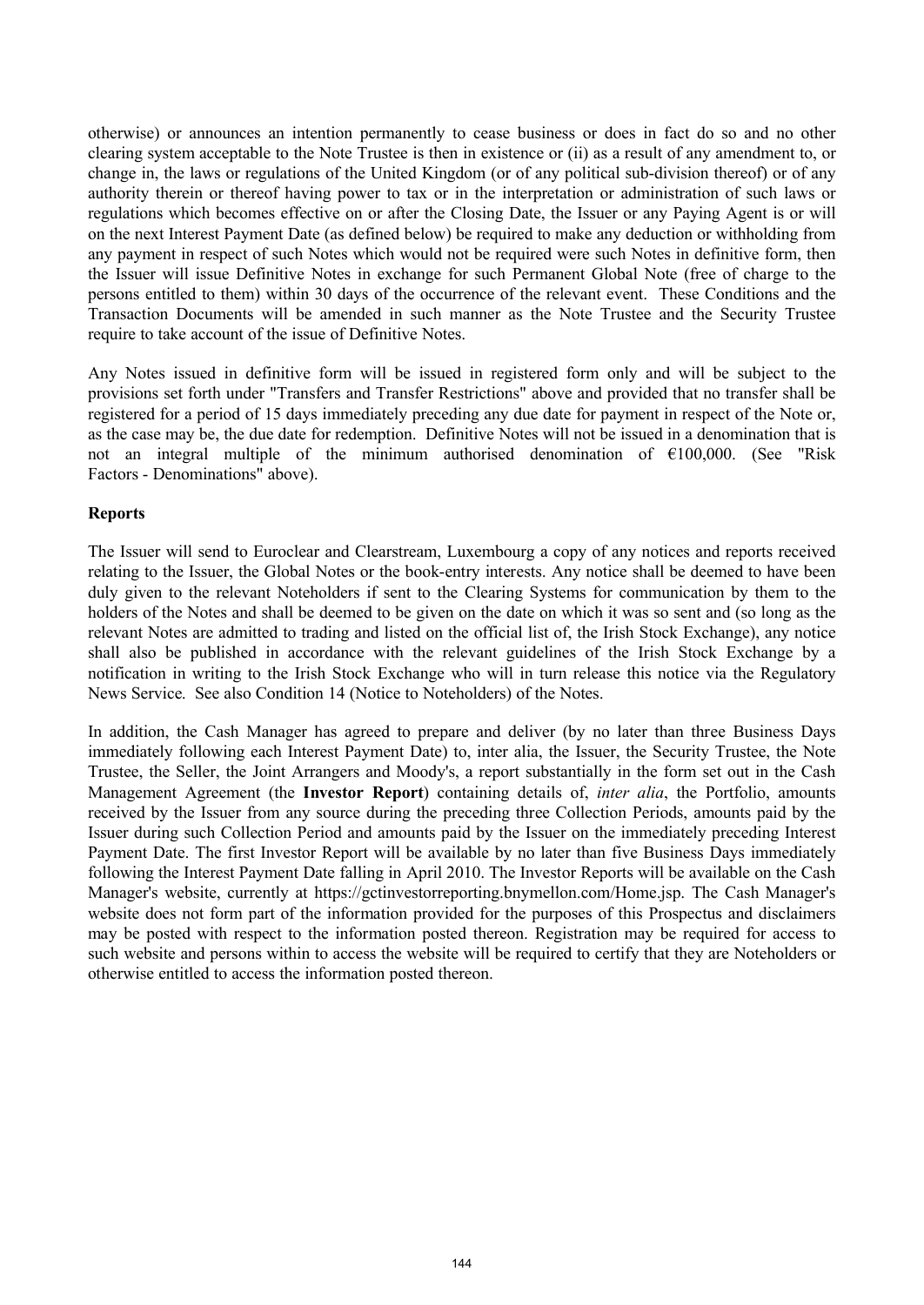otherwise) or announces an intention permanently to cease business or does in fact do so and no other clearing system acceptable to the Note Trustee is then in existence or (ii) as a result of any amendment to, or change in, the laws or regulations of the United Kingdom (or of any political sub-division thereof) or of any authority therein or thereof having power to tax or in the interpretation or administration of such laws or regulations which becomes effective on or after the Closing Date, the Issuer or any Paying Agent is or will on the next Interest Payment Date (as defined below) be required to make any deduction or withholding from any payment in respect of such Notes which would not be required were such Notes in definitive form, then the Issuer will issue Definitive Notes in exchange for such Permanent Global Note (free of charge to the persons entitled to them) within 30 days of the occurrence of the relevant event. These Conditions and the Transaction Documents will be amended in such manner as the Note Trustee and the Security Trustee require to take account of the issue of Definitive Notes.

Any Notes issued in definitive form will be issued in registered form only and will be subject to the provisions set forth under "Transfers and Transfer Restrictions" above and provided that no transfer shall be registered for a period of 15 days immediately preceding any due date for payment in respect of the Note or, as the case may be, the due date for redemption. Definitive Notes will not be issued in a denomination that is not an integral multiple of the minimum authorised denomination of €100,000. (See "Risk Factors - Denominations" above).

**Reports**

The Issuer will send to Euroclear and Clearstream, Luxembourg a copy of any notices and reports received relating to the Issuer, the Global Notes or the book-entry interests. Any notice shall be deemed to have been duly given to the relevant Noteholders if sent to the Clearing Systems for communication by them to the holders of the Notes and shall be deemed to be given on the date on which it was so sent and (so long as the relevant Notes are admitted to trading and listed on the official list of, the Irish Stock Exchange), any notice shall also be published in accordance with the relevant guidelines of the Irish Stock Exchange by a notification in writing to the Irish Stock Exchange who will in turn release this notice via the Regulatory News Service. See also Condition 14 (Notice to Noteholders) of the Notes.

In addition, the Cash Manager has agreed to prepare and deliver (by no later than three Business Days immediately following each Interest Payment Date) to, inter alia, the Issuer, the Security Trustee, the Note Trustee, the Seller, the Joint Arrangers and Moody's, a report substantially in the form set out in the Cash Management Agreement (the **Investor Report**) containing details of, *inter alia*, the Portfolio, amounts received by the Issuer from any source during the preceding three Collection Periods, amounts paid by the Issuer during such Collection Period and amounts paid by the Issuer on the immediately preceding Interest Payment Date. The first Investor Report will be available by no later than five Business Days immediately following the Interest Payment Date falling in April 2010. The Investor Reports will be available on the Cash Manager's website, currently at https://gctinvestorreporting.bnymellon.com/Home.jsp. The Cash Manager's website does not form part of the information provided for the purposes of this Prospectus and disclaimers may be posted with respect to the information posted thereon. Registration may be required for access to such website and persons within to access the website will be required to certify that they are Noteholders or otherwise entitled to access the information posted thereon.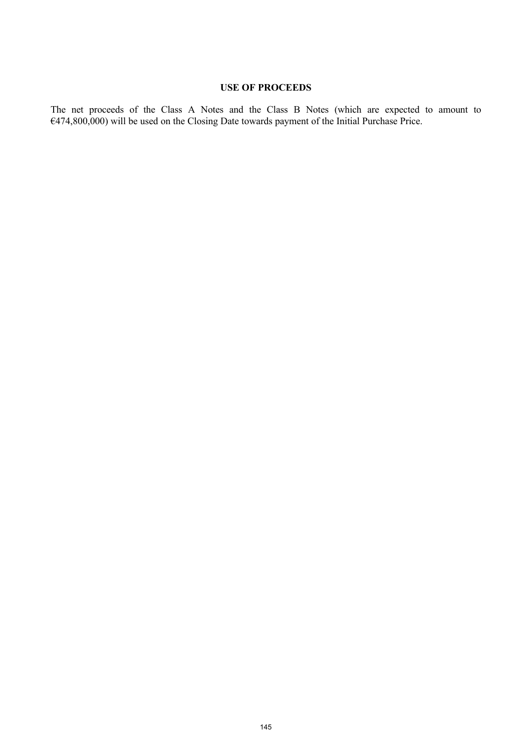## USE OF PROCEEDS

The net proceeds of the Class A Notes and the Class B Notes (which are expected to amount to €474,800,000) will be used on the Closing Date towards payment of the Initial Purchase Price.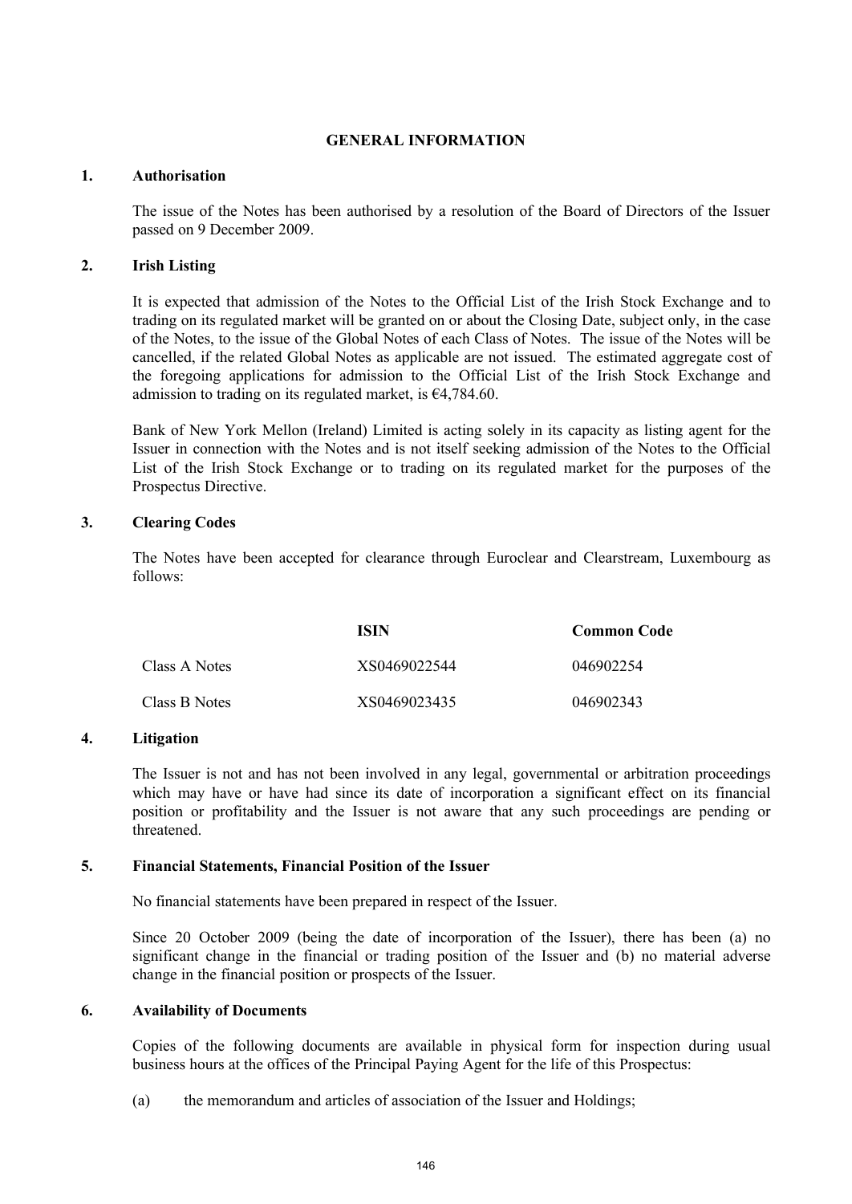# GENERAL INFORMATION

## 1. Authorisation

The issue of the Notes has been authorised by a resolution of the Board of Directors of the Issuer passed on 9 December 2009.

## 2. Irish Listing

It is expected that admission of the Notes to the Official List of the Irish Stock Exchange and to trading on its regulated market will be granted on or about the Closing Date, subject only, in the case of the Notes, to the issue of the Global Notes of each Class of Notes. The issue of the Notes will be cancelled, if the related Global Notes as applicable are not issued. The estimated aggregate cost of the foregoing applications for admission to the Official List of the Irish Stock Exchange and admission to trading on its regulated market, is €4,784.60.

Bank of New York Mellon (Ireland) Limited is acting solely in its capacity as listing agent for the Issuer in connection with the Notes and is not itself seeking admission of the Notes to the Official List of the Irish Stock Exchange or to trading on its regulated market for the purposes of the Prospectus Directive.

## 3. Clearing Codes

The Notes have been accepted for clearance through Euroclear and Clearstream, Luxembourg as follows:

| | ISIN | Common Code |
|---|---|---|
| Class A Notes | XS0469022544 | 046902254 |
| Class B Notes | XS0469023435 | 046902343 |

## 4. Litigation

The Issuer is not and has not been involved in any legal, governmental or arbitration proceedings which may have or have had since its date of incorporation a significant effect on its financial position or profitability and the Issuer is not aware that any such proceedings are pending or threatened.

## 5. Financial Statements, Financial Position of the Issuer

No financial statements have been prepared in respect of the Issuer.

Since 20 October 2009 (being the date of incorporation of the Issuer), there has been (a) no significant change in the financial or trading position of the Issuer and (b) no material adverse change in the financial position or prospects of the Issuer.

## 6. Availability of Documents

Copies of the following documents are available in physical form for inspection during usual business hours at the offices of the Principal Paying Agent for the life of this Prospectus:

(a) the memorandum and articles of association of the Issuer and Holdings;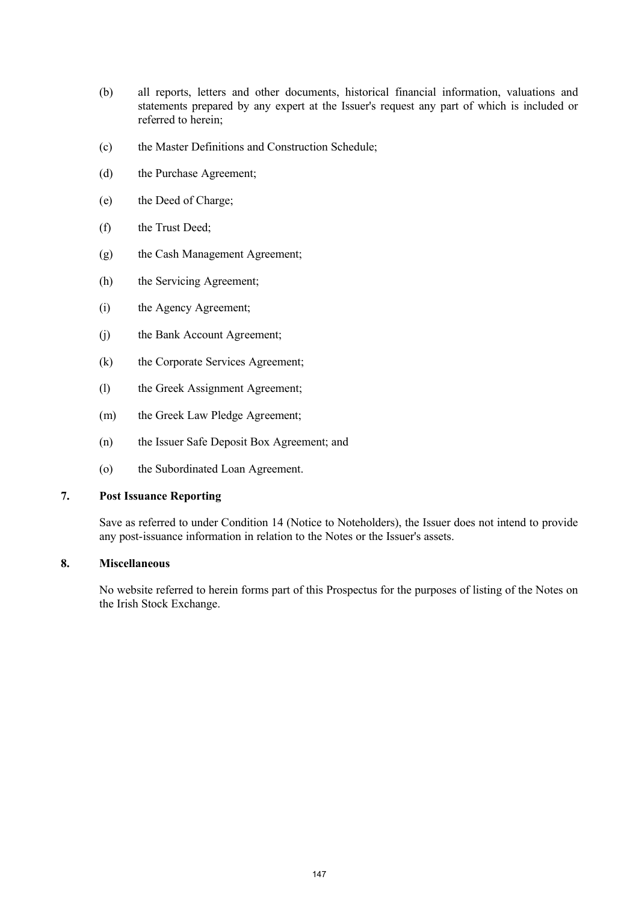(b) all reports, letters and other documents, historical financial information, valuations and statements prepared by any expert at the Issuer's request any part of which is included or referred to herein;

(c) the Master Definitions and Construction Schedule;

(d) the Purchase Agreement;

(e) the Deed of Charge;

(f) the Trust Deed;

(g) the Cash Management Agreement;

(h) the Servicing Agreement;

(i) the Agency Agreement;

(j) the Bank Account Agreement;

(k) the Corporate Services Agreement;

(l) the Greek Assignment Agreement;

(m) the Greek Law Pledge Agreement;

(n) the Issuer Safe Deposit Box Agreement; and

(o) the Subordinated Loan Agreement.

## 7. Post Issuance Reporting

Save as referred to under Condition 14 (Notice to Noteholders), the Issuer does not intend to provide any post-issuance information in relation to the Notes or the Issuer's assets.

## 8. Miscellaneous

No website referred to herein forms part of this Prospectus for the purposes of listing of the Notes on the Irish Stock Exchange.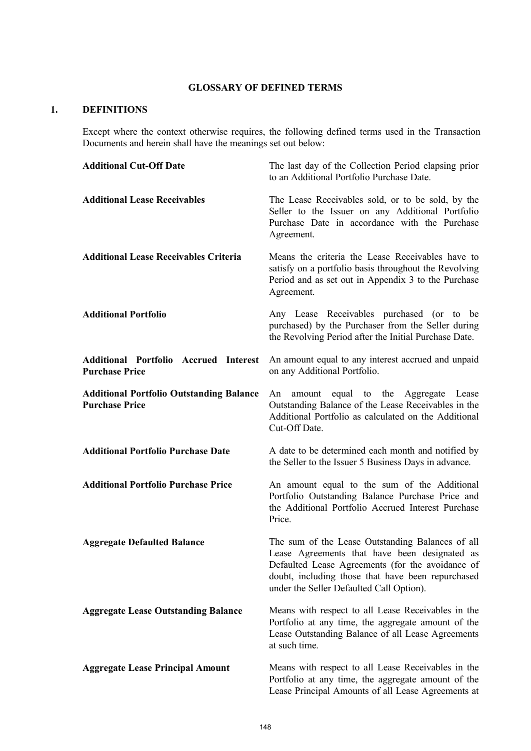# GLOSSARY OF DEFINED TERMS

## 1. DEFINITIONS

Except where the context otherwise requires, the following defined terms used in the Transaction Documents and herein shall have the meanings set out below:

| | |
|---|---|
| **Additional Cut-Off Date** | The last day of the Collection Period elapsing prior to an Additional Portfolio Purchase Date. |
| **Additional Lease Receivables** | The Lease Receivables sold, or to be sold, by the Seller to the Issuer on any Additional Portfolio Purchase Date in accordance with the Purchase Agreement. |
| **Additional Lease Receivables Criteria** | Means the criteria the Lease Receivables have to satisfy on a portfolio basis throughout the Revolving Period and as set out in Appendix 3 to the Purchase Agreement. |
| **Additional Portfolio** | Any Lease Receivables purchased (or to be purchased) by the Purchaser from the Seller during the Revolving Period after the Initial Purchase Date. |
| **Additional Portfolio Accrued Interest Purchase Price** | An amount equal to any interest accrued and unpaid on any Additional Portfolio. |
| **Additional Portfolio Outstanding Balance Purchase Price** | An amount equal to the Aggregate Lease Outstanding Balance of the Lease Receivables in the Additional Portfolio as calculated on the Additional Cut-Off Date. |
| **Additional Portfolio Purchase Date** | A date to be determined each month and notified by the Seller to the Issuer 5 Business Days in advance. |
| **Additional Portfolio Purchase Price** | An amount equal to the sum of the Additional Portfolio Outstanding Balance Purchase Price and the Additional Portfolio Accrued Interest Purchase Price. |
| **Aggregate Defaulted Balance** | The sum of the Lease Outstanding Balances of all Lease Agreements that have been designated as Defaulted Lease Agreements (for the avoidance of doubt, including those that have been repurchased under the Seller Defaulted Call Option). |
| **Aggregate Lease Outstanding Balance** | Means with respect to all Lease Receivables in the Portfolio at any time, the aggregate amount of the Lease Outstanding Balance of all Lease Agreements at such time. |
| **Aggregate Lease Principal Amount** | Means with respect to all Lease Receivables in the Portfolio at any time, the aggregate amount of the Lease Principal Amounts of all Lease Agreements at |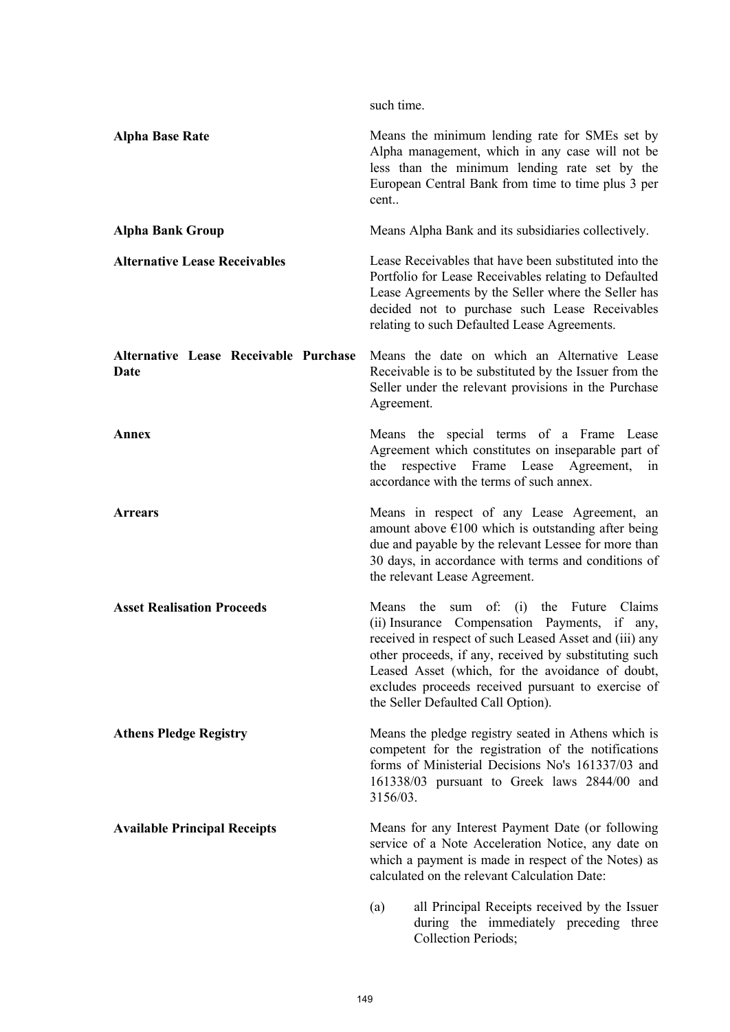such time.

| | |
|---|---|
| **Alpha Base Rate** | Means the minimum lending rate for SMEs set by Alpha management, which in any case will not be less than the minimum lending rate set by the European Central Bank from time to time plus 3 per cent.. |
| **Alpha Bank Group** | Means Alpha Bank and its subsidiaries collectively. |
| **Alternative Lease Receivables** | Lease Receivables that have been substituted into the Portfolio for Lease Receivables relating to Defaulted Lease Agreements by the Seller where the Seller has decided not to purchase such Lease Receivables relating to such Defaulted Lease Agreements. |
| **Alternative Lease Receivable Purchase Date** | Means the date on which an Alternative Lease Receivable is to be substituted by the Issuer from the Seller under the relevant provisions in the Purchase Agreement. |
| **Annex** | Means the special terms of a Frame Lease Agreement which constitutes on inseparable part of the respective Frame Lease Agreement, in accordance with the terms of such annex. |
| **Arrears** | Means in respect of any Lease Agreement, an amount above €100 which is outstanding after being due and payable by the relevant Lessee for more than 30 days, in accordance with terms and conditions of the relevant Lease Agreement. |
| **Asset Realisation Proceeds** | Means the sum of: (i) the Future Claims (ii) Insurance Compensation Payments, if any, received in respect of such Leased Asset and (iii) any other proceeds, if any, received by substituting such Leased Asset (which, for the avoidance of doubt, excludes proceeds received pursuant to exercise of the Seller Defaulted Call Option). |
| **Athens Pledge Registry** | Means the pledge registry seated in Athens which is competent for the registration of the notifications forms of Ministerial Decisions No's 161337/03 and 161338/03 pursuant to Greek laws 2844/00 and 3156/03. |
| **Available Principal Receipts** | Means for any Interest Payment Date (or following service of a Note Acceleration Notice, any date on which a payment is made in respect of the Notes) as calculated on the relevant Calculation Date: |

(a) all Principal Receipts received by the Issuer during the immediately preceding three Collection Periods;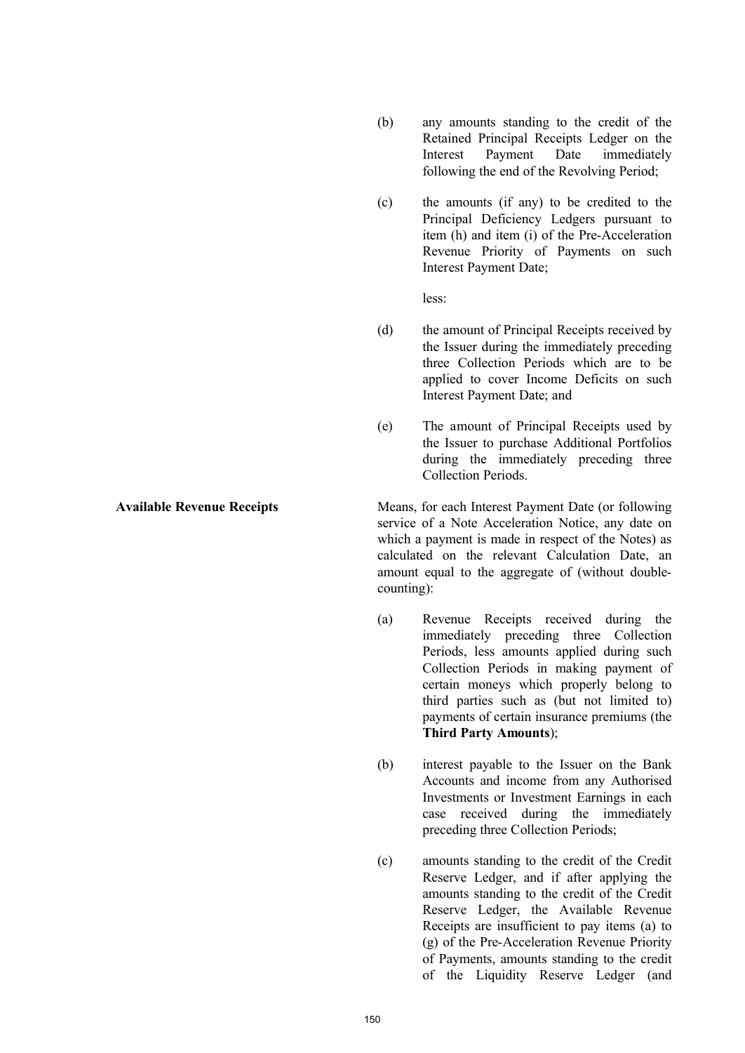(b) any amounts standing to the credit of the Retained Principal Receipts Ledger on the Interest Payment Date immediately following the end of the Revolving Period;

(c) the amounts (if any) to be credited to the Principal Deficiency Ledgers pursuant to item (h) and item (i) of the Pre-Acceleration Revenue Priority of Payments on such Interest Payment Date;

less:

(d) the amount of Principal Receipts received by the Issuer during the immediately preceding three Collection Periods which are to be applied to cover Income Deficits on such Interest Payment Date; and

(e) The amount of Principal Receipts used by the Issuer to purchase Additional Portfolios during the immediately preceding three Collection Periods.

**Available Revenue Receipts**

Means, for each Interest Payment Date (or following service of a Note Acceleration Notice, any date on which a payment is made in respect of the Notes) as calculated on the relevant Calculation Date, an amount equal to the aggregate of (without double-counting):

(a) Revenue Receipts received during the immediately preceding three Collection Periods, less amounts applied during such Collection Periods in making payment of certain moneys which properly belong to third parties such as (but not limited to) payments of certain insurance premiums (the **Third Party Amounts**);

(b) interest payable to the Issuer on the Bank Accounts and income from any Authorised Investments or Investment Earnings in each case received during the immediately preceding three Collection Periods;

(c) amounts standing to the credit of the Credit Reserve Ledger, and if after applying the amounts standing to the credit of the Credit Reserve Ledger, the Available Revenue Receipts are insufficient to pay items (a) to (g) of the Pre-Acceleration Revenue Priority of Payments, amounts standing to the credit of the Liquidity Reserve Ledger (and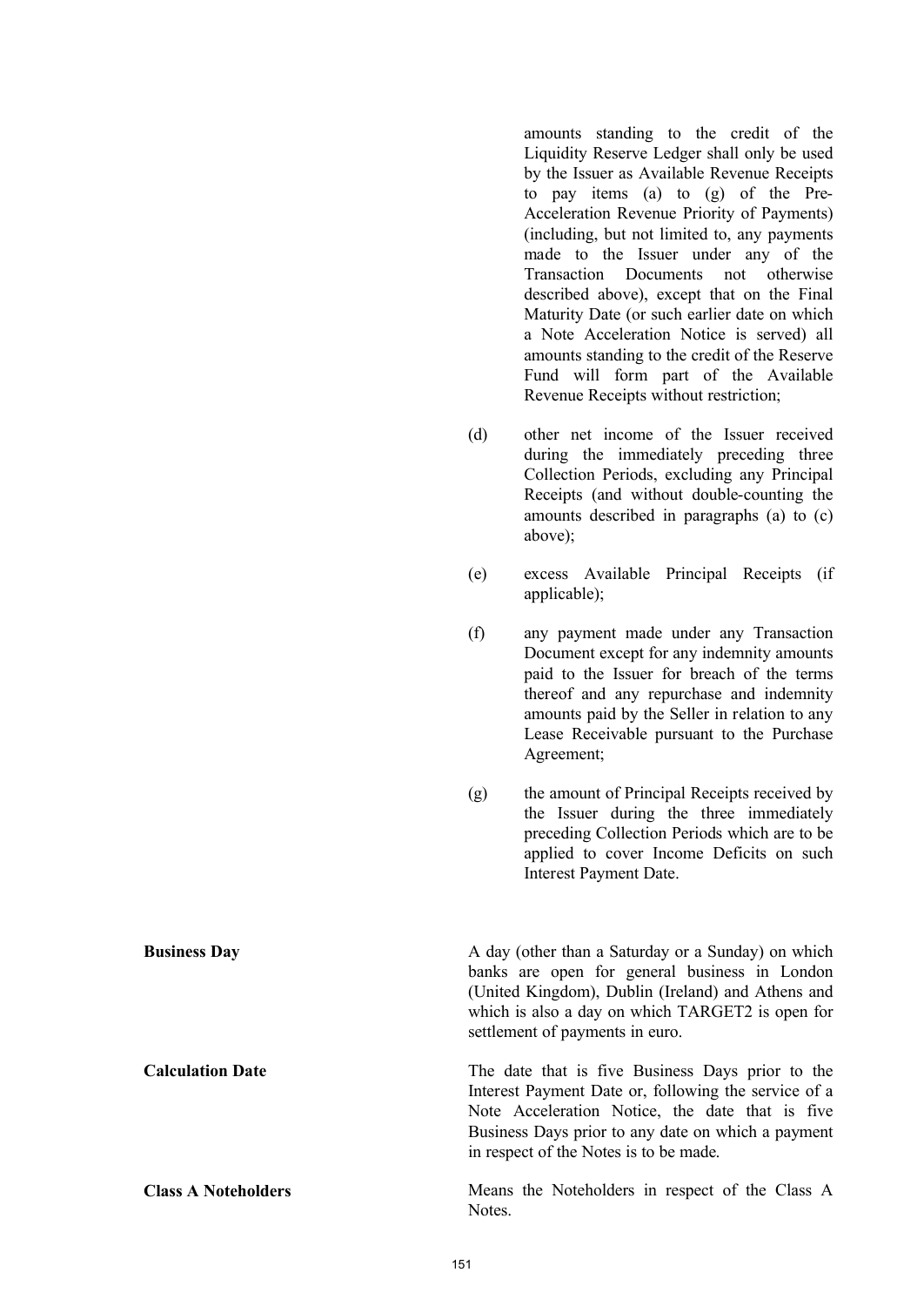amounts standing to the credit of the Liquidity Reserve Ledger shall only be used by the Issuer as Available Revenue Receipts to pay items (a) to (g) of the Pre-Acceleration Revenue Priority of Payments) (including, but not limited to, any payments made to the Issuer under any of the Transaction Documents not otherwise described above), except that on the Final Maturity Date (or such earlier date on which a Note Acceleration Notice is served) all amounts standing to the credit of the Reserve Fund will form part of the Available Revenue Receipts without restriction;

(d) other net income of the Issuer received during the immediately preceding three Collection Periods, excluding any Principal Receipts (and without double-counting the amounts described in paragraphs (a) to (c) above);

(e) excess Available Principal Receipts (if applicable);

(f) any payment made under any Transaction Document except for any indemnity amounts paid to the Issuer for breach of the terms thereof and any repurchase and indemnity amounts paid by the Seller in relation to any Lease Receivable pursuant to the Purchase Agreement;

(g) the amount of Principal Receipts received by the Issuer during the three immediately preceding Collection Periods which are to be applied to cover Income Deficits on such Interest Payment Date.

**Business Day**

A day (other than a Saturday or a Sunday) on which banks are open for general business in London (United Kingdom), Dublin (Ireland) and Athens and which is also a day on which TARGET2 is open for settlement of payments in euro.

**Calculation Date**

The date that is five Business Days prior to the Interest Payment Date or, following the service of a Note Acceleration Notice, the date that is five Business Days prior to any date on which a payment in respect of the Notes is to be made.

**Class A Noteholders**

Means the Noteholders in respect of the Class A Notes.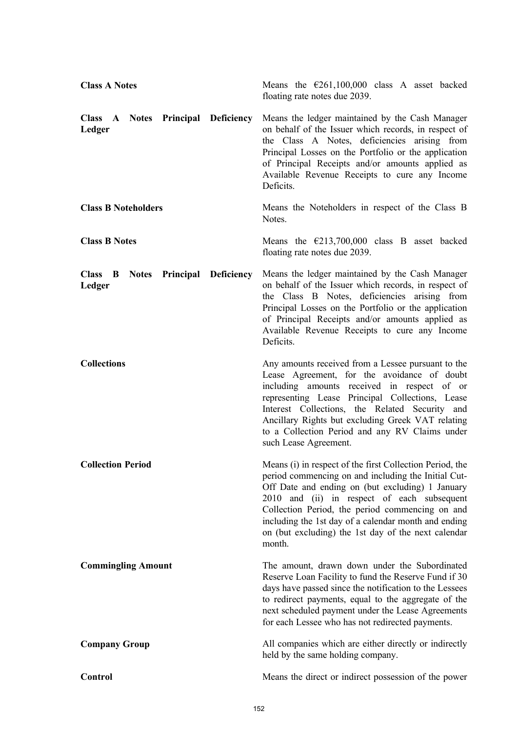**Class A Notes** Means the €261,100,000 class A asset backed floating rate notes due 2039.

**Class A Notes Principal Deficiency Ledger** Means the ledger maintained by the Cash Manager on behalf of the Issuer which records, in respect of the Class A Notes, deficiencies arising from Principal Losses on the Portfolio or the application of Principal Receipts and/or amounts applied as Available Revenue Receipts to cure any Income Deficits.

**Class B Noteholders** Means the Noteholders in respect of the Class B Notes.

**Class B Notes** Means the €213,700,000 class B asset backed floating rate notes due 2039.

**Class B Notes Principal Deficiency Ledger** Means the ledger maintained by the Cash Manager on behalf of the Issuer which records, in respect of the Class B Notes, deficiencies arising from Principal Losses on the Portfolio or the application of Principal Receipts and/or amounts applied as Available Revenue Receipts to cure any Income Deficits.

**Collections** Any amounts received from a Lessee pursuant to the Lease Agreement, for the avoidance of doubt including amounts received in respect of or representing Lease Principal Collections, Lease Interest Collections, the Related Security and Ancillary Rights but excluding Greek VAT relating to a Collection Period and any RV Claims under such Lease Agreement.

**Collection Period** Means (i) in respect of the first Collection Period, the period commencing on and including the Initial Cut-Off Date and ending on (but excluding) 1 January 2010 and (ii) in respect of each subsequent Collection Period, the period commencing on and including the 1st day of a calendar month and ending on (but excluding) the 1st day of the next calendar month.

**Commingling Amount** The amount, drawn down under the Subordinated Reserve Loan Facility to fund the Reserve Fund if 30 days have passed since the notification to the Lessees to redirect payments, equal to the aggregate of the next scheduled payment under the Lease Agreements for each Lessee who has not redirected payments.

**Company Group** All companies which are either directly or indirectly held by the same holding company.

**Control** Means the direct or indirect possession of the power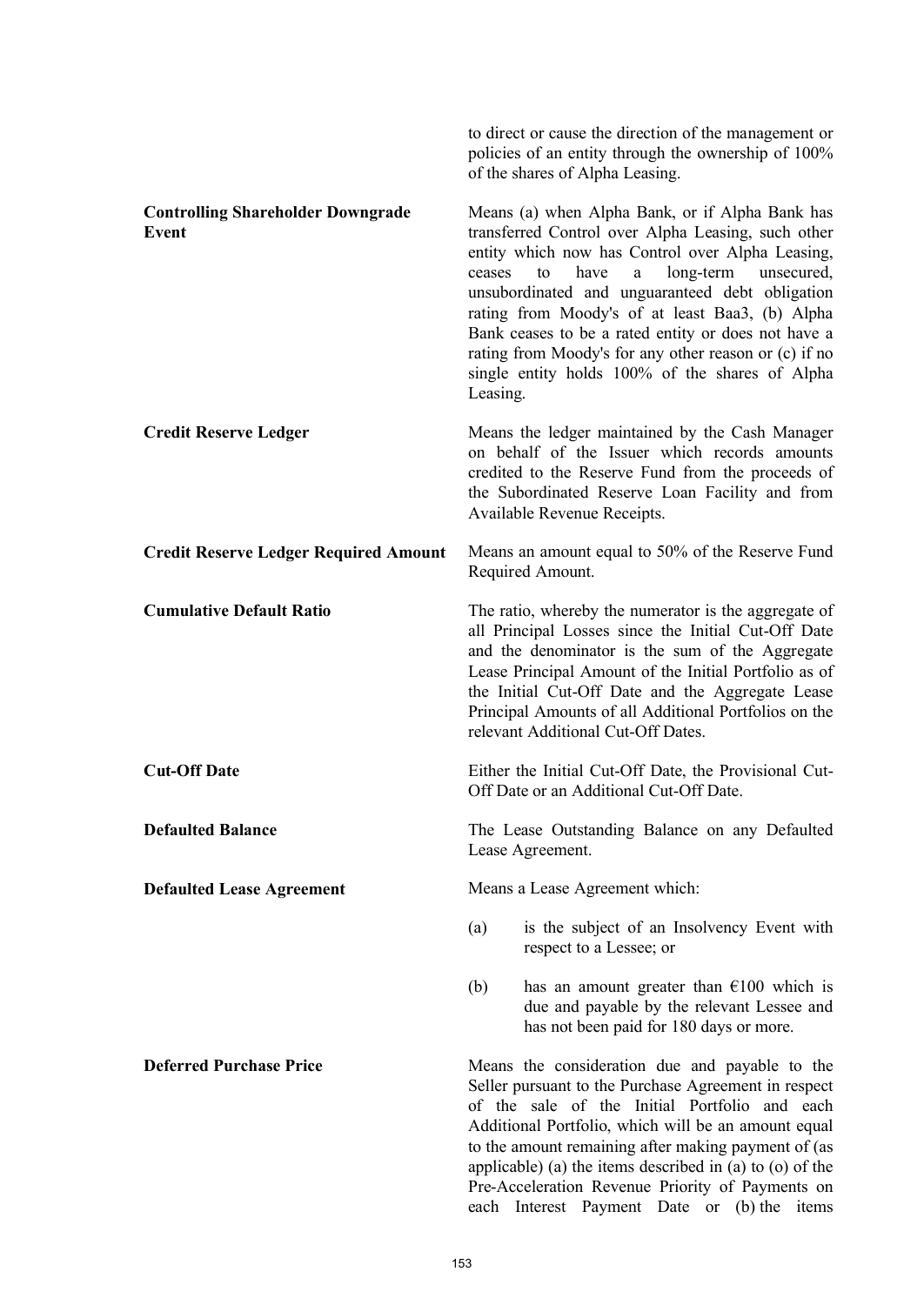to direct or cause the direction of the management or policies of an entity through the ownership of 100% of the shares of Alpha Leasing.

| | |
|---|---|
| **Controlling Shareholder Downgrade Event** | Means (a) when Alpha Bank, or if Alpha Bank has transferred Control over Alpha Leasing, such other entity which now has Control over Alpha Leasing, ceases to have a long-term unsecured, unsubordinated and unguaranteed debt obligation rating from Moody's of at least Baa3, (b) Alpha Bank ceases to be a rated entity or does not have a rating from Moody's for any other reason or (c) if no single entity holds 100% of the shares of Alpha Leasing. |
| **Credit Reserve Ledger** | Means the ledger maintained by the Cash Manager on behalf of the Issuer which records amounts credited to the Reserve Fund from the proceeds of the Subordinated Reserve Loan Facility and from Available Revenue Receipts. |
| **Credit Reserve Ledger Required Amount** | Means an amount equal to 50% of the Reserve Fund Required Amount. |
| **Cumulative Default Ratio** | The ratio, whereby the numerator is the aggregate of all Principal Losses since the Initial Cut-Off Date and the denominator is the sum of the Aggregate Lease Principal Amount of the Initial Portfolio as of the Initial Cut-Off Date and the Aggregate Lease Principal Amounts of all Additional Portfolios on the relevant Additional Cut-Off Dates. |
| **Cut-Off Date** | Either the Initial Cut-Off Date, the Provisional Cut-Off Date or an Additional Cut-Off Date. |
| **Defaulted Balance** | The Lease Outstanding Balance on any Defaulted Lease Agreement. |
| **Defaulted Lease Agreement** | Means a Lease Agreement which:<br>(a) is the subject of an Insolvency Event with respect to a Lessee; or<br>(b) has an amount greater than €100 which is due and payable by the relevant Lessee and has not been paid for 180 days or more. |
| **Deferred Purchase Price** | Means the consideration due and payable to the Seller pursuant to the Purchase Agreement in respect of the sale of the Initial Portfolio and each Additional Portfolio, which will be an amount equal to the amount remaining after making payment of (as applicable) (a) the items described in (a) to (o) of the Pre-Acceleration Revenue Priority of Payments on each Interest Payment Date or (b) the items |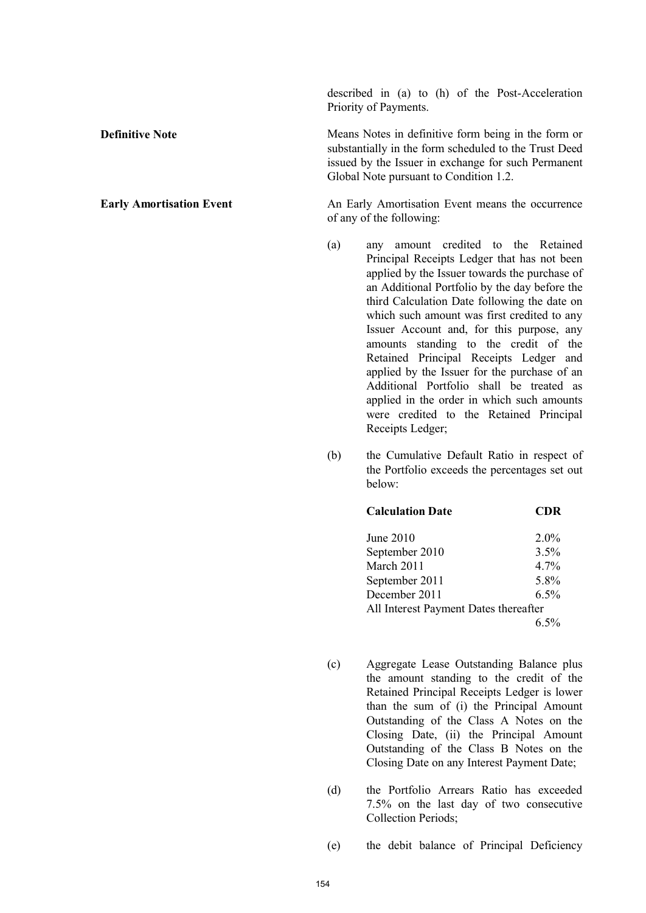described in (a) to (h) of the Post-Acceleration Priority of Payments.

**Definitive Note**

Means Notes in definitive form being in the form or substantially in the form scheduled to the Trust Deed issued by the Issuer in exchange for such Permanent Global Note pursuant to Condition 1.2.

**Early Amortisation Event**

An Early Amortisation Event means the occurrence of any of the following:

(a) any amount credited to the Retained Principal Receipts Ledger that has not been applied by the Issuer towards the purchase of an Additional Portfolio by the day before the third Calculation Date following the date on which such amount was first credited to any Issuer Account and, for this purpose, any amounts standing to the credit of the Retained Principal Receipts Ledger and applied by the Issuer for the purchase of an Additional Portfolio shall be treated as applied in the order in which such amounts were credited to the Retained Principal Receipts Ledger;

(b) the Cumulative Default Ratio in respect of the Portfolio exceeds the percentages set out below:

| **Calculation Date** | **CDR** |
|---|---|
| June 2010 | 2.0% |
| September 2010 | 3.5% |
| March 2011 | 4.7% |
| September 2011 | 5.8% |
| December 2011 | 6.5% |
| All Interest Payment Dates thereafter | 6.5% |

(c) Aggregate Lease Outstanding Balance plus the amount standing to the credit of the Retained Principal Receipts Ledger is lower than the sum of (i) the Principal Amount Outstanding of the Class A Notes on the Closing Date, (ii) the Principal Amount Outstanding of the Class B Notes on the Closing Date on any Interest Payment Date;

(d) the Portfolio Arrears Ratio has exceeded 7.5% on the last day of two consecutive Collection Periods;

(e) the debit balance of Principal Deficiency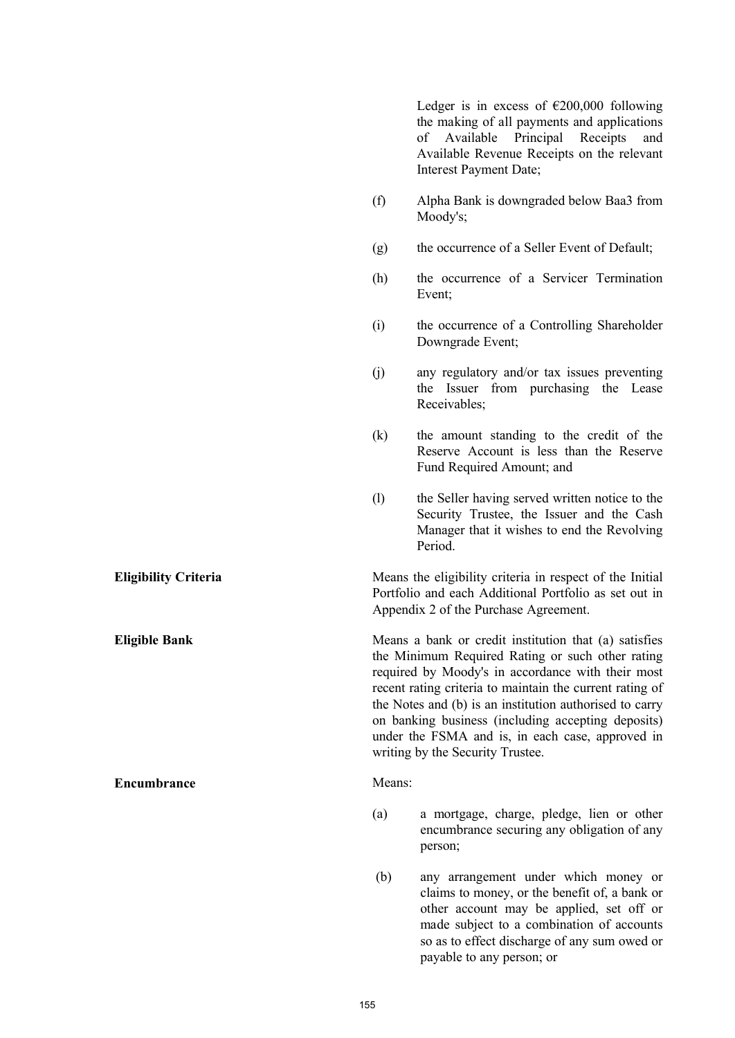Ledger is in excess of €200,000 following the making of all payments and applications of Available Principal Receipts and Available Revenue Receipts on the relevant Interest Payment Date;

(f) Alpha Bank is downgraded below Baa3 from Moody's;

(g) the occurrence of a Seller Event of Default;

(h) the occurrence of a Servicer Termination Event;

(i) the occurrence of a Controlling Shareholder Downgrade Event;

(j) any regulatory and/or tax issues preventing the Issuer from purchasing the Lease Receivables;

(k) the amount standing to the credit of the Reserve Account is less than the Reserve Fund Required Amount; and

(l) the Seller having served written notice to the Security Trustee, the Issuer and the Cash Manager that it wishes to end the Revolving Period.

**Eligibility Criteria**

Means the eligibility criteria in respect of the Initial Portfolio and each Additional Portfolio as set out in Appendix 2 of the Purchase Agreement.

**Eligible Bank**

Means a bank or credit institution that (a) satisfies the Minimum Required Rating or such other rating required by Moody's in accordance with their most recent rating criteria to maintain the current rating of the Notes and (b) is an institution authorised to carry on banking business (including accepting deposits) under the FSMA and is, in each case, approved in writing by the Security Trustee.

**Encumbrance**

Means:

(a) a mortgage, charge, pledge, lien or other encumbrance securing any obligation of any person;

(b) any arrangement under which money or claims to money, or the benefit of, a bank or other account may be applied, set off or made subject to a combination of accounts so as to effect discharge of any sum owed or payable to any person; or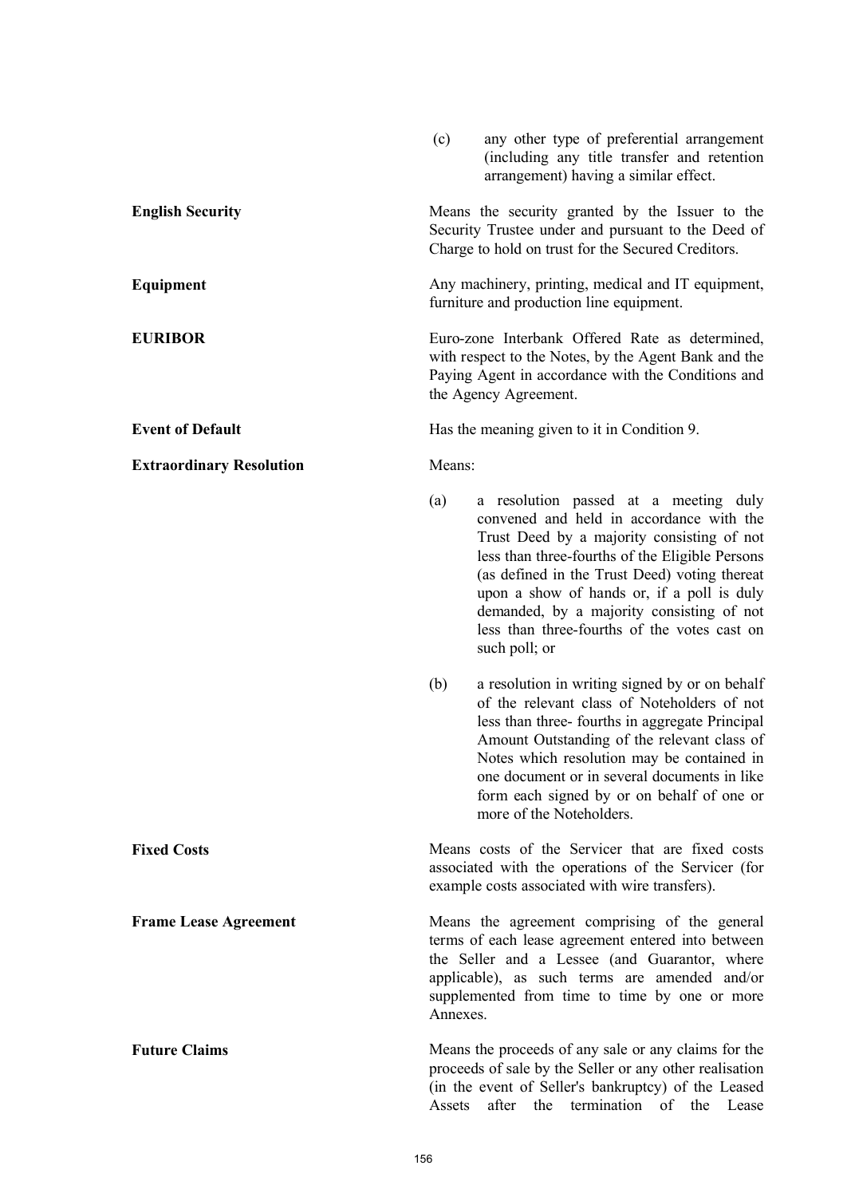(c) any other type of preferential arrangement (including any title transfer and retention arrangement) having a similar effect.

**English Security**

Means the security granted by the Issuer to the Security Trustee under and pursuant to the Deed of Charge to hold on trust for the Secured Creditors.

**Equipment**

Any machinery, printing, medical and IT equipment, furniture and production line equipment.

**EURIBOR**

Euro-zone Interbank Offered Rate as determined, with respect to the Notes, by the Agent Bank and the Paying Agent in accordance with the Conditions and the Agency Agreement.

**Event of Default**

Has the meaning given to it in Condition 9.

**Extraordinary Resolution**

Means:

(a) a resolution passed at a meeting duly convened and held in accordance with the Trust Deed by a majority consisting of not less than three-fourths of the Eligible Persons (as defined in the Trust Deed) voting thereat upon a show of hands or, if a poll is duly demanded, by a majority consisting of not less than three-fourths of the votes cast on such poll; or

(b) a resolution in writing signed by or on behalf of the relevant class of Noteholders of not less than three- fourths in aggregate Principal Amount Outstanding of the relevant class of Notes which resolution may be contained in one document or in several documents in like form each signed by or on behalf of one or more of the Noteholders.

**Fixed Costs**

Means costs of the Servicer that are fixed costs associated with the operations of the Servicer (for example costs associated with wire transfers).

**Frame Lease Agreement**

Means the agreement comprising of the general terms of each lease agreement entered into between the Seller and a Lessee (and Guarantor, where applicable), as such terms are amended and/or supplemented from time to time by one or more Annexes.

**Future Claims**

Means the proceeds of any sale or any claims for the proceeds of sale by the Seller or any other realisation (in the event of Seller's bankruptcy) of the Leased Assets after the termination of the Lease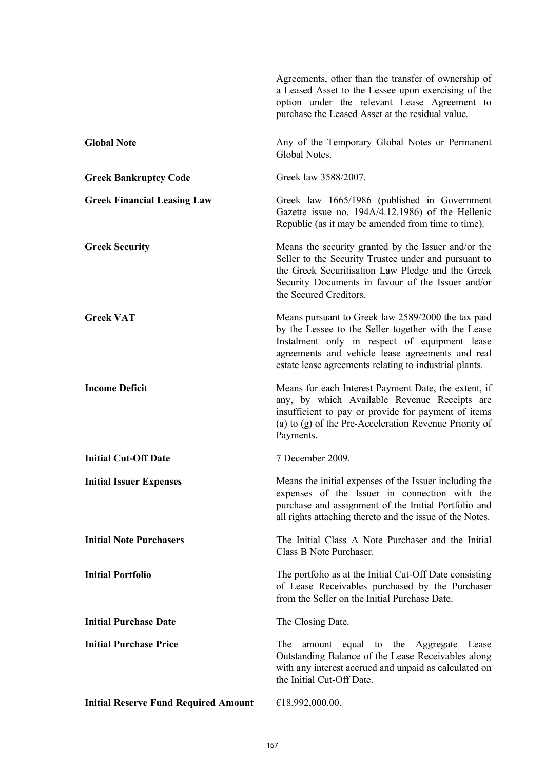| | |
|---|---|
| | Agreements, other than the transfer of ownership of a Leased Asset to the Lessee upon exercising of the option under the relevant Lease Agreement to purchase the Leased Asset at the residual value. |
| **Global Note** | Any of the Temporary Global Notes or Permanent Global Notes. |
| **Greek Bankruptcy Code** | Greek law 3588/2007. |
| **Greek Financial Leasing Law** | Greek law 1665/1986 (published in Government Gazette issue no. 194A/4.12.1986) of the Hellenic Republic (as it may be amended from time to time). |
| **Greek Security** | Means the security granted by the Issuer and/or the Seller to the Security Trustee under and pursuant to the Greek Securitisation Law Pledge and the Greek Security Documents in favour of the Issuer and/or the Secured Creditors. |
| **Greek VAT** | Means pursuant to Greek law 2589/2000 the tax paid by the Lessee to the Seller together with the Lease Instalment only in respect of equipment lease agreements and vehicle lease agreements and real estate lease agreements relating to industrial plants. |
| **Income Deficit** | Means for each Interest Payment Date, the extent, if any, by which Available Revenue Receipts are insufficient to pay or provide for payment of items (a) to (g) of the Pre-Acceleration Revenue Priority of Payments. |
| **Initial Cut-Off Date** | 7 December 2009. |
| **Initial Issuer Expenses** | Means the initial expenses of the Issuer including the expenses of the Issuer in connection with the purchase and assignment of the Initial Portfolio and all rights attaching thereto and the issue of the Notes. |
| **Initial Note Purchasers** | The Initial Class A Note Purchaser and the Initial Class B Note Purchaser. |
| **Initial Portfolio** | The portfolio as at the Initial Cut-Off Date consisting of Lease Receivables purchased by the Purchaser from the Seller on the Initial Purchase Date. |
| **Initial Purchase Date** | The Closing Date. |
| **Initial Purchase Price** | The amount equal to the Aggregate Lease Outstanding Balance of the Lease Receivables along with any interest accrued and unpaid as calculated on the Initial Cut-Off Date. |
| **Initial Reserve Fund Required Amount** | €18,992,000.00. |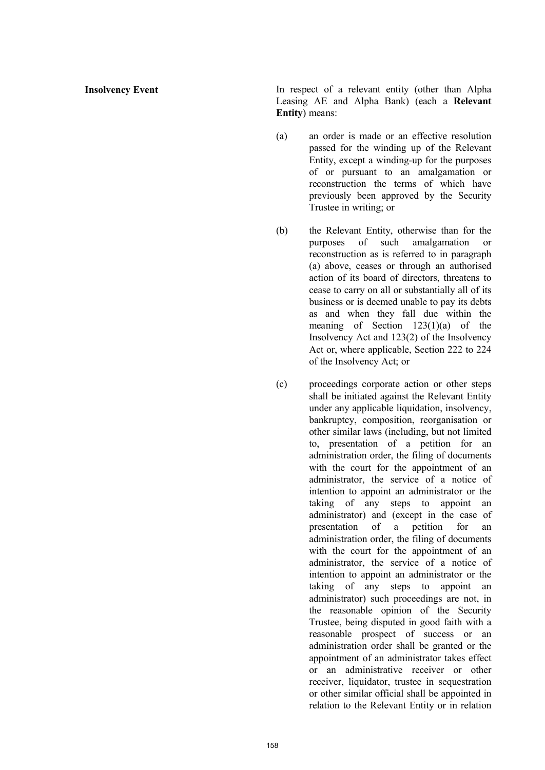**Insolvency Event**

In respect of a relevant entity (other than Alpha Leasing AE and Alpha Bank) (each a **Relevant Entity**) means:

(a) an order is made or an effective resolution passed for the winding up of the Relevant Entity, except a winding-up for the purposes of or pursuant to an amalgamation or reconstruction the terms of which have previously been approved by the Security Trustee in writing; or

(b) the Relevant Entity, otherwise than for the purposes of such amalgamation or reconstruction as is referred to in paragraph (a) above, ceases or through an authorised action of its board of directors, threatens to cease to carry on all or substantially all of its business or is deemed unable to pay its debts as and when they fall due within the meaning of Section 123(1)(a) of the Insolvency Act and 123(2) of the Insolvency Act or, where applicable, Section 222 to 224 of the Insolvency Act; or

(c) proceedings corporate action or other steps shall be initiated against the Relevant Entity under any applicable liquidation, insolvency, bankruptcy, composition, reorganisation or other similar laws (including, but not limited to, presentation of a petition for an administration order, the filing of documents with the court for the appointment of an administrator, the service of a notice of intention to appoint an administrator or the taking of any steps to appoint an administrator) and (except in the case of presentation of a petition for an administration order, the filing of documents with the court for the appointment of an administrator, the service of a notice of intention to appoint an administrator or the taking of any steps to appoint an administrator) such proceedings are not, in the reasonable opinion of the Security Trustee, being disputed in good faith with a reasonable prospect of success or an administration order shall be granted or the appointment of an administrator takes effect or an administrative receiver or other receiver, liquidator, trustee in sequestration or other similar official shall be appointed in relation to the Relevant Entity or in relation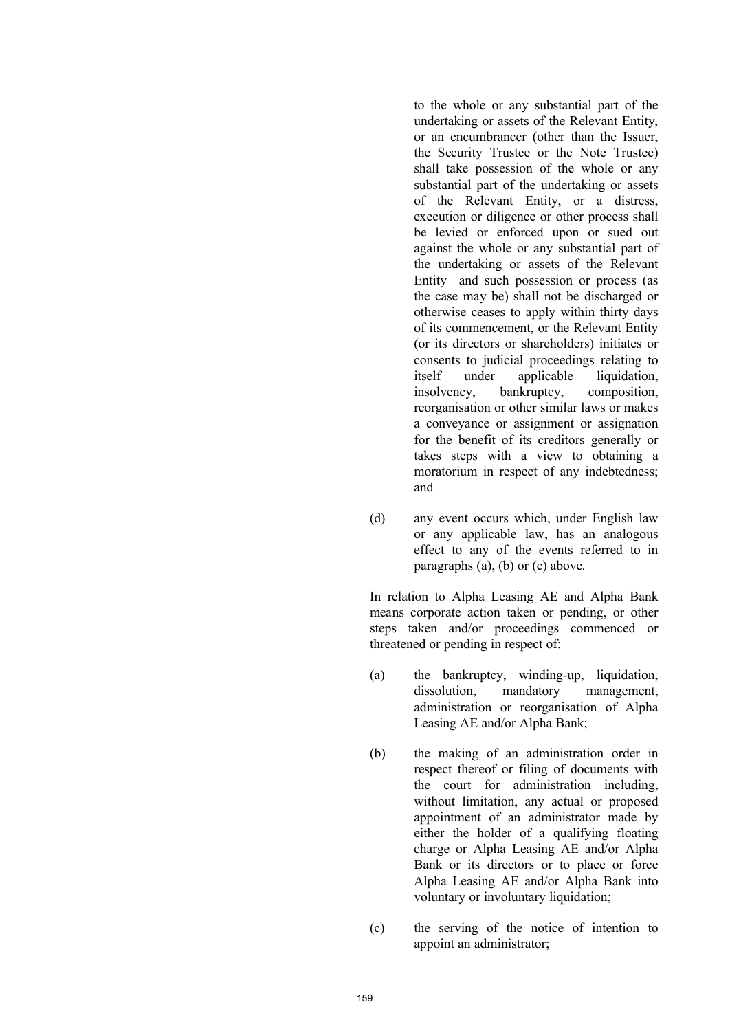to the whole or any substantial part of the undertaking or assets of the Relevant Entity, or an encumbrancer (other than the Issuer, the Security Trustee or the Note Trustee) shall take possession of the whole or any substantial part of the undertaking or assets of the Relevant Entity, or a distress, execution or diligence or other process shall be levied or enforced upon or sued out against the whole or any substantial part of the undertaking or assets of the Relevant Entity and such possession or process (as the case may be) shall not be discharged or otherwise ceases to apply within thirty days of its commencement, or the Relevant Entity (or its directors or shareholders) initiates or consents to judicial proceedings relating to itself under applicable liquidation, insolvency, bankruptcy, composition, reorganisation or other similar laws or makes a conveyance or assignment or assignation for the benefit of its creditors generally or takes steps with a view to obtaining a moratorium in respect of any indebtedness; and

(d) any event occurs which, under English law or any applicable law, has an analogous effect to any of the events referred to in paragraphs (a), (b) or (c) above.

In relation to Alpha Leasing AE and Alpha Bank means corporate action taken or pending, or other steps taken and/or proceedings commenced or threatened or pending in respect of:

(a) the bankruptcy, winding-up, liquidation, dissolution, mandatory management, administration or reorganisation of Alpha Leasing AE and/or Alpha Bank;

(b) the making of an administration order in respect thereof or filing of documents with the court for administration including, without limitation, any actual or proposed appointment of an administrator made by either the holder of a qualifying floating charge or Alpha Leasing AE and/or Alpha Bank or its directors or to place or force Alpha Leasing AE and/or Alpha Bank into voluntary or involuntary liquidation;

(c) the serving of the notice of intention to appoint an administrator;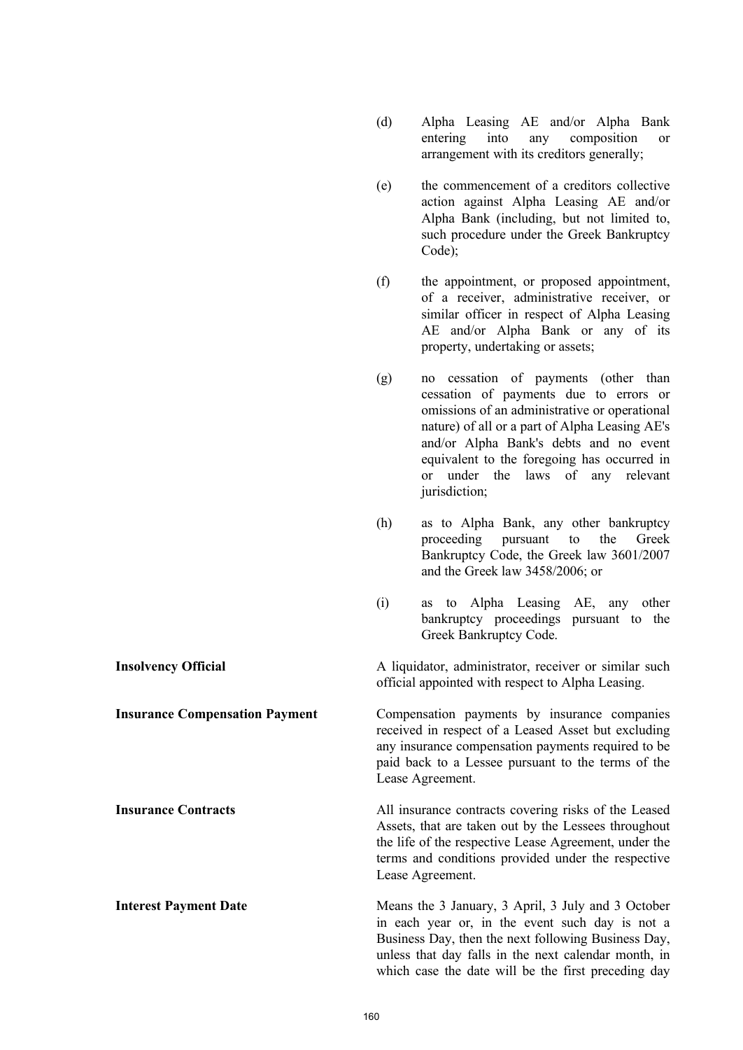(d) Alpha Leasing AE and/or Alpha Bank entering into any composition or arrangement with its creditors generally;

(e) the commencement of a creditors collective action against Alpha Leasing AE and/or Alpha Bank (including, but not limited to, such procedure under the Greek Bankruptcy Code);

(f) the appointment, or proposed appointment, of a receiver, administrative receiver, or similar officer in respect of Alpha Leasing AE and/or Alpha Bank or any of its property, undertaking or assets;

(g) no cessation of payments (other than cessation of payments due to errors or omissions of an administrative or operational nature) of all or a part of Alpha Leasing AE's and/or Alpha Bank's debts and no event equivalent to the foregoing has occurred in or under the laws of any relevant jurisdiction;

(h) as to Alpha Bank, any other bankruptcy proceeding pursuant to the Greek Bankruptcy Code, the Greek law 3601/2007 and the Greek law 3458/2006; or

(i) as to Alpha Leasing AE, any other bankruptcy proceedings pursuant to the Greek Bankruptcy Code.

**Insolvency Official**

A liquidator, administrator, receiver or similar such official appointed with respect to Alpha Leasing.

**Insurance Compensation Payment**

Compensation payments by insurance companies received in respect of a Leased Asset but excluding any insurance compensation payments required to be paid back to a Lessee pursuant to the terms of the Lease Agreement.

**Insurance Contracts**

All insurance contracts covering risks of the Leased Assets, that are taken out by the Lessees throughout the life of the respective Lease Agreement, under the terms and conditions provided under the respective Lease Agreement.

**Interest Payment Date**

Means the 3 January, 3 April, 3 July and 3 October in each year or, in the event such day is not a Business Day, then the next following Business Day, unless that day falls in the next calendar month, in which case the date will be the first preceding day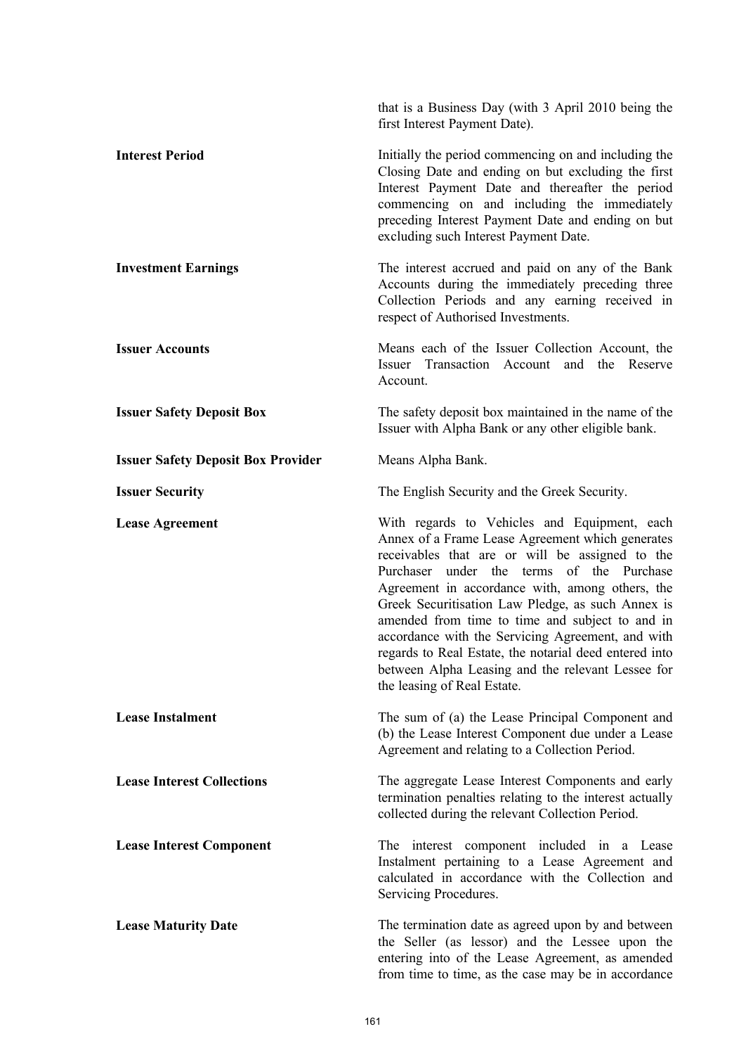that is a Business Day (with 3 April 2010 being the first Interest Payment Date).

| | |
|---|---|
| **Interest Period** | Initially the period commencing on and including the Closing Date and ending on but excluding the first Interest Payment Date and thereafter the period commencing on and including the immediately preceding Interest Payment Date and ending on but excluding such Interest Payment Date. |
| **Investment Earnings** | The interest accrued and paid on any of the Bank Accounts during the immediately preceding three Collection Periods and any earning received in respect of Authorised Investments. |
| **Issuer Accounts** | Means each of the Issuer Collection Account, the Issuer Transaction Account and the Reserve Account. |
| **Issuer Safety Deposit Box** | The safety deposit box maintained in the name of the Issuer with Alpha Bank or any other eligible bank. |
| **Issuer Safety Deposit Box Provider** | Means Alpha Bank. |
| **Issuer Security** | The English Security and the Greek Security. |
| **Lease Agreement** | With regards to Vehicles and Equipment, each Annex of a Frame Lease Agreement which generates receivables that are or will be assigned to the Purchaser under the terms of the Purchase Agreement in accordance with, among others, the Greek Securitisation Law Pledge, as such Annex is amended from time to time and subject to and in accordance with the Servicing Agreement, and with regards to Real Estate, the notarial deed entered into between Alpha Leasing and the relevant Lessee for the leasing of Real Estate. |
| **Lease Instalment** | The sum of (a) the Lease Principal Component and (b) the Lease Interest Component due under a Lease Agreement and relating to a Collection Period. |
| **Lease Interest Collections** | The aggregate Lease Interest Components and early termination penalties relating to the interest actually collected during the relevant Collection Period. |
| **Lease Interest Component** | The interest component included in a Lease Instalment pertaining to a Lease Agreement and calculated in accordance with the Collection and Servicing Procedures. |
| **Lease Maturity Date** | The termination date as agreed upon by and between the Seller (as lessor) and the Lessee upon the entering into of the Lease Agreement, as amended from time to time, as the case may be in accordance |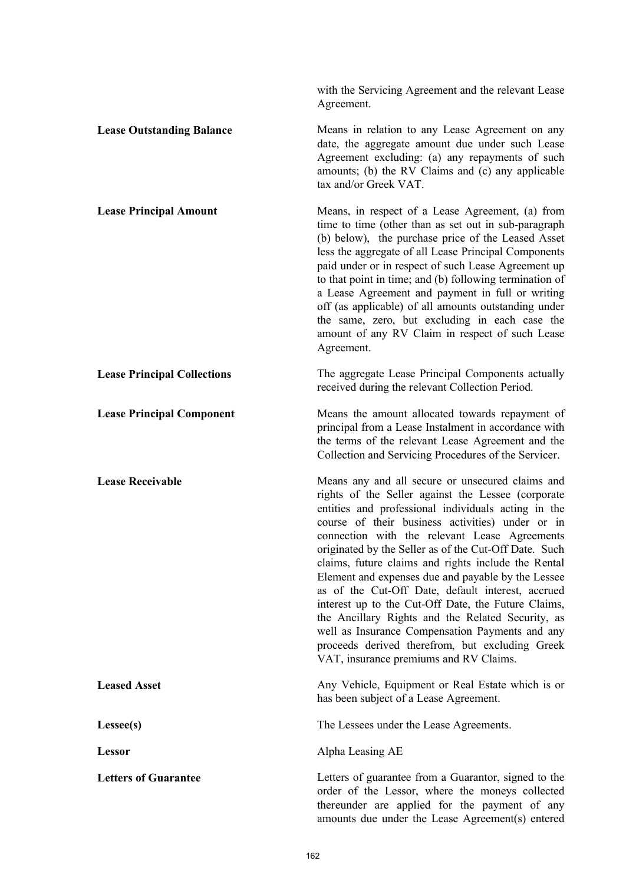with the Servicing Agreement and the relevant Lease Agreement.

**Lease Outstanding Balance**

Means in relation to any Lease Agreement on any date, the aggregate amount due under such Lease Agreement excluding: (a) any repayments of such amounts; (b) the RV Claims and (c) any applicable tax and/or Greek VAT.

**Lease Principal Amount**

Means, in respect of a Lease Agreement, (a) from time to time (other than as set out in sub-paragraph (b) below), the purchase price of the Leased Asset less the aggregate of all Lease Principal Components paid under or in respect of such Lease Agreement up to that point in time; and (b) following termination of a Lease Agreement and payment in full or writing off (as applicable) of all amounts outstanding under the same, zero, but excluding in each case the amount of any RV Claim in respect of such Lease Agreement.

**Lease Principal Collections**

The aggregate Lease Principal Components actually received during the relevant Collection Period.

**Lease Principal Component**

Means the amount allocated towards repayment of principal from a Lease Instalment in accordance with the terms of the relevant Lease Agreement and the Collection and Servicing Procedures of the Servicer.

**Lease Receivable**

Means any and all secure or unsecured claims and rights of the Seller against the Lessee (corporate entities and professional individuals acting in the course of their business activities) under or in connection with the relevant Lease Agreements originated by the Seller as of the Cut-Off Date. Such claims, future claims and rights include the Rental Element and expenses due and payable by the Lessee as of the Cut-Off Date, default interest, accrued interest up to the Cut-Off Date, the Future Claims, the Ancillary Rights and the Related Security, as well as Insurance Compensation Payments and any proceeds derived therefrom, but excluding Greek VAT, insurance premiums and RV Claims.

**Leased Asset**

Any Vehicle, Equipment or Real Estate which is or has been subject of a Lease Agreement.

**Lessee(s)**

The Lessees under the Lease Agreements.

**Lessor**

Alpha Leasing AE

**Letters of Guarantee**

Letters of guarantee from a Guarantor, signed to the order of the Lessor, where the moneys collected thereunder are applied for the payment of any amounts due under the Lease Agreement(s) entered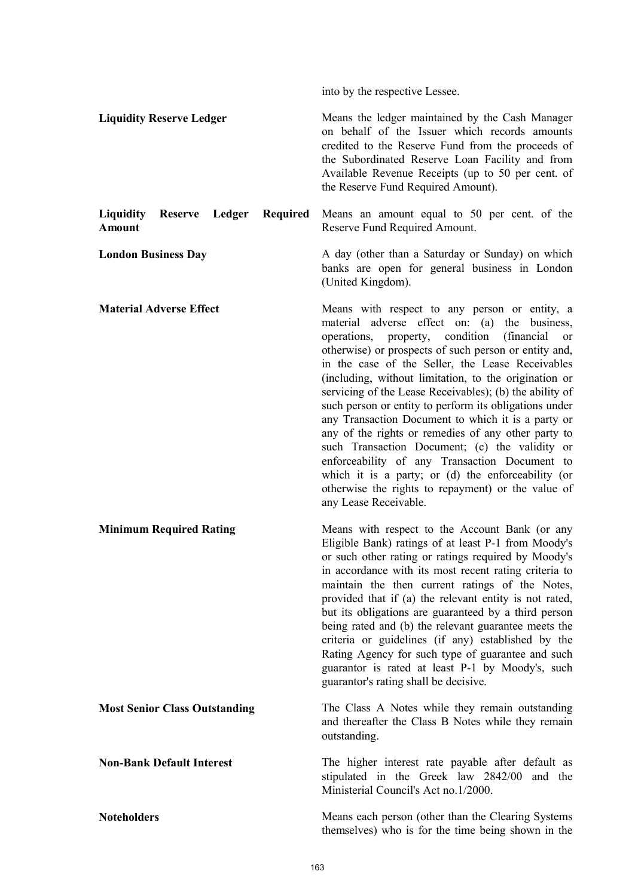into by the respective Lessee.

| | |
|---|---|
| **Liquidity Reserve Ledger** | Means the ledger maintained by the Cash Manager on behalf of the Issuer which records amounts credited to the Reserve Fund from the proceeds of the Subordinated Reserve Loan Facility and from Available Revenue Receipts (up to 50 per cent. of the Reserve Fund Required Amount). |
| **Liquidity Reserve Ledger Required Amount** | Means an amount equal to 50 per cent. of the Reserve Fund Required Amount. |
| **London Business Day** | A day (other than a Saturday or Sunday) on which banks are open for general business in London (United Kingdom). |
| **Material Adverse Effect** | Means with respect to any person or entity, a material adverse effect on: (a) the business, operations, property, condition (financial or otherwise) or prospects of such person or entity and, in the case of the Seller, the Lease Receivables (including, without limitation, to the origination or servicing of the Lease Receivables); (b) the ability of such person or entity to perform its obligations under any Transaction Document to which it is a party or any of the rights or remedies of any other party to such Transaction Document; (c) the validity or enforceability of any Transaction Document to which it is a party; or (d) the enforceability (or otherwise the rights to repayment) or the value of any Lease Receivable. |
| **Minimum Required Rating** | Means with respect to the Account Bank (or any Eligible Bank) ratings of at least P-1 from Moody's or such other rating or ratings required by Moody's in accordance with its most recent rating criteria to maintain the then current ratings of the Notes, provided that if (a) the relevant entity is not rated, but its obligations are guaranteed by a third person being rated and (b) the relevant guarantee meets the criteria or guidelines (if any) established by the Rating Agency for such type of guarantee and such guarantor is rated at least P-1 by Moody's, such guarantor's rating shall be decisive. |
| **Most Senior Class Outstanding** | The Class A Notes while they remain outstanding and thereafter the Class B Notes while they remain outstanding. |
| **Non-Bank Default Interest** | The higher interest rate payable after default as stipulated in the Greek law 2842/00 and the Ministerial Council's Act no.1/2000. |
| **Noteholders** | Means each person (other than the Clearing Systems themselves) who is for the time being shown in the |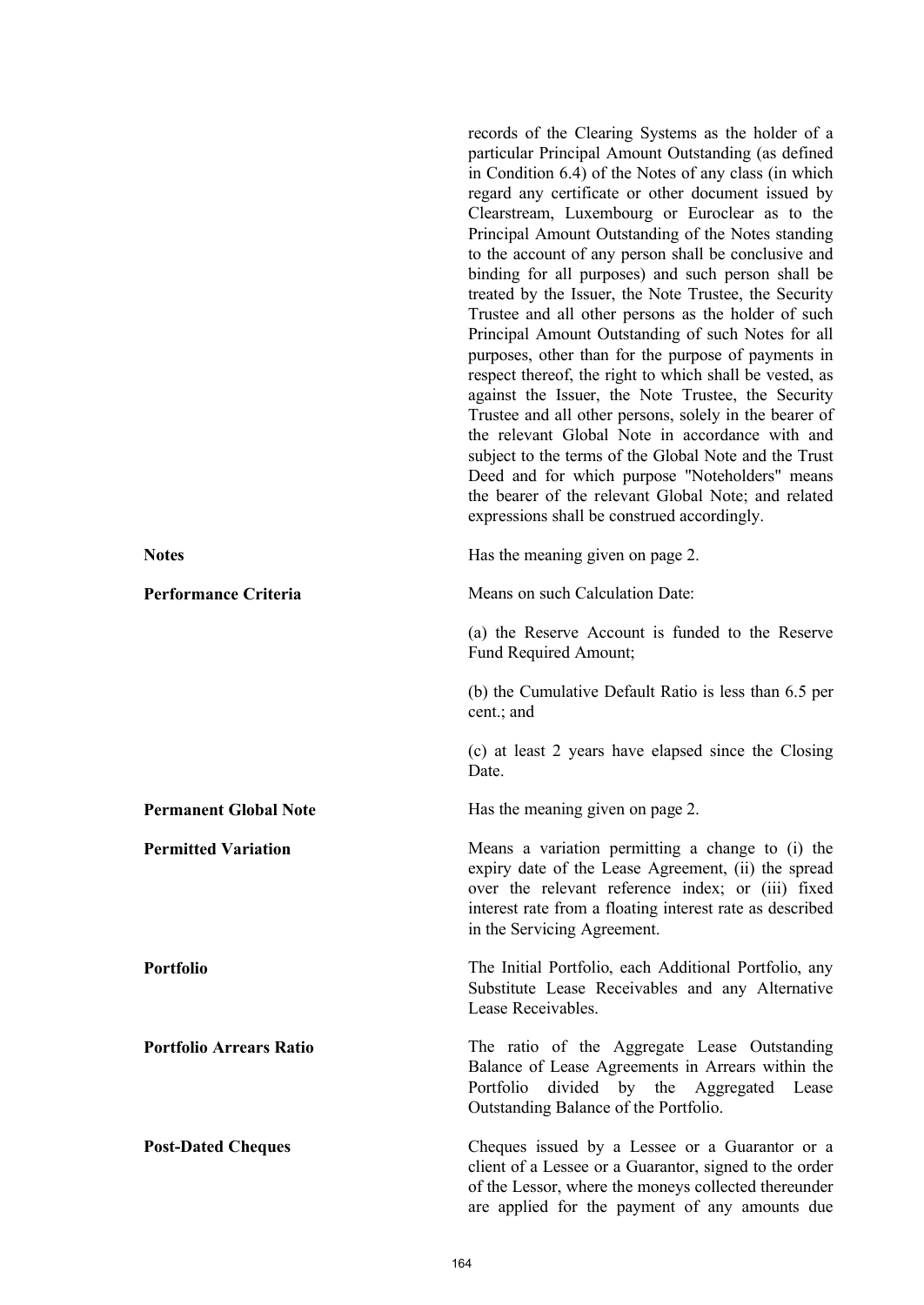records of the Clearing Systems as the holder of a particular Principal Amount Outstanding (as defined in Condition 6.4) of the Notes of any class (in which regard any certificate or other document issued by Clearstream, Luxembourg or Euroclear as to the Principal Amount Outstanding of the Notes standing to the account of any person shall be conclusive and binding for all purposes) and such person shall be treated by the Issuer, the Note Trustee, the Security Trustee and all other persons as the holder of such Principal Amount Outstanding of such Notes for all purposes, other than for the purpose of payments in respect thereof, the right to which shall be vested, as against the Issuer, the Note Trustee, the Security Trustee and all other persons, solely in the bearer of the relevant Global Note in accordance with and subject to the terms of the Global Note and the Trust Deed and for which purpose "Noteholders" means the bearer of the relevant Global Note; and related expressions shall be construed accordingly.

**Notes**

Has the meaning given on page 2.

**Performance Criteria**

Means on such Calculation Date:

(a) the Reserve Account is funded to the Reserve Fund Required Amount;

(b) the Cumulative Default Ratio is less than 6.5 per cent.; and

(c) at least 2 years have elapsed since the Closing Date.

**Permanent Global Note**

Has the meaning given on page 2.

**Permitted Variation**

Means a variation permitting a change to (i) the expiry date of the Lease Agreement, (ii) the spread over the relevant reference index; or (iii) fixed interest rate from a floating interest rate as described in the Servicing Agreement.

**Portfolio**

The Initial Portfolio, each Additional Portfolio, any Substitute Lease Receivables and any Alternative Lease Receivables.

**Portfolio Arrears Ratio**

The ratio of the Aggregate Lease Outstanding Balance of Lease Agreements in Arrears within the Portfolio divided by the Aggregated Lease Outstanding Balance of the Portfolio.

**Post-Dated Cheques**

Cheques issued by a Lessee or a Guarantor or a client of a Lessee or a Guarantor, signed to the order of the Lessor, where the moneys collected thereunder are applied for the payment of any amounts due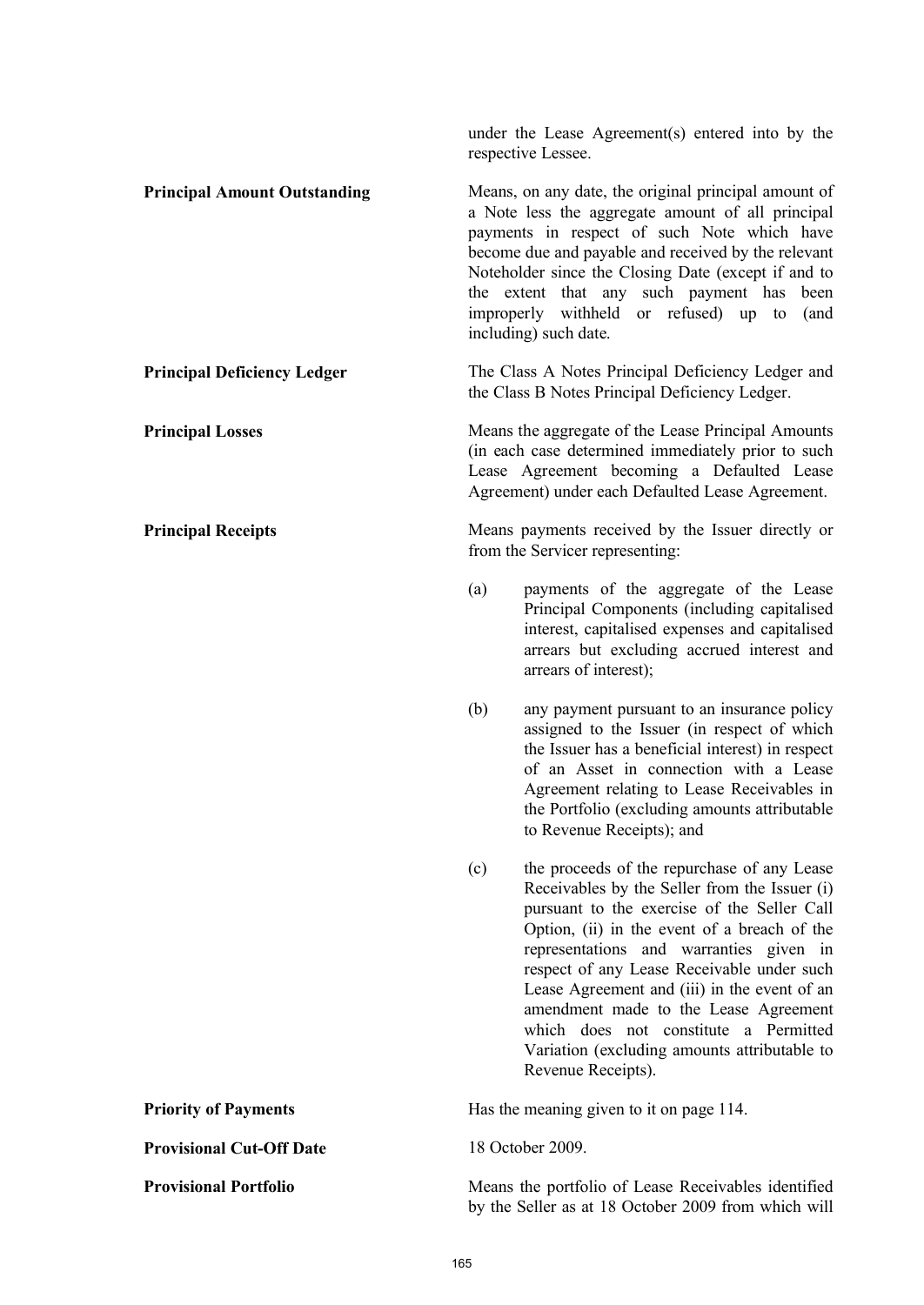under the Lease Agreement(s) entered into by the respective Lessee.

**Principal Amount Outstanding**

Means, on any date, the original principal amount of a Note less the aggregate amount of all principal payments in respect of such Note which have become due and payable and received by the relevant Noteholder since the Closing Date (except if and to the extent that any such payment has been improperly withheld or refused) up to (and including) such date.

**Principal Deficiency Ledger**

The Class A Notes Principal Deficiency Ledger and the Class B Notes Principal Deficiency Ledger.

**Principal Losses**

Means the aggregate of the Lease Principal Amounts (in each case determined immediately prior to such Lease Agreement becoming a Defaulted Lease Agreement) under each Defaulted Lease Agreement.

**Principal Receipts**

Means payments received by the Issuer directly or from the Servicer representing:

(a) payments of the aggregate of the Lease Principal Components (including capitalised interest, capitalised expenses and capitalised arrears but excluding accrued interest and arrears of interest);

(b) any payment pursuant to an insurance policy assigned to the Issuer (in respect of which the Issuer has a beneficial interest) in respect of an Asset in connection with a Lease Agreement relating to Lease Receivables in the Portfolio (excluding amounts attributable to Revenue Receipts); and

(c) the proceeds of the repurchase of any Lease Receivables by the Seller from the Issuer (i) pursuant to the exercise of the Seller Call Option, (ii) in the event of a breach of the representations and warranties given in respect of any Lease Receivable under such Lease Agreement and (iii) in the event of an amendment made to the Lease Agreement which does not constitute a Permitted Variation (excluding amounts attributable to Revenue Receipts).

**Priority of Payments**

Has the meaning given to it on page 114.

**Provisional Cut-Off Date**

18 October 2009.

**Provisional Portfolio**

Means the portfolio of Lease Receivables identified by the Seller as at 18 October 2009 from which will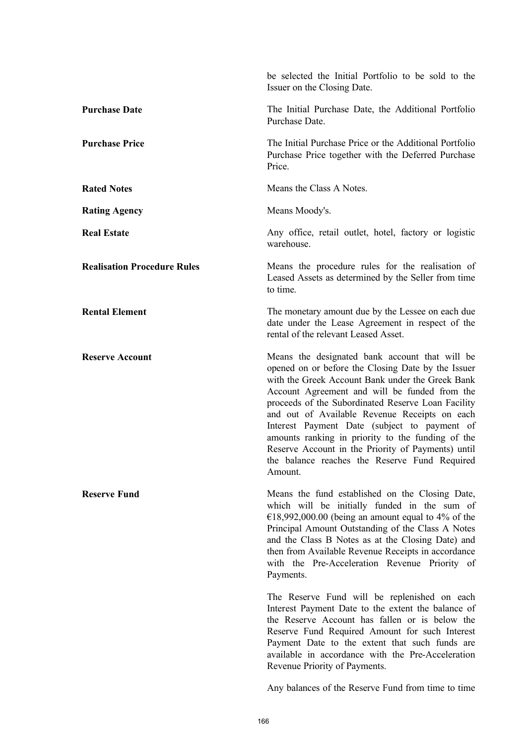be selected the Initial Portfolio to be sold to the Issuer on the Closing Date.

| | |
|---|---|
| **Purchase Date** | The Initial Purchase Date, the Additional Portfolio Purchase Date. |
| **Purchase Price** | The Initial Purchase Price or the Additional Portfolio Purchase Price together with the Deferred Purchase Price. |
| **Rated Notes** | Means the Class A Notes. |
| **Rating Agency** | Means Moody's. |
| **Real Estate** | Any office, retail outlet, hotel, factory or logistic warehouse. |
| **Realisation Procedure Rules** | Means the procedure rules for the realisation of Leased Assets as determined by the Seller from time to time. |
| **Rental Element** | The monetary amount due by the Lessee on each due date under the Lease Agreement in respect of the rental of the relevant Leased Asset. |
| **Reserve Account** | Means the designated bank account that will be opened on or before the Closing Date by the Issuer with the Greek Account Bank under the Greek Bank Account Agreement and will be funded from the proceeds of the Subordinated Reserve Loan Facility and out of Available Revenue Receipts on each Interest Payment Date (subject to payment of amounts ranking in priority to the funding of the Reserve Account in the Priority of Payments) until the balance reaches the Reserve Fund Required Amount. |
| **Reserve Fund** | Means the fund established on the Closing Date, which will be initially funded in the sum of €18,992,000.00 (being an amount equal to 4% of the Principal Amount Outstanding of the Class A Notes and the Class B Notes as at the Closing Date) and then from Available Revenue Receipts in accordance with the Pre-Acceleration Revenue Priority of Payments.<br><br>The Reserve Fund will be replenished on each Interest Payment Date to the extent the balance of the Reserve Account has fallen or is below the Reserve Fund Required Amount for such Interest Payment Date to the extent that such funds are available in accordance with the Pre-Acceleration Revenue Priority of Payments.<br><br>Any balances of the Reserve Fund from time to time |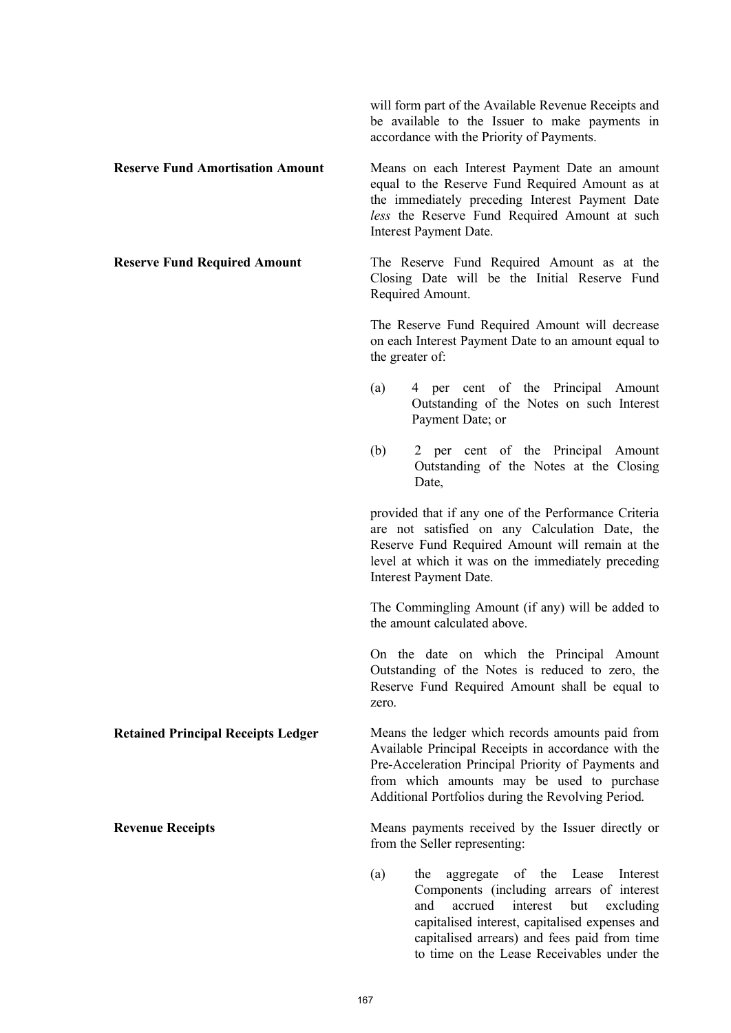will form part of the Available Revenue Receipts and be available to the Issuer to make payments in accordance with the Priority of Payments.

**Reserve Fund Amortisation Amount**

Means on each Interest Payment Date an amount equal to the Reserve Fund Required Amount as at the immediately preceding Interest Payment Date *less* the Reserve Fund Required Amount at such Interest Payment Date.

**Reserve Fund Required Amount**

The Reserve Fund Required Amount as at the Closing Date will be the Initial Reserve Fund Required Amount.

The Reserve Fund Required Amount will decrease on each Interest Payment Date to an amount equal to the greater of:

(a) 4 per cent of the Principal Amount Outstanding of the Notes on such Interest Payment Date; or

(b) 2 per cent of the Principal Amount Outstanding of the Notes at the Closing Date,

provided that if any one of the Performance Criteria are not satisfied on any Calculation Date, the Reserve Fund Required Amount will remain at the level at which it was on the immediately preceding Interest Payment Date.

The Commingling Amount (if any) will be added to the amount calculated above.

On the date on which the Principal Amount Outstanding of the Notes is reduced to zero, the Reserve Fund Required Amount shall be equal to zero.

**Retained Principal Receipts Ledger**

Means the ledger which records amounts paid from Available Principal Receipts in accordance with the Pre-Acceleration Principal Priority of Payments and from which amounts may be used to purchase Additional Portfolios during the Revolving Period.

**Revenue Receipts**

Means payments received by the Issuer directly or from the Seller representing:

(a) the aggregate of the Lease Interest Components (including arrears of interest and accrued interest but excluding capitalised interest, capitalised expenses and capitalised arrears) and fees paid from time to time on the Lease Receivables under the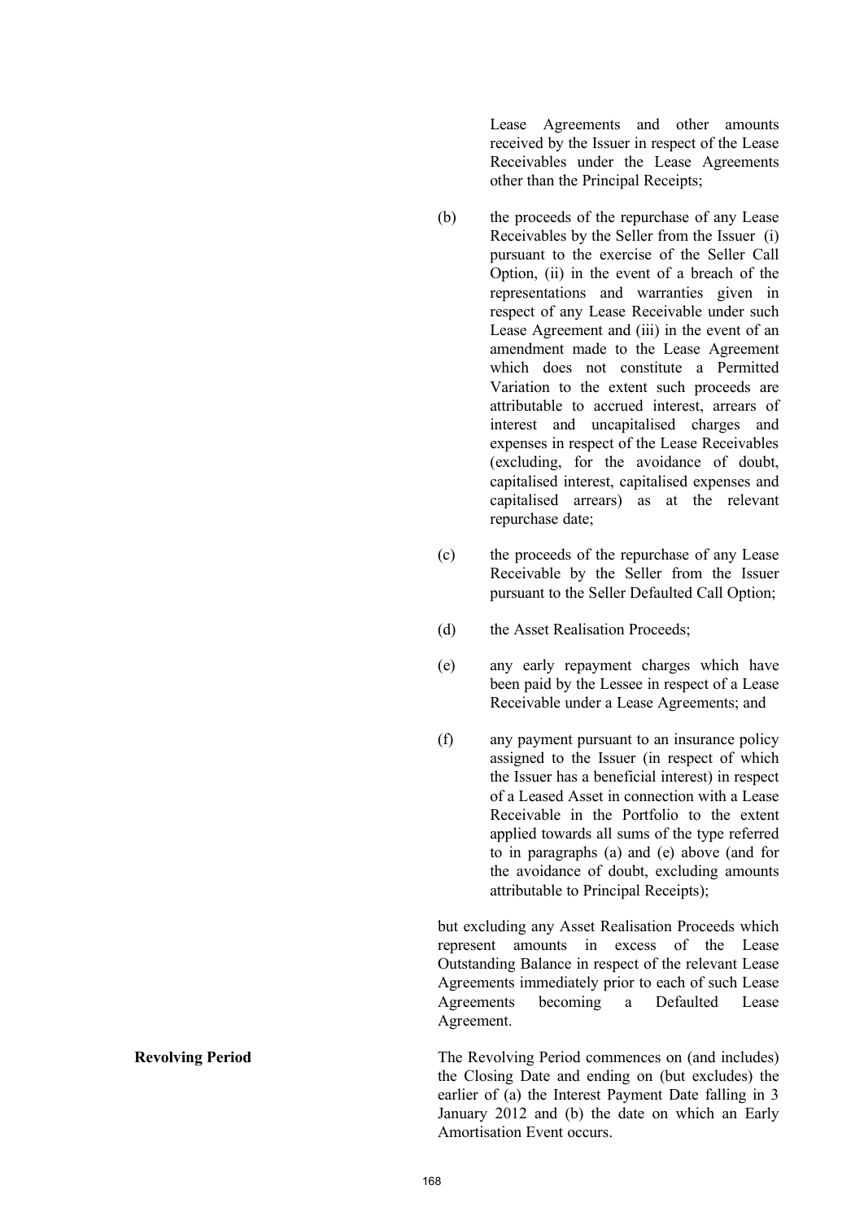Lease Agreements and other amounts received by the Issuer in respect of the Lease Receivables under the Lease Agreements other than the Principal Receipts;

(b) the proceeds of the repurchase of any Lease Receivables by the Seller from the Issuer (i) pursuant to the exercise of the Seller Call Option, (ii) in the event of a breach of the representations and warranties given in respect of any Lease Receivable under such Lease Agreement and (iii) in the event of an amendment made to the Lease Agreement which does not constitute a Permitted Variation to the extent such proceeds are attributable to accrued interest, arrears of interest and uncapitalised charges and expenses in respect of the Lease Receivables (excluding, for the avoidance of doubt, capitalised interest, capitalised expenses and capitalised arrears) as at the relevant repurchase date;

(c) the proceeds of the repurchase of any Lease Receivable by the Seller from the Issuer pursuant to the Seller Defaulted Call Option;

(d) the Asset Realisation Proceeds;

(e) any early repayment charges which have been paid by the Lessee in respect of a Lease Receivable under a Lease Agreements; and

(f) any payment pursuant to an insurance policy assigned to the Issuer (in respect of which the Issuer has a beneficial interest) in respect of a Leased Asset in connection with a Lease Receivable in the Portfolio to the extent applied towards all sums of the type referred to in paragraphs (a) and (e) above (and for the avoidance of doubt, excluding amounts attributable to Principal Receipts);

but excluding any Asset Realisation Proceeds which represent amounts in excess of the Lease Outstanding Balance in respect of the relevant Lease Agreements immediately prior to each of such Lease Agreements becoming a Defaulted Lease Agreement.

**Revolving Period**

The Revolving Period commences on (and includes) the Closing Date and ending on (but excludes) the earlier of (a) the Interest Payment Date falling in 3 January 2012 and (b) the date on which an Early Amortisation Event occurs.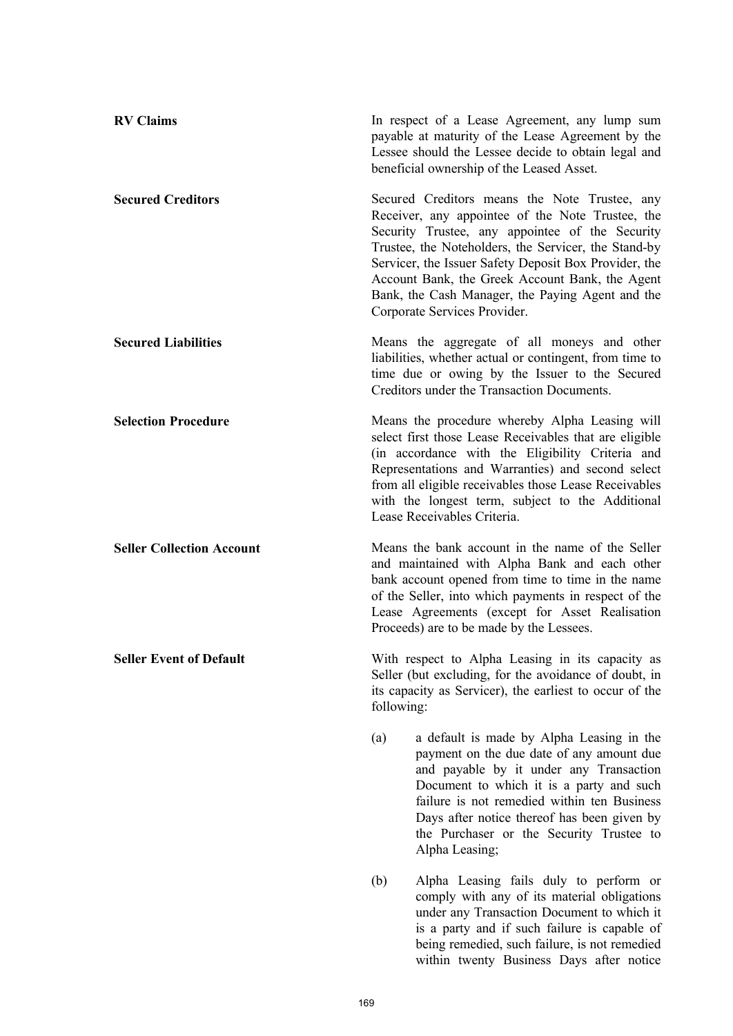**RV Claims**

In respect of a Lease Agreement, any lump sum payable at maturity of the Lease Agreement by the Lessee should the Lessee decide to obtain legal and beneficial ownership of the Leased Asset.

**Secured Creditors**

Secured Creditors means the Note Trustee, any Receiver, any appointee of the Note Trustee, the Security Trustee, any appointee of the Security Trustee, the Noteholders, the Servicer, the Stand-by Servicer, the Issuer Safety Deposit Box Provider, the Account Bank, the Greek Account Bank, the Agent Bank, the Cash Manager, the Paying Agent and the Corporate Services Provider.

**Secured Liabilities**

Means the aggregate of all moneys and other liabilities, whether actual or contingent, from time to time due or owing by the Issuer to the Secured Creditors under the Transaction Documents.

**Selection Procedure**

Means the procedure whereby Alpha Leasing will select first those Lease Receivables that are eligible (in accordance with the Eligibility Criteria and Representations and Warranties) and second select from all eligible receivables those Lease Receivables with the longest term, subject to the Additional Lease Receivables Criteria.

**Seller Collection Account**

Means the bank account in the name of the Seller and maintained with Alpha Bank and each other bank account opened from time to time in the name of the Seller, into which payments in respect of the Lease Agreements (except for Asset Realisation Proceeds) are to be made by the Lessees.

**Seller Event of Default**

With respect to Alpha Leasing in its capacity as Seller (but excluding, for the avoidance of doubt, in its capacity as Servicer), the earliest to occur of the following:

(a) a default is made by Alpha Leasing in the payment on the due date of any amount due and payable by it under any Transaction Document to which it is a party and such failure is not remedied within ten Business Days after notice thereof has been given by the Purchaser or the Security Trustee to Alpha Leasing;

(b) Alpha Leasing fails duly to perform or comply with any of its material obligations under any Transaction Document to which it is a party and if such failure is capable of being remedied, such failure, is not remedied within twenty Business Days after notice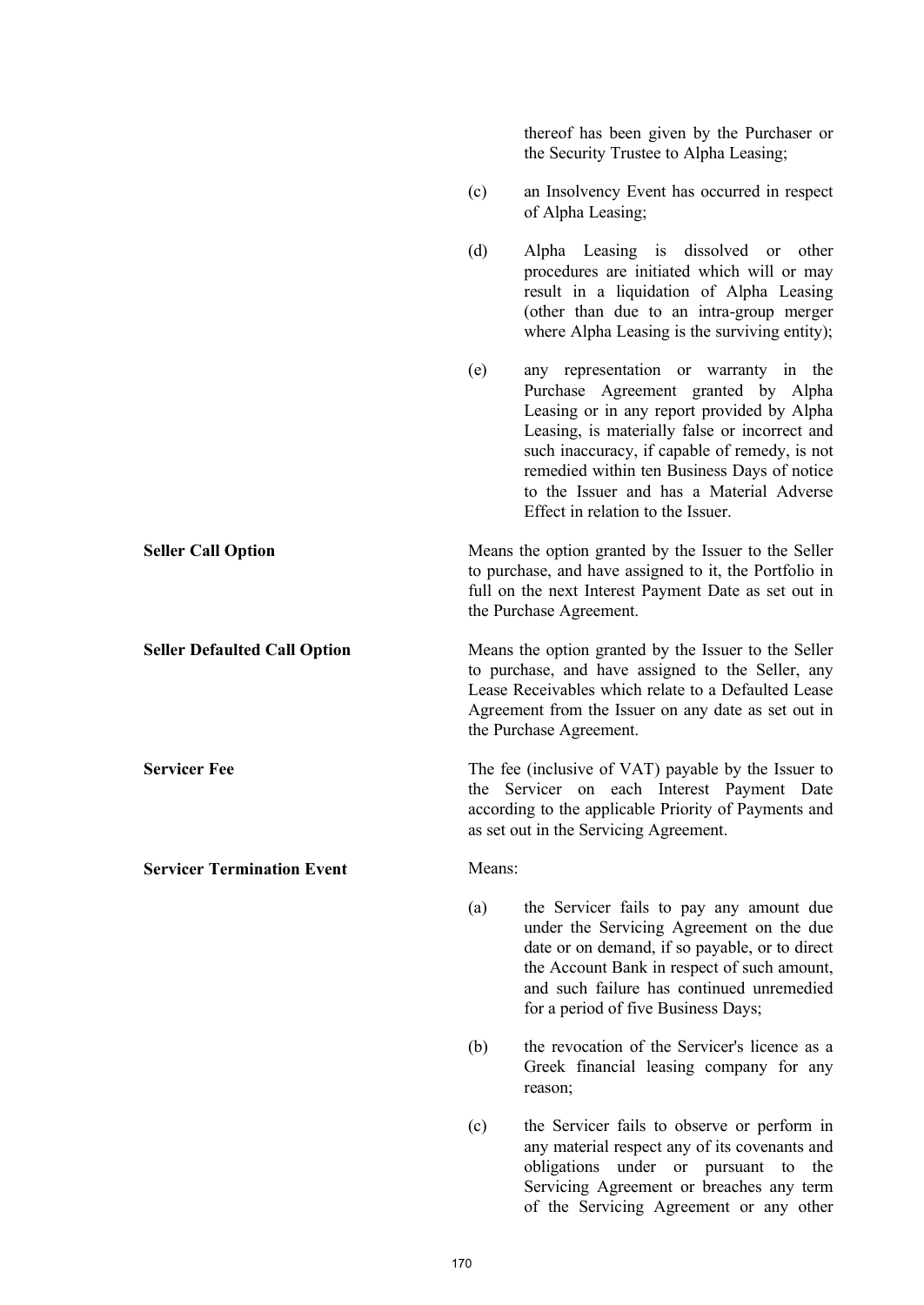thereof has been given by the Purchaser or the Security Trustee to Alpha Leasing;

(c) an Insolvency Event has occurred in respect of Alpha Leasing;

(d) Alpha Leasing is dissolved or other procedures are initiated which will or may result in a liquidation of Alpha Leasing (other than due to an intra-group merger where Alpha Leasing is the surviving entity);

(e) any representation or warranty in the Purchase Agreement granted by Alpha Leasing or in any report provided by Alpha Leasing, is materially false or incorrect and such inaccuracy, if capable of remedy, is not remedied within ten Business Days of notice to the Issuer and has a Material Adverse Effect in relation to the Issuer.

**Seller Call Option**

Means the option granted by the Issuer to the Seller to purchase, and have assigned to it, the Portfolio in full on the next Interest Payment Date as set out in the Purchase Agreement.

**Seller Defaulted Call Option**

Means the option granted by the Issuer to the Seller to purchase, and have assigned to the Seller, any Lease Receivables which relate to a Defaulted Lease Agreement from the Issuer on any date as set out in the Purchase Agreement.

**Servicer Fee**

The fee (inclusive of VAT) payable by the Issuer to the Servicer on each Interest Payment Date according to the applicable Priority of Payments and as set out in the Servicing Agreement.

**Servicer Termination Event**

Means:

(a) the Servicer fails to pay any amount due under the Servicing Agreement on the due date or on demand, if so payable, or to direct the Account Bank in respect of such amount, and such failure has continued unremedied for a period of five Business Days;

(b) the revocation of the Servicer's licence as a Greek financial leasing company for any reason;

(c) the Servicer fails to observe or perform in any material respect any of its covenants and obligations under or pursuant to the Servicing Agreement or breaches any term of the Servicing Agreement or any other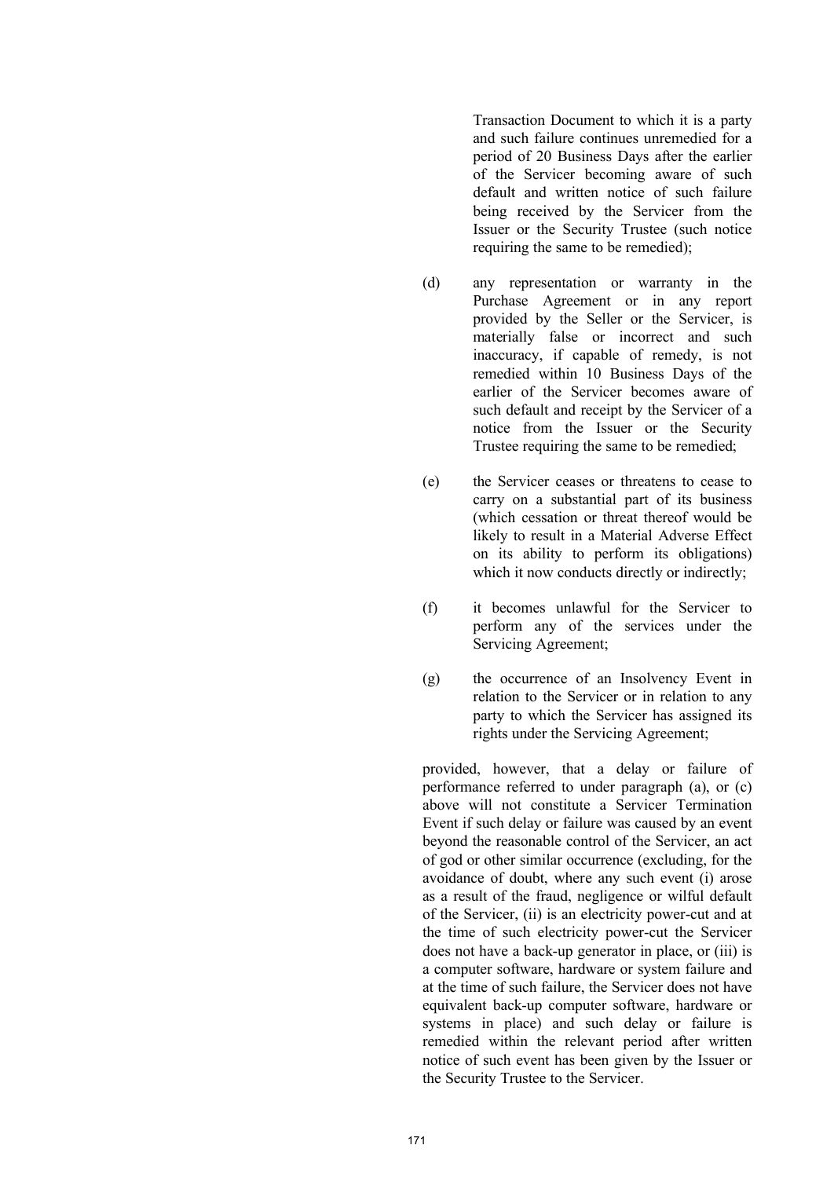Transaction Document to which it is a party and such failure continues unremedied for a period of 20 Business Days after the earlier of the Servicer becoming aware of such default and written notice of such failure being received by the Servicer from the Issuer or the Security Trustee (such notice requiring the same to be remedied);

(d) any representation or warranty in the Purchase Agreement or in any report provided by the Seller or the Servicer, is materially false or incorrect and such inaccuracy, if capable of remedy, is not remedied within 10 Business Days of the earlier of the Servicer becomes aware of such default and receipt by the Servicer of a notice from the Issuer or the Security Trustee requiring the same to be remedied;

(e) the Servicer ceases or threatens to cease to carry on a substantial part of its business (which cessation or threat thereof would be likely to result in a Material Adverse Effect on its ability to perform its obligations) which it now conducts directly or indirectly;

(f) it becomes unlawful for the Servicer to perform any of the services under the Servicing Agreement;

(g) the occurrence of an Insolvency Event in relation to the Servicer or in relation to any party to which the Servicer has assigned its rights under the Servicing Agreement;

provided, however, that a delay or failure of performance referred to under paragraph (a), or (c) above will not constitute a Servicer Termination Event if such delay or failure was caused by an event beyond the reasonable control of the Servicer, an act of god or other similar occurrence (excluding, for the avoidance of doubt, where any such event (i) arose as a result of the fraud, negligence or wilful default of the Servicer, (ii) is an electricity power-cut and at the time of such electricity power-cut the Servicer does not have a back-up generator in place, or (iii) is a computer software, hardware or system failure and at the time of such failure, the Servicer does not have equivalent back-up computer software, hardware or systems in place) and such delay or failure is remedied within the relevant period after written notice of such event has been given by the Issuer or the Security Trustee to the Servicer.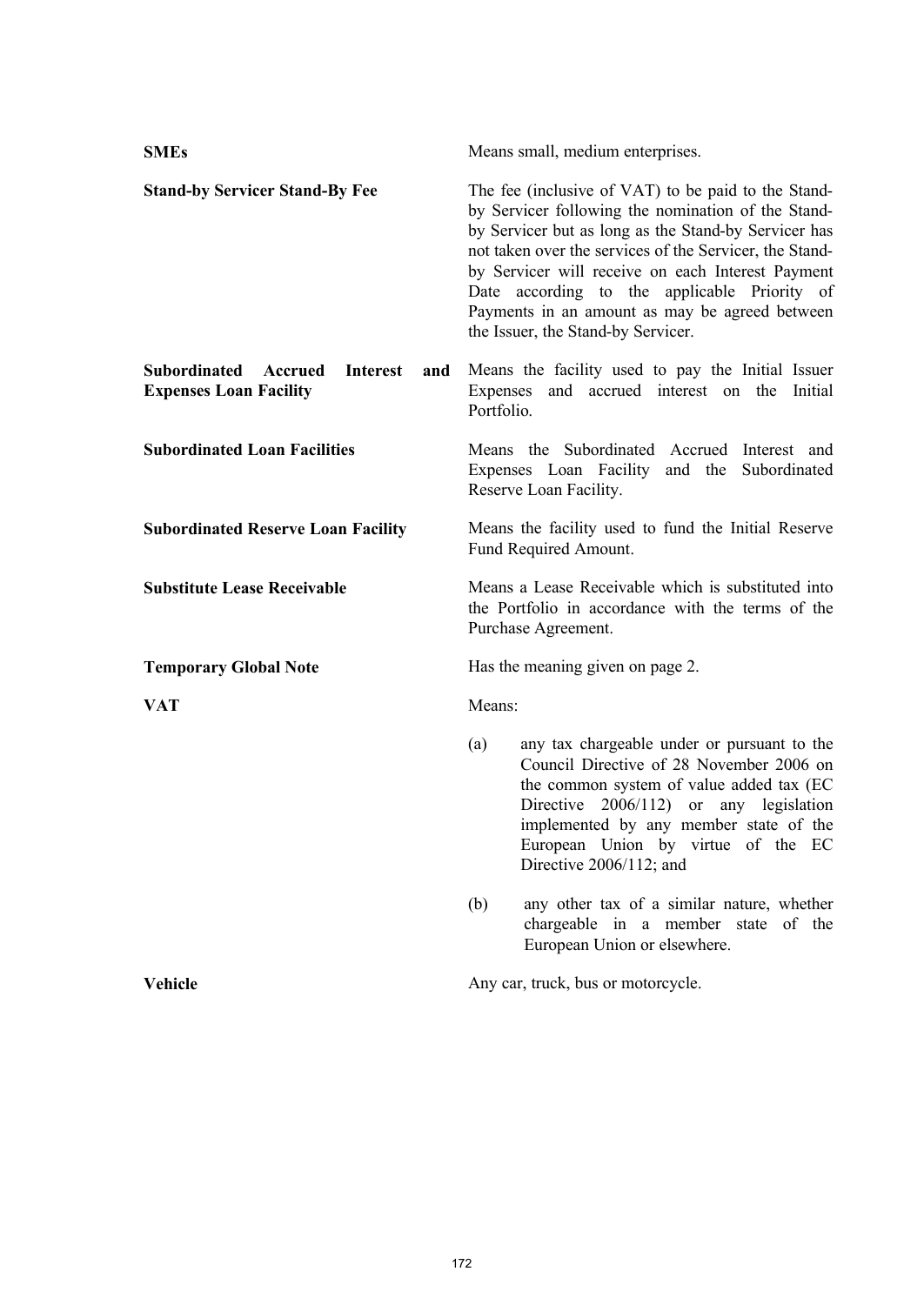**SMEs** Means small, medium enterprises.

**Stand-by Servicer Stand-By Fee** The fee (inclusive of VAT) to be paid to the Stand-by Servicer following the nomination of the Stand-by Servicer but as long as the Stand-by Servicer has not taken over the services of the Servicer, the Stand-by Servicer will receive on each Interest Payment Date according to the applicable Priority of Payments in an amount as may be agreed between the Issuer, the Stand-by Servicer.

**Subordinated Accrued Interest and Expenses Loan Facility** Means the facility used to pay the Initial Issuer Expenses and accrued interest on the Initial Portfolio.

**Subordinated Loan Facilities** Means the Subordinated Accrued Interest and Expenses Loan Facility and the Subordinated Reserve Loan Facility.

**Subordinated Reserve Loan Facility** Means the facility used to fund the Initial Reserve Fund Required Amount.

**Substitute Lease Receivable** Means a Lease Receivable which is substituted into the Portfolio in accordance with the terms of the Purchase Agreement.

**Temporary Global Note** Has the meaning given on page 2.

**VAT** Means:

(a) any tax chargeable under or pursuant to the Council Directive of 28 November 2006 on the common system of value added tax (EC Directive 2006/112) or any legislation implemented by any member state of the European Union by virtue of the EC Directive 2006/112; and

(b) any other tax of a similar nature, whether chargeable in a member state of the European Union or elsewhere.

**Vehicle** Any car, truck, bus or motorcycle.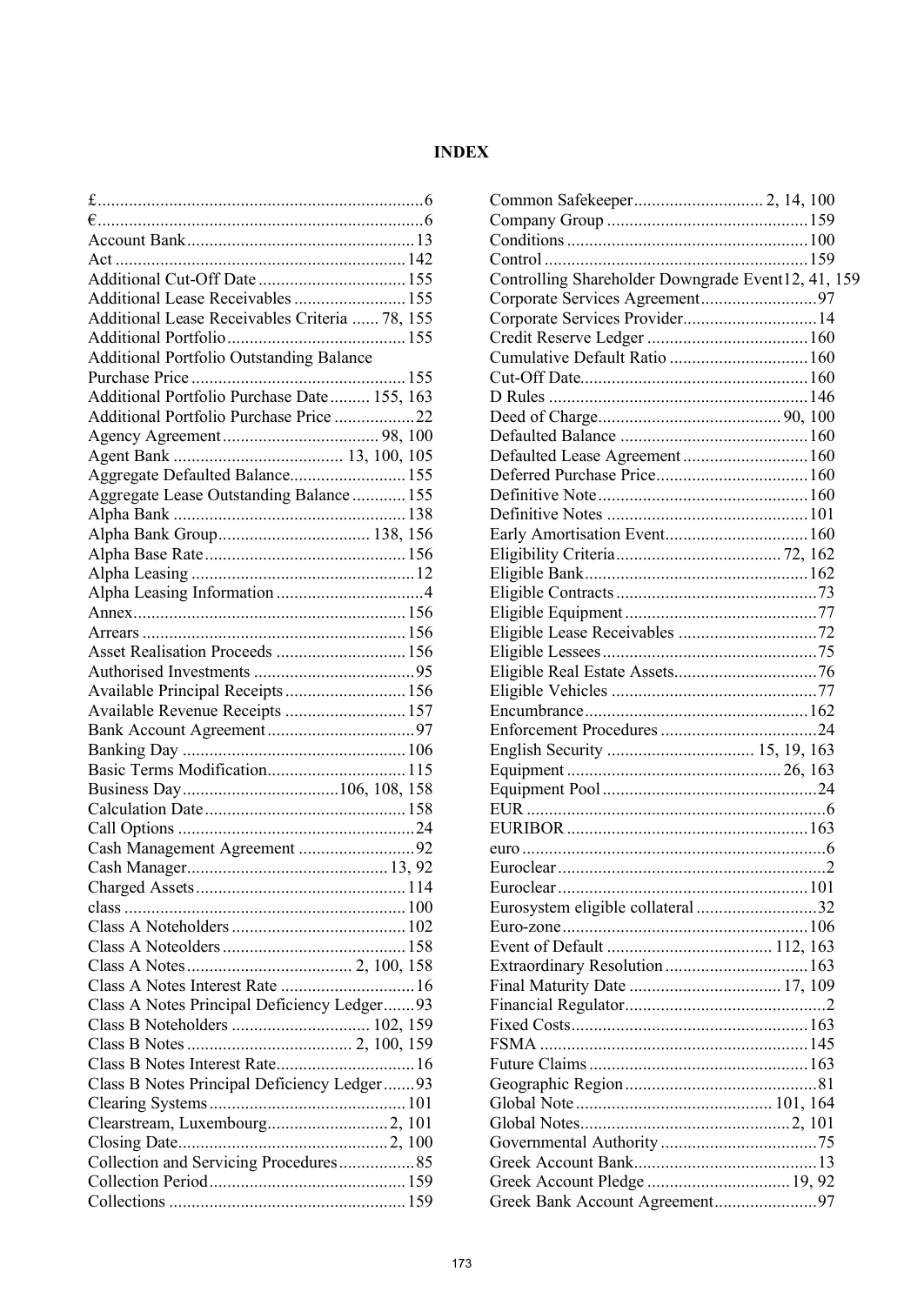# INDEX

£ .......... 6
€ .......... 6
Account Bank .......... 13
Act .......... 142
Additional Cut-Off Date .......... 155
Additional Lease Receivables .......... 155
Additional Lease Receivables Criteria .......... 78, 155
Additional Portfolio .......... 155
Additional Portfolio Outstanding Balance Purchase Price .......... 155
Additional Portfolio Purchase Date .......... 155, 163
Additional Portfolio Purchase Price .......... 22
Agency Agreement .......... 98, 100
Agent Bank .......... 13, 100, 105
Aggregate Defaulted Balance .......... 155
Aggregate Lease Outstanding Balance .......... 155
Alpha Bank .......... 138
Alpha Bank Group .......... 138, 156
Alpha Base Rate .......... 156
Alpha Leasing .......... 12
Alpha Leasing Information .......... 4
Annex .......... 156
Arrears .......... 156
Asset Realisation Proceeds .......... 156
Authorised Investments .......... 95
Available Principal Receipts .......... 156
Available Revenue Receipts .......... 157
Bank Account Agreement .......... 97
Banking Day .......... 106
Basic Terms Modification .......... 115
Business Day .......... 106, 108, 158
Calculation Date .......... 158
Call Options .......... 24
Cash Management Agreement .......... 92
Cash Manager .......... 13, 92
Charged Assets .......... 114
class .......... 100
Class A Noteholders .......... 102
Class A Noteolders .......... 158
Class A Notes .......... 2, 100, 158
Class A Notes Interest Rate .......... 16
Class A Notes Principal Deficiency Ledger .......... 93
Class B Noteholders .......... 102, 159
Class B Notes .......... 2, 100, 159
Class B Notes Interest Rate .......... 16
Class B Notes Principal Deficiency Ledger .......... 93
Clearing Systems .......... 101
Clearstream, Luxembourg .......... 2, 101
Closing Date .......... 2, 100
Collection and Servicing Procedures .......... 85
Collection Period .......... 159
Collections .......... 159
Common Safekeeper .......... 2, 14, 100
Company Group .......... 159
Conditions .......... 100
Control .......... 159
Controlling Shareholder Downgrade Event .......... 12, 41, 159
Corporate Services Agreement .......... 97
Corporate Services Provider .......... 14
Credit Reserve Ledger .......... 160
Cumulative Default Ratio .......... 160
Cut-Off Date .......... 160
D Rules .......... 146
Deed of Charge .......... 90, 100
Defaulted Balance .......... 160
Defaulted Lease Agreement .......... 160
Deferred Purchase Price .......... 160
Definitive Note .......... 160
Definitive Notes .......... 101
Early Amortisation Event .......... 160
Eligibility Criteria .......... 72, 162
Eligible Bank .......... 162
Eligible Contracts .......... 73
Eligible Equipment .......... 77
Eligible Lease Receivables .......... 72
Eligible Lessees .......... 75
Eligible Real Estate Assets .......... 76
Eligible Vehicles .......... 77
Encumbrance .......... 162
Enforcement Procedures .......... 24
English Security .......... 15, 19, 163
Equipment .......... 26, 163
Equipment Pool .......... 24
EUR .......... 6
EURIBOR .......... 163
euro .......... 6
Euroclear .......... 2
Euroclear .......... 101
Eurosystem eligible collateral .......... 32
Euro-zone .......... 106
Event of Default .......... 112, 163
Extraordinary Resolution .......... 163
Final Maturity Date .......... 17, 109
Financial Regulator .......... 2
Fixed Costs .......... 163
FSMA .......... 145
Future Claims .......... 163
Geographic Region .......... 81
Global Note .......... 101, 164
Global Notes .......... 2, 101
Governmental Authority .......... 75
Greek Account Bank .......... 13
Greek Account Pledge .......... 19, 92
Greek Bank Account Agreement .......... 97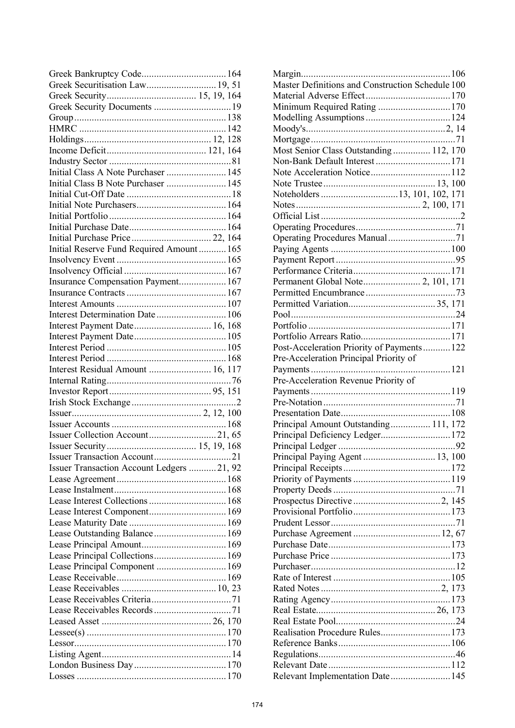Greek Bankruptcy Code.................................164
Greek Securitisation Law............................19, 51
Greek Security.................................... 15, 19, 164
Greek Security Documents ...............................19
Group.............................................................138
HMRC ...........................................................142
Holdings................................................... 12, 128
Income Deficit........................................ 121, 164
Industry Sector .................................................81
Initial Class A Note Purchaser ........................145
Initial Class B Note Purchaser ........................145
Initial Cut-Off Date ..........................................18
Initial Note Purchasers....................................164
Initial Portfolio ...............................................164
Initial Purchase Date.......................................164
Initial Purchase Price ................................ 22, 164
Initial Reserve Fund Required Amount ...........165
Insolvency Event ............................................165
Insolvency Official .........................................167
Insurance Compensation Payment...................167
Insurance Contracts ........................................167
Interest Amounts ............................................107
Interest Determination Date ............................106
Interest Payment Date............................... 16, 168
Interest Payment Date.....................................105
Interest Period ................................................105
Interest Period ................................................168
Interest Residual Amount ......................... 16, 117
Internal Rating..................................................76
Investor Report......................................... 95, 151
Irish Stock Exchange ..........................................2
Issuer................................................... 2, 12, 100
Issuer Accounts ..............................................168
Issuer Collection Account...........................21, 65
Issuer Security.................................... 15, 19, 168
Issuer Transaction Account...............................21
Issuer Transaction Account Ledgers ...........21, 92
Lease Agreement............................................168
Lease Instalment.............................................168
Lease Interest Collections ...............................168
Lease Interest Component...............................169
Lease Maturity Date .......................................169
Lease Outstanding Balance.............................169
Lease Principal Amount..................................169
Lease Principal Collections.............................169
Lease Principal Component ............................169
Lease Receivable............................................169
Lease Receivables ...................................... 10, 23
Lease Receivables Criteria................................71
Lease Receivables Records ...............................71
Leased Asset ............................................ 26, 170
Lessee(s) ........................................................170
Lessor.............................................................170
Listing Agent....................................................14
London Business Day.....................................170
Losses ............................................................170
Margin............................................................106
Master Definitions and Construction Schedule 100
Material Adverse Effect..................................170
Minimum Required Rating .............................170
Modelling Assumptions..................................124
Moody's........................................................2, 14
Mortgage ..........................................................71
Most Senior Class Outstanding ............... 112, 170
Non-Bank Default Interest ..............................171
Note Acceleration Notice................................112
Note Trustee............................................. 13, 100
Noteholders ...............................13, 101, 102, 171
Notes................................................. 2, 100, 171
Official List .......................................................2
Operating Procedures........................................71
Operating Procedures Manual...........................71
Paying Agents ................................................100
Payment Report................................................95
Performance Criteria.......................................171
Permanent Global Note....................... 2, 101, 171
Permitted Encumbrance....................................73
Permitted Variation.................................. 35, 171
Pool..................................................................24
Portfolio .........................................................171
Portfolio Arrears Ratio....................................171
Post-Acceleration Priority of Payments...........122
Pre-Acceleration Principal Priority of Payments........................................................121
Pre-Acceleration Revenue Priority of Payments........................................................119
Pre-Notation .....................................................71
Presentation Date............................................108
Principal Amount Outstanding................ 111, 172
Principal Deficiency Ledger............................172
Principal Ledger ...............................................92
Principal Paying Agent ............................. 13, 100
Principal Receipts...........................................172
Priority of Payments .......................................119
Property Deeds .................................................71
Prospectus Directive ...................................2, 145
Provisional Portfolio.......................................173
Prudent Lessor..................................................71
Purchase Agreement ................................... 12, 67
Purchase Date.................................................173
Purchase Price ................................................173
Purchaser..........................................................12
Rate of Interest ...............................................105
Rated Notes ................................................2, 173
Rating Agency................................................173
Real Estate................................................ 26, 173
Real Estate Pool................................................24
Realisation Procedure Rules............................173
Reference Banks.............................................106
Regulations.......................................................46
Relevant Date .................................................112
Relevant Implementation Date........................145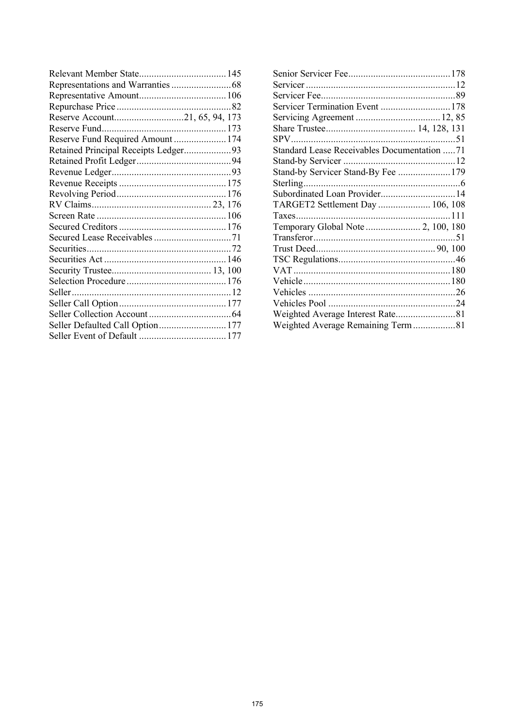Relevant Member State................................... 145
Representations and Warranties ........................68
Representative Amount................................... 106
Repurchase Price ..............................................82
Reserve Account............................21, 65, 94, 173
Reserve Fund.................................................. 173
Reserve Fund Required Amount ..................... 174
Retained Principal Receipts Ledger...................93
Retained Profit Ledger......................................94
Revenue Ledger................................................93
Revenue Receipts ........................................... 175
Revolving Period............................................ 176
RV Claims................................................ 23, 176
Screen Rate .................................................... 106
Secured Creditors ........................................... 176
Secured Lease Receivables ...............................71
Securities..........................................................72
Securities Act ................................................. 146
Security Trustee........................................ 13, 100
Selection Procedure ........................................ 176
Seller ................................................................12
Seller Call Option ........................................... 177
Seller Collection Account .................................64
Seller Defaulted Call Option........................... 177
Seller Event of Default ................................... 177
Senior Servicer Fee......................................... 178
Servicer ............................................................12
Servicer Fee......................................................89
Servicer Termination Event ............................ 178
Servicing Agreement .................................. 12, 85
Share Trustee.................................... 14, 128, 131
SPV..................................................................51
Standard Lease Receivables Documentation .....71
Stand-by Servicer .............................................12
Stand-by Servicer Stand-By Fee ..................... 179
Sterling...............................................................6
Subordinated Loan Provider..............................14
TARGET2 Settlement Day ..................... 106, 108
Taxes.............................................................. 111
Temporary Global Note ...................... 2, 100, 180
Transferor.........................................................51
Trust Deed................................................ 90, 100
TSC Regulations...............................................46
VAT ............................................................... 180
Vehicle ........................................................... 180
Vehicles ...........................................................26
Vehicles Pool ...................................................24
Weighted Average Interest Rate........................81
Weighted Average Remaining Term .................81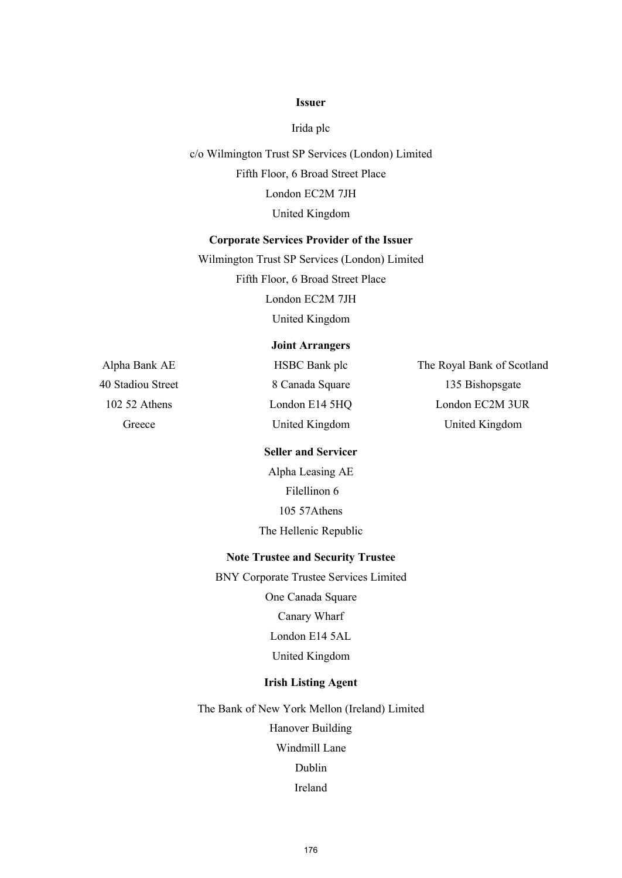**Issuer**

Irida plc

c/o Wilmington Trust SP Services (London) Limited
Fifth Floor, 6 Broad Street Place
London EC2M 7JH
United Kingdom

**Corporate Services Provider of the Issuer**

Wilmington Trust SP Services (London) Limited
Fifth Floor, 6 Broad Street Place
London EC2M 7JH
United Kingdom

**Joint Arrangers**

Alpha Bank AE
40 Stadiou Street
102 52 Athens
Greece

HSBC Bank plc
8 Canada Square
London E14 5HQ
United Kingdom

The Royal Bank of Scotland
135 Bishopsgate
London EC2M 3UR
United Kingdom

**Seller and Servicer**

Alpha Leasing AE
Filellinon 6
105 57Athens
The Hellenic Republic

**Note Trustee and Security Trustee**

BNY Corporate Trustee Services Limited
One Canada Square
Canary Wharf
London E14 5AL
United Kingdom

**Irish Listing Agent**

The Bank of New York Mellon (Ireland) Limited
Hanover Building
Windmill Lane
Dublin
Ireland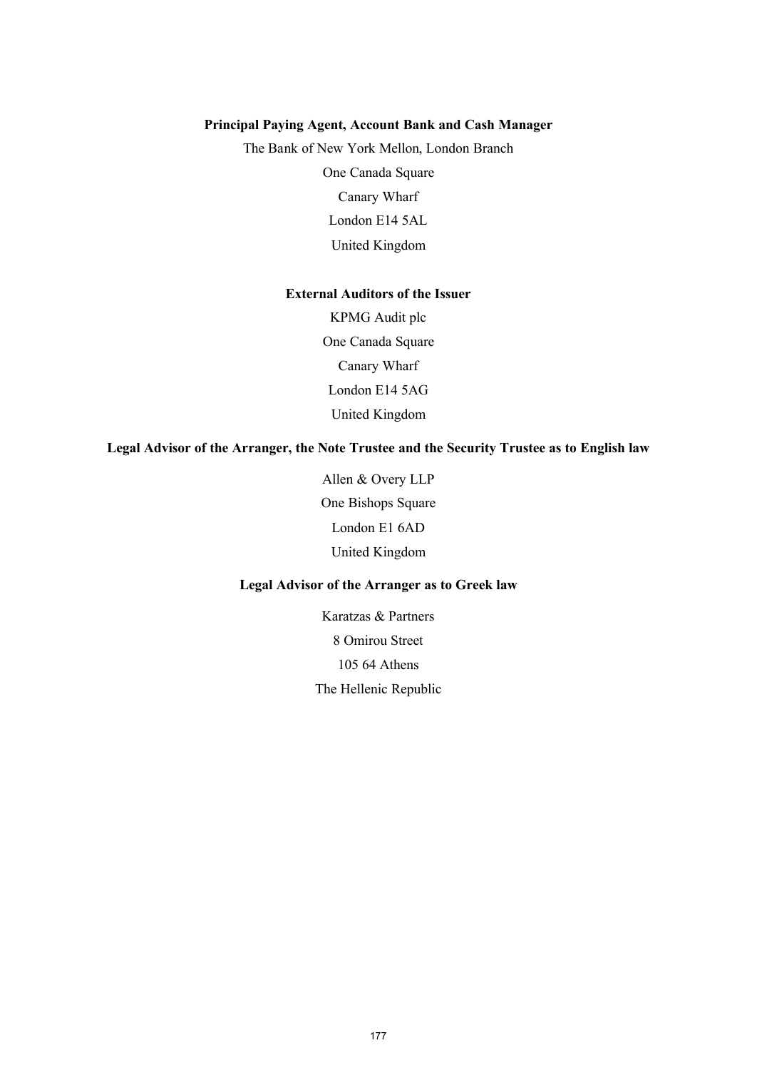**Principal Paying Agent, Account Bank and Cash Manager**

The Bank of New York Mellon, London Branch

One Canada Square

Canary Wharf

London E14 5AL

United Kingdom

**External Auditors of the Issuer**

KPMG Audit plc

One Canada Square

Canary Wharf

London E14 5AG

United Kingdom

**Legal Advisor of the Arranger, the Note Trustee and the Security Trustee as to English law**

Allen & Overy LLP

One Bishops Square

London E1 6AD

United Kingdom

**Legal Advisor of the Arranger as to Greek law**

Karatzas & Partners

8 Omirou Street

105 64 Athens

The Hellenic Republic